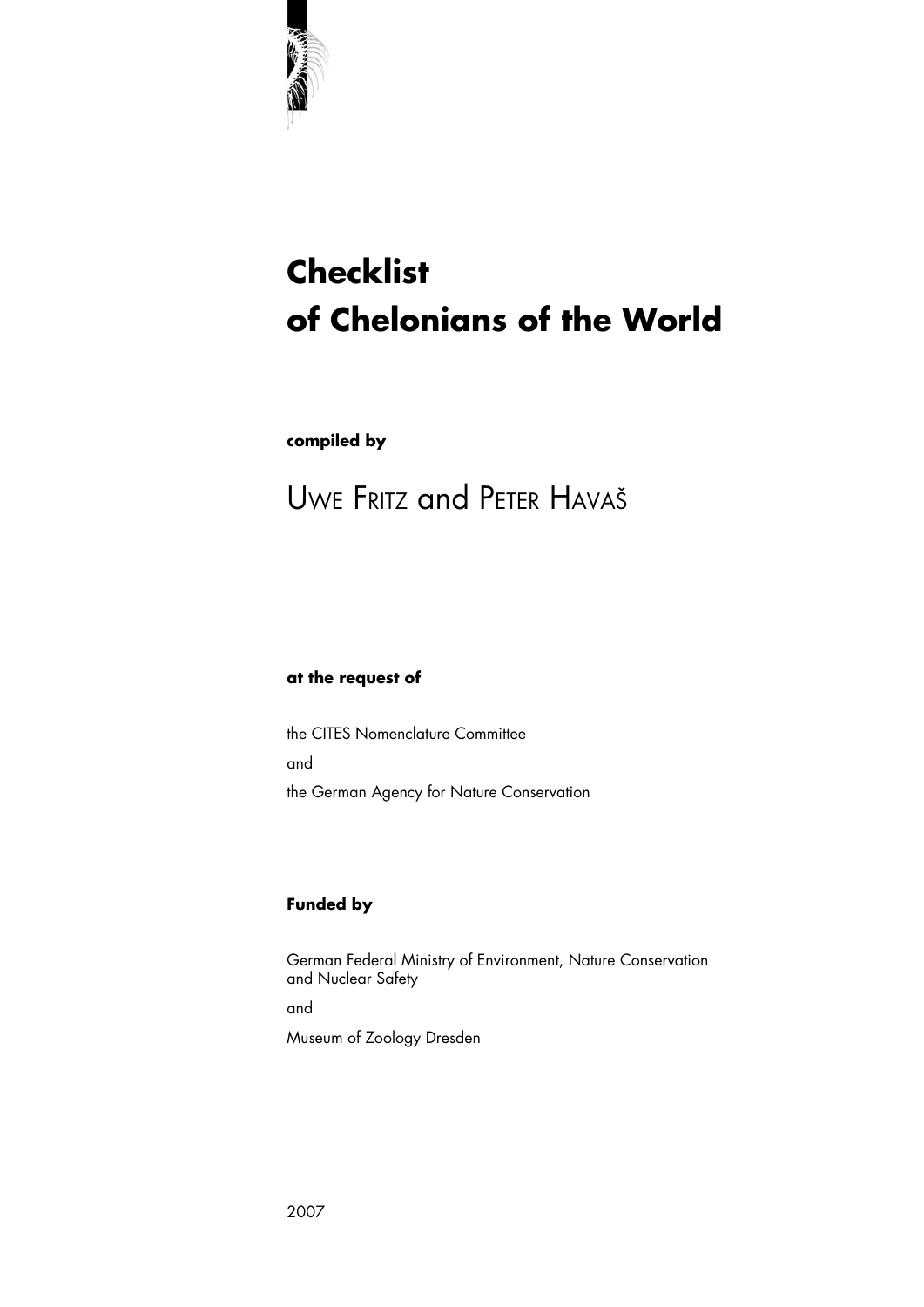# Checklist of Chelonians of the World

**compiled by**

UWE FRITZ and PETER HAVAŠ

**at the request of**

the CITES Nomenclature Committee

and

the German Agency for Nature Conservation

**Funded by**

German Federal Ministry of Environment, Nature Conservation and Nuclear Safety

and

Museum of Zoology Dresden

2007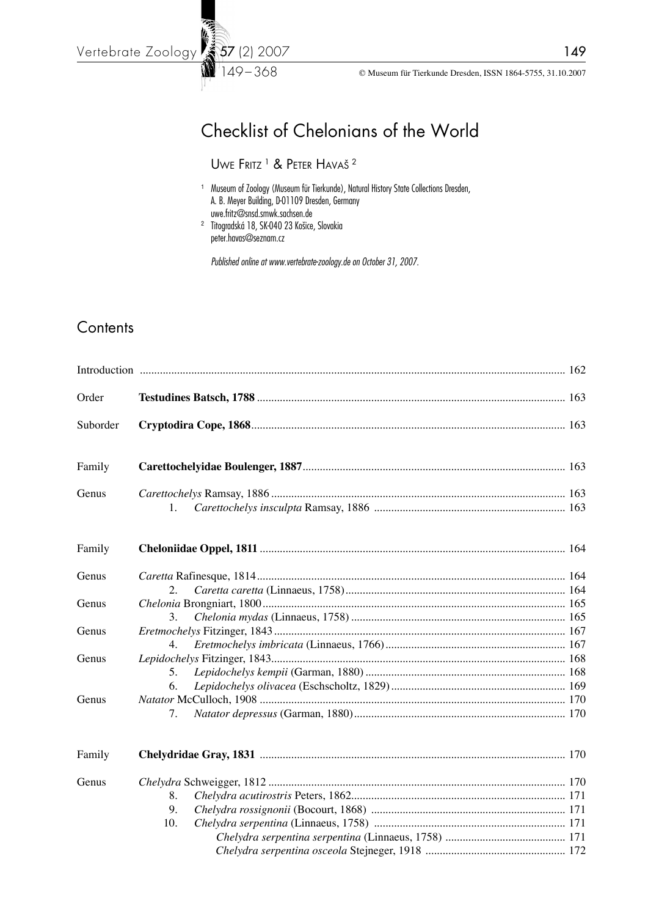# Checklist of Chelonians of the World

Uwe Fritz [1] & Peter Havaš [2]

[1] Museum of Zoology (Museum für Tierkunde), Natural History State Collections Dresden, A. B. Meyer Building, D-01109 Dresden, Germany
uwe.fritz@snsd.smwk.sachsen.de

[2] Titogradská 18, SK-040 23 Košice, Slovakia
peter.havas@seznam.cz

*Published online at www.vertebrate-zoology.de on October 31, 2007.*

## Contents

| | | |
|---|---|---|
| Introduction | | 162 |
| Order | **Testudines Batsch, 1788** | 163 |
| Suborder | **Cryptodira Cope, 1868** | 163 |
| Family | **Carettochelyidae Boulenger, 1887** | 163 |
| Genus | *Carettochelys* Ramsay, 1886 | 163 |
| | 1. *Carettochelys insculpta* Ramsay, 1886 | 163 |
| Family | **Cheloniidae Oppel, 1811** | 164 |
| Genus | *Caretta* Rafinesque, 1814 | 164 |
| | 2. *Caretta caretta* (Linnaeus, 1758) | 164 |
| Genus | *Chelonia* Brongniart, 1800 | 165 |
| | 3. *Chelonia mydas* (Linnaeus, 1758) | 165 |
| Genus | *Eretmochelys* Fitzinger, 1843 | 167 |
| | 4. *Eretmochelys imbricata* (Linnaeus, 1766) | 167 |
| Genus | *Lepidochelys* Fitzinger, 1843 | 168 |
| | 5. *Lepidochelys kempii* (Garman, 1880) | 168 |
| | 6. *Lepidochelys olivacea* (Eschscholtz, 1829) | 169 |
| Genus | *Natator* McCulloch, 1908 | 170 |
| | 7. *Natator depressus* (Garman, 1880) | 170 |
| Family | **Chelydridae Gray, 1831** | 170 |
| Genus | *Chelydra* Schweigger, 1812 | 170 |
| | 8. *Chelydra acutirostris* Peters, 1862 | 171 |
| | 9. *Chelydra rossignonii* (Bocourt, 1868) | 171 |
| | 10. *Chelydra serpentina* (Linnaeus, 1758) | 171 |
| | *Chelydra serpentina serpentina* (Linnaeus, 1758) | 171 |
| | *Chelydra serpentina osceola* Stejneger, 1918 | 172 |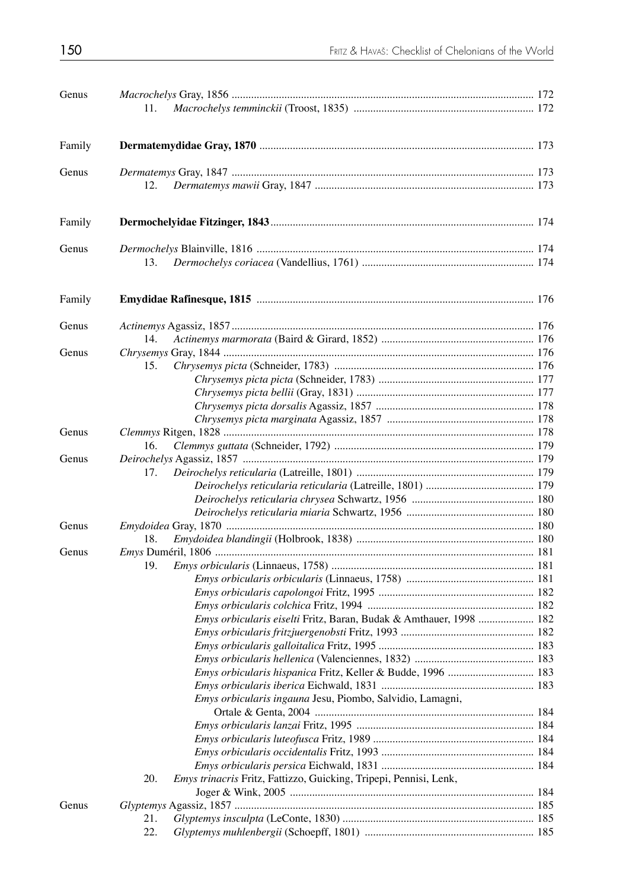| | | |
|---|---|---|
| Genus | *Macrochelys* Gray, 1856 | 172 |
| | 11. *Macrochelys temminckii* (Troost, 1835) | 172 |
| Family | **Dermatemydidae Gray, 1870** | 173 |
| Genus | *Dermatemys* Gray, 1847 | 173 |
| | 12. *Dermatemys mawii* Gray, 1847 | 173 |
| Family | **Dermochelyidae Fitzinger, 1843** | 174 |
| Genus | *Dermochelys* Blainville, 1816 | 174 |
| | 13. *Dermochelys coriacea* (Vandellius, 1761) | 174 |
| Family | **Emydidae Rafinesque, 1815** | 176 |
| Genus | *Actinemys* Agassiz, 1857 | 176 |
| | 14. *Actinemys marmorata* (Baird & Girard, 1852) | 176 |
| Genus | *Chrysemys* Gray, 1844 | 176 |
| | 15. *Chrysemys picta* (Schneider, 1783) | 176 |
| | *Chrysemys picta picta* (Schneider, 1783) | 177 |
| | *Chrysemys picta bellii* (Gray, 1831) | 177 |
| | *Chrysemys picta dorsalis* Agassiz, 1857 | 178 |
| | *Chrysemys picta marginata* Agassiz, 1857 | 178 |
| Genus | *Clemmys* Ritgen, 1828 | 178 |
| | 16. *Clemmys guttata* (Schneider, 1792) | 179 |
| Genus | *Deirochelys* Agassiz, 1857 | 179 |
| | 17. *Deirochelys reticularia* (Latreille, 1801) | 179 |
| | *Deirochelys reticularia reticularia* (Latreille, 1801) | 179 |
| | *Deirochelys reticularia chrysea* Schwartz, 1956 | 180 |
| | *Deirochelys reticularia miaria* Schwartz, 1956 | 180 |
| Genus | *Emydoidea* Gray, 1870 | 180 |
| | 18. *Emydoidea blandingii* (Holbrook, 1838) | 180 |
| Genus | *Emys* Duméril, 1806 | 181 |
| | 19. *Emys orbicularis* (Linnaeus, 1758) | 181 |
| | *Emys orbicularis orbicularis* (Linnaeus, 1758) | 181 |
| | *Emys orbicularis capolongoi* Fritz, 1995 | 182 |
| | *Emys orbicularis colchica* Fritz, 1994 | 182 |
| | *Emys orbicularis eiselti* Fritz, Baran, Budak & Amthauer, 1998 | 182 |
| | *Emys orbicularis fritzjuergenobsti* Fritz, 1993 | 182 |
| | *Emys orbicularis galloitalica* Fritz, 1995 | 183 |
| | *Emys orbicularis hellenica* (Valenciennes, 1832) | 183 |
| | *Emys orbicularis hispanica* Fritz, Keller & Budde, 1996 | 183 |
| | *Emys orbicularis iberica* Eichwald, 1831 | 183 |
| | *Emys orbicularis ingauna* Jesu, Piombo, Salvidio, Lamagni, Ortale & Genta, 2004 | 184 |
| | *Emys orbicularis lanzai* Fritz, 1995 | 184 |
| | *Emys orbicularis luteofusca* Fritz, 1989 | 184 |
| | *Emys orbicularis occidentalis* Fritz, 1993 | 184 |
| | *Emys orbicularis persica* Eichwald, 1831 | 184 |
| | 20. *Emys trinacris* Fritz, Fattizzo, Guicking, Tripepi, Pennisi, Lenk, Joger & Wink, 2005 | 184 |
| Genus | *Glyptemys* Agassiz, 1857 | 185 |
| | 21. *Glyptemys insculpta* (LeConte, 1830) | 185 |
| | 22. *Glyptemys muhlenbergii* (Schoepff, 1801) | 185 |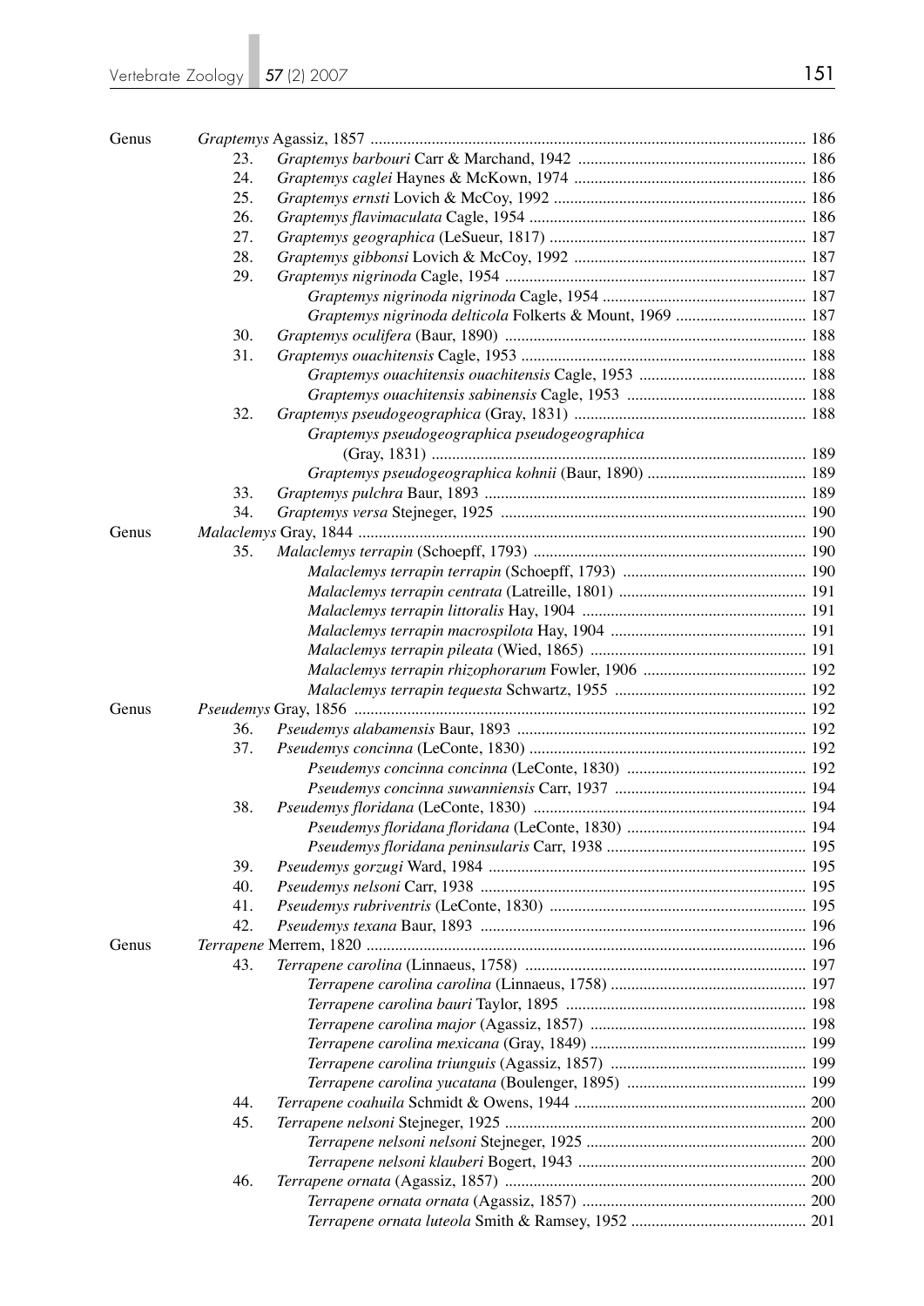| | | | |
|---|---|---|---|
| Genus | | *Graptemys* Agassiz, 1857 | 186 |
| | 23. | *Graptemys barbouri* Carr & Marchand, 1942 | 186 |
| | 24. | *Graptemys caglei* Haynes & McKown, 1974 | 186 |
| | 25. | *Graptemys ernsti* Lovich & McCoy, 1992 | 186 |
| | 26. | *Graptemys flavimaculata* Cagle, 1954 | 186 |
| | 27. | *Graptemys geographica* (LeSueur, 1817) | 187 |
| | 28. | *Graptemys gibbonsi* Lovich & McCoy, 1992 | 187 |
| | 29. | *Graptemys nigrinoda* Cagle, 1954 | 187 |
| | | *Graptemys nigrinoda nigrinoda* Cagle, 1954 | 187 |
| | | *Graptemys nigrinoda delticola* Folkerts & Mount, 1969 | 187 |
| | 30. | *Graptemys oculifera* (Baur, 1890) | 188 |
| | 31. | *Graptemys ouachitensis* Cagle, 1953 | 188 |
| | | *Graptemys ouachitensis ouachitensis* Cagle, 1953 | 188 |
| | | *Graptemys ouachitensis sabinensis* Cagle, 1953 | 188 |
| | 32. | *Graptemys pseudogeographica* (Gray, 1831) | 188 |
| | | *Graptemys pseudogeographica pseudogeographica* (Gray, 1831) | 189 |
| | | *Graptemys pseudogeographica kohnii* (Baur, 1890) | 189 |
| | 33. | *Graptemys pulchra* Baur, 1893 | 189 |
| | 34. | *Graptemys versa* Stejneger, 1925 | 190 |
| Genus | | *Malaclemys* Gray, 1844 | 190 |
| | 35. | *Malaclemys terrapin* (Schoepff, 1793) | 190 |
| | | *Malaclemys terrapin terrapin* (Schoepff, 1793) | 190 |
| | | *Malaclemys terrapin centrata* (Latreille, 1801) | 191 |
| | | *Malaclemys terrapin littoralis* Hay, 1904 | 191 |
| | | *Malaclemys terrapin macrospilota* Hay, 1904 | 191 |
| | | *Malaclemys terrapin pileata* (Wied, 1865) | 191 |
| | | *Malaclemys terrapin rhizophorarum* Fowler, 1906 | 192 |
| | | *Malaclemys terrapin tequesta* Schwartz, 1955 | 192 |
| Genus | | *Pseudemys* Gray, 1856 | 192 |
| | 36. | *Pseudemys alabamensis* Baur, 1893 | 192 |
| | 37. | *Pseudemys concinna* (LeConte, 1830) | 192 |
| | | *Pseudemys concinna concinna* (LeConte, 1830) | 192 |
| | | *Pseudemys concinna suwanniensis* Carr, 1937 | 194 |
| | 38. | *Pseudemys floridana* (LeConte, 1830) | 194 |
| | | *Pseudemys floridana floridana* (LeConte, 1830) | 194 |
| | | *Pseudemys floridana peninsularis* Carr, 1938 | 195 |
| | 39. | *Pseudemys gorzugi* Ward, 1984 | 195 |
| | 40. | *Pseudemys nelsoni* Carr, 1938 | 195 |
| | 41. | *Pseudemys rubriventris* (LeConte, 1830) | 195 |
| | 42. | *Pseudemys texana* Baur, 1893 | 196 |
| Genus | | *Terrapene* Merrem, 1820 | 196 |
| | 43. | *Terrapene carolina* (Linnaeus, 1758) | 197 |
| | | *Terrapene carolina carolina* (Linnaeus, 1758) | 197 |
| | | *Terrapene carolina bauri* Taylor, 1895 | 198 |
| | | *Terrapene carolina major* (Agassiz, 1857) | 198 |
| | | *Terrapene carolina mexicana* (Gray, 1849) | 199 |
| | | *Terrapene carolina triunguis* (Agassiz, 1857) | 199 |
| | | *Terrapene carolina yucatana* (Boulenger, 1895) | 199 |
| | 44. | *Terrapene coahuila* Schmidt & Owens, 1944 | 200 |
| | 45. | *Terrapene nelsoni* Stejneger, 1925 | 200 |
| | | *Terrapene nelsoni nelsoni* Stejneger, 1925 | 200 |
| | | *Terrapene nelsoni klauberi* Bogert, 1943 | 200 |
| | 46. | *Terrapene ornata* (Agassiz, 1857) | 200 |
| | | *Terrapene ornata ornata* (Agassiz, 1857) | 200 |
| | | *Terrapene ornata luteola* Smith & Ramsey, 1952 | 201 |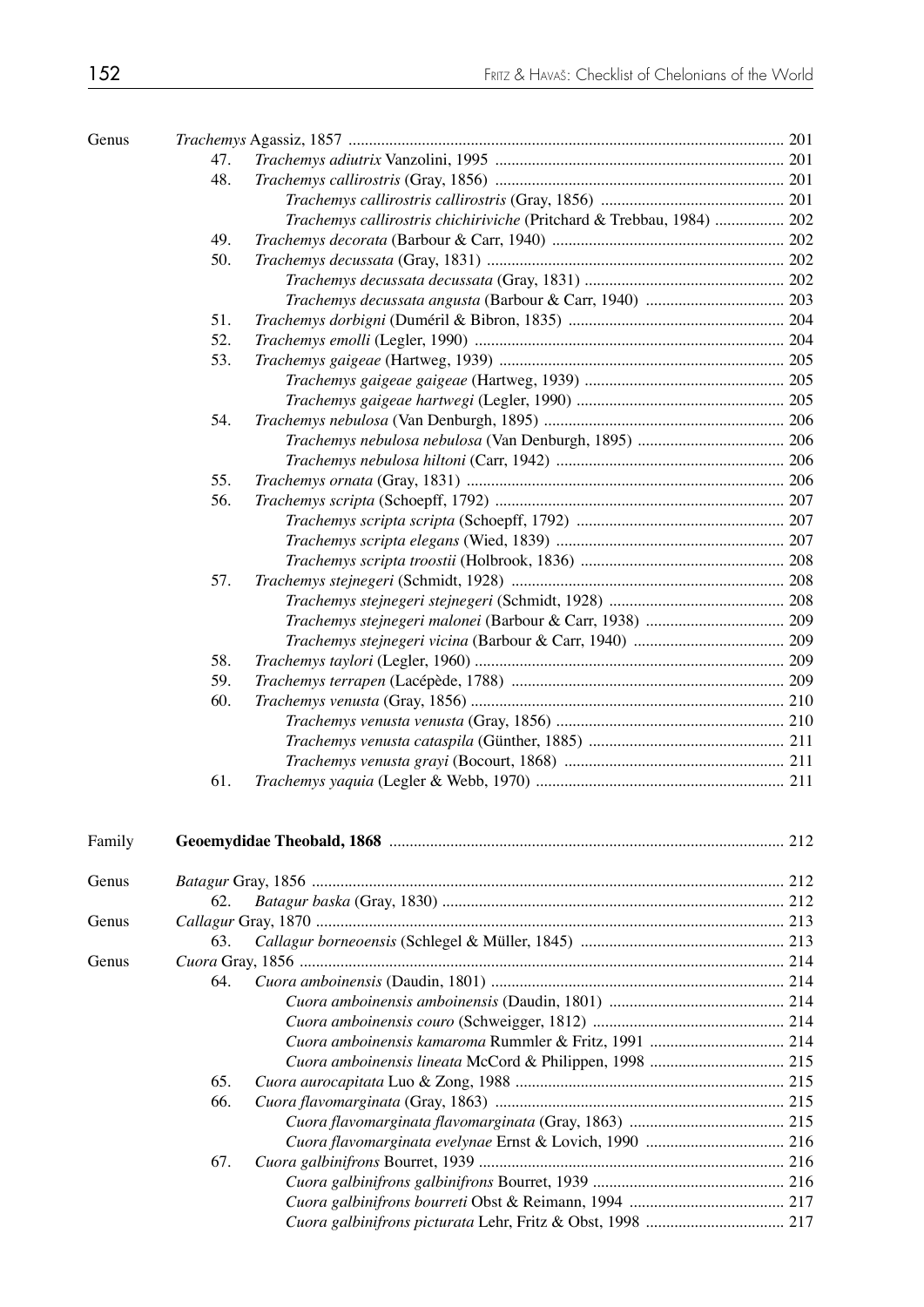| | | | |
|---|---|---|---|
| Genus | | *Trachemys* Agassiz, 1857 | 201 |
| | 47. | *Trachemys adiutrix* Vanzolini, 1995 | 201 |
| | 48. | *Trachemys callirostris* (Gray, 1856) | 201 |
| | | *Trachemys callirostris callirostris* (Gray, 1856) | 201 |
| | | *Trachemys callirostris chichiriviche* (Pritchard & Trebbau, 1984) | 202 |
| | 49. | *Trachemys decorata* (Barbour & Carr, 1940) | 202 |
| | 50. | *Trachemys decussata* (Gray, 1831) | 202 |
| | | *Trachemys decussata decussata* (Gray, 1831) | 202 |
| | | *Trachemys decussata angusta* (Barbour & Carr, 1940) | 203 |
| | 51. | *Trachemys dorbigni* (Duméril & Bibron, 1835) | 204 |
| | 52. | *Trachemys emolli* (Legler, 1990) | 204 |
| | 53. | *Trachemys gaigeae* (Hartweg, 1939) | 205 |
| | | *Trachemys gaigeae gaigeae* (Hartweg, 1939) | 205 |
| | | *Trachemys gaigeae hartwegi* (Legler, 1990) | 205 |
| | 54. | *Trachemys nebulosa* (Van Denburgh, 1895) | 206 |
| | | *Trachemys nebulosa nebulosa* (Van Denburgh, 1895) | 206 |
| | | *Trachemys nebulosa hiltoni* (Carr, 1942) | 206 |
| | 55. | *Trachemys ornata* (Gray, 1831) | 206 |
| | 56. | *Trachemys scripta* (Schoepff, 1792) | 207 |
| | | *Trachemys scripta scripta* (Schoepff, 1792) | 207 |
| | | *Trachemys scripta elegans* (Wied, 1839) | 207 |
| | | *Trachemys scripta troostii* (Holbrook, 1836) | 208 |
| | 57. | *Trachemys stejnegeri* (Schmidt, 1928) | 208 |
| | | *Trachemys stejnegeri stejnegeri* (Schmidt, 1928) | 208 |
| | | *Trachemys stejnegeri malonei* (Barbour & Carr, 1938) | 209 |
| | | *Trachemys stejnegeri vicina* (Barbour & Carr, 1940) | 209 |
| | 58. | *Trachemys taylori* (Legler, 1960) | 209 |
| | 59. | *Trachemys terrapen* (Lacépède, 1788) | 209 |
| | 60. | *Trachemys venusta* (Gray, 1856) | 210 |
| | | *Trachemys venusta venusta* (Gray, 1856) | 210 |
| | | *Trachemys venusta cataspila* (Günther, 1885) | 211 |
| | | *Trachemys venusta grayi* (Bocourt, 1868) | 211 |
| | 61. | *Trachemys yaquia* (Legler & Webb, 1970) | 211 |
| Family | | **Geoemydidae Theobald, 1868** | 212 |
| Genus | | *Batagur* Gray, 1856 | 212 |
| | 62. | *Batagur baska* (Gray, 1830) | 212 |
| Genus | | *Callagur* Gray, 1870 | 213 |
| | 63. | *Callagur borneoensis* (Schlegel & Müller, 1845) | 213 |
| Genus | | *Cuora* Gray, 1856 | 214 |
| | 64. | *Cuora amboinensis* (Daudin, 1801) | 214 |
| | | *Cuora amboinensis amboinensis* (Daudin, 1801) | 214 |
| | | *Cuora amboinensis couro* (Schweigger, 1812) | 214 |
| | | *Cuora amboinensis kamaroma* Rummler & Fritz, 1991 | 214 |
| | | *Cuora amboinensis lineata* McCord & Philippen, 1998 | 215 |
| | 65. | *Cuora aurocapitata* Luo & Zong, 1988 | 215 |
| | 66. | *Cuora flavomarginata* (Gray, 1863) | 215 |
| | | *Cuora flavomarginata flavomarginata* (Gray, 1863) | 215 |
| | | *Cuora flavomarginata evelynae* Ernst & Lovich, 1990 | 216 |
| | 67. | *Cuora galbinifrons* Bourret, 1939 | 216 |
| | | *Cuora galbinifrons galbinifrons* Bourret, 1939 | 216 |
| | | *Cuora galbinifrons bourreti* Obst & Reimann, 1994 | 217 |
| | | *Cuora galbinifrons picturata* Lehr, Fritz & Obst, 1998 | 217 |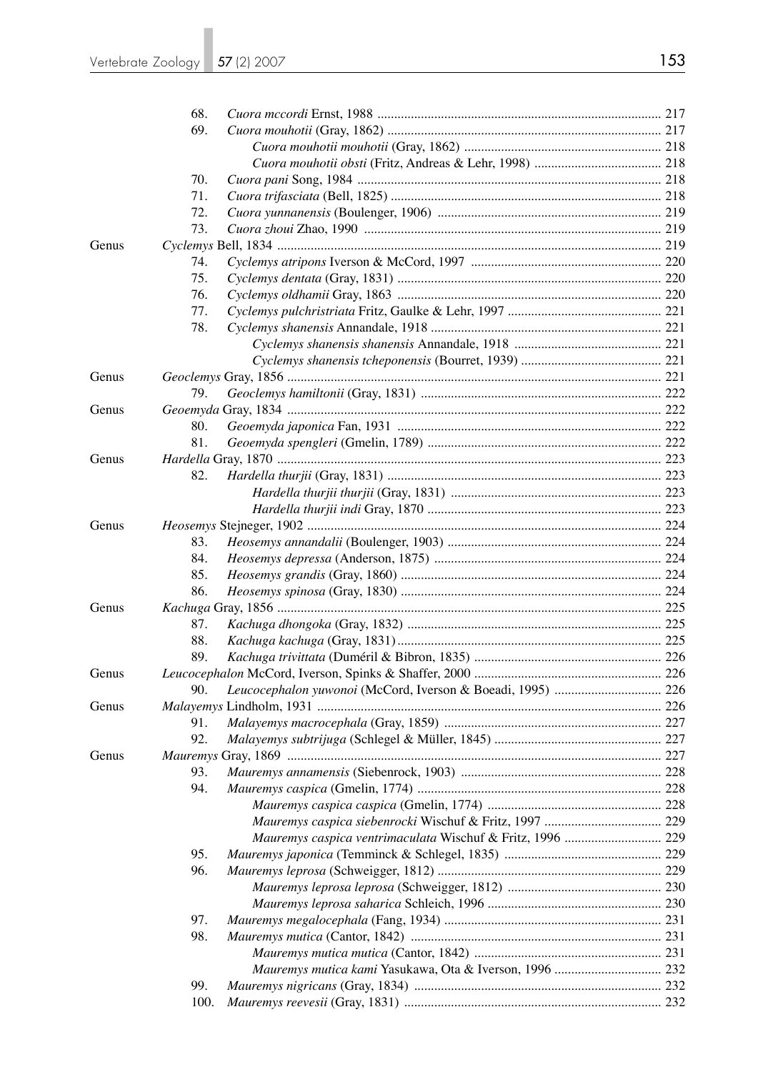| | | | |
|---|---|---|---|
| | 68. | *Cuora mccordi* Ernst, 1988 | 217 |
| | 69. | *Cuora mouhotii* (Gray, 1862) | 217 |
| | | *Cuora mouhotii mouhotii* (Gray, 1862) | 218 |
| | | *Cuora mouhotii obsti* (Fritz, Andreas & Lehr, 1998) | 218 |
| | 70. | *Cuora pani* Song, 1984 | 218 |
| | 71. | *Cuora trifasciata* (Bell, 1825) | 218 |
| | 72. | *Cuora yunnanensis* (Boulenger, 1906) | 219 |
| | 73. | *Cuora zhoui* Zhao, 1990 | 219 |
| Genus | | *Cyclemys* Bell, 1834 | 219 |
| | 74. | *Cyclemys atripons* Iverson & McCord, 1997 | 220 |
| | 75. | *Cyclemys dentata* (Gray, 1831) | 220 |
| | 76. | *Cyclemys oldhamii* Gray, 1863 | 220 |
| | 77. | *Cyclemys pulchristriata* Fritz, Gaulke & Lehr, 1997 | 221 |
| | 78. | *Cyclemys shanensis* Annandale, 1918 | 221 |
| | | *Cyclemys shanensis shanensis* Annandale, 1918 | 221 |
| | | *Cyclemys shanensis tcheponensis* (Bourret, 1939) | 221 |
| Genus | | *Geoclemys* Gray, 1856 | 221 |
| | 79. | *Geoclemys hamiltonii* (Gray, 1831) | 222 |
| Genus | | *Geoemyda* Gray, 1834 | 222 |
| | 80. | *Geoemyda japonica* Fan, 1931 | 222 |
| | 81. | *Geoemyda spengleri* (Gmelin, 1789) | 222 |
| Genus | | *Hardella* Gray, 1870 | 223 |
| | 82. | *Hardella thurjii* (Gray, 1831) | 223 |
| | | *Hardella thurjii thurjii* (Gray, 1831) | 223 |
| | | *Hardella thurjii indi* Gray, 1870 | 223 |
| Genus | | *Heosemys* Stejneger, 1902 | 224 |
| | 83. | *Heosemys annandalii* (Boulenger, 1903) | 224 |
| | 84. | *Heosemys depressa* (Anderson, 1875) | 224 |
| | 85. | *Heosemys grandis* (Gray, 1860) | 224 |
| | 86. | *Heosemys spinosa* (Gray, 1830) | 224 |
| Genus | | *Kachuga* Gray, 1856 | 225 |
| | 87. | *Kachuga dhongoka* (Gray, 1832) | 225 |
| | 88. | *Kachuga kachuga* (Gray, 1831) | 225 |
| | 89. | *Kachuga trivittata* (Duméril & Bibron, 1835) | 226 |
| Genus | | *Leucocephalon* McCord, Iverson, Spinks & Shaffer, 2000 | 226 |
| | 90. | *Leucocephalon yuwonoi* (McCord, Iverson & Boeadi, 1995) | 226 |
| Genus | | *Malayemys* Lindholm, 1931 | 226 |
| | 91. | *Malayemys macrocephala* (Gray, 1859) | 227 |
| | 92. | *Malayemys subtrijuga* (Schlegel & Müller, 1845) | 227 |
| Genus | | *Mauremys* Gray, 1869 | 227 |
| | 93. | *Mauremys annamensis* (Siebenrock, 1903) | 228 |
| | 94. | *Mauremys caspica* (Gmelin, 1774) | 228 |
| | | *Mauremys caspica caspica* (Gmelin, 1774) | 228 |
| | | *Mauremys caspica siebenrocki* Wischuf & Fritz, 1997 | 229 |
| | | *Mauremys caspica ventrimaculata* Wischuf & Fritz, 1996 | 229 |
| | 95. | *Mauremys japonica* (Temminck & Schlegel, 1835) | 229 |
| | 96. | *Mauremys leprosa* (Schweigger, 1812) | 229 |
| | | *Mauremys leprosa leprosa* (Schweigger, 1812) | 230 |
| | | *Mauremys leprosa saharica* Schleich, 1996 | 230 |
| | 97. | *Mauremys megalocephala* (Fang, 1934) | 231 |
| | 98. | *Mauremys mutica* (Cantor, 1842) | 231 |
| | | *Mauremys mutica mutica* (Cantor, 1842) | 231 |
| | | *Mauremys mutica kami* Yasukawa, Ota & Iverson, 1996 | 232 |
| | 99. | *Mauremys nigricans* (Gray, 1834) | 232 |
| | 100. | *Mauremys reevesii* (Gray, 1831) | 232 |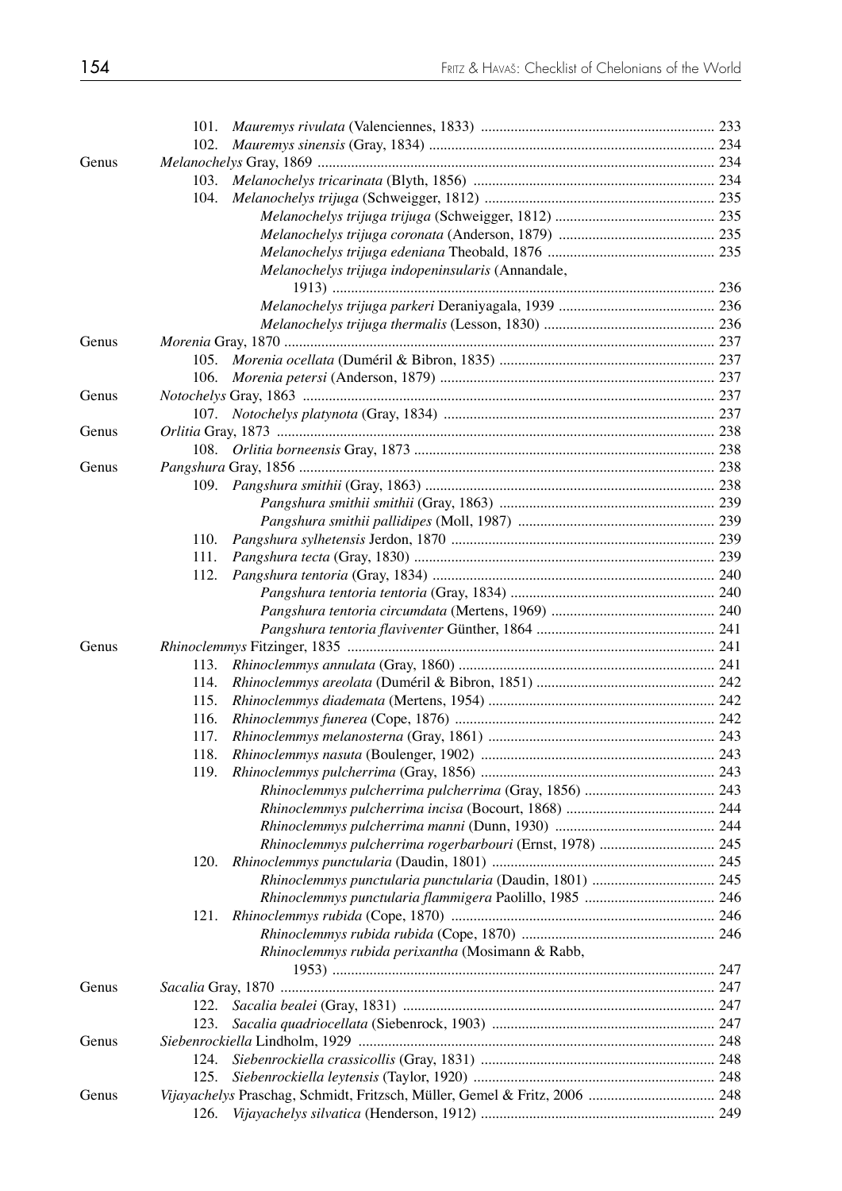| | | |
|---|---|---|
| | 101. *Mauremys rivulata* (Valenciennes, 1833) | 233 |
| | 102. *Mauremys sinensis* (Gray, 1834) | 234 |
| Genus | *Melanochelys* Gray, 1869 | 234 |
| | 103. *Melanochelys tricarinata* (Blyth, 1856) | 234 |
| | 104. *Melanochelys trijuga* (Schweigger, 1812) | 235 |
| | *Melanochelys trijuga trijuga* (Schweigger, 1812) | 235 |
| | *Melanochelys trijuga coronata* (Anderson, 1879) | 235 |
| | *Melanochelys trijuga edeniana* Theobald, 1876 | 235 |
| | *Melanochelys trijuga indopeninsularis* (Annandale, 1913) | 236 |
| | *Melanochelys trijuga parkeri* Deraniyagala, 1939 | 236 |
| | *Melanochelys trijuga thermalis* (Lesson, 1830) | 236 |
| Genus | *Morenia* Gray, 1870 | 237 |
| | 105. *Morenia ocellata* (Duméril & Bibron, 1835) | 237 |
| | 106. *Morenia petersi* (Anderson, 1879) | 237 |
| Genus | *Notochelys* Gray, 1863 | 237 |
| | 107. *Notochelys platynota* (Gray, 1834) | 237 |
| Genus | *Orlitia* Gray, 1873 | 238 |
| | 108. *Orlitia borneensis* Gray, 1873 | 238 |
| Genus | *Pangshura* Gray, 1856 | 238 |
| | 109. *Pangshura smithii* (Gray, 1863) | 238 |
| | *Pangshura smithii smithii* (Gray, 1863) | 239 |
| | *Pangshura smithii pallidipes* (Moll, 1987) | 239 |
| | 110. *Pangshura sylhetensis* Jerdon, 1870 | 239 |
| | 111. *Pangshura tecta* (Gray, 1830) | 239 |
| | 112. *Pangshura tentoria* (Gray, 1834) | 240 |
| | *Pangshura tentoria tentoria* (Gray, 1834) | 240 |
| | *Pangshura tentoria circumdata* (Mertens, 1969) | 240 |
| | *Pangshura tentoria flaviventer* Günther, 1864 | 241 |
| Genus | *Rhinoclemmys* Fitzinger, 1835 | 241 |
| | 113. *Rhinoclemmys annulata* (Gray, 1860) | 241 |
| | 114. *Rhinoclemmys areolata* (Duméril & Bibron, 1851) | 242 |
| | 115. *Rhinoclemmys diademata* (Mertens, 1954) | 242 |
| | 116. *Rhinoclemmys funerea* (Cope, 1876) | 242 |
| | 117. *Rhinoclemmys melanosterna* (Gray, 1861) | 243 |
| | 118. *Rhinoclemmys nasuta* (Boulenger, 1902) | 243 |
| | 119. *Rhinoclemmys pulcherrima* (Gray, 1856) | 243 |
| | *Rhinoclemmys pulcherrima pulcherrima* (Gray, 1856) | 243 |
| | *Rhinoclemmys pulcherrima incisa* (Bocourt, 1868) | 244 |
| | *Rhinoclemmys pulcherrima manni* (Dunn, 1930) | 244 |
| | *Rhinoclemmys pulcherrima rogerbarbouri* (Ernst, 1978) | 245 |
| | 120. *Rhinoclemmys punctularia* (Daudin, 1801) | 245 |
| | *Rhinoclemmys punctularia punctularia* (Daudin, 1801) | 245 |
| | *Rhinoclemmys punctularia flammigera* Paolillo, 1985 | 246 |
| | 121. *Rhinoclemmys rubida* (Cope, 1870) | 246 |
| | *Rhinoclemmys rubida rubida* (Cope, 1870) | 246 |
| | *Rhinoclemmys rubida perixantha* (Mosimann & Rabb, 1953) | 247 |
| Genus | *Sacalia* Gray, 1870 | 247 |
| | 122. *Sacalia bealei* (Gray, 1831) | 247 |
| | 123. *Sacalia quadriocellata* (Siebenrock, 1903) | 247 |
| Genus | *Siebenrockiella* Lindholm, 1929 | 248 |
| | 124. *Siebenrockiella crassicollis* (Gray, 1831) | 248 |
| | 125. *Siebenrockiella leytensis* (Taylor, 1920) | 248 |
| Genus | *Vijayachelys* Praschag, Schmidt, Fritzsch, Müller, Gemel & Fritz, 2006 | 248 |
| | 126. *Vijayachelys silvatica* (Henderson, 1912) | 249 |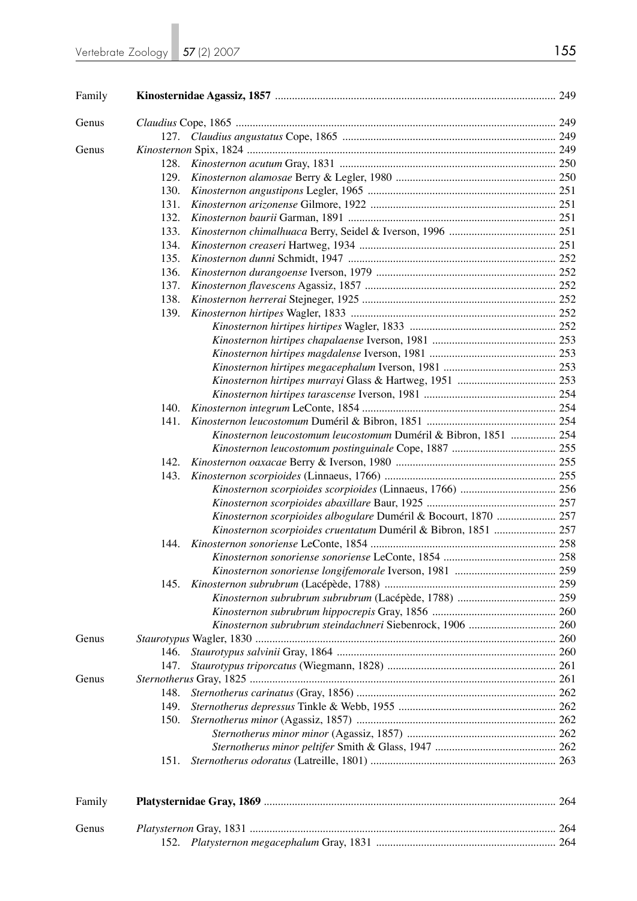| | | |
|---|---|---|
| Family | **Kinosternidae Agassiz, 1857** | 249 |
| Genus | *Claudius* Cope, 1865 | 249 |
| | 127. *Claudius angustatus* Cope, 1865 | 249 |
| Genus | *Kinosternon* Spix, 1824 | 249 |
| | 128. *Kinosternon acutum* Gray, 1831 | 250 |
| | 129. *Kinosternon alamosae* Berry & Legler, 1980 | 250 |
| | 130. *Kinosternon angustipons* Legler, 1965 | 251 |
| | 131. *Kinosternon arizonense* Gilmore, 1922 | 251 |
| | 132. *Kinosternon baurii* Garman, 1891 | 251 |
| | 133. *Kinosternon chimalhuaca* Berry, Seidel & Iverson, 1996 | 251 |
| | 134. *Kinosternon creaseri* Hartweg, 1934 | 251 |
| | 135. *Kinosternon dunni* Schmidt, 1947 | 252 |
| | 136. *Kinosternon durangoense* Iverson, 1979 | 252 |
| | 137. *Kinosternon flavescens* Agassiz, 1857 | 252 |
| | 138. *Kinosternon herrerai* Stejneger, 1925 | 252 |
| | 139. *Kinosternon hirtipes* Wagler, 1833 | 252 |
| | *Kinosternon hirtipes hirtipes* Wagler, 1833 | 252 |
| | *Kinosternon hirtipes chapalaense* Iverson, 1981 | 253 |
| | *Kinosternon hirtipes magdalense* Iverson, 1981 | 253 |
| | *Kinosternon hirtipes megacephalum* Iverson, 1981 | 253 |
| | *Kinosternon hirtipes murrayi* Glass & Hartweg, 1951 | 253 |
| | *Kinosternon hirtipes tarascense* Iverson, 1981 | 254 |
| | 140. *Kinosternon integrum* LeConte, 1854 | 254 |
| | 141. *Kinosternon leucostomum* Duméril & Bibron, 1851 | 254 |
| | *Kinosternon leucostomum leucostomum* Duméril & Bibron, 1851 | 254 |
| | *Kinosternon leucostomum postinguinale* Cope, 1887 | 255 |
| | 142. *Kinosternon oaxacae* Berry & Iverson, 1980 | 255 |
| | 143. *Kinosternon scorpioides* (Linnaeus, 1766) | 255 |
| | *Kinosternon scorpioides scorpioides* (Linnaeus, 1766) | 256 |
| | *Kinosternon scorpioides abaxillare* Baur, 1925 | 257 |
| | *Kinosternon scorpioides albogulare* Duméril & Bocourt, 1870 | 257 |
| | *Kinosternon scorpioides cruentatum* Duméril & Bibron, 1851 | 257 |
| | 144. *Kinosternon sonoriense* LeConte, 1854 | 258 |
| | *Kinosternon sonoriense sonoriense* LeConte, 1854 | 258 |
| | *Kinosternon sonoriense longifemorale* Iverson, 1981 | 259 |
| | 145. *Kinosternon subrubrum* (Lacépède, 1788) | 259 |
| | *Kinosternon subrubrum subrubrum* (Lacépède, 1788) | 259 |
| | *Kinosternon subrubrum hippocrepis* Gray, 1856 | 260 |
| | *Kinosternon subrubrum steindachneri* Siebenrock, 1906 | 260 |
| Genus | *Staurotypus* Wagler, 1830 | 260 |
| | 146. *Staurotypus salvinii* Gray, 1864 | 260 |
| | 147. *Staurotypus triporcatus* (Wiegmann, 1828) | 261 |
| Genus | *Sternotherus* Gray, 1825 | 261 |
| | 148. *Sternotherus carinatus* (Gray, 1856) | 262 |
| | 149. *Sternotherus depressus* Tinkle & Webb, 1955 | 262 |
| | 150. *Sternotherus minor* (Agassiz, 1857) | 262 |
| | *Sternotherus minor minor* (Agassiz, 1857) | 262 |
| | *Sternotherus minor peltifer* Smith & Glass, 1947 | 262 |
| | 151. *Sternotherus odoratus* (Latreille, 1801) | 263 |
| Family | **Platysternidae Gray, 1869** | 264 |
| Genus | *Platysternon* Gray, 1831 | 264 |
| | 152. *Platysternon megacephalum* Gray, 1831 | 264 |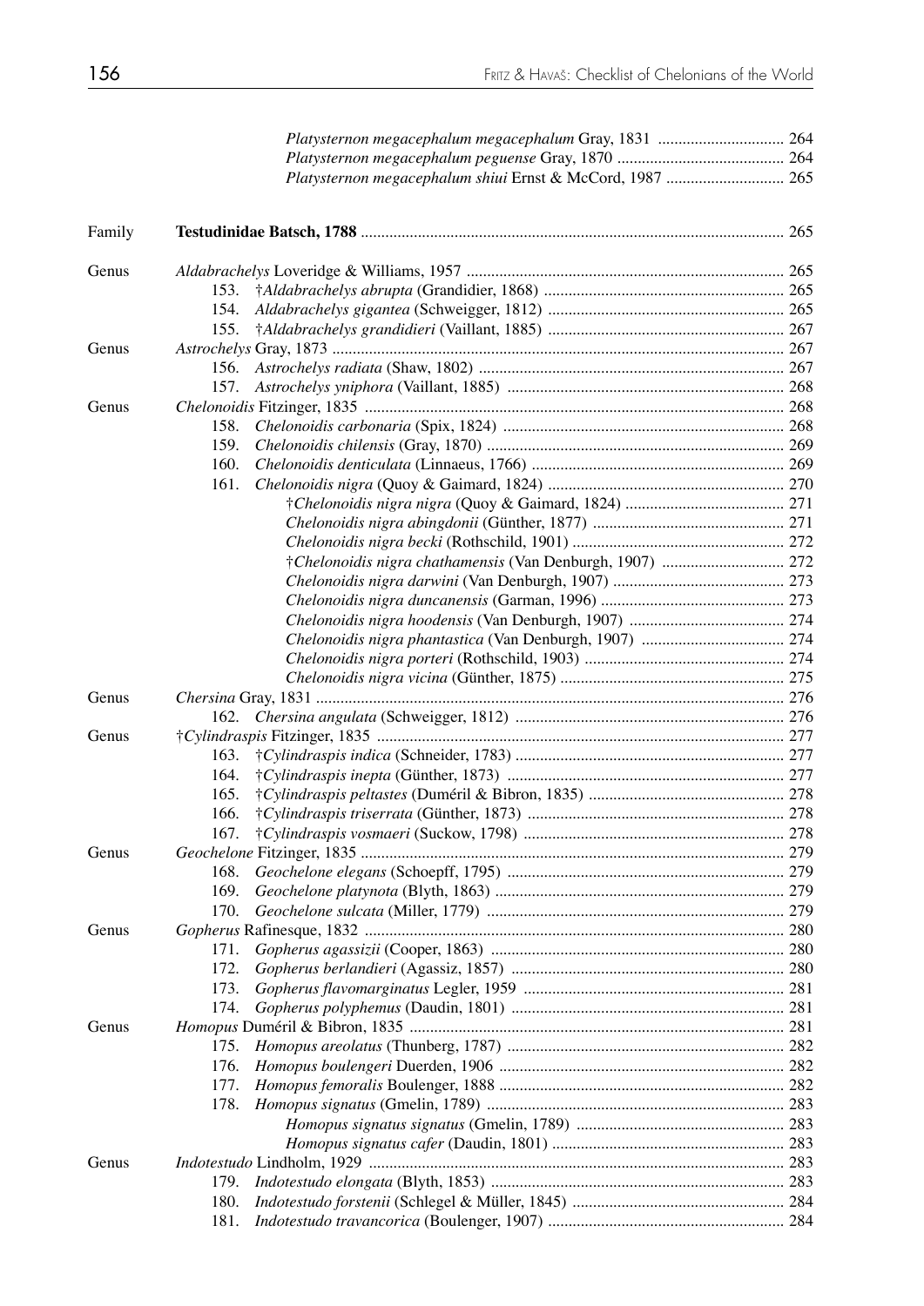*Platysternon megacephalum megacephalum* Gray, 1831 .............................. 264
*Platysternon megacephalum peguense* Gray, 1870 .............................. 264
*Platysternon megacephalum shiui* Ernst & McCord, 1987 .............................. 265

Family **Testudinidae Batsch, 1788** .............................. 265

Genus *Aldabrachelys* Loveridge & Williams, 1957 .............................. 265
- 153. †*Aldabrachelys abrupta* (Grandidier, 1868) .............................. 265
- 154. *Aldabrachelys gigantea* (Schweigger, 1812) .............................. 265
- 155. †*Aldabrachelys grandidieri* (Vaillant, 1885) .............................. 267

Genus *Astrochelys* Gray, 1873 .............................. 267
- 156. *Astrochelys radiata* (Shaw, 1802) .............................. 267
- 157. *Astrochelys yniphora* (Vaillant, 1885) .............................. 268

Genus *Chelonoidis* Fitzinger, 1835 .............................. 268
- 158. *Chelonoidis carbonaria* (Spix, 1824) .............................. 268
- 159. *Chelonoidis chilensis* (Gray, 1870) .............................. 269
- 160. *Chelonoidis denticulata* (Linnaeus, 1766) .............................. 269
- 161. *Chelonoidis nigra* (Quoy & Gaimard, 1824) .............................. 270
  - †*Chelonoidis nigra nigra* (Quoy & Gaimard, 1824) .............................. 271
  - *Chelonoidis nigra abingdonii* (Günther, 1877) .............................. 271
  - *Chelonoidis nigra becki* (Rothschild, 1901) .............................. 272
  - †*Chelonoidis nigra chathamensis* (Van Denburgh, 1907) .............................. 272
  - *Chelonoidis nigra darwini* (Van Denburgh, 1907) .............................. 273
  - *Chelonoidis nigra duncanensis* (Garman, 1996) .............................. 273
  - *Chelonoidis nigra hoodensis* (Van Denburgh, 1907) .............................. 274
  - *Chelonoidis nigra phantastica* (Van Denburgh, 1907) .............................. 274
  - *Chelonoidis nigra porteri* (Rothschild, 1903) .............................. 274
  - *Chelonoidis nigra vicina* (Günther, 1875) .............................. 275

Genus *Chersina* Gray, 1831 .............................. 276
- 162. *Chersina angulata* (Schweigger, 1812) .............................. 276

Genus †*Cylindraspis* Fitzinger, 1835 .............................. 277
- 163. †*Cylindraspis indica* (Schneider, 1783) .............................. 277
- 164. †*Cylindraspis inepta* (Günther, 1873) .............................. 277
- 165. †*Cylindraspis peltastes* (Duméril & Bibron, 1835) .............................. 278
- 166. †*Cylindraspis triserrata* (Günther, 1873) .............................. 278
- 167. †*Cylindraspis vosmaeri* (Suckow, 1798) .............................. 278

Genus *Geochelone* Fitzinger, 1835 .............................. 279
- 168. *Geochelone elegans* (Schoepff, 1795) .............................. 279
- 169. *Geochelone platynota* (Blyth, 1863) .............................. 279
- 170. *Geochelone sulcata* (Miller, 1779) .............................. 279

Genus *Gopherus* Rafinesque, 1832 .............................. 280
- 171. *Gopherus agassizii* (Cooper, 1863) .............................. 280
- 172. *Gopherus berlandieri* (Agassiz, 1857) .............................. 280
- 173. *Gopherus flavomarginatus* Legler, 1959 .............................. 281
- 174. *Gopherus polyphemus* (Daudin, 1801) .............................. 281

Genus *Homopus* Duméril & Bibron, 1835 .............................. 281
- 175. *Homopus areolatus* (Thunberg, 1787) .............................. 282
- 176. *Homopus boulengeri* Duerden, 1906 .............................. 282
- 177. *Homopus femoralis* Boulenger, 1888 .............................. 282
- 178. *Homopus signatus* (Gmelin, 1789) .............................. 283
  - *Homopus signatus signatus* (Gmelin, 1789) .............................. 283
  - *Homopus signatus cafer* (Daudin, 1801) .............................. 283

Genus *Indotestudo* Lindholm, 1929 .............................. 283
- 179. *Indotestudo elongata* (Blyth, 1853) .............................. 283
- 180. *Indotestudo forstenii* (Schlegel & Müller, 1845) .............................. 284
- 181. *Indotestudo travancorica* (Boulenger, 1907) .............................. 284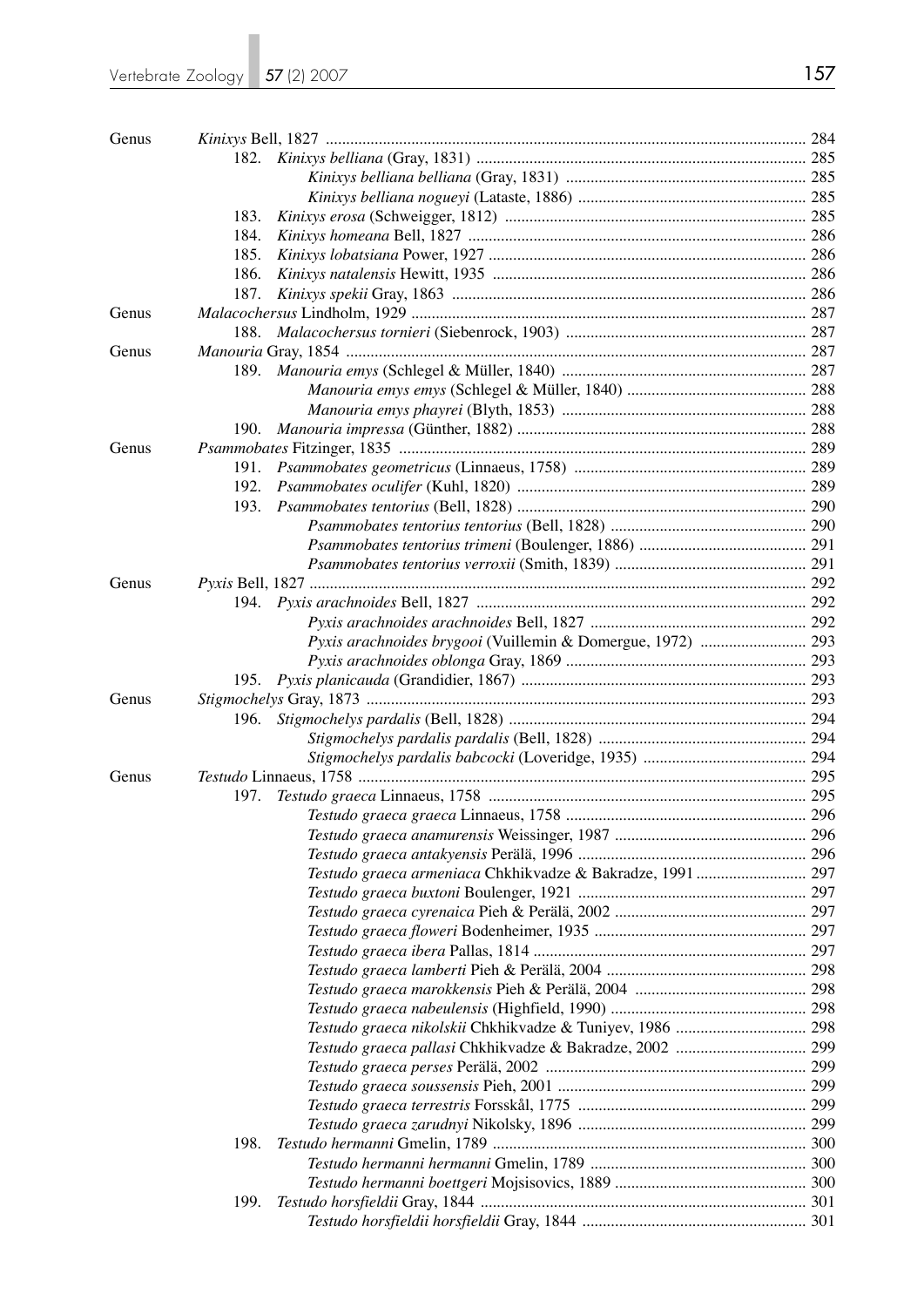| | | |
|---|---|---|
| Genus | *Kinixys* Bell, 1827 | 284 |
| | 182. *Kinixys belliana* (Gray, 1831) | 285 |
| | *Kinixys belliana belliana* (Gray, 1831) | 285 |
| | *Kinixys belliana nogueyi* (Lataste, 1886) | 285 |
| | 183. *Kinixys erosa* (Schweigger, 1812) | 285 |
| | 184. *Kinixys homeana* Bell, 1827 | 286 |
| | 185. *Kinixys lobatsiana* Power, 1927 | 286 |
| | 186. *Kinixys natalensis* Hewitt, 1935 | 286 |
| | 187. *Kinixys spekii* Gray, 1863 | 286 |
| Genus | *Malacochersus* Lindholm, 1929 | 287 |
| | 188. *Malacochersus tornieri* (Siebenrock, 1903) | 287 |
| Genus | *Manouria* Gray, 1854 | 287 |
| | 189. *Manouria emys* (Schlegel & Müller, 1840) | 287 |
| | *Manouria emys emys* (Schlegel & Müller, 1840) | 288 |
| | *Manouria emys phayrei* (Blyth, 1853) | 288 |
| | 190. *Manouria impressa* (Günther, 1882) | 288 |
| Genus | *Psammobates* Fitzinger, 1835 | 289 |
| | 191. *Psammobates geometricus* (Linnaeus, 1758) | 289 |
| | 192. *Psammobates oculifer* (Kuhl, 1820) | 289 |
| | 193. *Psammobates tentorius* (Bell, 1828) | 290 |
| | *Psammobates tentorius tentorius* (Bell, 1828) | 290 |
| | *Psammobates tentorius trimeni* (Boulenger, 1886) | 291 |
| | *Psammobates tentorius verroxii* (Smith, 1839) | 291 |
| Genus | *Pyxis* Bell, 1827 | 292 |
| | 194. *Pyxis arachnoides* Bell, 1827 | 292 |
| | *Pyxis arachnoides arachnoides* Bell, 1827 | 292 |
| | *Pyxis arachnoides brygooi* (Vuillemin & Domergue, 1972) | 293 |
| | *Pyxis arachnoides oblonga* Gray, 1869 | 293 |
| | 195. *Pyxis planicauda* (Grandidier, 1867) | 293 |
| Genus | *Stigmochelys* Gray, 1873 | 293 |
| | 196. *Stigmochelys pardalis* (Bell, 1828) | 294 |
| | *Stigmochelys pardalis pardalis* (Bell, 1828) | 294 |
| | *Stigmochelys pardalis babcocki* (Loveridge, 1935) | 294 |
| Genus | *Testudo* Linnaeus, 1758 | 295 |
| | 197. *Testudo graeca* Linnaeus, 1758 | 295 |
| | *Testudo graeca graeca* Linnaeus, 1758 | 296 |
| | *Testudo graeca anamurensis* Weissinger, 1987 | 296 |
| | *Testudo graeca antakyensis* Perälä, 1996 | 296 |
| | *Testudo graeca armeniaca* Chkhikvadze & Bakradze, 1991 | 297 |
| | *Testudo graeca buxtoni* Boulenger, 1921 | 297 |
| | *Testudo graeca cyrenaica* Pieh & Perälä, 2002 | 297 |
| | *Testudo graeca floweri* Bodenheimer, 1935 | 297 |
| | *Testudo graeca ibera* Pallas, 1814 | 297 |
| | *Testudo graeca lamberti* Pieh & Perälä, 2004 | 298 |
| | *Testudo graeca marokkensis* Pieh & Perälä, 2004 | 298 |
| | *Testudo graeca nabeulensis* (Highfield, 1990) | 298 |
| | *Testudo graeca nikolskii* Chkhikvadze & Tuniyev, 1986 | 298 |
| | *Testudo graeca pallasi* Chkhikvadze & Bakradze, 2002 | 299 |
| | *Testudo graeca perses* Perälä, 2002 | 299 |
| | *Testudo graeca soussensis* Pieh, 2001 | 299 |
| | *Testudo graeca terrestris* Forsskål, 1775 | 299 |
| | *Testudo graeca zarudnyi* Nikolsky, 1896 | 299 |
| | 198. *Testudo hermanni* Gmelin, 1789 | 300 |
| | *Testudo hermanni hermanni* Gmelin, 1789 | 300 |
| | *Testudo hermanni boettgeri* Mojsisovics, 1889 | 300 |
| | 199. *Testudo horsfieldii* Gray, 1844 | 301 |
| | *Testudo horsfieldii horsfieldii* Gray, 1844 | 301 |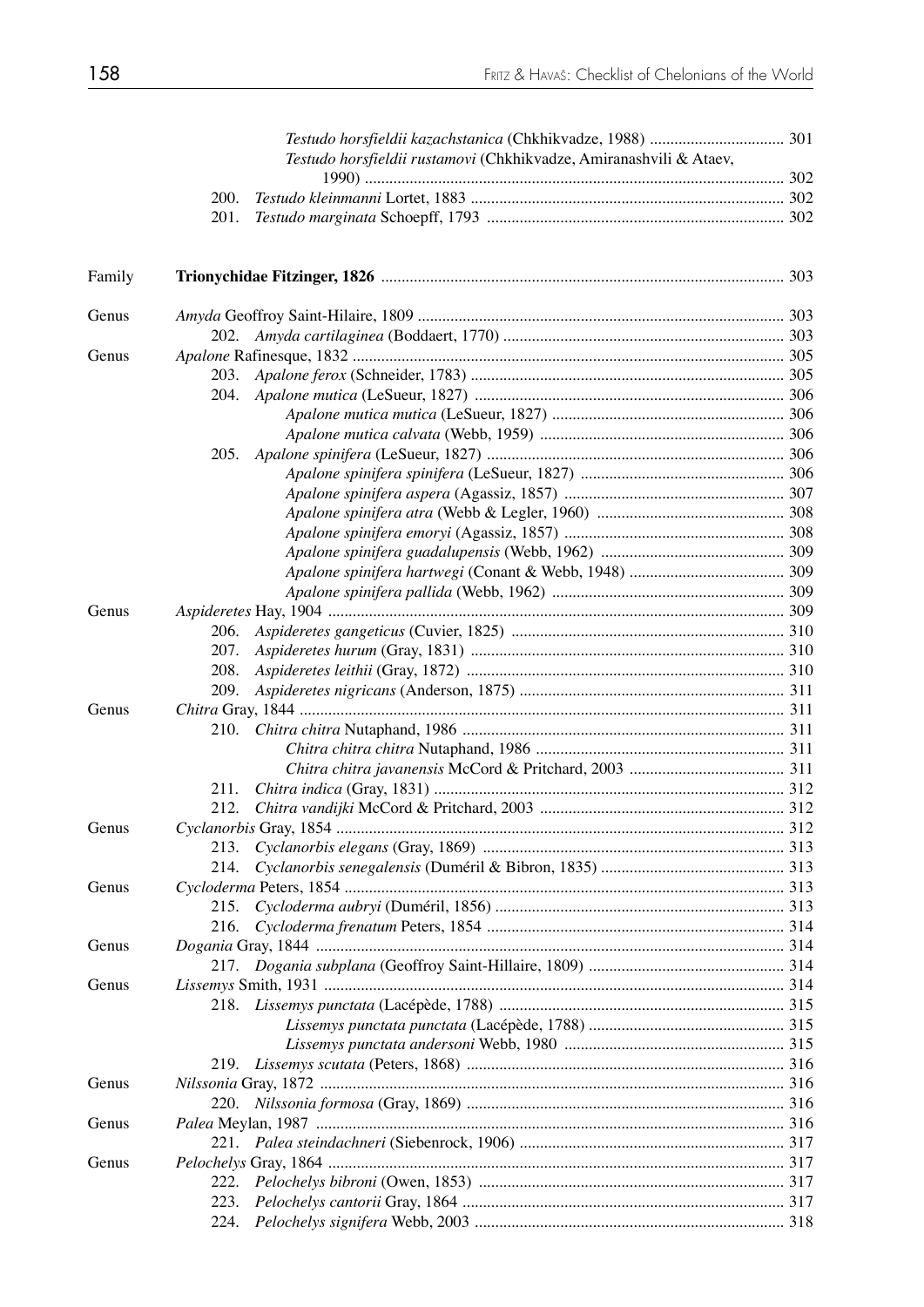*Testudo horsfieldii kazachstanica* (Chkhikvadze, 1988) ................................ 301
*Testudo horsfieldii rustamovi* (Chkhikvadze, Amiranashvili & Ataev, 1990) ........................................................................................................ 302
200. *Testudo kleinmanni* Lortet, 1883 ............................................................................ 302
201. *Testudo marginata* Schoepff, 1793 ........................................................................ 302

Family **Trionychidae Fitzinger, 1826** .................................................................................................. 303

Genus *Amyda* Geoffroy Saint-Hilaire, 1809 ......................................................................................... 303
202. *Amyda cartilaginea* (Boddaert, 1770) .................................................................... 303

Genus *Apalone* Rafinesque, 1832 ......................................................................................................... 305
203. *Apalone ferox* (Schneider, 1783) ............................................................................ 305
204. *Apalone mutica* (LeSueur, 1827) ........................................................................... 306
*Apalone mutica mutica* (LeSueur, 1827) ........................................................ 306
*Apalone mutica calvata* (Webb, 1959) ............................................................ 306
205. *Apalone spinifera* (LeSueur, 1827) ........................................................................ 306
*Apalone spinifera spinifera* (LeSueur, 1827) ................................................. 306
*Apalone spinifera aspera* (Agassiz, 1857) ...................................................... 307
*Apalone spinifera atra* (Webb & Legler, 1960) ............................................. 308
*Apalone spinifera emoryi* (Agassiz, 1857) ...................................................... 308
*Apalone spinifera guadalupensis* (Webb, 1962) ............................................. 309
*Apalone spinifera hartwegi* (Conant & Webb, 1948) ...................................... 309
*Apalone spinifera pallida* (Webb, 1962) ......................................................... 309

Genus *Aspideretes* Hay, 1904 ............................................................................................................... 309
206. *Aspideretes gangeticus* (Cuvier, 1825) .................................................................. 310
207. *Aspideretes hurum* (Gray, 1831) ............................................................................ 310
208. *Aspideretes leithii* (Gray, 1872) ............................................................................. 310
209. *Aspideretes nigricans* (Anderson, 1875) ................................................................. 311

Genus *Chitra* Gray, 1844 ..................................................................................................................... 311
210. *Chitra chitra* Nutaphand, 1986 .............................................................................. 311
*Chitra chitra chitra* Nutaphand, 1986 ............................................................ 311
*Chitra chitra javanensis* McCord & Pritchard, 2003 ..................................... 311
211. *Chitra indica* (Gray, 1831) ..................................................................................... 312
212. *Chitra vandijki* McCord & Pritchard, 2003 ............................................................ 312

Genus *Cyclanorbis* Gray, 1854 ............................................................................................................ 312
213. *Cyclanorbis elegans* (Gray, 1869) .......................................................................... 313
214. *Cyclanorbis senegalensis* (Duméril & Bibron, 1835) ............................................ 313

Genus *Cycloderma* Peters, 1854 ........................................................................................................... 313
215. *Cycloderma aubryi* (Duméril, 1856) ...................................................................... 313
216. *Cycloderma frenatum* Peters, 1854 ........................................................................ 314

Genus *Dogania* Gray, 1844 .................................................................................................................. 314
217. *Dogania subplana* (Geoffroy Saint-Hillaire, 1809) ............................................... 314

Genus *Lissemys* Smith, 1931 ................................................................................................................ 314
218. *Lissemys punctata* (Lacépède, 1788) ..................................................................... 315
*Lissemys punctata punctata* (Lacépède, 1788) ............................................... 315
*Lissemys punctata andersoni* Webb, 1980 ...................................................... 315
219. *Lissemys scutata* (Peters, 1868) ............................................................................. 316

Genus *Nilssonia* Gray, 1872 ................................................................................................................. 316
220. *Nilssonia formosa* (Gray, 1869) ............................................................................. 316

Genus *Palea* Meylan, 1987 .................................................................................................................. 316
221. *Palea steindachneri* (Siebenrock, 1906) ................................................................ 317

Genus *Pelochelys* Gray, 1864 ............................................................................................................... 317
222. *Pelochelys bibroni* (Owen, 1853) .......................................................................... 317
223. *Pelochelys cantorii* Gray, 1864 .............................................................................. 317
224. *Pelochelys signifera* Webb, 2003 ........................................................................... 318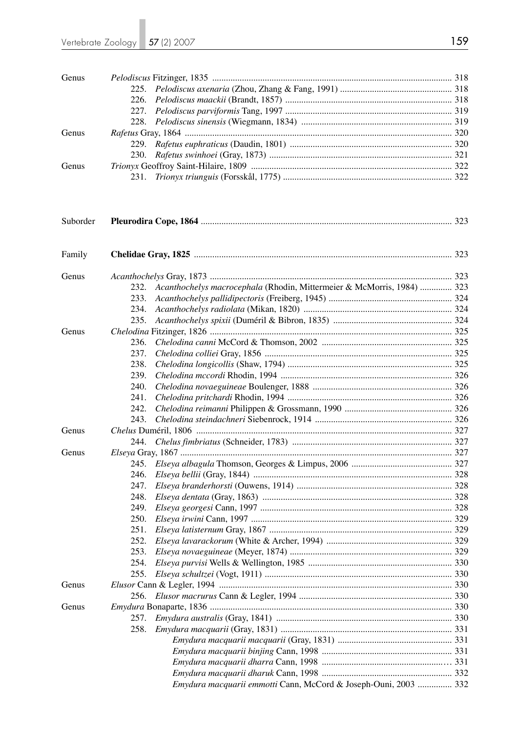| | | |
|---|---|---|
| Genus | *Pelodiscus* Fitzinger, 1835 | 318 |
| | 225. *Pelodiscus axenaria* (Zhou, Zhang & Fang, 1991) | 318 |
| | 226. *Pelodiscus maackii* (Brandt, 1857) | 318 |
| | 227. *Pelodiscus parviformis* Tang, 1997 | 319 |
| | 228. *Pelodiscus sinensis* (Wiegmann, 1834) | 319 |
| Genus | *Rafetus* Gray, 1864 | 320 |
| | 229. *Rafetus euphraticus* (Daudin, 1801) | 320 |
| | 230. *Rafetus swinhoei* (Gray, 1873) | 321 |
| Genus | *Trionyx* Geoffroy Saint-Hilaire, 1809 | 322 |
| | 231. *Trionyx triunguis* (Forsskål, 1775) | 322 |

| | | |
|---|---|---|
| Suborder | **Pleurodira Cope, 1864** | 323 |

| | | |
|---|---|---|
| Family | **Chelidae Gray, 1825** | 323 |

| | | |
|---|---|---|
| Genus | *Acanthochelys* Gray, 1873 | 323 |
| | 232. *Acanthochelys macrocephala* (Rhodin, Mittermeier & McMorris, 1984) | 323 |
| | 233. *Acanthochelys pallidipectoris* (Freiberg, 1945) | 324 |
| | 234. *Acanthochelys radiolata* (Mikan, 1820) | 324 |
| | 235. *Acanthochelys spixii* (Duméril & Bibron, 1835) | 324 |
| Genus | *Chelodina* Fitzinger, 1826 | 325 |
| | 236. *Chelodina canni* McCord & Thomson, 2002 | 325 |
| | 237. *Chelodina colliei* Gray, 1856 | 325 |
| | 238. *Chelodina longicollis* (Shaw, 1794) | 325 |
| | 239. *Chelodina mccordi* Rhodin, 1994 | 326 |
| | 240. *Chelodina novaeguineae* Boulenger, 1888 | 326 |
| | 241. *Chelodina pritchardi* Rhodin, 1994 | 326 |
| | 242. *Chelodina reimanni* Philippen & Grossmann, 1990 | 326 |
| | 243. *Chelodina steindachneri* Siebenrock, 1914 | 326 |
| Genus | *Chelus* Duméril, 1806 | 327 |
| | 244. *Chelus fimbriatus* (Schneider, 1783) | 327 |
| Genus | *Elseya* Gray, 1867 | 327 |
| | 245. *Elseya albagula* Thomson, Georges & Limpus, 2006 | 327 |
| | 246. *Elseya bellii* (Gray, 1844) | 328 |
| | 247. *Elseya branderhorsti* (Ouwens, 1914) | 328 |
| | 248. *Elseya dentata* (Gray, 1863) | 328 |
| | 249. *Elseya georgesi* Cann, 1997 | 328 |
| | 250. *Elseya irwini* Cann, 1997 | 329 |
| | 251. *Elseya latisternum* Gray, 1867 | 329 |
| | 252. *Elseya lavarackorum* (White & Archer, 1994) | 329 |
| | 253. *Elseya novaeguineae* (Meyer, 1874) | 329 |
| | 254. *Elseya purvisi* Wells & Wellington, 1985 | 330 |
| | 255. *Elseya schultzei* (Vogt, 1911) | 330 |
| Genus | *Elusor* Cann & Legler, 1994 | 330 |
| | 256. *Elusor macrurus* Cann & Legler, 1994 | 330 |
| Genus | *Emydura* Bonaparte, 1836 | 330 |
| | 257. *Emydura australis* (Gray, 1841) | 330 |
| | 258. *Emydura macquarii* (Gray, 1831) | 331 |
| | *Emydura macquarii macquarii* (Gray, 1831) | 331 |
| | *Emydura macquarii binjing* Cann, 1998 | 331 |
| | *Emydura macquarii dharra* Cann, 1998 | 331 |
| | *Emydura macquarii dharuk* Cann, 1998 | 332 |
| | *Emydura macquarii emmotti* Cann, McCord & Joseph-Ouni, 2003 | 332 |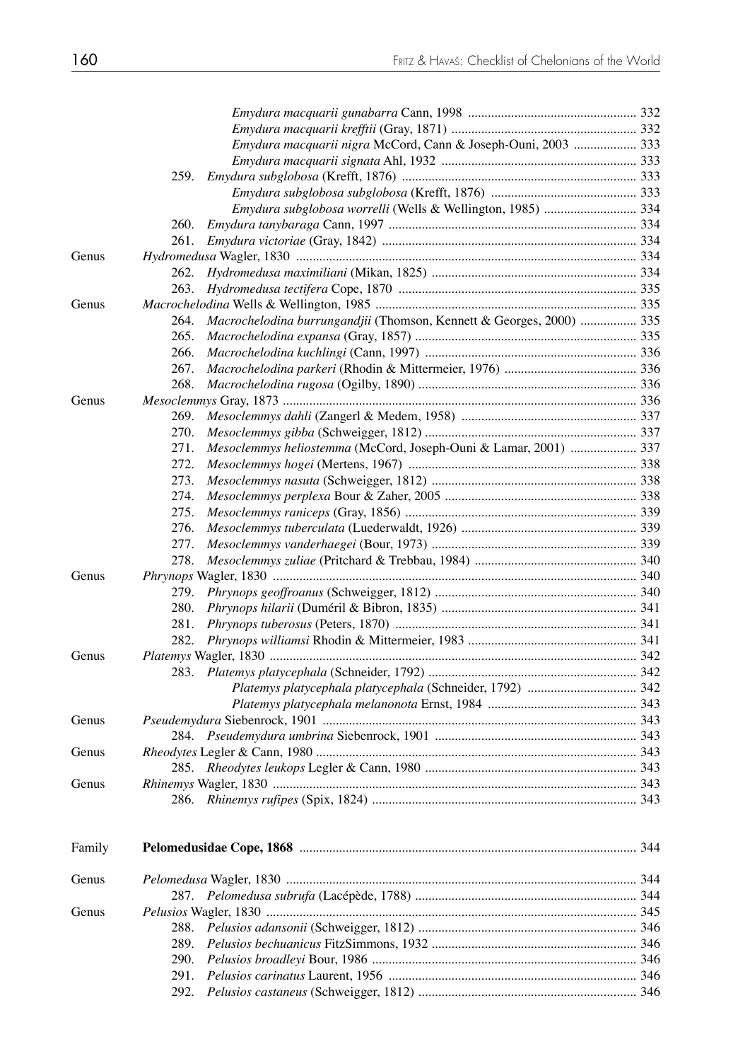| | | |
|---|---|---|
| | *Emydura macquarii gunabarra* Cann, 1998 | 332 |
| | *Emydura macquarii krefftii* (Gray, 1871) | 332 |
| | *Emydura macquarii nigra* McCord, Cann & Joseph-Ouni, 2003 | 333 |
| | *Emydura macquarii signata* Ahl, 1932 | 333 |
| | 259. *Emydura subglobosa* (Krefft, 1876) | 333 |
| | *Emydura subglobosa subglobosa* (Krefft, 1876) | 333 |
| | *Emydura subglobosa worrelli* (Wells & Wellington, 1985) | 334 |
| | 260. *Emydura tanybaraga* Cann, 1997 | 334 |
| | 261. *Emydura victoriae* (Gray, 1842) | 334 |
| Genus | *Hydromedusa* Wagler, 1830 | 334 |
| | 262. *Hydromedusa maximiliani* (Mikan, 1825) | 334 |
| | 263. *Hydromedusa tectifera* Cope, 1870 | 335 |
| Genus | *Macrochelodina* Wells & Wellington, 1985 | 335 |
| | 264. *Macrochelodina burrungandjii* (Thomson, Kennett & Georges, 2000) | 335 |
| | 265. *Macrochelodina expansa* (Gray, 1857) | 335 |
| | 266. *Macrochelodina kuchlingi* (Cann, 1997) | 336 |
| | 267. *Macrochelodina parkeri* (Rhodin & Mittermeier, 1976) | 336 |
| | 268. *Macrochelodina rugosa* (Ogilby, 1890) | 336 |
| Genus | *Mesoclemmys* Gray, 1873 | 336 |
| | 269. *Mesoclemmys dahli* (Zangerl & Medem, 1958) | 337 |
| | 270. *Mesoclemmys gibba* (Schweigger, 1812) | 337 |
| | 271. *Mesoclemmys heliostemma* (McCord, Joseph-Ouni & Lamar, 2001) | 337 |
| | 272. *Mesoclemmys hogei* (Mertens, 1967) | 338 |
| | 273. *Mesoclemmys nasuta* (Schweigger, 1812) | 338 |
| | 274. *Mesoclemmys perplexa* Bour & Zaher, 2005 | 338 |
| | 275. *Mesoclemmys raniceps* (Gray, 1856) | 339 |
| | 276. *Mesoclemmys tuberculata* (Luederwaldt, 1926) | 339 |
| | 277. *Mesoclemmys vanderhaegei* (Bour, 1973) | 339 |
| | 278. *Mesoclemmys zuliae* (Pritchard & Trebbau, 1984) | 340 |
| Genus | *Phrynops* Wagler, 1830 | 340 |
| | 279. *Phrynops geoffroanus* (Schweigger, 1812) | 340 |
| | 280. *Phrynops hilarii* (Duméril & Bibron, 1835) | 341 |
| | 281. *Phrynops tuberosus* (Peters, 1870) | 341 |
| | 282. *Phrynops williamsi* Rhodin & Mittermeier, 1983 | 341 |
| Genus | *Platemys* Wagler, 1830 | 342 |
| | 283. *Platemys platycephala* (Schneider, 1792) | 342 |
| | *Platemys platycephala platycephala* (Schneider, 1792) | 342 |
| | *Platemys platycephala melanonota* Ernst, 1984 | 343 |
| Genus | *Pseudemydura* Siebenrock, 1901 | 343 |
| | 284. *Pseudemydura umbrina* Siebenrock, 1901 | 343 |
| Genus | *Rheodytes* Legler & Cann, 1980 | 343 |
| | 285. *Rheodytes leukops* Legler & Cann, 1980 | 343 |
| Genus | *Rhinemys* Wagler, 1830 | 343 |
| | 286. *Rhinemys rufipes* (Spix, 1824) | 343 |
| Family | **Pelomedusidae Cope, 1868** | 344 |
| Genus | *Pelomedusa* Wagler, 1830 | 344 |
| | 287. *Pelomedusa subrufa* (Lacépède, 1788) | 344 |
| Genus | *Pelusios* Wagler, 1830 | 345 |
| | 288. *Pelusios adansonii* (Schweigger, 1812) | 346 |
| | 289. *Pelusios bechuanicus* FitzSimmons, 1932 | 346 |
| | 290. *Pelusios broadleyi* Bour, 1986 | 346 |
| | 291. *Pelusios carinatus* Laurent, 1956 | 346 |
| | 292. *Pelusios castaneus* (Schweigger, 1812) | 346 |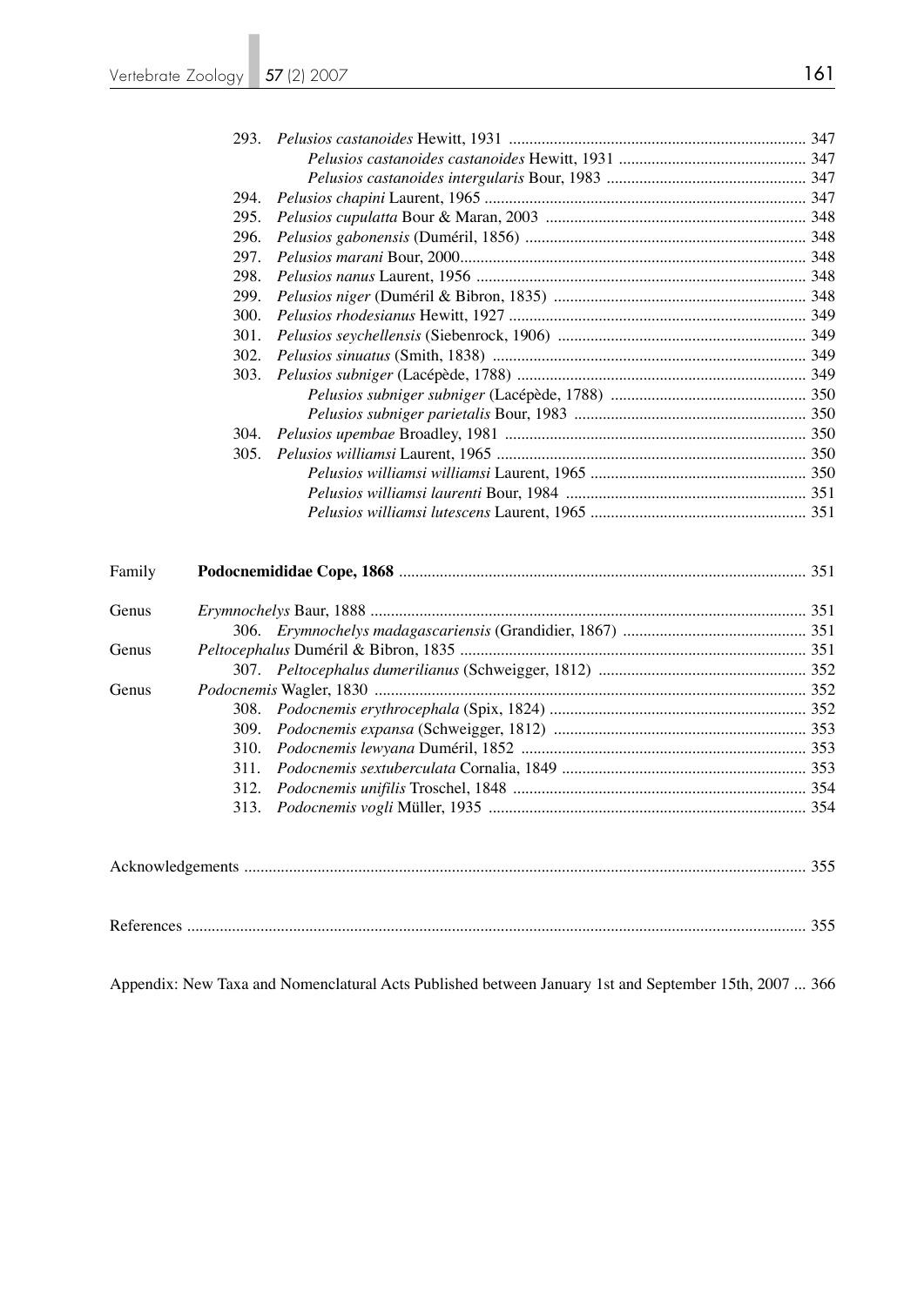293. *Pelusios castanoides* Hewitt, 1931 ... 347
*Pelusios castanoides castanoides* Hewitt, 1931 ... 347
*Pelusios castanoides intergularis* Bour, 1983 ... 347
294. *Pelusios chapini* Laurent, 1965 ... 347
295. *Pelusios cupulatta* Bour & Maran, 2003 ... 348
296. *Pelusios gabonensis* (Duméril, 1856) ... 348
297. *Pelusios marani* Bour, 2000 ... 348
298. *Pelusios nanus* Laurent, 1956 ... 348
299. *Pelusios niger* (Duméril & Bibron, 1835) ... 348
300. *Pelusios rhodesianus* Hewitt, 1927 ... 349
301. *Pelusios seychellensis* (Siebenrock, 1906) ... 349
302. *Pelusios sinuatus* (Smith, 1838) ... 349
303. *Pelusios subniger* (Lacépède, 1788) ... 349
*Pelusios subniger subniger* (Lacépède, 1788) ... 350
*Pelusios subniger parietalis* Bour, 1983 ... 350
304. *Pelusios upembae* Broadley, 1981 ... 350
305. *Pelusios williamsi* Laurent, 1965 ... 350
*Pelusios williamsi williamsi* Laurent, 1965 ... 350
*Pelusios williamsi laurenti* Bour, 1984 ... 351
*Pelusios williamsi lutescens* Laurent, 1965 ... 351

Family **Podocnemididae Cope, 1868** ... 351

Genus *Erymnochelys* Baur, 1888 ... 351
306. *Erymnochelys madagascariensis* (Grandidier, 1867) ... 351
Genus *Peltocephalus* Duméril & Bibron, 1835 ... 351
307. *Peltocephalus dumerilianus* (Schweigger, 1812) ... 352
Genus *Podocnemis* Wagler, 1830 ... 352
308. *Podocnemis erythrocephala* (Spix, 1824) ... 352
309. *Podocnemis expansa* (Schweigger, 1812) ... 353
310. *Podocnemis lewyana* Duméril, 1852 ... 353
311. *Podocnemis sextuberculata* Cornalia, 1849 ... 353
312. *Podocnemis unifilis* Troschel, 1848 ... 354
313. *Podocnemis vogli* Müller, 1935 ... 354

Acknowledgements ... 355

References ... 355

Appendix: New Taxa and Nomenclatural Acts Published between January 1st and September 15th, 2007 ... 366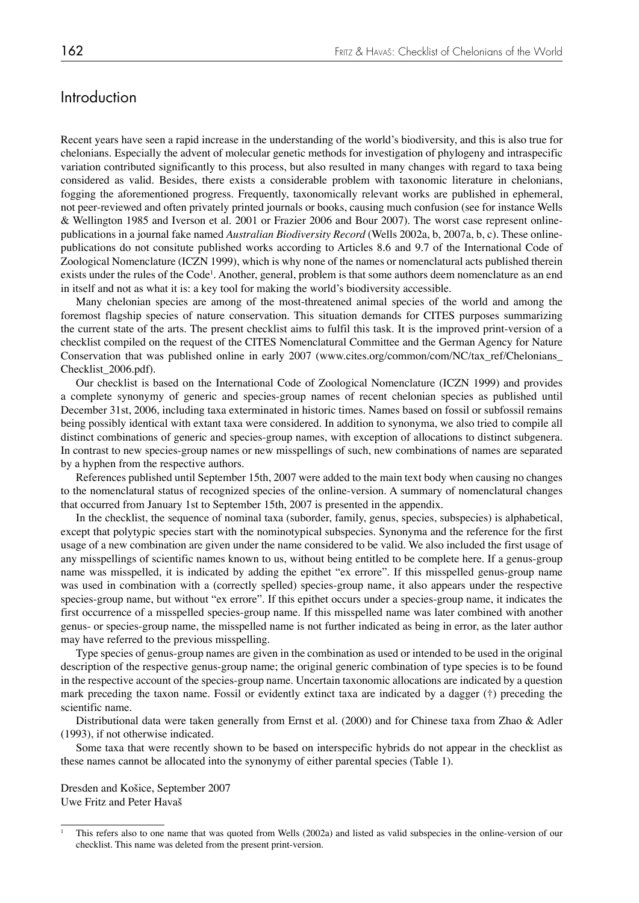# Introduction

Recent years have seen a rapid increase in the understanding of the world's biodiversity, and this is also true for chelonians. Especially the advent of molecular genetic methods for investigation of phylogeny and intraspecific variation contributed significantly to this process, but also resulted in many changes with regard to taxa being considered as valid. Besides, there exists a considerable problem with taxonomic literature in chelonians, fogging the aforementioned progress. Frequently, taxonomically relevant works are published in ephemeral, not peer-reviewed and often privately printed journals or books, causing much confusion (see for instance Wells & Wellington 1985 and Iverson et al. 2001 or Frazier 2006 and Bour 2007). The worst case represent online-publications in a journal fake named *Australian Biodiversity Record* (Wells 2002a, b, 2007a, b, c). These online-publications do not consitute published works according to Articles 8.6 and 9.7 of the International Code of Zoological Nomenclature (ICZN 1999), which is why none of the names or nomenclatural acts published therein exists under the rules of the Code[1]. Another, general, problem is that some authors deem nomenclature as an end in itself and not as what it is: a key tool for making the world's biodiversity accessible.

Many chelonian species are among of the most-threatened animal species of the world and among the foremost flagship species of nature conservation. This situation demands for CITES purposes summarizing the current state of the arts. The present checklist aims to fulfil this task. It is the improved print-version of a checklist compiled on the request of the CITES Nomenclatural Committee and the German Agency for Nature Conservation that was published online in early 2007 (www.cites.org/common/com/NC/tax_ref/Chelonians_Checklist_2006.pdf).

Our checklist is based on the International Code of Zoological Nomenclature (ICZN 1999) and provides a complete synonymy of generic and species-group names of recent chelonian species as published until December 31st, 2006, including taxa exterminated in historic times. Names based on fossil or subfossil remains being possibly identical with extant taxa were considered. In addition to synonyma, we also tried to compile all distinct combinations of generic and species-group names, with exception of allocations to distinct subgenera. In contrast to new species-group names or new misspellings of such, new combinations of names are separated by a hyphen from the respective authors.

References published until September 15th, 2007 were added to the main text body when causing no changes to the nomenclatural status of recognized species of the online-version. A summary of nomenclatural changes that occurred from January 1st to September 15th, 2007 is presented in the appendix.

In the checklist, the sequence of nominal taxa (suborder, family, genus, species, subspecies) is alphabetical, except that polytypic species start with the nominotypical subspecies. Synonyma and the reference for the first usage of a new combination are given under the name considered to be valid. We also included the first usage of any misspellings of scientific names known to us, without being entitled to be complete here. If a genus-group name was misspelled, it is indicated by adding the epithet "ex errore". If this misspelled genus-group name was used in combination with a (correctly spelled) species-group name, it also appears under the respective species-group name, but without "ex errore". If this epithet occurs under a species-group name, it indicates the first occurrence of a misspelled species-group name. If this misspelled name was later combined with another genus- or species-group name, the misspelled name is not further indicated as being in error, as the later author may have referred to the previous misspelling.

Type species of genus-group names are given in the combination as used or intended to be used in the original description of the respective genus-group name; the original generic combination of type species is to be found in the respective account of the species-group name. Uncertain taxonomic allocations are indicated by a question mark preceding the taxon name. Fossil or evidently extinct taxa are indicated by a dagger (†) preceding the scientific name.

Distributional data were taken generally from Ernst et al. (2000) and for Chinese taxa from Zhao & Adler (1993), if not otherwise indicated.

Some taxa that were recently shown to be based on interspecific hybrids do not appear in the checklist as these names cannot be allocated into the synonymy of either parental species (Table 1).

Dresden and Košice, September 2007
Uwe Fritz and Peter Havaš

[1] This refers also to one name that was quoted from Wells (2002a) and listed as valid subspecies in the online-version of our checklist. This name was deleted from the present print-version.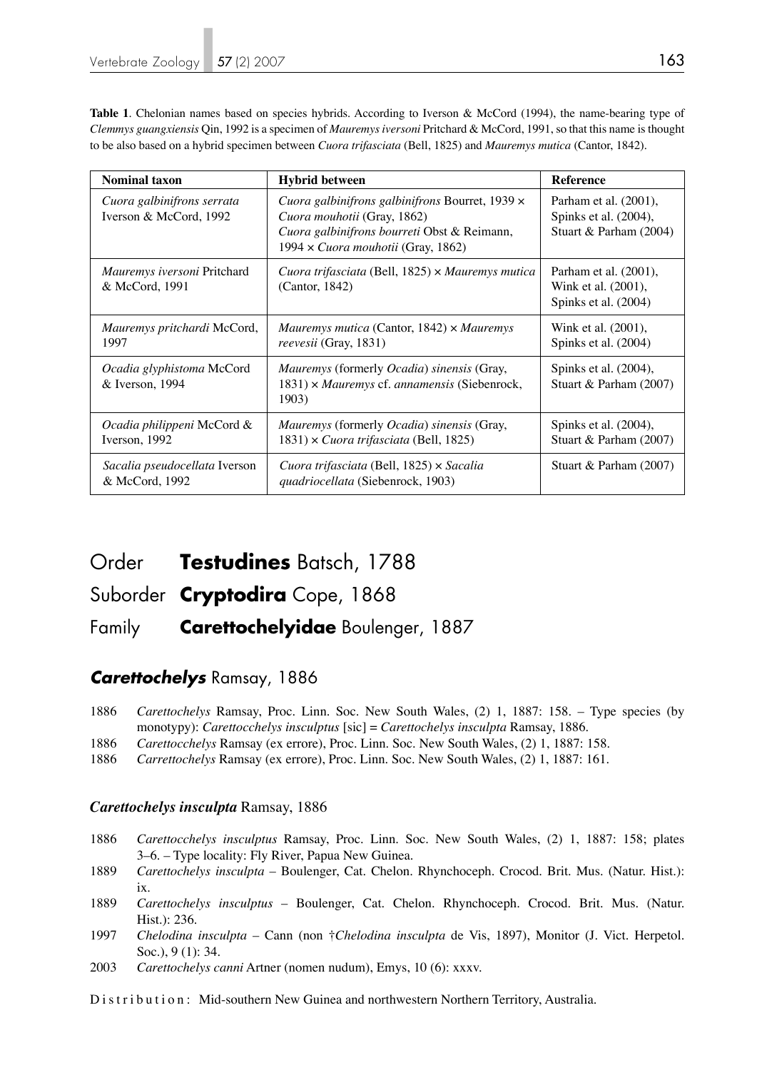**Table 1**. Chelonian names based on species hybrids. According to Iverson & McCord (1994), the name-bearing type of *Clemmys guangxiensis* Qin, 1992 is a specimen of *Mauremys iversoni* Pritchard & McCord, 1991, so that this name is thought to be also based on a hybrid specimen between *Cuora trifasciata* (Bell, 1825) and *Mauremys mutica* (Cantor, 1842).

| Nominal taxon | Hybrid between | Reference |
|---|---|---|
| *Cuora galbinifrons serrata* Iverson & McCord, 1992 | *Cuora galbinifrons galbinifrons* Bourret, 1939 × *Cuora mouhotii* (Gray, 1862) *Cuora galbinifrons bourreti* Obst & Reimann, 1994 × *Cuora mouhotii* (Gray, 1862) | Parham et al. (2001), Spinks et al. (2004), Stuart & Parham (2004) |
| *Mauremys iversoni* Pritchard & McCord, 1991 | *Cuora trifasciata* (Bell, 1825) × *Mauremys mutica* (Cantor, 1842) | Parham et al. (2001), Wink et al. (2001), Spinks et al. (2004) |
| *Mauremys pritchardi* McCord, 1997 | *Mauremys mutica* (Cantor, 1842) × *Mauremys reevesii* (Gray, 1831) | Wink et al. (2001), Spinks et al. (2004) |
| *Ocadia glyphistoma* McCord & Iverson, 1994 | *Mauremys* (formerly *Ocadia*) *sinensis* (Gray, 1831) × *Mauremys* cf. *annamensis* (Siebenrock, 1903) | Spinks et al. (2004), Stuart & Parham (2007) |
| *Ocadia philippeni* McCord & Iverson, 1992 | *Mauremys* (formerly *Ocadia*) *sinensis* (Gray, 1831) × *Cuora trifasciata* (Bell, 1825) | Spinks et al. (2004), Stuart & Parham (2007) |
| *Sacalia pseudocellata* Iverson & McCord, 1992 | *Cuora trifasciata* (Bell, 1825) × *Sacalia quadriocellata* (Siebenrock, 1903) | Stuart & Parham (2007) |

# Order **Testudines** Batsch, 1788

# Suborder **Cryptodira** Cope, 1868

# Family **Carettochelyidae** Boulenger, 1887

## ***Carettochelys*** Ramsay, 1886

1886 *Carettochelys* Ramsay, Proc. Linn. Soc. New South Wales, (2) 1, 1887: 158. – Type species (by monotypy): *Carettocchelys insculptus* [sic] = *Carettochelys insculpta* Ramsay, 1886.

1886 *Carettocchelys* Ramsay (ex errore), Proc. Linn. Soc. New South Wales, (2) 1, 1887: 158.

1886 *Carrettochelys* Ramsay (ex errore), Proc. Linn. Soc. New South Wales, (2) 1, 1887: 161.

### ***Carettochelys insculpta*** Ramsay, 1886

1886 *Carettocchelys insculptus* Ramsay, Proc. Linn. Soc. New South Wales, (2) 1, 1887: 158; plates 3–6. – Type locality: Fly River, Papua New Guinea.

1889 *Carettochelys insculpta* – Boulenger, Cat. Chelon. Rhynchoceph. Crocod. Brit. Mus. (Natur. Hist.): ix.

1889 *Carettochelys insculptus* – Boulenger, Cat. Chelon. Rhynchoceph. Crocod. Brit. Mus. (Natur. Hist.): 236.

1997 *Chelodina insculpta* – Cann (non †*Chelodina insculpta* de Vis, 1897), Monitor (J. Vict. Herpetol. Soc.), 9 (1): 34.

2003 *Carettochelys canni* Artner (nomen nudum), Emys, 10 (6): xxxv.

Distribution: Mid-southern New Guinea and northwestern Northern Territory, Australia.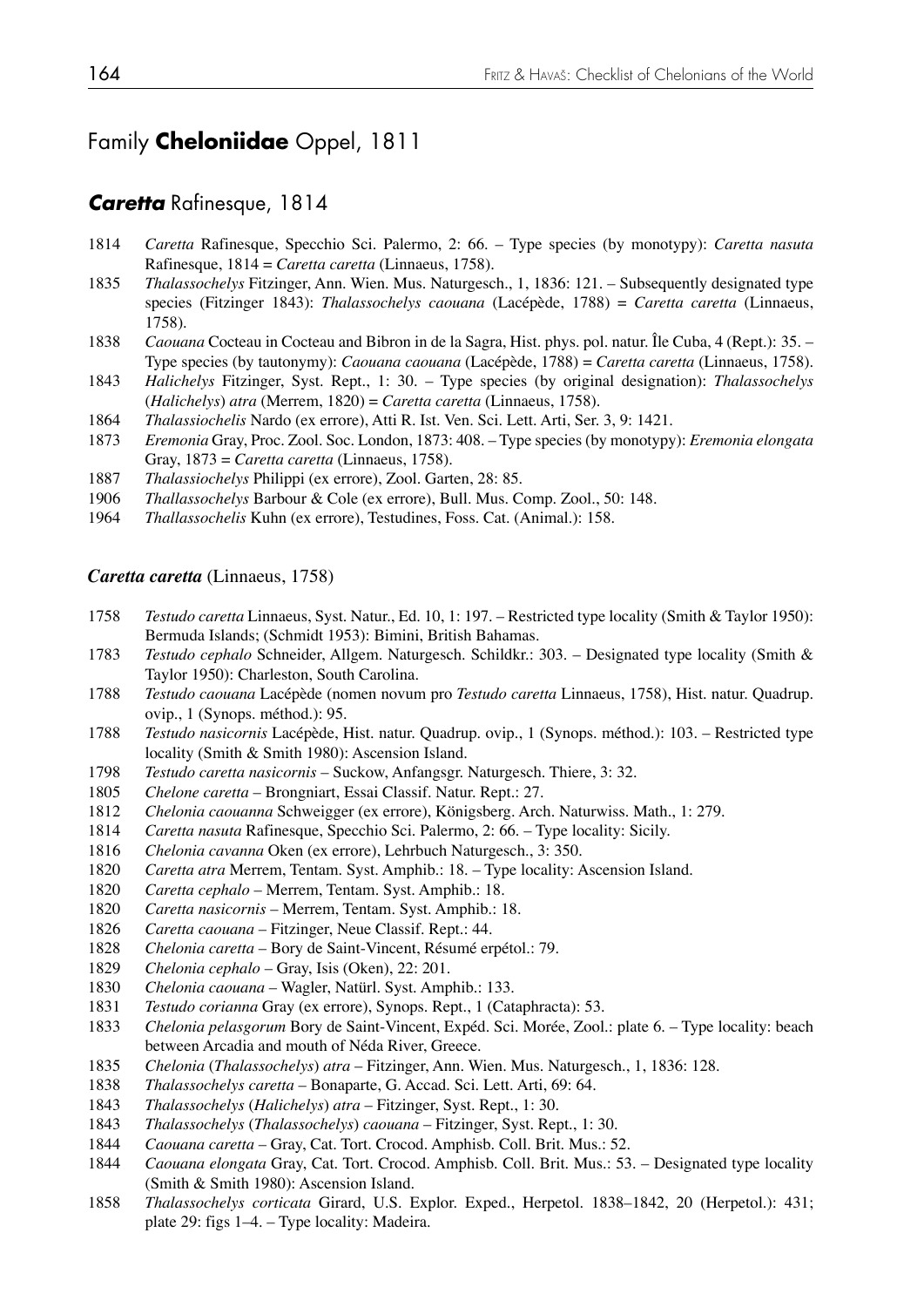# Family **Cheloniidae** Oppel, 1811

## ***Caretta*** Rafinesque, 1814

1814 *Caretta* Rafinesque, Specchio Sci. Palermo, 2: 66. – Type species (by monotypy): *Caretta nasuta* Rafinesque, 1814 = *Caretta caretta* (Linnaeus, 1758).

1835 *Thalassochelys* Fitzinger, Ann. Wien. Mus. Naturgesch., 1, 1836: 121. – Subsequently designated type species (Fitzinger 1843): *Thalassochelys caouana* (Lacépède, 1788) = *Caretta caretta* (Linnaeus, 1758).

1838 *Caouana* Cocteau in Cocteau and Bibron in de la Sagra, Hist. phys. pol. natur. Île Cuba, 4 (Rept.): 35. – Type species (by tautonymy): *Caouana caouana* (Lacépède, 1788) = *Caretta caretta* (Linnaeus, 1758).

1843 *Halichelys* Fitzinger, Syst. Rept., 1: 30. – Type species (by original designation): *Thalassochelys* (*Halichelys*) *atra* (Merrem, 1820) = *Caretta caretta* (Linnaeus, 1758).

1864 *Thalassiochelis* Nardo (ex errore), Atti R. Ist. Ven. Sci. Lett. Arti, Ser. 3, 9: 1421.

1873 *Eremonia* Gray, Proc. Zool. Soc. London, 1873: 408. – Type species (by monotypy): *Eremonia elongata* Gray, 1873 = *Caretta caretta* (Linnaeus, 1758).

1887 *Thalassiochelys* Philippi (ex errore), Zool. Garten, 28: 85.

1906 *Thallassochelys* Barbour & Cole (ex errore), Bull. Mus. Comp. Zool., 50: 148.

1964 *Thallassochelis* Kuhn (ex errore), Testudines, Foss. Cat. (Animal.): 158.

### ***Caretta caretta*** (Linnaeus, 1758)

1758 *Testudo caretta* Linnaeus, Syst. Natur., Ed. 10, 1: 197. – Restricted type locality (Smith & Taylor 1950): Bermuda Islands; (Schmidt 1953): Bimini, British Bahamas.

1783 *Testudo cephalo* Schneider, Allgem. Naturgesch. Schildkr.: 303. – Designated type locality (Smith & Taylor 1950): Charleston, South Carolina.

1788 *Testudo caouana* Lacépède (nomen novum pro *Testudo caretta* Linnaeus, 1758), Hist. natur. Quadrup. ovip., 1 (Synops. méthod.): 95.

1788 *Testudo nasicornis* Lacépède, Hist. natur. Quadrup. ovip., 1 (Synops. méthod.): 103. – Restricted type locality (Smith & Smith 1980): Ascension Island.

1798 *Testudo caretta nasicornis* – Suckow, Anfangsgr. Naturgesch. Thiere, 3: 32.

1805 *Chelone caretta* – Brongniart, Essai Classif. Natur. Rept.: 27.

1812 *Chelonia caouanna* Schweigger (ex errore), Königsberg. Arch. Naturwiss. Math., 1: 279.

1814 *Caretta nasuta* Rafinesque, Specchio Sci. Palermo, 2: 66. – Type locality: Sicily.

1816 *Chelonia cavanna* Oken (ex errore), Lehrbuch Naturgesch., 3: 350.

1820 *Caretta atra* Merrem, Tentam. Syst. Amphib.: 18. – Type locality: Ascension Island.

1820 *Caretta cephalo* – Merrem, Tentam. Syst. Amphib.: 18.

1820 *Caretta nasicornis* – Merrem, Tentam. Syst. Amphib.: 18.

1826 *Caretta caouana* – Fitzinger, Neue Classif. Rept.: 44.

1828 *Chelonia caretta* – Bory de Saint-Vincent, Résumé erpétol.: 79.

1829 *Chelonia cephalo* – Gray, Isis (Oken), 22: 201.

1830 *Chelonia caouana* – Wagler, Natürl. Syst. Amphib.: 133.

1831 *Testudo corianna* Gray (ex errore), Synops. Rept., 1 (Cataphracta): 53.

1833 *Chelonia pelasgorum* Bory de Saint-Vincent, Expéd. Sci. Morée, Zool.: plate 6. – Type locality: beach between Arcadia and mouth of Néda River, Greece.

1835 *Chelonia* (*Thalassochelys*) *atra* – Fitzinger, Ann. Wien. Mus. Naturgesch., 1, 1836: 128.

1838 *Thalassochelys caretta* – Bonaparte, G. Accad. Sci. Lett. Arti, 69: 64.

1843 *Thalassochelys* (*Halichelys*) *atra* – Fitzinger, Syst. Rept., 1: 30.

1843 *Thalassochelys* (*Thalassochelys*) *caouana* – Fitzinger, Syst. Rept., 1: 30.

1844 *Caouana caretta* – Gray, Cat. Tort. Crocod. Amphisb. Coll. Brit. Mus.: 52.

1844 *Caouana elongata* Gray, Cat. Tort. Crocod. Amphisb. Coll. Brit. Mus.: 53. – Designated type locality (Smith & Smith 1980): Ascension Island.

1858 *Thalassochelys corticata* Girard, U.S. Explor. Exped., Herpetol. 1838–1842, 20 (Herpetol.): 431; plate 29: figs 1–4. – Type locality: Madeira.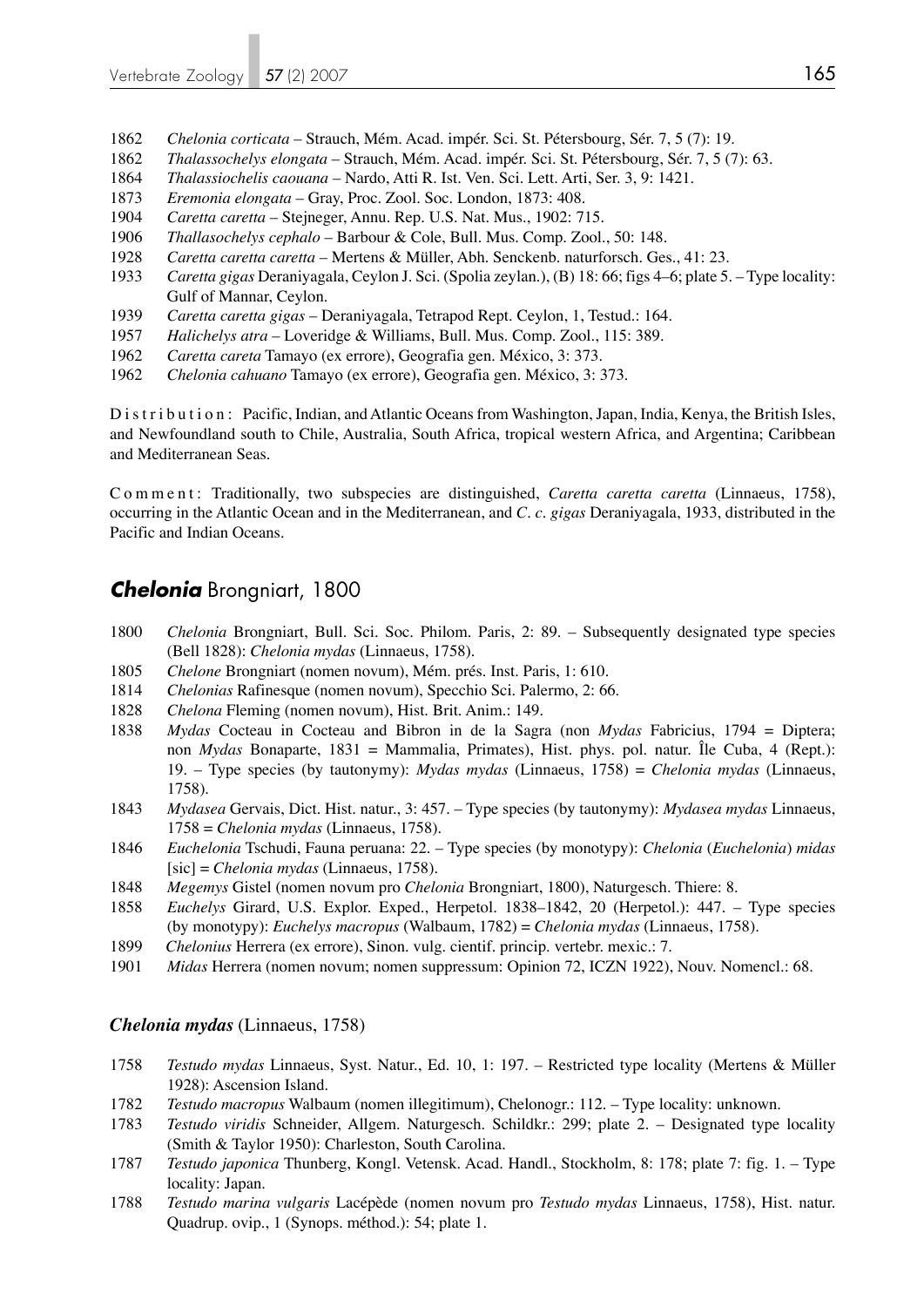1862 *Chelonia corticata* – Strauch, Mém. Acad. impér. Sci. St. Pétersbourg, Sér. 7, 5 (7): 19.

1862 *Thalassochelys elongata* – Strauch, Mém. Acad. impér. Sci. St. Pétersbourg, Sér. 7, 5 (7): 63.

1864 *Thalassiochelis caouana* – Nardo, Atti R. Ist. Ven. Sci. Lett. Arti, Ser. 3, 9: 1421.

1873 *Eremonia elongata* – Gray, Proc. Zool. Soc. London, 1873: 408.

1904 *Caretta caretta* – Stejneger, Annu. Rep. U.S. Nat. Mus., 1902: 715.

1906 *Thallasochelys cephalo* – Barbour & Cole, Bull. Mus. Comp. Zool., 50: 148.

1928 *Caretta caretta caretta* – Mertens & Müller, Abh. Senckenb. naturforsch. Ges., 41: 23.

1933 *Caretta gigas* Deraniyagala, Ceylon J. Sci. (Spolia zeylan.), (B) 18: 66; figs 4–6; plate 5. – Type locality: Gulf of Mannar, Ceylon.

1939 *Caretta caretta gigas* – Deraniyagala, Tetrapod Rept. Ceylon, 1, Testud.: 164.

1957 *Halichelys atra* – Loveridge & Williams, Bull. Mus. Comp. Zool., 115: 389.

1962 *Caretta careta* Tamayo (ex errore), Geografia gen. México, 3: 373.

1962 *Chelonia cahuano* Tamayo (ex errore), Geografia gen. México, 3: 373.

Distribution: Pacific, Indian, and Atlantic Oceans from Washington, Japan, India, Kenya, the British Isles, and Newfoundland south to Chile, Australia, South Africa, tropical western Africa, and Argentina; Caribbean and Mediterranean Seas.

Comment: Traditionally, two subspecies are distinguished, *Caretta caretta caretta* (Linnaeus, 1758), occurring in the Atlantic Ocean and in the Mediterranean, and *C. c. gigas* Deraniyagala, 1933, distributed in the Pacific and Indian Oceans.

## ***Chelonia*** Brongniart, 1800

1800 *Chelonia* Brongniart, Bull. Sci. Soc. Philom. Paris, 2: 89. – Subsequently designated type species (Bell 1828): *Chelonia mydas* (Linnaeus, 1758).

1805 *Chelone* Brongniart (nomen novum), Mém. prés. Inst. Paris, 1: 610.

1814 *Chelonias* Rafinesque (nomen novum), Specchio Sci. Palermo, 2: 66.

1828 *Chelona* Fleming (nomen novum), Hist. Brit. Anim.: 149.

1838 *Mydas* Cocteau in Cocteau and Bibron in de la Sagra (non *Mydas* Fabricius, 1794 = Diptera; non *Mydas* Bonaparte, 1831 = Mammalia, Primates), Hist. phys. pol. natur. Île Cuba, 4 (Rept.): 19. – Type species (by tautonymy): *Mydas mydas* (Linnaeus, 1758) = *Chelonia mydas* (Linnaeus, 1758).

1843 *Mydasea* Gervais, Dict. Hist. natur., 3: 457. – Type species (by tautonymy): *Mydasea mydas* Linnaeus, 1758 = *Chelonia mydas* (Linnaeus, 1758).

1846 *Euchelonia* Tschudi, Fauna peruana: 22. – Type species (by monotypy): *Chelonia* (*Euchelonia*) *midas* [sic] = *Chelonia mydas* (Linnaeus, 1758).

1848 *Megemys* Gistel (nomen novum pro *Chelonia* Brongniart, 1800), Naturgesch. Thiere: 8.

1858 *Euchelys* Girard, U.S. Explor. Exped., Herpetol. 1838–1842, 20 (Herpetol.): 447. – Type species (by monotypy): *Euchelys macropus* (Walbaum, 1782) = *Chelonia mydas* (Linnaeus, 1758).

1899 *Chelonius* Herrera (ex errore), Sinon. vulg. cientif. princip. vertebr. mexic.: 7.

1901 *Midas* Herrera (nomen novum; nomen suppressum: Opinion 72, ICZN 1922), Nouv. Nomencl.: 68.

### ***Chelonia mydas*** (Linnaeus, 1758)

1758 *Testudo mydas* Linnaeus, Syst. Natur., Ed. 10, 1: 197. – Restricted type locality (Mertens & Müller 1928): Ascension Island.

1782 *Testudo macropus* Walbaum (nomen illegitimum), Chelonogr.: 112. – Type locality: unknown.

1783 *Testudo viridis* Schneider, Allgem. Naturgesch. Schildkr.: 299; plate 2. – Designated type locality (Smith & Taylor 1950): Charleston, South Carolina.

1787 *Testudo japonica* Thunberg, Kongl. Vetensk. Acad. Handl., Stockholm, 8: 178; plate 7: fig. 1. – Type locality: Japan.

1788 *Testudo marina vulgaris* Lacépède (nomen novum pro *Testudo mydas* Linnaeus, 1758), Hist. natur. Quadrup. ovip., 1 (Synops. méthod.): 54; plate 1.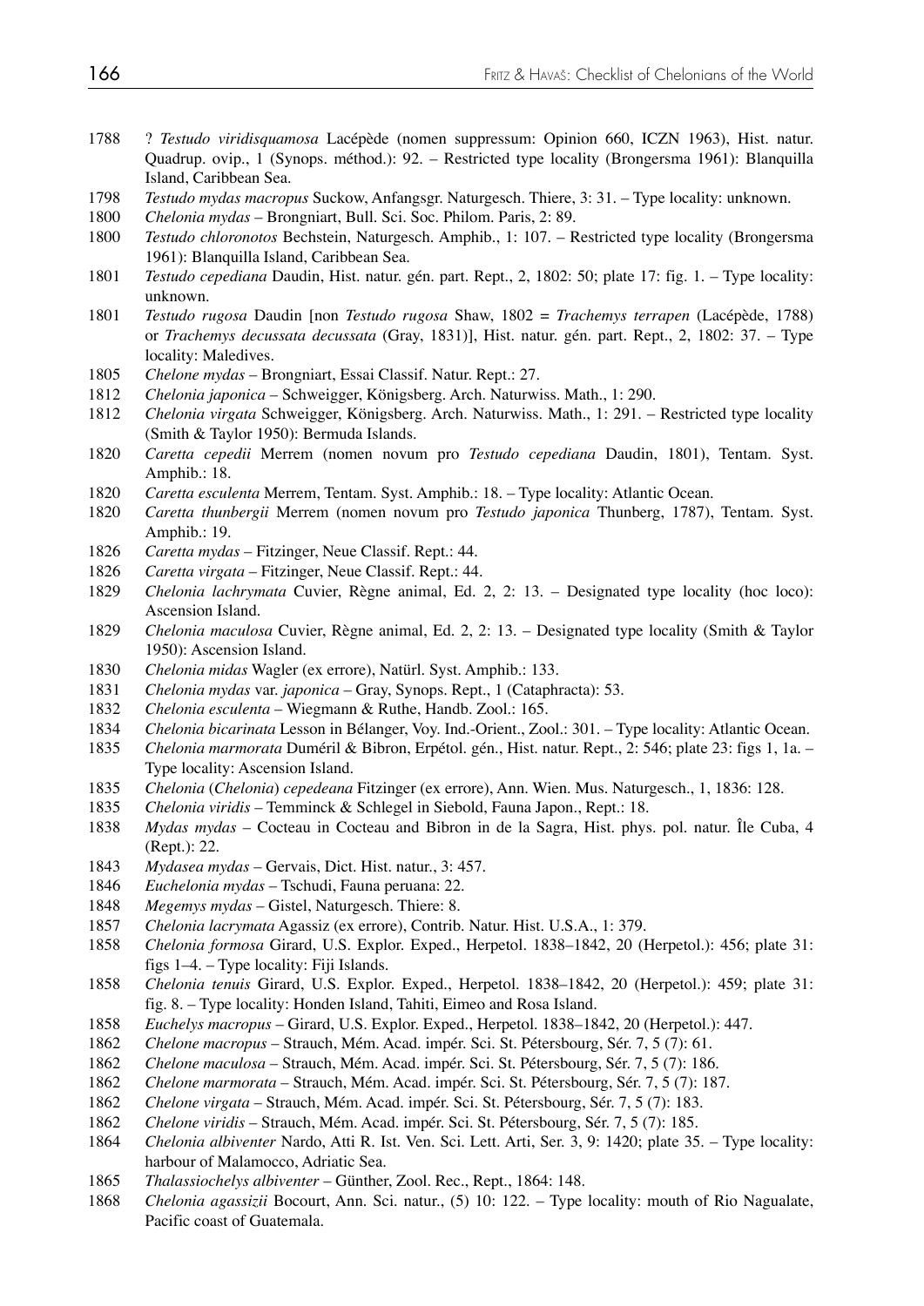1788 ? *Testudo viridisquamosa* Lacépède (nomen suppressum: Opinion 660, ICZN 1963), Hist. natur. Quadrup. ovip., 1 (Synops. méthod.): 92. – Restricted type locality (Brongersma 1961): Blanquilla Island, Caribbean Sea.

1798 *Testudo mydas macropus* Suckow, Anfangsgr. Naturgesch. Thiere, 3: 31. – Type locality: unknown.

1800 *Chelonia mydas* – Brongniart, Bull. Sci. Soc. Philom. Paris, 2: 89.

1800 *Testudo chloronotos* Bechstein, Naturgesch. Amphib., 1: 107. – Restricted type locality (Brongersma 1961): Blanquilla Island, Caribbean Sea.

1801 *Testudo cepediana* Daudin, Hist. natur. gén. part. Rept., 2, 1802: 50; plate 17: fig. 1. – Type locality: unknown.

1801 *Testudo rugosa* Daudin [non *Testudo rugosa* Shaw, 1802 = *Trachemys terrapen* (Lacépède, 1788) or *Trachemys decussata decussata* (Gray, 1831)], Hist. natur. gén. part. Rept., 2, 1802: 37. – Type locality: Maledives.

1805 *Chelone mydas* – Brongniart, Essai Classif. Natur. Rept.: 27.

1812 *Chelonia japonica* – Schweigger, Königsberg. Arch. Naturwiss. Math., 1: 290.

1812 *Chelonia virgata* Schweigger, Königsberg. Arch. Naturwiss. Math., 1: 291. – Restricted type locality (Smith & Taylor 1950): Bermuda Islands.

1820 *Caretta cepedii* Merrem (nomen novum pro *Testudo cepediana* Daudin, 1801), Tentam. Syst. Amphib.: 18.

1820 *Caretta esculenta* Merrem, Tentam. Syst. Amphib.: 18. – Type locality: Atlantic Ocean.

1820 *Caretta thunbergii* Merrem (nomen novum pro *Testudo japonica* Thunberg, 1787), Tentam. Syst. Amphib.: 19.

1826 *Caretta mydas* – Fitzinger, Neue Classif. Rept.: 44.

1826 *Caretta virgata* – Fitzinger, Neue Classif. Rept.: 44.

1829 *Chelonia lachrymata* Cuvier, Règne animal, Ed. 2, 2: 13. – Designated type locality (hoc loco): Ascension Island.

1829 *Chelonia maculosa* Cuvier, Règne animal, Ed. 2, 2: 13. – Designated type locality (Smith & Taylor 1950): Ascension Island.

1830 *Chelonia midas* Wagler (ex errore), Natürl. Syst. Amphib.: 133.

1831 *Chelonia mydas* var. *japonica* – Gray, Synops. Rept., 1 (Cataphracta): 53.

1832 *Chelonia esculenta* – Wiegmann & Ruthe, Handb. Zool.: 165.

1834 *Chelonia bicarinata* Lesson in Bélanger, Voy. Ind.-Orient., Zool.: 301. – Type locality: Atlantic Ocean.

1835 *Chelonia marmorata* Duméril & Bibron, Erpétol. gén., Hist. natur. Rept., 2: 546; plate 23: figs 1, 1a. – Type locality: Ascension Island.

1835 *Chelonia* (*Chelonia*) *cepedeana* Fitzinger (ex errore), Ann. Wien. Mus. Naturgesch., 1, 1836: 128.

1835 *Chelonia viridis* – Temminck & Schlegel in Siebold, Fauna Japon., Rept.: 18.

1838 *Mydas mydas* – Cocteau in Cocteau and Bibron in de la Sagra, Hist. phys. pol. natur. Île Cuba, 4 (Rept.): 22.

1843 *Mydasea mydas* – Gervais, Dict. Hist. natur., 3: 457.

1846 *Euchelonia mydas* – Tschudi, Fauna peruana: 22.

1848 *Megemys mydas* – Gistel, Naturgesch. Thiere: 8.

1857 *Chelonia lacrymata* Agassiz (ex errore), Contrib. Natur. Hist. U.S.A., 1: 379.

1858 *Chelonia formosa* Girard, U.S. Explor. Exped., Herpetol. 1838–1842, 20 (Herpetol.): 456; plate 31: figs 1–4. – Type locality: Fiji Islands.

1858 *Chelonia tenuis* Girard, U.S. Explor. Exped., Herpetol. 1838–1842, 20 (Herpetol.): 459; plate 31: fig. 8. – Type locality: Honden Island, Tahiti, Eimeo and Rosa Island.

1858 *Euchelys macropus* – Girard, U.S. Explor. Exped., Herpetol. 1838–1842, 20 (Herpetol.): 447.

1862 *Chelone macropus* – Strauch, Mém. Acad. impér. Sci. St. Pétersbourg, Sér. 7, 5 (7): 61.

1862 *Chelone maculosa* – Strauch, Mém. Acad. impér. Sci. St. Pétersbourg, Sér. 7, 5 (7): 186.

1862 *Chelone marmorata* – Strauch, Mém. Acad. impér. Sci. St. Pétersbourg, Sér. 7, 5 (7): 187.

1862 *Chelone virgata* – Strauch, Mém. Acad. impér. Sci. St. Pétersbourg, Sér. 7, 5 (7): 183.

1862 *Chelone viridis* – Strauch, Mém. Acad. impér. Sci. St. Pétersbourg, Sér. 7, 5 (7): 185.

1864 *Chelonia albiventer* Nardo, Atti R. Ist. Ven. Sci. Lett. Arti, Ser. 3, 9: 1420; plate 35. – Type locality: harbour of Malamocco, Adriatic Sea.

1865 *Thalassiochelys albiventer* – Günther, Zool. Rec., Rept., 1864: 148.

1868 *Chelonia agassizii* Bocourt, Ann. Sci. natur., (5) 10: 122. – Type locality: mouth of Rio Nagualate, Pacific coast of Guatemala.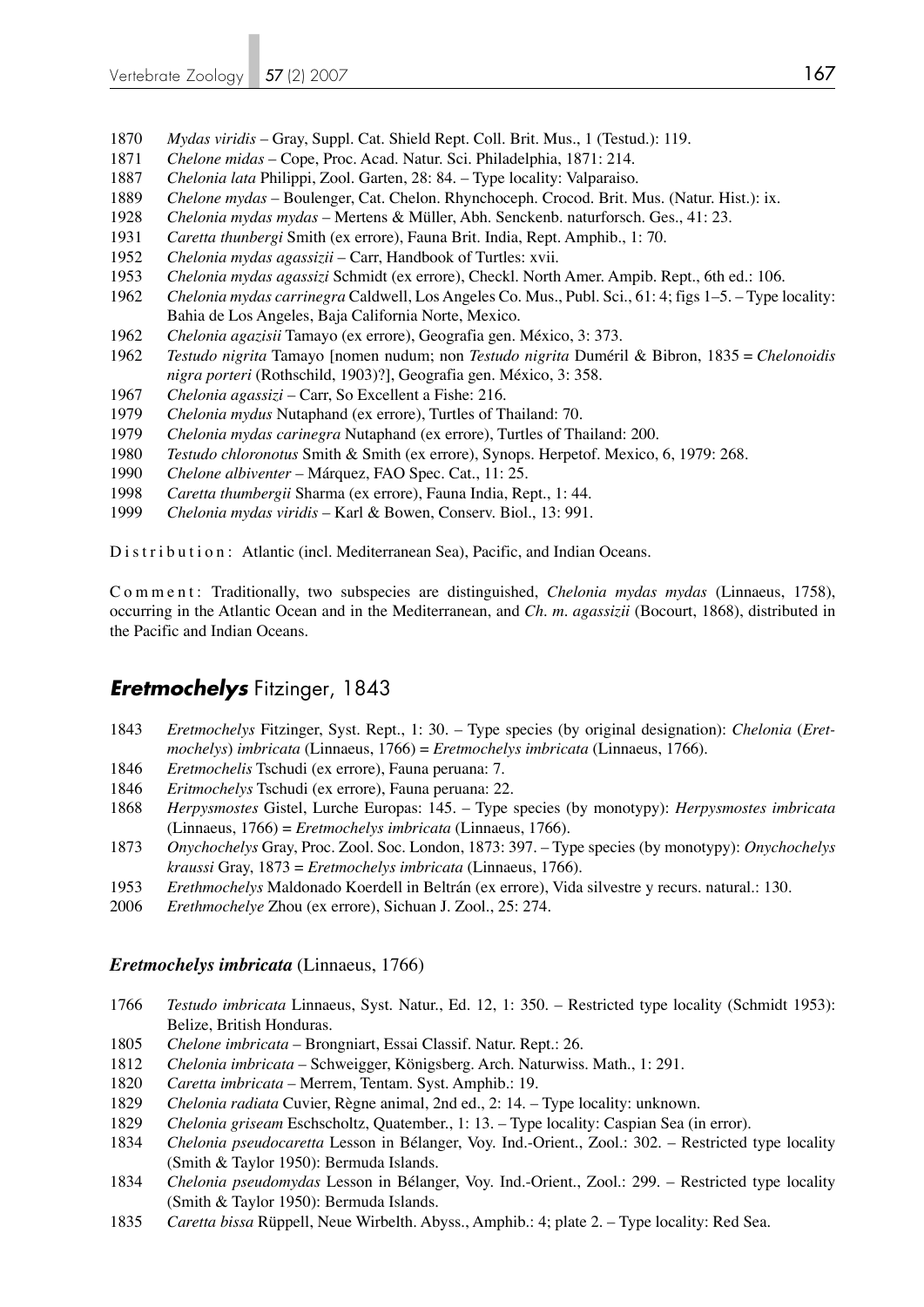1870 *Mydas viridis* – Gray, Suppl. Cat. Shield Rept. Coll. Brit. Mus., 1 (Testud.): 119.
1871 *Chelone midas* – Cope, Proc. Acad. Natur. Sci. Philadelphia, 1871: 214.
1887 *Chelonia lata* Philippi, Zool. Garten, 28: 84. – Type locality: Valparaiso.
1889 *Chelone mydas* – Boulenger, Cat. Chelon. Rhynchoceph. Crocod. Brit. Mus. (Natur. Hist.): ix.
1928 *Chelonia mydas mydas* – Mertens & Müller, Abh. Senckenb. naturforsch. Ges., 41: 23.
1931 *Caretta thunbergi* Smith (ex errore), Fauna Brit. India, Rept. Amphib., 1: 70.
1952 *Chelonia mydas agassizii* – Carr, Handbook of Turtles: xvii.
1953 *Chelonia mydas agassizi* Schmidt (ex errore), Checkl. North Amer. Ampib. Rept., 6th ed.: 106.
1962 *Chelonia mydas carrinegra* Caldwell, Los Angeles Co. Mus., Publ. Sci., 61: 4; figs 1–5. – Type locality: Bahia de Los Angeles, Baja California Norte, Mexico.
1962 *Chelonia agazisii* Tamayo (ex errore), Geografia gen. México, 3: 373.
1962 *Testudo nigrita* Tamayo [nomen nudum; non *Testudo nigrita* Duméril & Bibron, 1835 = *Chelonoidis nigra porteri* (Rothschild, 1903)?], Geografia gen. México, 3: 358.
1967 *Chelonia agassizi* – Carr, So Excellent a Fishe: 216.
1979 *Chelonia mydus* Nutaphand (ex errore), Turtles of Thailand: 70.
1979 *Chelonia mydas carinegra* Nutaphand (ex errore), Turtles of Thailand: 200.
1980 *Testudo chloronotus* Smith & Smith (ex errore), Synops. Herpetof. Mexico, 6, 1979: 268.
1990 *Chelone albiventer* – Márquez, FAO Spec. Cat., 11: 25.
1998 *Caretta thumbergii* Sharma (ex errore), Fauna India, Rept., 1: 44.
1999 *Chelonia mydas viridis* – Karl & Bowen, Conserv. Biol., 13: 991.

Distribution: Atlantic (incl. Mediterranean Sea), Pacific, and Indian Oceans.

Comment: Traditionally, two subspecies are distinguished, *Chelonia mydas mydas* (Linnaeus, 1758), occurring in the Atlantic Ocean and in the Mediterranean, and *Ch. m. agassizii* (Bocourt, 1868), distributed in the Pacific and Indian Oceans.

## *Eretmochelys* Fitzinger, 1843

1843 *Eretmochelys* Fitzinger, Syst. Rept., 1: 30. – Type species (by original designation): *Chelonia* (*Eretmochelys*) *imbricata* (Linnaeus, 1766) = *Eretmochelys imbricata* (Linnaeus, 1766).
1846 *Eretmochelis* Tschudi (ex errore), Fauna peruana: 7.
1846 *Eritmochelys* Tschudi (ex errore), Fauna peruana: 22.
1868 *Herpysmostes* Gistel, Lurche Europas: 145. – Type species (by monotypy): *Herpysmostes imbricata* (Linnaeus, 1766) = *Eretmochelys imbricata* (Linnaeus, 1766).
1873 *Onychochelys* Gray, Proc. Zool. Soc. London, 1873: 397. – Type species (by monotypy): *Onychochelys kraussi* Gray, 1873 = *Eretmochelys imbricata* (Linnaeus, 1766).
1953 *Erethmochelys* Maldonado Koerdell in Beltrán (ex errore), Vida silvestre y recurs. natural.: 130.
2006 *Erethmochelye* Zhou (ex errore), Sichuan J. Zool., 25: 274.

### *Eretmochelys imbricata* (Linnaeus, 1766)

1766 *Testudo imbricata* Linnaeus, Syst. Natur., Ed. 12, 1: 350. – Restricted type locality (Schmidt 1953): Belize, British Honduras.
1805 *Chelone imbricata* – Brongniart, Essai Classif. Natur. Rept.: 26.
1812 *Chelonia imbricata* – Schweigger, Königsberg. Arch. Naturwiss. Math., 1: 291.
1820 *Caretta imbricata* – Merrem, Tentam. Syst. Amphib.: 19.
1829 *Chelonia radiata* Cuvier, Règne animal, 2nd ed., 2: 14. – Type locality: unknown.
1829 *Chelonia griseam* Eschscholtz, Quatember., 1: 13. – Type locality: Caspian Sea (in error).
1834 *Chelonia pseudocaretta* Lesson in Bélanger, Voy. Ind.-Orient., Zool.: 302. – Restricted type locality (Smith & Taylor 1950): Bermuda Islands.
1834 *Chelonia pseudomydas* Lesson in Bélanger, Voy. Ind.-Orient., Zool.: 299. – Restricted type locality (Smith & Taylor 1950): Bermuda Islands.
1835 *Caretta bissa* Rüppell, Neue Wirbelth. Abyss., Amphib.: 4; plate 2. – Type locality: Red Sea.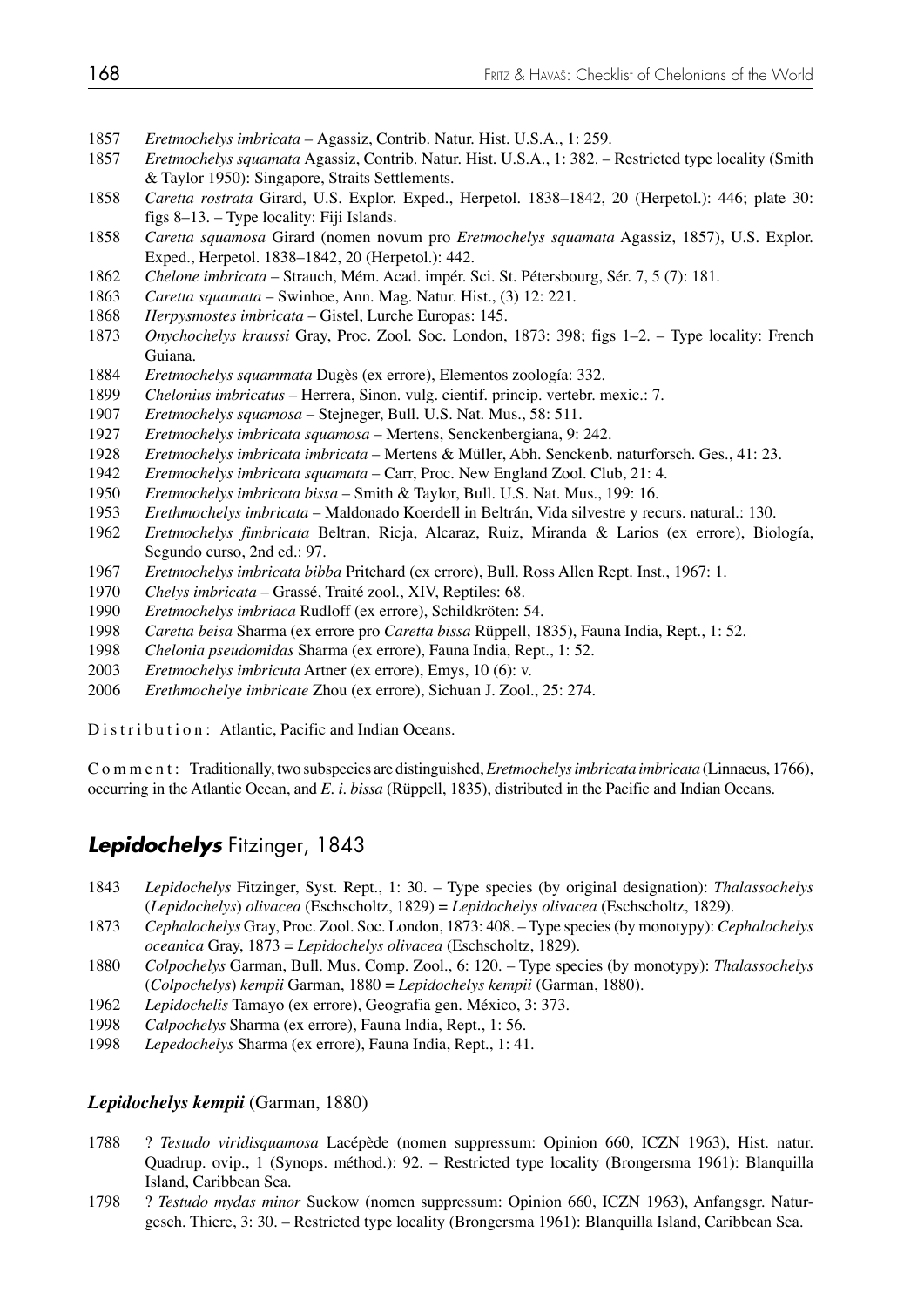1857 *Eretmochelys imbricata* – Agassiz, Contrib. Natur. Hist. U.S.A., 1: 259.

1857 *Eretmochelys squamata* Agassiz, Contrib. Natur. Hist. U.S.A., 1: 382. – Restricted type locality (Smith & Taylor 1950): Singapore, Straits Settlements.

1858 *Caretta rostrata* Girard, U.S. Explor. Exped., Herpetol. 1838–1842, 20 (Herpetol.): 446; plate 30: figs 8–13. – Type locality: Fiji Islands.

1858 *Caretta squamosa* Girard (nomen novum pro *Eretmochelys squamata* Agassiz, 1857), U.S. Explor. Exped., Herpetol. 1838–1842, 20 (Herpetol.): 442.

1862 *Chelone imbricata* – Strauch, Mém. Acad. impér. Sci. St. Pétersbourg, Sér. 7, 5 (7): 181.

1863 *Caretta squamata* – Swinhoe, Ann. Mag. Natur. Hist., (3) 12: 221.

1868 *Herpysmostes imbricata* – Gistel, Lurche Europas: 145.

1873 *Onychochelys kraussi* Gray, Proc. Zool. Soc. London, 1873: 398; figs 1–2. – Type locality: French Guiana.

1884 *Eretmochelys squammata* Dugès (ex errore), Elementos zoología: 332.

1899 *Chelonius imbricatus* – Herrera, Sinon. vulg. cientif. princip. vertebr. mexic.: 7.

1907 *Eretmochelys squamosa* – Stejneger, Bull. U.S. Nat. Mus., 58: 511.

1927 *Eretmochelys imbricata squamosa* – Mertens, Senckenbergiana, 9: 242.

1928 *Eretmochelys imbricata imbricata* – Mertens & Müller, Abh. Senckenb. naturforsch. Ges., 41: 23.

1942 *Eretmochelys imbricata squamata* – Carr, Proc. New England Zool. Club, 21: 4.

1950 *Eretmochelys imbricata bissa* – Smith & Taylor, Bull. U.S. Nat. Mus., 199: 16.

1953 *Erethmochelys imbricata* – Maldonado Koerdell in Beltrán, Vida silvestre y recurs. natural.: 130.

1962 *Eretmochelys fimbricata* Beltran, Ricja, Alcaraz, Ruiz, Miranda & Larios (ex errore), Biología, Segundo curso, 2nd ed.: 97.

1967 *Eretmochelys imbricata bibba* Pritchard (ex errore), Bull. Ross Allen Rept. Inst., 1967: 1.

1970 *Chelys imbricata* – Grassé, Traité zool., XIV, Reptiles: 68.

1990 *Eretmochelys imbriaca* Rudloff (ex errore), Schildkröten: 54.

1998 *Caretta beisa* Sharma (ex errore pro *Caretta bissa* Rüppell, 1835), Fauna India, Rept., 1: 52.

1998 *Chelonia pseudomidas* Sharma (ex errore), Fauna India, Rept., 1: 52.

2003 *Eretmochelys imbricuta* Artner (ex errore), Emys, 10 (6): v.

2006 *Erethmochelye imbricate* Zhou (ex errore), Sichuan J. Zool., 25: 274.

Distribution: Atlantic, Pacific and Indian Oceans.

Comment: Traditionally, two subspecies are distinguished, *Eretmochelys imbricata imbricata* (Linnaeus, 1766), occurring in the Atlantic Ocean, and *E. i. bissa* (Rüppell, 1835), distributed in the Pacific and Indian Oceans.

## *Lepidochelys* Fitzinger, 1843

1843 *Lepidochelys* Fitzinger, Syst. Rept., 1: 30. – Type species (by original designation): *Thalassochelys* (*Lepidochelys*) *olivacea* (Eschscholtz, 1829) = *Lepidochelys olivacea* (Eschscholtz, 1829).

1873 *Cephalochelys* Gray, Proc. Zool. Soc. London, 1873: 408. – Type species (by monotypy): *Cephalochelys oceanica* Gray, 1873 = *Lepidochelys olivacea* (Eschscholtz, 1829).

1880 *Colpochelys* Garman, Bull. Mus. Comp. Zool., 6: 120. – Type species (by monotypy): *Thalassochelys* (*Colpochelys*) *kempii* Garman, 1880 = *Lepidochelys kempii* (Garman, 1880).

1962 *Lepidochelis* Tamayo (ex errore), Geografia gen. México, 3: 373.

1998 *Calpochelys* Sharma (ex errore), Fauna India, Rept., 1: 56.

1998 *Lepedochelys* Sharma (ex errore), Fauna India, Rept., 1: 41.

### *Lepidochelys kempii* (Garman, 1880)

1788 ? *Testudo viridisquamosa* Lacépède (nomen suppressum: Opinion 660, ICZN 1963), Hist. natur. Quadrup. ovip., 1 (Synops. méthod.): 92. – Restricted type locality (Brongersma 1961): Blanquilla Island, Caribbean Sea.

1798 ? *Testudo mydas minor* Suckow (nomen suppressum: Opinion 660, ICZN 1963), Anfangsgr. Naturgesch. Thiere, 3: 30. – Restricted type locality (Brongersma 1961): Blanquilla Island, Caribbean Sea.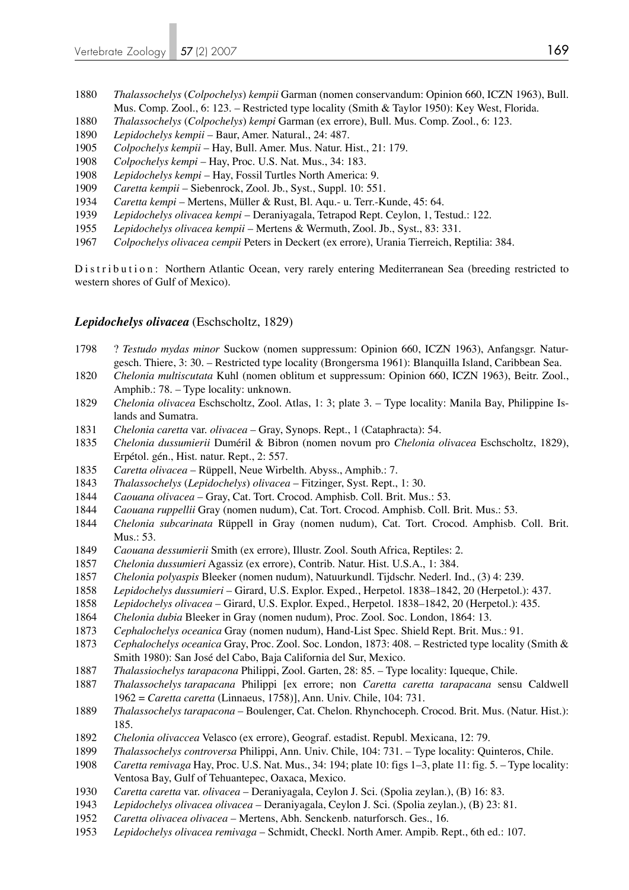1880 *Thalassochelys* (*Colpochelys*) *kempii* Garman (nomen conservandum: Opinion 660, ICZN 1963), Bull. Mus. Comp. Zool., 6: 123. – Restricted type locality (Smith & Taylor 1950): Key West, Florida.

1880 *Thalassochelys* (*Colpochelys*) *kempi* Garman (ex errore), Bull. Mus. Comp. Zool., 6: 123.

1890 *Lepidochelys kempii* – Baur, Amer. Natural., 24: 487.

1905 *Colpochelys kempii* – Hay, Bull. Amer. Mus. Natur. Hist., 21: 179.

1908 *Colpochelys kempi* – Hay, Proc. U.S. Nat. Mus., 34: 183.

1908 *Lepidochelys kempi* – Hay, Fossil Turtles North America: 9.

1909 *Caretta kempii* – Siebenrock, Zool. Jb., Syst., Suppl. 10: 551.

1934 *Caretta kempi* – Mertens, Müller & Rust, Bl. Aqu.- u. Terr.-Kunde, 45: 64.

1939 *Lepidochelys olivacea kempi* – Deraniyagala, Tetrapod Rept. Ceylon, 1, Testud.: 122.

1955 *Lepidochelys olivacea kempii* – Mertens & Wermuth, Zool. Jb., Syst., 83: 331.

1967 *Colpochelys olivacea cempii* Peters in Deckert (ex errore), Urania Tierreich, Reptilia: 384.

Distribution: Northern Atlantic Ocean, very rarely entering Mediterranean Sea (breeding restricted to western shores of Gulf of Mexico).

### *Lepidochelys olivacea* (Eschscholtz, 1829)

1798 ? *Testudo mydas minor* Suckow (nomen suppressum: Opinion 660, ICZN 1963), Anfangsgr. Naturgesch. Thiere, 3: 30. – Restricted type locality (Brongersma 1961): Blanquilla Island, Caribbean Sea.

1820 *Chelonia multiscutata* Kuhl (nomen oblitum et suppressum: Opinion 660, ICZN 1963), Beitr. Zool., Amphib.: 78. – Type locality: unknown.

1829 *Chelonia olivacea* Eschscholtz, Zool. Atlas, 1: 3; plate 3. – Type locality: Manila Bay, Philippine Islands and Sumatra.

1831 *Chelonia caretta* var. *olivacea* – Gray, Synops. Rept., 1 (Cataphracta): 54.

1835 *Chelonia dussumierii* Duméril & Bibron (nomen novum pro *Chelonia olivacea* Eschscholtz, 1829), Erpétol. gén., Hist. natur. Rept., 2: 557.

1835 *Caretta olivacea* – Rüppell, Neue Wirbelth. Abyss., Amphib.: 7.

1843 *Thalassochelys* (*Lepidochelys*) *olivacea* – Fitzinger, Syst. Rept., 1: 30.

1844 *Caouana olivacea* – Gray, Cat. Tort. Crocod. Amphisb. Coll. Brit. Mus.: 53.

1844 *Caouana ruppellii* Gray (nomen nudum), Cat. Tort. Crocod. Amphisb. Coll. Brit. Mus.: 53.

1844 *Chelonia subcarinata* Rüppell in Gray (nomen nudum), Cat. Tort. Crocod. Amphisb. Coll. Brit. Mus.: 53.

1849 *Caouana dessumierii* Smith (ex errore), Illustr. Zool. South Africa, Reptiles: 2.

1857 *Chelonia dussumieri* Agassiz (ex errore), Contrib. Natur. Hist. U.S.A., 1: 384.

1857 *Chelonia polyaspis* Bleeker (nomen nudum), Natuurkundl. Tijdschr. Nederl. Ind., (3) 4: 239.

1858 *Lepidochelys dussumieri* – Girard, U.S. Explor. Exped., Herpetol. 1838–1842, 20 (Herpetol.): 437.

1858 *Lepidochelys olivacea* – Girard, U.S. Explor. Exped., Herpetol. 1838–1842, 20 (Herpetol.): 435.

1864 *Chelonia dubia* Bleeker in Gray (nomen nudum), Proc. Zool. Soc. London, 1864: 13.

1873 *Cephalochelys oceanica* Gray (nomen nudum), Hand-List Spec. Shield Rept. Brit. Mus.: 91.

1873 *Cephalochelys oceanica* Gray, Proc. Zool. Soc. London, 1873: 408. – Restricted type locality (Smith & Smith 1980): San José del Cabo, Baja California del Sur, Mexico.

1887 *Thalassiochelys tarapacona* Philippi, Zool. Garten, 28: 85. – Type locality: Iqueque, Chile.

1887 *Thalassochelys tarapacana* Philippi [ex errore; non *Caretta caretta tarapacana* sensu Caldwell 1962 = *Caretta caretta* (Linnaeus, 1758)], Ann. Univ. Chile, 104: 731.

1889 *Thalassochelys tarapacona* – Boulenger, Cat. Chelon. Rhynchoceph. Crocod. Brit. Mus. (Natur. Hist.): 185.

1892 *Chelonia olivaccea* Velasco (ex errore), Geograf. estadist. Republ. Mexicana, 12: 79.

1899 *Thalassochelys controversa* Philippi, Ann. Univ. Chile, 104: 731. – Type locality: Quinteros, Chile.

1908 *Caretta remivaga* Hay, Proc. U.S. Nat. Mus., 34: 194; plate 10: figs 1–3, plate 11: fig. 5. – Type locality: Ventosa Bay, Gulf of Tehuantepec, Oaxaca, Mexico.

1930 *Caretta caretta* var. *olivacea* – Deraniyagala, Ceylon J. Sci. (Spolia zeylan.), (B) 16: 83.

1943 *Lepidochelys olivacea olivacea* – Deraniyagala, Ceylon J. Sci. (Spolia zeylan.), (B) 23: 81.

1952 *Caretta olivacea olivacea* – Mertens, Abh. Senckenb. naturforsch. Ges., 16.

1953 *Lepidochelys olivacea remivaga* – Schmidt, Checkl. North Amer. Ampib. Rept., 6th ed.: 107.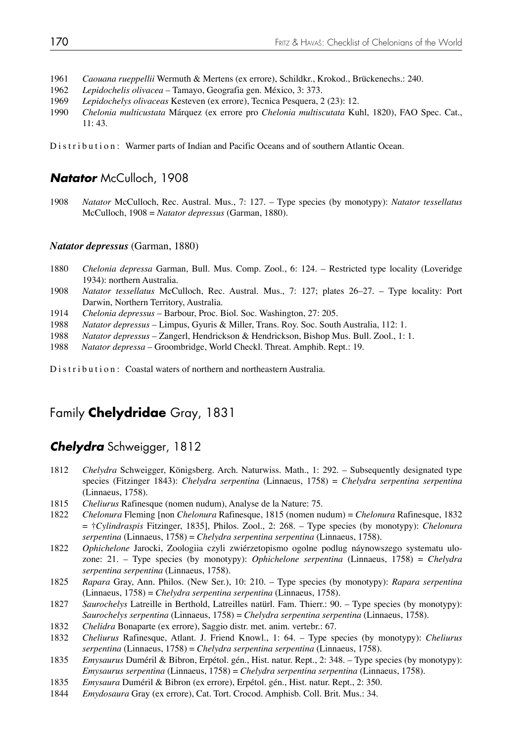1961 *Caouana rueppellii* Wermuth & Mertens (ex errore), Schildkr., Krokod., Brückenechs.: 240.
1962 *Lepidochelis olivacea* – Tamayo, Geografia gen. México, 3: 373.
1969 *Lepidochelys olivaceas* Kesteven (ex errore), Tecnica Pesquera, 2 (23): 12.
1990 *Chelonia multicustata* Márquez (ex errore pro *Chelonia multiscutata* Kuhl, 1820), FAO Spec. Cat., 11: 43.

Distribution: Warmer parts of Indian and Pacific Oceans and of southern Atlantic Ocean.

## ***Natator*** McCulloch, 1908

1908 *Natator* McCulloch, Rec. Austral. Mus., 7: 127. – Type species (by monotypy): *Natator tessellatus* McCulloch, 1908 = *Natator depressus* (Garman, 1880).

#### *Natator depressus* (Garman, 1880)

1880 *Chelonia depressa* Garman, Bull. Mus. Comp. Zool., 6: 124. – Restricted type locality (Loveridge 1934): northern Australia.
1908 *Natator tessellatus* McCulloch, Rec. Austral. Mus., 7: 127; plates 26–27. – Type locality: Port Darwin, Northern Territory, Australia.
1914 *Chelonia depressus* – Barbour, Proc. Biol. Soc. Washington, 27: 205.
1988 *Natator depressus* – Limpus, Gyuris & Miller, Trans. Roy. Soc. South Australia, 112: 1.
1988 *Natator depressus* – Zangerl, Hendrickson & Hendrickson, Bishop Mus. Bull. Zool., 1: 1.
1988 *Natator depressa* – Groombridge, World Checkl. Threat. Amphib. Rept.: 19.

Distribution: Coastal waters of northern and northeastern Australia.

# Family **Chelydridae** Gray, 1831

## ***Chelydra*** Schweigger, 1812

1812 *Chelydra* Schweigger, Königsberg. Arch. Naturwiss. Math., 1: 292. – Subsequently designated type species (Fitzinger 1843): *Chelydra serpentina* (Linnaeus, 1758) = *Chelydra serpentina serpentina* (Linnaeus, 1758).
1815 *Cheliurus* Rafinesque (nomen nudum), Analyse de la Nature: 75.
1822 *Chelonura* Fleming [non *Chelonura* Rafinesque, 1815 (nomen nudum) = *Chelonura* Rafinesque, 1832 = †*Cylindraspis* Fitzinger, 1835], Philos. Zool., 2: 268. – Type species (by monotypy): *Chelonura serpentina* (Linnaeus, 1758) = *Chelydra serpentina serpentina* (Linnaeus, 1758).
1822 *Ophichelone* Jarocki, Zoologiia czyli zwiérzetopismo ogolne podlug náynowszego systematu ulozone: 21. – Type species (by monotypy): *Ophichelone serpentina* (Linnaeus, 1758) = *Chelydra serpentina serpentina* (Linnaeus, 1758).
1825 *Rapara* Gray, Ann. Philos. (New Ser.), 10: 210. – Type species (by monotypy): *Rapara serpentina* (Linnaeus, 1758) = *Chelydra serpentina serpentina* (Linnaeus, 1758).
1827 *Saurochelys* Latreille in Berthold, Latreilles natürl. Fam. Thierr.: 90. – Type species (by monotypy): *Saurochelys serpentina* (Linnaeus, 1758) = *Chelydra serpentina serpentina* (Linnaeus, 1758).
1832 *Chelidra* Bonaparte (ex errore), Saggio distr. met. anim. vertebr.: 67.
1832 *Cheliurus* Rafinesque, Atlant. J. Friend Knowl., 1: 64. – Type species (by monotypy): *Cheliurus serpentina* (Linnaeus, 1758) = *Chelydra serpentina serpentina* (Linnaeus, 1758).
1835 *Emysaurus* Duméril & Bibron, Erpétol. gén., Hist. natur. Rept., 2: 348. – Type species (by monotypy): *Emysaurus serpentina* (Linnaeus, 1758) = *Chelydra serpentina serpentina* (Linnaeus, 1758).
1835 *Emysaura* Duméril & Bibron (ex errore), Erpétol. gén., Hist. natur. Rept., 2: 350.
1844 *Emydosaura* Gray (ex errore), Cat. Tort. Crocod. Amphisb. Coll. Brit. Mus.: 34.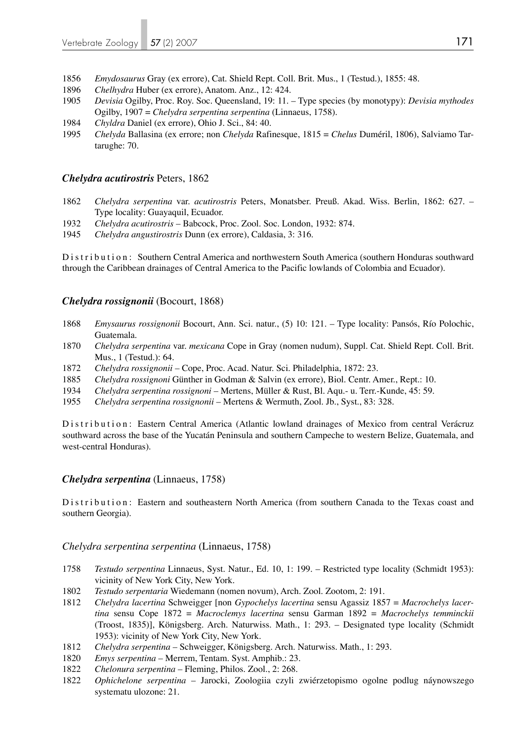1856 *Emydosaurus* Gray (ex errore), Cat. Shield Rept. Coll. Brit. Mus., 1 (Testud.), 1855: 48.

1896 *Chelhydra* Huber (ex errore), Anatom. Anz., 12: 424.

1905 *Devisia* Ogilby, Proc. Roy. Soc. Queensland, 19: 11. – Type species (by monotypy): *Devisia mythodes* Ogilby, 1907 = *Chelydra serpentina serpentina* (Linnaeus, 1758).

1984 *Chyldra* Daniel (ex errore), Ohio J. Sci., 84: 40.

1995 *Chelyda* Ballasina (ex errore; non *Chelyda* Rafinesque, 1815 = *Chelus* Duméril, 1806), Salviamo Tartarughe: 70.

### *Chelydra acutirostris* Peters, 1862

1862 *Chelydra serpentina* var. *acutirostris* Peters, Monatsber. Preuß. Akad. Wiss. Berlin, 1862: 627. – Type locality: Guayaquil, Ecuador.

1932 *Chelydra acutirostris* – Babcock, Proc. Zool. Soc. London, 1932: 874.

1945 *Chelydra angustirostris* Dunn (ex errore), Caldasia, 3: 316.

Distribution: Southern Central America and northwestern South America (southern Honduras southward through the Caribbean drainages of Central America to the Pacific lowlands of Colombia and Ecuador).

### *Chelydra rossignonii* (Bocourt, 1868)

1868 *Emysaurus rossignonii* Bocourt, Ann. Sci. natur., (5) 10: 121. – Type locality: Pansós, Río Polochic, Guatemala.

1870 *Chelydra serpentina* var. *mexicana* Cope in Gray (nomen nudum), Suppl. Cat. Shield Rept. Coll. Brit. Mus., 1 (Testud.): 64.

1872 *Chelydra rossignonii* – Cope, Proc. Acad. Natur. Sci. Philadelphia, 1872: 23.

1885 *Chelydra rossignoni* Günther in Godman & Salvin (ex errore), Biol. Centr. Amer., Rept.: 10.

1934 *Chelydra serpentina rossignoni* – Mertens, Müller & Rust, Bl. Aqu.- u. Terr.-Kunde, 45: 59.

1955 *Chelydra serpentina rossignonii* – Mertens & Wermuth, Zool. Jb., Syst., 83: 328.

Distribution: Eastern Central America (Atlantic lowland drainages of Mexico from central Verácruz southward across the base of the Yucatán Peninsula and southern Campeche to western Belize, Guatemala, and west-central Honduras).

### *Chelydra serpentina* (Linnaeus, 1758)

Distribution: Eastern and southeastern North America (from southern Canada to the Texas coast and southern Georgia).

#### *Chelydra serpentina serpentina* (Linnaeus, 1758)

1758 *Testudo serpentina* Linnaeus, Syst. Natur., Ed. 10, 1: 199. – Restricted type locality (Schmidt 1953): vicinity of New York City, New York.

1802 *Testudo serpentaria* Wiedemann (nomen novum), Arch. Zool. Zootom, 2: 191.

1812 *Chelydra lacertina* Schweigger [non *Gypochelys lacertina* sensu Agassiz 1857 = *Macrochelys lacertina* sensu Cope 1872 = *Macroclemys lacertina* sensu Garman 1892 = *Macrochelys temminckii* (Troost, 1835)], Königsberg. Arch. Naturwiss. Math., 1: 293. – Designated type locality (Schmidt 1953): vicinity of New York City, New York.

1812 *Chelydra serpentina* – Schweigger, Königsberg. Arch. Naturwiss. Math., 1: 293.

1820 *Emys serpentina* – Merrem, Tentam. Syst. Amphib.: 23.

1822 *Chelonura serpentina* – Fleming, Philos. Zool., 2: 268.

1822 *Ophichelone serpentina* – Jarocki, Zoologiia czyli zwiérzetopismo ogolne podlug náynowszego systematu ulozone: 21.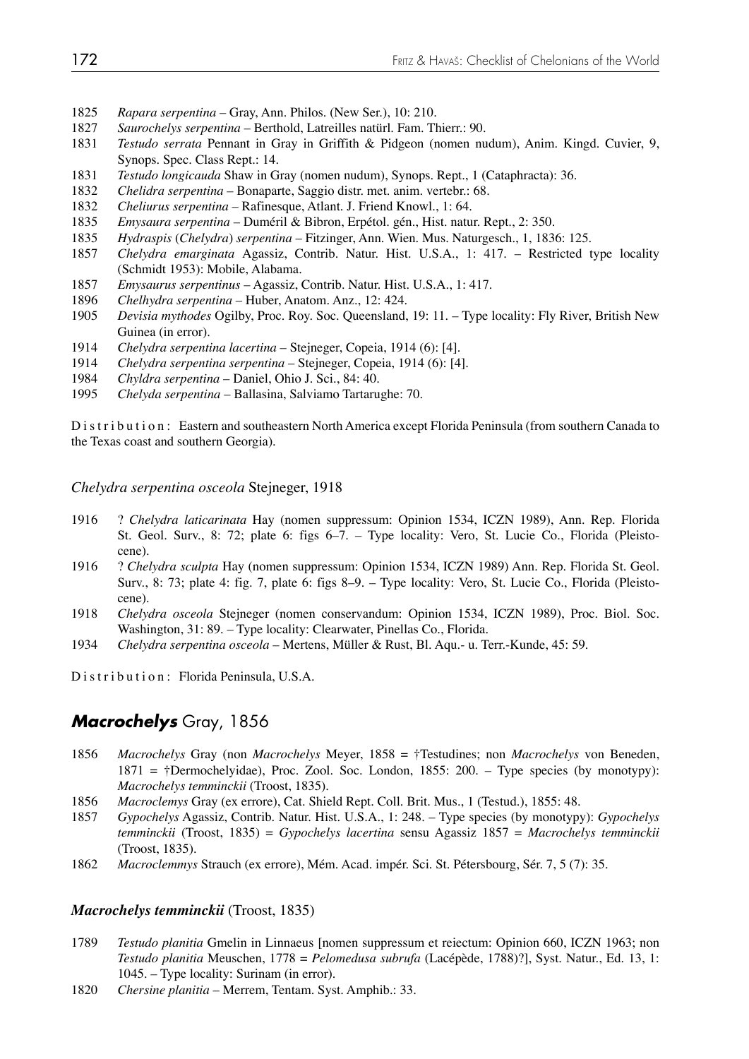1825 *Rapara serpentina* – Gray, Ann. Philos. (New Ser.), 10: 210.
1827 *Saurochelys serpentina* – Berthold, Latreilles natürl. Fam. Thierr.: 90.
1831 *Testudo serrata* Pennant in Gray in Griffith & Pidgeon (nomen nudum), Anim. Kingd. Cuvier, 9, Synops. Spec. Class Rept.: 14.
1831 *Testudo longicauda* Shaw in Gray (nomen nudum), Synops. Rept., 1 (Cataphracta): 36.
1832 *Chelidra serpentina* – Bonaparte, Saggio distr. met. anim. vertebr.: 68.
1832 *Cheliurus serpentina* – Rafinesque, Atlant. J. Friend Knowl., 1: 64.
1835 *Emysaura serpentina* – Duméril & Bibron, Erpétol. gén., Hist. natur. Rept., 2: 350.
1835 *Hydraspis* (*Chelydra*) *serpentina* – Fitzinger, Ann. Wien. Mus. Naturgesch., 1, 1836: 125.
1857 *Chelydra emarginata* Agassiz, Contrib. Natur. Hist. U.S.A., 1: 417. – Restricted type locality (Schmidt 1953): Mobile, Alabama.
1857 *Emysaurus serpentinus* – Agassiz, Contrib. Natur. Hist. U.S.A., 1: 417.
1896 *Chelhydra serpentina* – Huber, Anatom. Anz., 12: 424.
1905 *Devisia mythodes* Ogilby, Proc. Roy. Soc. Queensland, 19: 11. – Type locality: Fly River, British New Guinea (in error).
1914 *Chelydra serpentina lacertina* – Stejneger, Copeia, 1914 (6): [4].
1914 *Chelydra serpentina serpentina* – Stejneger, Copeia, 1914 (6): [4].
1984 *Chyldra serpentina* – Daniel, Ohio J. Sci., 84: 40.
1995 *Chelyda serpentina* – Ballasina, Salviamo Tartarughe: 70.

Distribution: Eastern and southeastern North America except Florida Peninsula (from southern Canada to the Texas coast and southern Georgia).

### *Chelydra serpentina osceola* Stejneger, 1918

1916 ? *Chelydra laticarinata* Hay (nomen suppressum: Opinion 1534, ICZN 1989), Ann. Rep. Florida St. Geol. Surv., 8: 72; plate 6: figs 6–7. – Type locality: Vero, St. Lucie Co., Florida (Pleistocene).
1916 ? *Chelydra sculpta* Hay (nomen suppressum: Opinion 1534, ICZN 1989) Ann. Rep. Florida St. Geol. Surv., 8: 73; plate 4: fig. 7, plate 6: figs 8–9. – Type locality: Vero, St. Lucie Co., Florida (Pleistocene).
1918 *Chelydra osceola* Stejneger (nomen conservandum: Opinion 1534, ICZN 1989), Proc. Biol. Soc. Washington, 31: 89. – Type locality: Clearwater, Pinellas Co., Florida.
1934 *Chelydra serpentina osceola* – Mertens, Müller & Rust, Bl. Aqu.- u. Terr.-Kunde, 45: 59.

Distribution: Florida Peninsula, U.S.A.

## ***Macrochelys*** Gray, 1856

1856 *Macrochelys* Gray (non *Macrochelys* Meyer, 1858 = †Testudines; non *Macrochelys* von Beneden, 1871 = †Dermochelyidae), Proc. Zool. Soc. London, 1855: 200. – Type species (by monotypy): *Macrochelys temminckii* (Troost, 1835).
1856 *Macroclemys* Gray (ex errore), Cat. Shield Rept. Coll. Brit. Mus., 1 (Testud.), 1855: 48.
1857 *Gypochelys* Agassiz, Contrib. Natur. Hist. U.S.A., 1: 248. – Type species (by monotypy): *Gypochelys temminckii* (Troost, 1835) = *Gypochelys lacertina* sensu Agassiz 1857 = *Macrochelys temminckii* (Troost, 1835).
1862 *Macroclemmys* Strauch (ex errore), Mém. Acad. impér. Sci. St. Pétersbourg, Sér. 7, 5 (7): 35.

### ***Macrochelys temminckii*** (Troost, 1835)

1789 *Testudo planitia* Gmelin in Linnaeus [nomen suppressum et reiectum: Opinion 660, ICZN 1963; non *Testudo planitia* Meuschen, 1778 = *Pelomedusa subrufa* (Lacépède, 1788)?], Syst. Natur., Ed. 13, 1: 1045. – Type locality: Surinam (in error).
1820 *Chersine planitia* – Merrem, Tentam. Syst. Amphib.: 33.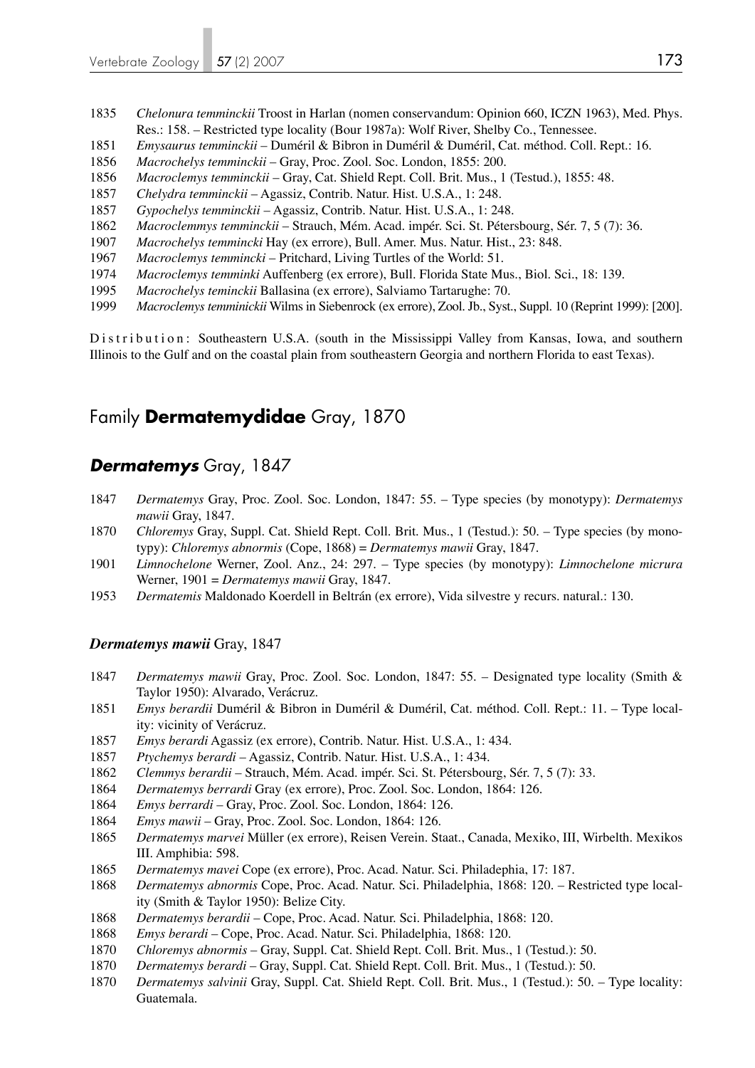1835 *Chelonura temminckii* Troost in Harlan (nomen conservandum: Opinion 660, ICZN 1963), Med. Phys. Res.: 158. – Restricted type locality (Bour 1987a): Wolf River, Shelby Co., Tennessee.

1851 *Emysaurus temminckii* – Duméril & Bibron in Duméril & Duméril, Cat. méthod. Coll. Rept.: 16.

1856 *Macrochelys temminckii* – Gray, Proc. Zool. Soc. London, 1855: 200.

1856 *Macroclemys temminckii* – Gray, Cat. Shield Rept. Coll. Brit. Mus., 1 (Testud.), 1855: 48.

1857 *Chelydra temminckii* – Agassiz, Contrib. Natur. Hist. U.S.A., 1: 248.

1857 *Gypochelys temminckii* – Agassiz, Contrib. Natur. Hist. U.S.A., 1: 248.

1862 *Macroclemmys temminckii* – Strauch, Mém. Acad. impér. Sci. St. Pétersbourg, Sér. 7, 5 (7): 36.

1907 *Macrochelys temmincki* Hay (ex errore), Bull. Amer. Mus. Natur. Hist., 23: 848.

1967 *Macroclemys temmincki* – Pritchard, Living Turtles of the World: 51.

1974 *Macroclemys temminki* Auffenberg (ex errore), Bull. Florida State Mus., Biol. Sci., 18: 139.

1995 *Macrochelys teminckii* Ballasina (ex errore), Salviamo Tartarughe: 70.

1999 *Macroclemys temminickii* Wilms in Siebenrock (ex errore), Zool. Jb., Syst., Suppl. 10 (Reprint 1999): [200].

Distribution: Southeastern U.S.A. (south in the Mississippi Valley from Kansas, Iowa, and southern Illinois to the Gulf and on the coastal plain from southeastern Georgia and northern Florida to east Texas).

## Family **Dermatemydidae** Gray, 1870

### ***Dermatemys*** Gray, 1847

1847 *Dermatemys* Gray, Proc. Zool. Soc. London, 1847: 55. – Type species (by monotypy): *Dermatemys mawii* Gray, 1847.

1870 *Chloremys* Gray, Suppl. Cat. Shield Rept. Coll. Brit. Mus., 1 (Testud.): 50. – Type species (by monotypy): *Chloremys abnormis* (Cope, 1868) = *Dermatemys mawii* Gray, 1847.

1901 *Limnochelone* Werner, Zool. Anz., 24: 297. – Type species (by monotypy): *Limnochelone micrura* Werner, 1901 = *Dermatemys mawii* Gray, 1847.

1953 *Dermatemis* Maldonado Koerdell in Beltrán (ex errore), Vida silvestre y recurs. natural.: 130.

#### ***Dermatemys mawii*** Gray, 1847

1847 *Dermatemys mawii* Gray, Proc. Zool. Soc. London, 1847: 55. – Designated type locality (Smith & Taylor 1950): Alvarado, Verácruz.

1851 *Emys berardii* Duméril & Bibron in Duméril & Duméril, Cat. méthod. Coll. Rept.: 11. – Type locality: vicinity of Verácruz.

1857 *Emys berardi* Agassiz (ex errore), Contrib. Natur. Hist. U.S.A., 1: 434.

1857 *Ptychemys berardi* – Agassiz, Contrib. Natur. Hist. U.S.A., 1: 434.

1862 *Clemmys berardii* – Strauch, Mém. Acad. impér. Sci. St. Pétersbourg, Sér. 7, 5 (7): 33.

1864 *Dermatemys berrardi* Gray (ex errore), Proc. Zool. Soc. London, 1864: 126.

1864 *Emys berrardi* – Gray, Proc. Zool. Soc. London, 1864: 126.

1864 *Emys mawii* – Gray, Proc. Zool. Soc. London, 1864: 126.

1865 *Dermatemys marvei* Müller (ex errore), Reisen Verein. Staat., Canada, Mexiko, III, Wirbelth. Mexikos III. Amphibia: 598.

1865 *Dermatemys mavei* Cope (ex errore), Proc. Acad. Natur. Sci. Philadephia, 17: 187.

1868 *Dermatemys abnormis* Cope, Proc. Acad. Natur. Sci. Philadelphia, 1868: 120. – Restricted type locality (Smith & Taylor 1950): Belize City.

1868 *Dermatemys berardii* – Cope, Proc. Acad. Natur. Sci. Philadelphia, 1868: 120.

1868 *Emys berardi* – Cope, Proc. Acad. Natur. Sci. Philadelphia, 1868: 120.

1870 *Chloremys abnormis* – Gray, Suppl. Cat. Shield Rept. Coll. Brit. Mus., 1 (Testud.): 50.

1870 *Dermatemys berardi* – Gray, Suppl. Cat. Shield Rept. Coll. Brit. Mus., 1 (Testud.): 50.

1870 *Dermatemys salvinii* Gray, Suppl. Cat. Shield Rept. Coll. Brit. Mus., 1 (Testud.): 50. – Type locality: Guatemala.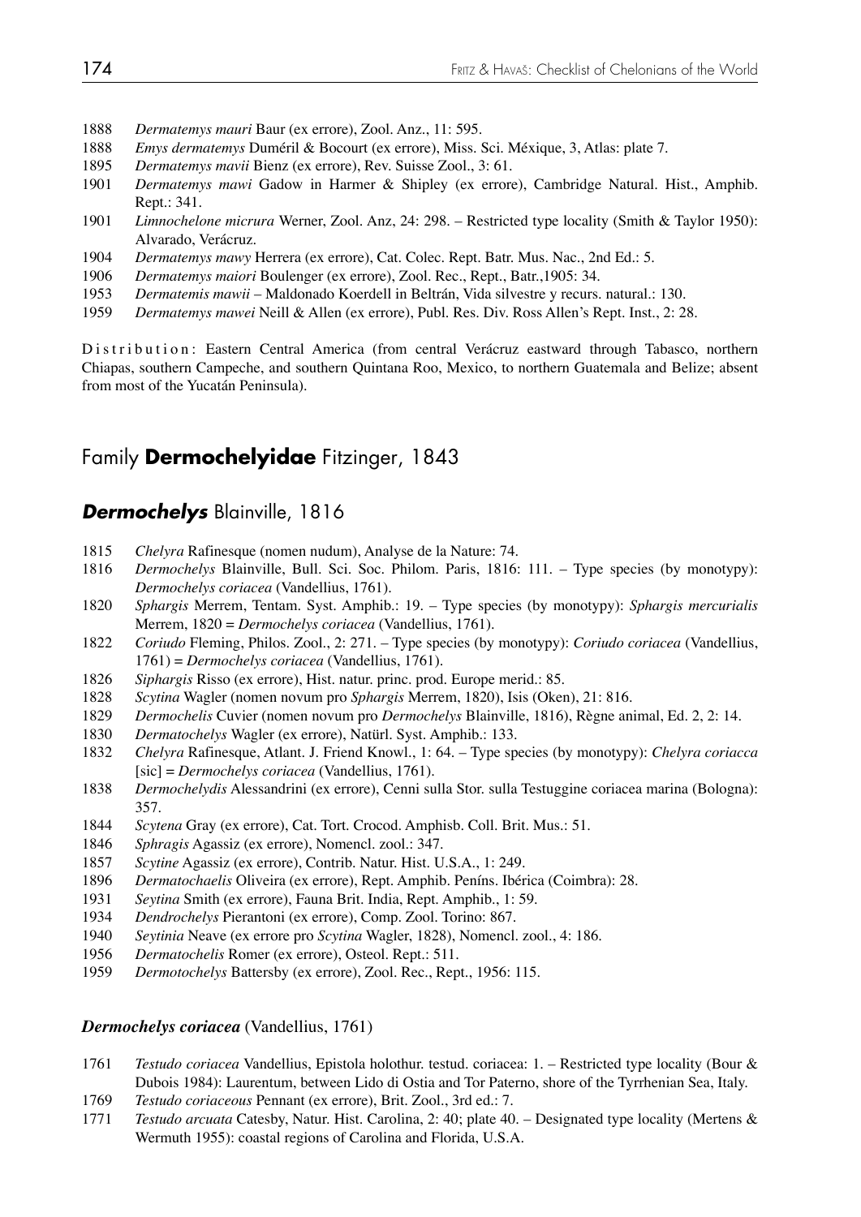1888 *Dermatemys mauri* Baur (ex errore), Zool. Anz., 11: 595.

1888 *Emys dermatemys* Duméril & Bocourt (ex errore), Miss. Sci. Méxique, 3, Atlas: plate 7.

1895 *Dermatemys mavii* Bienz (ex errore), Rev. Suisse Zool., 3: 61.

1901 *Dermatemys mawi* Gadow in Harmer & Shipley (ex errore), Cambridge Natural. Hist., Amphib. Rept.: 341.

1901 *Limnochelone micrura* Werner, Zool. Anz, 24: 298. – Restricted type locality (Smith & Taylor 1950): Alvarado, Verácruz.

1904 *Dermatemys mawy* Herrera (ex errore), Cat. Colec. Rept. Batr. Mus. Nac., 2nd Ed.: 5.

1906 *Dermatemys maiori* Boulenger (ex errore), Zool. Rec., Rept., Batr.,1905: 34.

1953 *Dermatemis mawii* – Maldonado Koerdell in Beltrán, Vida silvestre y recurs. natural.: 130.

1959 *Dermatemys mawei* Neill & Allen (ex errore), Publ. Res. Div. Ross Allen's Rept. Inst., 2: 28.

Distribution: Eastern Central America (from central Verácruz eastward through Tabasco, northern Chiapas, southern Campeche, and southern Quintana Roo, Mexico, to northern Guatemala and Belize; absent from most of the Yucatán Peninsula).

## Family **Dermochelyidae** Fitzinger, 1843

### ***Dermochelys*** Blainville, 1816

1815 *Chelyra* Rafinesque (nomen nudum), Analyse de la Nature: 74.

1816 *Dermochelys* Blainville, Bull. Sci. Soc. Philom. Paris, 1816: 111. – Type species (by monotypy): *Dermochelys coriacea* (Vandellius, 1761).

1820 *Sphargis* Merrem, Tentam. Syst. Amphib.: 19. – Type species (by monotypy): *Sphargis mercurialis* Merrem, 1820 = *Dermochelys coriacea* (Vandellius, 1761).

1822 *Coriudo* Fleming, Philos. Zool., 2: 271. – Type species (by monotypy): *Coriudo coriacea* (Vandellius, 1761) = *Dermochelys coriacea* (Vandellius, 1761).

1826 *Siphargis* Risso (ex errore), Hist. natur. princ. prod. Europe merid.: 85.

1828 *Scytina* Wagler (nomen novum pro *Sphargis* Merrem, 1820), Isis (Oken), 21: 816.

1829 *Dermochelis* Cuvier (nomen novum pro *Dermochelys* Blainville, 1816), Règne animal, Ed. 2, 2: 14.

1830 *Dermatochelys* Wagler (ex errore), Natürl. Syst. Amphib.: 133.

1832 *Chelyra* Rafinesque, Atlant. J. Friend Knowl., 1: 64. – Type species (by monotypy): *Chelyra coriacca* [sic] = *Dermochelys coriacea* (Vandellius, 1761).

1838 *Dermochelydis* Alessandrini (ex errore), Cenni sulla Stor. sulla Testuggine coriacea marina (Bologna): 357.

1844 *Scytena* Gray (ex errore), Cat. Tort. Crocod. Amphisb. Coll. Brit. Mus.: 51.

1846 *Sphragis* Agassiz (ex errore), Nomencl. zool.: 347.

1857 *Scytine* Agassiz (ex errore), Contrib. Natur. Hist. U.S.A., 1: 249.

1896 *Dermatochaelis* Oliveira (ex errore), Rept. Amphib. Penîns. Ibérica (Coimbra): 28.

1931 *Seytina* Smith (ex errore), Fauna Brit. India, Rept. Amphib., 1: 59.

1934 *Dendrochelys* Pierantoni (ex errore), Comp. Zool. Torino: 867.

1940 *Seytinia* Neave (ex errore pro *Scytina* Wagler, 1828), Nomencl. zool., 4: 186.

1956 *Dermatochelis* Romer (ex errore), Osteol. Rept.: 511.

1959 *Dermotochelys* Battersby (ex errore), Zool. Rec., Rept., 1956: 115.

#### ***Dermochelys coriacea*** (Vandellius, 1761)

1761 *Testudo coriacea* Vandellius, Epistola holothur. testud. coriacea: 1. – Restricted type locality (Bour & Dubois 1984): Laurentum, between Lido di Ostia and Tor Paterno, shore of the Tyrrhenian Sea, Italy.

1769 *Testudo coriaceous* Pennant (ex errore), Brit. Zool., 3rd ed.: 7.

1771 *Testudo arcuata* Catesby, Natur. Hist. Carolina, 2: 40; plate 40. – Designated type locality (Mertens & Wermuth 1955): coastal regions of Carolina and Florida, U.S.A.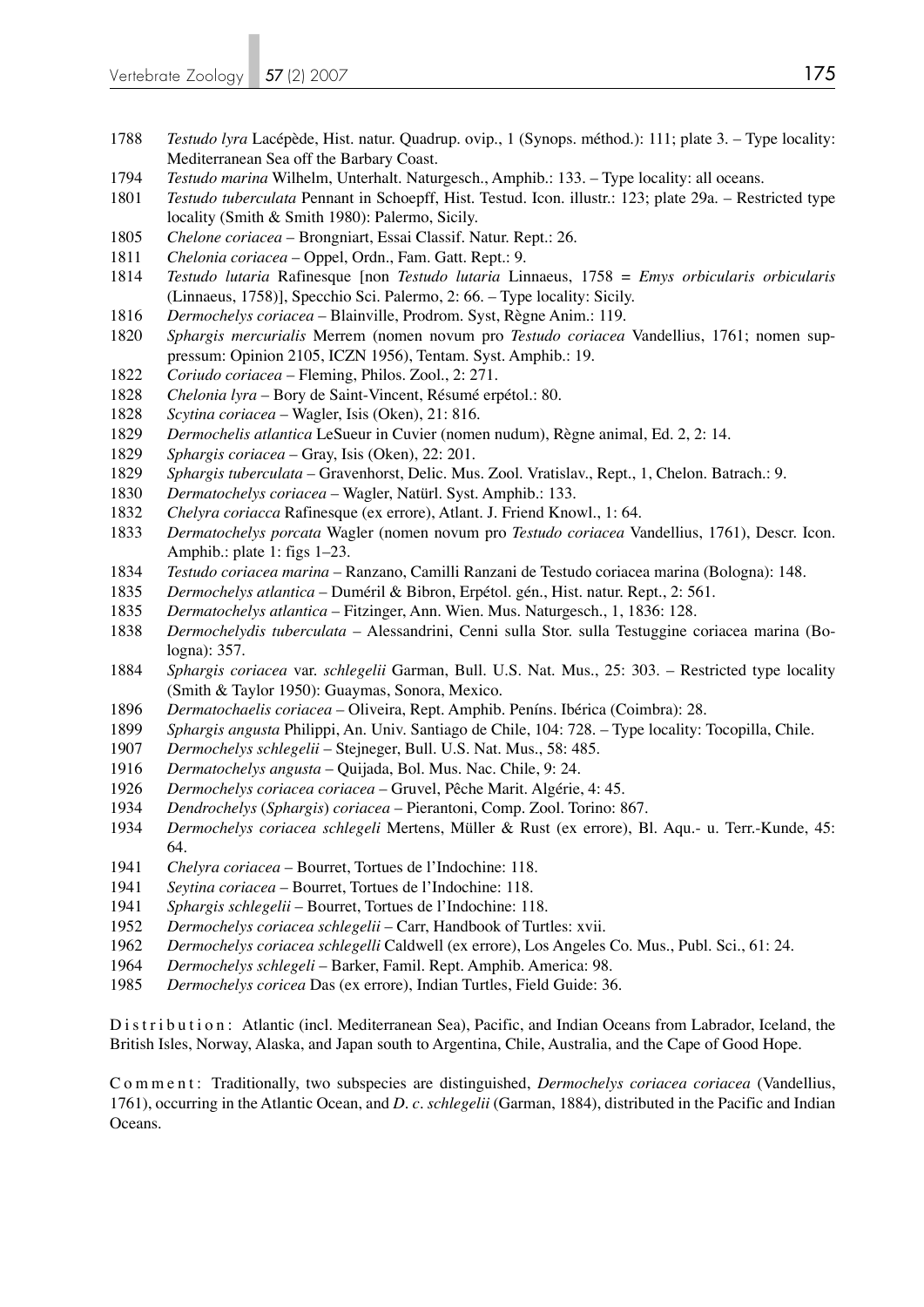1788 *Testudo lyra* Lacépède, Hist. natur. Quadrup. ovip., 1 (Synops. méthod.): 111; plate 3. – Type locality: Mediterranean Sea off the Barbary Coast.

1794 *Testudo marina* Wilhelm, Unterhalt. Naturgesch., Amphib.: 133. – Type locality: all oceans.

1801 *Testudo tuberculata* Pennant in Schoepff, Hist. Testud. Icon. illustr.: 123; plate 29a. – Restricted type locality (Smith & Smith 1980): Palermo, Sicily.

1805 *Chelone coriacea* – Brongniart, Essai Classif. Natur. Rept.: 26.

1811 *Chelonia coriacea* – Oppel, Ordn., Fam. Gatt. Rept.: 9.

1814 *Testudo lutaria* Rafinesque [non *Testudo lutaria* Linnaeus, 1758 = *Emys orbicularis orbicularis* (Linnaeus, 1758)], Specchio Sci. Palermo, 2: 66. – Type locality: Sicily.

1816 *Dermochelys coriacea* – Blainville, Prodrom. Syst, Règne Anim.: 119.

1820 *Sphargis mercurialis* Merrem (nomen novum pro *Testudo coriacea* Vandellius, 1761; nomen suppressum: Opinion 2105, ICZN 1956), Tentam. Syst. Amphib.: 19.

1822 *Coriudo coriacea* – Fleming, Philos. Zool., 2: 271.

1828 *Chelonia lyra* – Bory de Saint-Vincent, Résumé erpétol.: 80.

1828 *Scytina coriacea* – Wagler, Isis (Oken), 21: 816.

1829 *Dermochelis atlantica* LeSueur in Cuvier (nomen nudum), Règne animal, Ed. 2, 2: 14.

1829 *Sphargis coriacea* – Gray, Isis (Oken), 22: 201.

1829 *Sphargis tuberculata* – Gravenhorst, Delic. Mus. Zool. Vratislav., Rept., 1, Chelon. Batrach.: 9.

1830 *Dermatochelys coriacea* – Wagler, Natürl. Syst. Amphib.: 133.

1832 *Chelyra coriacca* Rafinesque (ex errore), Atlant. J. Friend Knowl., 1: 64.

1833 *Dermatochelys porcata* Wagler (nomen novum pro *Testudo coriacea* Vandellius, 1761), Descr. Icon. Amphib.: plate 1: figs 1–23.

1834 *Testudo coriacea marina* – Ranzano, Camilli Ranzani de Testudo coriacea marina (Bologna): 148.

1835 *Dermochelys atlantica* – Duméril & Bibron, Erpétol. gén., Hist. natur. Rept., 2: 561.

1835 *Dermatochelys atlantica* – Fitzinger, Ann. Wien. Mus. Naturgesch., 1, 1836: 128.

1838 *Dermochelydis tuberculata* – Alessandrini, Cenni sulla Stor. sulla Testuggine coriacea marina (Bologna): 357.

1884 *Sphargis coriacea* var. *schlegelii* Garman, Bull. U.S. Nat. Mus., 25: 303. – Restricted type locality (Smith & Taylor 1950): Guaymas, Sonora, Mexico.

1896 *Dermatochaelis coriacea* – Oliveira, Rept. Amphib. Peníns. Ibérica (Coimbra): 28.

1899 *Sphargis angusta* Philippi, An. Univ. Santiago de Chile, 104: 728. – Type locality: Tocopilla, Chile.

1907 *Dermochelys schlegelii* – Stejneger, Bull. U.S. Nat. Mus., 58: 485.

1916 *Dermatochelys angusta* – Quijada, Bol. Mus. Nac. Chile, 9: 24.

1926 *Dermochelys coriacea coriacea* – Gruvel, Pêche Marit. Algérie, 4: 45.

1934 *Dendrochelys* (*Sphargis*) *coriacea* – Pierantoni, Comp. Zool. Torino: 867.

1934 *Dermochelys coriacea schlegeli* Mertens, Müller & Rust (ex errore), Bl. Aqu.- u. Terr.-Kunde, 45: 64.

1941 *Chelyra coriacea* – Bourret, Tortues de l'Indochine: 118.

1941 *Seytina coriacea* – Bourret, Tortues de l'Indochine: 118.

1941 *Sphargis schlegelii* – Bourret, Tortues de l'Indochine: 118.

1952 *Dermochelys coriacea schlegelii* – Carr, Handbook of Turtles: xvii.

1962 *Dermochelys coriacea schlegelli* Caldwell (ex errore), Los Angeles Co. Mus., Publ. Sci., 61: 24.

1964 *Dermochelys schlegeli* – Barker, Famil. Rept. Amphib. America: 98.

1985 *Dermochelys coricea* Das (ex errore), Indian Turtles, Field Guide: 36.

Distribution: Atlantic (incl. Mediterranean Sea), Pacific, and Indian Oceans from Labrador, Iceland, the British Isles, Norway, Alaska, and Japan south to Argentina, Chile, Australia, and the Cape of Good Hope.

Comment: Traditionally, two subspecies are distinguished, *Dermochelys coriacea coriacea* (Vandellius, 1761), occurring in the Atlantic Ocean, and *D. c. schlegelii* (Garman, 1884), distributed in the Pacific and Indian Oceans.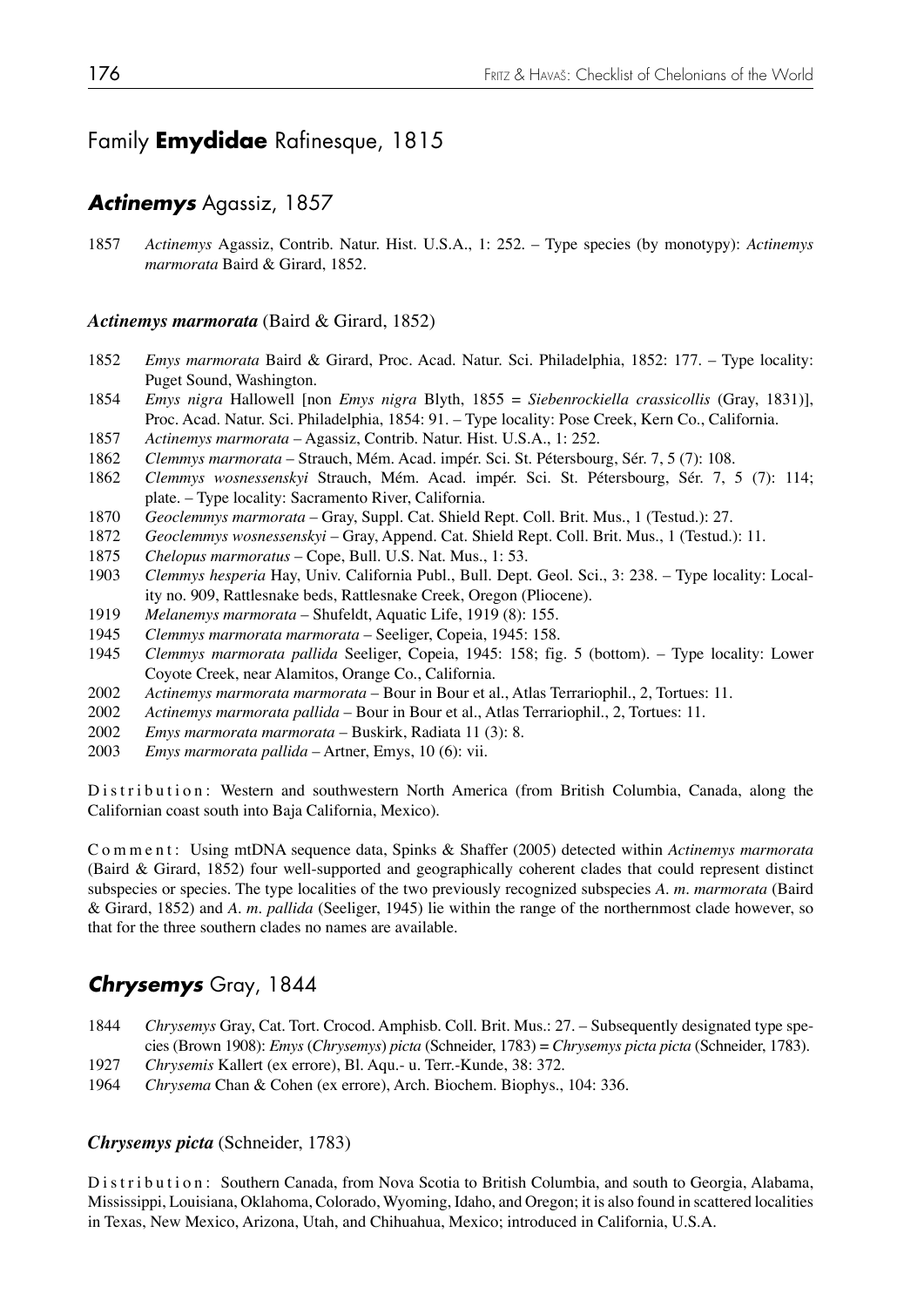## Family **Emydidae** Rafinesque, 1815

### ***Actinemys*** Agassiz, 1857

1857 *Actinemys* Agassiz, Contrib. Natur. Hist. U.S.A., 1: 252. – Type species (by monotypy): *Actinemys marmorata* Baird & Girard, 1852.

#### ***Actinemys marmorata*** (Baird & Girard, 1852)

1852 *Emys marmorata* Baird & Girard, Proc. Acad. Natur. Sci. Philadelphia, 1852: 177. – Type locality: Puget Sound, Washington.

1854 *Emys nigra* Hallowell [non *Emys nigra* Blyth, 1855 = *Siebenrockiella crassicollis* (Gray, 1831)], Proc. Acad. Natur. Sci. Philadelphia, 1854: 91. – Type locality: Pose Creek, Kern Co., California.

1857 *Actinemys marmorata* – Agassiz, Contrib. Natur. Hist. U.S.A., 1: 252.

1862 *Clemmys marmorata* – Strauch, Mém. Acad. impér. Sci. St. Pétersbourg, Sér. 7, 5 (7): 108.

1862 *Clemmys wosnessenskyi* Strauch, Mém. Acad. impér. Sci. St. Pétersbourg, Sér. 7, 5 (7): 114; plate. – Type locality: Sacramento River, California.

1870 *Geoclemmys marmorata* – Gray, Suppl. Cat. Shield Rept. Coll. Brit. Mus., 1 (Testud.): 27.

1872 *Geoclemmys wosnessenskyi* – Gray, Append. Cat. Shield Rept. Coll. Brit. Mus., 1 (Testud.): 11.

1875 *Chelopus marmoratus* – Cope, Bull. U.S. Nat. Mus., 1: 53.

1903 *Clemmys hesperia* Hay, Univ. California Publ., Bull. Dept. Geol. Sci., 3: 238. – Type locality: Locality no. 909, Rattlesnake beds, Rattlesnake Creek, Oregon (Pliocene).

1919 *Melanemys marmorata* – Shufeldt, Aquatic Life, 1919 (8): 155.

1945 *Clemmys marmorata marmorata* – Seeliger, Copeia, 1945: 158.

1945 *Clemmys marmorata pallida* Seeliger, Copeia, 1945: 158; fig. 5 (bottom). – Type locality: Lower Coyote Creek, near Alamitos, Orange Co., California.

2002 *Actinemys marmorata marmorata* – Bour in Bour et al., Atlas Terrariophil., 2, Tortues: 11.

2002 *Actinemys marmorata pallida* – Bour in Bour et al., Atlas Terrariophil., 2, Tortues: 11.

2002 *Emys marmorata marmorata* – Buskirk, Radiata 11 (3): 8.

2003 *Emys marmorata pallida* – Artner, Emys, 10 (6): vii.

Distribution: Western and southwestern North America (from British Columbia, Canada, along the Californian coast south into Baja California, Mexico).

Comment: Using mtDNA sequence data, Spinks & Shaffer (2005) detected within *Actinemys marmorata* (Baird & Girard, 1852) four well-supported and geographically coherent clades that could represent distinct subspecies or species. The type localities of the two previously recognized subspecies *A. m. marmorata* (Baird & Girard, 1852) and *A. m. pallida* (Seeliger, 1945) lie within the range of the northernmost clade however, so that for the three southern clades no names are available.

### ***Chrysemys*** Gray, 1844

1844 *Chrysemys* Gray, Cat. Tort. Crocod. Amphisb. Coll. Brit. Mus.: 27. – Subsequently designated type species (Brown 1908): *Emys* (*Chrysemys*) *picta* (Schneider, 1783) = *Chrysemys picta picta* (Schneider, 1783).

1927 *Chrysemis* Kallert (ex errore), Bl. Aqu.- u. Terr.-Kunde, 38: 372.

1964 *Chrysema* Chan & Cohen (ex errore), Arch. Biochem. Biophys., 104: 336.

#### ***Chrysemys picta*** (Schneider, 1783)

Distribution: Southern Canada, from Nova Scotia to British Columbia, and south to Georgia, Alabama, Mississippi, Louisiana, Oklahoma, Colorado, Wyoming, Idaho, and Oregon; it is also found in scattered localities in Texas, New Mexico, Arizona, Utah, and Chihuahua, Mexico; introduced in California, U.S.A.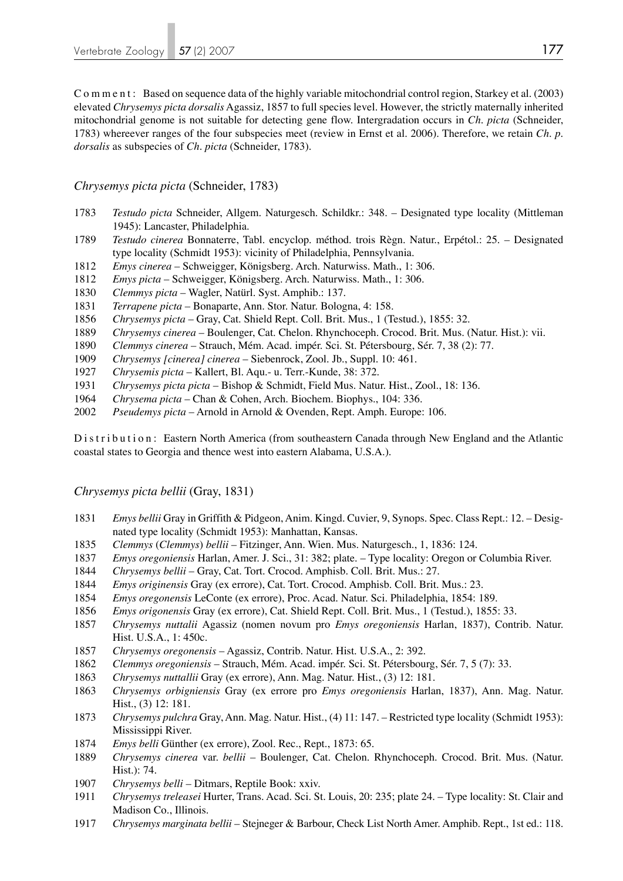C o m m e n t : Based on sequence data of the highly variable mitochondrial control region, Starkey et al. (2003) elevated *Chrysemys picta dorsalis* Agassiz, 1857 to full species level. However, the strictly maternally inherited mitochondrial genome is not suitable for detecting gene flow. Intergradation occurs in *Ch. picta* (Schneider, 1783) whereever ranges of the four subspecies meet (review in Ernst et al. 2006). Therefore, we retain *Ch. p. dorsalis* as subspecies of *Ch. picta* (Schneider, 1783).

### *Chrysemys picta picta* (Schneider, 1783)

1783 *Testudo picta* Schneider, Allgem. Naturgesch. Schildkr.: 348. – Designated type locality (Mittleman 1945): Lancaster, Philadelphia.
1789 *Testudo cinerea* Bonnaterre, Tabl. encyclop. méthod. trois Règn. Natur., Erpétol.: 25. – Designated type locality (Schmidt 1953): vicinity of Philadelphia, Pennsylvania.
1812 *Emys cinerea* – Schweigger, Königsberg. Arch. Naturwiss. Math., 1: 306.
1812 *Emys picta* – Schweigger, Königsberg. Arch. Naturwiss. Math., 1: 306.
1830 *Clemmys picta* – Wagler, Natürl. Syst. Amphib.: 137.
1831 *Terrapene picta* – Bonaparte, Ann. Stor. Natur. Bologna, 4: 158.
1856 *Chrysemys picta* – Gray, Cat. Shield Rept. Coll. Brit. Mus., 1 (Testud.), 1855: 32.
1889 *Chrysemys cinerea* – Boulenger, Cat. Chelon. Rhynchoceph. Crocod. Brit. Mus. (Natur. Hist.): vii.
1890 *Clemmys cinerea* – Strauch, Mém. Acad. impér. Sci. St. Pétersbourg, Sér. 7, 38 (2): 77.
1909 *Chrysemys [cinerea] cinerea* – Siebenrock, Zool. Jb., Suppl. 10: 461.
1927 *Chrysemis picta* – Kallert, Bl. Aqu.- u. Terr.-Kunde, 38: 372.
1931 *Chrysemys picta picta* – Bishop & Schmidt, Field Mus. Natur. Hist., Zool., 18: 136.
1964 *Chrysema picta* – Chan & Cohen, Arch. Biochem. Biophys., 104: 336.
2002 *Pseudemys picta* – Arnold in Arnold & Ovenden, Rept. Amph. Europe: 106.

D i s t r i b u t i o n : Eastern North America (from southeastern Canada through New England and the Atlantic coastal states to Georgia and thence west into eastern Alabama, U.S.A.).

### *Chrysemys picta bellii* (Gray, 1831)

1831 *Emys bellii* Gray in Griffith & Pidgeon, Anim. Kingd. Cuvier, 9, Synops. Spec. Class Rept.: 12. – Designated type locality (Schmidt 1953): Manhattan, Kansas.
1835 *Clemmys* (*Clemmys*) *bellii* – Fitzinger, Ann. Wien. Mus. Naturgesch., 1, 1836: 124.
1837 *Emys oregoniensis* Harlan, Amer. J. Sci., 31: 382; plate. – Type locality: Oregon or Columbia River.
1844 *Chrysemys bellii* – Gray, Cat. Tort. Crocod. Amphisb. Coll. Brit. Mus.: 27.
1844 *Emys originensis* Gray (ex errore), Cat. Tort. Crocod. Amphisb. Coll. Brit. Mus.: 23.
1854 *Emys oregonensis* LeConte (ex errore), Proc. Acad. Natur. Sci. Philadelphia, 1854: 189.
1856 *Emys origonensis* Gray (ex errore), Cat. Shield Rept. Coll. Brit. Mus., 1 (Testud.), 1855: 33.
1857 *Chrysemys nuttalii* Agassiz (nomen novum pro *Emys oregoniensis* Harlan, 1837), Contrib. Natur. Hist. U.S.A., 1: 450c.
1857 *Chrysemys oregonensis* – Agassiz, Contrib. Natur. Hist. U.S.A., 2: 392.
1862 *Clemmys oregoniensis* – Strauch, Mém. Acad. impér. Sci. St. Pétersbourg, Sér. 7, 5 (7): 33.
1863 *Chrysemys nuttallii* Gray (ex errore), Ann. Mag. Natur. Hist., (3) 12: 181.
1863 *Chrysemys orbigniensis* Gray (ex errore pro *Emys oregoniensis* Harlan, 1837), Ann. Mag. Natur. Hist., (3) 12: 181.
1873 *Chrysemys pulchra* Gray, Ann. Mag. Natur. Hist., (4) 11: 147. – Restricted type locality (Schmidt 1953): Mississippi River.
1874 *Emys belli* Günther (ex errore), Zool. Rec., Rept., 1873: 65.
1889 *Chrysemys cinerea* var. *bellii* – Boulenger, Cat. Chelon. Rhynchoceph. Crocod. Brit. Mus. (Natur. Hist.): 74.
1907 *Chrysemys belli* – Ditmars, Reptile Book: xxiv.
1911 *Chrysemys treleasei* Hurter, Trans. Acad. Sci. St. Louis, 20: 235; plate 24. – Type locality: St. Clair and Madison Co., Illinois.
1917 *Chrysemys marginata bellii* – Stejneger & Barbour, Check List North Amer. Amphib. Rept., 1st ed.: 118.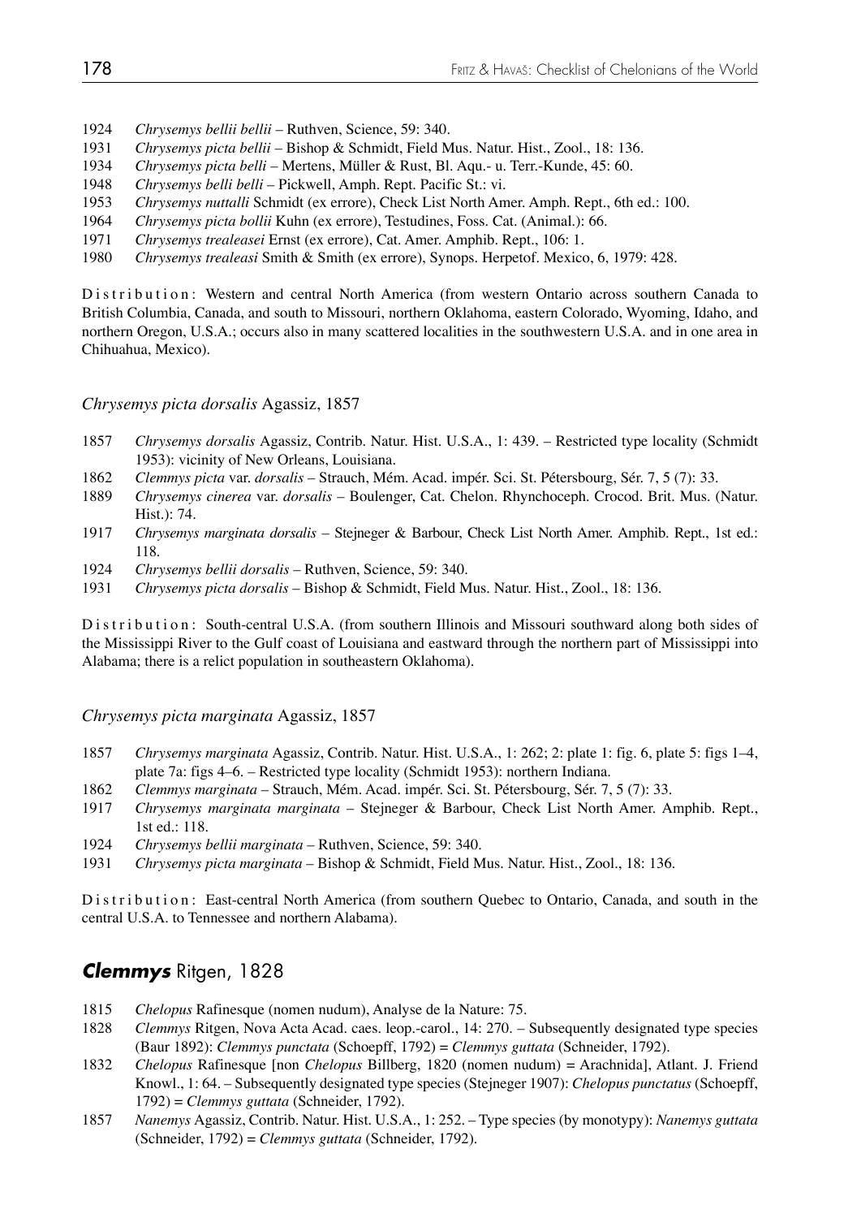1924 *Chrysemys bellii bellii* – Ruthven, Science, 59: 340.
1931 *Chrysemys picta bellii* – Bishop & Schmidt, Field Mus. Natur. Hist., Zool., 18: 136.
1934 *Chrysemys picta belli* – Mertens, Müller & Rust, Bl. Aqu.- u. Terr.-Kunde, 45: 60.
1948 *Chrysemys belli belli* – Pickwell, Amph. Rept. Pacific St.: vi.
1953 *Chrysemys nuttalli* Schmidt (ex errore), Check List North Amer. Amph. Rept., 6th ed.: 100.
1964 *Chrysemys picta bollii* Kuhn (ex errore), Testudines, Foss. Cat. (Animal.): 66.
1971 *Chrysemys trealeasei* Ernst (ex errore), Cat. Amer. Amphib. Rept., 106: 1.
1980 *Chrysemys trealeasi* Smith & Smith (ex errore), Synops. Herpetof. Mexico, 6, 1979: 428.

Distribution: Western and central North America (from western Ontario across southern Canada to British Columbia, Canada, and south to Missouri, northern Oklahoma, eastern Colorado, Wyoming, Idaho, and northern Oregon, U.S.A.; occurs also in many scattered localities in the southwestern U.S.A. and in one area in Chihuahua, Mexico).

*Chrysemys picta dorsalis* Agassiz, 1857

1857 *Chrysemys dorsalis* Agassiz, Contrib. Natur. Hist. U.S.A., 1: 439. – Restricted type locality (Schmidt 1953): vicinity of New Orleans, Louisiana.
1862 *Clemmys picta* var. *dorsalis* – Strauch, Mém. Acad. impér. Sci. St. Pétersbourg, Sér. 7, 5 (7): 33.
1889 *Chrysemys cinerea* var. *dorsalis* – Boulenger, Cat. Chelon. Rhynchoceph. Crocod. Brit. Mus. (Natur. Hist.): 74.
1917 *Chrysemys marginata dorsalis* – Stejneger & Barbour, Check List North Amer. Amphib. Rept., 1st ed.: 118.
1924 *Chrysemys bellii dorsalis* – Ruthven, Science, 59: 340.
1931 *Chrysemys picta dorsalis* – Bishop & Schmidt, Field Mus. Natur. Hist., Zool., 18: 136.

Distribution: South-central U.S.A. (from southern Illinois and Missouri southward along both sides of the Mississippi River to the Gulf coast of Louisiana and eastward through the northern part of Mississippi into Alabama; there is a relict population in southeastern Oklahoma).

*Chrysemys picta marginata* Agassiz, 1857

1857 *Chrysemys marginata* Agassiz, Contrib. Natur. Hist. U.S.A., 1: 262; 2: plate 1: fig. 6, plate 5: figs 1–4, plate 7a: figs 4–6. – Restricted type locality (Schmidt 1953): northern Indiana.
1862 *Clemmys marginata* – Strauch, Mém. Acad. impér. Sci. St. Pétersbourg, Sér. 7, 5 (7): 33.
1917 *Chrysemys marginata marginata* – Stejneger & Barbour, Check List North Amer. Amphib. Rept., 1st ed.: 118.
1924 *Chrysemys bellii marginata* – Ruthven, Science, 59: 340.
1931 *Chrysemys picta marginata* – Bishop & Schmidt, Field Mus. Natur. Hist., Zool., 18: 136.

Distribution: East-central North America (from southern Quebec to Ontario, Canada, and south in the central U.S.A. to Tennessee and northern Alabama).

## ***Clemmys*** Ritgen, 1828

1815 *Chelopus* Rafinesque (nomen nudum), Analyse de la Nature: 75.
1828 *Clemmys* Ritgen, Nova Acta Acad. caes. leop.-carol., 14: 270. – Subsequently designated type species (Baur 1892): *Clemmys punctata* (Schoepff, 1792) = *Clemmys guttata* (Schneider, 1792).
1832 *Chelopus* Rafinesque [non *Chelopus* Billberg, 1820 (nomen nudum) = Arachnida], Atlant. J. Friend Knowl., 1: 64. – Subsequently designated type species (Stejneger 1907): *Chelopus punctatus* (Schoepff, 1792) = *Clemmys guttata* (Schneider, 1792).
1857 *Nanemys* Agassiz, Contrib. Natur. Hist. U.S.A., 1: 252. – Type species (by monotypy): *Nanemys guttata* (Schneider, 1792) = *Clemmys guttata* (Schneider, 1792).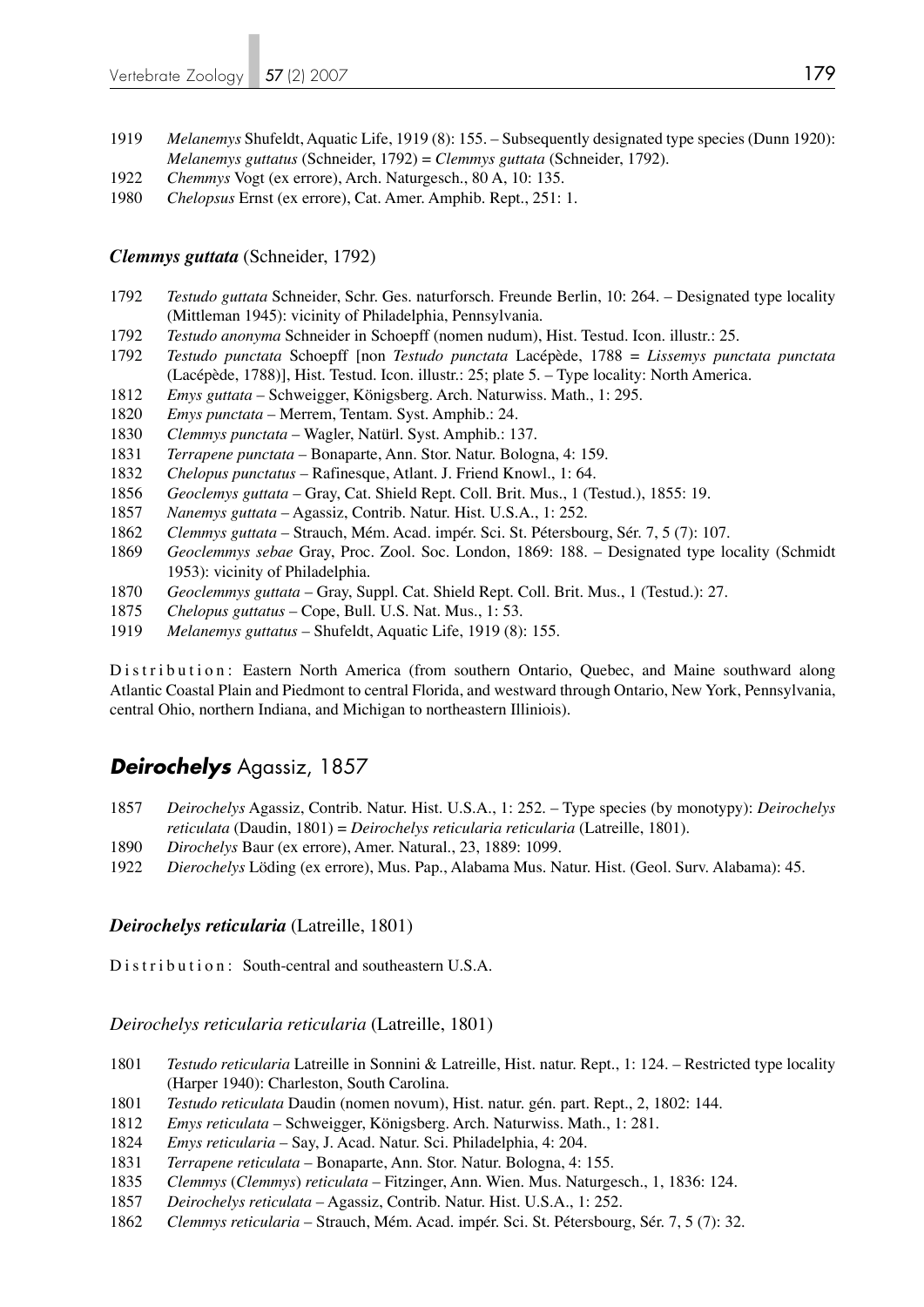1919 *Melanemys* Shufeldt, Aquatic Life, 1919 (8): 155. – Subsequently designated type species (Dunn 1920): *Melanemys guttatus* (Schneider, 1792) = *Clemmys guttata* (Schneider, 1792).
1922 *Chemmys* Vogt (ex errore), Arch. Naturgesch., 80 A, 10: 135.
1980 *Chelopsus* Ernst (ex errore), Cat. Amer. Amphib. Rept., 251: 1.

### *Clemmys guttata* (Schneider, 1792)

1792 *Testudo guttata* Schneider, Schr. Ges. naturforsch. Freunde Berlin, 10: 264. – Designated type locality (Mittleman 1945): vicinity of Philadelphia, Pennsylvania.
1792 *Testudo anonyma* Schneider in Schoepff (nomen nudum), Hist. Testud. Icon. illustr.: 25.
1792 *Testudo punctata* Schoepff [non *Testudo punctata* Lacépède, 1788 = *Lissemys punctata punctata* (Lacépède, 1788)], Hist. Testud. Icon. illustr.: 25; plate 5. – Type locality: North America.
1812 *Emys guttata* – Schweigger, Königsberg. Arch. Naturwiss. Math., 1: 295.
1820 *Emys punctata* – Merrem, Tentam. Syst. Amphib.: 24.
1830 *Clemmys punctata* – Wagler, Natürl. Syst. Amphib.: 137.
1831 *Terrapene punctata* – Bonaparte, Ann. Stor. Natur. Bologna, 4: 159.
1832 *Chelopus punctatus* – Rafinesque, Atlant. J. Friend Knowl., 1: 64.
1856 *Geoclemys guttata* – Gray, Cat. Shield Rept. Coll. Brit. Mus., 1 (Testud.), 1855: 19.
1857 *Nanemys guttata* – Agassiz, Contrib. Natur. Hist. U.S.A., 1: 252.
1862 *Clemmys guttata* – Strauch, Mém. Acad. impér. Sci. St. Pétersbourg, Sér. 7, 5 (7): 107.
1869 *Geoclemmys sebae* Gray, Proc. Zool. Soc. London, 1869: 188. – Designated type locality (Schmidt 1953): vicinity of Philadelphia.
1870 *Geoclemmys guttata* – Gray, Suppl. Cat. Shield Rept. Coll. Brit. Mus., 1 (Testud.): 27.
1875 *Chelopus guttatus* – Cope, Bull. U.S. Nat. Mus., 1: 53.
1919 *Melanemys guttatus* – Shufeldt, Aquatic Life, 1919 (8): 155.

Distribution: Eastern North America (from southern Ontario, Quebec, and Maine southward along Atlantic Coastal Plain and Piedmont to central Florida, and westward through Ontario, New York, Pennsylvania, central Ohio, northern Indiana, and Michigan to northeastern Illiniois).

## *Deirochelys* Agassiz, 1857

1857 *Deirochelys* Agassiz, Contrib. Natur. Hist. U.S.A., 1: 252. – Type species (by monotypy): *Deirochelys reticulata* (Daudin, 1801) = *Deirochelys reticularia reticularia* (Latreille, 1801).
1890 *Dirochelys* Baur (ex errore), Amer. Natural., 23, 1889: 1099.
1922 *Dierochelys* Löding (ex errore), Mus. Pap., Alabama Mus. Natur. Hist. (Geol. Surv. Alabama): 45.

### *Deirochelys reticularia* (Latreille, 1801)

Distribution: South-central and southeastern U.S.A.

#### *Deirochelys reticularia reticularia* (Latreille, 1801)

1801 *Testudo reticularia* Latreille in Sonnini & Latreille, Hist. natur. Rept., 1: 124. – Restricted type locality (Harper 1940): Charleston, South Carolina.
1801 *Testudo reticulata* Daudin (nomen novum), Hist. natur. gén. part. Rept., 2, 1802: 144.
1812 *Emys reticulata* – Schweigger, Königsberg. Arch. Naturwiss. Math., 1: 281.
1824 *Emys reticularia* – Say, J. Acad. Natur. Sci. Philadelphia, 4: 204.
1831 *Terrapene reticulata* – Bonaparte, Ann. Stor. Natur. Bologna, 4: 155.
1835 *Clemmys* (*Clemmys*) *reticulata* – Fitzinger, Ann. Wien. Mus. Naturgesch., 1, 1836: 124.
1857 *Deirochelys reticulata* – Agassiz, Contrib. Natur. Hist. U.S.A., 1: 252.
1862 *Clemmys reticularia* – Strauch, Mém. Acad. impér. Sci. St. Pétersbourg, Sér. 7, 5 (7): 32.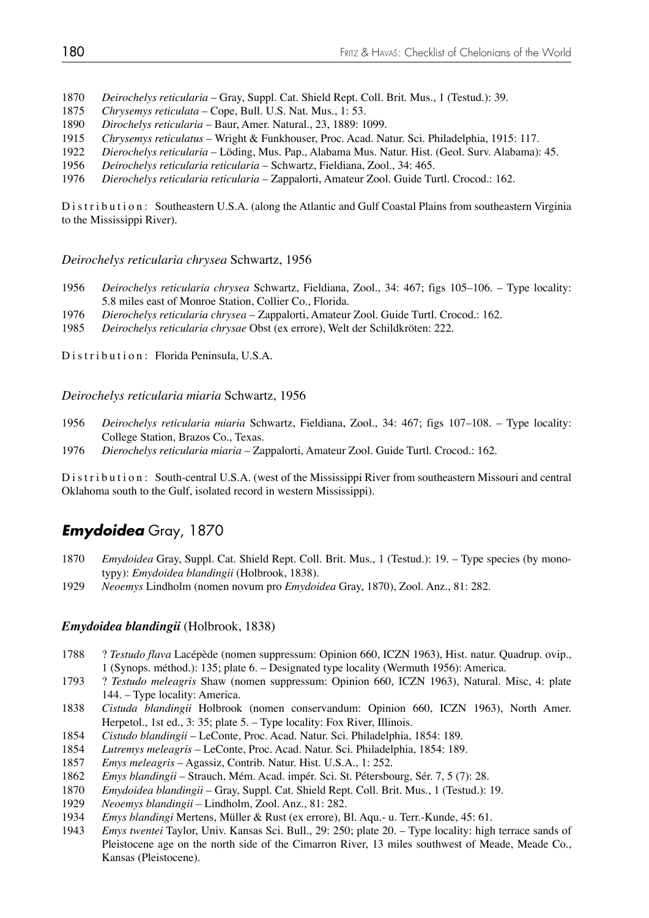1870 *Deirochelys reticularia* – Gray, Suppl. Cat. Shield Rept. Coll. Brit. Mus., 1 (Testud.): 39.
1875 *Chrysemys reticulata* – Cope, Bull. U.S. Nat. Mus., 1: 53.
1890 *Dirochelys reticularia* – Baur, Amer. Natural., 23, 1889: 1099.
1915 *Chrysemys reticulatus* – Wright & Funkhouser, Proc. Acad. Natur. Sci. Philadelphia, 1915: 117.
1922 *Dierochelys reticularia* – Löding, Mus. Pap., Alabama Mus. Natur. Hist. (Geol. Surv. Alabama): 45.
1956 *Deirochelys reticularia reticularia* – Schwartz, Fieldiana, Zool., 34: 465.
1976 *Dierochelys reticularia reticularia* – Zappalorti, Amateur Zool. Guide Turtl. Crocod.: 162.

Distribution: Southeastern U.S.A. (along the Atlantic and Gulf Coastal Plains from southeastern Virginia to the Mississippi River).

### *Deirochelys reticularia chrysea* Schwartz, 1956

1956 *Deirochelys reticularia chrysea* Schwartz, Fieldiana, Zool., 34: 467; figs 105–106. – Type locality: 5.8 miles east of Monroe Station, Collier Co., Florida.
1976 *Dierochelys reticularia chrysea* – Zappalorti, Amateur Zool. Guide Turtl. Crocod.: 162.
1985 *Deirochelys reticularia chrysae* Obst (ex errore), Welt der Schildkröten: 222.

Distribution: Florida Peninsula, U.S.A.

### *Deirochelys reticularia miaria* Schwartz, 1956

1956 *Deirochelys reticularia miaria* Schwartz, Fieldiana, Zool., 34: 467; figs 107–108. – Type locality: College Station, Brazos Co., Texas.
1976 *Dierochelys reticularia miaria* – Zappalorti, Amateur Zool. Guide Turtl. Crocod.: 162.

Distribution: South-central U.S.A. (west of the Mississippi River from southeastern Missouri and central Oklahoma south to the Gulf, isolated record in western Mississippi).

## ***Emydoidea*** Gray, 1870

1870 *Emydoidea* Gray, Suppl. Cat. Shield Rept. Coll. Brit. Mus., 1 (Testud.): 19. – Type species (by monotypy): *Emydoidea blandingii* (Holbrook, 1838).
1929 *Neoemys* Lindholm (nomen novum pro *Emydoidea* Gray, 1870), Zool. Anz., 81: 282.

### ***Emydoidea blandingii*** (Holbrook, 1838)

1788 ? *Testudo flava* Lacépède (nomen suppressum: Opinion 660, ICZN 1963), Hist. natur. Quadrup. ovip., 1 (Synops. méthod.): 135; plate 6. – Designated type locality (Wermuth 1956): America.
1793 ? *Testudo meleagris* Shaw (nomen suppressum: Opinion 660, ICZN 1963), Natural. Misc, 4: plate 144. – Type locality: America.
1838 *Cistuda blandingii* Holbrook (nomen conservandum: Opinion 660, ICZN 1963), North Amer. Herpetol., 1st ed., 3: 35; plate 5. – Type locality: Fox River, Illinois.
1854 *Cistudo blandingii* – LeConte, Proc. Acad. Natur. Sci. Philadelphia, 1854: 189.
1854 *Lutremys meleagris* – LeConte, Proc. Acad. Natur. Sci. Philadelphia, 1854: 189.
1857 *Emys meleagris* – Agassiz, Contrib. Natur. Hist. U.S.A., 1: 252.
1862 *Emys blandingii* – Strauch, Mém. Acad. impér. Sci. St. Pétersbourg, Sér. 7, 5 (7): 28.
1870 *Emydoidea blandingii* – Gray, Suppl. Cat. Shield Rept. Coll. Brit. Mus., 1 (Testud.): 19.
1929 *Neoemys blandingii* – Lindholm, Zool. Anz., 81: 282.
1934 *Emys blandingi* Mertens, Müller & Rust (ex errore), Bl. Aqu.- u. Terr.-Kunde, 45: 61.
1943 *Emys twentei* Taylor, Univ. Kansas Sci. Bull., 29: 250; plate 20. – Type locality: high terrace sands of Pleistocene age on the north side of the Cimarron River, 13 miles southwest of Meade, Meade Co., Kansas (Pleistocene).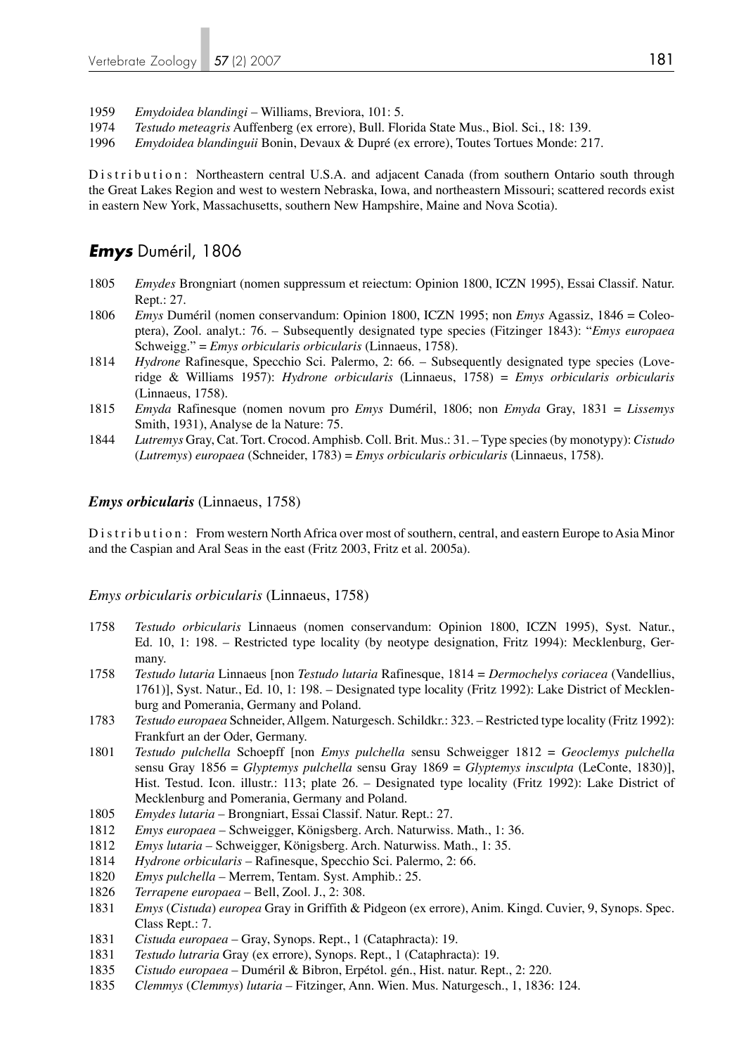1959 *Emydoidea blandingi* – Williams, Breviora, 101: 5.

1974 *Testudo meteagris* Auffenberg (ex errore), Bull. Florida State Mus., Biol. Sci., 18: 139.

1996 *Emydoidea blandinguii* Bonin, Devaux & Dupré (ex errore), Toutes Tortues Monde: 217.

Distribution: Northeastern central U.S.A. and adjacent Canada (from southern Ontario south through the Great Lakes Region and west to western Nebraska, Iowa, and northeastern Missouri; scattered records exist in eastern New York, Massachusetts, southern New Hampshire, Maine and Nova Scotia).

## ***Emys*** Duméril, 1806

1805 *Emydes* Brongniart (nomen suppressum et reiectum: Opinion 1800, ICZN 1995), Essai Classif. Natur. Rept.: 27.

1806 *Emys* Duméril (nomen conservandum: Opinion 1800, ICZN 1995; non *Emys* Agassiz, 1846 = Coleoptera), Zool. analyt.: 76. – Subsequently designated type species (Fitzinger 1843): "*Emys europaea* Schweigg." = *Emys orbicularis orbicularis* (Linnaeus, 1758).

1814 *Hydrone* Rafinesque, Specchio Sci. Palermo, 2: 66. – Subsequently designated type species (Loveridge & Williams 1957): *Hydrone orbicularis* (Linnaeus, 1758) = *Emys orbicularis orbicularis* (Linnaeus, 1758).

1815 *Emyda* Rafinesque (nomen novum pro *Emys* Duméril, 1806; non *Emyda* Gray, 1831 = *Lissemys* Smith, 1931), Analyse de la Nature: 75.

1844 *Lutremys* Gray, Cat. Tort. Crocod. Amphisb. Coll. Brit. Mus.: 31. – Type species (by monotypy): *Cistudo* (*Lutremys*) *europaea* (Schneider, 1783) = *Emys orbicularis orbicularis* (Linnaeus, 1758).

### ***Emys orbicularis*** (Linnaeus, 1758)

Distribution: From western North Africa over most of southern, central, and eastern Europe to Asia Minor and the Caspian and Aral Seas in the east (Fritz 2003, Fritz et al. 2005a).

#### *Emys orbicularis orbicularis* (Linnaeus, 1758)

1758 *Testudo orbicularis* Linnaeus (nomen conservandum: Opinion 1800, ICZN 1995), Syst. Natur., Ed. 10, 1: 198. – Restricted type locality (by neotype designation, Fritz 1994): Mecklenburg, Germany.

1758 *Testudo lutaria* Linnaeus [non *Testudo lutaria* Rafinesque, 1814 = *Dermochelys coriacea* (Vandellius, 1761)], Syst. Natur., Ed. 10, 1: 198. – Designated type locality (Fritz 1992): Lake District of Mecklenburg and Pomerania, Germany and Poland.

1783 *Testudo europaea* Schneider, Allgem. Naturgesch. Schildkr.: 323. – Restricted type locality (Fritz 1992): Frankfurt an der Oder, Germany.

1801 *Testudo pulchella* Schoepff [non *Emys pulchella* sensu Schweigger 1812 = *Geoclemys pulchella* sensu Gray 1856 = *Glyptemys pulchella* sensu Gray 1869 = *Glyptemys insculpta* (LeConte, 1830)], Hist. Testud. Icon. illustr.: 113; plate 26. – Designated type locality (Fritz 1992): Lake District of Mecklenburg and Pomerania, Germany and Poland.

1805 *Emydes lutaria* – Brongniart, Essai Classif. Natur. Rept.: 27.

1812 *Emys europaea* – Schweigger, Königsberg. Arch. Naturwiss. Math., 1: 36.

1812 *Emys lutaria* – Schweigger, Königsberg. Arch. Naturwiss. Math., 1: 35.

1814 *Hydrone orbicularis* – Rafinesque, Specchio Sci. Palermo, 2: 66.

1820 *Emys pulchella* – Merrem, Tentam. Syst. Amphib.: 25.

1826 *Terrapene europaea* – Bell, Zool. J., 2: 308.

1831 *Emys* (*Cistuda*) *europea* Gray in Griffith & Pidgeon (ex errore), Anim. Kingd. Cuvier, 9, Synops. Spec. Class Rept.: 7.

1831 *Cistuda europaea* – Gray, Synops. Rept., 1 (Cataphracta): 19.

1831 *Testudo lutraria* Gray (ex errore), Synops. Rept., 1 (Cataphracta): 19.

1835 *Cistudo europaea* – Duméril & Bibron, Erpétol. gén., Hist. natur. Rept., 2: 220.

1835 *Clemmys* (*Clemmys*) *lutaria* – Fitzinger, Ann. Wien. Mus. Naturgesch., 1, 1836: 124.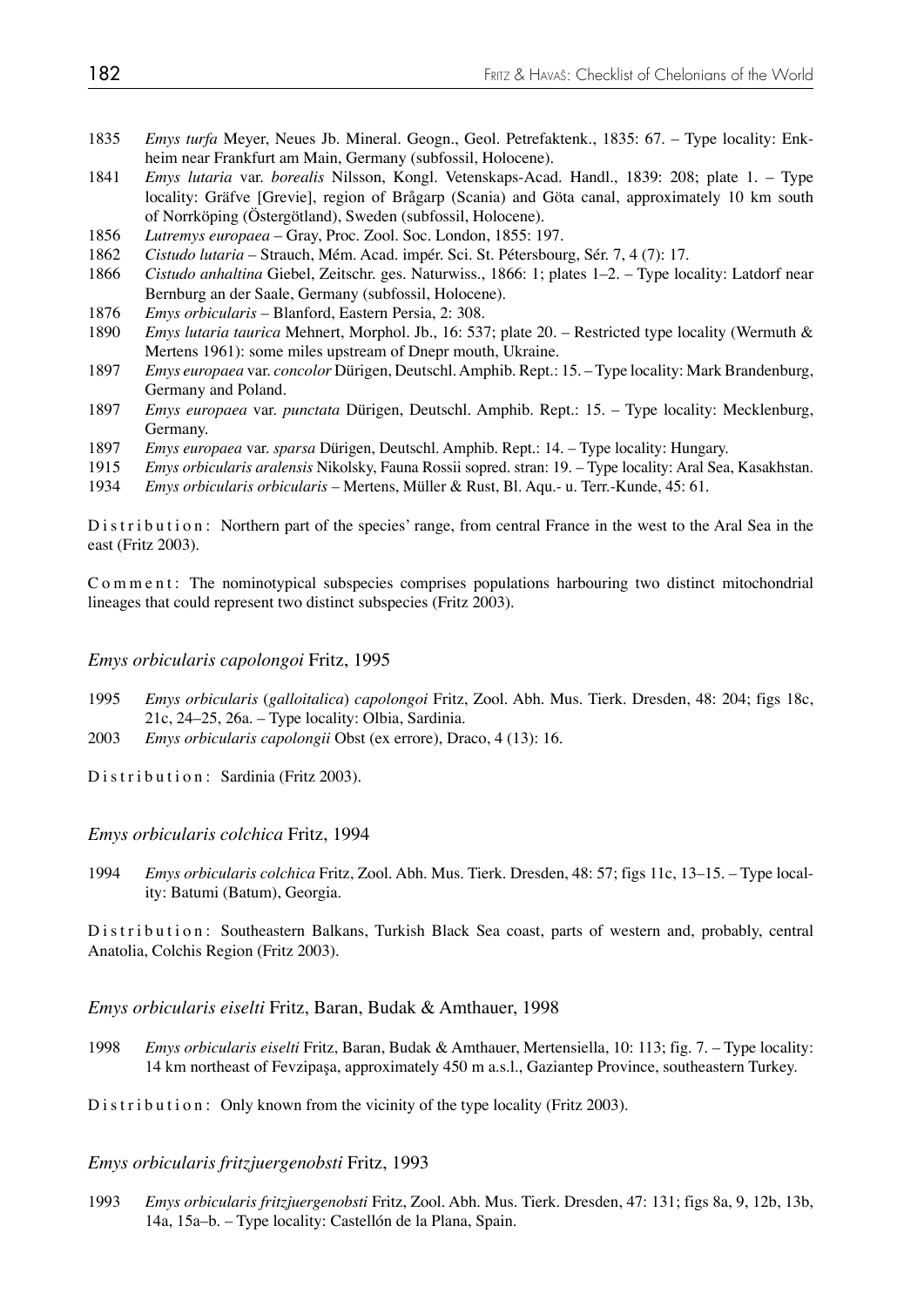1835 *Emys turfa* Meyer, Neues Jb. Mineral. Geogn., Geol. Petrefaktenk., 1835: 67. – Type locality: Enkheim near Frankfurt am Main, Germany (subfossil, Holocene).

1841 *Emys lutaria* var. *borealis* Nilsson, Kongl. Vetenskaps-Acad. Handl., 1839: 208; plate 1. – Type locality: Gräfve [Grevie], region of Brågarp (Scania) and Göta canal, approximately 10 km south of Norrköping (Östergötland), Sweden (subfossil, Holocene).

1856 *Lutremys europaea* – Gray, Proc. Zool. Soc. London, 1855: 197.

1862 *Cistudo lutaria* – Strauch, Mém. Acad. impér. Sci. St. Pétersbourg, Sér. 7, 4 (7): 17.

1866 *Cistudo anhaltina* Giebel, Zeitschr. ges. Naturwiss., 1866: 1; plates 1–2. – Type locality: Latdorf near Bernburg an der Saale, Germany (subfossil, Holocene).

1876 *Emys orbicularis* – Blanford, Eastern Persia, 2: 308.

1890 *Emys lutaria taurica* Mehnert, Morphol. Jb., 16: 537; plate 20. – Restricted type locality (Wermuth & Mertens 1961): some miles upstream of Dnepr mouth, Ukraine.

1897 *Emys europaea* var. *concolor* Dürigen, Deutschl. Amphib. Rept.: 15. – Type locality: Mark Brandenburg, Germany and Poland.

1897 *Emys europaea* var. *punctata* Dürigen, Deutschl. Amphib. Rept.: 15. – Type locality: Mecklenburg, Germany.

1897 *Emys europaea* var. *sparsa* Dürigen, Deutschl. Amphib. Rept.: 14. – Type locality: Hungary.

1915 *Emys orbicularis aralensis* Nikolsky, Fauna Rossii sopred. stran: 19. – Type locality: Aral Sea, Kasakhstan.

1934 *Emys orbicularis orbicularis* – Mertens, Müller & Rust, Bl. Aqu.- u. Terr.-Kunde, 45: 61.

Distribution: Northern part of the species' range, from central France in the west to the Aral Sea in the east (Fritz 2003).

Comment: The nominotypical subspecies comprises populations harbouring two distinct mitochondrial lineages that could represent two distinct subspecies (Fritz 2003).

### *Emys orbicularis capolongoi* Fritz, 1995

1995 *Emys orbicularis* (*galloitalica*) *capolongoi* Fritz, Zool. Abh. Mus. Tierk. Dresden, 48: 204; figs 18c, 21c, 24–25, 26a. – Type locality: Olbia, Sardinia.

2003 *Emys orbicularis capolongii* Obst (ex errore), Draco, 4 (13): 16.

Distribution: Sardinia (Fritz 2003).

### *Emys orbicularis colchica* Fritz, 1994

1994 *Emys orbicularis colchica* Fritz, Zool. Abh. Mus. Tierk. Dresden, 48: 57; figs 11c, 13–15. – Type locality: Batumi (Batum), Georgia.

Distribution: Southeastern Balkans, Turkish Black Sea coast, parts of western and, probably, central Anatolia, Colchis Region (Fritz 2003).

### *Emys orbicularis eiselti* Fritz, Baran, Budak & Amthauer, 1998

1998 *Emys orbicularis eiselti* Fritz, Baran, Budak & Amthauer, Mertensiella, 10: 113; fig. 7. – Type locality: 14 km northeast of Fevzipaşa, approximately 450 m a.s.l., Gaziantep Province, southeastern Turkey.

Distribution: Only known from the vicinity of the type locality (Fritz 2003).

### *Emys orbicularis fritzjuergenobsti* Fritz, 1993

1993 *Emys orbicularis fritzjuergenobsti* Fritz, Zool. Abh. Mus. Tierk. Dresden, 47: 131; figs 8a, 9, 12b, 13b, 14a, 15a–b. – Type locality: Castellón de la Plana, Spain.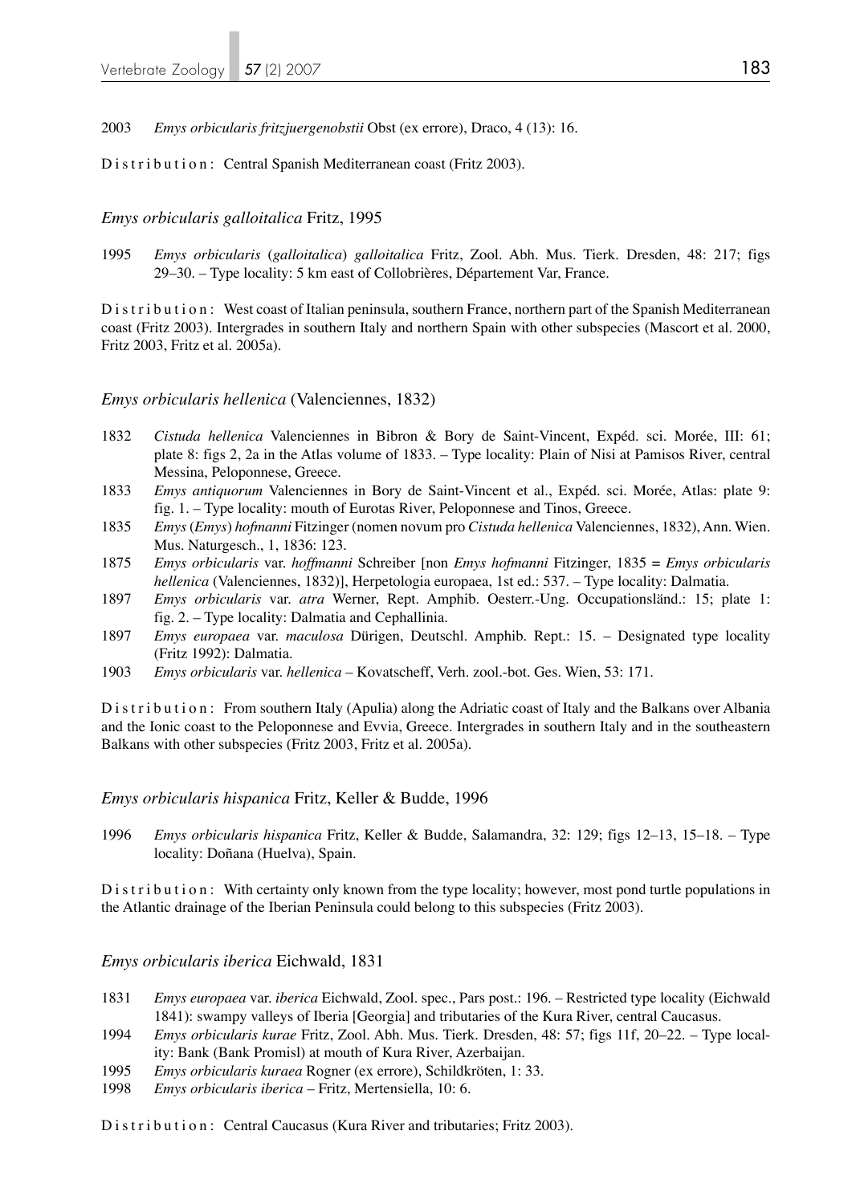2003 *Emys orbicularis fritzjuergenobstii* Obst (ex errore), Draco, 4 (13): 16.

Distribution: Central Spanish Mediterranean coast (Fritz 2003).

### *Emys orbicularis galloitalica* Fritz, 1995

1995 *Emys orbicularis* (*galloitalica*) *galloitalica* Fritz, Zool. Abh. Mus. Tierk. Dresden, 48: 217; figs 29–30. – Type locality: 5 km east of Collobrières, Département Var, France.

Distribution: West coast of Italian peninsula, southern France, northern part of the Spanish Mediterranean coast (Fritz 2003). Intergrades in southern Italy and northern Spain with other subspecies (Mascort et al. 2000, Fritz 2003, Fritz et al. 2005a).

### *Emys orbicularis hellenica* (Valenciennes, 1832)

1832 *Cistuda hellenica* Valenciennes in Bibron & Bory de Saint-Vincent, Expéd. sci. Morée, III: 61; plate 8: figs 2, 2a in the Atlas volume of 1833. – Type locality: Plain of Nisi at Pamisos River, central Messina, Peloponnese, Greece.

1833 *Emys antiquorum* Valenciennes in Bory de Saint-Vincent et al., Expéd. sci. Morée, Atlas: plate 9: fig. 1. – Type locality: mouth of Eurotas River, Peloponnese and Tinos, Greece.

1835 *Emys* (*Emys*) *hofmanni* Fitzinger (nomen novum pro *Cistuda hellenica* Valenciennes, 1832), Ann. Wien. Mus. Naturgesch., 1, 1836: 123.

1875 *Emys orbicularis* var. *hoffmanni* Schreiber [non *Emys hofmanni* Fitzinger, 1835 = *Emys orbicularis hellenica* (Valenciennes, 1832)], Herpetologia europaea, 1st ed.: 537. – Type locality: Dalmatia.

1897 *Emys orbicularis* var. *atra* Werner, Rept. Amphib. Oesterr.-Ung. Occupationsländ.: 15; plate 1: fig. 2. – Type locality: Dalmatia and Cephallinia.

1897 *Emys europaea* var. *maculosa* Dürigen, Deutschl. Amphib. Rept.: 15. – Designated type locality (Fritz 1992): Dalmatia.

1903 *Emys orbicularis* var. *hellenica* – Kovatscheff, Verh. zool.-bot. Ges. Wien, 53: 171.

Distribution: From southern Italy (Apulia) along the Adriatic coast of Italy and the Balkans over Albania and the Ionic coast to the Peloponnese and Evvia, Greece. Intergrades in southern Italy and in the southeastern Balkans with other subspecies (Fritz 2003, Fritz et al. 2005a).

### *Emys orbicularis hispanica* Fritz, Keller & Budde, 1996

1996 *Emys orbicularis hispanica* Fritz, Keller & Budde, Salamandra, 32: 129; figs 12–13, 15–18. – Type locality: Doñana (Huelva), Spain.

Distribution: With certainty only known from the type locality; however, most pond turtle populations in the Atlantic drainage of the Iberian Peninsula could belong to this subspecies (Fritz 2003).

### *Emys orbicularis iberica* Eichwald, 1831

1831 *Emys europaea* var. *iberica* Eichwald, Zool. spec., Pars post.: 196. – Restricted type locality (Eichwald 1841): swampy valleys of Iberia [Georgia] and tributaries of the Kura River, central Caucasus.

1994 *Emys orbicularis kurae* Fritz, Zool. Abh. Mus. Tierk. Dresden, 48: 57; figs 11f, 20–22. – Type locality: Bank (Bank Promisl) at mouth of Kura River, Azerbaijan.

1995 *Emys orbicularis kuraea* Rogner (ex errore), Schildkröten, 1: 33.

1998 *Emys orbicularis iberica* – Fritz, Mertensiella, 10: 6.

Distribution: Central Caucasus (Kura River and tributaries; Fritz 2003).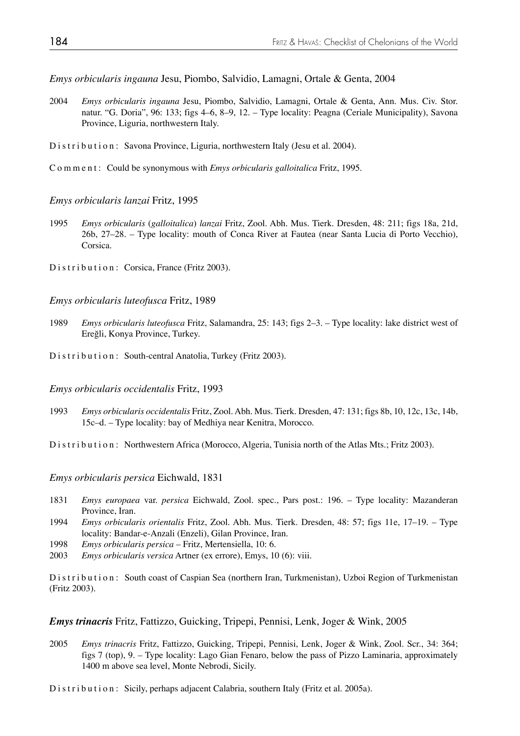*Emys orbicularis ingauna* Jesu, Piombo, Salvidio, Lamagni, Ortale & Genta, 2004

2004 *Emys orbicularis ingauna* Jesu, Piombo, Salvidio, Lamagni, Ortale & Genta, Ann. Mus. Civ. Stor. natur. "G. Doria", 96: 133; figs 4–6, 8–9, 12. – Type locality: Peagna (Ceriale Municipality), Savona Province, Liguria, northwestern Italy.

Distribution: Savona Province, Liguria, northwestern Italy (Jesu et al. 2004).

Comment: Could be synonymous with *Emys orbicularis galloitalica* Fritz, 1995.

*Emys orbicularis lanzai* Fritz, 1995

1995 *Emys orbicularis* (*galloitalica*) *lanzai* Fritz, Zool. Abh. Mus. Tierk. Dresden, 48: 211; figs 18a, 21d, 26b, 27–28. – Type locality: mouth of Conca River at Fautea (near Santa Lucia di Porto Vecchio), Corsica.

Distribution: Corsica, France (Fritz 2003).

*Emys orbicularis luteofusca* Fritz, 1989

1989 *Emys orbicularis luteofusca* Fritz, Salamandra, 25: 143; figs 2–3. – Type locality: lake district west of Ereğli, Konya Province, Turkey.

Distribution: South-central Anatolia, Turkey (Fritz 2003).

*Emys orbicularis occidentalis* Fritz, 1993

1993 *Emys orbicularis occidentalis* Fritz, Zool. Abh. Mus. Tierk. Dresden, 47: 131; figs 8b, 10, 12c, 13c, 14b, 15c–d. – Type locality: bay of Medhiya near Kenitra, Morocco.

Distribution: Northwestern Africa (Morocco, Algeria, Tunisia north of the Atlas Mts.; Fritz 2003).

*Emys orbicularis persica* Eichwald, 1831

1831 *Emys europaea* var. *persica* Eichwald, Zool. spec., Pars post.: 196. – Type locality: Mazanderan Province, Iran.
1994 *Emys orbicularis orientalis* Fritz, Zool. Abh. Mus. Tierk. Dresden, 48: 57; figs 11e, 17–19. – Type locality: Bandar-e-Anzali (Enzeli), Gilan Province, Iran.
1998 *Emys orbicularis persica* – Fritz, Mertensiella, 10: 6.
2003 *Emys orbicularis versica* Artner (ex errore), Emys, 10 (6): viii.

Distribution: South coast of Caspian Sea (northern Iran, Turkmenistan), Uzboi Region of Turkmenistan (Fritz 2003).

***Emys trinacris*** Fritz, Fattizzo, Guicking, Tripepi, Pennisi, Lenk, Joger & Wink, 2005

2005 *Emys trinacris* Fritz, Fattizzo, Guicking, Tripepi, Pennisi, Lenk, Joger & Wink, Zool. Scr., 34: 364; figs 7 (top), 9. – Type locality: Lago Gian Fenaro, below the pass of Pizzo Laminaria, approximately 1400 m above sea level, Monte Nebrodi, Sicily.

Distribution: Sicily, perhaps adjacent Calabria, southern Italy (Fritz et al. 2005a).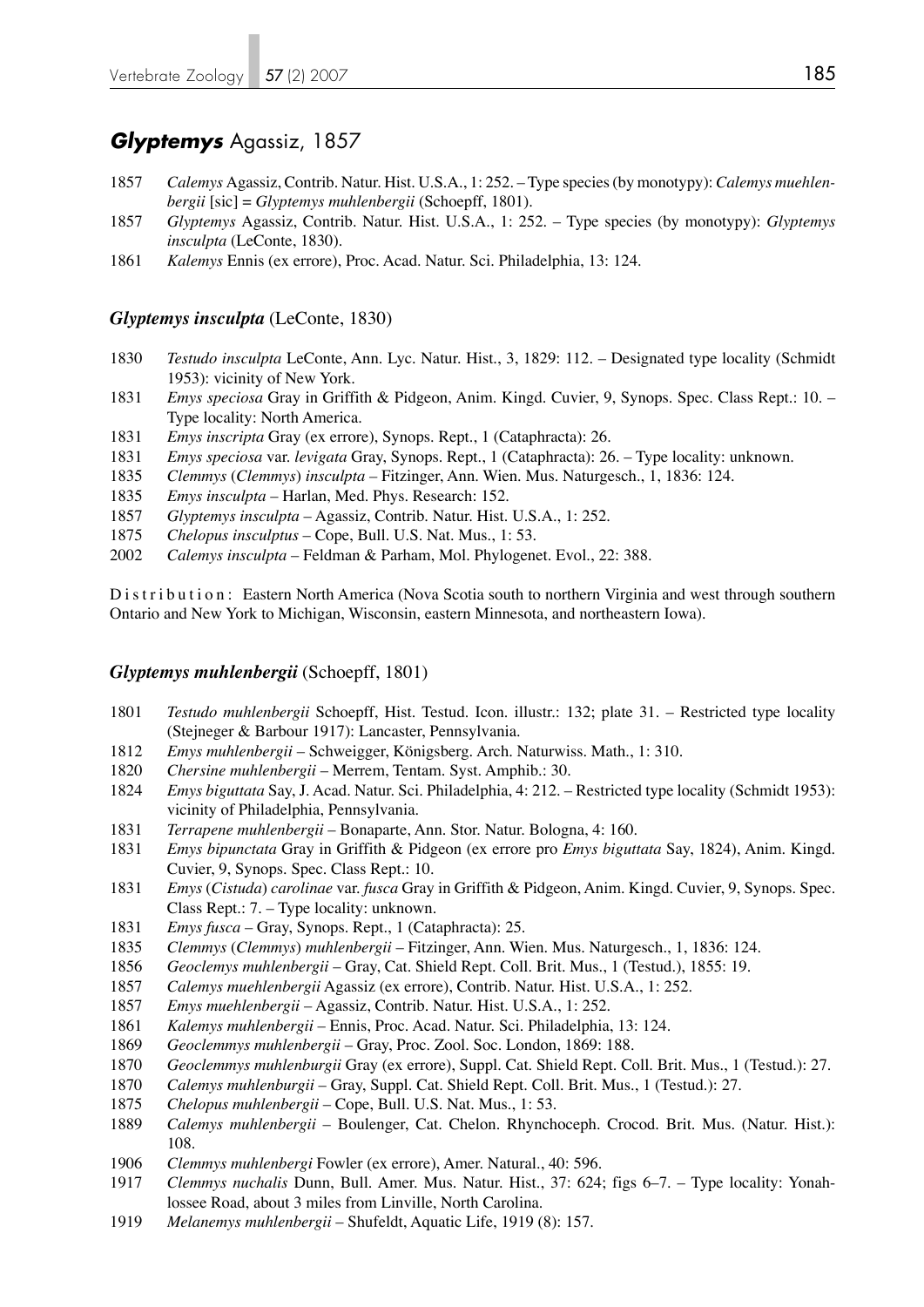## *Glyptemys* Agassiz, 1857

1857 *Calemys* Agassiz, Contrib. Natur. Hist. U.S.A., 1: 252. – Type species (by monotypy): *Calemys muehlenbergii* [sic] = *Glyptemys muhlenbergii* (Schoepff, 1801).

1857 *Glyptemys* Agassiz, Contrib. Natur. Hist. U.S.A., 1: 252. – Type species (by monotypy): *Glyptemys insculpta* (LeConte, 1830).

1861 *Kalemys* Ennis (ex errore), Proc. Acad. Natur. Sci. Philadelphia, 13: 124.

### *Glyptemys insculpta* (LeConte, 1830)

1830 *Testudo insculpta* LeConte, Ann. Lyc. Natur. Hist., 3, 1829: 112. – Designated type locality (Schmidt 1953): vicinity of New York.

1831 *Emys speciosa* Gray in Griffith & Pidgeon, Anim. Kingd. Cuvier, 9, Synops. Spec. Class Rept.: 10. – Type locality: North America.

1831 *Emys inscripta* Gray (ex errore), Synops. Rept., 1 (Cataphracta): 26.

1831 *Emys speciosa* var. *levigata* Gray, Synops. Rept., 1 (Cataphracta): 26. – Type locality: unknown.

1835 *Clemmys* (*Clemmys*) *insculpta* – Fitzinger, Ann. Wien. Mus. Naturgesch., 1, 1836: 124.

1835 *Emys insculpta* – Harlan, Med. Phys. Research: 152.

1857 *Glyptemys insculpta* – Agassiz, Contrib. Natur. Hist. U.S.A., 1: 252.

1875 *Chelopus insculptus* – Cope, Bull. U.S. Nat. Mus., 1: 53.

2002 *Calemys insculpta* – Feldman & Parham, Mol. Phylogenet. Evol., 22: 388.

Distribution: Eastern North America (Nova Scotia south to northern Virginia and west through southern Ontario and New York to Michigan, Wisconsin, eastern Minnesota, and northeastern Iowa).

### *Glyptemys muhlenbergii* (Schoepff, 1801)

1801 *Testudo muhlenbergii* Schoepff, Hist. Testud. Icon. illustr.: 132; plate 31. – Restricted type locality (Stejneger & Barbour 1917): Lancaster, Pennsylvania.

1812 *Emys muhlenbergii* – Schweigger, Königsberg. Arch. Naturwiss. Math., 1: 310.

1820 *Chersine muhlenbergii* – Merrem, Tentam. Syst. Amphib.: 30.

1824 *Emys biguttata* Say, J. Acad. Natur. Sci. Philadelphia, 4: 212. – Restricted type locality (Schmidt 1953): vicinity of Philadelphia, Pennsylvania.

1831 *Terrapene muhlenbergii* – Bonaparte, Ann. Stor. Natur. Bologna, 4: 160.

1831 *Emys bipunctata* Gray in Griffith & Pidgeon (ex errore pro *Emys biguttata* Say, 1824), Anim. Kingd. Cuvier, 9, Synops. Spec. Class Rept.: 10.

1831 *Emys* (*Cistuda*) *carolinae* var. *fusca* Gray in Griffith & Pidgeon, Anim. Kingd. Cuvier, 9, Synops. Spec. Class Rept.: 7. – Type locality: unknown.

1831 *Emys fusca* – Gray, Synops. Rept., 1 (Cataphracta): 25.

1835 *Clemmys* (*Clemmys*) *muhlenbergii* – Fitzinger, Ann. Wien. Mus. Naturgesch., 1, 1836: 124.

1856 *Geoclemys muhlenbergii* – Gray, Cat. Shield Rept. Coll. Brit. Mus., 1 (Testud.), 1855: 19.

1857 *Calemys muehlenbergii* Agassiz (ex errore), Contrib. Natur. Hist. U.S.A., 1: 252.

1857 *Emys muehlenbergii* – Agassiz, Contrib. Natur. Hist. U.S.A., 1: 252.

1861 *Kalemys muhlenbergii* – Ennis, Proc. Acad. Natur. Sci. Philadelphia, 13: 124.

1869 *Geoclemmys muhlenbergii* – Gray, Proc. Zool. Soc. London, 1869: 188.

1870 *Geoclemmys muhlenburgii* Gray (ex errore), Suppl. Cat. Shield Rept. Coll. Brit. Mus., 1 (Testud.): 27.

1870 *Calemys muhlenburgii* – Gray, Suppl. Cat. Shield Rept. Coll. Brit. Mus., 1 (Testud.): 27.

1875 *Chelopus muhlenbergii* – Cope, Bull. U.S. Nat. Mus., 1: 53.

1889 *Calemys muhlenbergii* – Boulenger, Cat. Chelon. Rhynchoceph. Crocod. Brit. Mus. (Natur. Hist.): 108.

1906 *Clemmys muhlenbergi* Fowler (ex errore), Amer. Natural., 40: 596.

1917 *Clemmys nuchalis* Dunn, Bull. Amer. Mus. Natur. Hist., 37: 624; figs 6–7. – Type locality: Yonahlossee Road, about 3 miles from Linville, North Carolina.

1919 *Melanemys muhlenbergii* – Shufeldt, Aquatic Life, 1919 (8): 157.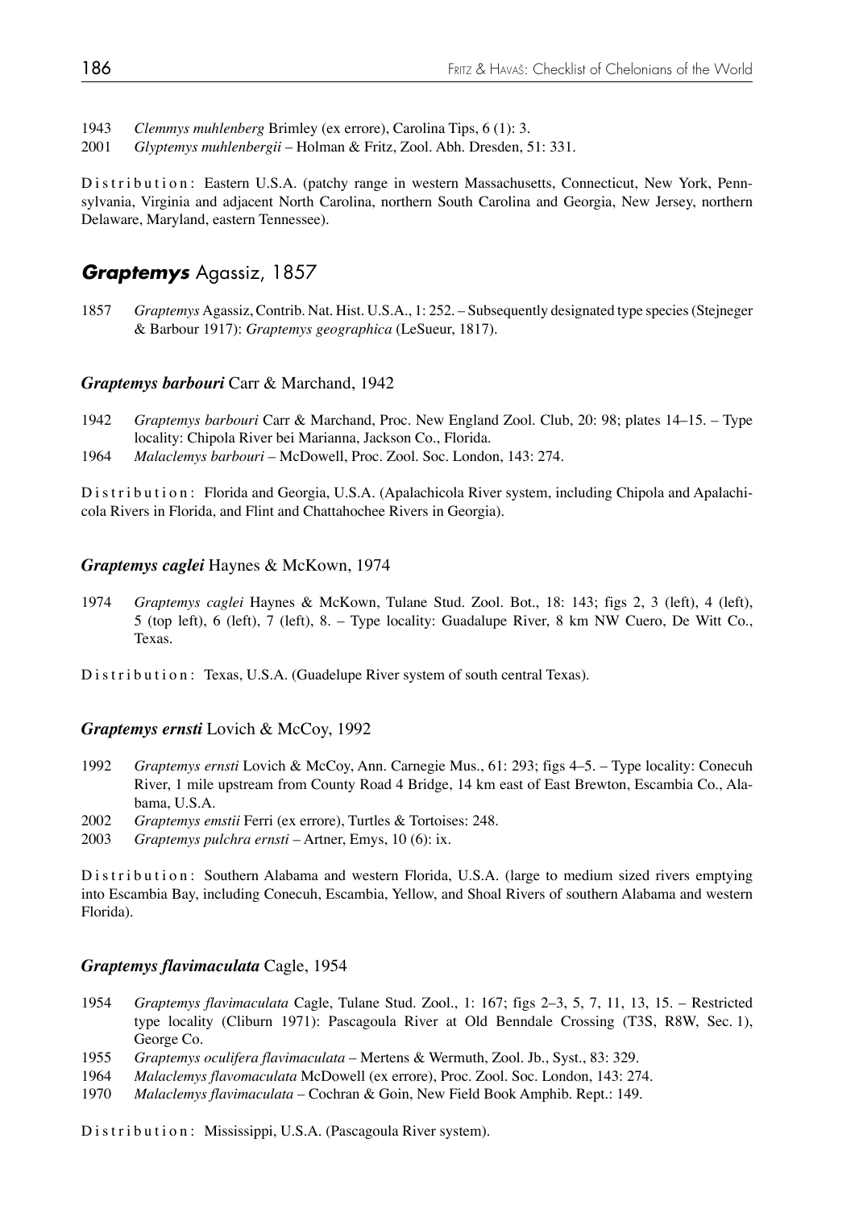1943 *Clemmys muhlenberg* Brimley (ex errore), Carolina Tips, 6 (1): 3.
2001 *Glyptemys muhlenbergii* – Holman & Fritz, Zool. Abh. Dresden, 51: 331.

Distribution: Eastern U.S.A. (patchy range in western Massachusetts, Connecticut, New York, Pennsylvania, Virginia and adjacent North Carolina, northern South Carolina and Georgia, New Jersey, northern Delaware, Maryland, eastern Tennessee).

## *Graptemys* Agassiz, 1857

1857 *Graptemys* Agassiz, Contrib. Nat. Hist. U.S.A., 1: 252. – Subsequently designated type species (Stejneger & Barbour 1917): *Graptemys geographica* (LeSueur, 1817).

### *Graptemys barbouri* Carr & Marchand, 1942

1942 *Graptemys barbouri* Carr & Marchand, Proc. New England Zool. Club, 20: 98; plates 14–15. – Type locality: Chipola River bei Marianna, Jackson Co., Florida.
1964 *Malaclemys barbouri* – McDowell, Proc. Zool. Soc. London, 143: 274.

Distribution: Florida and Georgia, U.S.A. (Apalachicola River system, including Chipola and Apalachicola Rivers in Florida, and Flint and Chattahochee Rivers in Georgia).

### *Graptemys caglei* Haynes & McKown, 1974

1974 *Graptemys caglei* Haynes & McKown, Tulane Stud. Zool. Bot., 18: 143; figs 2, 3 (left), 4 (left), 5 (top left), 6 (left), 7 (left), 8. – Type locality: Guadalupe River, 8 km NW Cuero, De Witt Co., Texas.

Distribution: Texas, U.S.A. (Guadelupe River system of south central Texas).

### *Graptemys ernsti* Lovich & McCoy, 1992

1992 *Graptemys ernsti* Lovich & McCoy, Ann. Carnegie Mus., 61: 293; figs 4–5. – Type locality: Conecuh River, 1 mile upstream from County Road 4 Bridge, 14 km east of East Brewton, Escambia Co., Alabama, U.S.A.
2002 *Graptemys emstii* Ferri (ex errore), Turtles & Tortoises: 248.
2003 *Graptemys pulchra ernsti* – Artner, Emys, 10 (6): ix.

Distribution: Southern Alabama and western Florida, U.S.A. (large to medium sized rivers emptying into Escambia Bay, including Conecuh, Escambia, Yellow, and Shoal Rivers of southern Alabama and western Florida).

### *Graptemys flavimaculata* Cagle, 1954

1954 *Graptemys flavimaculata* Cagle, Tulane Stud. Zool., 1: 167; figs 2–3, 5, 7, 11, 13, 15. – Restricted type locality (Cliburn 1971): Pascagoula River at Old Benndale Crossing (T3S, R8W, Sec. 1), George Co.
1955 *Graptemys oculifera flavimaculata* – Mertens & Wermuth, Zool. Jb., Syst., 83: 329.
1964 *Malaclemys flavomaculata* McDowell (ex errore), Proc. Zool. Soc. London, 143: 274.
1970 *Malaclemys flavimaculata* – Cochran & Goin, New Field Book Amphib. Rept.: 149.

Distribution: Mississippi, U.S.A. (Pascagoula River system).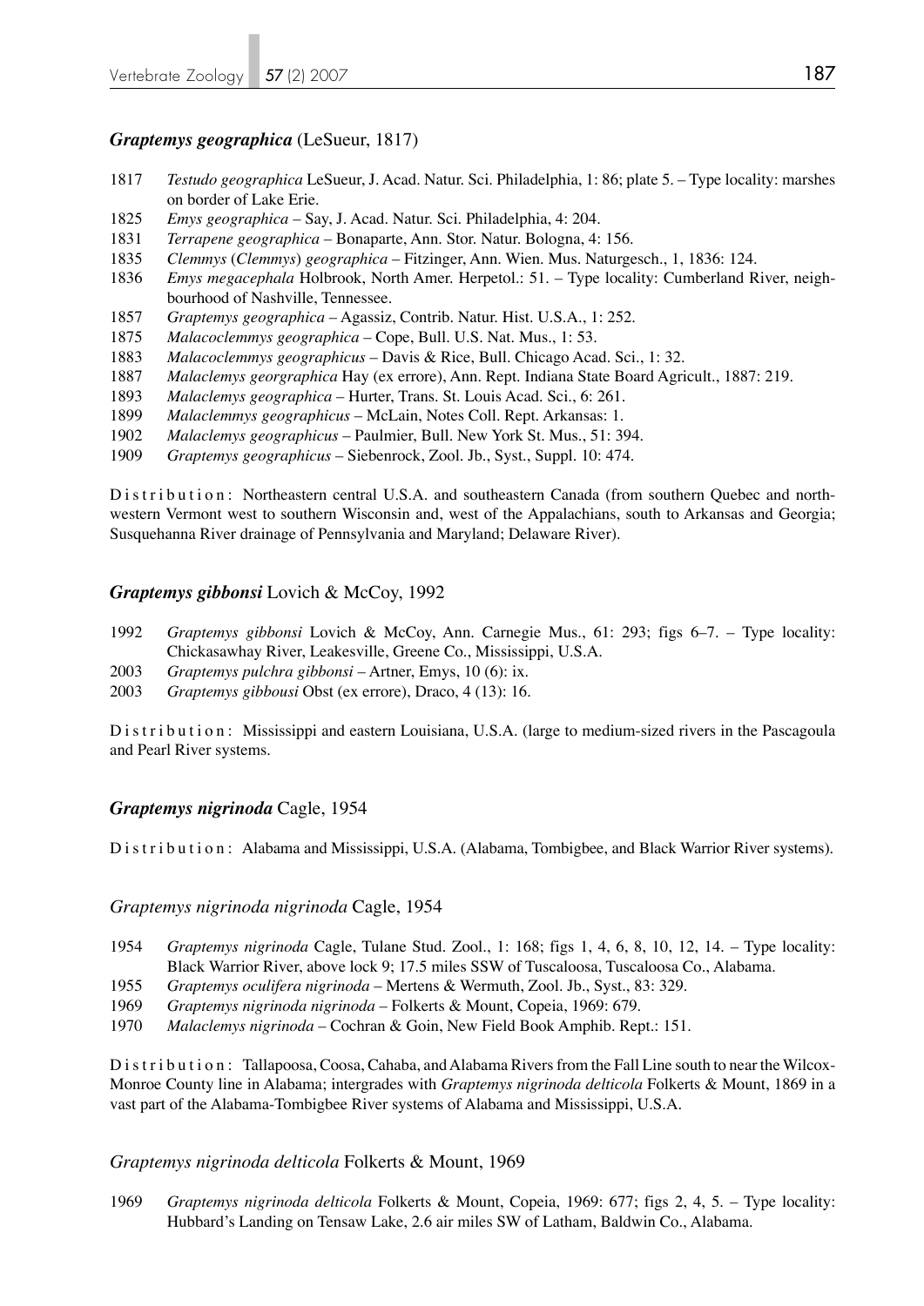### *Graptemys geographica* (LeSueur, 1817)

1817 *Testudo geographica* LeSueur, J. Acad. Natur. Sci. Philadelphia, 1: 86; plate 5. – Type locality: marshes on border of Lake Erie.
1825 *Emys geographica* – Say, J. Acad. Natur. Sci. Philadelphia, 4: 204.
1831 *Terrapene geographica* – Bonaparte, Ann. Stor. Natur. Bologna, 4: 156.
1835 *Clemmys* (*Clemmys*) *geographica* – Fitzinger, Ann. Wien. Mus. Naturgesch., 1, 1836: 124.
1836 *Emys megacephala* Holbrook, North Amer. Herpetol.: 51. – Type locality: Cumberland River, neighbourhood of Nashville, Tennessee.
1857 *Graptemys geographica* – Agassiz, Contrib. Natur. Hist. U.S.A., 1: 252.
1875 *Malacoclemmys geographica* – Cope, Bull. U.S. Nat. Mus., 1: 53.
1883 *Malacoclemmys geographicus* – Davis & Rice, Bull. Chicago Acad. Sci., 1: 32.
1887 *Malaclemys georgraphica* Hay (ex errore), Ann. Rept. Indiana State Board Agricult., 1887: 219.
1893 *Malaclemys geographica* – Hurter, Trans. St. Louis Acad. Sci., 6: 261.
1899 *Malaclemmys geographicus* – McLain, Notes Coll. Rept. Arkansas: 1.
1902 *Malaclemys geographicus* – Paulmier, Bull. New York St. Mus., 51: 394.
1909 *Graptemys geographicus* – Siebenrock, Zool. Jb., Syst., Suppl. 10: 474.

Distribution: Northeastern central U.S.A. and southeastern Canada (from southern Quebec and northwestern Vermont west to southern Wisconsin and, west of the Appalachians, south to Arkansas and Georgia; Susquehanna River drainage of Pennsylvania and Maryland; Delaware River).

### *Graptemys gibbonsi* Lovich & McCoy, 1992

1992 *Graptemys gibbonsi* Lovich & McCoy, Ann. Carnegie Mus., 61: 293; figs 6–7. – Type locality: Chickasawhay River, Leakesville, Greene Co., Mississippi, U.S.A.
2003 *Graptemys pulchra gibbonsi* – Artner, Emys, 10 (6): ix.
2003 *Graptemys gibbousi* Obst (ex errore), Draco, 4 (13): 16.

Distribution: Mississippi and eastern Louisiana, U.S.A. (large to medium-sized rivers in the Pascagoula and Pearl River systems.

### *Graptemys nigrinoda* Cagle, 1954

Distribution: Alabama and Mississippi, U.S.A. (Alabama, Tombigbee, and Black Warrior River systems).

#### *Graptemys nigrinoda nigrinoda* Cagle, 1954

1954 *Graptemys nigrinoda* Cagle, Tulane Stud. Zool., 1: 168; figs 1, 4, 6, 8, 10, 12, 14. – Type locality: Black Warrior River, above lock 9; 17.5 miles SSW of Tuscaloosa, Tuscaloosa Co., Alabama.
1955 *Graptemys oculifera nigrinoda* – Mertens & Wermuth, Zool. Jb., Syst., 83: 329.
1969 *Graptemys nigrinoda nigrinoda* – Folkerts & Mount, Copeia, 1969: 679.
1970 *Malaclemys nigrinoda* – Cochran & Goin, New Field Book Amphib. Rept.: 151.

Distribution: Tallapoosa, Coosa, Cahaba, and Alabama Rivers from the Fall Line south to near the Wilcox-Monroe County line in Alabama; intergrades with *Graptemys nigrinoda delticola* Folkerts & Mount, 1869 in a vast part of the Alabama-Tombigbee River systems of Alabama and Mississippi, U.S.A.

#### *Graptemys nigrinoda delticola* Folkerts & Mount, 1969

1969 *Graptemys nigrinoda delticola* Folkerts & Mount, Copeia, 1969: 677; figs 2, 4, 5. – Type locality: Hubbard's Landing on Tensaw Lake, 2.6 air miles SW of Latham, Baldwin Co., Alabama.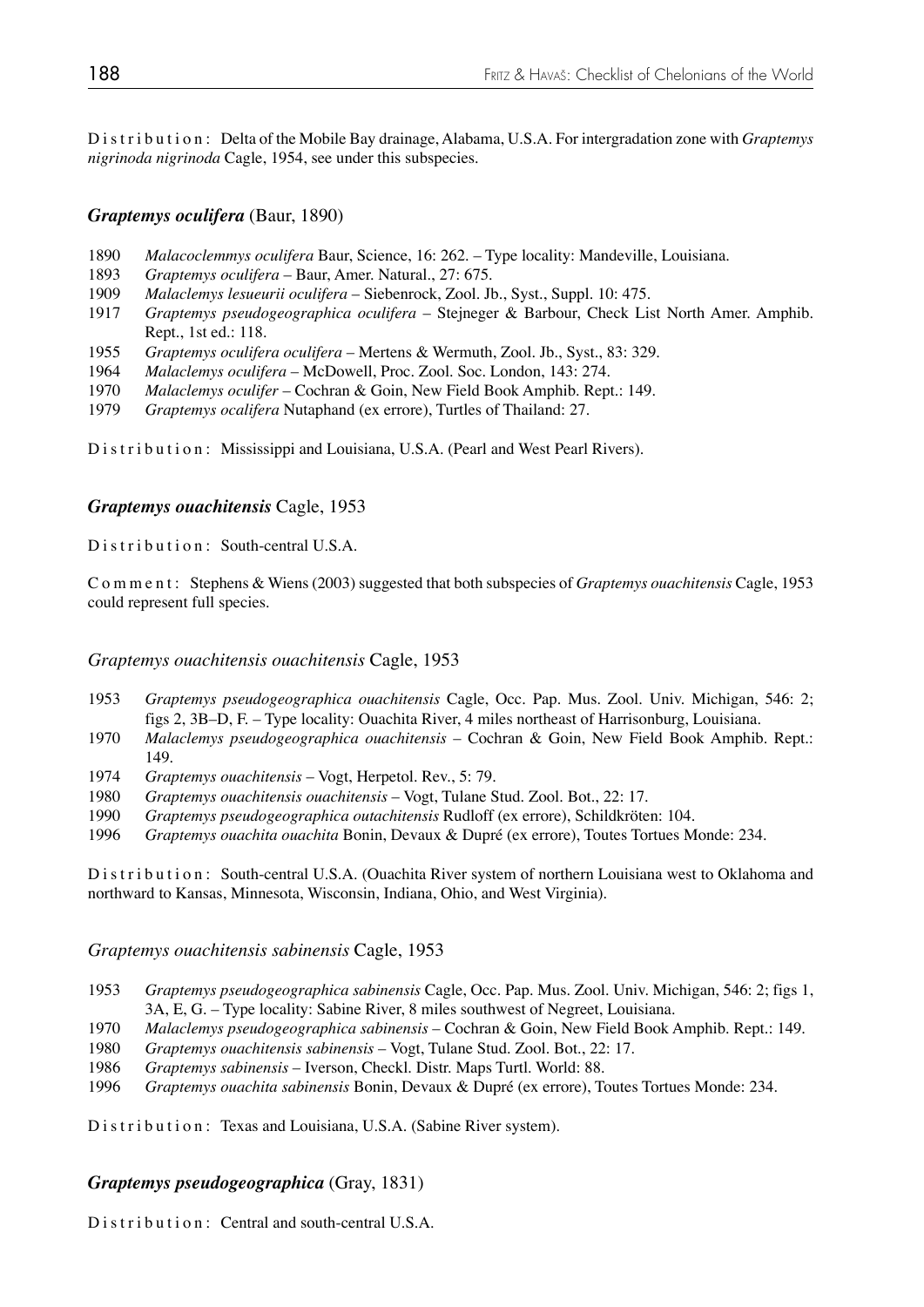Distribution: Delta of the Mobile Bay drainage, Alabama, U.S.A. For intergradation zone with *Graptemys nigrinoda nigrinoda* Cagle, 1954, see under this subspecies.

### ***Graptemys oculifera*** (Baur, 1890)

1890 *Malacoclemmys oculifera* Baur, Science, 16: 262. – Type locality: Mandeville, Louisiana.
1893 *Graptemys oculifera* – Baur, Amer. Natural., 27: 675.
1909 *Malaclemys lesueurii oculifera* – Siebenrock, Zool. Jb., Syst., Suppl. 10: 475.
1917 *Graptemys pseudogeographica oculifera* – Stejneger & Barbour, Check List North Amer. Amphib. Rept., 1st ed.: 118.
1955 *Graptemys oculifera oculifera* – Mertens & Wermuth, Zool. Jb., Syst., 83: 329.
1964 *Malaclemys oculifera* – McDowell, Proc. Zool. Soc. London, 143: 274.
1970 *Malaclemys oculifer* – Cochran & Goin, New Field Book Amphib. Rept.: 149.
1979 *Graptemys ocalifera* Nutaphand (ex errore), Turtles of Thailand: 27.

Distribution: Mississippi and Louisiana, U.S.A. (Pearl and West Pearl Rivers).

### ***Graptemys ouachitensis*** Cagle, 1953

Distribution: South-central U.S.A.

Comment: Stephens & Wiens (2003) suggested that both subspecies of *Graptemys ouachitensis* Cagle, 1953 could represent full species.

#### *Graptemys ouachitensis ouachitensis* Cagle, 1953

1953 *Graptemys pseudogeographica ouachitensis* Cagle, Occ. Pap. Mus. Zool. Univ. Michigan, 546: 2; figs 2, 3B–D, F. – Type locality: Ouachita River, 4 miles northeast of Harrisonburg, Louisiana.
1970 *Malaclemys pseudogeographica ouachitensis* – Cochran & Goin, New Field Book Amphib. Rept.: 149.
1974 *Graptemys ouachitensis* – Vogt, Herpetol. Rev., 5: 79.
1980 *Graptemys ouachitensis ouachitensis* – Vogt, Tulane Stud. Zool. Bot., 22: 17.
1990 *Graptemys pseudogeographica outachitensis* Rudloff (ex errore), Schildkröten: 104.
1996 *Graptemys ouachita ouachita* Bonin, Devaux & Dupré (ex errore), Toutes Tortues Monde: 234.

Distribution: South-central U.S.A. (Ouachita River system of northern Louisiana west to Oklahoma and northward to Kansas, Minnesota, Wisconsin, Indiana, Ohio, and West Virginia).

#### *Graptemys ouachitensis sabinensis* Cagle, 1953

1953 *Graptemys pseudogeographica sabinensis* Cagle, Occ. Pap. Mus. Zool. Univ. Michigan, 546: 2; figs 1, 3A, E, G. – Type locality: Sabine River, 8 miles southwest of Negreet, Louisiana.
1970 *Malaclemys pseudogeographica sabinensis* – Cochran & Goin, New Field Book Amphib. Rept.: 149.
1980 *Graptemys ouachitensis sabinensis* – Vogt, Tulane Stud. Zool. Bot., 22: 17.
1986 *Graptemys sabinensis* – Iverson, Checkl. Distr. Maps Turtl. World: 88.
1996 *Graptemys ouachita sabinensis* Bonin, Devaux & Dupré (ex errore), Toutes Tortues Monde: 234.

Distribution: Texas and Louisiana, U.S.A. (Sabine River system).

### ***Graptemys pseudogeographica*** (Gray, 1831)

Distribution: Central and south-central U.S.A.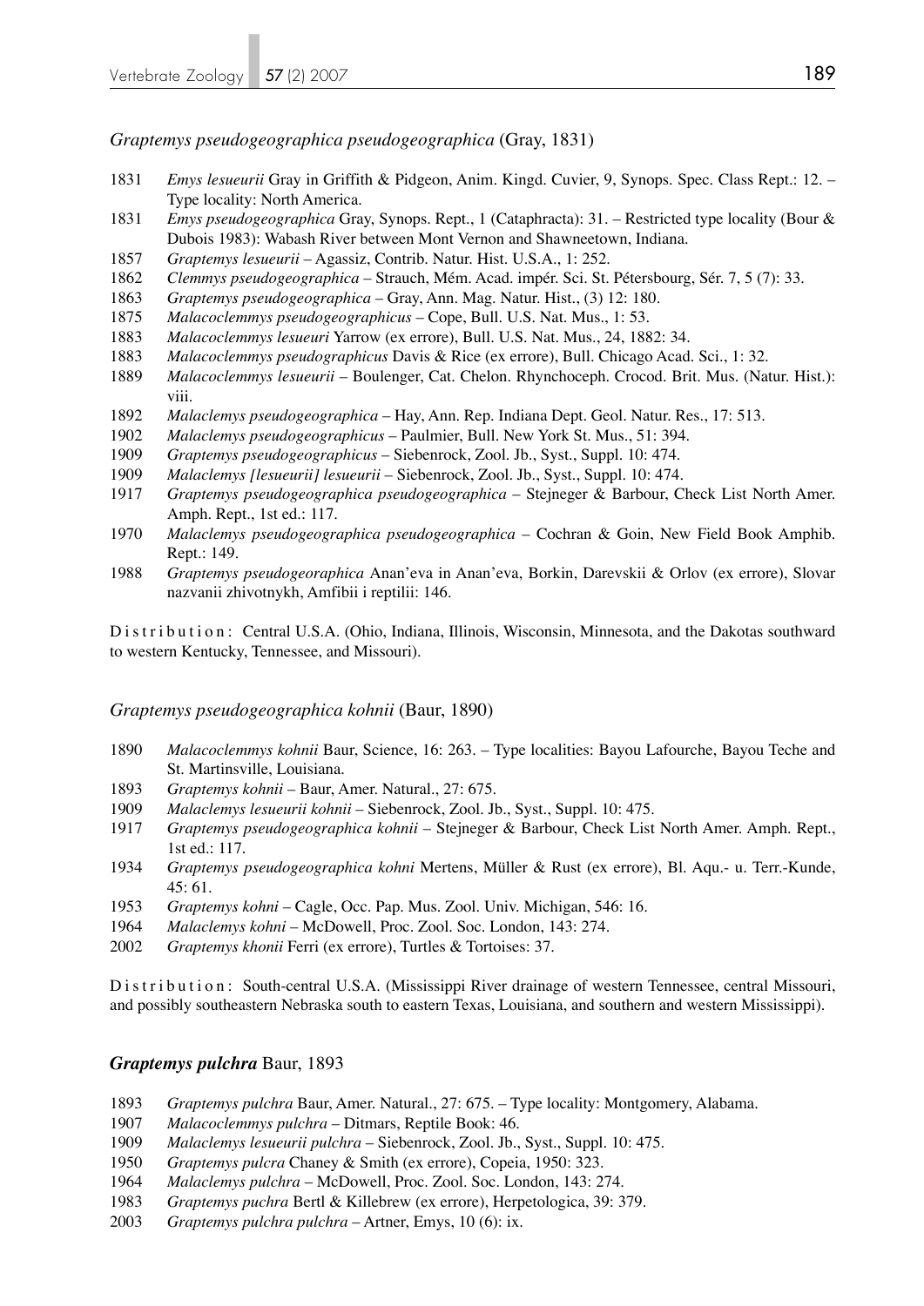*Graptemys pseudogeographica pseudogeographica* (Gray, 1831)

1831 *Emys lesueurii* Gray in Griffith & Pidgeon, Anim. Kingd. Cuvier, 9, Synops. Spec. Class Rept.: 12. – Type locality: North America.
1831 *Emys pseudogeographica* Gray, Synops. Rept., 1 (Cataphracta): 31. – Restricted type locality (Bour & Dubois 1983): Wabash River between Mont Vernon and Shawneetown, Indiana.
1857 *Graptemys lesueurii* – Agassiz, Contrib. Natur. Hist. U.S.A., 1: 252.
1862 *Clemmys pseudogeographica* – Strauch, Mém. Acad. impér. Sci. St. Pétersbourg, Sér. 7, 5 (7): 33.
1863 *Graptemys pseudogeographica* – Gray, Ann. Mag. Natur. Hist., (3) 12: 180.
1875 *Malacoclemmys pseudogeographicus* – Cope, Bull. U.S. Nat. Mus., 1: 53.
1883 *Malacoclemmys lesueuri* Yarrow (ex errore), Bull. U.S. Nat. Mus., 24, 1882: 34.
1883 *Malacoclemmys pseudographicus* Davis & Rice (ex errore), Bull. Chicago Acad. Sci., 1: 32.
1889 *Malacoclemmys lesueurii* – Boulenger, Cat. Chelon. Rhynchoceph. Crocod. Brit. Mus. (Natur. Hist.): viii.
1892 *Malaclemys pseudogeographica* – Hay, Ann. Rep. Indiana Dept. Geol. Natur. Res., 17: 513.
1902 *Malaclemys pseudogeographicus* – Paulmier, Bull. New York St. Mus., 51: 394.
1909 *Graptemys pseudogeographicus* – Siebenrock, Zool. Jb., Syst., Suppl. 10: 474.
1909 *Malaclemys [lesueurii] lesueurii* – Siebenrock, Zool. Jb., Syst., Suppl. 10: 474.
1917 *Graptemys pseudogeographica pseudogeographica* – Stejneger & Barbour, Check List North Amer. Amph. Rept., 1st ed.: 117.
1970 *Malaclemys pseudogeographica pseudogeographica* – Cochran & Goin, New Field Book Amphib. Rept.: 149.
1988 *Graptemys pseudogeoraphica* Anan'eva in Anan'eva, Borkin, Darevskii & Orlov (ex errore), Slovar nazvanii zhivotnykh, Amfibii i reptilii: 146.

Distribution: Central U.S.A. (Ohio, Indiana, Illinois, Wisconsin, Minnesota, and the Dakotas southward to western Kentucky, Tennessee, and Missouri).

*Graptemys pseudogeographica kohnii* (Baur, 1890)

1890 *Malacoclemmys kohnii* Baur, Science, 16: 263. – Type localities: Bayou Lafourche, Bayou Teche and St. Martinsville, Louisiana.
1893 *Graptemys kohnii* – Baur, Amer. Natural., 27: 675.
1909 *Malaclemys lesueurii kohnii* – Siebenrock, Zool. Jb., Syst., Suppl. 10: 475.
1917 *Graptemys pseudogeographica kohnii* – Stejneger & Barbour, Check List North Amer. Amph. Rept., 1st ed.: 117.
1934 *Graptemys pseudogeographica kohni* Mertens, Müller & Rust (ex errore), Bl. Aqu.- u. Terr.-Kunde, 45: 61.
1953 *Graptemys kohni* – Cagle, Occ. Pap. Mus. Zool. Univ. Michigan, 546: 16.
1964 *Malaclemys kohni* – McDowell, Proc. Zool. Soc. London, 143: 274.
2002 *Graptemys khonii* Ferri (ex errore), Turtles & Tortoises: 37.

Distribution: South-central U.S.A. (Mississippi River drainage of western Tennessee, central Missouri, and possibly southeastern Nebraska south to eastern Texas, Louisiana, and southern and western Mississippi).

### ***Graptemys pulchra*** **Baur, 1893**

1893 *Graptemys pulchra* Baur, Amer. Natural., 27: 675. – Type locality: Montgomery, Alabama.
1907 *Malacoclemmys pulchra* – Ditmars, Reptile Book: 46.
1909 *Malaclemys lesueurii pulchra* – Siebenrock, Zool. Jb., Syst., Suppl. 10: 475.
1950 *Graptemys pulcra* Chaney & Smith (ex errore), Copeia, 1950: 323.
1964 *Malaclemys pulchra* – McDowell, Proc. Zool. Soc. London, 143: 274.
1983 *Graptemys puchra* Bertl & Killebrew (ex errore), Herpetologica, 39: 379.
2003 *Graptemys pulchra pulchra* – Artner, Emys, 10 (6): ix.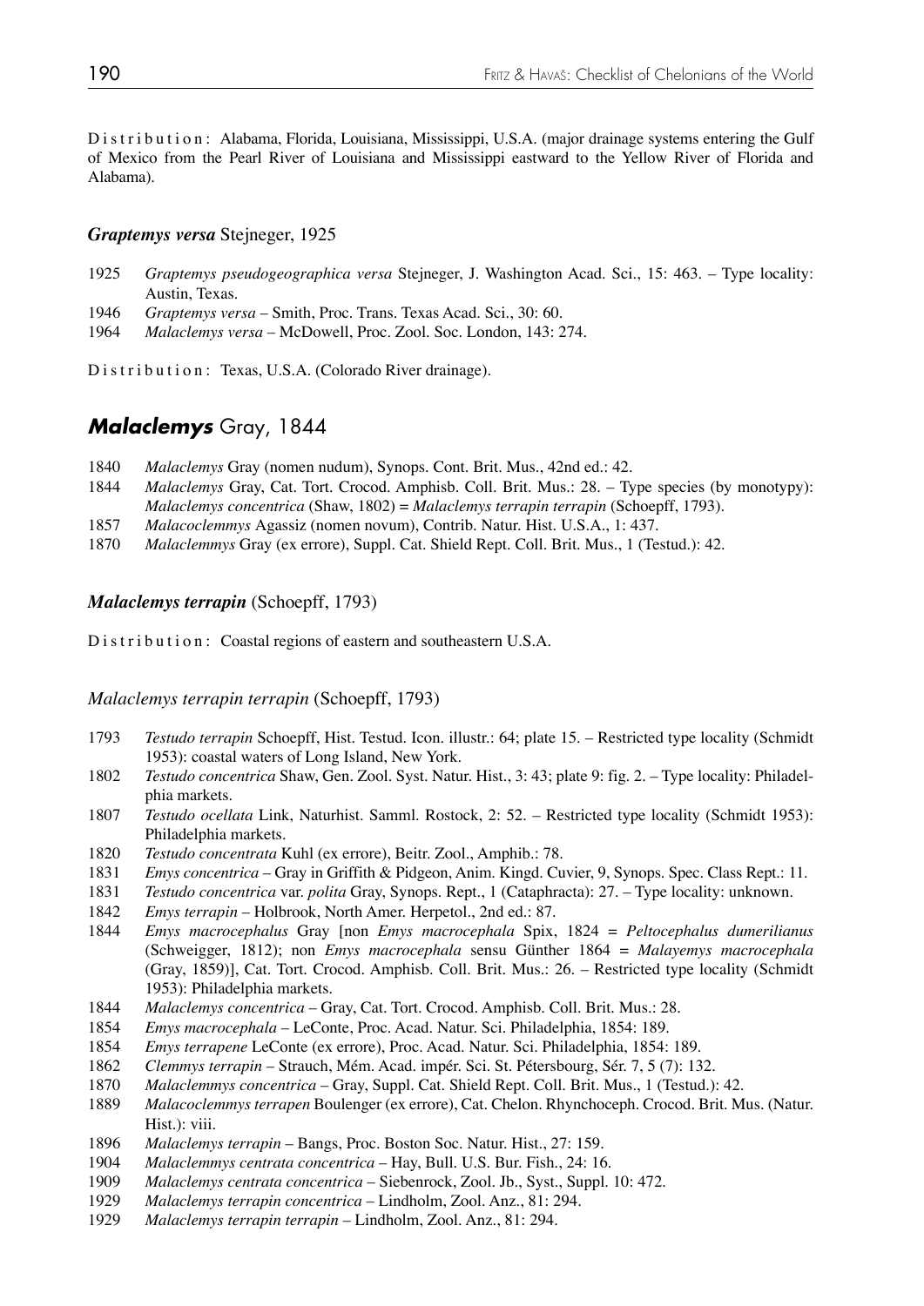D i s t r i b u t i o n : Alabama, Florida, Louisiana, Mississippi, U.S.A. (major drainage systems entering the Gulf of Mexico from the Pearl River of Louisiana and Mississippi eastward to the Yellow River of Florida and Alabama).

### *Graptemys versa* Stejneger, 1925

1925 *Graptemys pseudogeographica versa* Stejneger, J. Washington Acad. Sci., 15: 463. – Type locality: Austin, Texas.
1946 *Graptemys versa* – Smith, Proc. Trans. Texas Acad. Sci., 30: 60.
1964 *Malaclemys versa* – McDowell, Proc. Zool. Soc. London, 143: 274.

D i s t r i b u t i o n : Texas, U.S.A. (Colorado River drainage).

## *Malaclemys* Gray, 1844

1840 *Malaclemys* Gray (nomen nudum), Synops. Cont. Brit. Mus., 42nd ed.: 42.
1844 *Malaclemys* Gray, Cat. Tort. Crocod. Amphisb. Coll. Brit. Mus.: 28. – Type species (by monotypy): *Malaclemys concentrica* (Shaw, 1802) = *Malaclemys terrapin terrapin* (Schoepff, 1793).
1857 *Malacoclemmys* Agassiz (nomen novum), Contrib. Natur. Hist. U.S.A., 1: 437.
1870 *Malaclemmys* Gray (ex errore), Suppl. Cat. Shield Rept. Coll. Brit. Mus., 1 (Testud.): 42.

### *Malaclemys terrapin* (Schoepff, 1793)

D i s t r i b u t i o n : Coastal regions of eastern and southeastern U.S.A.

#### *Malaclemys terrapin terrapin* (Schoepff, 1793)

1793 *Testudo terrapin* Schoepff, Hist. Testud. Icon. illustr.: 64; plate 15. – Restricted type locality (Schmidt 1953): coastal waters of Long Island, New York.
1802 *Testudo concentrica* Shaw, Gen. Zool. Syst. Natur. Hist., 3: 43; plate 9: fig. 2. – Type locality: Philadelphia markets.
1807 *Testudo ocellata* Link, Naturhist. Samml. Rostock, 2: 52. – Restricted type locality (Schmidt 1953): Philadelphia markets.
1820 *Testudo concentrata* Kuhl (ex errore), Beitr. Zool., Amphib.: 78.
1831 *Emys concentrica* – Gray in Griffith & Pidgeon, Anim. Kingd. Cuvier, 9, Synops. Spec. Class Rept.: 11.
1831 *Testudo concentrica* var. *polita* Gray, Synops. Rept., 1 (Cataphracta): 27. – Type locality: unknown.
1842 *Emys terrapin* – Holbrook, North Amer. Herpetol., 2nd ed.: 87.
1844 *Emys macrocephalus* Gray [non *Emys macrocephala* Spix, 1824 = *Peltocephalus dumerilianus* (Schweigger, 1812); non *Emys macrocephala* sensu Günther 1864 = *Malayemys macrocephala* (Gray, 1859)], Cat. Tort. Crocod. Amphisb. Coll. Brit. Mus.: 26. – Restricted type locality (Schmidt 1953): Philadelphia markets.
1844 *Malaclemys concentrica* – Gray, Cat. Tort. Crocod. Amphisb. Coll. Brit. Mus.: 28.
1854 *Emys macrocephala* – LeConte, Proc. Acad. Natur. Sci. Philadelphia, 1854: 189.
1854 *Emys terrapene* LeConte (ex errore), Proc. Acad. Natur. Sci. Philadelphia, 1854: 189.
1862 *Clemmys terrapin* – Strauch, Mém. Acad. impér. Sci. St. Pétersbourg, Sér. 7, 5 (7): 132.
1870 *Malaclemmys concentrica* – Gray, Suppl. Cat. Shield Rept. Coll. Brit. Mus., 1 (Testud.): 42.
1889 *Malacoclemmys terrapen* Boulenger (ex errore), Cat. Chelon. Rhynchoceph. Crocod. Brit. Mus. (Natur. Hist.): viii.
1896 *Malaclemys terrapin* – Bangs, Proc. Boston Soc. Natur. Hist., 27: 159.
1904 *Malaclemmys centrata concentrica* – Hay, Bull. U.S. Bur. Fish., 24: 16.
1909 *Malaclemys centrata concentrica* – Siebenrock, Zool. Jb., Syst., Suppl. 10: 472.
1929 *Malaclemys terrapin concentrica* – Lindholm, Zool. Anz., 81: 294.
1929 *Malaclemys terrapin terrapin* – Lindholm, Zool. Anz., 81: 294.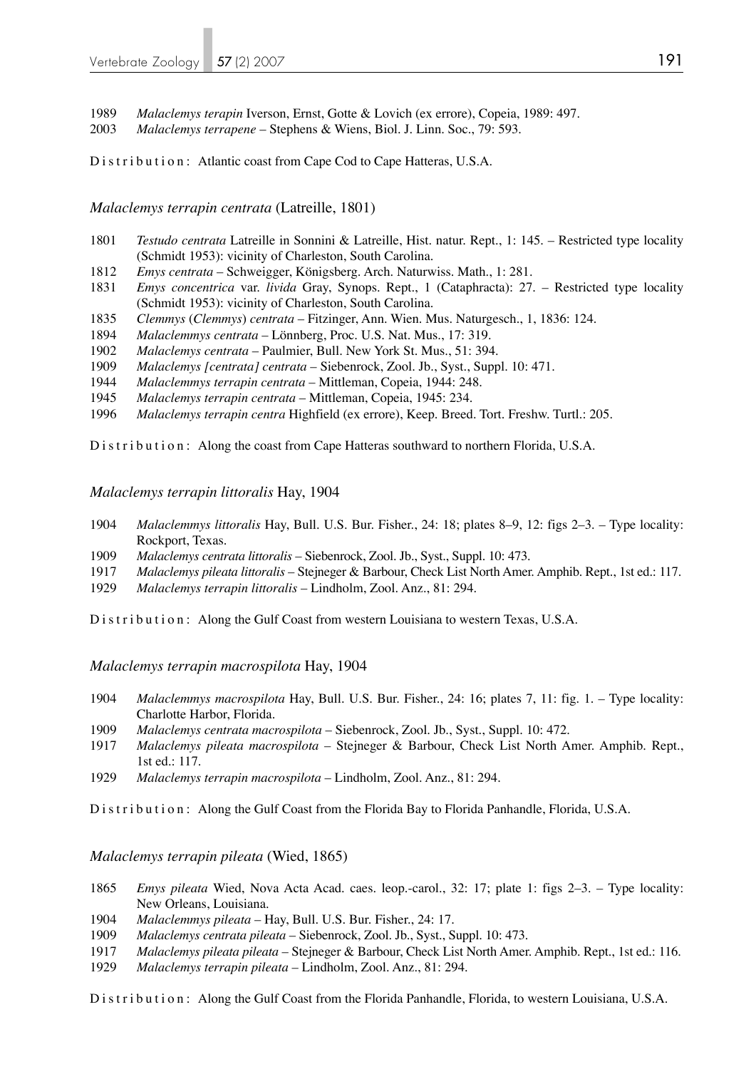1989 *Malaclemys terapin* Iverson, Ernst, Gotte & Lovich (ex errore), Copeia, 1989: 497.
2003 *Malaclemys terrapene* – Stephens & Wiens, Biol. J. Linn. Soc., 79: 593.

Distribution: Atlantic coast from Cape Cod to Cape Hatteras, U.S.A.

### *Malaclemys terrapin centrata* (Latreille, 1801)

1801 *Testudo centrata* Latreille in Sonnini & Latreille, Hist. natur. Rept., 1: 145. – Restricted type locality (Schmidt 1953): vicinity of Charleston, South Carolina.
1812 *Emys centrata* – Schweigger, Königsberg. Arch. Naturwiss. Math., 1: 281.
1831 *Emys concentrica* var. *livida* Gray, Synops. Rept., 1 (Cataphracta): 27. – Restricted type locality (Schmidt 1953): vicinity of Charleston, South Carolina.
1835 *Clemmys* (*Clemmys*) *centrata* – Fitzinger, Ann. Wien. Mus. Naturgesch., 1, 1836: 124.
1894 *Malaclemmys centrata* – Lönnberg, Proc. U.S. Nat. Mus., 17: 319.
1902 *Malaclemys centrata* – Paulmier, Bull. New York St. Mus., 51: 394.
1909 *Malaclemys [centrata] centrata* – Siebenrock, Zool. Jb., Syst., Suppl. 10: 471.
1944 *Malaclemmys terrapin centrata* – Mittleman, Copeia, 1944: 248.
1945 *Malaclemys terrapin centrata* – Mittleman, Copeia, 1945: 234.
1996 *Malaclemys terrapin centra* Highfield (ex errore), Keep. Breed. Tort. Freshw. Turtl.: 205.

Distribution: Along the coast from Cape Hatteras southward to northern Florida, U.S.A.

### *Malaclemys terrapin littoralis* Hay, 1904

1904 *Malaclemmys littoralis* Hay, Bull. U.S. Bur. Fisher., 24: 18; plates 8–9, 12: figs 2–3. – Type locality: Rockport, Texas.
1909 *Malaclemys centrata littoralis* – Siebenrock, Zool. Jb., Syst., Suppl. 10: 473.
1917 *Malaclemys pileata littoralis* – Stejneger & Barbour, Check List North Amer. Amphib. Rept., 1st ed.: 117.
1929 *Malaclemys terrapin littoralis* – Lindholm, Zool. Anz., 81: 294.

Distribution: Along the Gulf Coast from western Louisiana to western Texas, U.S.A.

### *Malaclemys terrapin macrospilota* Hay, 1904

1904 *Malaclemmys macrospilota* Hay, Bull. U.S. Bur. Fisher., 24: 16; plates 7, 11: fig. 1. – Type locality: Charlotte Harbor, Florida.
1909 *Malaclemys centrata macrospilota* – Siebenrock, Zool. Jb., Syst., Suppl. 10: 472.
1917 *Malaclemys pileata macrospilota* – Stejneger & Barbour, Check List North Amer. Amphib. Rept., 1st ed.: 117.
1929 *Malaclemys terrapin macrospilota* – Lindholm, Zool. Anz., 81: 294.

Distribution: Along the Gulf Coast from the Florida Bay to Florida Panhandle, Florida, U.S.A.

### *Malaclemys terrapin pileata* (Wied, 1865)

1865 *Emys pileata* Wied, Nova Acta Acad. caes. leop.-carol., 32: 17; plate 1: figs 2–3. – Type locality: New Orleans, Louisiana.
1904 *Malaclemmys pileata* – Hay, Bull. U.S. Bur. Fisher., 24: 17.
1909 *Malaclemys centrata pileata* – Siebenrock, Zool. Jb., Syst., Suppl. 10: 473.
1917 *Malaclemys pileata pileata* – Stejneger & Barbour, Check List North Amer. Amphib. Rept., 1st ed.: 116.
1929 *Malaclemys terrapin pileata* – Lindholm, Zool. Anz., 81: 294.

Distribution: Along the Gulf Coast from the Florida Panhandle, Florida, to western Louisiana, U.S.A.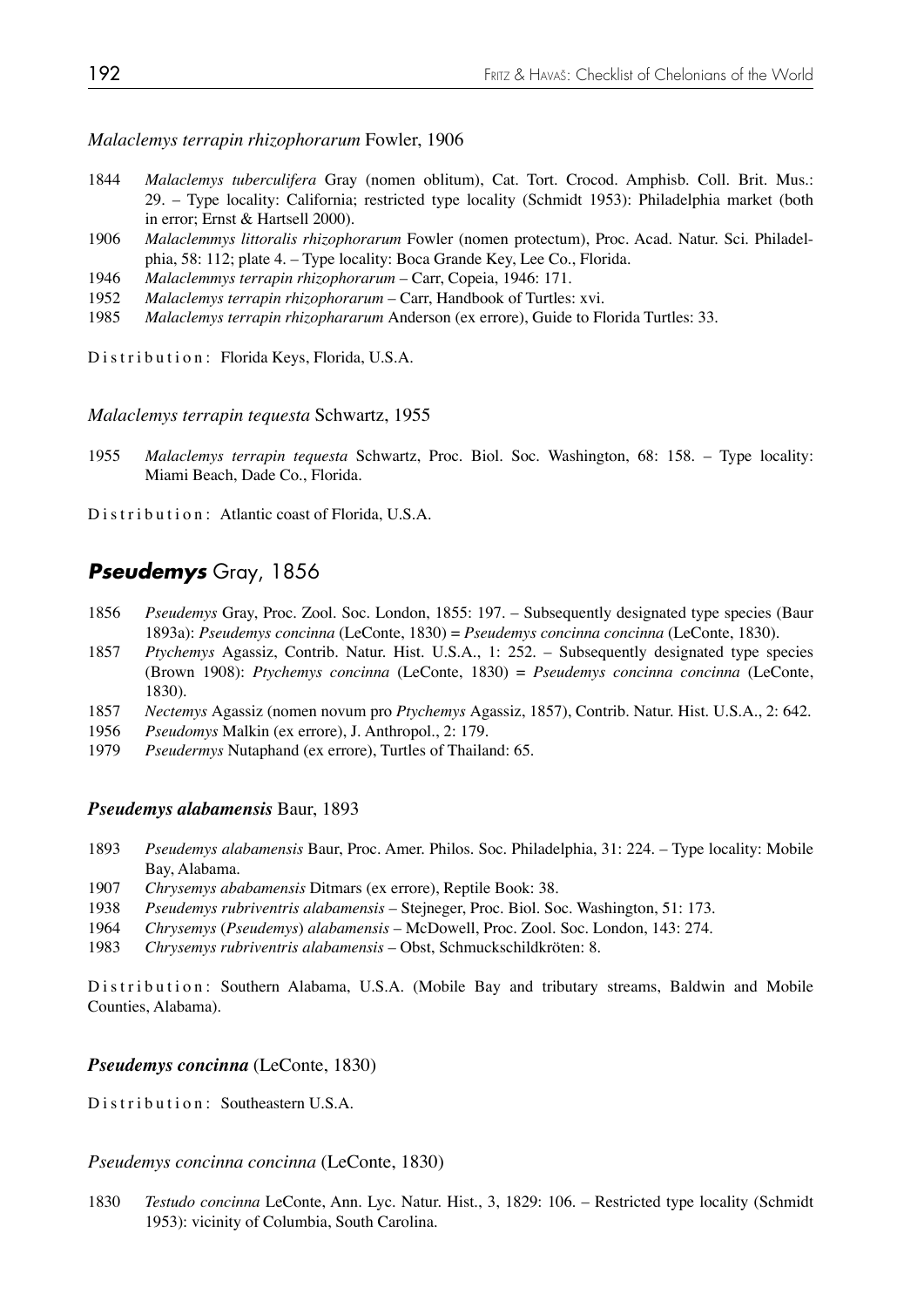*Malaclemys terrapin rhizophorarum* Fowler, 1906

- 1844 *Malaclemys tuberculifera* Gray (nomen oblitum), Cat. Tort. Crocod. Amphisb. Coll. Brit. Mus.: 29. – Type locality: California; restricted type locality (Schmidt 1953): Philadelphia market (both in error; Ernst & Hartsell 2000).
- 1906 *Malaclemmys littoralis rhizophorarum* Fowler (nomen protectum), Proc. Acad. Natur. Sci. Philadelphia, 58: 112; plate 4. – Type locality: Boca Grande Key, Lee Co., Florida.
- 1946 *Malaclemmys terrapin rhizophorarum* – Carr, Copeia, 1946: 171.
- 1952 *Malaclemys terrapin rhizophorarum* – Carr, Handbook of Turtles: xvi.
- 1985 *Malaclemys terrapin rhizophararum* Anderson (ex errore), Guide to Florida Turtles: 33.

Distribution: Florida Keys, Florida, U.S.A.

*Malaclemys terrapin tequesta* Schwartz, 1955

- 1955 *Malaclemys terrapin tequesta* Schwartz, Proc. Biol. Soc. Washington, 68: 158. – Type locality: Miami Beach, Dade Co., Florida.

Distribution: Atlantic coast of Florida, U.S.A.

## ***Pseudemys*** Gray, 1856

- 1856 *Pseudemys* Gray, Proc. Zool. Soc. London, 1855: 197. – Subsequently designated type species (Baur 1893a): *Pseudemys concinna* (LeConte, 1830) = *Pseudemys concinna concinna* (LeConte, 1830).
- 1857 *Ptychemys* Agassiz, Contrib. Natur. Hist. U.S.A., 1: 252. – Subsequently designated type species (Brown 1908): *Ptychemys concinna* (LeConte, 1830) = *Pseudemys concinna concinna* (LeConte, 1830).
- 1857 *Nectemys* Agassiz (nomen novum pro *Ptychemys* Agassiz, 1857), Contrib. Natur. Hist. U.S.A., 2: 642.
- 1956 *Pseudomys* Malkin (ex errore), J. Anthropol., 2: 179.
- 1979 *Pseudermys* Nutaphand (ex errore), Turtles of Thailand: 65.

### ***Pseudemys alabamensis*** Baur, 1893

- 1893 *Pseudemys alabamensis* Baur, Proc. Amer. Philos. Soc. Philadelphia, 31: 224. – Type locality: Mobile Bay, Alabama.
- 1907 *Chrysemys ababamensis* Ditmars (ex errore), Reptile Book: 38.
- 1938 *Pseudemys rubriventris alabamensis* – Stejneger, Proc. Biol. Soc. Washington, 51: 173.
- 1964 *Chrysemys* (*Pseudemys*) *alabamensis* – McDowell, Proc. Zool. Soc. London, 143: 274.
- 1983 *Chrysemys rubriventris alabamensis* – Obst, Schmuckschildkröten: 8.

Distribution: Southern Alabama, U.S.A. (Mobile Bay and tributary streams, Baldwin and Mobile Counties, Alabama).

### ***Pseudemys concinna*** (LeConte, 1830)

Distribution: Southeastern U.S.A.

*Pseudemys concinna concinna* (LeConte, 1830)

- 1830 *Testudo concinna* LeConte, Ann. Lyc. Natur. Hist., 3, 1829: 106. – Restricted type locality (Schmidt 1953): vicinity of Columbia, South Carolina.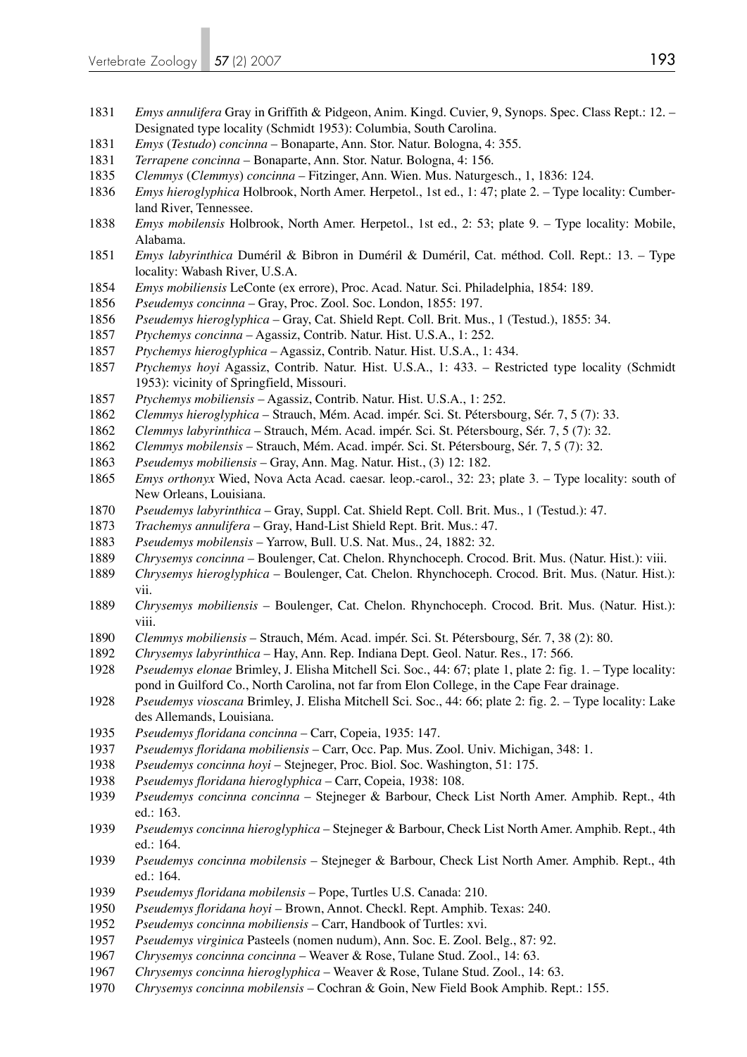1831 *Emys annulifera* Gray in Griffith & Pidgeon, Anim. Kingd. Cuvier, 9, Synops. Spec. Class Rept.: 12. – Designated type locality (Schmidt 1953): Columbia, South Carolina.

1831 *Emys* (*Testudo*) *concinna* – Bonaparte, Ann. Stor. Natur. Bologna, 4: 355.

1831 *Terrapene concinna* – Bonaparte, Ann. Stor. Natur. Bologna, 4: 156.

1835 *Clemmys* (*Clemmys*) *concinna* – Fitzinger, Ann. Wien. Mus. Naturgesch., 1, 1836: 124.

1836 *Emys hieroglyphica* Holbrook, North Amer. Herpetol., 1st ed., 1: 47; plate 2. – Type locality: Cumberland River, Tennessee.

1838 *Emys mobilensis* Holbrook, North Amer. Herpetol., 1st ed., 2: 53; plate 9. – Type locality: Mobile, Alabama.

1851 *Emys labyrinthica* Duméril & Bibron in Duméril & Duméril, Cat. méthod. Coll. Rept.: 13. – Type locality: Wabash River, U.S.A.

1854 *Emys mobiliensis* LeConte (ex errore), Proc. Acad. Natur. Sci. Philadelphia, 1854: 189.

1856 *Pseudemys concinna* – Gray, Proc. Zool. Soc. London, 1855: 197.

1856 *Pseudemys hieroglyphica* – Gray, Cat. Shield Rept. Coll. Brit. Mus., 1 (Testud.), 1855: 34.

1857 *Ptychemys concinna* – Agassiz, Contrib. Natur. Hist. U.S.A., 1: 252.

1857 *Ptychemys hieroglyphica* – Agassiz, Contrib. Natur. Hist. U.S.A., 1: 434.

1857 *Ptychemys hoyi* Agassiz, Contrib. Natur. Hist. U.S.A., 1: 433. – Restricted type locality (Schmidt 1953): vicinity of Springfield, Missouri.

1857 *Ptychemys mobiliensis* – Agassiz, Contrib. Natur. Hist. U.S.A., 1: 252.

1862 *Clemmys hieroglyphica* – Strauch, Mém. Acad. impér. Sci. St. Pétersbourg, Sér. 7, 5 (7): 33.

1862 *Clemmys labyrinthica* – Strauch, Mém. Acad. impér. Sci. St. Pétersbourg, Sér. 7, 5 (7): 32.

1862 *Clemmys mobilensis* – Strauch, Mém. Acad. impér. Sci. St. Pétersbourg, Sér. 7, 5 (7): 32.

1863 *Pseudemys mobiliensis* – Gray, Ann. Mag. Natur. Hist., (3) 12: 182.

1865 *Emys orthonyx* Wied, Nova Acta Acad. caesar. leop.-carol., 32: 23; plate 3. – Type locality: south of New Orleans, Louisiana.

1870 *Pseudemys labyrinthica* – Gray, Suppl. Cat. Shield Rept. Coll. Brit. Mus., 1 (Testud.): 47.

1873 *Trachemys annulifera* – Gray, Hand-List Shield Rept. Brit. Mus.: 47.

1883 *Pseudemys mobilensis* – Yarrow, Bull. U.S. Nat. Mus., 24, 1882: 32.

1889 *Chrysemys concinna* – Boulenger, Cat. Chelon. Rhynchoceph. Crocod. Brit. Mus. (Natur. Hist.): viii.

1889 *Chrysemys hieroglyphica* – Boulenger, Cat. Chelon. Rhynchoceph. Crocod. Brit. Mus. (Natur. Hist.): vii.

1889 *Chrysemys mobiliensis* – Boulenger, Cat. Chelon. Rhynchoceph. Crocod. Brit. Mus. (Natur. Hist.): viii.

1890 *Clemmys mobiliensis* – Strauch, Mém. Acad. impér. Sci. St. Pétersbourg, Sér. 7, 38 (2): 80.

1892 *Chrysemys labyrinthica* – Hay, Ann. Rep. Indiana Dept. Geol. Natur. Res., 17: 566.

1928 *Pseudemys elonae* Brimley, J. Elisha Mitchell Sci. Soc., 44: 67; plate 1, plate 2: fig. 1. – Type locality: pond in Guilford Co., North Carolina, not far from Elon College, in the Cape Fear drainage.

1928 *Pseudemys vioscana* Brimley, J. Elisha Mitchell Sci. Soc., 44: 66; plate 2: fig. 2. – Type locality: Lake des Allemands, Louisiana.

1935 *Pseudemys floridana concinna* – Carr, Copeia, 1935: 147.

1937 *Pseudemys floridana mobiliensis* – Carr, Occ. Pap. Mus. Zool. Univ. Michigan, 348: 1.

1938 *Pseudemys concinna hoyi* – Stejneger, Proc. Biol. Soc. Washington, 51: 175.

1938 *Pseudemys floridana hieroglyphica* – Carr, Copeia, 1938: 108.

1939 *Pseudemys concinna concinna* – Stejneger & Barbour, Check List North Amer. Amphib. Rept., 4th ed.: 163.

1939 *Pseudemys concinna hieroglyphica* – Stejneger & Barbour, Check List North Amer. Amphib. Rept., 4th ed.: 164.

1939 *Pseudemys concinna mobilensis* – Stejneger & Barbour, Check List North Amer. Amphib. Rept., 4th ed.: 164.

1939 *Pseudemys floridana mobilensis* – Pope, Turtles U.S. Canada: 210.

1950 *Pseudemys floridana hoyi* – Brown, Annot. Checkl. Rept. Amphib. Texas: 240.

1952 *Pseudemys concinna mobiliensis* – Carr, Handbook of Turtles: xvi.

1957 *Pseudemys virginica* Pasteels (nomen nudum), Ann. Soc. E. Zool. Belg., 87: 92.

1967 *Chrysemys concinna concinna* – Weaver & Rose, Tulane Stud. Zool., 14: 63.

1967 *Chrysemys concinna hieroglyphica* – Weaver & Rose, Tulane Stud. Zool., 14: 63.

1970 *Chrysemys concinna mobilensis* – Cochran & Goin, New Field Book Amphib. Rept.: 155.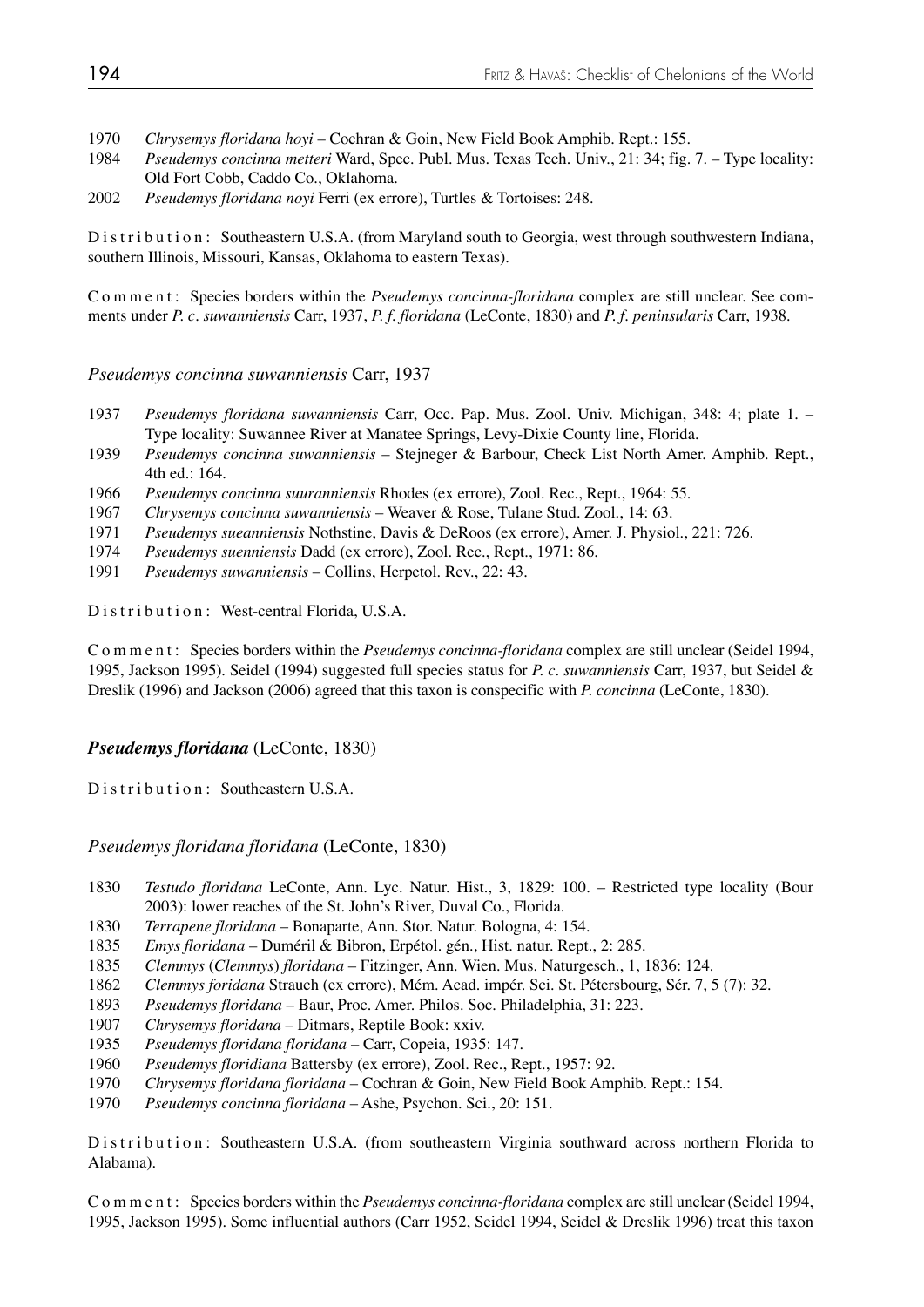1970 *Chrysemys floridana hoyi* – Cochran & Goin, New Field Book Amphib. Rept.: 155.
1984 *Pseudemys concinna metteri* Ward, Spec. Publ. Mus. Texas Tech. Univ., 21: 34; fig. 7. – Type locality: Old Fort Cobb, Caddo Co., Oklahoma.
2002 *Pseudemys floridana noyi* Ferri (ex errore), Turtles & Tortoises: 248.

Distribution: Southeastern U.S.A. (from Maryland south to Georgia, west through southwestern Indiana, southern Illinois, Missouri, Kansas, Oklahoma to eastern Texas).

Comment: Species borders within the *Pseudemys concinna-floridana* complex are still unclear. See comments under *P. c. suwanniensis* Carr, 1937, *P. f. floridana* (LeConte, 1830) and *P. f. peninsularis* Carr, 1938.

### *Pseudemys concinna suwanniensis* Carr, 1937

1937 *Pseudemys floridana suwanniensis* Carr, Occ. Pap. Mus. Zool. Univ. Michigan, 348: 4; plate 1. – Type locality: Suwannee River at Manatee Springs, Levy-Dixie County line, Florida.
1939 *Pseudemys concinna suwanniensis* – Stejneger & Barbour, Check List North Amer. Amphib. Rept., 4th ed.: 164.
1966 *Pseudemys concinna suuranniensis* Rhodes (ex errore), Zool. Rec., Rept., 1964: 55.
1967 *Chrysemys concinna suwanniensis* – Weaver & Rose, Tulane Stud. Zool., 14: 63.
1971 *Pseudemys sueanniensis* Nothstine, Davis & DeRoos (ex errore), Amer. J. Physiol., 221: 726.
1974 *Pseudemys suenniensis* Dadd (ex errore), Zool. Rec., Rept., 1971: 86.
1991 *Pseudemys suwanniensis* – Collins, Herpetol. Rev., 22: 43.

Distribution: West-central Florida, U.S.A.

Comment: Species borders within the *Pseudemys concinna-floridana* complex are still unclear (Seidel 1994, 1995, Jackson 1995). Seidel (1994) suggested full species status for *P. c. suwanniensis* Carr, 1937, but Seidel & Dreslik (1996) and Jackson (2006) agreed that this taxon is conspecific with *P. concinna* (LeConte, 1830).

## ***Pseudemys floridana*** (LeConte, 1830)

Distribution: Southeastern U.S.A.

### *Pseudemys floridana floridana* (LeConte, 1830)

1830 *Testudo floridana* LeConte, Ann. Lyc. Natur. Hist., 3, 1829: 100. – Restricted type locality (Bour 2003): lower reaches of the St. John's River, Duval Co., Florida.
1830 *Terrapene floridana* – Bonaparte, Ann. Stor. Natur. Bologna, 4: 154.
1835 *Emys floridana* – Duméril & Bibron, Erpétol. gén., Hist. natur. Rept., 2: 285.
1835 *Clemmys* (*Clemmys*) *floridana* – Fitzinger, Ann. Wien. Mus. Naturgesch., 1, 1836: 124.
1862 *Clemmys foridana* Strauch (ex errore), Mém. Acad. impér. Sci. St. Pétersbourg, Sér. 7, 5 (7): 32.
1893 *Pseudemys floridana* – Baur, Proc. Amer. Philos. Soc. Philadelphia, 31: 223.
1907 *Chrysemys floridana* – Ditmars, Reptile Book: xxiv.
1935 *Pseudemys floridana floridana* – Carr, Copeia, 1935: 147.
1960 *Pseudemys floridiana* Battersby (ex errore), Zool. Rec., Rept., 1957: 92.
1970 *Chrysemys floridana floridana* – Cochran & Goin, New Field Book Amphib. Rept.: 154.
1970 *Pseudemys concinna floridana* – Ashe, Psychon. Sci., 20: 151.

Distribution: Southeastern U.S.A. (from southeastern Virginia southward across northern Florida to Alabama).

Comment: Species borders within the *Pseudemys concinna-floridana* complex are still unclear (Seidel 1994, 1995, Jackson 1995). Some influential authors (Carr 1952, Seidel 1994, Seidel & Dreslik 1996) treat this taxon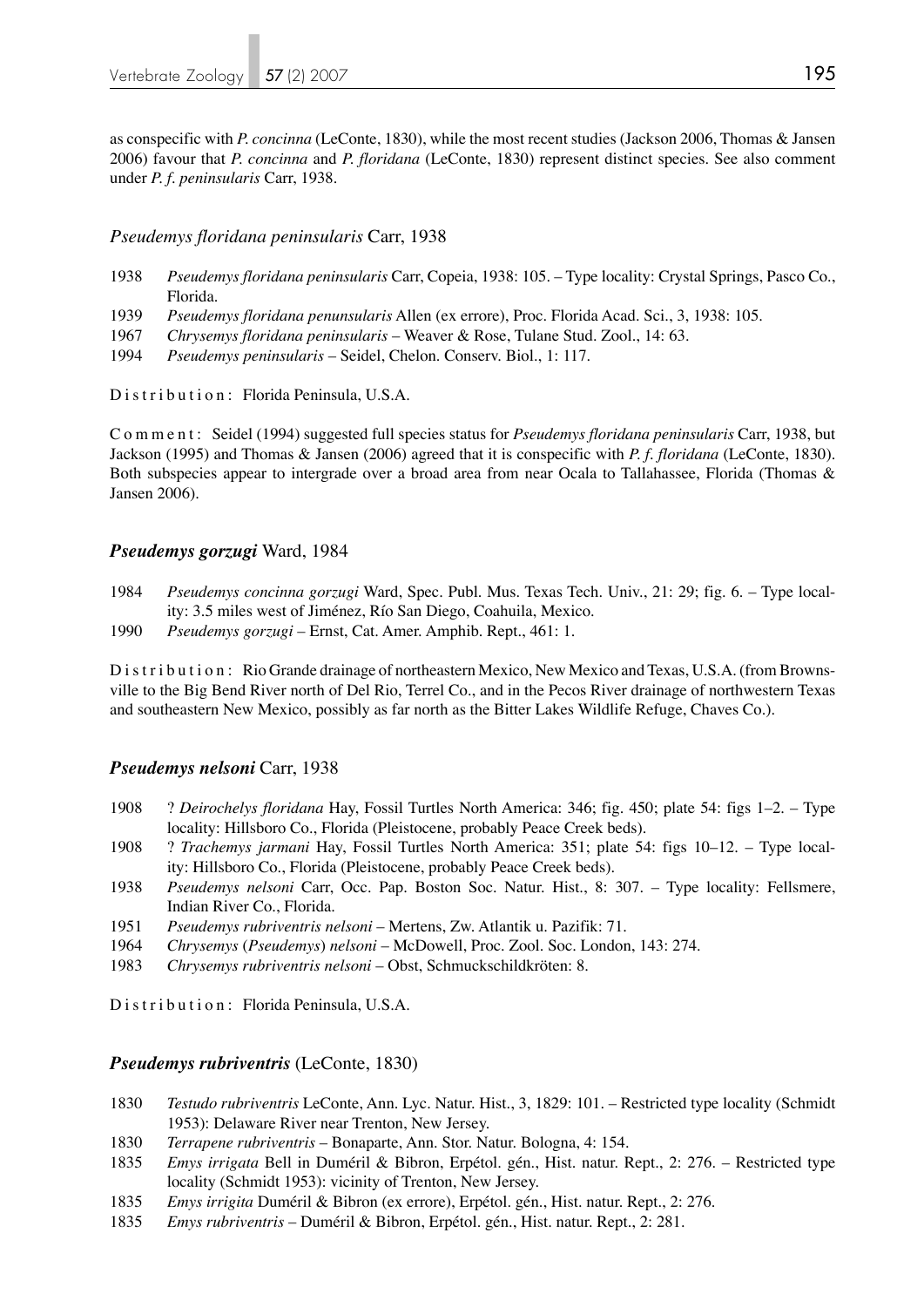as conspecific with *P. concinna* (LeConte, 1830), while the most recent studies (Jackson 2006, Thomas & Jansen 2006) favour that *P. concinna* and *P. floridana* (LeConte, 1830) represent distinct species. See also comment under *P. f. peninsularis* Carr, 1938.

### *Pseudemys floridana peninsularis* Carr, 1938

1938 *Pseudemys floridana peninsularis* Carr, Copeia, 1938: 105. – Type locality: Crystal Springs, Pasco Co., Florida.
1939 *Pseudemys floridana penunsularis* Allen (ex errore), Proc. Florida Acad. Sci., 3, 1938: 105.
1967 *Chrysemys floridana peninsularis* – Weaver & Rose, Tulane Stud. Zool., 14: 63.
1994 *Pseudemys peninsularis* – Seidel, Chelon. Conserv. Biol., 1: 117.

Distribution: Florida Peninsula, U.S.A.

Comment: Seidel (1994) suggested full species status for *Pseudemys floridana peninsularis* Carr, 1938, but Jackson (1995) and Thomas & Jansen (2006) agreed that it is conspecific with *P. f. floridana* (LeConte, 1830). Both subspecies appear to intergrade over a broad area from near Ocala to Tallahassee, Florida (Thomas & Jansen 2006).

### ***Pseudemys gorzugi*** Ward, 1984

1984 *Pseudemys concinna gorzugi* Ward, Spec. Publ. Mus. Texas Tech. Univ., 21: 29; fig. 6. – Type locality: 3.5 miles west of Jiménez, Río San Diego, Coahuila, Mexico.
1990 *Pseudemys gorzugi* – Ernst, Cat. Amer. Amphib. Rept., 461: 1.

Distribution: Rio Grande drainage of northeastern Mexico, New Mexico and Texas, U.S.A. (from Brownsville to the Big Bend River north of Del Rio, Terrel Co., and in the Pecos River drainage of northwestern Texas and southeastern New Mexico, possibly as far north as the Bitter Lakes Wildlife Refuge, Chaves Co.).

### ***Pseudemys nelsoni*** Carr, 1938

1908 ? *Deirochelys floridana* Hay, Fossil Turtles North America: 346; fig. 450; plate 54: figs 1–2. – Type locality: Hillsboro Co., Florida (Pleistocene, probably Peace Creek beds).
1908 ? *Trachemys jarmani* Hay, Fossil Turtles North America: 351; plate 54: figs 10–12. – Type locality: Hillsboro Co., Florida (Pleistocene, probably Peace Creek beds).
1938 *Pseudemys nelsoni* Carr, Occ. Pap. Boston Soc. Natur. Hist., 8: 307. – Type locality: Fellsmere, Indian River Co., Florida.
1951 *Pseudemys rubriventris nelsoni* – Mertens, Zw. Atlantik u. Pazifik: 71.
1964 *Chrysemys* (*Pseudemys*) *nelsoni* – McDowell, Proc. Zool. Soc. London, 143: 274.
1983 *Chrysemys rubriventris nelsoni* – Obst, Schmuckschildkröten: 8.

Distribution: Florida Peninsula, U.S.A.

### ***Pseudemys rubriventris*** (LeConte, 1830)

1830 *Testudo rubriventris* LeConte, Ann. Lyc. Natur. Hist., 3, 1829: 101. – Restricted type locality (Schmidt 1953): Delaware River near Trenton, New Jersey.
1830 *Terrapene rubriventris* – Bonaparte, Ann. Stor. Natur. Bologna, 4: 154.
1835 *Emys irrigata* Bell in Duméril & Bibron, Erpétol. gén., Hist. natur. Rept., 2: 276. – Restricted type locality (Schmidt 1953): vicinity of Trenton, New Jersey.
1835 *Emys irrigita* Duméril & Bibron (ex errore), Erpétol. gén., Hist. natur. Rept., 2: 276.
1835 *Emys rubriventris* – Duméril & Bibron, Erpétol. gén., Hist. natur. Rept., 2: 281.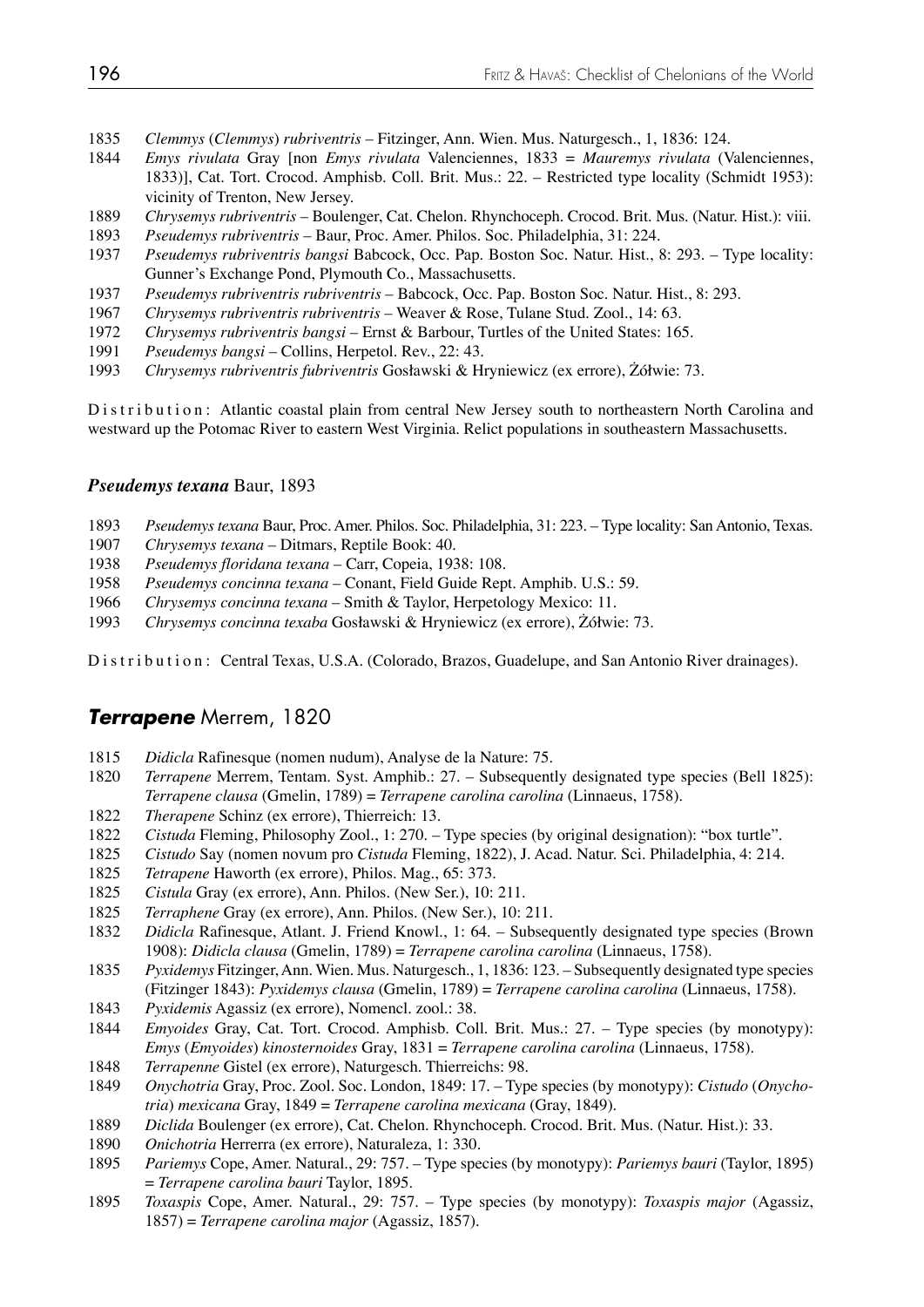1835 *Clemmys* (*Clemmys*) *rubriventris* – Fitzinger, Ann. Wien. Mus. Naturgesch., 1, 1836: 124.

1844 *Emys rivulata* Gray [non *Emys rivulata* Valenciennes, 1833 = *Mauremys rivulata* (Valenciennes, 1833)], Cat. Tort. Crocod. Amphisb. Coll. Brit. Mus.: 22. – Restricted type locality (Schmidt 1953): vicinity of Trenton, New Jersey.

1889 *Chrysemys rubriventris* – Boulenger, Cat. Chelon. Rhynchoceph. Crocod. Brit. Mus. (Natur. Hist.): viii.

1893 *Pseudemys rubriventris* – Baur, Proc. Amer. Philos. Soc. Philadelphia, 31: 224.

1937 *Pseudemys rubriventris bangsi* Babcock, Occ. Pap. Boston Soc. Natur. Hist., 8: 293. – Type locality: Gunner's Exchange Pond, Plymouth Co., Massachusetts.

1937 *Pseudemys rubriventris rubriventris* – Babcock, Occ. Pap. Boston Soc. Natur. Hist., 8: 293.

1967 *Chrysemys rubriventris rubriventris* – Weaver & Rose, Tulane Stud. Zool., 14: 63.

1972 *Chrysemys rubriventris bangsi* – Ernst & Barbour, Turtles of the United States: 165.

1991 *Pseudemys bangsi* – Collins, Herpetol. Rev., 22: 43.

1993 *Chrysemys rubriventris fubriventris* Gosławski & Hryniewicz (ex errore), Żółwie: 73.

Distribution: Atlantic coastal plain from central New Jersey south to northeastern North Carolina and westward up the Potomac River to eastern West Virginia. Relict populations in southeastern Massachusetts.

### *Pseudemys texana* Baur, 1893

1893 *Pseudemys texana* Baur, Proc. Amer. Philos. Soc. Philadelphia, 31: 223. – Type locality: San Antonio, Texas.

1907 *Chrysemys texana* – Ditmars, Reptile Book: 40.

1938 *Pseudemys floridana texana* – Carr, Copeia, 1938: 108.

1958 *Pseudemys concinna texana* – Conant, Field Guide Rept. Amphib. U.S.: 59.

1966 *Chrysemys concinna texana* – Smith & Taylor, Herpetology Mexico: 11.

1993 *Chrysemys concinna texaba* Gosławski & Hryniewicz (ex errore), Żółwie: 73.

Distribution: Central Texas, U.S.A. (Colorado, Brazos, Guadelupe, and San Antonio River drainages).

## ***Terrapene*** Merrem, 1820

1815 *Didicla* Rafinesque (nomen nudum), Analyse de la Nature: 75.

1820 *Terrapene* Merrem, Tentam. Syst. Amphib.: 27. – Subsequently designated type species (Bell 1825): *Terrapene clausa* (Gmelin, 1789) = *Terrapene carolina carolina* (Linnaeus, 1758).

1822 *Therapene* Schinz (ex errore), Thierreich: 13.

1822 *Cistuda* Fleming, Philosophy Zool., 1: 270. – Type species (by original designation): "box turtle".

1825 *Cistudo* Say (nomen novum pro *Cistuda* Fleming, 1822), J. Acad. Natur. Sci. Philadelphia, 4: 214.

1825 *Tetrapene* Haworth (ex errore), Philos. Mag., 65: 373.

1825 *Cistula* Gray (ex errore), Ann. Philos. (New Ser.), 10: 211.

1825 *Terraphene* Gray (ex errore), Ann. Philos. (New Ser.), 10: 211.

1832 *Didicla* Rafinesque, Atlant. J. Friend Knowl., 1: 64. – Subsequently designated type species (Brown 1908): *Didicla clausa* (Gmelin, 1789) = *Terrapene carolina carolina* (Linnaeus, 1758).

1835 *Pyxidemys* Fitzinger, Ann. Wien. Mus. Naturgesch., 1, 1836: 123. – Subsequently designated type species (Fitzinger 1843): *Pyxidemys clausa* (Gmelin, 1789) = *Terrapene carolina carolina* (Linnaeus, 1758).

1843 *Pyxidemis* Agassiz (ex errore), Nomencl. zool.: 38.

1844 *Emyoides* Gray, Cat. Tort. Crocod. Amphisb. Coll. Brit. Mus.: 27. – Type species (by monotypy): *Emys* (*Emyoides*) *kinosternoides* Gray, 1831 = *Terrapene carolina carolina* (Linnaeus, 1758).

1848 *Terrapenne* Gistel (ex errore), Naturgesch. Thierreichs: 98.

1849 *Onychotria* Gray, Proc. Zool. Soc. London, 1849: 17. – Type species (by monotypy): *Cistudo* (*Onychotria*) *mexicana* Gray, 1849 = *Terrapene carolina mexicana* (Gray, 1849).

1889 *Diclida* Boulenger (ex errore), Cat. Chelon. Rhynchoceph. Crocod. Brit. Mus. (Natur. Hist.): 33.

1890 *Onichotria* Herrerra (ex errore), Naturaleza, 1: 330.

1895 *Pariemys* Cope, Amer. Natural., 29: 757. – Type species (by monotypy): *Pariemys bauri* (Taylor, 1895) = *Terrapene carolina bauri* Taylor, 1895.

1895 *Toxaspis* Cope, Amer. Natural., 29: 757. – Type species (by monotypy): *Toxaspis major* (Agassiz, 1857) = *Terrapene carolina major* (Agassiz, 1857).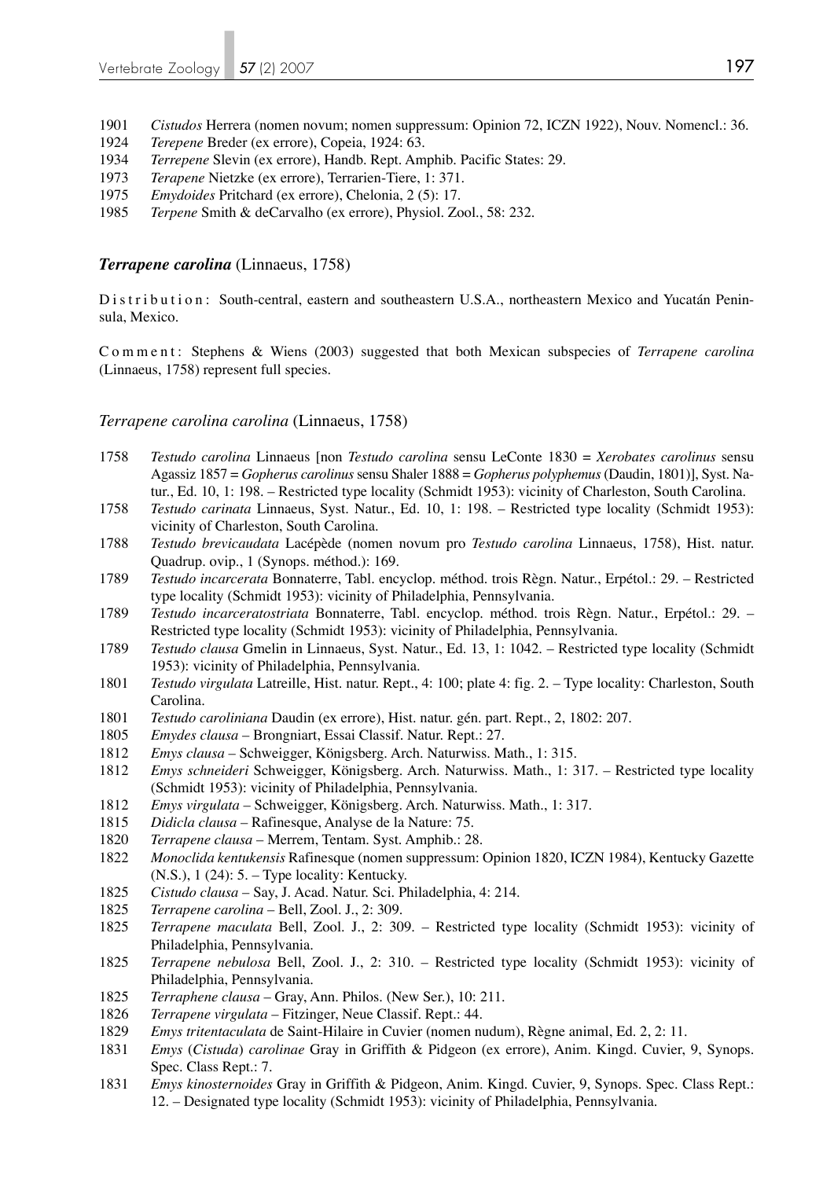1901 *Cistudos* Herrera (nomen novum; nomen suppressum: Opinion 72, ICZN 1922), Nouv. Nomencl.: 36.

1924 *Terepene* Breder (ex errore), Copeia, 1924: 63.

1934 *Terrepene* Slevin (ex errore), Handb. Rept. Amphib. Pacific States: 29.

1973 *Terapene* Nietzke (ex errore), Terrarien-Tiere, 1: 371.

1975 *Emydoides* Pritchard (ex errore), Chelonia, 2 (5): 17.

1985 *Terpene* Smith & deCarvalho (ex errore), Physiol. Zool., 58: 232.

## *Terrapene carolina* (Linnaeus, 1758)

Distribution: South-central, eastern and southeastern U.S.A., northeastern Mexico and Yucatán Peninsula, Mexico.

Comment: Stephens & Wiens (2003) suggested that both Mexican subspecies of *Terrapene carolina* (Linnaeus, 1758) represent full species.

### *Terrapene carolina carolina* (Linnaeus, 1758)

1758 *Testudo carolina* Linnaeus [non *Testudo carolina* sensu LeConte 1830 = *Xerobates carolinus* sensu Agassiz 1857 = *Gopherus carolinus* sensu Shaler 1888 = *Gopherus polyphemus* (Daudin, 1801)], Syst. Natur., Ed. 10, 1: 198. – Restricted type locality (Schmidt 1953): vicinity of Charleston, South Carolina.

1758 *Testudo carinata* Linnaeus, Syst. Natur., Ed. 10, 1: 198. – Restricted type locality (Schmidt 1953): vicinity of Charleston, South Carolina.

1788 *Testudo brevicaudata* Lacépède (nomen novum pro *Testudo carolina* Linnaeus, 1758), Hist. natur. Quadrup. ovip., 1 (Synops. méthod.): 169.

1789 *Testudo incarcerata* Bonnaterre, Tabl. encyclop. méthod. trois Règn. Natur., Erpétol.: 29. – Restricted type locality (Schmidt 1953): vicinity of Philadelphia, Pennsylvania.

1789 *Testudo incarceratostriata* Bonnaterre, Tabl. encyclop. méthod. trois Règn. Natur., Erpétol.: 29. – Restricted type locality (Schmidt 1953): vicinity of Philadelphia, Pennsylvania.

1789 *Testudo clausa* Gmelin in Linnaeus, Syst. Natur., Ed. 13, 1: 1042. – Restricted type locality (Schmidt 1953): vicinity of Philadelphia, Pennsylvania.

1801 *Testudo virgulata* Latreille, Hist. natur. Rept., 4: 100; plate 4: fig. 2. – Type locality: Charleston, South Carolina.

1801 *Testudo caroliniana* Daudin (ex errore), Hist. natur. gén. part. Rept., 2, 1802: 207.

1805 *Emydes clausa* – Brongniart, Essai Classif. Natur. Rept.: 27.

1812 *Emys clausa* – Schweigger, Königsberg. Arch. Naturwiss. Math., 1: 315.

1812 *Emys schneideri* Schweigger, Königsberg. Arch. Naturwiss. Math., 1: 317. – Restricted type locality (Schmidt 1953): vicinity of Philadelphia, Pennsylvania.

1812 *Emys virgulata* – Schweigger, Königsberg. Arch. Naturwiss. Math., 1: 317.

1815 *Didicla clausa* – Rafinesque, Analyse de la Nature: 75.

1820 *Terrapene clausa* – Merrem, Tentam. Syst. Amphib.: 28.

1822 *Monoclida kentukensis* Rafinesque (nomen suppressum: Opinion 1820, ICZN 1984), Kentucky Gazette (N.S.), 1 (24): 5. – Type locality: Kentucky.

1825 *Cistudo clausa* – Say, J. Acad. Natur. Sci. Philadelphia, 4: 214.

1825 *Terrapene carolina* – Bell, Zool. J., 2: 309.

1825 *Terrapene maculata* Bell, Zool. J., 2: 309. – Restricted type locality (Schmidt 1953): vicinity of Philadelphia, Pennsylvania.

1825 *Terrapene nebulosa* Bell, Zool. J., 2: 310. – Restricted type locality (Schmidt 1953): vicinity of Philadelphia, Pennsylvania.

1825 *Terraphene clausa* – Gray, Ann. Philos. (New Ser.), 10: 211.

1826 *Terrapene virgulata* – Fitzinger, Neue Classif. Rept.: 44.

1829 *Emys tritentaculata* de Saint-Hilaire in Cuvier (nomen nudum), Règne animal, Ed. 2, 2: 11.

1831 *Emys* (*Cistuda*) *carolinae* Gray in Griffith & Pidgeon (ex errore), Anim. Kingd. Cuvier, 9, Synops. Spec. Class Rept.: 7.

1831 *Emys kinosternoides* Gray in Griffith & Pidgeon, Anim. Kingd. Cuvier, 9, Synops. Spec. Class Rept.: 12. – Designated type locality (Schmidt 1953): vicinity of Philadelphia, Pennsylvania.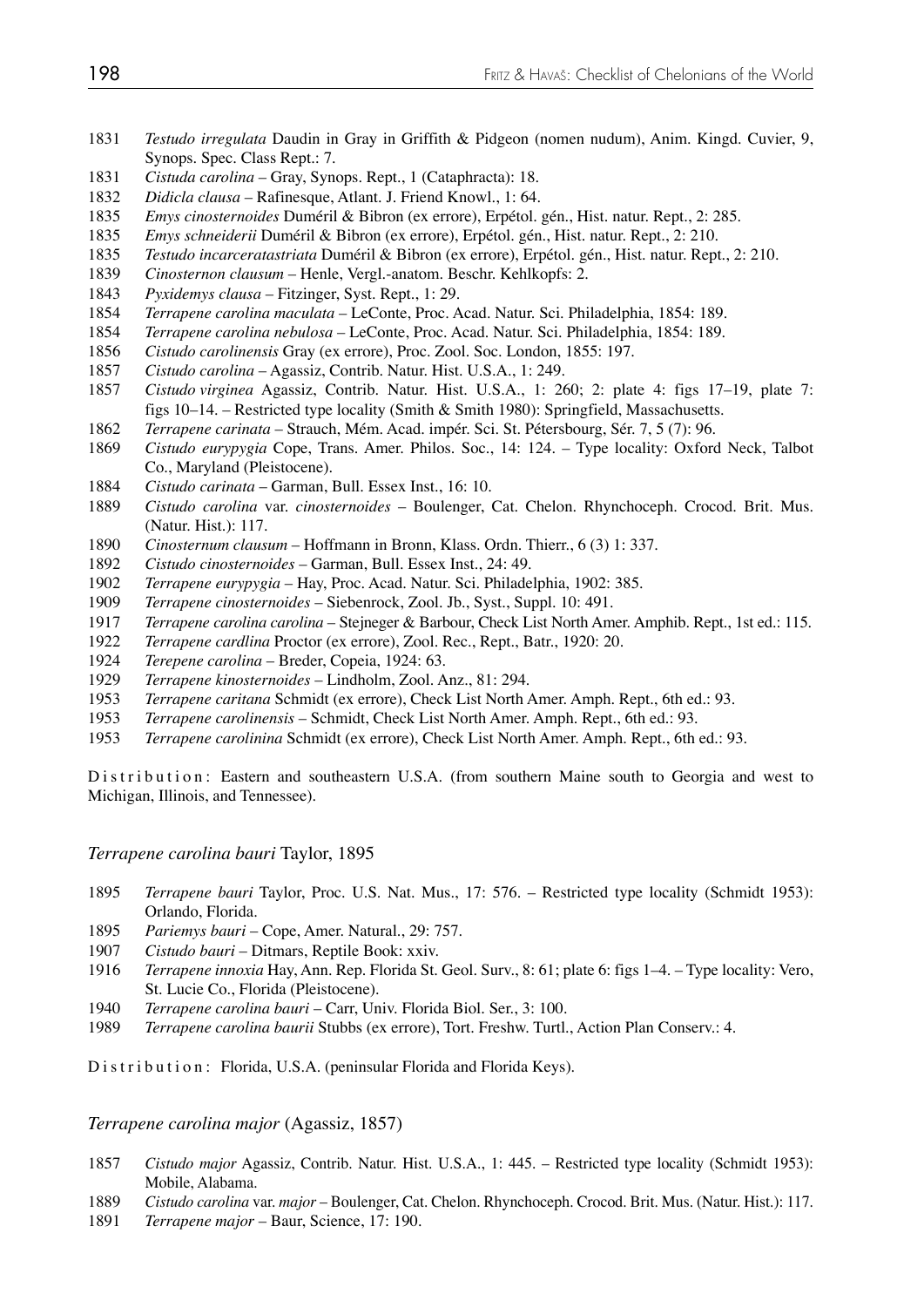1831 *Testudo irregulata* Daudin in Gray in Griffith & Pidgeon (nomen nudum), Anim. Kingd. Cuvier, 9, Synops. Spec. Class Rept.: 7.

1831 *Cistuda carolina* – Gray, Synops. Rept., 1 (Cataphracta): 18.

1832 *Didicla clausa* – Rafinesque, Atlant. J. Friend Knowl., 1: 64.

1835 *Emys cinosternoides* Duméril & Bibron (ex errore), Erpétol. gén., Hist. natur. Rept., 2: 285.

1835 *Emys schneiderii* Duméril & Bibron (ex errore), Erpétol. gén., Hist. natur. Rept., 2: 210.

1835 *Testudo incarceratastriata* Duméril & Bibron (ex errore), Erpétol. gén., Hist. natur. Rept., 2: 210.

1839 *Cinosternon clausum* – Henle, Vergl.-anatom. Beschr. Kehlkopfs: 2.

1843 *Pyxidemys clausa* – Fitzinger, Syst. Rept., 1: 29.

1854 *Terrapene carolina maculata* – LeConte, Proc. Acad. Natur. Sci. Philadelphia, 1854: 189.

1854 *Terrapene carolina nebulosa* – LeConte, Proc. Acad. Natur. Sci. Philadelphia, 1854: 189.

1856 *Cistudo carolinensis* Gray (ex errore), Proc. Zool. Soc. London, 1855: 197.

1857 *Cistudo carolina* – Agassiz, Contrib. Natur. Hist. U.S.A., 1: 249.

1857 *Cistudo virginea* Agassiz, Contrib. Natur. Hist. U.S.A., 1: 260; 2: plate 4: figs 17–19, plate 7: figs 10–14. – Restricted type locality (Smith & Smith 1980): Springfield, Massachusetts.

1862 *Terrapene carinata* – Strauch, Mém. Acad. impér. Sci. St. Pétersbourg, Sér. 7, 5 (7): 96.

1869 *Cistudo eurypygia* Cope, Trans. Amer. Philos. Soc., 14: 124. – Type locality: Oxford Neck, Talbot Co., Maryland (Pleistocene).

1884 *Cistudo carinata* – Garman, Bull. Essex Inst., 16: 10.

1889 *Cistudo carolina* var. *cinosternoides* – Boulenger, Cat. Chelon. Rhynchoceph. Crocod. Brit. Mus. (Natur. Hist.): 117.

1890 *Cinosternum clausum* – Hoffmann in Bronn, Klass. Ordn. Thierr., 6 (3) 1: 337.

1892 *Cistudo cinosternoides* – Garman, Bull. Essex Inst., 24: 49.

1902 *Terrapene eurypygia* – Hay, Proc. Acad. Natur. Sci. Philadelphia, 1902: 385.

1909 *Terrapene cinosternoides* – Siebenrock, Zool. Jb., Syst., Suppl. 10: 491.

1917 *Terrapene carolina carolina* – Stejneger & Barbour, Check List North Amer. Amphib. Rept., 1st ed.: 115.

1922 *Terrapene cardlina* Proctor (ex errore), Zool. Rec., Rept., Batr., 1920: 20.

1924 *Terepene carolina* – Breder, Copeia, 1924: 63.

1929 *Terrapene kinosternoides* – Lindholm, Zool. Anz., 81: 294.

1953 *Terrapene caritana* Schmidt (ex errore), Check List North Amer. Amph. Rept., 6th ed.: 93.

1953 *Terrapene carolinensis* – Schmidt, Check List North Amer. Amph. Rept., 6th ed.: 93.

1953 *Terrapene carolinina* Schmidt (ex errore), Check List North Amer. Amph. Rept., 6th ed.: 93.

Distribution: Eastern and southeastern U.S.A. (from southern Maine south to Georgia and west to Michigan, Illinois, and Tennessee).

### *Terrapene carolina bauri* Taylor, 1895

1895 *Terrapene bauri* Taylor, Proc. U.S. Nat. Mus., 17: 576. – Restricted type locality (Schmidt 1953): Orlando, Florida.

1895 *Pariemys bauri* – Cope, Amer. Natural., 29: 757.

1907 *Cistudo bauri* – Ditmars, Reptile Book: xxiv.

1916 *Terrapene innoxia* Hay, Ann. Rep. Florida St. Geol. Surv., 8: 61; plate 6: figs 1–4. – Type locality: Vero, St. Lucie Co., Florida (Pleistocene).

1940 *Terrapene carolina bauri* – Carr, Univ. Florida Biol. Ser., 3: 100.

1989 *Terrapene carolina baurii* Stubbs (ex errore), Tort. Freshw. Turtl., Action Plan Conserv.: 4.

Distribution: Florida, U.S.A. (peninsular Florida and Florida Keys).

### *Terrapene carolina major* (Agassiz, 1857)

1857 *Cistudo major* Agassiz, Contrib. Natur. Hist. U.S.A., 1: 445. – Restricted type locality (Schmidt 1953): Mobile, Alabama.

1889 *Cistudo carolina* var. *major* – Boulenger, Cat. Chelon. Rhynchoceph. Crocod. Brit. Mus. (Natur. Hist.): 117.

1891 *Terrapene major* – Baur, Science, 17: 190.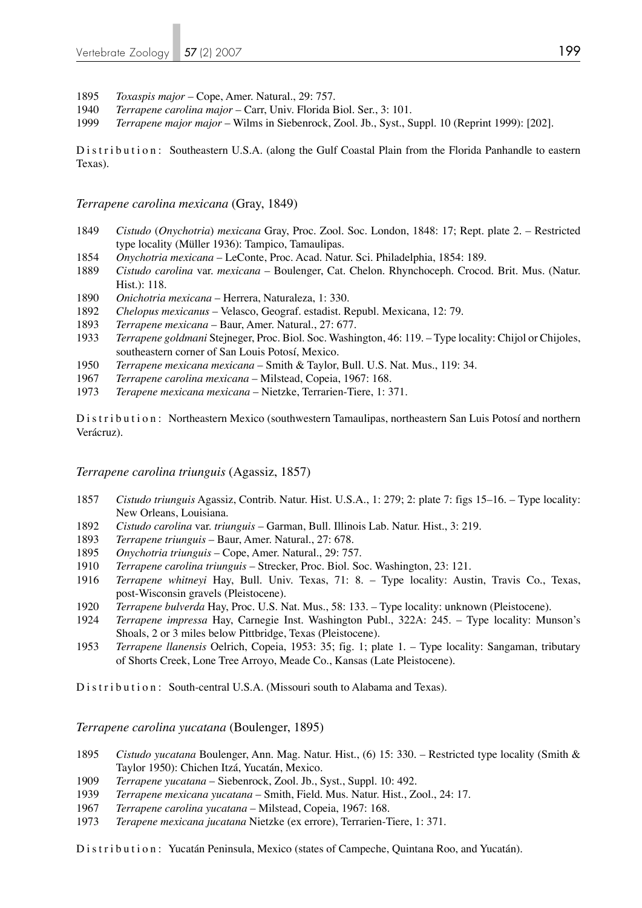1895 *Toxaspis major* – Cope, Amer. Natural., 29: 757.
1940 *Terrapene carolina major* – Carr, Univ. Florida Biol. Ser., 3: 101.
1999 *Terrapene major major* – Wilms in Siebenrock, Zool. Jb., Syst., Suppl. 10 (Reprint 1999): [202].

Distribution: Southeastern U.S.A. (along the Gulf Coastal Plain from the Florida Panhandle to eastern Texas).

### *Terrapene carolina mexicana* (Gray, 1849)

1849 *Cistudo* (*Onychotria*) *mexicana* Gray, Proc. Zool. Soc. London, 1848: 17; Rept. plate 2. – Restricted type locality (Müller 1936): Tampico, Tamaulipas.
1854 *Onychotria mexicana* – LeConte, Proc. Acad. Natur. Sci. Philadelphia, 1854: 189.
1889 *Cistudo carolina* var. *mexicana* – Boulenger, Cat. Chelon. Rhynchoceph. Crocod. Brit. Mus. (Natur. Hist.): 118.
1890 *Onichotria mexicana* – Herrera, Naturaleza, 1: 330.
1892 *Chelopus mexicanus* – Velasco, Geograf. estadist. Republ. Mexicana, 12: 79.
1893 *Terrapene mexicana* – Baur, Amer. Natural., 27: 677.
1933 *Terrapene goldmani* Stejneger, Proc. Biol. Soc. Washington, 46: 119. – Type locality: Chijol or Chijoles, southeastern corner of San Louis Potosí, Mexico.
1950 *Terrapene mexicana mexicana* – Smith & Taylor, Bull. U.S. Nat. Mus., 119: 34.
1967 *Terrapene carolina mexicana* – Milstead, Copeia, 1967: 168.
1973 *Terapene mexicana mexicana* – Nietzke, Terrarien-Tiere, 1: 371.

Distribution: Northeastern Mexico (southwestern Tamaulipas, northeastern San Luis Potosí and northern Verácruz).

### *Terrapene carolina triunguis* (Agassiz, 1857)

1857 *Cistudo triunguis* Agassiz, Contrib. Natur. Hist. U.S.A., 1: 279; 2: plate 7: figs 15–16. – Type locality: New Orleans, Louisiana.
1892 *Cistudo carolina* var. *triunguis* – Garman, Bull. Illinois Lab. Natur. Hist., 3: 219.
1893 *Terrapene triunguis* – Baur, Amer. Natural., 27: 678.
1895 *Onychotria triunguis* – Cope, Amer. Natural., 29: 757.
1910 *Terrapene carolina triunguis* – Strecker, Proc. Biol. Soc. Washington, 23: 121.
1916 *Terrapene whitneyi* Hay, Bull. Univ. Texas, 71: 8. – Type locality: Austin, Travis Co., Texas, post-Wisconsin gravels (Pleistocene).
1920 *Terrapene bulverda* Hay, Proc. U.S. Nat. Mus., 58: 133. – Type locality: unknown (Pleistocene).
1924 *Terrapene impressa* Hay, Carnegie Inst. Washington Publ., 322A: 245. – Type locality: Munson's Shoals, 2 or 3 miles below Pittbridge, Texas (Pleistocene).
1953 *Terrapene llanensis* Oelrich, Copeia, 1953: 35; fig. 1; plate 1. – Type locality: Sangaman, tributary of Shorts Creek, Lone Tree Arroyo, Meade Co., Kansas (Late Pleistocene).

Distribution: South-central U.S.A. (Missouri south to Alabama and Texas).

### *Terrapene carolina yucatana* (Boulenger, 1895)

1895 *Cistudo yucatana* Boulenger, Ann. Mag. Natur. Hist., (6) 15: 330. – Restricted type locality (Smith & Taylor 1950): Chichen Itzá, Yucatán, Mexico.
1909 *Terrapene yucatana* – Siebenrock, Zool. Jb., Syst., Suppl. 10: 492.
1939 *Terrapene mexicana yucatana* – Smith, Field. Mus. Natur. Hist., Zool., 24: 17.
1967 *Terrapene carolina yucatana* – Milstead, Copeia, 1967: 168.
1973 *Terapene mexicana jucatana* Nietzke (ex errore), Terrarien-Tiere, 1: 371.

Distribution: Yucatán Peninsula, Mexico (states of Campeche, Quintana Roo, and Yucatán).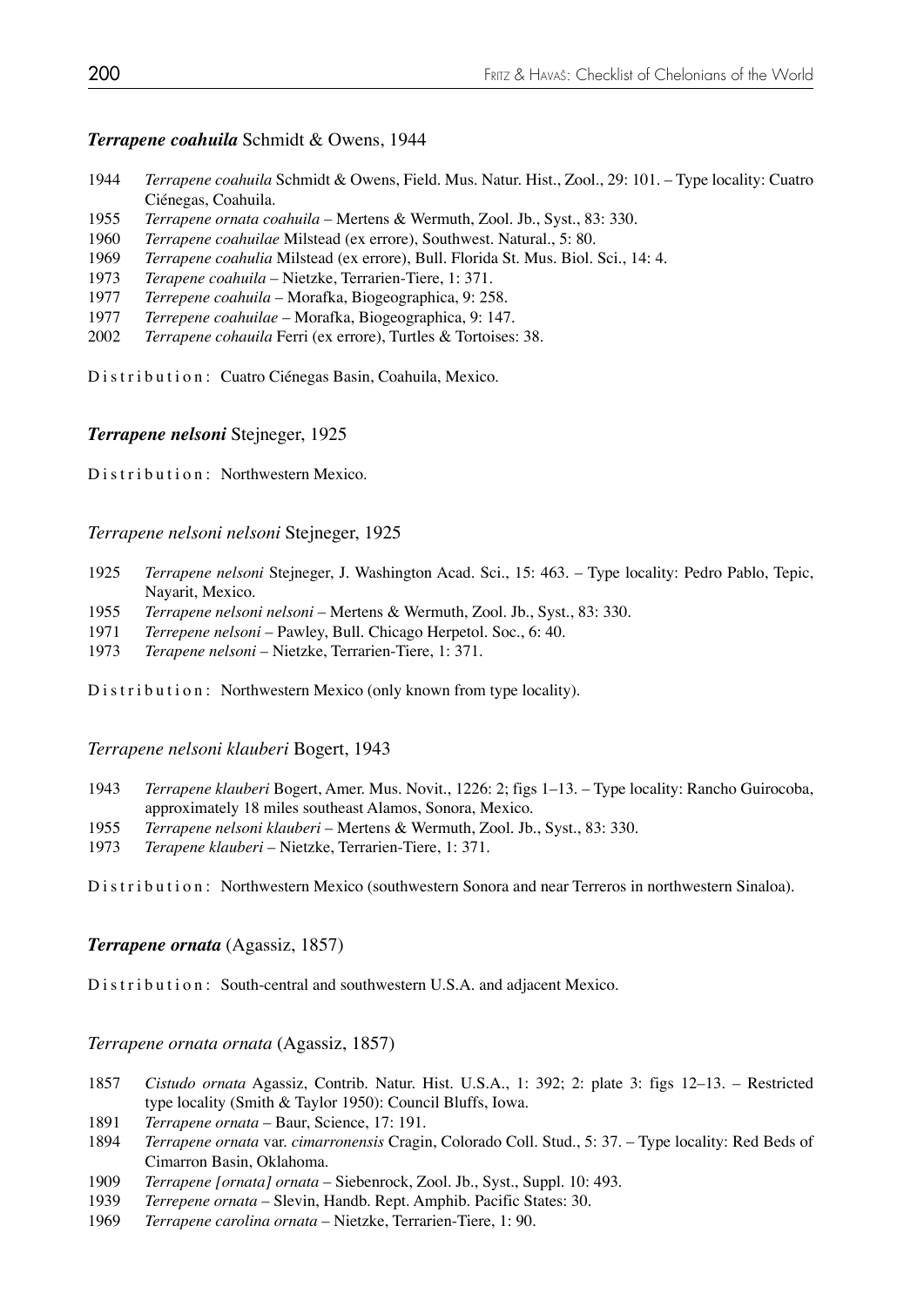### ***Terrapene coahuila*** Schmidt & Owens, 1944

1944 *Terrapene coahuila* Schmidt & Owens, Field. Mus. Natur. Hist., Zool., 29: 101. – Type locality: Cuatro Ciénegas, Coahuila.
1955 *Terrapene ornata coahuila* – Mertens & Wermuth, Zool. Jb., Syst., 83: 330.
1960 *Terrapene coahuilae* Milstead (ex errore), Southwest. Natural., 5: 80.
1969 *Terrapene coahulia* Milstead (ex errore), Bull. Florida St. Mus. Biol. Sci., 14: 4.
1973 *Terapene coahuila* – Nietzke, Terrarien-Tiere, 1: 371.
1977 *Terrepene coahuila* – Morafka, Biogeographica, 9: 258.
1977 *Terrepene coahuilae* – Morafka, Biogeographica, 9: 147.
2002 *Terrapene cohauila* Ferri (ex errore), Turtles & Tortoises: 38.

Distribution: Cuatro Ciénegas Basin, Coahuila, Mexico.

### ***Terrapene nelsoni*** Stejneger, 1925

Distribution: Northwestern Mexico.

#### *Terrapene nelsoni nelsoni* Stejneger, 1925

1925 *Terrapene nelsoni* Stejneger, J. Washington Acad. Sci., 15: 463. – Type locality: Pedro Pablo, Tepic, Nayarit, Mexico.
1955 *Terrapene nelsoni nelsoni* – Mertens & Wermuth, Zool. Jb., Syst., 83: 330.
1971 *Terrepene nelsoni* – Pawley, Bull. Chicago Herpetol. Soc., 6: 40.
1973 *Terapene nelsoni* – Nietzke, Terrarien-Tiere, 1: 371.

Distribution: Northwestern Mexico (only known from type locality).

#### *Terrapene nelsoni klauberi* Bogert, 1943

1943 *Terrapene klauberi* Bogert, Amer. Mus. Novit., 1226: 2; figs 1–13. – Type locality: Rancho Guirocoba, approximately 18 miles southeast Alamos, Sonora, Mexico.
1955 *Terrapene nelsoni klauberi* – Mertens & Wermuth, Zool. Jb., Syst., 83: 330.
1973 *Terapene klauberi* – Nietzke, Terrarien-Tiere, 1: 371.

Distribution: Northwestern Mexico (southwestern Sonora and near Terreros in northwestern Sinaloa).

### ***Terrapene ornata*** (Agassiz, 1857)

Distribution: South-central and southwestern U.S.A. and adjacent Mexico.

#### *Terrapene ornata ornata* (Agassiz, 1857)

1857 *Cistudo ornata* Agassiz, Contrib. Natur. Hist. U.S.A., 1: 392; 2: plate 3: figs 12–13. – Restricted type locality (Smith & Taylor 1950): Council Bluffs, Iowa.
1891 *Terrapene ornata* – Baur, Science, 17: 191.
1894 *Terrapene ornata* var. *cimarronensis* Cragin, Colorado Coll. Stud., 5: 37. – Type locality: Red Beds of Cimarron Basin, Oklahoma.
1909 *Terrapene [ornata] ornata* – Siebenrock, Zool. Jb., Syst., Suppl. 10: 493.
1939 *Terrepene ornata* – Slevin, Handb. Rept. Amphib. Pacific States: 30.
1969 *Terrapene carolina ornata* – Nietzke, Terrarien-Tiere, 1: 90.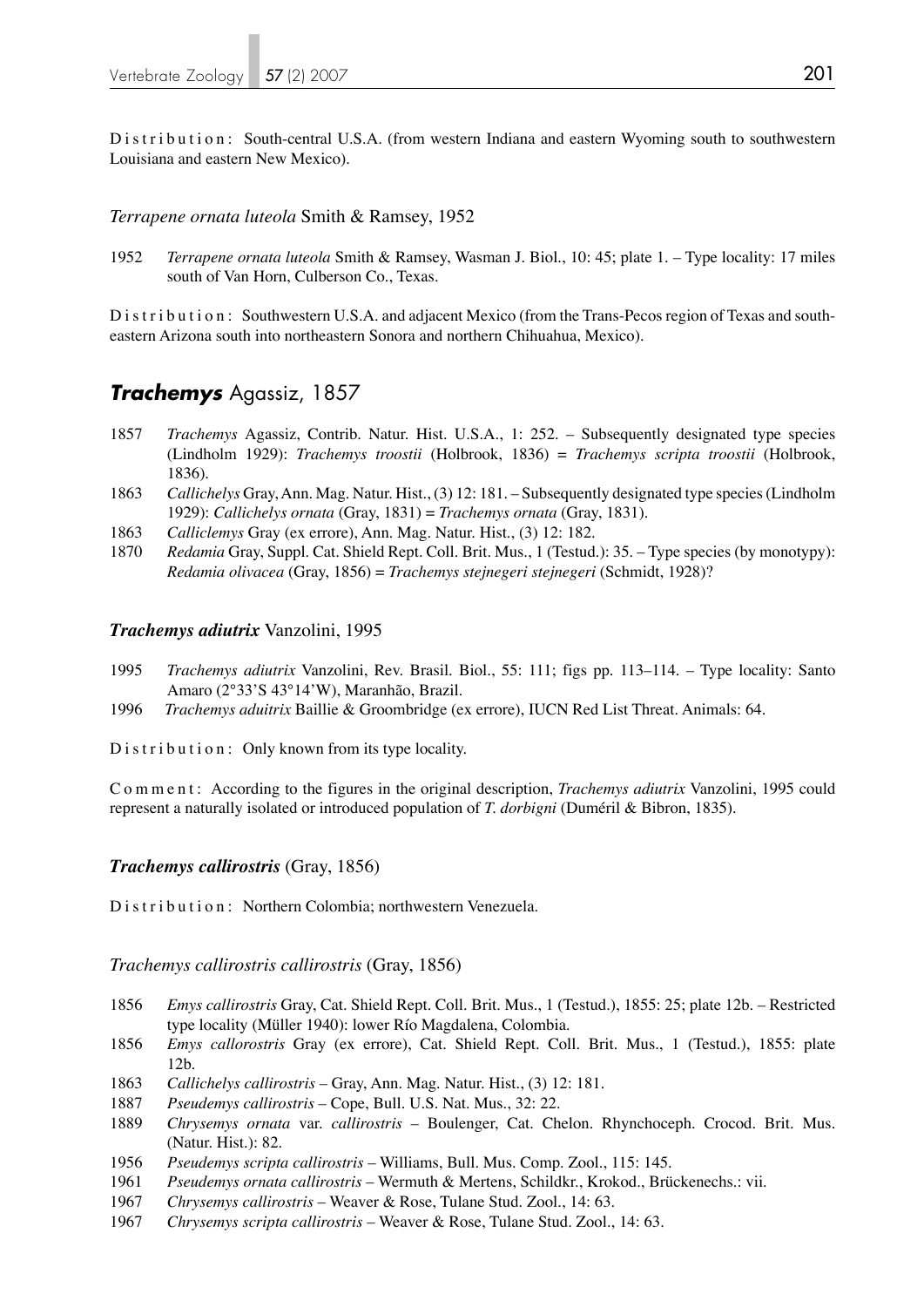Distribution: South-central U.S.A. (from western Indiana and eastern Wyoming south to southwestern Louisiana and eastern New Mexico).

*Terrapene ornata luteola* Smith & Ramsey, 1952

1952 *Terrapene ornata luteola* Smith & Ramsey, Wasman J. Biol., 10: 45; plate 1. – Type locality: 17 miles south of Van Horn, Culberson Co., Texas.

Distribution: Southwestern U.S.A. and adjacent Mexico (from the Trans-Pecos region of Texas and southeastern Arizona south into northeastern Sonora and northern Chihuahua, Mexico).

## *Trachemys* Agassiz, 1857

1857 *Trachemys* Agassiz, Contrib. Natur. Hist. U.S.A., 1: 252. – Subsequently designated type species (Lindholm 1929): *Trachemys troostii* (Holbrook, 1836) = *Trachemys scripta troostii* (Holbrook, 1836).

1863 *Callichelys* Gray, Ann. Mag. Natur. Hist., (3) 12: 181. – Subsequently designated type species (Lindholm 1929): *Callichelys ornata* (Gray, 1831) = *Trachemys ornata* (Gray, 1831).

1863 *Calliclemys* Gray (ex errore), Ann. Mag. Natur. Hist., (3) 12: 182.

1870 *Redamia* Gray, Suppl. Cat. Shield Rept. Coll. Brit. Mus., 1 (Testud.): 35. – Type species (by monotypy): *Redamia olivacea* (Gray, 1856) = *Trachemys stejnegeri stejnegeri* (Schmidt, 1928)?

### *Trachemys adiutrix* Vanzolini, 1995

1995 *Trachemys adiutrix* Vanzolini, Rev. Brasil. Biol., 55: 111; figs pp. 113–114. – Type locality: Santo Amaro (2°33'S 43°14'W), Maranhão, Brazil.

1996 *Trachemys aduitrix* Baillie & Groombridge (ex errore), IUCN Red List Threat. Animals: 64.

Distribution: Only known from its type locality.

Comment: According to the figures in the original description, *Trachemys adiutrix* Vanzolini, 1995 could represent a naturally isolated or introduced population of *T. dorbigni* (Duméril & Bibron, 1835).

### *Trachemys callirostris* (Gray, 1856)

Distribution: Northern Colombia; northwestern Venezuela.

*Trachemys callirostris callirostris* (Gray, 1856)

1856 *Emys callirostris* Gray, Cat. Shield Rept. Coll. Brit. Mus., 1 (Testud.), 1855: 25; plate 12b. – Restricted type locality (Müller 1940): lower Río Magdalena, Colombia.

1856 *Emys callorostris* Gray (ex errore), Cat. Shield Rept. Coll. Brit. Mus., 1 (Testud.), 1855: plate 12b.

1863 *Callichelys callirostris* – Gray, Ann. Mag. Natur. Hist., (3) 12: 181.

1887 *Pseudemys callirostris* – Cope, Bull. U.S. Nat. Mus., 32: 22.

1889 *Chrysemys ornata* var. *callirostris* – Boulenger, Cat. Chelon. Rhynchoceph. Crocod. Brit. Mus. (Natur. Hist.): 82.

1956 *Pseudemys scripta callirostris* – Williams, Bull. Mus. Comp. Zool., 115: 145.

1961 *Pseudemys ornata callirostris* – Wermuth & Mertens, Schildkr., Krokod., Brückenechs.: vii.

1967 *Chrysemys callirostris* – Weaver & Rose, Tulane Stud. Zool., 14: 63.

1967 *Chrysemys scripta callirostris* – Weaver & Rose, Tulane Stud. Zool., 14: 63.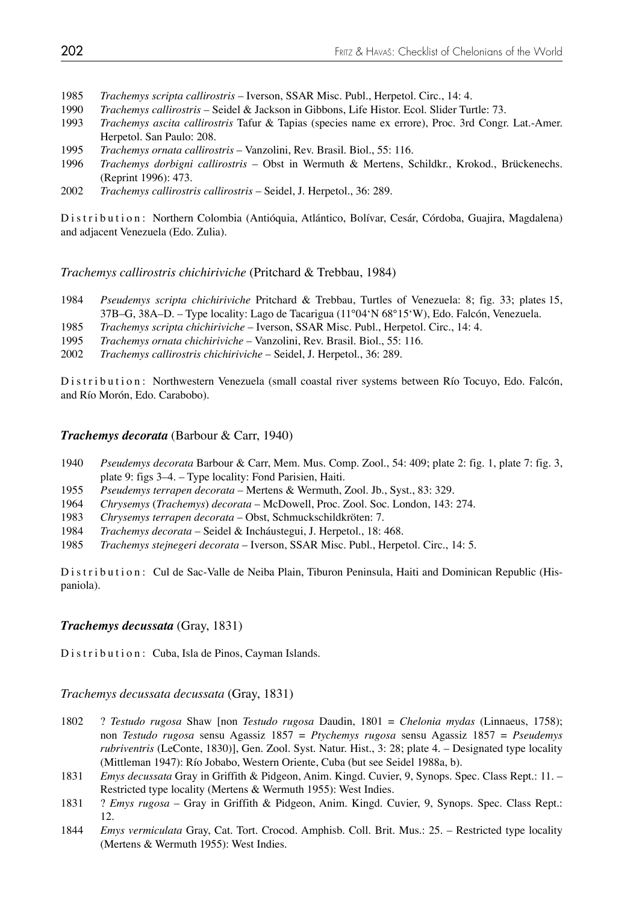1985 *Trachemys scripta callirostris* – Iverson, SSAR Misc. Publ., Herpetol. Circ., 14: 4.
1990 *Trachemys callirostris* – Seidel & Jackson in Gibbons, Life Histor. Ecol. Slider Turtle: 73.
1993 *Trachemys ascita callirostris* Tafur & Tapias (species name ex errore), Proc. 3rd Congr. Lat.-Amer. Herpetol. San Paulo: 208.
1995 *Trachemys ornata callirostris* – Vanzolini, Rev. Brasil. Biol., 55: 116.
1996 *Trachemys dorbigni callirostris* – Obst in Wermuth & Mertens, Schildkr., Krokod., Brückenechs. (Reprint 1996): 473.
2002 *Trachemys callirostris callirostris* – Seidel, J. Herpetol., 36: 289.

Distribution: Northern Colombia (Antióquia, Atlántico, Bolívar, Cesár, Córdoba, Guajira, Magdalena) and adjacent Venezuela (Edo. Zulia).

### *Trachemys callirostris chichiriviche* (Pritchard & Trebbau, 1984)

1984 *Pseudemys scripta chichiriviche* Pritchard & Trebbau, Turtles of Venezuela: 8; fig. 33; plates 15, 37B–G, 38A–D. – Type locality: Lago de Tacarigua (11°04'N 68°15'W), Edo. Falcón, Venezuela.
1985 *Trachemys scripta chichiriviche* – Iverson, SSAR Misc. Publ., Herpetol. Circ., 14: 4.
1995 *Trachemys ornata chichiriviche* – Vanzolini, Rev. Brasil. Biol., 55: 116.
2002 *Trachemys callirostris chichiriviche* – Seidel, J. Herpetol., 36: 289.

Distribution: Northwestern Venezuela (small coastal river systems between Río Tocuyo, Edo. Falcón, and Río Morón, Edo. Carabobo).

## ***Trachemys decorata*** (Barbour & Carr, 1940)

1940 *Pseudemys decorata* Barbour & Carr, Mem. Mus. Comp. Zool., 54: 409; plate 2: fig. 1, plate 7: fig. 3, plate 9: figs 3–4. – Type locality: Fond Parisien, Haiti.
1955 *Pseudemys terrapen decorata* – Mertens & Wermuth, Zool. Jb., Syst., 83: 329.
1964 *Chrysemys* (*Trachemys*) *decorata* – McDowell, Proc. Zool. Soc. London, 143: 274.
1983 *Chrysemys terrapen decorata* – Obst, Schmuckschildkröten: 7.
1984 *Trachemys decorata* – Seidel & Incháustegui, J. Herpetol., 18: 468.
1985 *Trachemys stejnegeri decorata* – Iverson, SSAR Misc. Publ., Herpetol. Circ., 14: 5.

Distribution: Cul de Sac-Valle de Neiba Plain, Tiburon Peninsula, Haiti and Dominican Republic (Hispaniola).

## ***Trachemys decussata*** (Gray, 1831)

Distribution: Cuba, Isla de Pinos, Cayman Islands.

### *Trachemys decussata decussata* (Gray, 1831)

1802 ? *Testudo rugosa* Shaw [non *Testudo rugosa* Daudin, 1801 = *Chelonia mydas* (Linnaeus, 1758); non *Testudo rugosa* sensu Agassiz 1857 = *Ptychemys rugosa* sensu Agassiz 1857 = *Pseudemys rubriventris* (LeConte, 1830)], Gen. Zool. Syst. Natur. Hist., 3: 28; plate 4. – Designated type locality (Mittleman 1947): Río Jobabo, Western Oriente, Cuba (but see Seidel 1988a, b).
1831 *Emys decussata* Gray in Griffith & Pidgeon, Anim. Kingd. Cuvier, 9, Synops. Spec. Class Rept.: 11. – Restricted type locality (Mertens & Wermuth 1955): West Indies.
1831 ? *Emys rugosa* – Gray in Griffith & Pidgeon, Anim. Kingd. Cuvier, 9, Synops. Spec. Class Rept.: 12.
1844 *Emys vermiculata* Gray, Cat. Tort. Crocod. Amphisb. Coll. Brit. Mus.: 25. – Restricted type locality (Mertens & Wermuth 1955): West Indies.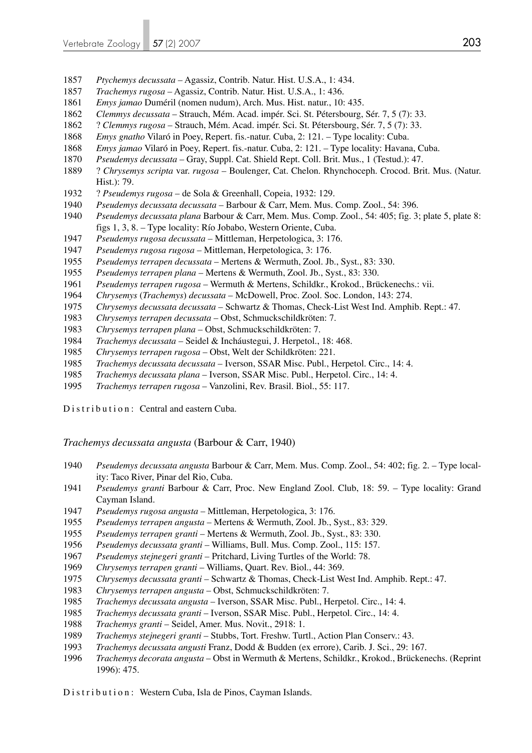1857 *Ptychemys decussata* – Agassiz, Contrib. Natur. Hist. U.S.A., 1: 434.
1857 *Trachemys rugosa* – Agassiz, Contrib. Natur. Hist. U.S.A., 1: 436.
1861 *Emys jamao* Duméril (nomen nudum), Arch. Mus. Hist. natur., 10: 435.
1862 *Clemmys decussata* – Strauch, Mém. Acad. impér. Sci. St. Pétersbourg, Sér. 7, 5 (7): 33.
1862 ? *Clemmys rugosa* – Strauch, Mém. Acad. impér. Sci. St. Pétersbourg, Sér. 7, 5 (7): 33.
1868 *Emys gnatho* Vilaró in Poey, Repert. fis.-natur. Cuba, 2: 121. – Type locality: Cuba.
1868 *Emys jamao* Vilaró in Poey, Repert. fis.-natur. Cuba, 2: 121. – Type locality: Havana, Cuba.
1870 *Pseudemys decussata* – Gray, Suppl. Cat. Shield Rept. Coll. Brit. Mus., 1 (Testud.): 47.
1889 ? *Chrysemys scripta* var. *rugosa* – Boulenger, Cat. Chelon. Rhynchoceph. Crocod. Brit. Mus. (Natur. Hist.): 79.
1932 ? *Pseudemys rugosa* – de Sola & Greenhall, Copeia, 1932: 129.
1940 *Pseudemys decussata decussata* – Barbour & Carr, Mem. Mus. Comp. Zool., 54: 396.
1940 *Pseudemys decussata plana* Barbour & Carr, Mem. Mus. Comp. Zool., 54: 405; fig. 3; plate 5, plate 8: figs 1, 3, 8. – Type locality: Río Jobabo, Western Oriente, Cuba.
1947 *Pseudemys rugosa decussata* – Mittleman, Herpetologica, 3: 176.
1947 *Pseudemys rugosa rugosa* – Mittleman, Herpetologica, 3: 176.
1955 *Pseudemys terrapen decussata* – Mertens & Wermuth, Zool. Jb., Syst., 83: 330.
1955 *Pseudemys terrapen plana* – Mertens & Wermuth, Zool. Jb., Syst., 83: 330.
1961 *Pseudemys terrapen rugosa* – Wermuth & Mertens, Schildkr., Krokod., Brückenechs.: vii.
1964 *Chrysemys* (*Trachemys*) *decussata* – McDowell, Proc. Zool. Soc. London, 143: 274.
1975 *Chrysemys decussata decussata* – Schwartz & Thomas, Check-List West Ind. Amphib. Rept.: 47.
1983 *Chrysemys terrapen decussata* – Obst, Schmuckschildkröten: 7.
1983 *Chrysemys terrapen plana* – Obst, Schmuckschildkröten: 7.
1984 *Trachemys decussata* – Seidel & Incháustegui, J. Herpetol., 18: 468.
1985 *Chrysemys terrapen rugosa* – Obst, Welt der Schildkröten: 221.
1985 *Trachemys decussata decussata* – Iverson, SSAR Misc. Publ., Herpetol. Circ., 14: 4.
1985 *Trachemys decussata plana* – Iverson, SSAR Misc. Publ., Herpetol. Circ., 14: 4.
1995 *Trachemys terrapen rugosa* – Vanzolini, Rev. Brasil. Biol., 55: 117.

Distribution: Central and eastern Cuba.

### *Trachemys decussata angusta* (Barbour & Carr, 1940)

1940 *Pseudemys decussata angusta* Barbour & Carr, Mem. Mus. Comp. Zool., 54: 402; fig. 2. – Type locality: Taco River, Pinar del Rio, Cuba.
1941 *Pseudemys granti* Barbour & Carr, Proc. New England Zool. Club, 18: 59. – Type locality: Grand Cayman Island.
1947 *Pseudemys rugosa angusta* – Mittleman, Herpetologica, 3: 176.
1955 *Pseudemys terrapen angusta* – Mertens & Wermuth, Zool. Jb., Syst., 83: 329.
1955 *Pseudemys terrapen granti* – Mertens & Wermuth, Zool. Jb., Syst., 83: 330.
1956 *Pseudemys decussata granti* – Williams, Bull. Mus. Comp. Zool., 115: 157.
1967 *Pseudemys stejnegeri granti* – Pritchard, Living Turtles of the World: 78.
1969 *Chrysemys terrapen granti* – Williams, Quart. Rev. Biol., 44: 369.
1975 *Chrysemys decussata granti* – Schwartz & Thomas, Check-List West Ind. Amphib. Rept.: 47.
1983 *Chrysemys terrapen angusta* – Obst, Schmuckschildkröten: 7.
1985 *Trachemys decussata angusta* – Iverson, SSAR Misc. Publ., Herpetol. Circ., 14: 4.
1985 *Trachemys decussata granti* – Iverson, SSAR Misc. Publ., Herpetol. Circ., 14: 4.
1988 *Trachemys granti* – Seidel, Amer. Mus. Novit., 2918: 1.
1989 *Trachemys stejnegeri granti* – Stubbs, Tort. Freshw. Turtl., Action Plan Conserv.: 43.
1993 *Trachemys decussata angusti* Franz, Dodd & Budden (ex errore), Carib. J. Sci., 29: 167.
1996 *Trachemys decorata angusta* – Obst in Wermuth & Mertens, Schildkr., Krokod., Brückenechs. (Reprint 1996): 475.

Distribution: Western Cuba, Isla de Pinos, Cayman Islands.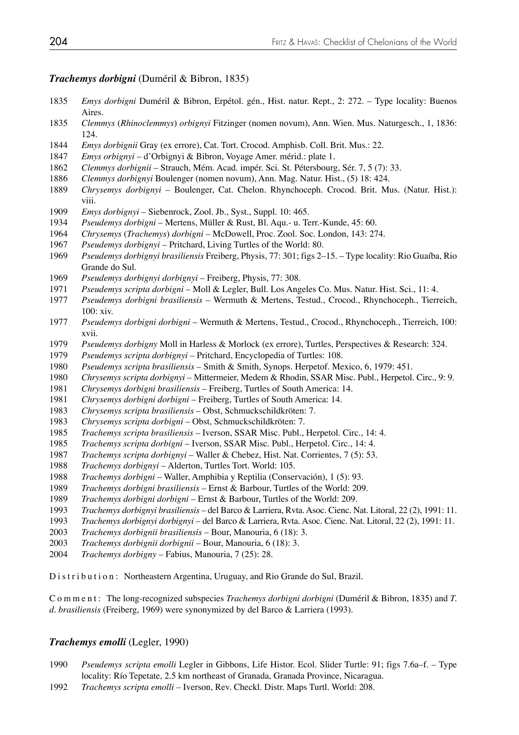### *Trachemys dorbigni* (Duméril & Bibron, 1835)

1835 *Emys dorbigni* Duméril & Bibron, Erpétol. gén., Hist. natur. Rept., 2: 272. – Type locality: Buenos Aires.
1835 *Clemmys* (*Rhinoclemmys*) *orbignyi* Fitzinger (nomen novum), Ann. Wien. Mus. Naturgesch., 1, 1836: 124.
1844 *Emys dorbignii* Gray (ex errore), Cat. Tort. Crocod. Amphisb. Coll. Brit. Mus.: 22.
1847 *Emys orbignyi* – d'Orbigny & Bibron, Voyage Amer. mérid.: plate 1.
1862 *Clemmys dorbignii* – Strauch, Mém. Acad. impér. Sci. St. Pétersbourg, Sér. 7, 5 (7): 33.
1886 *Clemmys dorbignyi* Boulenger (nomen novum), Ann. Mag. Natur. Hist., (5) 18: 424.
1889 *Chrysemys dorbignyi* – Boulenger, Cat. Chelon. Rhynchoceph. Crocod. Brit. Mus. (Natur. Hist.): viii.
1909 *Emys dorbignyi* – Siebenrock, Zool. Jb., Syst., Suppl. 10: 465.
1934 *Pseudemys dorbigni* – Mertens, Müller & Rust, Bl. Aqu.- u. Terr.-Kunde, 45: 60.
1964 *Chrysemys* (*Trachemys*) *dorbigni* – McDowell, Proc. Zool. Soc. London, 143: 274.
1967 *Pseudemys dorbignyi* – Pritchard, Living Turtles of the World: 80.
1969 *Pseudemys dorbignyi brasiliensis* Freiberg, Physis, 77: 301; figs 2–15. – Type locality: Rio Guaíba, Rio Grande do Sul.
1969 *Pseudemys dorbignyi dorbignyi* – Freiberg, Physis, 77: 308.
1971 *Pseudemys scripta dorbigni* – Moll & Legler, Bull. Los Angeles Co. Mus. Natur. Hist. Sci., 11: 4.
1977 *Pseudemys dorbigni brasiliensis* – Wermuth & Mertens, Testud., Crocod., Rhynchoceph., Tierreich, 100: xiv.
1977 *Pseudemys dorbigni dorbigni* – Wermuth & Mertens, Testud., Crocod., Rhynchoceph., Tierreich, 100: xvii.
1979 *Pseudemys dorbigny* Moll in Harless & Morlock (ex errore), Turtles, Perspectives & Research: 324.
1979 *Pseudemys scripta dorbignyi* – Pritchard, Encyclopedia of Turtles: 108.
1980 *Pseudemys scripta brasiliensis* – Smith & Smith, Synops. Herpetof. Mexico, 6, 1979: 451.
1980 *Chrysemys scripta dorbignyi* – Mittermeier, Medem & Rhodin, SSAR Misc. Publ., Herpetol. Circ., 9: 9.
1981 *Chrysemys dorbigni brasiliensis* – Freiberg, Turtles of South America: 14.
1981 *Chrysemys dorbigni dorbigni* – Freiberg, Turtles of South America: 14.
1983 *Chrysemys scripta brasiliensis* – Obst, Schmuckschildkröten: 7.
1983 *Chrysemys scripta dorbigni* – Obst, Schmuckschildkröten: 7.
1985 *Trachemys scripta brasiliensis* – Iverson, SSAR Misc. Publ., Herpetol. Circ., 14: 4.
1985 *Trachemys scripta dorbigni* – Iverson, SSAR Misc. Publ., Herpetol. Circ., 14: 4.
1987 *Trachemys scripta dorbignyi* – Waller & Chebez, Hist. Nat. Corrientes, 7 (5): 53.
1988 *Trachemys dorbignyi* – Alderton, Turtles Tort. World: 105.
1988 *Trachemys dorbigni* – Waller, Amphibia y Reptilia (Conservación), 1 (5): 93.
1989 *Trachemys dorbigni brasiliensis* – Ernst & Barbour, Turtles of the World: 209.
1989 *Trachemys dorbigni dorbigni* – Ernst & Barbour, Turtles of the World: 209.
1993 *Trachemys dorbignyi brasiliensis* – del Barco & Larriera, Rvta. Asoc. Cienc. Nat. Litoral, 22 (2), 1991: 11.
1993 *Trachemys dorbignyi dorbignyi* – del Barco & Larriera, Rvta. Asoc. Cienc. Nat. Litoral, 22 (2), 1991: 11.
2003 *Trachemys dorbignii brasiliensis* – Bour, Manouria, 6 (18): 3.
2003 *Trachemys dorbignii dorbignii* – Bour, Manouria, 6 (18): 3.
2004 *Trachemys dorbigny* – Fabius, Manouria, 7 (25): 28.

Distribution: Northeastern Argentina, Uruguay, and Rio Grande do Sul, Brazil.

Comment: The long-recognized subspecies *Trachemys dorbigni dorbigni* (Duméril & Bibron, 1835) and *T. d. brasiliensis* (Freiberg, 1969) were synonymized by del Barco & Larriera (1993).

### *Trachemys emolli* (Legler, 1990)

1990 *Pseudemys scripta emolli* Legler in Gibbons, Life Histor. Ecol. Slider Turtle: 91; figs 7.6a–f. – Type locality: Río Tepetate, 2.5 km northeast of Granada, Granada Province, Nicaragua.
1992 *Trachemys scripta emolli* – Iverson, Rev. Checkl. Distr. Maps Turtl. World: 208.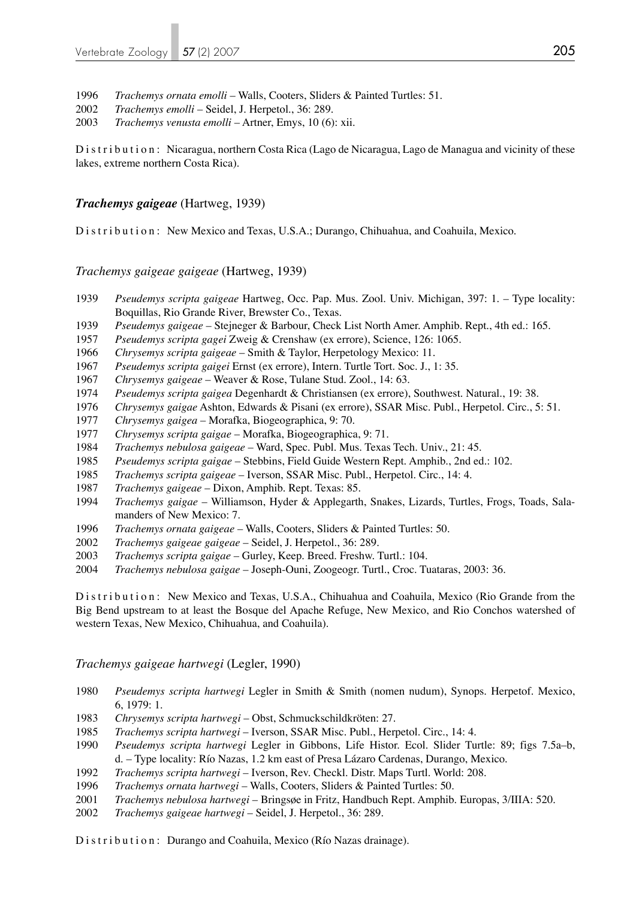1996 *Trachemys ornata emolli* – Walls, Cooters, Sliders & Painted Turtles: 51.
2002 *Trachemys emolli* – Seidel, J. Herpetol., 36: 289.
2003 *Trachemys venusta emolli* – Artner, Emys, 10 (6): xii.

Distribution: Nicaragua, northern Costa Rica (Lago de Nicaragua, Lago de Managua and vicinity of these lakes, extreme northern Costa Rica).

### *Trachemys gaigeae* (Hartweg, 1939)

Distribution: New Mexico and Texas, U.S.A.; Durango, Chihuahua, and Coahuila, Mexico.

#### *Trachemys gaigeae gaigeae* (Hartweg, 1939)

1939 *Pseudemys scripta gaigeae* Hartweg, Occ. Pap. Mus. Zool. Univ. Michigan, 397: 1. – Type locality: Boquillas, Rio Grande River, Brewster Co., Texas.
1939 *Pseudemys gaigeae* – Stejneger & Barbour, Check List North Amer. Amphib. Rept., 4th ed.: 165.
1957 *Pseudemys scripta gagei* Zweig & Crenshaw (ex errore), Science, 126: 1065.
1966 *Chrysemys scripta gaigeae* – Smith & Taylor, Herpetology Mexico: 11.
1967 *Pseudemys scripta gaigei* Ernst (ex errore), Intern. Turtle Tort. Soc. J., 1: 35.
1967 *Chrysemys gaigeae* – Weaver & Rose, Tulane Stud. Zool., 14: 63.
1974 *Pseudemys scripta gaigea* Degenhardt & Christiansen (ex errore), Southwest. Natural., 19: 38.
1976 *Chrysemys gaigae* Ashton, Edwards & Pisani (ex errore), SSAR Misc. Publ., Herpetol. Circ., 5: 51.
1977 *Chrysemys gaigea* – Morafka, Biogeographica, 9: 70.
1977 *Chrysemys scripta gaigae* – Morafka, Biogeographica, 9: 71.
1984 *Trachemys nebulosa gaigeae* – Ward, Spec. Publ. Mus. Texas Tech. Univ., 21: 45.
1985 *Pseudemys scripta gaigae* – Stebbins, Field Guide Western Rept. Amphib., 2nd ed.: 102.
1985 *Trachemys scripta gaigeae* – Iverson, SSAR Misc. Publ., Herpetol. Circ., 14: 4.
1987 *Trachemys gaigeae* – Dixon, Amphib. Rept. Texas: 85.
1994 *Trachemys gaigae* – Williamson, Hyder & Applegarth, Snakes, Lizards, Turtles, Frogs, Toads, Salamanders of New Mexico: 7.
1996 *Trachemys ornata gaigeae* – Walls, Cooters, Sliders & Painted Turtles: 50.
2002 *Trachemys gaigeae gaigeae* – Seidel, J. Herpetol., 36: 289.
2003 *Trachemys scripta gaigae* – Gurley, Keep. Breed. Freshw. Turtl.: 104.
2004 *Trachemys nebulosa gaigae* – Joseph-Ouni, Zoogeogr. Turtl., Croc. Tuataras, 2003: 36.

Distribution: New Mexico and Texas, U.S.A., Chihuahua and Coahuila, Mexico (Rio Grande from the Big Bend upstream to at least the Bosque del Apache Refuge, New Mexico, and Rio Conchos watershed of western Texas, New Mexico, Chihuahua, and Coahuila).

#### *Trachemys gaigeae hartwegi* (Legler, 1990)

1980 *Pseudemys scripta hartwegi* Legler in Smith & Smith (nomen nudum), Synops. Herpetof. Mexico, 6, 1979: 1.
1983 *Chrysemys scripta hartwegi* – Obst, Schmuckschildkröten: 27.
1985 *Trachemys scripta hartwegi* – Iverson, SSAR Misc. Publ., Herpetol. Circ., 14: 4.
1990 *Pseudemys scripta hartwegi* Legler in Gibbons, Life Histor. Ecol. Slider Turtle: 89; figs 7.5a–b, d. – Type locality: Río Nazas, 1.2 km east of Presa Lázaro Cardenas, Durango, Mexico.
1992 *Trachemys scripta hartwegi* – Iverson, Rev. Checkl. Distr. Maps Turtl. World: 208.
1996 *Trachemys ornata hartwegi* – Walls, Cooters, Sliders & Painted Turtles: 50.
2001 *Trachemys nebulosa hartwegi* – Bringsøe in Fritz, Handbuch Rept. Amphib. Europas, 3/IIIA: 520.
2002 *Trachemys gaigeae hartwegi* – Seidel, J. Herpetol., 36: 289.

Distribution: Durango and Coahuila, Mexico (Río Nazas drainage).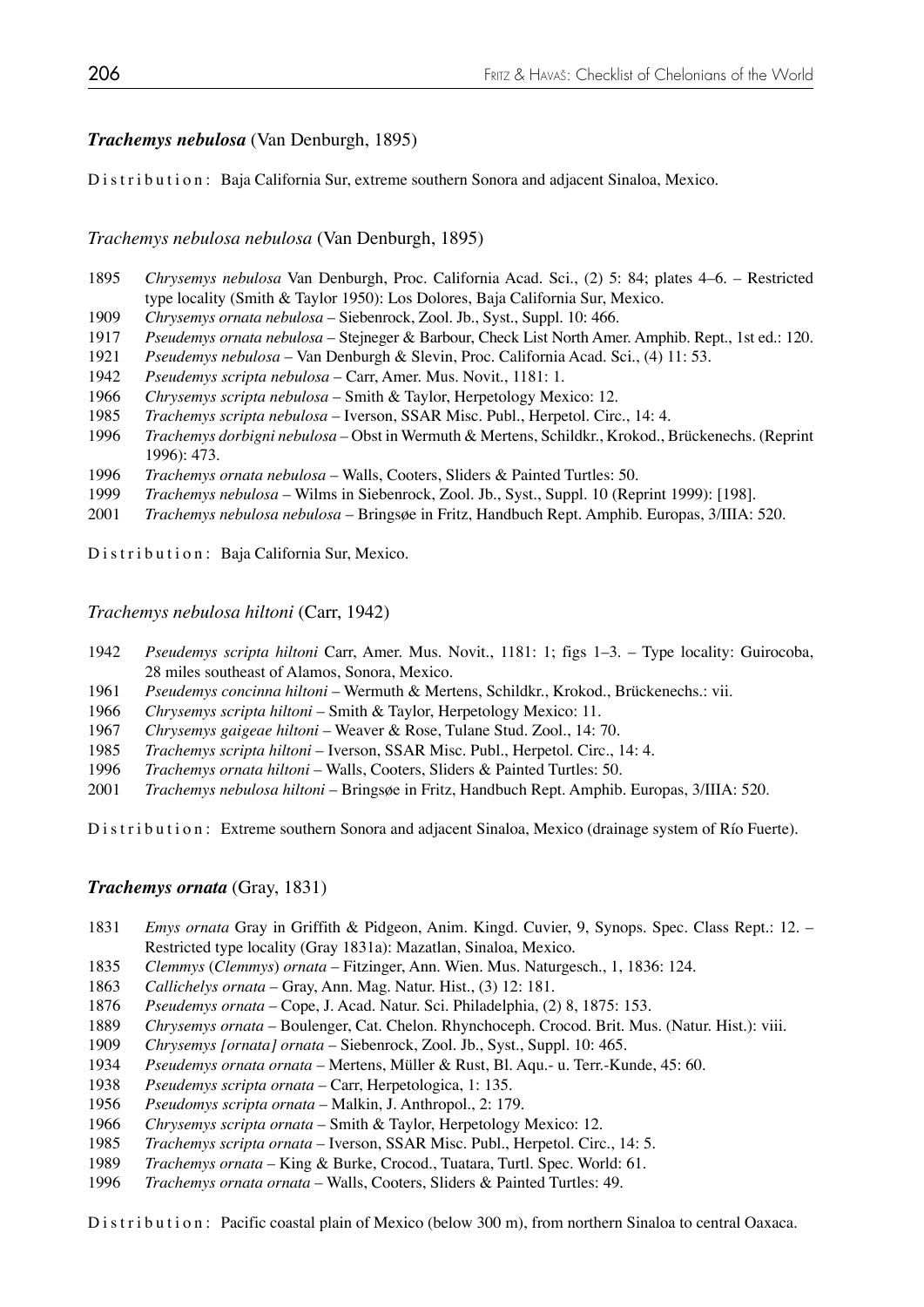### ***Trachemys nebulosa*** (Van Denburgh, 1895)

Distribution: Baja California Sur, extreme southern Sonora and adjacent Sinaloa, Mexico.

#### *Trachemys nebulosa nebulosa* (Van Denburgh, 1895)

1895 *Chrysemys nebulosa* Van Denburgh, Proc. California Acad. Sci., (2) 5: 84; plates 4–6. – Restricted type locality (Smith & Taylor 1950): Los Dolores, Baja California Sur, Mexico.
1909 *Chrysemys ornata nebulosa* – Siebenrock, Zool. Jb., Syst., Suppl. 10: 466.
1917 *Pseudemys ornata nebulosa* – Stejneger & Barbour, Check List North Amer. Amphib. Rept., 1st ed.: 120.
1921 *Pseudemys nebulosa* – Van Denburgh & Slevin, Proc. California Acad. Sci., (4) 11: 53.
1942 *Pseudemys scripta nebulosa* – Carr, Amer. Mus. Novit., 1181: 1.
1966 *Chrysemys scripta nebulosa* – Smith & Taylor, Herpetology Mexico: 12.
1985 *Trachemys scripta nebulosa* – Iverson, SSAR Misc. Publ., Herpetol. Circ., 14: 4.
1996 *Trachemys dorbigni nebulosa* – Obst in Wermuth & Mertens, Schildkr., Krokod., Brückenechs. (Reprint 1996): 473.
1996 *Trachemys ornata nebulosa* – Walls, Cooters, Sliders & Painted Turtles: 50.
1999 *Trachemys nebulosa* – Wilms in Siebenrock, Zool. Jb., Syst., Suppl. 10 (Reprint 1999): [198].
2001 *Trachemys nebulosa nebulosa* – Bringsøe in Fritz, Handbuch Rept. Amphib. Europas, 3/IIIA: 520.

Distribution: Baja California Sur, Mexico.

#### *Trachemys nebulosa hiltoni* (Carr, 1942)

1942 *Pseudemys scripta hiltoni* Carr, Amer. Mus. Novit., 1181: 1; figs 1–3. – Type locality: Guirocoba, 28 miles southeast of Alamos, Sonora, Mexico.
1961 *Pseudemys concinna hiltoni* – Wermuth & Mertens, Schildkr., Krokod., Brückenechs.: vii.
1966 *Chrysemys scripta hiltoni* – Smith & Taylor, Herpetology Mexico: 11.
1967 *Chrysemys gaigeae hiltoni* – Weaver & Rose, Tulane Stud. Zool., 14: 70.
1985 *Trachemys scripta hiltoni* – Iverson, SSAR Misc. Publ., Herpetol. Circ., 14: 4.
1996 *Trachemys ornata hiltoni* – Walls, Cooters, Sliders & Painted Turtles: 50.
2001 *Trachemys nebulosa hiltoni* – Bringsøe in Fritz, Handbuch Rept. Amphib. Europas, 3/IIIA: 520.

Distribution: Extreme southern Sonora and adjacent Sinaloa, Mexico (drainage system of Río Fuerte).

### ***Trachemys ornata*** (Gray, 1831)

1831 *Emys ornata* Gray in Griffith & Pidgeon, Anim. Kingd. Cuvier, 9, Synops. Spec. Class Rept.: 12. – Restricted type locality (Gray 1831a): Mazatlan, Sinaloa, Mexico.
1835 *Clemmys* (*Clemmys*) *ornata* – Fitzinger, Ann. Wien. Mus. Naturgesch., 1, 1836: 124.
1863 *Callichelys ornata* – Gray, Ann. Mag. Natur. Hist., (3) 12: 181.
1876 *Pseudemys ornata* – Cope, J. Acad. Natur. Sci. Philadelphia, (2) 8, 1875: 153.
1889 *Chrysemys ornata* – Boulenger, Cat. Chelon. Rhynchoceph. Crocod. Brit. Mus. (Natur. Hist.): viii.
1909 *Chrysemys [ornata] ornata* – Siebenrock, Zool. Jb., Syst., Suppl. 10: 465.
1934 *Pseudemys ornata ornata* – Mertens, Müller & Rust, Bl. Aqu.- u. Terr.-Kunde, 45: 60.
1938 *Pseudemys scripta ornata* – Carr, Herpetologica, 1: 135.
1956 *Pseudomys scripta ornata* – Malkin, J. Anthropol., 2: 179.
1966 *Chrysemys scripta ornata* – Smith & Taylor, Herpetology Mexico: 12.
1985 *Trachemys scripta ornata* – Iverson, SSAR Misc. Publ., Herpetol. Circ., 14: 5.
1989 *Trachemys ornata* – King & Burke, Crocod., Tuatara, Turtl. Spec. World: 61.
1996 *Trachemys ornata ornata* – Walls, Cooters, Sliders & Painted Turtles: 49.

Distribution: Pacific coastal plain of Mexico (below 300 m), from northern Sinaloa to central Oaxaca.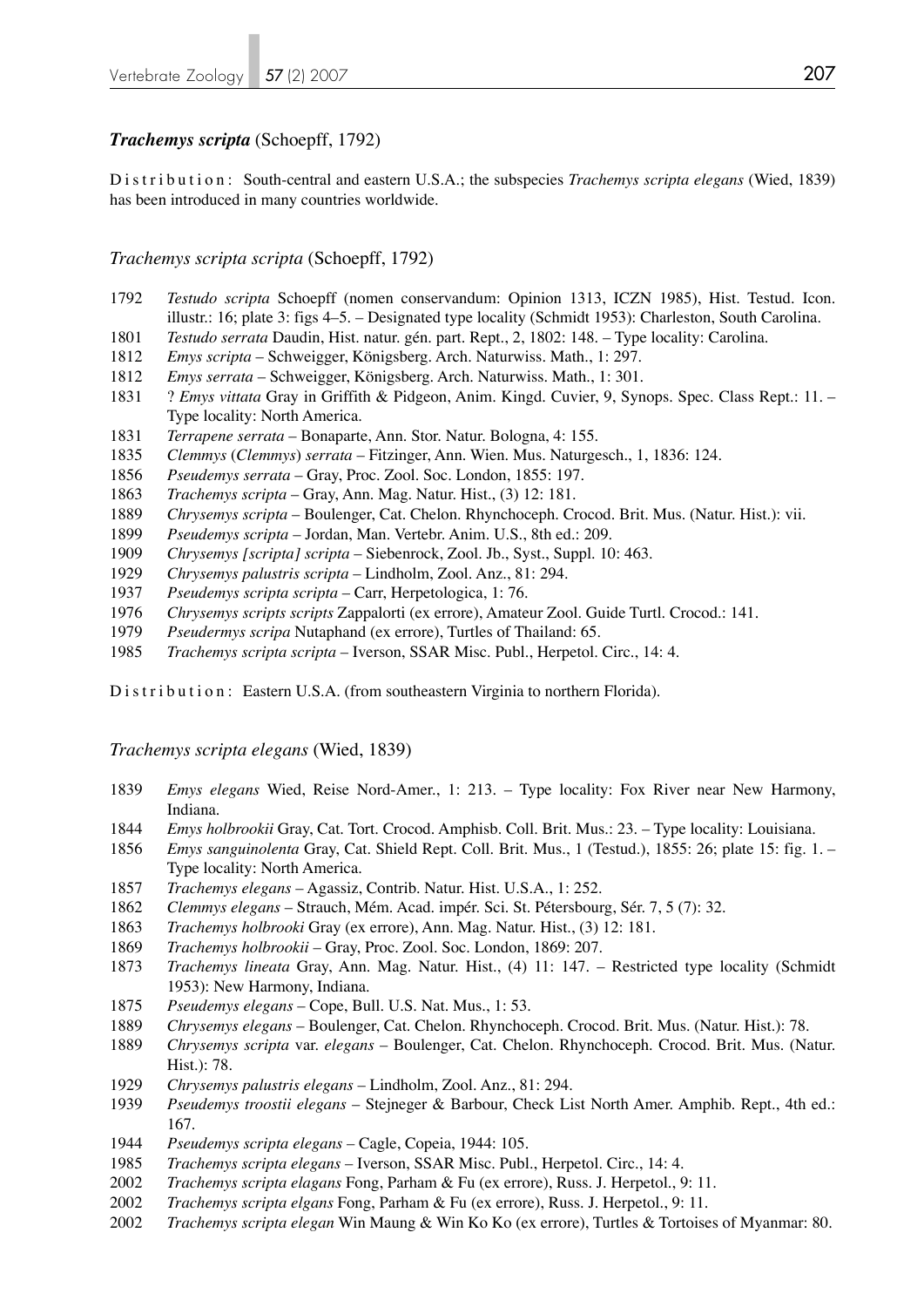### ***Trachemys scripta*** (Schoepff, 1792)

Distribution: South-central and eastern U.S.A.; the subspecies *Trachemys scripta elegans* (Wied, 1839) has been introduced in many countries worldwide.

#### *Trachemys scripta scripta* (Schoepff, 1792)

1792 *Testudo scripta* Schoepff (nomen conservandum: Opinion 1313, ICZN 1985), Hist. Testud. Icon. illustr.: 16; plate 3: figs 4–5. – Designated type locality (Schmidt 1953): Charleston, South Carolina.
1801 *Testudo serrata* Daudin, Hist. natur. gén. part. Rept., 2, 1802: 148. – Type locality: Carolina.
1812 *Emys scripta* – Schweigger, Königsberg. Arch. Naturwiss. Math., 1: 297.
1812 *Emys serrata* – Schweigger, Königsberg. Arch. Naturwiss. Math., 1: 301.
1831 ? *Emys vittata* Gray in Griffith & Pidgeon, Anim. Kingd. Cuvier, 9, Synops. Spec. Class Rept.: 11. – Type locality: North America.
1831 *Terrapene serrata* – Bonaparte, Ann. Stor. Natur. Bologna, 4: 155.
1835 *Clemmys* (*Clemmys*) *serrata* – Fitzinger, Ann. Wien. Mus. Naturgesch., 1, 1836: 124.
1856 *Pseudemys serrata* – Gray, Proc. Zool. Soc. London, 1855: 197.
1863 *Trachemys scripta* – Gray, Ann. Mag. Natur. Hist., (3) 12: 181.
1889 *Chrysemys scripta* – Boulenger, Cat. Chelon. Rhynchoceph. Crocod. Brit. Mus. (Natur. Hist.): vii.
1899 *Pseudemys scripta* – Jordan, Man. Vertebr. Anim. U.S., 8th ed.: 209.
1909 *Chrysemys [scripta] scripta* – Siebenrock, Zool. Jb., Syst., Suppl. 10: 463.
1929 *Chrysemys palustris scripta* – Lindholm, Zool. Anz., 81: 294.
1937 *Pseudemys scripta scripta* – Carr, Herpetologica, 1: 76.
1976 *Chrysemys scripts scripts* Zappalorti (ex errore), Amateur Zool. Guide Turtl. Crocod.: 141.
1979 *Pseudermys scripa* Nutaphand (ex errore), Turtles of Thailand: 65.
1985 *Trachemys scripta scripta* – Iverson, SSAR Misc. Publ., Herpetol. Circ., 14: 4.

Distribution: Eastern U.S.A. (from southeastern Virginia to northern Florida).

#### *Trachemys scripta elegans* (Wied, 1839)

1839 *Emys elegans* Wied, Reise Nord-Amer., 1: 213. – Type locality: Fox River near New Harmony, Indiana.
1844 *Emys holbrookii* Gray, Cat. Tort. Crocod. Amphisb. Coll. Brit. Mus.: 23. – Type locality: Louisiana.
1856 *Emys sanguinolenta* Gray, Cat. Shield Rept. Coll. Brit. Mus., 1 (Testud.), 1855: 26; plate 15: fig. 1. – Type locality: North America.
1857 *Trachemys elegans* – Agassiz, Contrib. Natur. Hist. U.S.A., 1: 252.
1862 *Clemmys elegans* – Strauch, Mém. Acad. impér. Sci. St. Pétersbourg, Sér. 7, 5 (7): 32.
1863 *Trachemys holbrooki* Gray (ex errore), Ann. Mag. Natur. Hist., (3) 12: 181.
1869 *Trachemys holbrookii* – Gray, Proc. Zool. Soc. London, 1869: 207.
1873 *Trachemys lineata* Gray, Ann. Mag. Natur. Hist., (4) 11: 147. – Restricted type locality (Schmidt 1953): New Harmony, Indiana.
1875 *Pseudemys elegans* – Cope, Bull. U.S. Nat. Mus., 1: 53.
1889 *Chrysemys elegans* – Boulenger, Cat. Chelon. Rhynchoceph. Crocod. Brit. Mus. (Natur. Hist.): 78.
1889 *Chrysemys scripta* var. *elegans* – Boulenger, Cat. Chelon. Rhynchoceph. Crocod. Brit. Mus. (Natur. Hist.): 78.
1929 *Chrysemys palustris elegans* – Lindholm, Zool. Anz., 81: 294.
1939 *Pseudemys troostii elegans* – Stejneger & Barbour, Check List North Amer. Amphib. Rept., 4th ed.: 167.
1944 *Pseudemys scripta elegans* – Cagle, Copeia, 1944: 105.
1985 *Trachemys scripta elegans* – Iverson, SSAR Misc. Publ., Herpetol. Circ., 14: 4.
2002 *Trachemys scripta elagans* Fong, Parham & Fu (ex errore), Russ. J. Herpetol., 9: 11.
2002 *Trachemys scripta elgans* Fong, Parham & Fu (ex errore), Russ. J. Herpetol., 9: 11.
2002 *Trachemys scripta elegan* Win Maung & Win Ko Ko (ex errore), Turtles & Tortoises of Myanmar: 80.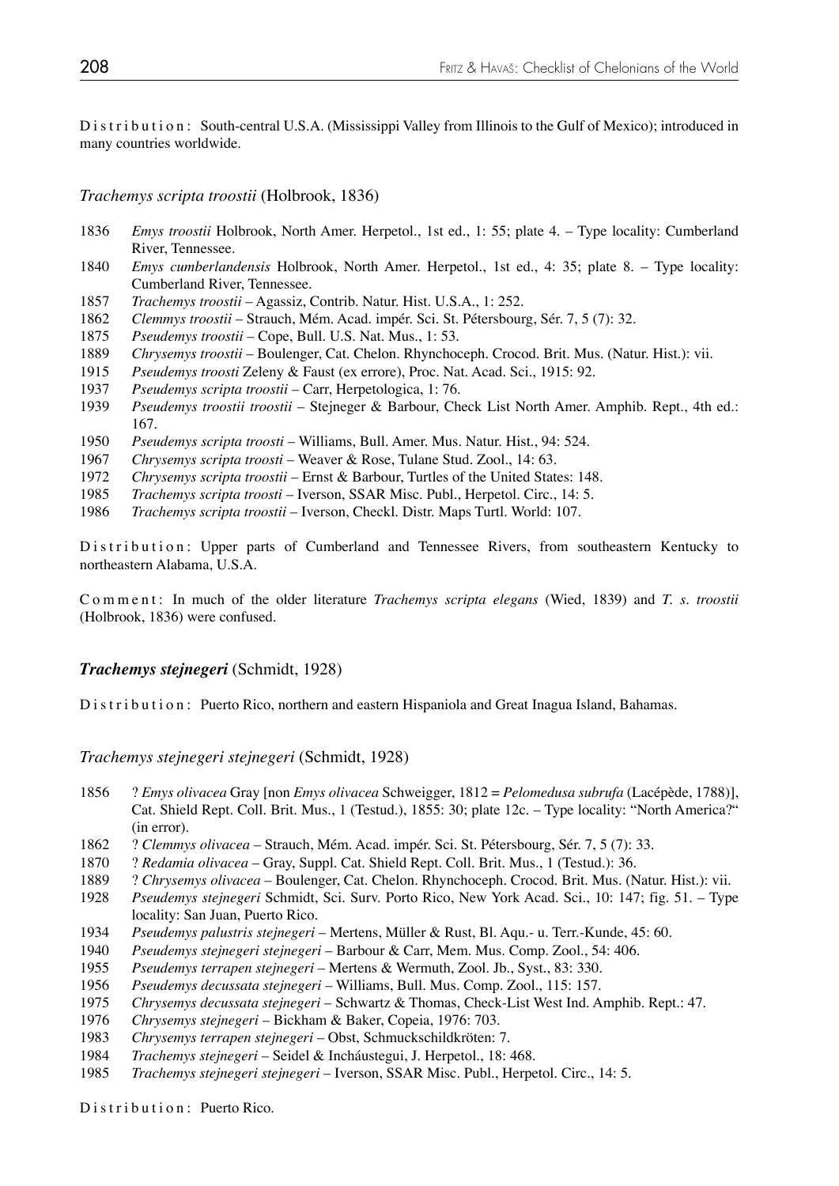Distribution: South-central U.S.A. (Mississippi Valley from Illinois to the Gulf of Mexico); introduced in many countries worldwide.

### *Trachemys scripta troostii* (Holbrook, 1836)

1836 *Emys troostii* Holbrook, North Amer. Herpetol., 1st ed., 1: 55; plate 4. – Type locality: Cumberland River, Tennessee.
1840 *Emys cumberlandensis* Holbrook, North Amer. Herpetol., 1st ed., 4: 35; plate 8. – Type locality: Cumberland River, Tennessee.
1857 *Trachemys troostii* – Agassiz, Contrib. Natur. Hist. U.S.A., 1: 252.
1862 *Clemmys troostii* – Strauch, Mém. Acad. impér. Sci. St. Pétersbourg, Sér. 7, 5 (7): 32.
1875 *Pseudemys troostii* – Cope, Bull. U.S. Nat. Mus., 1: 53.
1889 *Chrysemys troostii* – Boulenger, Cat. Chelon. Rhynchoceph. Crocod. Brit. Mus. (Natur. Hist.): vii.
1915 *Pseudemys troosti* Zeleny & Faust (ex errore), Proc. Nat. Acad. Sci., 1915: 92.
1937 *Pseudemys scripta troostii* – Carr, Herpetologica, 1: 76.
1939 *Pseudemys troostii troostii* – Stejneger & Barbour, Check List North Amer. Amphib. Rept., 4th ed.: 167.
1950 *Pseudemys scripta troosti* – Williams, Bull. Amer. Mus. Natur. Hist., 94: 524.
1967 *Chrysemys scripta troosti* – Weaver & Rose, Tulane Stud. Zool., 14: 63.
1972 *Chrysemys scripta troostii* – Ernst & Barbour, Turtles of the United States: 148.
1985 *Trachemys scripta troosti* – Iverson, SSAR Misc. Publ., Herpetol. Circ., 14: 5.
1986 *Trachemys scripta troostii* – Iverson, Checkl. Distr. Maps Turtl. World: 107.

Distribution: Upper parts of Cumberland and Tennessee Rivers, from southeastern Kentucky to northeastern Alabama, U.S.A.

Comment: In much of the older literature *Trachemys scripta elegans* (Wied, 1839) and *T. s. troostii* (Holbrook, 1836) were confused.

## ***Trachemys stejnegeri*** (Schmidt, 1928)

Distribution: Puerto Rico, northern and eastern Hispaniola and Great Inagua Island, Bahamas.

### *Trachemys stejnegeri stejnegeri* (Schmidt, 1928)

1856 ? *Emys olivacea* Gray [non *Emys olivacea* Schweigger, 1812 = *Pelomedusa subrufa* (Lacépède, 1788)], Cat. Shield Rept. Coll. Brit. Mus., 1 (Testud.), 1855: 30; plate 12c. – Type locality: "North America?" (in error).
1862 ? *Clemmys olivacea* – Strauch, Mém. Acad. impér. Sci. St. Pétersbourg, Sér. 7, 5 (7): 33.
1870 ? *Redamia olivacea* – Gray, Suppl. Cat. Shield Rept. Coll. Brit. Mus., 1 (Testud.): 36.
1889 ? *Chrysemys olivacea* – Boulenger, Cat. Chelon. Rhynchoceph. Crocod. Brit. Mus. (Natur. Hist.): vii.
1928 *Pseudemys stejnegeri* Schmidt, Sci. Surv. Porto Rico, New York Acad. Sci., 10: 147; fig. 51. – Type locality: San Juan, Puerto Rico.
1934 *Pseudemys palustris stejnegeri* – Mertens, Müller & Rust, Bl. Aqu.- u. Terr.-Kunde, 45: 60.
1940 *Pseudemys stejnegeri stejnegeri* – Barbour & Carr, Mem. Mus. Comp. Zool., 54: 406.
1955 *Pseudemys terrapen stejnegeri* – Mertens & Wermuth, Zool. Jb., Syst., 83: 330.
1956 *Pseudemys decussata stejnegeri* – Williams, Bull. Mus. Comp. Zool., 115: 157.
1975 *Chrysemys decussata stejnegeri* – Schwartz & Thomas, Check-List West Ind. Amphib. Rept.: 47.
1976 *Chrysemys stejnegeri* – Bickham & Baker, Copeia, 1976: 703.
1983 *Chrysemys terrapen stejnegeri* – Obst, Schmuckschildkröten: 7.
1984 *Trachemys stejnegeri* – Seidel & Incháustegui, J. Herpetol., 18: 468.
1985 *Trachemys stejnegeri stejnegeri* – Iverson, SSAR Misc. Publ., Herpetol. Circ., 14: 5.

Distribution: Puerto Rico.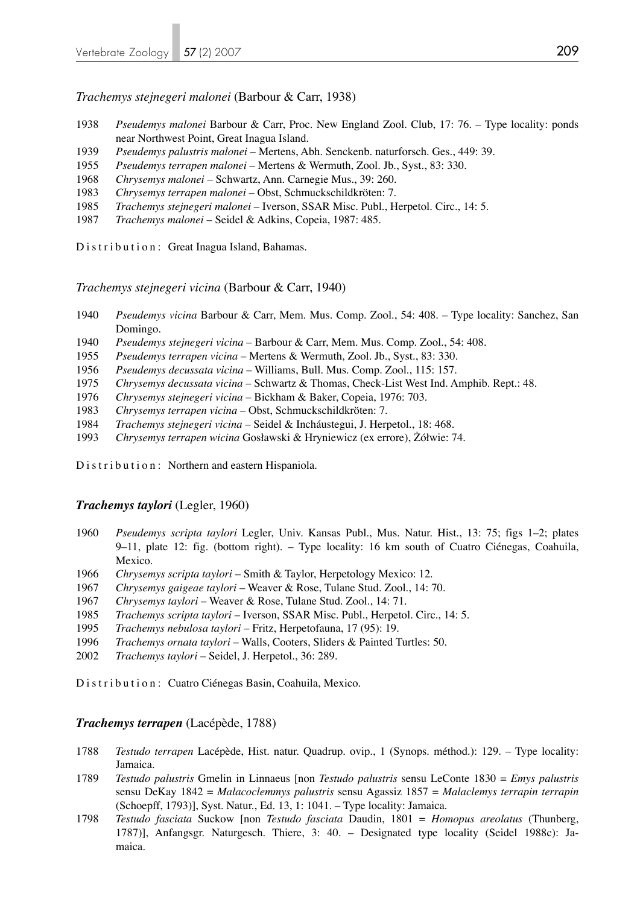*Trachemys stejnegeri malonei* (Barbour & Carr, 1938)

1938 *Pseudemys malonei* Barbour & Carr, Proc. New England Zool. Club, 17: 76. – Type locality: ponds near Northwest Point, Great Inagua Island.
1939 *Pseudemys palustris malonei* – Mertens, Abh. Senckenb. naturforsch. Ges., 449: 39.
1955 *Pseudemys terrapen malonei* – Mertens & Wermuth, Zool. Jb., Syst., 83: 330.
1968 *Chrysemys malonei* – Schwartz, Ann. Carnegie Mus., 39: 260.
1983 *Chrysemys terrapen malonei* – Obst, Schmuckschildkröten: 7.
1985 *Trachemys stejnegeri malonei* – Iverson, SSAR Misc. Publ., Herpetol. Circ., 14: 5.
1987 *Trachemys malonei* – Seidel & Adkins, Copeia, 1987: 485.

Distribution: Great Inagua Island, Bahamas.

*Trachemys stejnegeri vicina* (Barbour & Carr, 1940)

1940 *Pseudemys vicina* Barbour & Carr, Mem. Mus. Comp. Zool., 54: 408. – Type locality: Sanchez, San Domingo.
1940 *Pseudemys stejnegeri vicina* – Barbour & Carr, Mem. Mus. Comp. Zool., 54: 408.
1955 *Pseudemys terrapen vicina* – Mertens & Wermuth, Zool. Jb., Syst., 83: 330.
1956 *Pseudemys decussata vicina* – Williams, Bull. Mus. Comp. Zool., 115: 157.
1975 *Chrysemys decussata vicina* – Schwartz & Thomas, Check-List West Ind. Amphib. Rept.: 48.
1976 *Chrysemys stejnegeri vicina* – Bickham & Baker, Copeia, 1976: 703.
1983 *Chrysemys terrapen vicina* – Obst, Schmuckschildkröten: 7.
1984 *Trachemys stejnegeri vicina* – Seidel & Incháustegui, J. Herpetol., 18: 468.
1993 *Chrysemys terrapen wicina* Gosławski & Hryniewicz (ex errore), Żółwie: 74.

Distribution: Northern and eastern Hispaniola.

### ***Trachemys taylori*** (Legler, 1960)

1960 *Pseudemys scripta taylori* Legler, Univ. Kansas Publ., Mus. Natur. Hist., 13: 75; figs 1–2; plates 9–11, plate 12: fig. (bottom right). – Type locality: 16 km south of Cuatro Ciénegas, Coahuila, Mexico.
1966 *Chrysemys scripta taylori* – Smith & Taylor, Herpetology Mexico: 12.
1967 *Chrysemys gaigeae taylori* – Weaver & Rose, Tulane Stud. Zool., 14: 70.
1967 *Chrysemys taylori* – Weaver & Rose, Tulane Stud. Zool., 14: 71.
1985 *Trachemys scripta taylori* – Iverson, SSAR Misc. Publ., Herpetol. Circ., 14: 5.
1995 *Trachemys nebulosa taylori* – Fritz, Herpetofauna, 17 (95): 19.
1996 *Trachemys ornata taylori* – Walls, Cooters, Sliders & Painted Turtles: 50.
2002 *Trachemys taylori* – Seidel, J. Herpetol., 36: 289.

Distribution: Cuatro Ciénegas Basin, Coahuila, Mexico.

### ***Trachemys terrapen*** (Lacépède, 1788)

1788 *Testudo terrapen* Lacépède, Hist. natur. Quadrup. ovip., 1 (Synops. méthod.): 129. – Type locality: Jamaica.
1789 *Testudo palustris* Gmelin in Linnaeus [non *Testudo palustris* sensu LeConte 1830 = *Emys palustris* sensu DeKay 1842 = *Malacoclemmys palustris* sensu Agassiz 1857 = *Malaclemys terrapin terrapin* (Schoepff, 1793)], Syst. Natur., Ed. 13, 1: 1041. – Type locality: Jamaica.
1798 *Testudo fasciata* Suckow [non *Testudo fasciata* Daudin, 1801 = *Homopus areolatus* (Thunberg, 1787)], Anfangsgr. Naturgesch. Thiere, 3: 40. – Designated type locality (Seidel 1988c): Jamaica.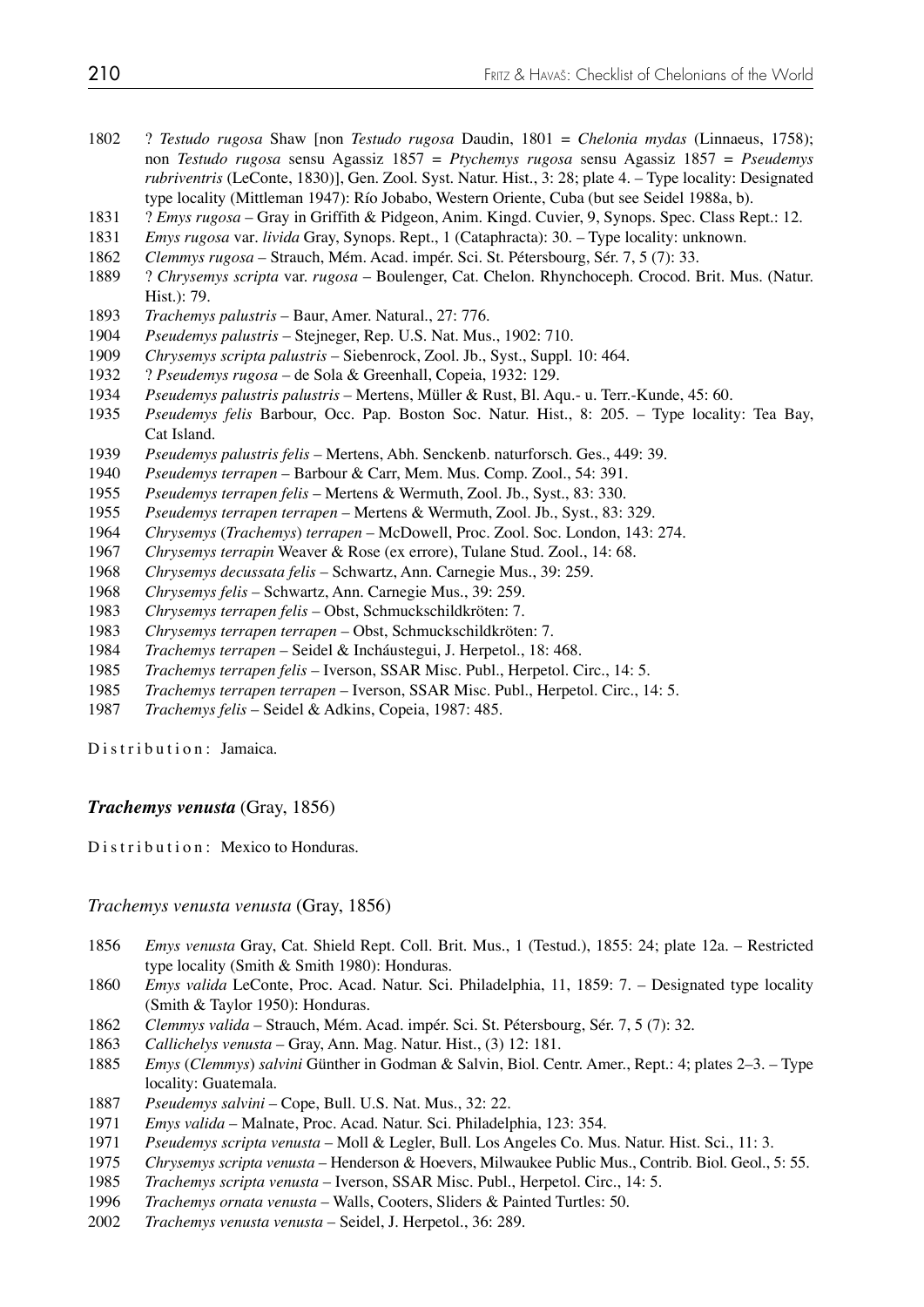1802 ? *Testudo rugosa* Shaw [non *Testudo rugosa* Daudin, 1801 = *Chelonia mydas* (Linnaeus, 1758); non *Testudo rugosa* sensu Agassiz 1857 = *Ptychemys rugosa* sensu Agassiz 1857 = *Pseudemys rubriventris* (LeConte, 1830)], Gen. Zool. Syst. Natur. Hist., 3: 28; plate 4. – Type locality: Designated type locality (Mittleman 1947): Río Jobabo, Western Oriente, Cuba (but see Seidel 1988a, b).

1831 ? *Emys rugosa* – Gray in Griffith & Pidgeon, Anim. Kingd. Cuvier, 9, Synops. Spec. Class Rept.: 12.

1831 *Emys rugosa* var. *livida* Gray, Synops. Rept., 1 (Cataphracta): 30. – Type locality: unknown.

1862 *Clemmys rugosa* – Strauch, Mém. Acad. impér. Sci. St. Pétersbourg, Sér. 7, 5 (7): 33.

1889 ? *Chrysemys scripta* var. *rugosa* – Boulenger, Cat. Chelon. Rhynchoceph. Crocod. Brit. Mus. (Natur. Hist.): 79.

1893 *Trachemys palustris* – Baur, Amer. Natural., 27: 776.

1904 *Pseudemys palustris* – Stejneger, Rep. U.S. Nat. Mus., 1902: 710.

1909 *Chrysemys scripta palustris* – Siebenrock, Zool. Jb., Syst., Suppl. 10: 464.

1932 ? *Pseudemys rugosa* – de Sola & Greenhall, Copeia, 1932: 129.

1934 *Pseudemys palustris palustris* – Mertens, Müller & Rust, Bl. Aqu.- u. Terr.-Kunde, 45: 60.

1935 *Pseudemys felis* Barbour, Occ. Pap. Boston Soc. Natur. Hist., 8: 205. – Type locality: Tea Bay, Cat Island.

1939 *Pseudemys palustris felis* – Mertens, Abh. Senckenb. naturforsch. Ges., 449: 39.

1940 *Pseudemys terrapen* – Barbour & Carr, Mem. Mus. Comp. Zool., 54: 391.

1955 *Pseudemys terrapen felis* – Mertens & Wermuth, Zool. Jb., Syst., 83: 330.

1955 *Pseudemys terrapen terrapen* – Mertens & Wermuth, Zool. Jb., Syst., 83: 329.

1964 *Chrysemys* (*Trachemys*) *terrapen* – McDowell, Proc. Zool. Soc. London, 143: 274.

1967 *Chrysemys terrapin* Weaver & Rose (ex errore), Tulane Stud. Zool., 14: 68.

1968 *Chrysemys decussata felis* – Schwartz, Ann. Carnegie Mus., 39: 259.

1968 *Chrysemys felis* – Schwartz, Ann. Carnegie Mus., 39: 259.

1983 *Chrysemys terrapen felis* – Obst, Schmuckschildkröten: 7.

1983 *Chrysemys terrapen terrapen* – Obst, Schmuckschildkröten: 7.

1984 *Trachemys terrapen* – Seidel & Incháustegui, J. Herpetol., 18: 468.

1985 *Trachemys terrapen felis* – Iverson, SSAR Misc. Publ., Herpetol. Circ., 14: 5.

1985 *Trachemys terrapen terrapen* – Iverson, SSAR Misc. Publ., Herpetol. Circ., 14: 5.

1987 *Trachemys felis* – Seidel & Adkins, Copeia, 1987: 485.

Distribution: Jamaica.

### ***Trachemys venusta*** (Gray, 1856)

Distribution: Mexico to Honduras.

#### *Trachemys venusta venusta* (Gray, 1856)

1856 *Emys venusta* Gray, Cat. Shield Rept. Coll. Brit. Mus., 1 (Testud.), 1855: 24; plate 12a. – Restricted type locality (Smith & Smith 1980): Honduras.

1860 *Emys valida* LeConte, Proc. Acad. Natur. Sci. Philadelphia, 11, 1859: 7. – Designated type locality (Smith & Taylor 1950): Honduras.

1862 *Clemmys valida* – Strauch, Mém. Acad. impér. Sci. St. Pétersbourg, Sér. 7, 5 (7): 32.

1863 *Callichelys venusta* – Gray, Ann. Mag. Natur. Hist., (3) 12: 181.

1885 *Emys* (*Clemmys*) *salvini* Günther in Godman & Salvin, Biol. Centr. Amer., Rept.: 4; plates 2–3. – Type locality: Guatemala.

1887 *Pseudemys salvini* – Cope, Bull. U.S. Nat. Mus., 32: 22.

1971 *Emys valida* – Malnate, Proc. Acad. Natur. Sci. Philadelphia, 123: 354.

1971 *Pseudemys scripta venusta* – Moll & Legler, Bull. Los Angeles Co. Mus. Natur. Hist. Sci., 11: 3.

1975 *Chrysemys scripta venusta* – Henderson & Hoevers, Milwaukee Public Mus., Contrib. Biol. Geol., 5: 55.

1985 *Trachemys scripta venusta* – Iverson, SSAR Misc. Publ., Herpetol. Circ., 14: 5.

1996 *Trachemys ornata venusta* – Walls, Cooters, Sliders & Painted Turtles: 50.

2002 *Trachemys venusta venusta* – Seidel, J. Herpetol., 36: 289.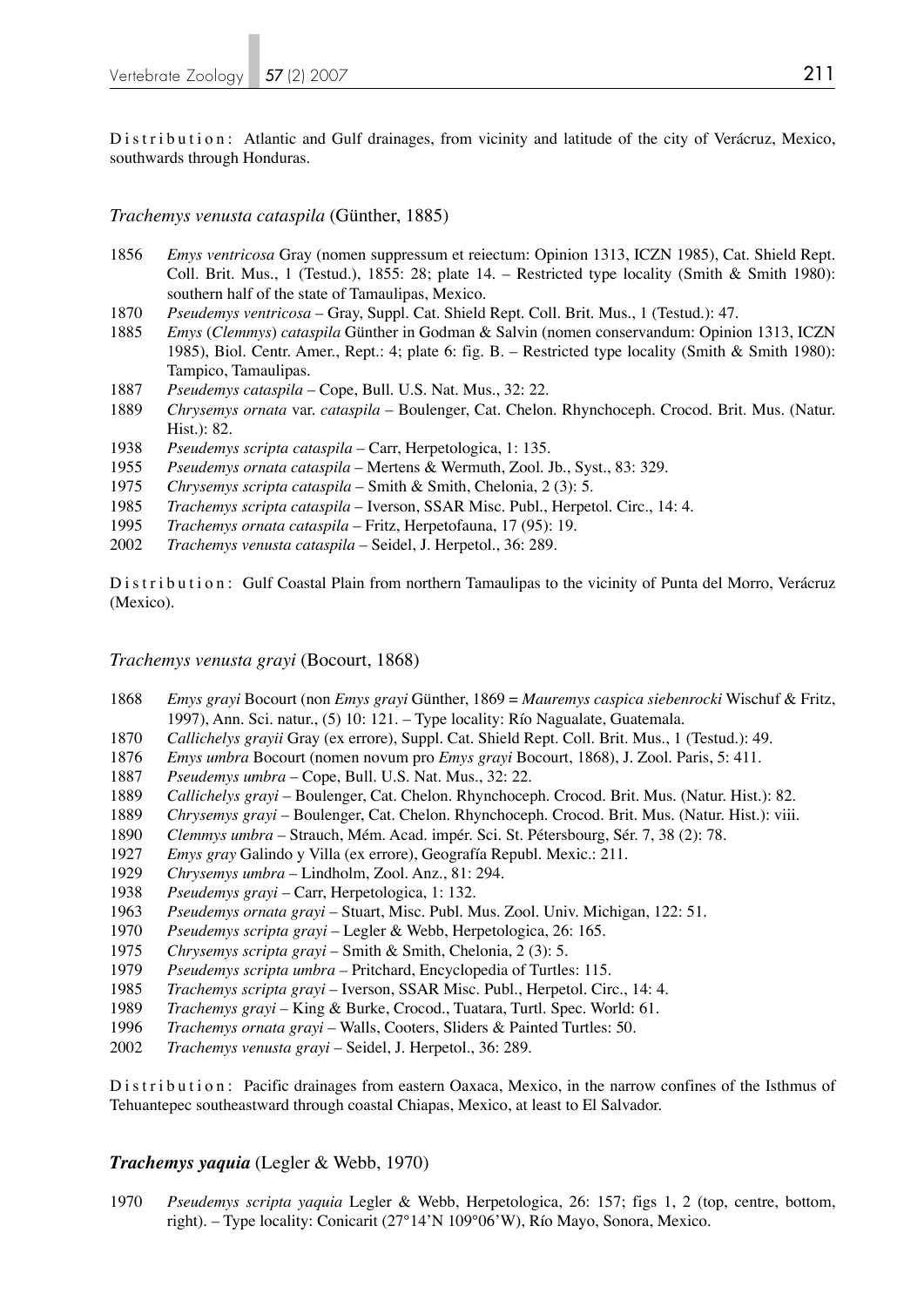Distribution: Atlantic and Gulf drainages, from vicinity and latitude of the city of Verácruz, Mexico, southwards through Honduras.

### *Trachemys venusta cataspila* (Günther, 1885)

- 1856 *Emys ventricosa* Gray (nomen suppressum et reiectum: Opinion 1313, ICZN 1985), Cat. Shield Rept. Coll. Brit. Mus., 1 (Testud.), 1855: 28; plate 14. – Restricted type locality (Smith & Smith 1980): southern half of the state of Tamaulipas, Mexico.
- 1870 *Pseudemys ventricosa* – Gray, Suppl. Cat. Shield Rept. Coll. Brit. Mus., 1 (Testud.): 47.
- 1885 *Emys* (*Clemmys*) *cataspila* Günther in Godman & Salvin (nomen conservandum: Opinion 1313, ICZN 1985), Biol. Centr. Amer., Rept.: 4; plate 6: fig. B. – Restricted type locality (Smith & Smith 1980): Tampico, Tamaulipas.
- 1887 *Pseudemys cataspila* – Cope, Bull. U.S. Nat. Mus., 32: 22.
- 1889 *Chrysemys ornata* var. *cataspila* – Boulenger, Cat. Chelon. Rhynchoceph. Crocod. Brit. Mus. (Natur. Hist.): 82.
- 1938 *Pseudemys scripta cataspila* – Carr, Herpetologica, 1: 135.
- 1955 *Pseudemys ornata cataspila* – Mertens & Wermuth, Zool. Jb., Syst., 83: 329.
- 1975 *Chrysemys scripta cataspila* – Smith & Smith, Chelonia, 2 (3): 5.
- 1985 *Trachemys scripta cataspila* – Iverson, SSAR Misc. Publ., Herpetol. Circ., 14: 4.
- 1995 *Trachemys ornata cataspila* – Fritz, Herpetofauna, 17 (95): 19.
- 2002 *Trachemys venusta cataspila* – Seidel, J. Herpetol., 36: 289.

Distribution: Gulf Coastal Plain from northern Tamaulipas to the vicinity of Punta del Morro, Verácruz (Mexico).

### *Trachemys venusta grayi* (Bocourt, 1868)

- 1868 *Emys grayi* Bocourt (non *Emys grayi* Günther, 1869 = *Mauremys caspica siebenrocki* Wischuf & Fritz, 1997), Ann. Sci. natur., (5) 10: 121. – Type locality: Río Nagualate, Guatemala.
- 1870 *Callichelys grayii* Gray (ex errore), Suppl. Cat. Shield Rept. Coll. Brit. Mus., 1 (Testud.): 49.
- 1876 *Emys umbra* Bocourt (nomen novum pro *Emys grayi* Bocourt, 1868), J. Zool. Paris, 5: 411.
- 1887 *Pseudemys umbra* – Cope, Bull. U.S. Nat. Mus., 32: 22.
- 1889 *Callichelys grayi* – Boulenger, Cat. Chelon. Rhynchoceph. Crocod. Brit. Mus. (Natur. Hist.): 82.
- 1889 *Chrysemys grayi* – Boulenger, Cat. Chelon. Rhynchoceph. Crocod. Brit. Mus. (Natur. Hist.): viii.
- 1890 *Clemmys umbra* – Strauch, Mém. Acad. impér. Sci. St. Pétersbourg, Sér. 7, 38 (2): 78.
- 1927 *Emys gray* Galindo y Villa (ex errore), Geografía Republ. Mexic.: 211.
- 1929 *Chrysemys umbra* – Lindholm, Zool. Anz., 81: 294.
- 1938 *Pseudemys grayi* – Carr, Herpetologica, 1: 132.
- 1963 *Pseudemys ornata grayi* – Stuart, Misc. Publ. Mus. Zool. Univ. Michigan, 122: 51.
- 1970 *Pseudemys scripta grayi* – Legler & Webb, Herpetologica, 26: 165.
- 1975 *Chrysemys scripta grayi* – Smith & Smith, Chelonia, 2 (3): 5.
- 1979 *Pseudemys scripta umbra* – Pritchard, Encyclopedia of Turtles: 115.
- 1985 *Trachemys scripta grayi* – Iverson, SSAR Misc. Publ., Herpetol. Circ., 14: 4.
- 1989 *Trachemys grayi* – King & Burke, Crocod., Tuatara, Turtl. Spec. World: 61.
- 1996 *Trachemys ornata grayi* – Walls, Cooters, Sliders & Painted Turtles: 50.
- 2002 *Trachemys venusta grayi* – Seidel, J. Herpetol., 36: 289.

Distribution: Pacific drainages from eastern Oaxaca, Mexico, in the narrow confines of the Isthmus of Tehuantepec southeastward through coastal Chiapas, Mexico, at least to El Salvador.

### ***Trachemys yaquia*** (Legler & Webb, 1970)

- 1970 *Pseudemys scripta yaquia* Legler & Webb, Herpetologica, 26: 157; figs 1, 2 (top, centre, bottom, right). – Type locality: Conicarit (27°14'N 109°06'W), Río Mayo, Sonora, Mexico.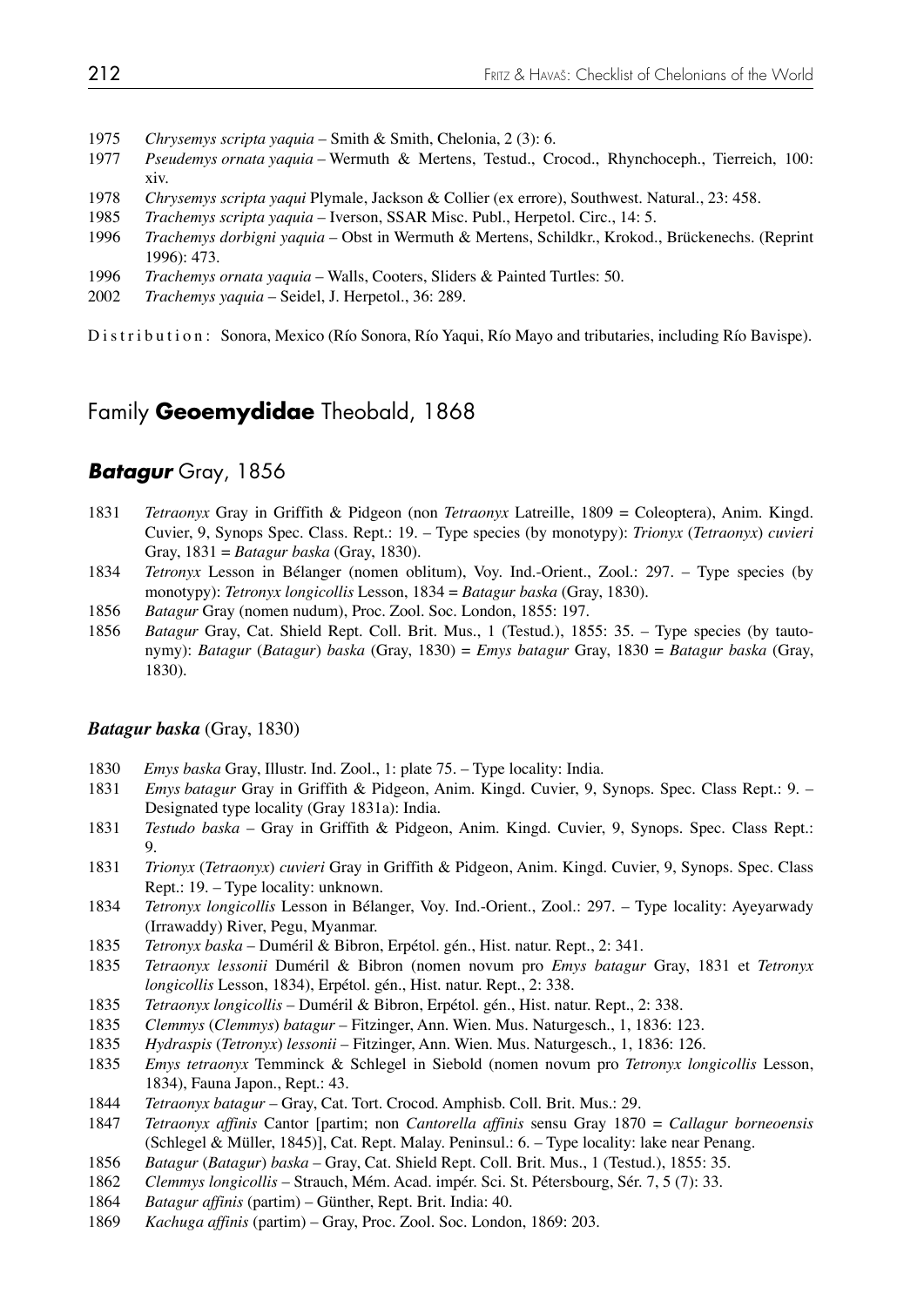1975 *Chrysemys scripta yaquia* – Smith & Smith, Chelonia, 2 (3): 6.

1977 *Pseudemys ornata yaquia* – Wermuth & Mertens, Testud., Crocod., Rhynchoceph., Tierreich, 100: xiv.

1978 *Chrysemys scripta yaqui* Plymale, Jackson & Collier (ex errore), Southwest. Natural., 23: 458.

1985 *Trachemys scripta yaquia* – Iverson, SSAR Misc. Publ., Herpetol. Circ., 14: 5.

1996 *Trachemys dorbigni yaquia* – Obst in Wermuth & Mertens, Schildkr., Krokod., Brückenechs. (Reprint 1996): 473.

1996 *Trachemys ornata yaquia* – Walls, Cooters, Sliders & Painted Turtles: 50.

2002 *Trachemys yaquia* – Seidel, J. Herpetol., 36: 289.

Distribution: Sonora, Mexico (Río Sonora, Río Yaqui, Río Mayo and tributaries, including Río Bavispe).

## Family **Geoemydidae** Theobald, 1868

### ***Batagur*** Gray, 1856

1831 *Tetraonyx* Gray in Griffith & Pidgeon (non *Tetraonyx* Latreille, 1809 = Coleoptera), Anim. Kingd. Cuvier, 9, Synops Spec. Class. Rept.: 19. – Type species (by monotypy): *Trionyx* (*Tetraonyx*) *cuvieri* Gray, 1831 = *Batagur baska* (Gray, 1830).

1834 *Tetronyx* Lesson in Bélanger (nomen oblitum), Voy. Ind.-Orient., Zool.: 297. – Type species (by monotypy): *Tetronyx longicollis* Lesson, 1834 = *Batagur baska* (Gray, 1830).

1856 *Batagur* Gray (nomen nudum), Proc. Zool. Soc. London, 1855: 197.

1856 *Batagur* Gray, Cat. Shield Rept. Coll. Brit. Mus., 1 (Testud.), 1855: 35. – Type species (by tautonymy): *Batagur* (*Batagur*) *baska* (Gray, 1830) = *Emys batagur* Gray, 1830 = *Batagur baska* (Gray, 1830).

#### ***Batagur baska*** (Gray, 1830)

1830 *Emys baska* Gray, Illustr. Ind. Zool., 1: plate 75. – Type locality: India.

1831 *Emys batagur* Gray in Griffith & Pidgeon, Anim. Kingd. Cuvier, 9, Synops. Spec. Class Rept.: 9. – Designated type locality (Gray 1831a): India.

1831 *Testudo baska* – Gray in Griffith & Pidgeon, Anim. Kingd. Cuvier, 9, Synops. Spec. Class Rept.: 9.

1831 *Trionyx* (*Tetraonyx*) *cuvieri* Gray in Griffith & Pidgeon, Anim. Kingd. Cuvier, 9, Synops. Spec. Class Rept.: 19. – Type locality: unknown.

1834 *Tetronyx longicollis* Lesson in Bélanger, Voy. Ind.-Orient., Zool.: 297. – Type locality: Ayeyarwady (Irrawaddy) River, Pegu, Myanmar.

1835 *Tetronyx baska* – Duméril & Bibron, Erpétol. gén., Hist. natur. Rept., 2: 341.

1835 *Tetraonyx lessonii* Duméril & Bibron (nomen novum pro *Emys batagur* Gray, 1831 et *Tetronyx longicollis* Lesson, 1834), Erpétol. gén., Hist. natur. Rept., 2: 338.

1835 *Tetraonyx longicollis* – Duméril & Bibron, Erpétol. gén., Hist. natur. Rept., 2: 338.

1835 *Clemmys* (*Clemmys*) *batagur* – Fitzinger, Ann. Wien. Mus. Naturgesch., 1, 1836: 123.

1835 *Hydraspis* (*Tetronyx*) *lessonii* – Fitzinger, Ann. Wien. Mus. Naturgesch., 1, 1836: 126.

1835 *Emys tetraonyx* Temminck & Schlegel in Siebold (nomen novum pro *Tetronyx longicollis* Lesson, 1834), Fauna Japon., Rept.: 43.

1844 *Tetraonyx batagur* – Gray, Cat. Tort. Crocod. Amphisb. Coll. Brit. Mus.: 29.

1847 *Tetraonyx affinis* Cantor [partim; non *Cantorella affinis* sensu Gray 1870 = *Callagur borneoensis* (Schlegel & Müller, 1845)], Cat. Rept. Malay. Peninsul.: 6. – Type locality: lake near Penang.

1856 *Batagur* (*Batagur*) *baska* – Gray, Cat. Shield Rept. Coll. Brit. Mus., 1 (Testud.), 1855: 35.

1862 *Clemmys longicollis* – Strauch, Mém. Acad. impér. Sci. St. Pétersbourg, Sér. 7, 5 (7): 33.

1864 *Batagur affinis* (partim) – Günther, Rept. Brit. India: 40.

1869 *Kachuga affinis* (partim) – Gray, Proc. Zool. Soc. London, 1869: 203.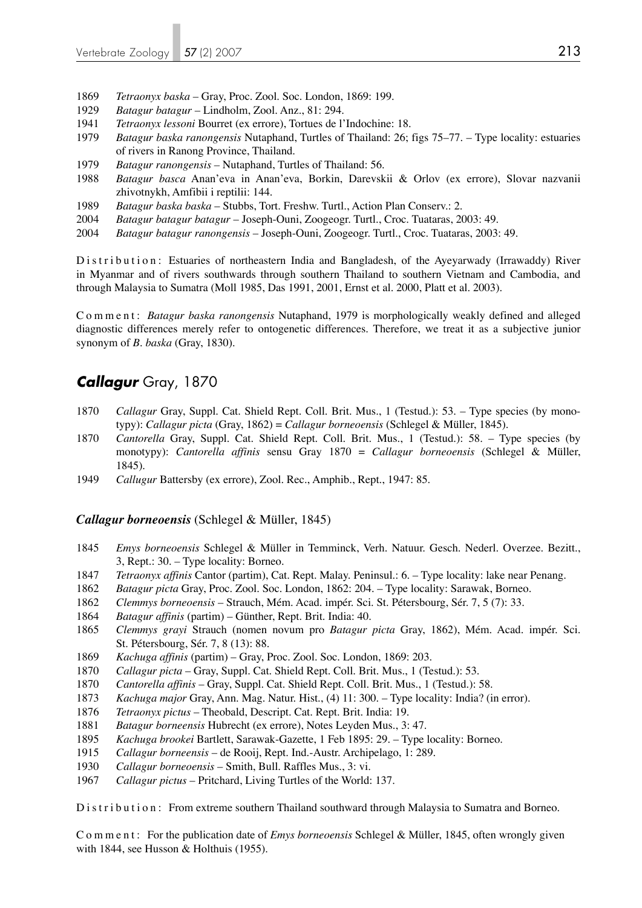1869 *Tetraonyx baska* – Gray, Proc. Zool. Soc. London, 1869: 199.
1929 *Batagur batagur* – Lindholm, Zool. Anz., 81: 294.
1941 *Tetraonyx lessoni* Bourret (ex errore), Tortues de l'Indochine: 18.
1979 *Batagur baska ranongensis* Nutaphand, Turtles of Thailand: 26; figs 75–77. – Type locality: estuaries of rivers in Ranong Province, Thailand.
1979 *Batagur ranongensis* – Nutaphand, Turtles of Thailand: 56.
1988 *Batagur basca* Anan'eva in Anan'eva, Borkin, Darevskii & Orlov (ex errore), Slovar nazvanii zhivotnykh, Amfibii i reptilii: 144.
1989 *Batagur baska baska* – Stubbs, Tort. Freshw. Turtl., Action Plan Conserv.: 2.
2004 *Batagur batagur batagur* – Joseph-Ouni, Zoogeogr. Turtl., Croc. Tuataras, 2003: 49.
2004 *Batagur batagur ranongensis* – Joseph-Ouni, Zoogeogr. Turtl., Croc. Tuataras, 2003: 49.

Distribution: Estuaries of northeastern India and Bangladesh, of the Ayeyarwady (Irrawaddy) River in Myanmar and of rivers southwards through southern Thailand to southern Vietnam and Cambodia, and through Malaysia to Sumatra (Moll 1985, Das 1991, 2001, Ernst et al. 2000, Platt et al. 2003).

Comment: *Batagur baska ranongensis* Nutaphand, 1979 is morphologically weakly defined and alleged diagnostic differences merely refer to ontogenetic differences. Therefore, we treat it as a subjective junior synonym of *B. baska* (Gray, 1830).

## *Callagur* Gray, 1870

1870 *Callagur* Gray, Suppl. Cat. Shield Rept. Coll. Brit. Mus., 1 (Testud.): 53. – Type species (by monotypy): *Callagur picta* (Gray, 1862) = *Callagur borneoensis* (Schlegel & Müller, 1845).
1870 *Cantorella* Gray, Suppl. Cat. Shield Rept. Coll. Brit. Mus., 1 (Testud.): 58. – Type species (by monotypy): *Cantorella affinis* sensu Gray 1870 = *Callagur borneoensis* (Schlegel & Müller, 1845).
1949 *Callugur* Battersby (ex errore), Zool. Rec., Amphib., Rept., 1947: 85.

### *Callagur borneoensis* (Schlegel & Müller, 1845)

1845 *Emys borneoensis* Schlegel & Müller in Temminck, Verh. Natuur. Gesch. Nederl. Overzee. Bezitt., 3, Rept.: 30. – Type locality: Borneo.
1847 *Tetraonyx affinis* Cantor (partim), Cat. Rept. Malay. Peninsul.: 6. – Type locality: lake near Penang.
1862 *Batagur picta* Gray, Proc. Zool. Soc. London, 1862: 204. – Type locality: Sarawak, Borneo.
1862 *Clemmys borneoensis* – Strauch, Mém. Acad. impér. Sci. St. Pétersbourg, Sér. 7, 5 (7): 33.
1864 *Batagur affinis* (partim) – Günther, Rept. Brit. India: 40.
1865 *Clemmys grayi* Strauch (nomen novum pro *Batagur picta* Gray, 1862), Mém. Acad. impér. Sci. St. Pétersbourg, Sér. 7, 8 (13): 88.
1869 *Kachuga affinis* (partim) – Gray, Proc. Zool. Soc. London, 1869: 203.
1870 *Callagur picta* – Gray, Suppl. Cat. Shield Rept. Coll. Brit. Mus., 1 (Testud.): 53.
1870 *Cantorella affinis* – Gray, Suppl. Cat. Shield Rept. Coll. Brit. Mus., 1 (Testud.): 58.
1873 *Kachuga major* Gray, Ann. Mag. Natur. Hist., (4) 11: 300. – Type locality: India? (in error).
1876 *Tetraonyx pictus* – Theobald, Descript. Cat. Rept. Brit. India: 19.
1881 *Batagur borneensis* Hubrecht (ex errore), Notes Leyden Mus., 3: 47.
1895 *Kachuga brookei* Bartlett, Sarawak-Gazette, 1 Feb 1895: 29. – Type locality: Borneo.
1915 *Callagur borneensis* – de Rooij, Rept. Ind.-Austr. Archipelago, 1: 289.
1930 *Callagur borneoensis* – Smith, Bull. Raffles Mus., 3: vi.
1967 *Callagur pictus* – Pritchard, Living Turtles of the World: 137.

Distribution: From extreme southern Thailand southward through Malaysia to Sumatra and Borneo.

Comment: For the publication date of *Emys borneoensis* Schlegel & Müller, 1845, often wrongly given with 1844, see Husson & Holthuis (1955).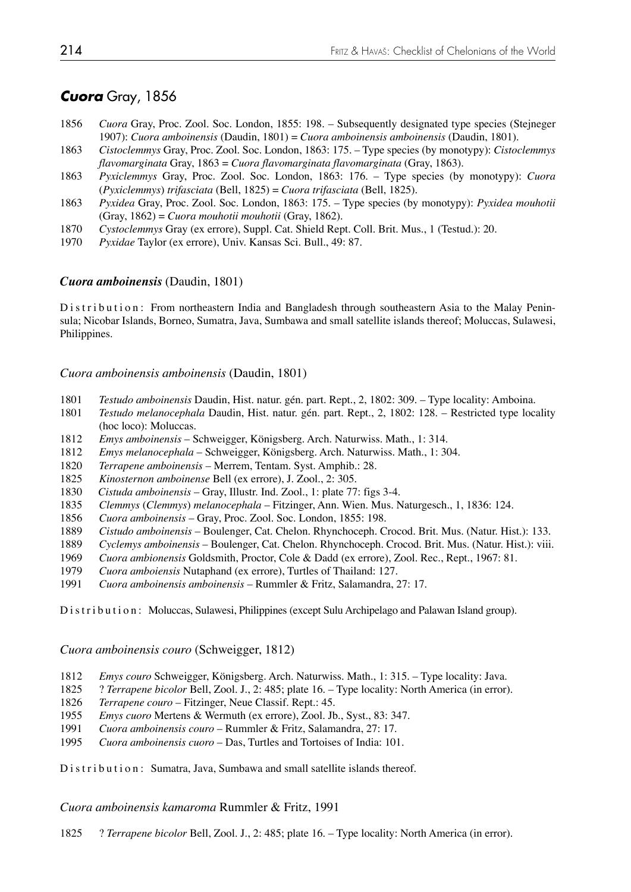## *Cuora* Gray, 1856

1856 *Cuora* Gray, Proc. Zool. Soc. London, 1855: 198. – Subsequently designated type species (Stejneger 1907): *Cuora amboinensis* (Daudin, 1801) = *Cuora amboinensis amboinensis* (Daudin, 1801).
1863 *Cistoclemmys* Gray, Proc. Zool. Soc. London, 1863: 175. – Type species (by monotypy): *Cistoclemmys flavomarginata* Gray, 1863 = *Cuora flavomarginata flavomarginata* (Gray, 1863).
1863 *Pyxiclemmys* Gray, Proc. Zool. Soc. London, 1863: 176. – Type species (by monotypy): *Cuora* (*Pyxiclemmys*) *trifasciata* (Bell, 1825) = *Cuora trifasciata* (Bell, 1825).
1863 *Pyxidea* Gray, Proc. Zool. Soc. London, 1863: 175. – Type species (by monotypy): *Pyxidea mouhotii* (Gray, 1862) = *Cuora mouhotii mouhotii* (Gray, 1862).
1870 *Cystoclemmys* Gray (ex errore), Suppl. Cat. Shield Rept. Coll. Brit. Mus., 1 (Testud.): 20.
1970 *Pyxidae* Taylor (ex errore), Univ. Kansas Sci. Bull., 49: 87.

### *Cuora amboinensis* (Daudin, 1801)

Distribution: From northeastern India and Bangladesh through southeastern Asia to the Malay Peninsula; Nicobar Islands, Borneo, Sumatra, Java, Sumbawa and small satellite islands thereof; Moluccas, Sulawesi, Philippines.

#### *Cuora amboinensis amboinensis* (Daudin, 1801)

1801 *Testudo amboinensis* Daudin, Hist. natur. gén. part. Rept., 2, 1802: 309. – Type locality: Amboina.
1801 *Testudo melanocephala* Daudin, Hist. natur. gén. part. Rept., 2, 1802: 128. – Restricted type locality (hoc loco): Moluccas.
1812 *Emys amboinensis* – Schweigger, Königsberg. Arch. Naturwiss. Math., 1: 314.
1812 *Emys melanocephala* – Schweigger, Königsberg. Arch. Naturwiss. Math., 1: 304.
1820 *Terrapene amboinensis* – Merrem, Tentam. Syst. Amphib.: 28.
1825 *Kinosternon amboinense* Bell (ex errore), J. Zool., 2: 305.
1830 *Cistuda amboinensis* – Gray, Illustr. Ind. Zool., 1: plate 77: figs 3-4.
1835 *Clemmys* (*Clemmys*) *melanocephala* – Fitzinger, Ann. Wien. Mus. Naturgesch., 1, 1836: 124.
1856 *Cuora amboinensis* – Gray, Proc. Zool. Soc. London, 1855: 198.
1889 *Cistudo amboinensis* – Boulenger, Cat. Chelon. Rhynchoceph. Crocod. Brit. Mus. (Natur. Hist.): 133.
1889 *Cyclemys amboinensis* – Boulenger, Cat. Chelon. Rhynchoceph. Crocod. Brit. Mus. (Natur. Hist.): viii.
1969 *Cuora ambionensis* Goldsmith, Proctor, Cole & Dadd (ex errore), Zool. Rec., Rept., 1967: 81.
1979 *Cuora amboiensis* Nutaphand (ex errore), Turtles of Thailand: 127.
1991 *Cuora amboinensis amboinensis* – Rummler & Fritz, Salamandra, 27: 17.

Distribution: Moluccas, Sulawesi, Philippines (except Sulu Archipelago and Palawan Island group).

#### *Cuora amboinensis couro* (Schweigger, 1812)

1812 *Emys couro* Schweigger, Königsberg. Arch. Naturwiss. Math., 1: 315. – Type locality: Java.
1825 ? *Terrapene bicolor* Bell, Zool. J., 2: 485; plate 16. – Type locality: North America (in error).
1826 *Terrapene couro* – Fitzinger, Neue Classif. Rept.: 45.
1955 *Emys cuoro* Mertens & Wermuth (ex errore), Zool. Jb., Syst., 83: 347.
1991 *Cuora amboinensis couro* – Rummler & Fritz, Salamandra, 27: 17.
1995 *Cuora amboinensis cuoro* – Das, Turtles and Tortoises of India: 101.

Distribution: Sumatra, Java, Sumbawa and small satellite islands thereof.

#### *Cuora amboinensis kamaroma* Rummler & Fritz, 1991

1825 ? *Terrapene bicolor* Bell, Zool. J., 2: 485; plate 16. – Type locality: North America (in error).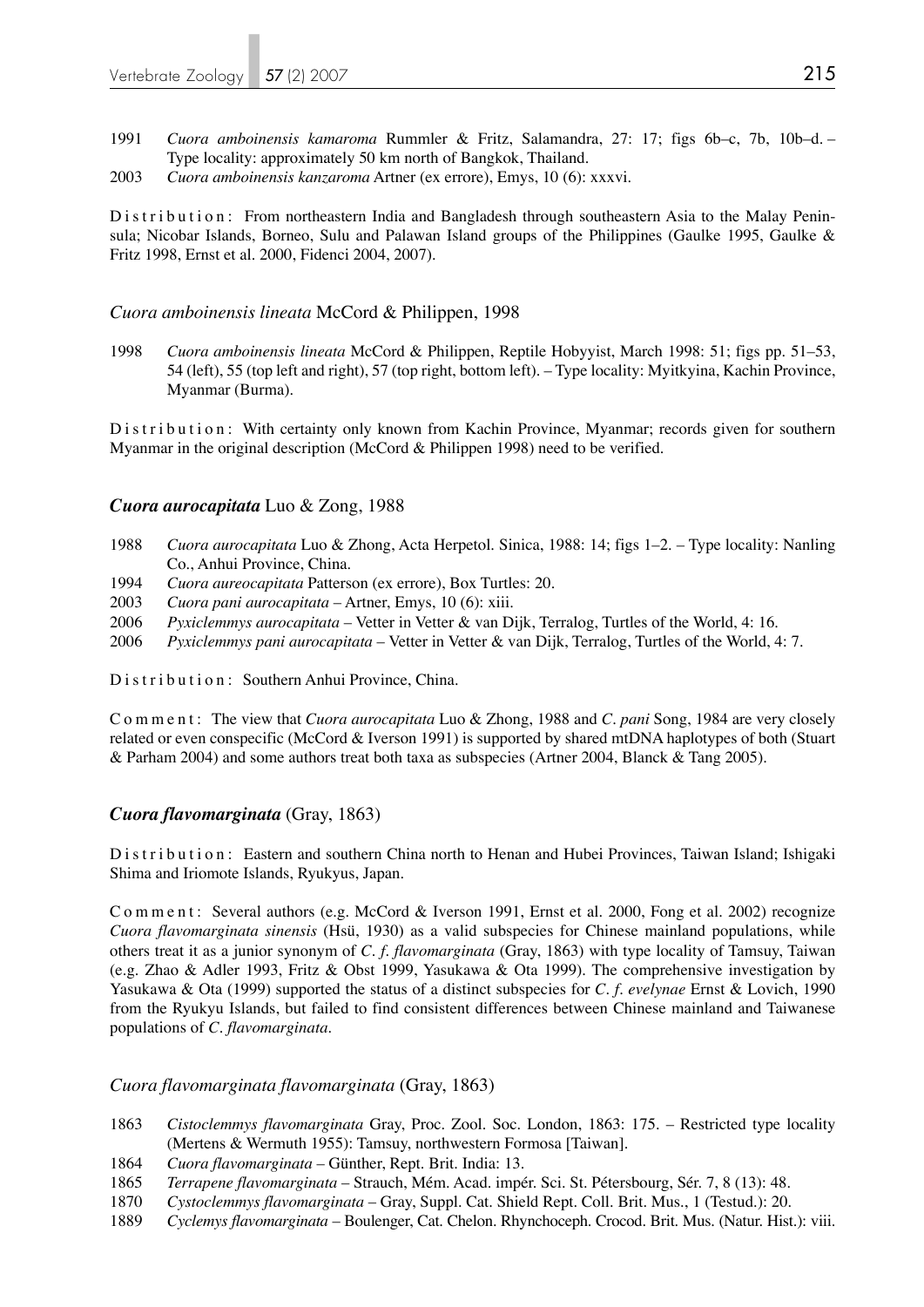1991 *Cuora amboinensis kamaroma* Rummler & Fritz, Salamandra, 27: 17; figs 6b–c, 7b, 10b–d. – Type locality: approximately 50 km north of Bangkok, Thailand.

2003 *Cuora amboinensis kanzaroma* Artner (ex errore), Emys, 10 (6): xxxvi.

Distribution: From northeastern India and Bangladesh through southeastern Asia to the Malay Peninsula; Nicobar Islands, Borneo, Sulu and Palawan Island groups of the Philippines (Gaulke 1995, Gaulke & Fritz 1998, Ernst et al. 2000, Fidenci 2004, 2007).

### *Cuora amboinensis lineata* McCord & Philippen, 1998

1998 *Cuora amboinensis lineata* McCord & Philippen, Reptile Hobyyist, March 1998: 51; figs pp. 51–53, 54 (left), 55 (top left and right), 57 (top right, bottom left). – Type locality: Myitkyina, Kachin Province, Myanmar (Burma).

Distribution: With certainty only known from Kachin Province, Myanmar; records given for southern Myanmar in the original description (McCord & Philippen 1998) need to be verified.

## ***Cuora aurocapitata*** Luo & Zong, 1988

1988 *Cuora aurocapitata* Luo & Zhong, Acta Herpetol. Sinica, 1988: 14; figs 1–2. – Type locality: Nanling Co., Anhui Province, China.

1994 *Cuora aureocapitata* Patterson (ex errore), Box Turtles: 20.

2003 *Cuora pani aurocapitata* – Artner, Emys, 10 (6): xiii.

2006 *Pyxiclemmys aurocapitata* – Vetter in Vetter & van Dijk, Terralog, Turtles of the World, 4: 16.

2006 *Pyxiclemmys pani aurocapitata* – Vetter in Vetter & van Dijk, Terralog, Turtles of the World, 4: 7.

Distribution: Southern Anhui Province, China.

Comment: The view that *Cuora aurocapitata* Luo & Zhong, 1988 and *C. pani* Song, 1984 are very closely related or even conspecific (McCord & Iverson 1991) is supported by shared mtDNA haplotypes of both (Stuart & Parham 2004) and some authors treat both taxa as subspecies (Artner 2004, Blanck & Tang 2005).

## ***Cuora flavomarginata*** (Gray, 1863)

Distribution: Eastern and southern China north to Henan and Hubei Provinces, Taiwan Island; Ishigaki Shima and Iriomote Islands, Ryukyus, Japan.

Comment: Several authors (e.g. McCord & Iverson 1991, Ernst et al. 2000, Fong et al. 2002) recognize *Cuora flavomarginata sinensis* (Hsü, 1930) as a valid subspecies for Chinese mainland populations, while others treat it as a junior synonym of *C. f. flavomarginata* (Gray, 1863) with type locality of Tamsuy, Taiwan (e.g. Zhao & Adler 1993, Fritz & Obst 1999, Yasukawa & Ota 1999). The comprehensive investigation by Yasukawa & Ota (1999) supported the status of a distinct subspecies for *C. f. evelynae* Ernst & Lovich, 1990 from the Ryukyu Islands, but failed to find consistent differences between Chinese mainland and Taiwanese populations of *C. flavomarginata*.

### *Cuora flavomarginata flavomarginata* (Gray, 1863)

1863 *Cistoclemmys flavomarginata* Gray, Proc. Zool. Soc. London, 1863: 175. – Restricted type locality (Mertens & Wermuth 1955): Tamsuy, northwestern Formosa [Taiwan].

1864 *Cuora flavomarginata* – Günther, Rept. Brit. India: 13.

1865 *Terrapene flavomarginata* – Strauch, Mém. Acad. impér. Sci. St. Pétersbourg, Sér. 7, 8 (13): 48.

1870 *Cystoclemmys flavomarginata* – Gray, Suppl. Cat. Shield Rept. Coll. Brit. Mus., 1 (Testud.): 20.

1889 *Cyclemys flavomarginata* – Boulenger, Cat. Chelon. Rhynchoceph. Crocod. Brit. Mus. (Natur. Hist.): viii.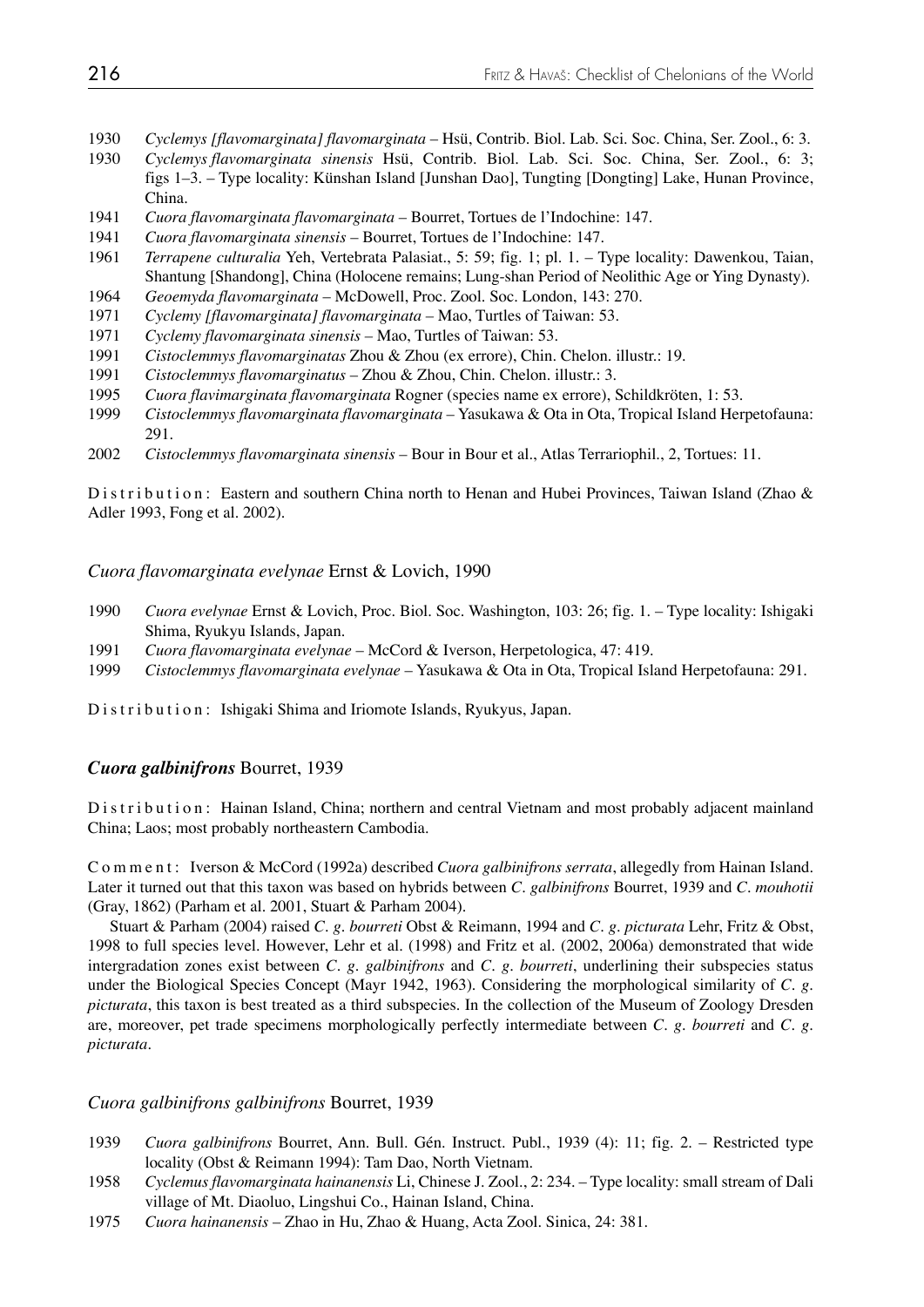1930 *Cyclemys [flavomarginata] flavomarginata* – Hsü, Contrib. Biol. Lab. Sci. Soc. China, Ser. Zool., 6: 3.

1930 *Cyclemys flavomarginata sinensis* Hsü, Contrib. Biol. Lab. Sci. Soc. China, Ser. Zool., 6: 3; figs 1–3. – Type locality: Künshan Island [Junshan Dao], Tungting [Dongting] Lake, Hunan Province, China.

1941 *Cuora flavomarginata flavomarginata* – Bourret, Tortues de l'Indochine: 147.

1941 *Cuora flavomarginata sinensis* – Bourret, Tortues de l'Indochine: 147.

1961 *Terrapene culturalia* Yeh, Vertebrata Palasiat., 5: 59; fig. 1; pl. 1. – Type locality: Dawenkou, Taian, Shantung [Shandong], China (Holocene remains; Lung-shan Period of Neolithic Age or Ying Dynasty).

1964 *Geoemyda flavomarginata* – McDowell, Proc. Zool. Soc. London, 143: 270.

1971 *Cyclemy [flavomarginata] flavomarginata* – Mao, Turtles of Taiwan: 53.

1971 *Cyclemy flavomarginata sinensis* – Mao, Turtles of Taiwan: 53.

1991 *Cistoclemmys flavomarginatas* Zhou & Zhou (ex errore), Chin. Chelon. illustr.: 19.

1991 *Cistoclemmys flavomarginatus* – Zhou & Zhou, Chin. Chelon. illustr.: 3.

1995 *Cuora flavimarginata flavomarginata* Rogner (species name ex errore), Schildkröten, 1: 53.

1999 *Cistoclemmys flavomarginata flavomarginata* – Yasukawa & Ota in Ota, Tropical Island Herpetofauna: 291.

2002 *Cistoclemmys flavomarginata sinensis* – Bour in Bour et al., Atlas Terrariophil., 2, Tortues: 11.

Distribution: Eastern and southern China north to Henan and Hubei Provinces, Taiwan Island (Zhao & Adler 1993, Fong et al. 2002).

### *Cuora flavomarginata evelynae* Ernst & Lovich, 1990

1990 *Cuora evelynae* Ernst & Lovich, Proc. Biol. Soc. Washington, 103: 26; fig. 1. – Type locality: Ishigaki Shima, Ryukyu Islands, Japan.

1991 *Cuora flavomarginata evelynae* – McCord & Iverson, Herpetologica, 47: 419.

1999 *Cistoclemmys flavomarginata evelynae* – Yasukawa & Ota in Ota, Tropical Island Herpetofauna: 291.

Distribution: Ishigaki Shima and Iriomote Islands, Ryukyus, Japan.

## ***Cuora galbinifrons*** Bourret, 1939

Distribution: Hainan Island, China; northern and central Vietnam and most probably adjacent mainland China; Laos; most probably northeastern Cambodia.

Comment: Iverson & McCord (1992a) described *Cuora galbinifrons serrata*, allegedly from Hainan Island. Later it turned out that this taxon was based on hybrids between *C. galbinifrons* Bourret, 1939 and *C. mouhotii* (Gray, 1862) (Parham et al. 2001, Stuart & Parham 2004).

Stuart & Parham (2004) raised *C. g. bourreti* Obst & Reimann, 1994 and *C. g. picturata* Lehr, Fritz & Obst, 1998 to full species level. However, Lehr et al. (1998) and Fritz et al. (2002, 2006a) demonstrated that wide intergradation zones exist between *C. g. galbinifrons* and *C. g. bourreti*, underlining their subspecies status under the Biological Species Concept (Mayr 1942, 1963). Considering the morphological similarity of *C. g. picturata*, this taxon is best treated as a third subspecies. In the collection of the Museum of Zoology Dresden are, moreover, pet trade specimens morphologically perfectly intermediate between *C. g. bourreti* and *C. g. picturata*.

### *Cuora galbinifrons galbinifrons* Bourret, 1939

1939 *Cuora galbinifrons* Bourret, Ann. Bull. Gén. Instruct. Publ., 1939 (4): 11; fig. 2. – Restricted type locality (Obst & Reimann 1994): Tam Dao, North Vietnam.

1958 *Cyclemus flavomarginata hainanensis* Li, Chinese J. Zool., 2: 234. – Type locality: small stream of Dali village of Mt. Diaoluo, Lingshui Co., Hainan Island, China.

1975 *Cuora hainanensis* – Zhao in Hu, Zhao & Huang, Acta Zool. Sinica, 24: 381.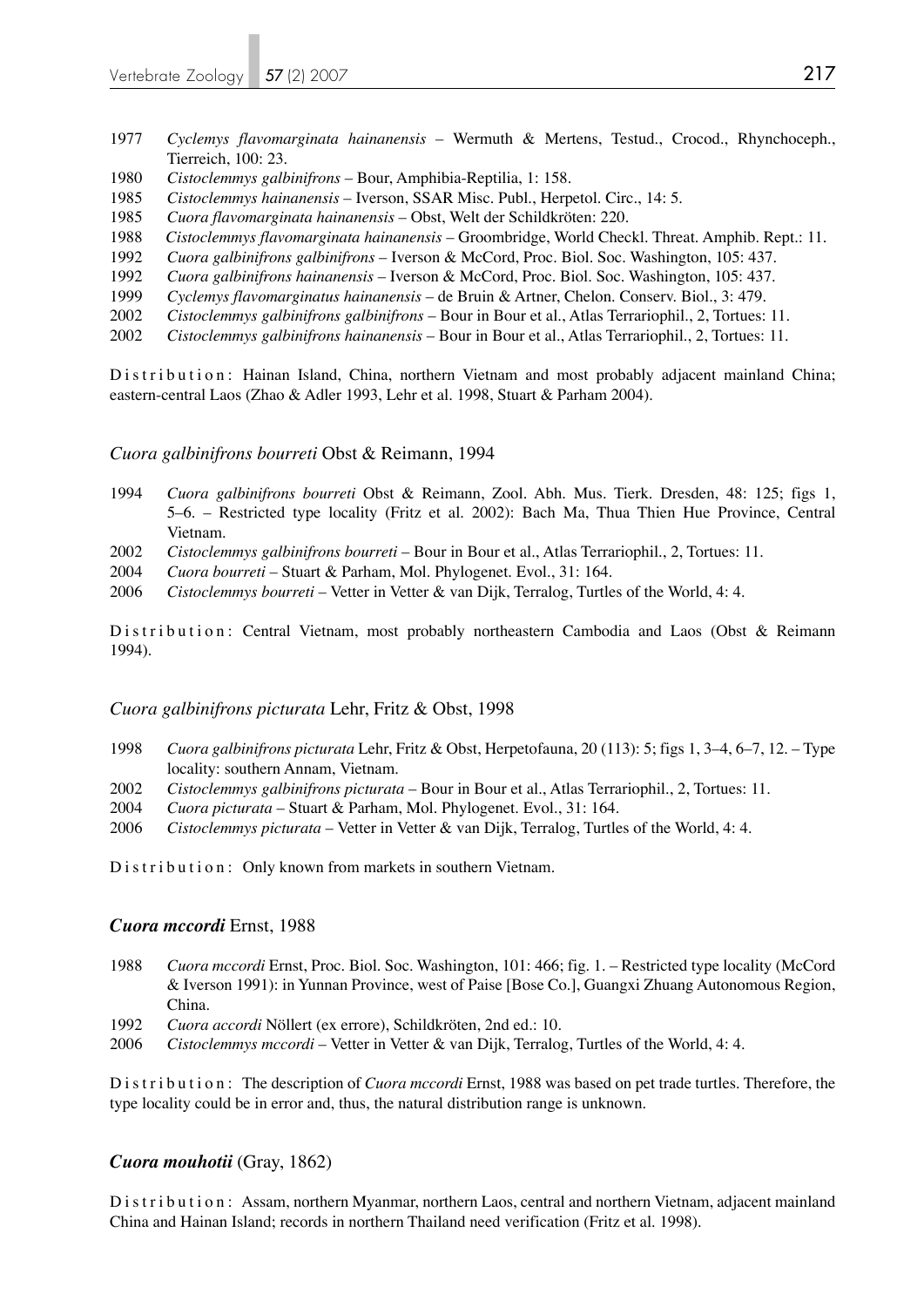1977 *Cyclemys flavomarginata hainanensis* – Wermuth & Mertens, Testud., Crocod., Rhynchoceph., Tierreich, 100: 23.
1980 *Cistoclemmys galbinifrons* – Bour, Amphibia-Reptilia, 1: 158.
1985 *Cistoclemmys hainanensis* – Iverson, SSAR Misc. Publ., Herpetol. Circ., 14: 5.
1985 *Cuora flavomarginata hainanensis* – Obst, Welt der Schildkröten: 220.
1988 *Cistoclemmys flavomarginata hainanensis* – Groombridge, World Checkl. Threat. Amphib. Rept.: 11.
1992 *Cuora galbinifrons galbinifrons* – Iverson & McCord, Proc. Biol. Soc. Washington, 105: 437.
1992 *Cuora galbinifrons hainanensis* – Iverson & McCord, Proc. Biol. Soc. Washington, 105: 437.
1999 *Cyclemys flavomarginatus hainanensis* – de Bruin & Artner, Chelon. Conserv. Biol., 3: 479.
2002 *Cistoclemmys galbinifrons galbinifrons* – Bour in Bour et al., Atlas Terrariophil., 2, Tortues: 11.
2002 *Cistoclemmys galbinifrons hainanensis* – Bour in Bour et al., Atlas Terrariophil., 2, Tortues: 11.

Distribution: Hainan Island, China, northern Vietnam and most probably adjacent mainland China; eastern-central Laos (Zhao & Adler 1993, Lehr et al. 1998, Stuart & Parham 2004).

### *Cuora galbinifrons bourreti* Obst & Reimann, 1994

1994 *Cuora galbinifrons bourreti* Obst & Reimann, Zool. Abh. Mus. Tierk. Dresden, 48: 125; figs 1, 5–6. – Restricted type locality (Fritz et al. 2002): Bach Ma, Thua Thien Hue Province, Central Vietnam.
2002 *Cistoclemmys galbinifrons bourreti* – Bour in Bour et al., Atlas Terrariophil., 2, Tortues: 11.
2004 *Cuora bourreti* – Stuart & Parham, Mol. Phylogenet. Evol., 31: 164.
2006 *Cistoclemmys bourreti* – Vetter in Vetter & van Dijk, Terralog, Turtles of the World, 4: 4.

Distribution: Central Vietnam, most probably northeastern Cambodia and Laos (Obst & Reimann 1994).

### *Cuora galbinifrons picturata* Lehr, Fritz & Obst, 1998

1998 *Cuora galbinifrons picturata* Lehr, Fritz & Obst, Herpetofauna, 20 (113): 5; figs 1, 3–4, 6–7, 12. – Type locality: southern Annam, Vietnam.
2002 *Cistoclemmys galbinifrons picturata* – Bour in Bour et al., Atlas Terrariophil., 2, Tortues: 11.
2004 *Cuora picturata* – Stuart & Parham, Mol. Phylogenet. Evol., 31: 164.
2006 *Cistoclemmys picturata* – Vetter in Vetter & van Dijk, Terralog, Turtles of the World, 4: 4.

Distribution: Only known from markets in southern Vietnam.

### ***Cuora mccordi*** Ernst, 1988

1988 *Cuora mccordi* Ernst, Proc. Biol. Soc. Washington, 101: 466; fig. 1. – Restricted type locality (McCord & Iverson 1991): in Yunnan Province, west of Paise [Bose Co.], Guangxi Zhuang Autonomous Region, China.
1992 *Cuora accordi* Nöllert (ex errore), Schildkröten, 2nd ed.: 10.
2006 *Cistoclemmys mccordi* – Vetter in Vetter & van Dijk, Terralog, Turtles of the World, 4: 4.

Distribution: The description of *Cuora mccordi* Ernst, 1988 was based on pet trade turtles. Therefore, the type locality could be in error and, thus, the natural distribution range is unknown.

### ***Cuora mouhotii*** (Gray, 1862)

Distribution: Assam, northern Myanmar, northern Laos, central and northern Vietnam, adjacent mainland China and Hainan Island; records in northern Thailand need verification (Fritz et al. 1998).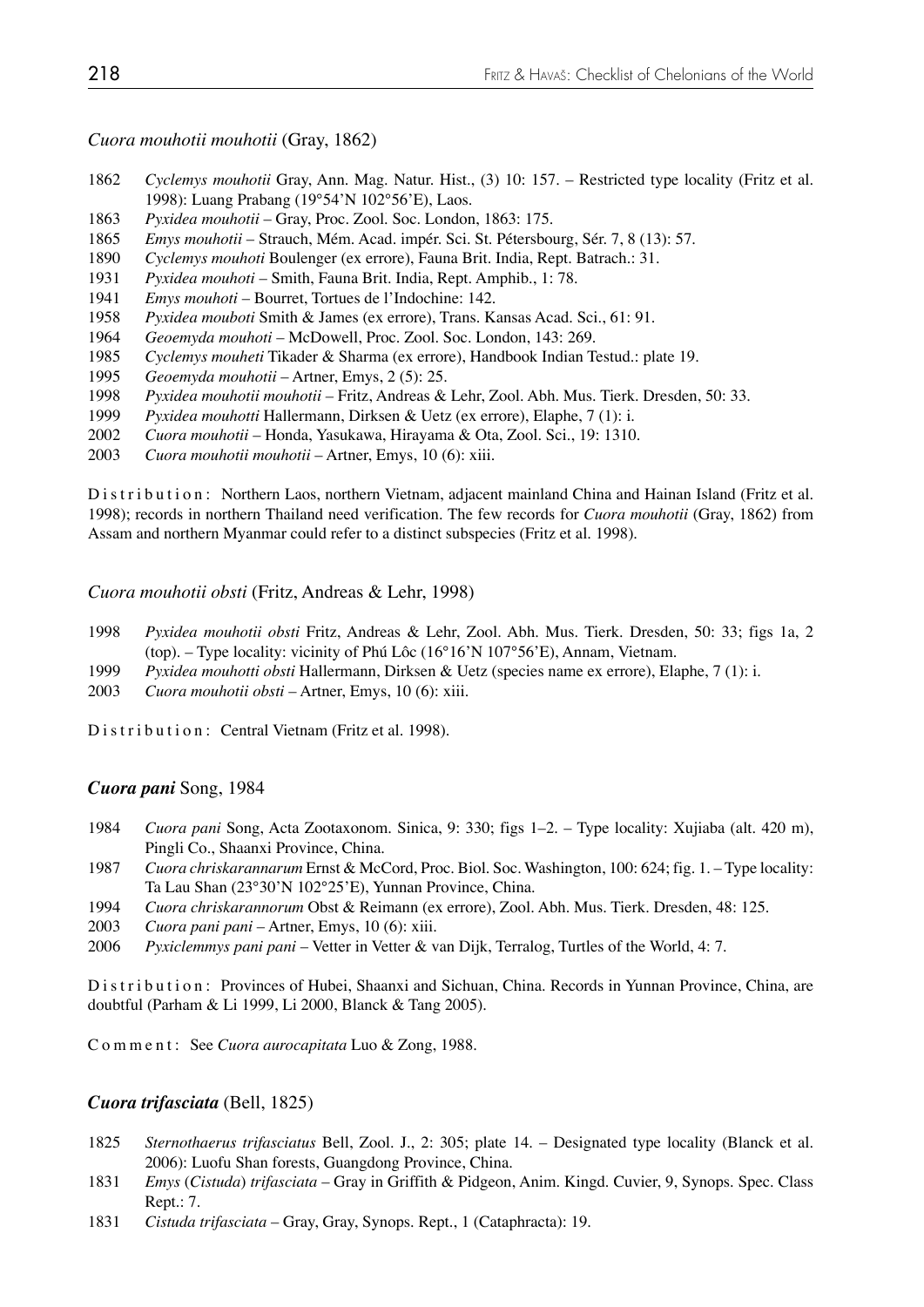*Cuora mouhotii mouhotii* (Gray, 1862)

1862 *Cyclemys mouhotii* Gray, Ann. Mag. Natur. Hist., (3) 10: 157. – Restricted type locality (Fritz et al. 1998): Luang Prabang (19°54'N 102°56'E), Laos.
1863 *Pyxidea mouhotii* – Gray, Proc. Zool. Soc. London, 1863: 175.
1865 *Emys mouhotii* – Strauch, Mém. Acad. impér. Sci. St. Pétersbourg, Sér. 7, 8 (13): 57.
1890 *Cyclemys mouhoti* Boulenger (ex errore), Fauna Brit. India, Rept. Batrach.: 31.
1931 *Pyxidea mouhoti* – Smith, Fauna Brit. India, Rept. Amphib., 1: 78.
1941 *Emys mouhoti* – Bourret, Tortues de l'Indochine: 142.
1958 *Pyxidea mouboti* Smith & James (ex errore), Trans. Kansas Acad. Sci., 61: 91.
1964 *Geoemyda mouhoti* – McDowell, Proc. Zool. Soc. London, 143: 269.
1985 *Cyclemys mouheti* Tikader & Sharma (ex errore), Handbook Indian Testud.: plate 19.
1995 *Geoemyda mouhotii* – Artner, Emys, 2 (5): 25.
1998 *Pyxidea mouhotii mouhotii* – Fritz, Andreas & Lehr, Zool. Abh. Mus. Tierk. Dresden, 50: 33.
1999 *Pyxidea mouhotti* Hallermann, Dirksen & Uetz (ex errore), Elaphe, 7 (1): i.
2002 *Cuora mouhotii* – Honda, Yasukawa, Hirayama & Ota, Zool. Sci., 19: 1310.
2003 *Cuora mouhotii mouhotii* – Artner, Emys, 10 (6): xiii.

Distribution: Northern Laos, northern Vietnam, adjacent mainland China and Hainan Island (Fritz et al. 1998); records in northern Thailand need verification. The few records for *Cuora mouhotii* (Gray, 1862) from Assam and northern Myanmar could refer to a distinct subspecies (Fritz et al. 1998).

*Cuora mouhotii obsti* (Fritz, Andreas & Lehr, 1998)

1998 *Pyxidea mouhotii obsti* Fritz, Andreas & Lehr, Zool. Abh. Mus. Tierk. Dresden, 50: 33; figs 1a, 2 (top). – Type locality: vicinity of Phú Lôc (16°16'N 107°56'E), Annam, Vietnam.
1999 *Pyxidea mouhotti obsti* Hallermann, Dirksen & Uetz (species name ex errore), Elaphe, 7 (1): i.
2003 *Cuora mouhotii obsti* – Artner, Emys, 10 (6): xiii.

Distribution: Central Vietnam (Fritz et al. 1998).

***Cuora pani*** Song, 1984

1984 *Cuora pani* Song, Acta Zootaxonom. Sinica, 9: 330; figs 1–2. – Type locality: Xujiaba (alt. 420 m), Pingli Co., Shaanxi Province, China.
1987 *Cuora chriskarannarum* Ernst & McCord, Proc. Biol. Soc. Washington, 100: 624; fig. 1. – Type locality: Ta Lau Shan (23°30'N 102°25'E), Yunnan Province, China.
1994 *Cuora chriskarannorum* Obst & Reimann (ex errore), Zool. Abh. Mus. Tierk. Dresden, 48: 125.
2003 *Cuora pani pani* – Artner, Emys, 10 (6): xiii.
2006 *Pyxiclemmys pani pani* – Vetter in Vetter & van Dijk, Terralog, Turtles of the World, 4: 7.

Distribution: Provinces of Hubei, Shaanxi and Sichuan, China. Records in Yunnan Province, China, are doubtful (Parham & Li 1999, Li 2000, Blanck & Tang 2005).

Comment: See *Cuora aurocapitata* Luo & Zong, 1988.

***Cuora trifasciata*** (Bell, 1825)

1825 *Sternothaerus trifasciatus* Bell, Zool. J., 2: 305; plate 14. – Designated type locality (Blanck et al. 2006): Luofu Shan forests, Guangdong Province, China.
1831 *Emys* (*Cistuda*) *trifasciata* – Gray in Griffith & Pidgeon, Anim. Kingd. Cuvier, 9, Synops. Spec. Class Rept.: 7.
1831 *Cistuda trifasciata* – Gray, Gray, Synops. Rept., 1 (Cataphracta): 19.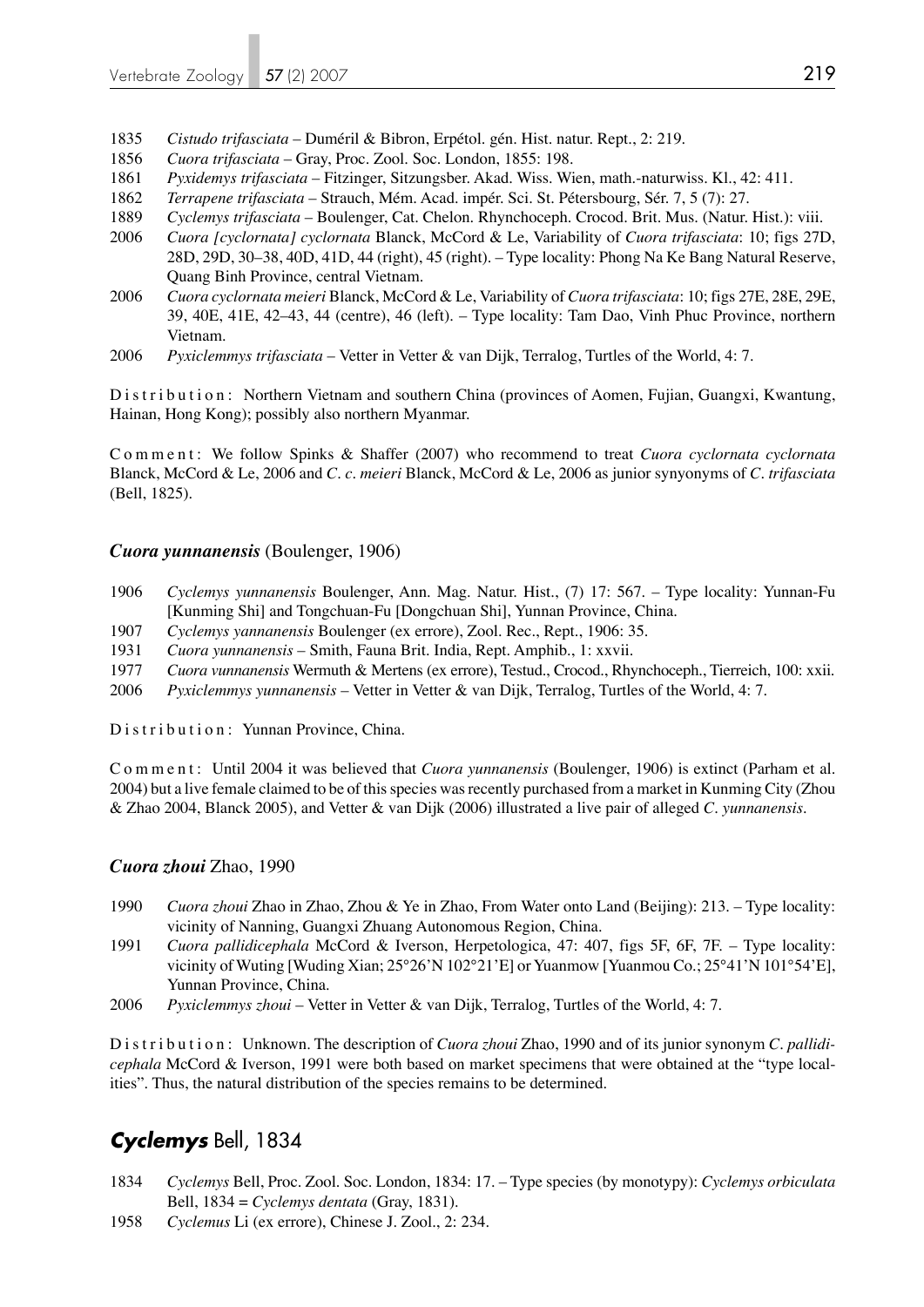1835 *Cistudo trifasciata* – Duméril & Bibron, Erpétol. gén. Hist. natur. Rept., 2: 219.

1856 *Cuora trifasciata* – Gray, Proc. Zool. Soc. London, 1855: 198.

1861 *Pyxidemys trifasciata* – Fitzinger, Sitzungsber. Akad. Wiss. Wien, math.-naturwiss. Kl., 42: 411.

1862 *Terrapene trifasciata* – Strauch, Mém. Acad. impér. Sci. St. Pétersbourg, Sér. 7, 5 (7): 27.

1889 *Cyclemys trifasciata* – Boulenger, Cat. Chelon. Rhynchoceph. Crocod. Brit. Mus. (Natur. Hist.): viii.

2006 *Cuora [cyclornata] cyclornata* Blanck, McCord & Le, Variability of *Cuora trifasciata*: 10; figs 27D, 28D, 29D, 30–38, 40D, 41D, 44 (right), 45 (right). – Type locality: Phong Na Ke Bang Natural Reserve, Quang Binh Province, central Vietnam.

2006 *Cuora cyclornata meieri* Blanck, McCord & Le, Variability of *Cuora trifasciata*: 10; figs 27E, 28E, 29E, 39, 40E, 41E, 42–43, 44 (centre), 46 (left). – Type locality: Tam Dao, Vinh Phuc Province, northern Vietnam.

2006 *Pyxiclemmys trifasciata* – Vetter in Vetter & van Dijk, Terralog, Turtles of the World, 4: 7.

Distribution: Northern Vietnam and southern China (provinces of Aomen, Fujian, Guangxi, Kwantung, Hainan, Hong Kong); possibly also northern Myanmar.

Comment: We follow Spinks & Shaffer (2007) who recommend to treat *Cuora cyclornata cyclornata* Blanck, McCord & Le, 2006 and *C. c. meieri* Blanck, McCord & Le, 2006 as junior synyonyms of *C. trifasciata* (Bell, 1825).

### *Cuora yunnanensis* (Boulenger, 1906)

1906 *Cyclemys yunnanensis* Boulenger, Ann. Mag. Natur. Hist., (7) 17: 567. – Type locality: Yunnan-Fu [Kunming Shi] and Tongchuan-Fu [Dongchuan Shi], Yunnan Province, China.

1907 *Cyclemys yannanensis* Boulenger (ex errore), Zool. Rec., Rept., 1906: 35.

1931 *Cuora yunnanensis* – Smith, Fauna Brit. India, Rept. Amphib., 1: xxvii.

1977 *Cuora vunnanensis* Wermuth & Mertens (ex errore), Testud., Crocod., Rhynchoceph., Tierreich, 100: xxii.

2006 *Pyxiclemmys yunnanensis* – Vetter in Vetter & van Dijk, Terralog, Turtles of the World, 4: 7.

Distribution: Yunnan Province, China.

Comment: Until 2004 it was believed that *Cuora yunnanensis* (Boulenger, 1906) is extinct (Parham et al. 2004) but a live female claimed to be of this species was recently purchased from a market in Kunming City (Zhou & Zhao 2004, Blanck 2005), and Vetter & van Dijk (2006) illustrated a live pair of alleged *C. yunnanensis*.

### *Cuora zhoui* Zhao, 1990

1990 *Cuora zhoui* Zhao in Zhao, Zhou & Ye in Zhao, From Water onto Land (Beijing): 213. – Type locality: vicinity of Nanning, Guangxi Zhuang Autonomous Region, China.

1991 *Cuora pallidicephala* McCord & Iverson, Herpetologica, 47: 407, figs 5F, 6F, 7F. – Type locality: vicinity of Wuting [Wuding Xian; 25°26'N 102°21'E] or Yuanmow [Yuanmou Co.; 25°41'N 101°54'E], Yunnan Province, China.

2006 *Pyxiclemmys zhoui* – Vetter in Vetter & van Dijk, Terralog, Turtles of the World, 4: 7.

Distribution: Unknown. The description of *Cuora zhoui* Zhao, 1990 and of its junior synonym *C. pallidicephala* McCord & Iverson, 1991 were both based on market specimens that were obtained at the "type localities". Thus, the natural distribution of the species remains to be determined.

## *Cyclemys* Bell, 1834

1834 *Cyclemys* Bell, Proc. Zool. Soc. London, 1834: 17. – Type species (by monotypy): *Cyclemys orbiculata* Bell, 1834 = *Cyclemys dentata* (Gray, 1831).

1958 *Cyclemus* Li (ex errore), Chinese J. Zool., 2: 234.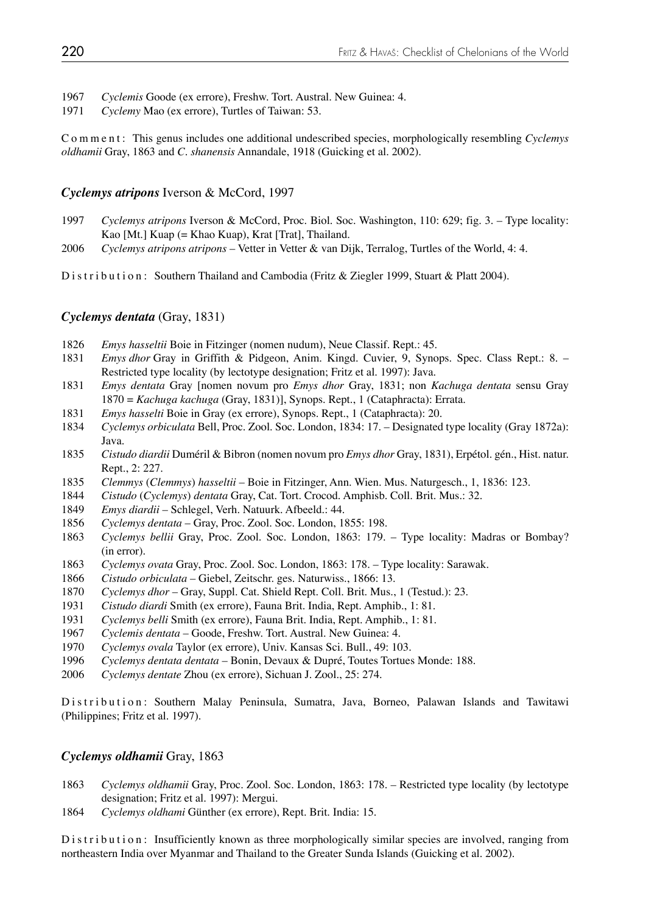1967 *Cyclemis* Goode (ex errore), Freshw. Tort. Austral. New Guinea: 4.
1971 *Cyclemy* Mao (ex errore), Turtles of Taiwan: 53.

Comment: This genus includes one additional undescribed species, morphologically resembling *Cyclemys oldhamii* Gray, 1863 and *C. shanensis* Annandale, 1918 (Guicking et al. 2002).

### *Cyclemys atripons* Iverson & McCord, 1997

1997 *Cyclemys atripons* Iverson & McCord, Proc. Biol. Soc. Washington, 110: 629; fig. 3. – Type locality: Kao [Mt.] Kuap (= Khao Kuap), Krat [Trat], Thailand.
2006 *Cyclemys atripons atripons* – Vetter in Vetter & van Dijk, Terralog, Turtles of the World, 4: 4.

Distribution: Southern Thailand and Cambodia (Fritz & Ziegler 1999, Stuart & Platt 2004).

### *Cyclemys dentata* (Gray, 1831)

1826 *Emys hasseltii* Boie in Fitzinger (nomen nudum), Neue Classif. Rept.: 45.
1831 *Emys dhor* Gray in Griffith & Pidgeon, Anim. Kingd. Cuvier, 9, Synops. Spec. Class Rept.: 8. – Restricted type locality (by lectotype designation; Fritz et al. 1997): Java.
1831 *Emys dentata* Gray [nomen novum pro *Emys dhor* Gray, 1831; non *Kachuga dentata* sensu Gray 1870 = *Kachuga kachuga* (Gray, 1831)], Synops. Rept., 1 (Cataphracta): Errata.
1831 *Emys hasselti* Boie in Gray (ex errore), Synops. Rept., 1 (Cataphracta): 20.
1834 *Cyclemys orbiculata* Bell, Proc. Zool. Soc. London, 1834: 17. – Designated type locality (Gray 1872a): Java.
1835 *Cistudo diardii* Duméril & Bibron (nomen novum pro *Emys dhor* Gray, 1831), Erpétol. gén., Hist. natur. Rept., 2: 227.
1835 *Clemmys* (*Clemmys*) *hasseltii* – Boie in Fitzinger, Ann. Wien. Mus. Naturgesch., 1, 1836: 123.
1844 *Cistudo* (*Cyclemys*) *dentata* Gray, Cat. Tort. Crocod. Amphisb. Coll. Brit. Mus.: 32.
1849 *Emys diardii* – Schlegel, Verh. Natuurk. Afbeeld.: 44.
1856 *Cyclemys dentata* – Gray, Proc. Zool. Soc. London, 1855: 198.
1863 *Cyclemys bellii* Gray, Proc. Zool. Soc. London, 1863: 179. – Type locality: Madras or Bombay? (in error).
1863 *Cyclemys ovata* Gray, Proc. Zool. Soc. London, 1863: 178. – Type locality: Sarawak.
1866 *Cistudo orbiculata* – Giebel, Zeitschr. ges. Naturwiss., 1866: 13.
1870 *Cyclemys dhor* – Gray, Suppl. Cat. Shield Rept. Coll. Brit. Mus., 1 (Testud.): 23.
1931 *Cistudo diardi* Smith (ex errore), Fauna Brit. India, Rept. Amphib., 1: 81.
1931 *Cyclemys belli* Smith (ex errore), Fauna Brit. India, Rept. Amphib., 1: 81.
1967 *Cyclemis dentata* – Goode, Freshw. Tort. Austral. New Guinea: 4.
1970 *Cyclemys ovala* Taylor (ex errore), Univ. Kansas Sci. Bull., 49: 103.
1996 *Cyclemys dentata dentata* – Bonin, Devaux & Dupré, Toutes Tortues Monde: 188.
2006 *Cyclemys dentate* Zhou (ex errore), Sichuan J. Zool., 25: 274.

Distribution: Southern Malay Peninsula, Sumatra, Java, Borneo, Palawan Islands and Tawitawi (Philippines; Fritz et al. 1997).

### *Cyclemys oldhamii* Gray, 1863

1863 *Cyclemys oldhamii* Gray, Proc. Zool. Soc. London, 1863: 178. – Restricted type locality (by lectotype designation; Fritz et al. 1997): Mergui.
1864 *Cyclemys oldhami* Günther (ex errore), Rept. Brit. India: 15.

Distribution: Insufficiently known as three morphologically similar species are involved, ranging from northeastern India over Myanmar and Thailand to the Greater Sunda Islands (Guicking et al. 2002).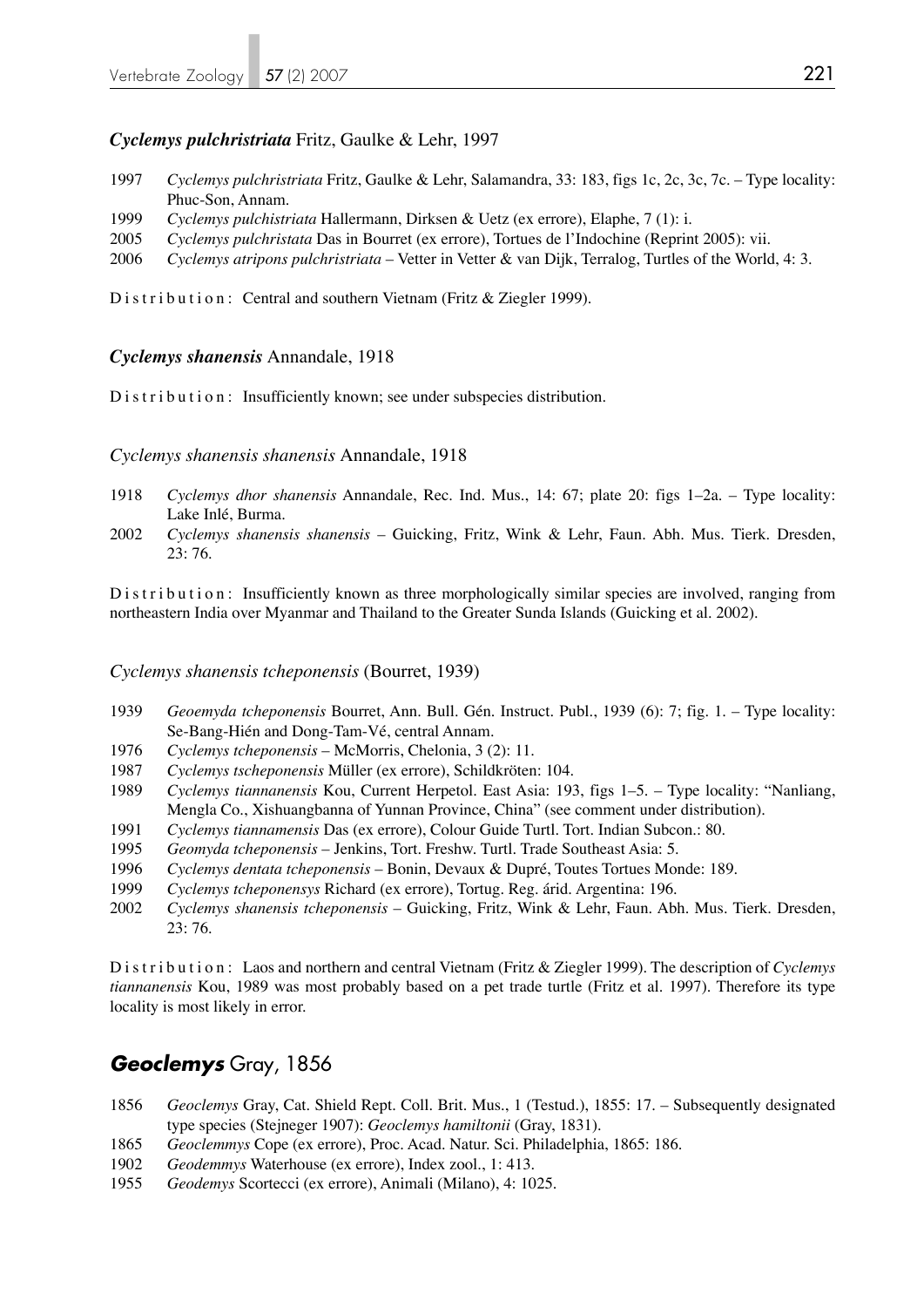### *Cyclemys pulchristriata* Fritz, Gaulke & Lehr, 1997

1997 *Cyclemys pulchristriata* Fritz, Gaulke & Lehr, Salamandra, 33: 183, figs 1c, 2c, 3c, 7c. – Type locality: Phuc-Son, Annam.

1999 *Cyclemys pulchistriata* Hallermann, Dirksen & Uetz (ex errore), Elaphe, 7 (1): i.

2005 *Cyclemys pulchristata* Das in Bourret (ex errore), Tortues de l'Indochine (Reprint 2005): vii.

2006 *Cyclemys atripons pulchristriata* – Vetter in Vetter & van Dijk, Terralog, Turtles of the World, 4: 3.

Distribution: Central and southern Vietnam (Fritz & Ziegler 1999).

### *Cyclemys shanensis* Annandale, 1918

Distribution: Insufficiently known; see under subspecies distribution.

#### *Cyclemys shanensis shanensis* Annandale, 1918

1918 *Cyclemys dhor shanensis* Annandale, Rec. Ind. Mus., 14: 67; plate 20: figs 1–2a. – Type locality: Lake Inlé, Burma.

2002 *Cyclemys shanensis shanensis* – Guicking, Fritz, Wink & Lehr, Faun. Abh. Mus. Tierk. Dresden, 23: 76.

Distribution: Insufficiently known as three morphologically similar species are involved, ranging from northeastern India over Myanmar and Thailand to the Greater Sunda Islands (Guicking et al. 2002).

#### *Cyclemys shanensis tcheponensis* (Bourret, 1939)

1939 *Geoemyda tcheponensis* Bourret, Ann. Bull. Gén. Instruct. Publ., 1939 (6): 7; fig. 1. – Type locality: Se-Bang-Hién and Dong-Tam-Vé, central Annam.

1976 *Cyclemys tcheponensis* – McMorris, Chelonia, 3 (2): 11.

1987 *Cyclemys tscheponensis* Müller (ex errore), Schildkröten: 104.

1989 *Cyclemys tiannanensis* Kou, Current Herpetol. East Asia: 193, figs 1–5. – Type locality: "Nanliang, Mengla Co., Xishuangbanna of Yunnan Province, China" (see comment under distribution).

1991 *Cyclemys tiannamensis* Das (ex errore), Colour Guide Turtl. Tort. Indian Subcon.: 80.

1995 *Geomyda tcheponensis* – Jenkins, Tort. Freshw. Turtl. Trade Southeast Asia: 5.

1996 *Cyclemys dentata tcheponensis* – Bonin, Devaux & Dupré, Toutes Tortues Monde: 189.

1999 *Cyclemys tcheponensys* Richard (ex errore), Tortug. Reg. árid. Argentina: 196.

2002 *Cyclemys shanensis tcheponensis* – Guicking, Fritz, Wink & Lehr, Faun. Abh. Mus. Tierk. Dresden, 23: 76.

Distribution: Laos and northern and central Vietnam (Fritz & Ziegler 1999). The description of *Cyclemys tiannanensis* Kou, 1989 was most probably based on a pet trade turtle (Fritz et al. 1997). Therefore its type locality is most likely in error.

## *Geoclemys* Gray, 1856

1856 *Geoclemys* Gray, Cat. Shield Rept. Coll. Brit. Mus., 1 (Testud.), 1855: 17. – Subsequently designated type species (Stejneger 1907): *Geoclemys hamiltonii* (Gray, 1831).

1865 *Geoclemmys* Cope (ex errore), Proc. Acad. Natur. Sci. Philadelphia, 1865: 186.

1902 *Geodemmys* Waterhouse (ex errore), Index zool., 1: 413.

1955 *Geodemys* Scortecci (ex errore), Animali (Milano), 4: 1025.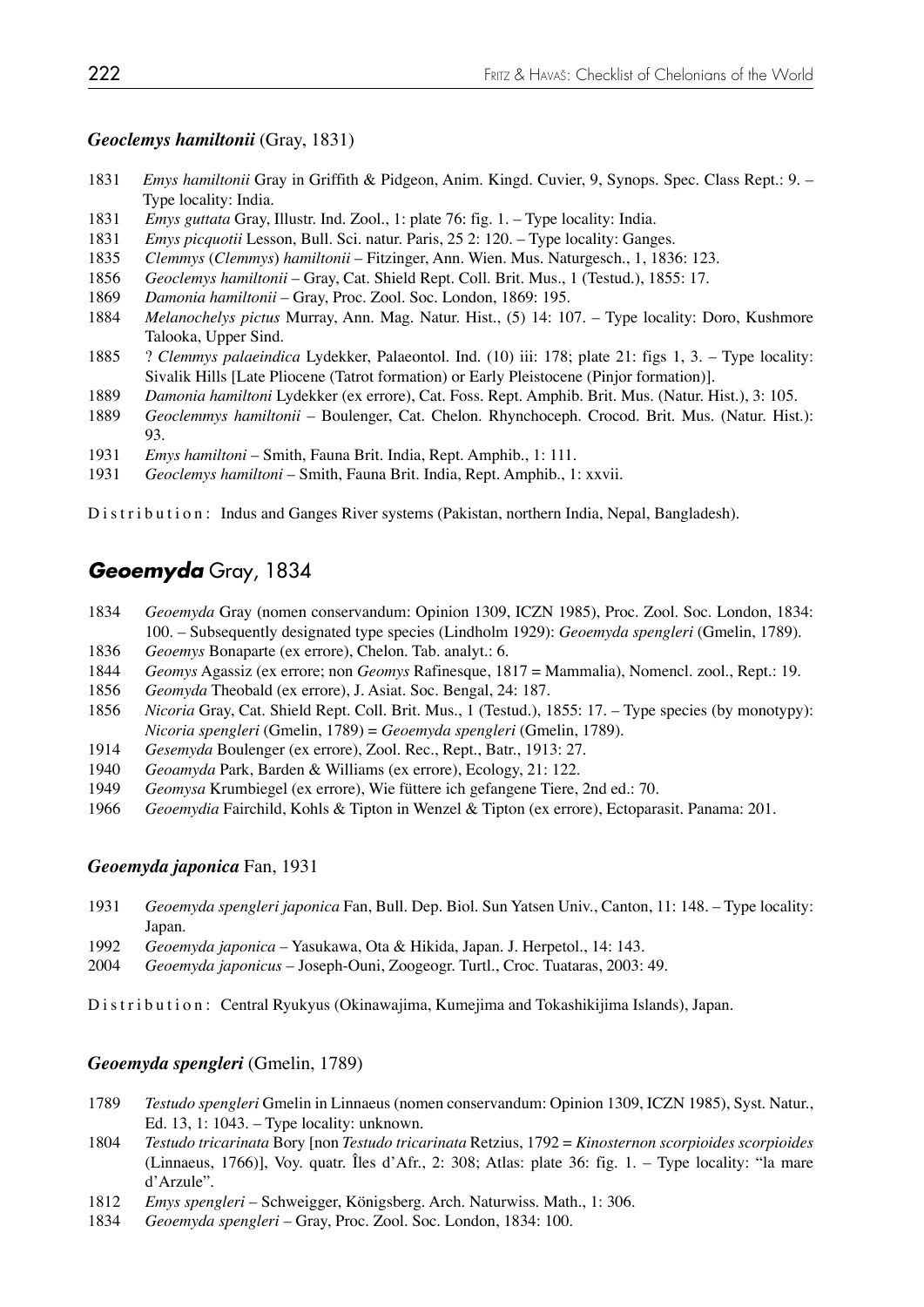### *Geoclemys hamiltonii* (Gray, 1831)

1831 *Emys hamiltonii* Gray in Griffith & Pidgeon, Anim. Kingd. Cuvier, 9, Synops. Spec. Class Rept.: 9. – Type locality: India.
1831 *Emys guttata* Gray, Illustr. Ind. Zool., 1: plate 76: fig. 1. – Type locality: India.
1831 *Emys picquotii* Lesson, Bull. Sci. natur. Paris, 25 2: 120. – Type locality: Ganges.
1835 *Clemmys* (*Clemmys*) *hamiltonii* – Fitzinger, Ann. Wien. Mus. Naturgesch., 1, 1836: 123.
1856 *Geoclemys hamiltonii* – Gray, Cat. Shield Rept. Coll. Brit. Mus., 1 (Testud.), 1855: 17.
1869 *Damonia hamiltonii* – Gray, Proc. Zool. Soc. London, 1869: 195.
1884 *Melanochelys pictus* Murray, Ann. Mag. Natur. Hist., (5) 14: 107. – Type locality: Doro, Kushmore Talooka, Upper Sind.
1885 ? *Clemmys palaeindica* Lydekker, Palaeontol. Ind. (10) iii: 178; plate 21: figs 1, 3. – Type locality: Sivalik Hills [Late Pliocene (Tatrot formation) or Early Pleistocene (Pinjor formation)].
1889 *Damonia hamiltoni* Lydekker (ex errore), Cat. Foss. Rept. Amphib. Brit. Mus. (Natur. Hist.), 3: 105.
1889 *Geoclemmys hamiltonii* – Boulenger, Cat. Chelon. Rhynchoceph. Crocod. Brit. Mus. (Natur. Hist.): 93.
1931 *Emys hamiltoni* – Smith, Fauna Brit. India, Rept. Amphib., 1: 111.
1931 *Geoclemys hamiltoni* – Smith, Fauna Brit. India, Rept. Amphib., 1: xxvii.

Distribution: Indus and Ganges River systems (Pakistan, northern India, Nepal, Bangladesh).

## *Geoemyda* Gray, 1834

1834 *Geoemyda* Gray (nomen conservandum: Opinion 1309, ICZN 1985), Proc. Zool. Soc. London, 1834: 100. – Subsequently designated type species (Lindholm 1929): *Geoemyda spengleri* (Gmelin, 1789).
1836 *Geoemys* Bonaparte (ex errore), Chelon. Tab. analyt.: 6.
1844 *Geomys* Agassiz (ex errore; non *Geomys* Rafinesque, 1817 = Mammalia), Nomencl. zool., Rept.: 19.
1856 *Geomyda* Theobald (ex errore), J. Asiat. Soc. Bengal, 24: 187.
1856 *Nicoria* Gray, Cat. Shield Rept. Coll. Brit. Mus., 1 (Testud.), 1855: 17. – Type species (by monotypy): *Nicoria spengleri* (Gmelin, 1789) = *Geoemyda spengleri* (Gmelin, 1789).
1914 *Gesemyda* Boulenger (ex errore), Zool. Rec., Rept., Batr., 1913: 27.
1940 *Geoamyda* Park, Barden & Williams (ex errore), Ecology, 21: 122.
1949 *Geomysa* Krumbiegel (ex errore), Wie füttere ich gefangene Tiere, 2nd ed.: 70.
1966 *Geoemydia* Fairchild, Kohls & Tipton in Wenzel & Tipton (ex errore), Ectoparasit. Panama: 201.

### *Geoemyda japonica* Fan, 1931

1931 *Geoemyda spengleri japonica* Fan, Bull. Dep. Biol. Sun Yatsen Univ., Canton, 11: 148. – Type locality: Japan.
1992 *Geoemyda japonica* – Yasukawa, Ota & Hikida, Japan. J. Herpetol., 14: 143.
2004 *Geoemyda japonicus* – Joseph-Ouni, Zoogeogr. Turtl., Croc. Tuataras, 2003: 49.

Distribution: Central Ryukyus (Okinawajima, Kumejima and Tokashikijima Islands), Japan.

### *Geoemyda spengleri* (Gmelin, 1789)

1789 *Testudo spengleri* Gmelin in Linnaeus (nomen conservandum: Opinion 1309, ICZN 1985), Syst. Natur., Ed. 13, 1: 1043. – Type locality: unknown.
1804 *Testudo tricarinata* Bory [non *Testudo tricarinata* Retzius, 1792 = *Kinosternon scorpioides scorpioides* (Linnaeus, 1766)], Voy. quatr. Îles d'Afr., 2: 308; Atlas: plate 36: fig. 1. – Type locality: "la mare d'Arzule".
1812 *Emys spengleri* – Schweigger, Königsberg. Arch. Naturwiss. Math., 1: 306.
1834 *Geoemyda spengleri* – Gray, Proc. Zool. Soc. London, 1834: 100.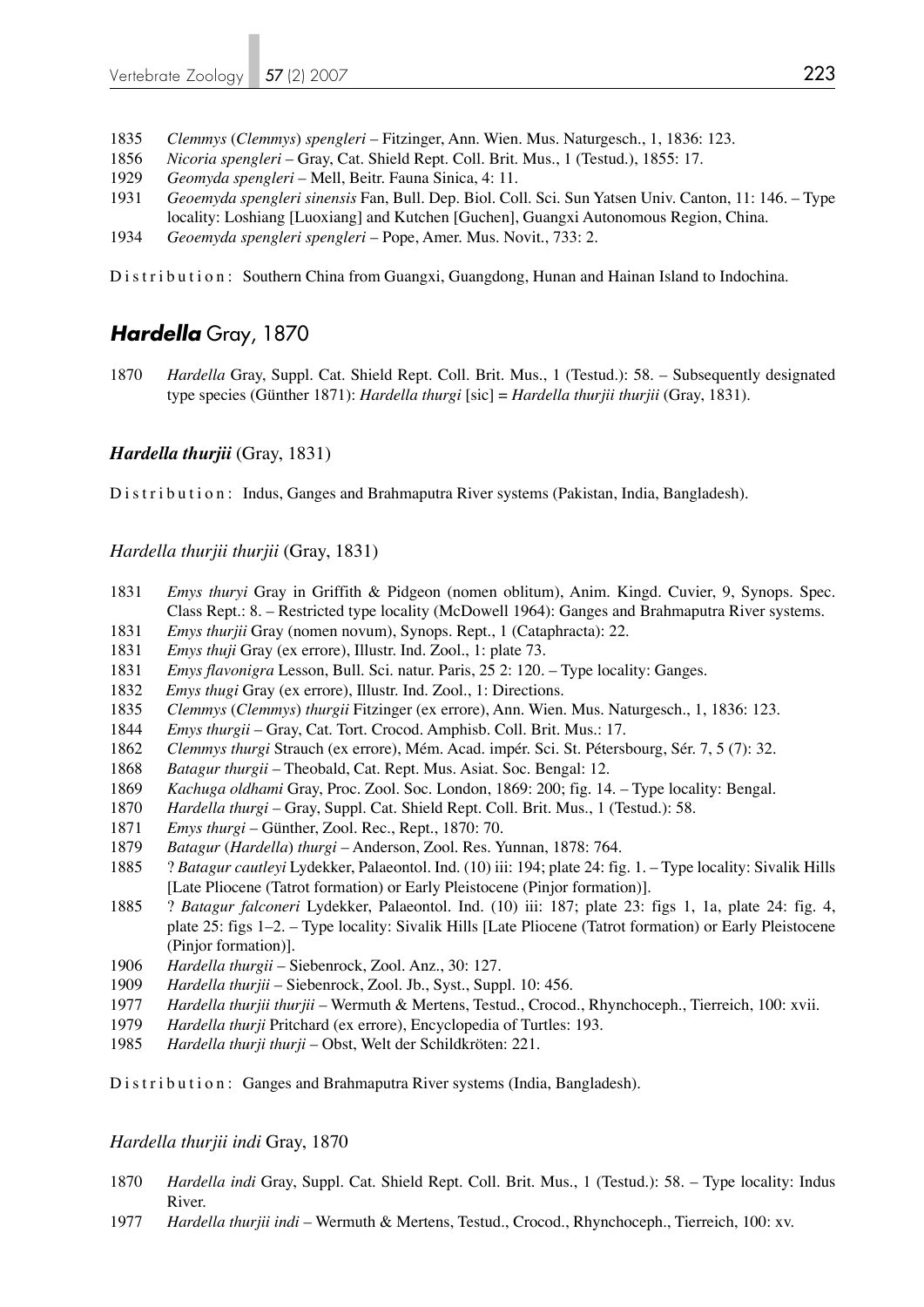1835 *Clemmys* (*Clemmys*) *spengleri* – Fitzinger, Ann. Wien. Mus. Naturgesch., 1, 1836: 123.
1856 *Nicoria spengleri* – Gray, Cat. Shield Rept. Coll. Brit. Mus., 1 (Testud.), 1855: 17.
1929 *Geomyda spengleri* – Mell, Beitr. Fauna Sinica, 4: 11.
1931 *Geoemyda spengleri sinensis* Fan, Bull. Dep. Biol. Coll. Sci. Sun Yatsen Univ. Canton, 11: 146. – Type locality: Loshiang [Luoxiang] and Kutchen [Guchen], Guangxi Autonomous Region, China.
1934 *Geoemyda spengleri spengleri* – Pope, Amer. Mus. Novit., 733: 2.

Distribution: Southern China from Guangxi, Guangdong, Hunan and Hainan Island to Indochina.

## *Hardella* Gray, 1870

1870 *Hardella* Gray, Suppl. Cat. Shield Rept. Coll. Brit. Mus., 1 (Testud.): 58. – Subsequently designated type species (Günther 1871): *Hardella thurgi* [sic] = *Hardella thurjii thurjii* (Gray, 1831).

### *Hardella thurjii* (Gray, 1831)

Distribution: Indus, Ganges and Brahmaputra River systems (Pakistan, India, Bangladesh).

#### *Hardella thurjii thurjii* (Gray, 1831)

1831 *Emys thuryi* Gray in Griffith & Pidgeon (nomen oblitum), Anim. Kingd. Cuvier, 9, Synops. Spec. Class Rept.: 8. – Restricted type locality (McDowell 1964): Ganges and Brahmaputra River systems.
1831 *Emys thurjii* Gray (nomen novum), Synops. Rept., 1 (Cataphracta): 22.
1831 *Emys thuji* Gray (ex errore), Illustr. Ind. Zool., 1: plate 73.
1831 *Emys flavonigra* Lesson, Bull. Sci. natur. Paris, 25 2: 120. – Type locality: Ganges.
1832 *Emys thugi* Gray (ex errore), Illustr. Ind. Zool., 1: Directions.
1835 *Clemmys* (*Clemmys*) *thurgii* Fitzinger (ex errore), Ann. Wien. Mus. Naturgesch., 1, 1836: 123.
1844 *Emys thurgii* – Gray, Cat. Tort. Crocod. Amphisb. Coll. Brit. Mus.: 17.
1862 *Clemmys thurgi* Strauch (ex errore), Mém. Acad. impér. Sci. St. Pétersbourg, Sér. 7, 5 (7): 32.
1868 *Batagur thurgii* – Theobald, Cat. Rept. Mus. Asiat. Soc. Bengal: 12.
1869 *Kachuga oldhami* Gray, Proc. Zool. Soc. London, 1869: 200; fig. 14. – Type locality: Bengal.
1870 *Hardella thurgi* – Gray, Suppl. Cat. Shield Rept. Coll. Brit. Mus., 1 (Testud.): 58.
1871 *Emys thurgi* – Günther, Zool. Rec., Rept., 1870: 70.
1879 *Batagur* (*Hardella*) *thurgi* – Anderson, Zool. Res. Yunnan, 1878: 764.
1885 ? *Batagur cautleyi* Lydekker, Palaeontol. Ind. (10) iii: 194; plate 24: fig. 1. – Type locality: Sivalik Hills [Late Pliocene (Tatrot formation) or Early Pleistocene (Pinjor formation)].
1885 ? *Batagur falconeri* Lydekker, Palaeontol. Ind. (10) iii: 187; plate 23: figs 1, 1a, plate 24: fig. 4, plate 25: figs 1–2. – Type locality: Sivalik Hills [Late Pliocene (Tatrot formation) or Early Pleistocene (Pinjor formation)].
1906 *Hardella thurgii* – Siebenrock, Zool. Anz., 30: 127.
1909 *Hardella thurjii* – Siebenrock, Zool. Jb., Syst., Suppl. 10: 456.
1977 *Hardella thurjii thurjii* – Wermuth & Mertens, Testud., Crocod., Rhynchoceph., Tierreich, 100: xvii.
1979 *Hardella thurji* Pritchard (ex errore), Encyclopedia of Turtles: 193.
1985 *Hardella thurji thurji* – Obst, Welt der Schildkröten: 221.

Distribution: Ganges and Brahmaputra River systems (India, Bangladesh).

#### *Hardella thurjii indi* Gray, 1870

1870 *Hardella indi* Gray, Suppl. Cat. Shield Rept. Coll. Brit. Mus., 1 (Testud.): 58. – Type locality: Indus River.
1977 *Hardella thurjii indi* – Wermuth & Mertens, Testud., Crocod., Rhynchoceph., Tierreich, 100: xv.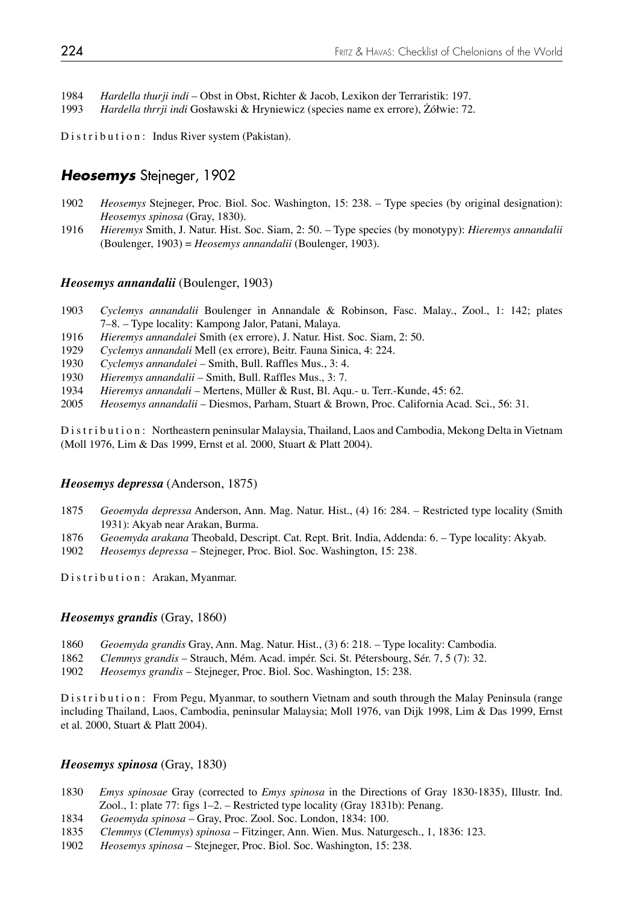1984 *Hardella thurji indi* – Obst in Obst, Richter & Jacob, Lexikon der Terraristik: 197.
1993 *Hardella thrrji indi* Gosławski & Hryniewicz (species name ex errore), Żółwie: 72.

Distribution: Indus River system (Pakistan).

## *Heosemys* Stejneger, 1902

1902 *Heosemys* Stejneger, Proc. Biol. Soc. Washington, 15: 238. – Type species (by original designation): *Heosemys spinosa* (Gray, 1830).
1916 *Hieremys* Smith, J. Natur. Hist. Soc. Siam, 2: 50. – Type species (by monotypy): *Hieremys annandalii* (Boulenger, 1903) = *Heosemys annandalii* (Boulenger, 1903).

### *Heosemys annandalii* (Boulenger, 1903)

1903 *Cyclemys annandalii* Boulenger in Annandale & Robinson, Fasc. Malay., Zool., 1: 142; plates 7–8. – Type locality: Kampong Jalor, Patani, Malaya.
1916 *Hieremys annandalei* Smith (ex errore), J. Natur. Hist. Soc. Siam, 2: 50.
1929 *Cyclemys annandali* Mell (ex errore), Beitr. Fauna Sinica, 4: 224.
1930 *Cyclemys annandalei* – Smith, Bull. Raffles Mus., 3: 4.
1930 *Hieremys annandalii* – Smith, Bull. Raffles Mus., 3: 7.
1934 *Hieremys annandali* – Mertens, Müller & Rust, Bl. Aqu.- u. Terr.-Kunde, 45: 62.
2005 *Heosemys annandalii* – Diesmos, Parham, Stuart & Brown, Proc. California Acad. Sci., 56: 31.

Distribution: Northeastern peninsular Malaysia, Thailand, Laos and Cambodia, Mekong Delta in Vietnam (Moll 1976, Lim & Das 1999, Ernst et al. 2000, Stuart & Platt 2004).

### *Heosemys depressa* (Anderson, 1875)

1875 *Geoemyda depressa* Anderson, Ann. Mag. Natur. Hist., (4) 16: 284. – Restricted type locality (Smith 1931): Akyab near Arakan, Burma.
1876 *Geoemyda arakana* Theobald, Descript. Cat. Rept. Brit. India, Addenda: 6. – Type locality: Akyab.
1902 *Heosemys depressa* – Stejneger, Proc. Biol. Soc. Washington, 15: 238.

Distribution: Arakan, Myanmar.

### *Heosemys grandis* (Gray, 1860)

1860 *Geoemyda grandis* Gray, Ann. Mag. Natur. Hist., (3) 6: 218. – Type locality: Cambodia.
1862 *Clemmys grandis* – Strauch, Mém. Acad. impér. Sci. St. Pétersbourg, Sér. 7, 5 (7): 32.
1902 *Heosemys grandis* – Stejneger, Proc. Biol. Soc. Washington, 15: 238.

Distribution: From Pegu, Myanmar, to southern Vietnam and south through the Malay Peninsula (range including Thailand, Laos, Cambodia, peninsular Malaysia; Moll 1976, van Dijk 1998, Lim & Das 1999, Ernst et al. 2000, Stuart & Platt 2004).

### *Heosemys spinosa* (Gray, 1830)

1830 *Emys spinosae* Gray (corrected to *Emys spinosa* in the Directions of Gray 1830-1835), Illustr. Ind. Zool., 1: plate 77: figs 1–2. – Restricted type locality (Gray 1831b): Penang.
1834 *Geoemyda spinosa* – Gray, Proc. Zool. Soc. London, 1834: 100.
1835 *Clemmys* (*Clemmys*) *spinosa* – Fitzinger, Ann. Wien. Mus. Naturgesch., 1, 1836: 123.
1902 *Heosemys spinosa* – Stejneger, Proc. Biol. Soc. Washington, 15: 238.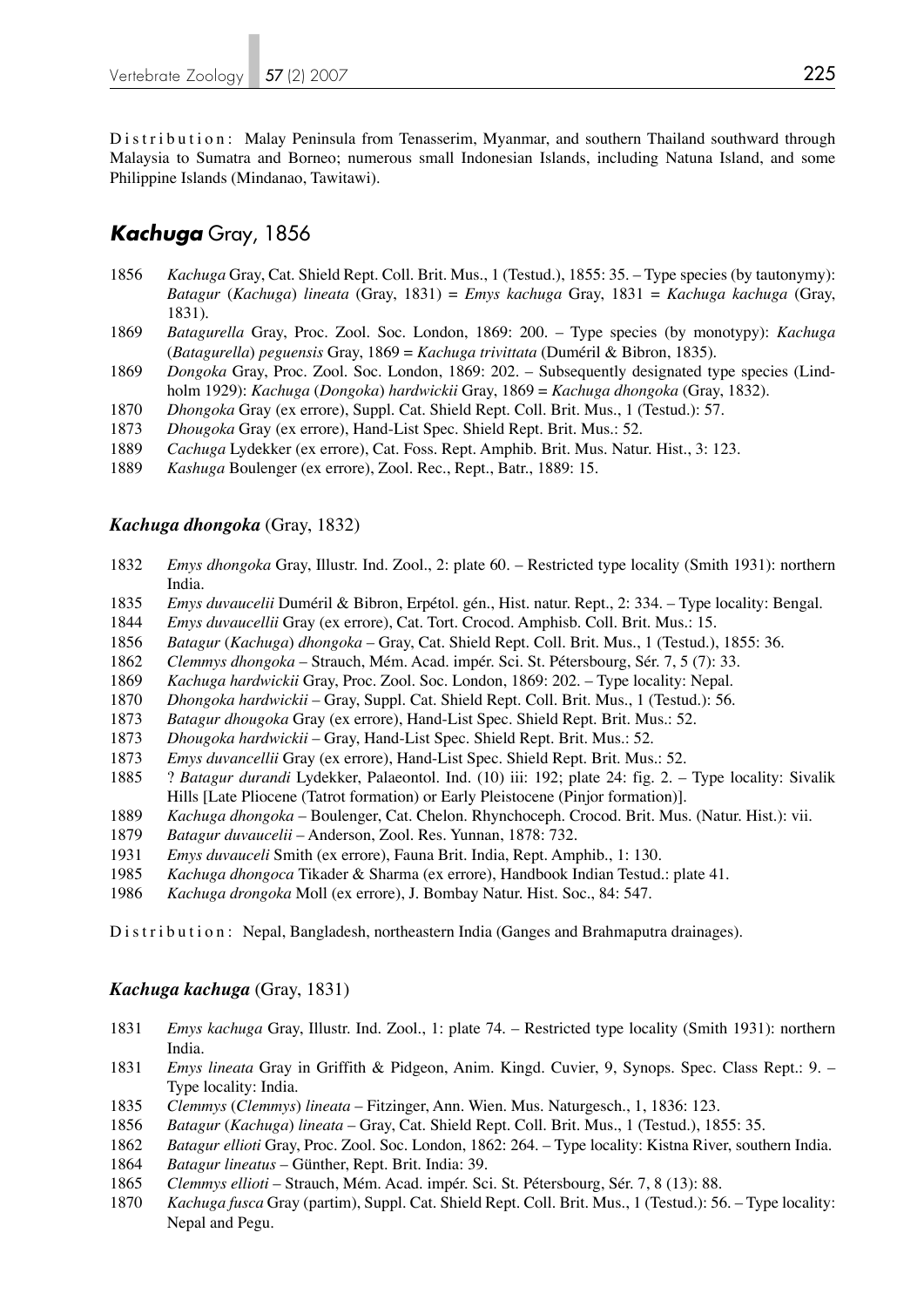Distribution: Malay Peninsula from Tenasserim, Myanmar, and southern Thailand southward through Malaysia to Sumatra and Borneo; numerous small Indonesian Islands, including Natuna Island, and some Philippine Islands (Mindanao, Tawitawi).

## *Kachuga* Gray, 1856

- 1856 *Kachuga* Gray, Cat. Shield Rept. Coll. Brit. Mus., 1 (Testud.), 1855: 35. – Type species (by tautonymy): *Batagur* (*Kachuga*) *lineata* (Gray, 1831) = *Emys kachuga* Gray, 1831 = *Kachuga kachuga* (Gray, 1831).
- 1869 *Batagurella* Gray, Proc. Zool. Soc. London, 1869: 200. – Type species (by monotypy): *Kachuga* (*Batagurella*) *peguensis* Gray, 1869 = *Kachuga trivittata* (Duméril & Bibron, 1835).
- 1869 *Dongoka* Gray, Proc. Zool. Soc. London, 1869: 202. – Subsequently designated type species (Lindholm 1929): *Kachuga* (*Dongoka*) *hardwickii* Gray, 1869 = *Kachuga dhongoka* (Gray, 1832).
- 1870 *Dhongoka* Gray (ex errore), Suppl. Cat. Shield Rept. Coll. Brit. Mus., 1 (Testud.): 57.
- 1873 *Dhougoka* Gray (ex errore), Hand-List Spec. Shield Rept. Brit. Mus.: 52.
- 1889 *Cachuga* Lydekker (ex errore), Cat. Foss. Rept. Amphib. Brit. Mus. Natur. Hist., 3: 123.
- 1889 *Kashuga* Boulenger (ex errore), Zool. Rec., Rept., Batr., 1889: 15.

### *Kachuga dhongoka* (Gray, 1832)

- 1832 *Emys dhongoka* Gray, Illustr. Ind. Zool., 2: plate 60. – Restricted type locality (Smith 1931): northern India.
- 1835 *Emys duvaucelii* Duméril & Bibron, Erpétol. gén., Hist. natur. Rept., 2: 334. – Type locality: Bengal.
- 1844 *Emys duvaucellii* Gray (ex errore), Cat. Tort. Crocod. Amphisb. Coll. Brit. Mus.: 15.
- 1856 *Batagur* (*Kachuga*) *dhongoka* – Gray, Cat. Shield Rept. Coll. Brit. Mus., 1 (Testud.), 1855: 36.
- 1862 *Clemmys dhongoka* – Strauch, Mém. Acad. impér. Sci. St. Pétersbourg, Sér. 7, 5 (7): 33.
- 1869 *Kachuga hardwickii* Gray, Proc. Zool. Soc. London, 1869: 202. – Type locality: Nepal.
- 1870 *Dhongoka hardwickii* – Gray, Suppl. Cat. Shield Rept. Coll. Brit. Mus., 1 (Testud.): 56.
- 1873 *Batagur dhougoka* Gray (ex errore), Hand-List Spec. Shield Rept. Brit. Mus.: 52.
- 1873 *Dhougoka hardwickii* – Gray, Hand-List Spec. Shield Rept. Brit. Mus.: 52.
- 1873 *Emys duvancellii* Gray (ex errore), Hand-List Spec. Shield Rept. Brit. Mus.: 52.
- 1885 ? *Batagur durandi* Lydekker, Palaeontol. Ind. (10) iii: 192; plate 24: fig. 2. – Type locality: Sivalik Hills [Late Pliocene (Tatrot formation) or Early Pleistocene (Pinjor formation)].
- 1889 *Kachuga dhongoka* – Boulenger, Cat. Chelon. Rhynchoceph. Crocod. Brit. Mus. (Natur. Hist.): vii.
- 1879 *Batagur duvaucelii* – Anderson, Zool. Res. Yunnan, 1878: 732.
- 1931 *Emys duvauceli* Smith (ex errore), Fauna Brit. India, Rept. Amphib., 1: 130.
- 1985 *Kachuga dhongoca* Tikader & Sharma (ex errore), Handbook Indian Testud.: plate 41.
- 1986 *Kachuga drongoka* Moll (ex errore), J. Bombay Natur. Hist. Soc., 84: 547.

Distribution: Nepal, Bangladesh, northeastern India (Ganges and Brahmaputra drainages).

### *Kachuga kachuga* (Gray, 1831)

- 1831 *Emys kachuga* Gray, Illustr. Ind. Zool., 1: plate 74. – Restricted type locality (Smith 1931): northern India.
- 1831 *Emys lineata* Gray in Griffith & Pidgeon, Anim. Kingd. Cuvier, 9, Synops. Spec. Class Rept.: 9. – Type locality: India.
- 1835 *Clemmys* (*Clemmys*) *lineata* – Fitzinger, Ann. Wien. Mus. Naturgesch., 1, 1836: 123.
- 1856 *Batagur* (*Kachuga*) *lineata* – Gray, Cat. Shield Rept. Coll. Brit. Mus., 1 (Testud.), 1855: 35.
- 1862 *Batagur ellioti* Gray, Proc. Zool. Soc. London, 1862: 264. – Type locality: Kistna River, southern India.
- 1864 *Batagur lineatus* – Günther, Rept. Brit. India: 39.
- 1865 *Clemmys ellioti* – Strauch, Mém. Acad. impér. Sci. St. Pétersbourg, Sér. 7, 8 (13): 88.
- 1870 *Kachuga fusca* Gray (partim), Suppl. Cat. Shield Rept. Coll. Brit. Mus., 1 (Testud.): 56. – Type locality: Nepal and Pegu.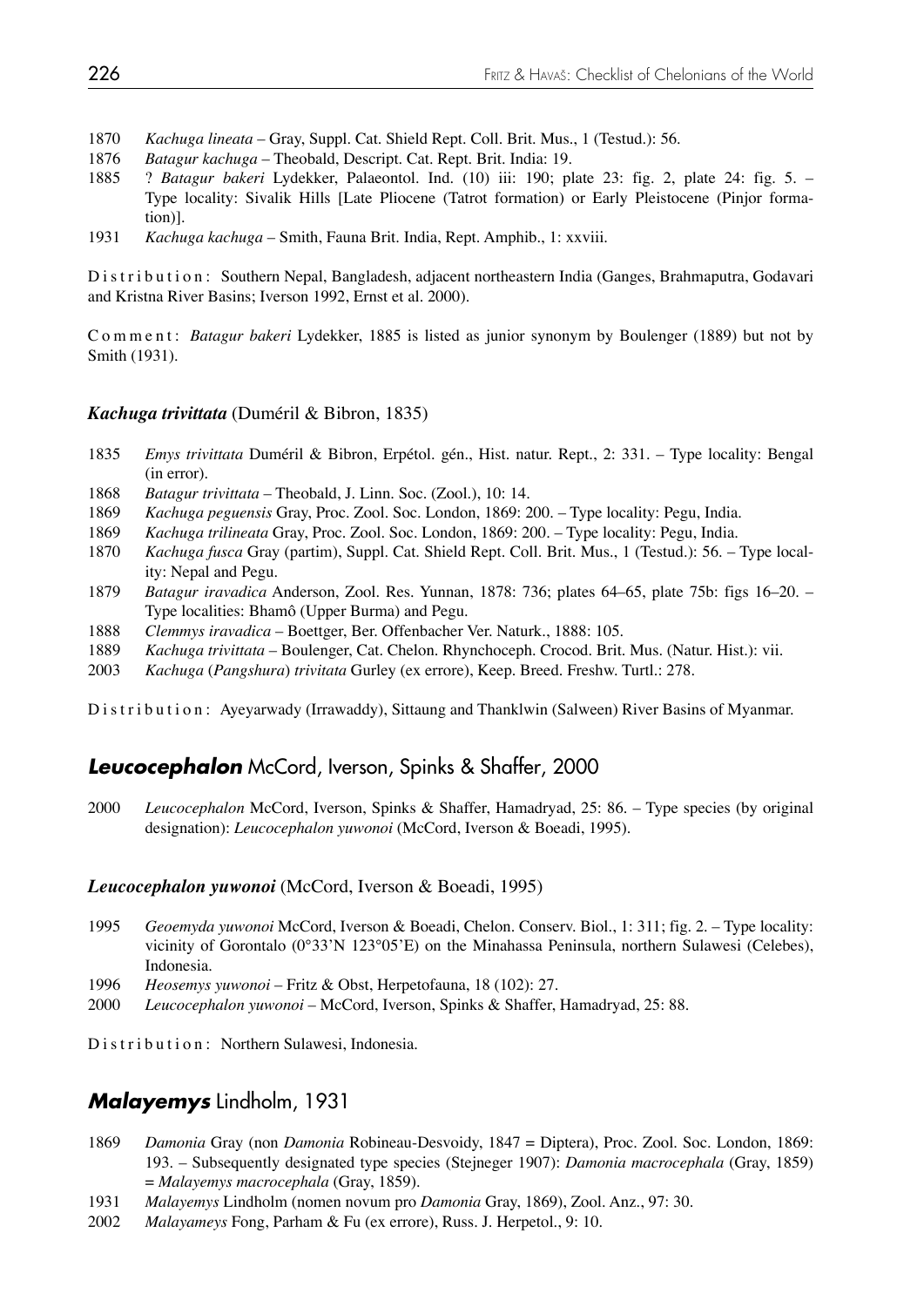1870 *Kachuga lineata* – Gray, Suppl. Cat. Shield Rept. Coll. Brit. Mus., 1 (Testud.): 56.

1876 *Batagur kachuga* – Theobald, Descript. Cat. Rept. Brit. India: 19.

1885 ? *Batagur bakeri* Lydekker, Palaeontol. Ind. (10) iii: 190; plate 23: fig. 2, plate 24: fig. 5. – Type locality: Sivalik Hills [Late Pliocene (Tatrot formation) or Early Pleistocene (Pinjor formation)].

1931 *Kachuga kachuga* – Smith, Fauna Brit. India, Rept. Amphib., 1: xxviii.

Distribution: Southern Nepal, Bangladesh, adjacent northeastern India (Ganges, Brahmaputra, Godavari and Kristna River Basins; Iverson 1992, Ernst et al. 2000).

Comment: *Batagur bakeri* Lydekker, 1885 is listed as junior synonym by Boulenger (1889) but not by Smith (1931).

#### *Kachuga trivittata* (Duméril & Bibron, 1835)

1835 *Emys trivittata* Duméril & Bibron, Erpétol. gén., Hist. natur. Rept., 2: 331. – Type locality: Bengal (in error).

1868 *Batagur trivittata* – Theobald, J. Linn. Soc. (Zool.), 10: 14.

1869 *Kachuga peguensis* Gray, Proc. Zool. Soc. London, 1869: 200. – Type locality: Pegu, India.

1869 *Kachuga trilineata* Gray, Proc. Zool. Soc. London, 1869: 200. – Type locality: Pegu, India.

1870 *Kachuga fusca* Gray (partim), Suppl. Cat. Shield Rept. Coll. Brit. Mus., 1 (Testud.): 56. – Type locality: Nepal and Pegu.

1879 *Batagur iravadica* Anderson, Zool. Res. Yunnan, 1878: 736; plates 64–65, plate 75b: figs 16–20. – Type localities: Bhamô (Upper Burma) and Pegu.

1888 *Clemmys iravadica* – Boettger, Ber. Offenbacher Ver. Naturk., 1888: 105.

1889 *Kachuga trivittata* – Boulenger, Cat. Chelon. Rhynchoceph. Crocod. Brit. Mus. (Natur. Hist.): vii.

2003 *Kachuga* (*Pangshura*) *trivitata* Gurley (ex errore), Keep. Breed. Freshw. Turtl.: 278.

Distribution: Ayeyarwady (Irrawaddy), Sittaung and Thanklwin (Salween) River Basins of Myanmar.

### ***Leucocephalon*** McCord, Iverson, Spinks & Shaffer, 2000

2000 *Leucocephalon* McCord, Iverson, Spinks & Shaffer, Hamadryad, 25: 86. – Type species (by original designation): *Leucocephalon yuwonoi* (McCord, Iverson & Boeadi, 1995).

#### *Leucocephalon yuwonoi* (McCord, Iverson & Boeadi, 1995)

1995 *Geoemyda yuwonoi* McCord, Iverson & Boeadi, Chelon. Conserv. Biol., 1: 311; fig. 2. – Type locality: vicinity of Gorontalo (0°33'N 123°05'E) on the Minahassa Peninsula, northern Sulawesi (Celebes), Indonesia.

1996 *Heosemys yuwonoi* – Fritz & Obst, Herpetofauna, 18 (102): 27.

2000 *Leucocephalon yuwonoi* – McCord, Iverson, Spinks & Shaffer, Hamadryad, 25: 88.

Distribution: Northern Sulawesi, Indonesia.

### ***Malayemys*** Lindholm, 1931

1869 *Damonia* Gray (non *Damonia* Robineau-Desvoidy, 1847 = Diptera), Proc. Zool. Soc. London, 1869: 193. – Subsequently designated type species (Stejneger 1907): *Damonia macrocephala* (Gray, 1859) = *Malayemys macrocephala* (Gray, 1859).

1931 *Malayemys* Lindholm (nomen novum pro *Damonia* Gray, 1869), Zool. Anz., 97: 30.

2002 *Malayameys* Fong, Parham & Fu (ex errore), Russ. J. Herpetol., 9: 10.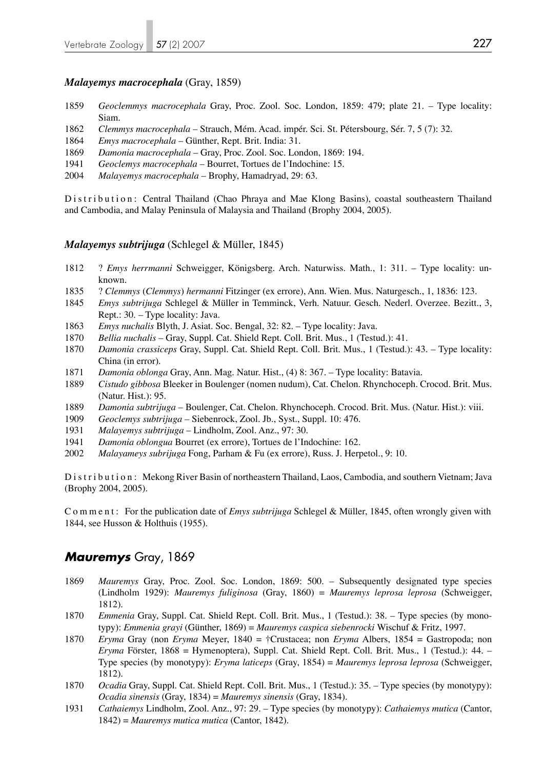### *Malayemys macrocephala* (Gray, 1859)

1859 *Geoclemmys macrocephala* Gray, Proc. Zool. Soc. London, 1859: 479; plate 21. – Type locality: Siam.

1862 *Clemmys macrocephala* – Strauch, Mém. Acad. impér. Sci. St. Pétersbourg, Sér. 7, 5 (7): 32.

1864 *Emys macrocephala* – Günther, Rept. Brit. India: 31.

1869 *Damonia macrocephala* – Gray, Proc. Zool. Soc. London, 1869: 194.

1941 *Geoclemys macrocephala* – Bourret, Tortues de l'Indochine: 15.

2004 *Malayemys macrocephala* – Brophy, Hamadryad, 29: 63.

Distribution: Central Thailand (Chao Phraya and Mae Klong Basins), coastal southeastern Thailand and Cambodia, and Malay Peninsula of Malaysia and Thailand (Brophy 2004, 2005).

### *Malayemys subtrijuga* (Schlegel & Müller, 1845)

1812 ? *Emys herrmanni* Schweigger, Königsberg. Arch. Naturwiss. Math., 1: 311. – Type locality: unknown.

1835 ? *Clemmys* (*Clemmys*) *hermanni* Fitzinger (ex errore), Ann. Wien. Mus. Naturgesch., 1, 1836: 123.

1845 *Emys subtrijuga* Schlegel & Müller in Temminck, Verh. Natuur. Gesch. Nederl. Overzee. Bezitt., 3, Rept.: 30. – Type locality: Java.

1863 *Emys nuchalis* Blyth, J. Asiat. Soc. Bengal, 32: 82. – Type locality: Java.

1870 *Bellia nuchalis* – Gray, Suppl. Cat. Shield Rept. Coll. Brit. Mus., 1 (Testud.): 41.

1870 *Damonia crassiceps* Gray, Suppl. Cat. Shield Rept. Coll. Brit. Mus., 1 (Testud.): 43. – Type locality: China (in error).

1871 *Damonia oblonga* Gray, Ann. Mag. Natur. Hist., (4) 8: 367. – Type locality: Batavia.

1889 *Cistudo gibbosa* Bleeker in Boulenger (nomen nudum), Cat. Chelon. Rhynchoceph. Crocod. Brit. Mus. (Natur. Hist.): 95.

1889 *Damonia subtrijuga* – Boulenger, Cat. Chelon. Rhynchoceph. Crocod. Brit. Mus. (Natur. Hist.): viii.

1909 *Geoclemys subtrijuga* – Siebenrock, Zool. Jb., Syst., Suppl. 10: 476.

1931 *Malayemys subtrijuga* – Lindholm, Zool. Anz., 97: 30.

1941 *Damonia oblongua* Bourret (ex errore), Tortues de l'Indochine: 162.

2002 *Malayameys subrijuga* Fong, Parham & Fu (ex errore), Russ. J. Herpetol., 9: 10.

Distribution: Mekong River Basin of northeastern Thailand, Laos, Cambodia, and southern Vietnam; Java (Brophy 2004, 2005).

Comment: For the publication date of *Emys subtrijuga* Schlegel & Müller, 1845, often wrongly given with 1844, see Husson & Holthuis (1955).

## *Mauremys* Gray, 1869

1869 *Mauremys* Gray, Proc. Zool. Soc. London, 1869: 500. – Subsequently designated type species (Lindholm 1929): *Mauremys fuliginosa* (Gray, 1860) = *Mauremys leprosa leprosa* (Schweigger, 1812).

1870 *Emmenia* Gray, Suppl. Cat. Shield Rept. Coll. Brit. Mus., 1 (Testud.): 38. – Type species (by monotypy): *Emmenia grayi* (Günther, 1869) = *Mauremys caspica siebenrocki* Wischuf & Fritz, 1997.

1870 *Eryma* Gray (non *Eryma* Meyer, 1840 = †Crustacea; non *Eryma* Albers, 1854 = Gastropoda; non *Eryma* Förster, 1868 = Hymenoptera), Suppl. Cat. Shield Rept. Coll. Brit. Mus., 1 (Testud.): 44. – Type species (by monotypy): *Eryma laticeps* (Gray, 1854) = *Mauremys leprosa leprosa* (Schweigger, 1812).

1870 *Ocadia* Gray, Suppl. Cat. Shield Rept. Coll. Brit. Mus., 1 (Testud.): 35. – Type species (by monotypy): *Ocadia sinensis* (Gray, 1834) = *Mauremys sinensis* (Gray, 1834).

1931 *Cathaiemys* Lindholm, Zool. Anz., 97: 29. – Type species (by monotypy): *Cathaiemys mutica* (Cantor, 1842) = *Mauremys mutica mutica* (Cantor, 1842).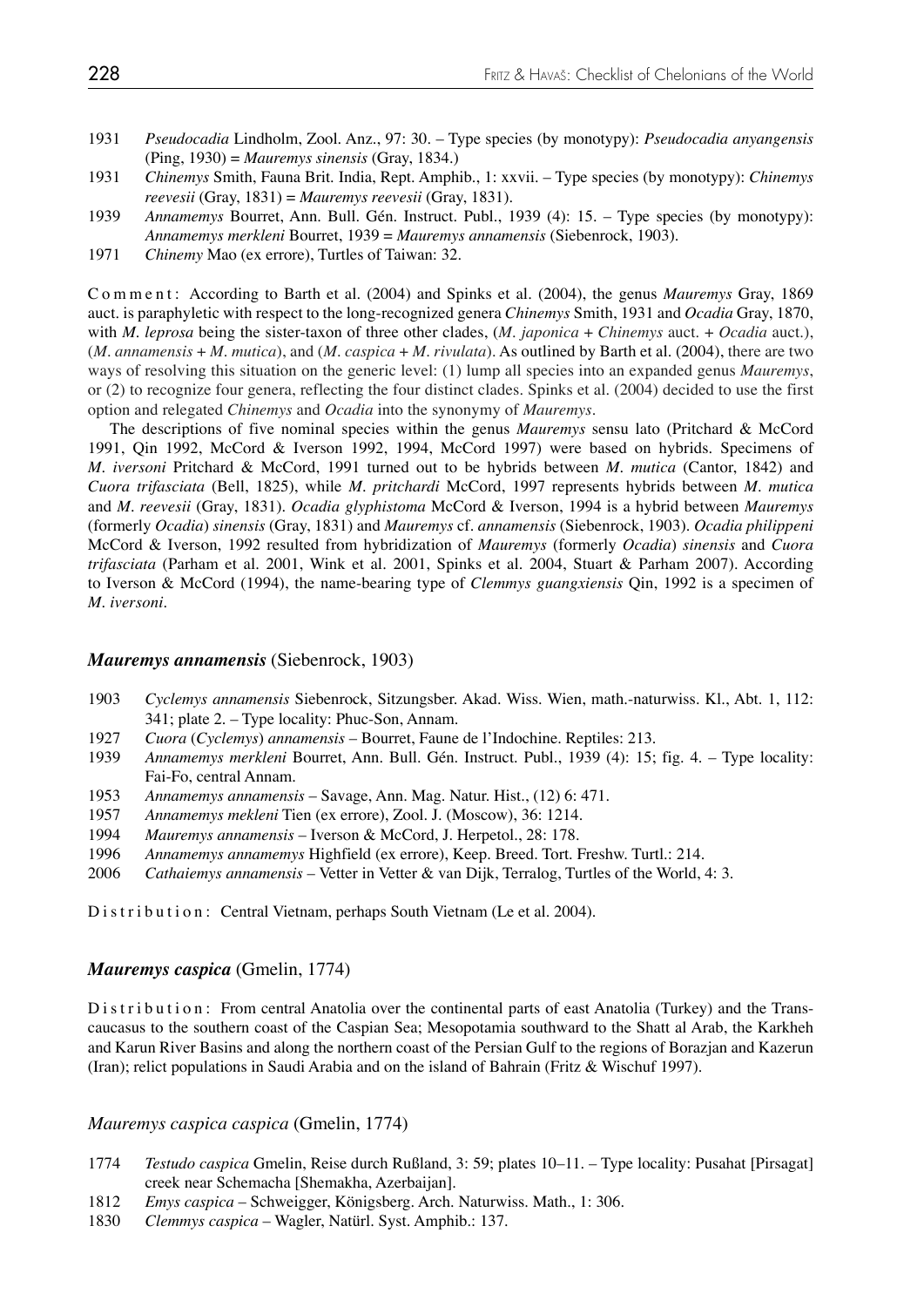1931 *Pseudocadia* Lindholm, Zool. Anz., 97: 30. – Type species (by monotypy): *Pseudocadia anyangensis* (Ping, 1930) = *Mauremys sinensis* (Gray, 1834.)

1931 *Chinemys* Smith, Fauna Brit. India, Rept. Amphib., 1: xxvii. – Type species (by monotypy): *Chinemys reevesii* (Gray, 1831) = *Mauremys reevesii* (Gray, 1831).

1939 *Annamemys* Bourret, Ann. Bull. Gén. Instruct. Publ., 1939 (4): 15. – Type species (by monotypy): *Annamemys merkleni* Bourret, 1939 = *Mauremys annamensis* (Siebenrock, 1903).

1971 *Chinemy* Mao (ex errore), Turtles of Taiwan: 32.

Comment: According to Barth et al. (2004) and Spinks et al. (2004), the genus *Mauremys* Gray, 1869 auct. is paraphyletic with respect to the long-recognized genera *Chinemys* Smith, 1931 and *Ocadia* Gray, 1870, with *M. leprosa* being the sister-taxon of three other clades, (*M. japonica* + *Chinemys* auct. + *Ocadia* auct.), (*M. annamensis* + *M. mutica*), and (*M. caspica* + *M. rivulata*). As outlined by Barth et al. (2004), there are two ways of resolving this situation on the generic level: (1) lump all species into an expanded genus *Mauremys*, or (2) to recognize four genera, reflecting the four distinct clades. Spinks et al. (2004) decided to use the first option and relegated *Chinemys* and *Ocadia* into the synonymy of *Mauremys*.

The descriptions of five nominal species within the genus *Mauremys* sensu lato (Pritchard & McCord 1991, Qin 1992, McCord & Iverson 1992, 1994, McCord 1997) were based on hybrids. Specimens of *M. iversoni* Pritchard & McCord, 1991 turned out to be hybrids between *M. mutica* (Cantor, 1842) and *Cuora trifasciata* (Bell, 1825), while *M. pritchardi* McCord, 1997 represents hybrids between *M. mutica* and *M. reevesii* (Gray, 1831). *Ocadia glyphistoma* McCord & Iverson, 1994 is a hybrid between *Mauremys* (formerly *Ocadia*) *sinensis* (Gray, 1831) and *Mauremys* cf. *annamensis* (Siebenrock, 1903). *Ocadia philippeni* McCord & Iverson, 1992 resulted from hybridization of *Mauremys* (formerly *Ocadia*) *sinensis* and *Cuora trifasciata* (Parham et al. 2001, Wink et al. 2001, Spinks et al. 2004, Stuart & Parham 2007). According to Iverson & McCord (1994), the name-bearing type of *Clemmys guangxiensis* Qin, 1992 is a specimen of *M. iversoni*.

### *Mauremys annamensis* (Siebenrock, 1903)

1903 *Cyclemys annamensis* Siebenrock, Sitzungsber. Akad. Wiss. Wien, math.-naturwiss. Kl., Abt. 1, 112: 341; plate 2. – Type locality: Phuc-Son, Annam.

1927 *Cuora* (*Cyclemys*) *annamensis* – Bourret, Faune de l'Indochine. Reptiles: 213.

1939 *Annamemys merkleni* Bourret, Ann. Bull. Gén. Instruct. Publ., 1939 (4): 15; fig. 4. – Type locality: Fai-Fo, central Annam.

1953 *Annamemys annamensis* – Savage, Ann. Mag. Natur. Hist., (12) 6: 471.

1957 *Annamemys mekleni* Tien (ex errore), Zool. J. (Moscow), 36: 1214.

1994 *Mauremys annamensis* – Iverson & McCord, J. Herpetol., 28: 178.

1996 *Annamemys annamemys* Highfield (ex errore), Keep. Breed. Tort. Freshw. Turtl.: 214.

2006 *Cathaiemys annamensis* – Vetter in Vetter & van Dijk, Terralog, Turtles of the World, 4: 3.

Distribution: Central Vietnam, perhaps South Vietnam (Le et al. 2004).

### *Mauremys caspica* (Gmelin, 1774)

Distribution: From central Anatolia over the continental parts of east Anatolia (Turkey) and the Transcaucasus to the southern coast of the Caspian Sea; Mesopotamia southward to the Shatt al Arab, the Karkheh and Karun River Basins and along the northern coast of the Persian Gulf to the regions of Borazjan and Kazerun (Iran); relict populations in Saudi Arabia and on the island of Bahrain (Fritz & Wischuf 1997).

#### *Mauremys caspica caspica* (Gmelin, 1774)

1774 *Testudo caspica* Gmelin, Reise durch Rußland, 3: 59; plates 10–11. – Type locality: Pusahat [Pirsagat] creek near Schemacha [Shemakha, Azerbaijan].

1812 *Emys caspica* – Schweigger, Königsberg. Arch. Naturwiss. Math., 1: 306.

1830 *Clemmys caspica* – Wagler, Natürl. Syst. Amphib.: 137.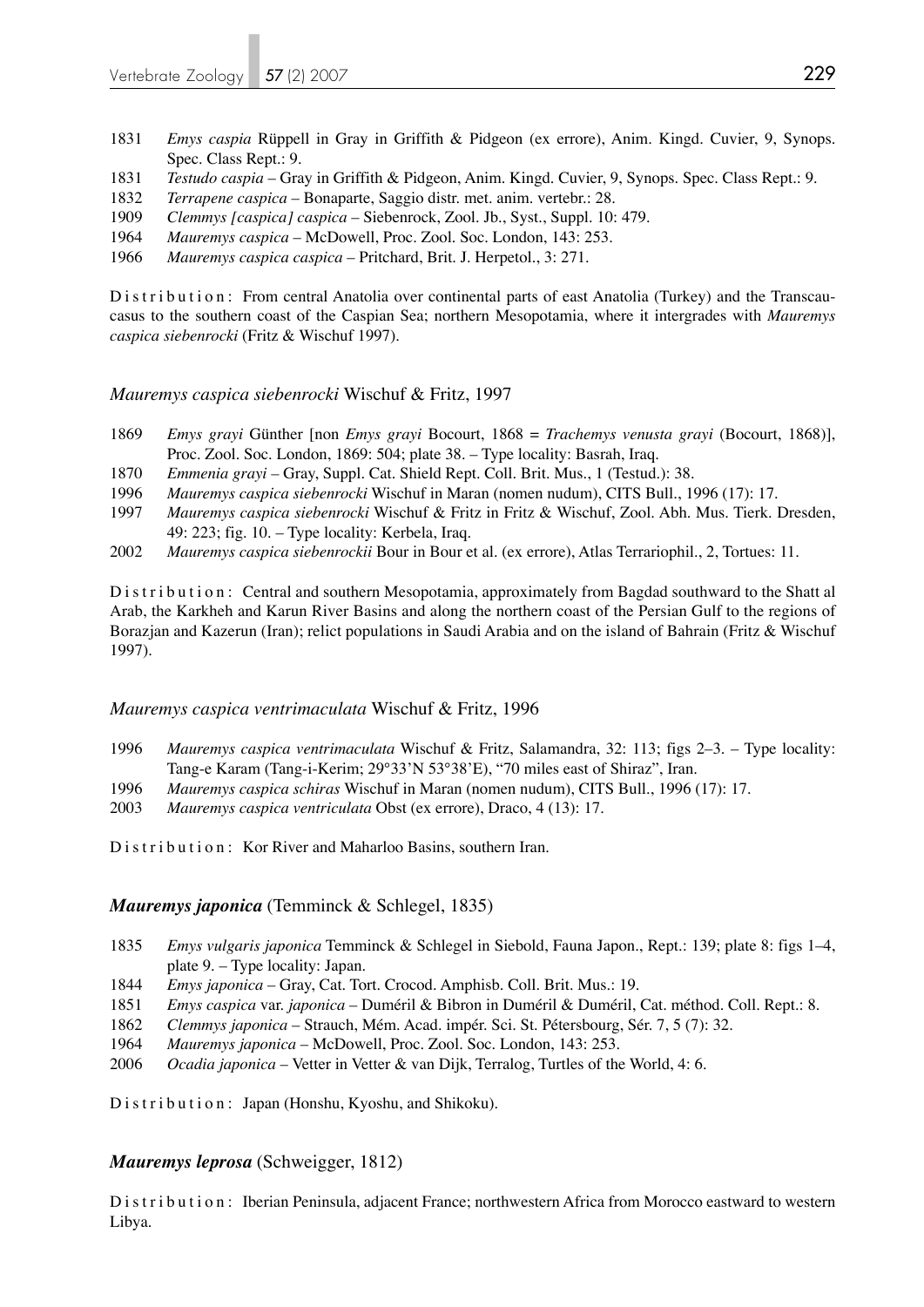1831 *Emys caspia* Rüppell in Gray in Griffith & Pidgeon (ex errore), Anim. Kingd. Cuvier, 9, Synops. Spec. Class Rept.: 9.

1831 *Testudo caspia* – Gray in Griffith & Pidgeon, Anim. Kingd. Cuvier, 9, Synops. Spec. Class Rept.: 9.

1832 *Terrapene caspica* – Bonaparte, Saggio distr. met. anim. vertebr.: 28.

1909 *Clemmys [caspica] caspica* – Siebenrock, Zool. Jb., Syst., Suppl. 10: 479.

1964 *Mauremys caspica* – McDowell, Proc. Zool. Soc. London, 143: 253.

1966 *Mauremys caspica caspica* – Pritchard, Brit. J. Herpetol., 3: 271.

Distribution: From central Anatolia over continental parts of east Anatolia (Turkey) and the Transcaucasus to the southern coast of the Caspian Sea; northern Mesopotamia, where it intergrades with *Mauremys caspica siebenrocki* (Fritz & Wischuf 1997).

### *Mauremys caspica siebenrocki* Wischuf & Fritz, 1997

1869 *Emys grayi* Günther [non *Emys grayi* Bocourt, 1868 = *Trachemys venusta grayi* (Bocourt, 1868)], Proc. Zool. Soc. London, 1869: 504; plate 38. – Type locality: Basrah, Iraq.

1870 *Emmenia grayi* – Gray, Suppl. Cat. Shield Rept. Coll. Brit. Mus., 1 (Testud.): 38.

1996 *Mauremys caspica siebenrocki* Wischuf in Maran (nomen nudum), CITS Bull., 1996 (17): 17.

1997 *Mauremys caspica siebenrocki* Wischuf & Fritz in Fritz & Wischuf, Zool. Abh. Mus. Tierk. Dresden, 49: 223; fig. 10. – Type locality: Kerbela, Iraq.

2002 *Mauremys caspica siebenrockii* Bour in Bour et al. (ex errore), Atlas Terrariophil., 2, Tortues: 11.

Distribution: Central and southern Mesopotamia, approximately from Bagdad southward to the Shatt al Arab, the Karkheh and Karun River Basins and along the northern coast of the Persian Gulf to the regions of Borazjan and Kazerun (Iran); relict populations in Saudi Arabia and on the island of Bahrain (Fritz & Wischuf 1997).

### *Mauremys caspica ventrimaculata* Wischuf & Fritz, 1996

1996 *Mauremys caspica ventrimaculata* Wischuf & Fritz, Salamandra, 32: 113; figs 2–3. – Type locality: Tang-e Karam (Tang-i-Kerim; 29°33'N 53°38'E), "70 miles east of Shiraz", Iran.

1996 *Mauremys caspica schiras* Wischuf in Maran (nomen nudum), CITS Bull., 1996 (17): 17.

2003 *Mauremys caspica ventriculata* Obst (ex errore), Draco, 4 (13): 17.

Distribution: Kor River and Maharloo Basins, southern Iran.

### ***Mauremys japonica*** (Temminck & Schlegel, 1835)

1835 *Emys vulgaris japonica* Temminck & Schlegel in Siebold, Fauna Japon., Rept.: 139; plate 8: figs 1–4, plate 9. – Type locality: Japan.

1844 *Emys japonica* – Gray, Cat. Tort. Crocod. Amphisb. Coll. Brit. Mus.: 19.

1851 *Emys caspica* var. *japonica* – Duméril & Bibron in Duméril & Duméril, Cat. méthod. Coll. Rept.: 8.

1862 *Clemmys japonica* – Strauch, Mém. Acad. impér. Sci. St. Pétersbourg, Sér. 7, 5 (7): 32.

1964 *Mauremys japonica* – McDowell, Proc. Zool. Soc. London, 143: 253.

2006 *Ocadia japonica* – Vetter in Vetter & van Dijk, Terralog, Turtles of the World, 4: 6.

Distribution: Japan (Honshu, Kyoshu, and Shikoku).

### ***Mauremys leprosa*** (Schweigger, 1812)

Distribution: Iberian Peninsula, adjacent France; northwestern Africa from Morocco eastward to western Libya.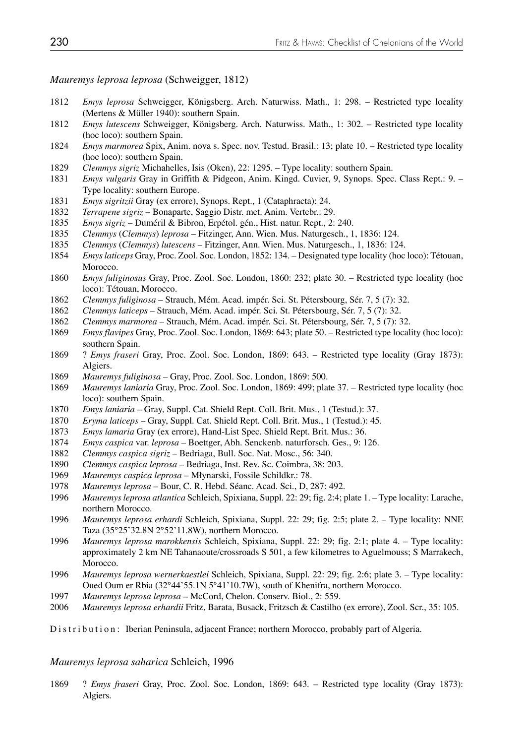*Mauremys leprosa leprosa* (Schweigger, 1812)

1812 *Emys leprosa* Schweigger, Königsberg. Arch. Naturwiss. Math., 1: 298. – Restricted type locality (Mertens & Müller 1940): southern Spain.

1812 *Emys lutescens* Schweigger, Königsberg. Arch. Naturwiss. Math., 1: 302. – Restricted type locality (hoc loco): southern Spain.

1824 *Emys marmorea* Spix, Anim. nova s. Spec. nov. Testud. Brasil.: 13; plate 10. – Restricted type locality (hoc loco): southern Spain.

1829 *Clemmys sigriz* Michahelles, Isis (Oken), 22: 1295. – Type locality: southern Spain.

1831 *Emys vulgaris* Gray in Griffith & Pidgeon, Anim. Kingd. Cuvier, 9, Synops. Spec. Class Rept.: 9. – Type locality: southern Europe.

1831 *Emys sigritzii* Gray (ex errore), Synops. Rept., 1 (Cataphracta): 24.

1832 *Terrapene sigriz* – Bonaparte, Saggio Distr. met. Anim. Vertebr.: 29.

1835 *Emys sigriz* – Duméril & Bibron, Erpétol. gén., Hist. natur. Rept., 2: 240.

1835 *Clemmys* (*Clemmys*) *leprosa* – Fitzinger, Ann. Wien. Mus. Naturgesch., 1, 1836: 124.

1835 *Clemmys* (*Clemmys*) *lutescens* – Fitzinger, Ann. Wien. Mus. Naturgesch., 1, 1836: 124.

1854 *Emys laticeps* Gray, Proc. Zool. Soc. London, 1852: 134. – Designated type locality (hoc loco): Tétouan, Morocco.

1860 *Emys fuliginosus* Gray, Proc. Zool. Soc. London, 1860: 232; plate 30. – Restricted type locality (hoc loco): Tétouan, Morocco.

1862 *Clemmys fuliginosa* – Strauch, Mém. Acad. impér. Sci. St. Pétersbourg, Sér. 7, 5 (7): 32.

1862 *Clemmys laticeps* – Strauch, Mém. Acad. impér. Sci. St. Pétersbourg, Sér. 7, 5 (7): 32.

1862 *Clemmys marmorea* – Strauch, Mém. Acad. impér. Sci. St. Pétersbourg, Sér. 7, 5 (7): 32.

1869 *Emys flavipes* Gray, Proc. Zool. Soc. London, 1869: 643; plate 50. – Restricted type locality (hoc loco): southern Spain.

1869 ? *Emys fraseri* Gray, Proc. Zool. Soc. London, 1869: 643. – Restricted type locality (Gray 1873): Algiers.

1869 *Mauremys fuliginosa* – Gray, Proc. Zool. Soc. London, 1869: 500.

1869 *Mauremys laniaria* Gray, Proc. Zool. Soc. London, 1869: 499; plate 37. – Restricted type locality (hoc loco): southern Spain.

1870 *Emys laniaria* – Gray, Suppl. Cat. Shield Rept. Coll. Brit. Mus., 1 (Testud.): 37.

1870 *Eryma laticeps* – Gray, Suppl. Cat. Shield Rept. Coll. Brit. Mus., 1 (Testud.): 45.

1873 *Emys lamaria* Gray (ex errore), Hand-List Spec. Shield Rept. Brit. Mus.: 36.

1874 *Emys caspica* var. *leprosa* – Boettger, Abh. Senckenb. naturforsch. Ges., 9: 126.

1882 *Clemmys caspica sigriz* – Bedriaga, Bull. Soc. Nat. Mosc., 56: 340.

1890 *Clemmys caspica leprosa* – Bedriaga, Inst. Rev. Sc. Coimbra, 38: 203.

1969 *Mauremys caspica leprosa* – Młynarski, Fossile Schildkr.: 78.

1978 *Mauremys leprosa* – Bour, C. R. Hebd. Séanc. Acad. Sci., D, 287: 492.

1996 *Mauremys leprosa atlantica* Schleich, Spixiana, Suppl. 22: 29; fig. 2:4; plate 1. – Type locality: Larache, northern Morocco.

1996 *Mauremys leprosa erhardi* Schleich, Spixiana, Suppl. 22: 29; fig. 2:5; plate 2. – Type locality: NNE Taza (35°25'32.8N 2°52'11.8W), northern Morocco.

1996 *Mauremys leprosa marokkensis* Schleich, Spixiana, Suppl. 22: 29; fig. 2:1; plate 4. – Type locality: approximately 2 km NE Tahanaoute/crossroads S 501, a few kilometres to Aguelmouss; S Marrakech, Morocco.

1996 *Mauremys leprosa wernerkaestlei* Schleich, Spixiana, Suppl. 22: 29; fig. 2:6; plate 3. – Type locality: Oued Oum er Rbia (32°44'55.1N 5°41'10.7W), south of Khenifra, northern Morocco.

1997 *Mauremys leprosa leprosa* – McCord, Chelon. Conserv. Biol., 2: 559.

2006 *Mauremys leprosa erhardii* Fritz, Barata, Busack, Fritzsch & Castilho (ex errore), Zool. Scr., 35: 105.

Distribution: Iberian Peninsula, adjacent France; northern Morocco, probably part of Algeria.

*Mauremys leprosa saharica* Schleich, 1996

1869 ? *Emys fraseri* Gray, Proc. Zool. Soc. London, 1869: 643. – Restricted type locality (Gray 1873): Algiers.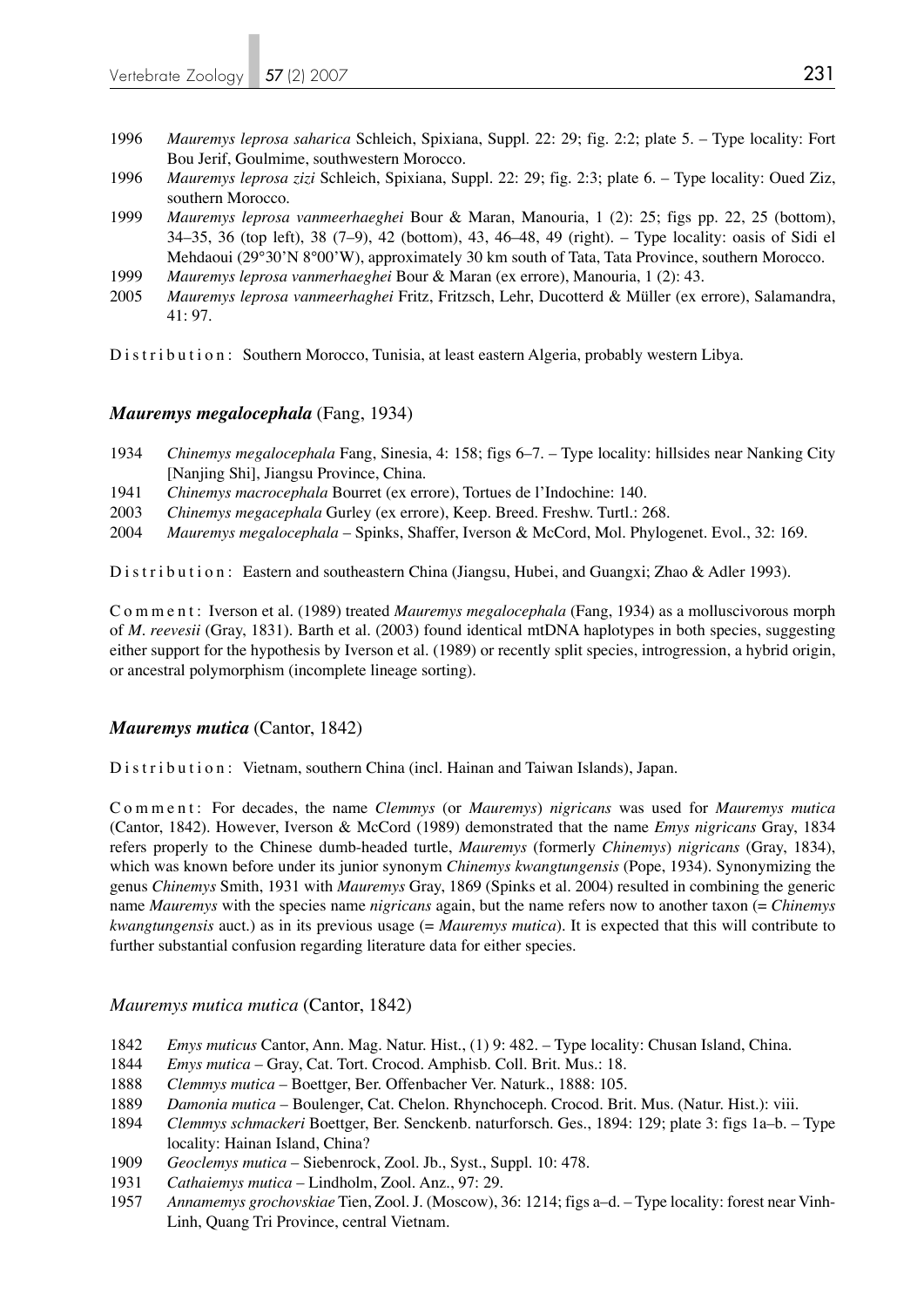1996 *Mauremys leprosa saharica* Schleich, Spixiana, Suppl. 22: 29; fig. 2:2; plate 5. – Type locality: Fort Bou Jerif, Goulmime, southwestern Morocco.

1996 *Mauremys leprosa zizi* Schleich, Spixiana, Suppl. 22: 29; fig. 2:3; plate 6. – Type locality: Oued Ziz, southern Morocco.

1999 *Mauremys leprosa vanmeerhaeghei* Bour & Maran, Manouria, 1 (2): 25; figs pp. 22, 25 (bottom), 34–35, 36 (top left), 38 (7–9), 42 (bottom), 43, 46–48, 49 (right). – Type locality: oasis of Sidi el Mehdaoui (29°30'N 8°00'W), approximately 30 km south of Tata, Tata Province, southern Morocco.

1999 *Mauremys leprosa vanmerhaeghei* Bour & Maran (ex errore), Manouria, 1 (2): 43.

2005 *Mauremys leprosa vanmeerhaghei* Fritz, Fritzsch, Lehr, Ducotterd & Müller (ex errore), Salamandra, 41: 97.

Distribution: Southern Morocco, Tunisia, at least eastern Algeria, probably western Libya.

### *Mauremys megalocephala* (Fang, 1934)

1934 *Chinemys megalocephala* Fang, Sinesia, 4: 158; figs 6–7. – Type locality: hillsides near Nanking City [Nanjing Shi], Jiangsu Province, China.

1941 *Chinemys macrocephala* Bourret (ex errore), Tortues de l'Indochine: 140.

2003 *Chinemys megacephala* Gurley (ex errore), Keep. Breed. Freshw. Turtl.: 268.

2004 *Mauremys megalocephala* – Spinks, Shaffer, Iverson & McCord, Mol. Phylogenet. Evol., 32: 169.

Distribution: Eastern and southeastern China (Jiangsu, Hubei, and Guangxi; Zhao & Adler 1993).

Comment: Iverson et al. (1989) treated *Mauremys megalocephala* (Fang, 1934) as a molluscivorous morph of *M. reevesii* (Gray, 1831). Barth et al. (2003) found identical mtDNA haplotypes in both species, suggesting either support for the hypothesis by Iverson et al. (1989) or recently split species, introgression, a hybrid origin, or ancestral polymorphism (incomplete lineage sorting).

### *Mauremys mutica* (Cantor, 1842)

Distribution: Vietnam, southern China (incl. Hainan and Taiwan Islands), Japan.

Comment: For decades, the name *Clemmys* (or *Mauremys*) *nigricans* was used for *Mauremys mutica* (Cantor, 1842). However, Iverson & McCord (1989) demonstrated that the name *Emys nigricans* Gray, 1834 refers properly to the Chinese dumb-headed turtle, *Mauremys* (formerly *Chinemys*) *nigricans* (Gray, 1834), which was known before under its junior synonym *Chinemys kwangtungensis* (Pope, 1934). Synonymizing the genus *Chinemys* Smith, 1931 with *Mauremys* Gray, 1869 (Spinks et al. 2004) resulted in combining the generic name *Mauremys* with the species name *nigricans* again, but the name refers now to another taxon (= *Chinemys kwangtungensis* auct.) as in its previous usage (= *Mauremys mutica*). It is expected that this will contribute to further substantial confusion regarding literature data for either species.

#### *Mauremys mutica mutica* (Cantor, 1842)

1842 *Emys muticus* Cantor, Ann. Mag. Natur. Hist., (1) 9: 482. – Type locality: Chusan Island, China.

1844 *Emys mutica* – Gray, Cat. Tort. Crocod. Amphisb. Coll. Brit. Mus.: 18.

1888 *Clemmys mutica* – Boettger, Ber. Offenbacher Ver. Naturk., 1888: 105.

1889 *Damonia mutica* – Boulenger, Cat. Chelon. Rhynchoceph. Crocod. Brit. Mus. (Natur. Hist.): viii.

1894 *Clemmys schmackeri* Boettger, Ber. Senckenb. naturforsch. Ges., 1894: 129; plate 3: figs 1a–b. – Type locality: Hainan Island, China?

1909 *Geoclemys mutica* – Siebenrock, Zool. Jb., Syst., Suppl. 10: 478.

1931 *Cathaiemys mutica* – Lindholm, Zool. Anz., 97: 29.

1957 *Annamemys grochovskiae* Tien, Zool. J. (Moscow), 36: 1214; figs a–d. – Type locality: forest near Vinh-Linh, Quang Tri Province, central Vietnam.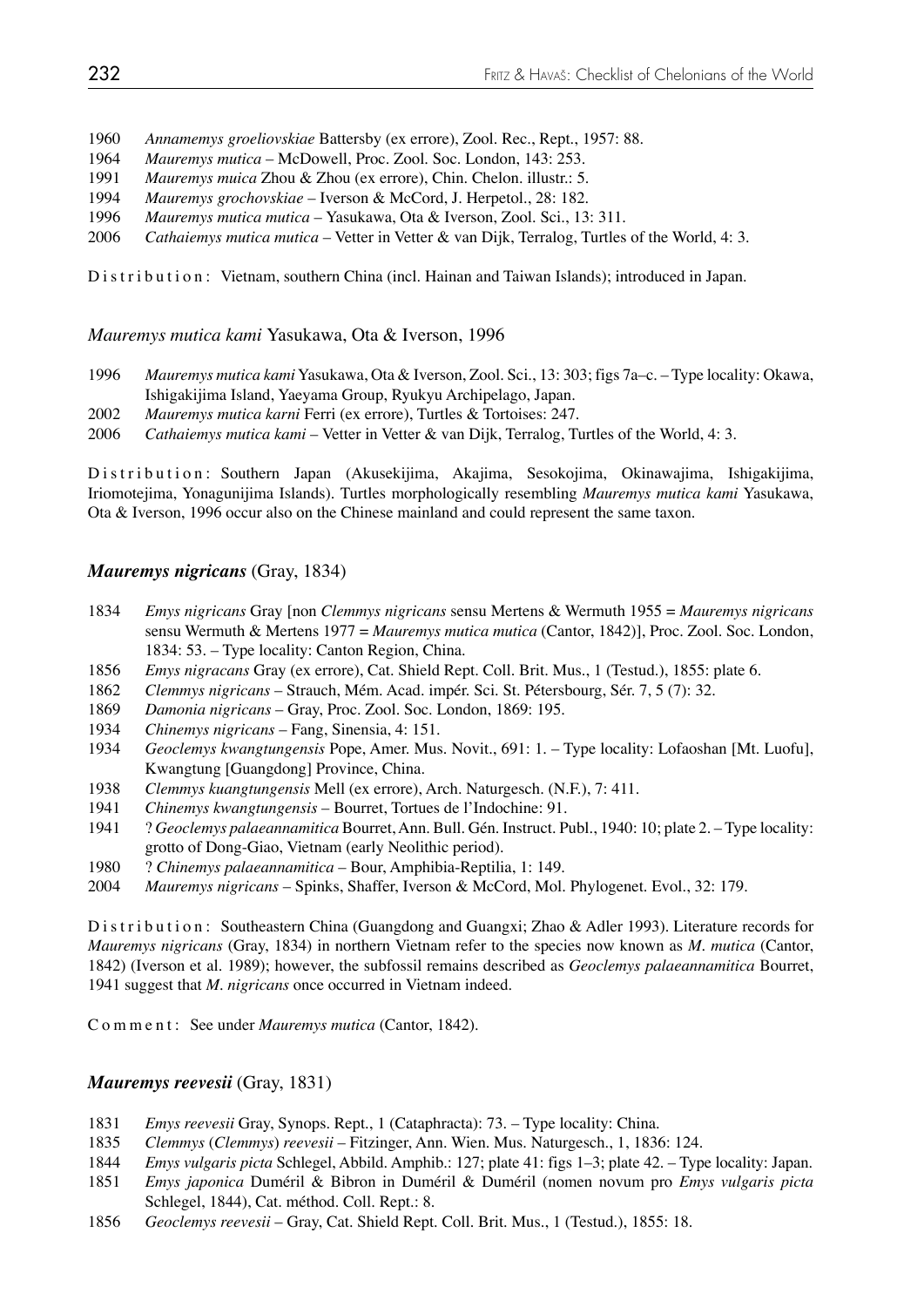1960 *Annamemys groeliovskiae* Battersby (ex errore), Zool. Rec., Rept., 1957: 88.
1964 *Mauremys mutica* – McDowell, Proc. Zool. Soc. London, 143: 253.
1991 *Mauremys muica* Zhou & Zhou (ex errore), Chin. Chelon. illustr.: 5.
1994 *Mauremys grochovskiae* – Iverson & McCord, J. Herpetol., 28: 182.
1996 *Mauremys mutica mutica* – Yasukawa, Ota & Iverson, Zool. Sci., 13: 311.
2006 *Cathaiemys mutica mutica* – Vetter in Vetter & van Dijk, Terralog, Turtles of the World, 4: 3.

Distribution: Vietnam, southern China (incl. Hainan and Taiwan Islands); introduced in Japan.

*Mauremys mutica kami* Yasukawa, Ota & Iverson, 1996

1996 *Mauremys mutica kami* Yasukawa, Ota & Iverson, Zool. Sci., 13: 303; figs 7a–c. – Type locality: Okawa, Ishigakijima Island, Yaeyama Group, Ryukyu Archipelago, Japan.
2002 *Mauremys mutica karni* Ferri (ex errore), Turtles & Tortoises: 247.
2006 *Cathaiemys mutica kami* – Vetter in Vetter & van Dijk, Terralog, Turtles of the World, 4: 3.

Distribution: Southern Japan (Akusekijima, Akajima, Sesokojima, Okinawajima, Ishigakijima, Iriomotejima, Yonagunijima Islands). Turtles morphologically resembling *Mauremys mutica kami* Yasukawa, Ota & Iverson, 1996 occur also on the Chinese mainland and could represent the same taxon.

## *Mauremys nigricans* (Gray, 1834)

1834 *Emys nigricans* Gray [non *Clemmys nigricans* sensu Mertens & Wermuth 1955 = *Mauremys nigricans* sensu Wermuth & Mertens 1977 = *Mauremys mutica mutica* (Cantor, 1842)], Proc. Zool. Soc. London, 1834: 53. – Type locality: Canton Region, China.
1856 *Emys nigracans* Gray (ex errore), Cat. Shield Rept. Coll. Brit. Mus., 1 (Testud.), 1855: plate 6.
1862 *Clemmys nigricans* – Strauch, Mém. Acad. impér. Sci. St. Pétersbourg, Sér. 7, 5 (7): 32.
1869 *Damonia nigricans* – Gray, Proc. Zool. Soc. London, 1869: 195.
1934 *Chinemys nigricans* – Fang, Sinensia, 4: 151.
1934 *Geoclemys kwangtungensis* Pope, Amer. Mus. Novit., 691: 1. – Type locality: Lofaoshan [Mt. Luofu], Kwangtung [Guangdong] Province, China.
1938 *Clemmys kuangtungensis* Mell (ex errore), Arch. Naturgesch. (N.F.), 7: 411.
1941 *Chinemys kwangtungensis* – Bourret, Tortues de l'Indochine: 91.
1941 ? *Geoclemys palaeannamitica* Bourret, Ann. Bull. Gén. Instruct. Publ., 1940: 10; plate 2. – Type locality: grotto of Dong-Giao, Vietnam (early Neolithic period).
1980 ? *Chinemys palaeannamitica* – Bour, Amphibia-Reptilia, 1: 149.
2004 *Mauremys nigricans* – Spinks, Shaffer, Iverson & McCord, Mol. Phylogenet. Evol., 32: 179.

Distribution: Southeastern China (Guangdong and Guangxi; Zhao & Adler 1993). Literature records for *Mauremys nigricans* (Gray, 1834) in northern Vietnam refer to the species now known as *M. mutica* (Cantor, 1842) (Iverson et al. 1989); however, the subfossil remains described as *Geoclemys palaeannamitica* Bourret, 1941 suggest that *M. nigricans* once occurred in Vietnam indeed.

Comment: See under *Mauremys mutica* (Cantor, 1842).

## *Mauremys reevesii* (Gray, 1831)

1831 *Emys reevesii* Gray, Synops. Rept., 1 (Cataphracta): 73. – Type locality: China.
1835 *Clemmys* (*Clemmys*) *reevesii* – Fitzinger, Ann. Wien. Mus. Naturgesch., 1, 1836: 124.
1844 *Emys vulgaris picta* Schlegel, Abbild. Amphib.: 127; plate 41: figs 1–3; plate 42. – Type locality: Japan.
1851 *Emys japonica* Duméril & Bibron in Duméril & Duméril (nomen novum pro *Emys vulgaris picta* Schlegel, 1844), Cat. méthod. Coll. Rept.: 8.
1856 *Geoclemys reevesii* – Gray, Cat. Shield Rept. Coll. Brit. Mus., 1 (Testud.), 1855: 18.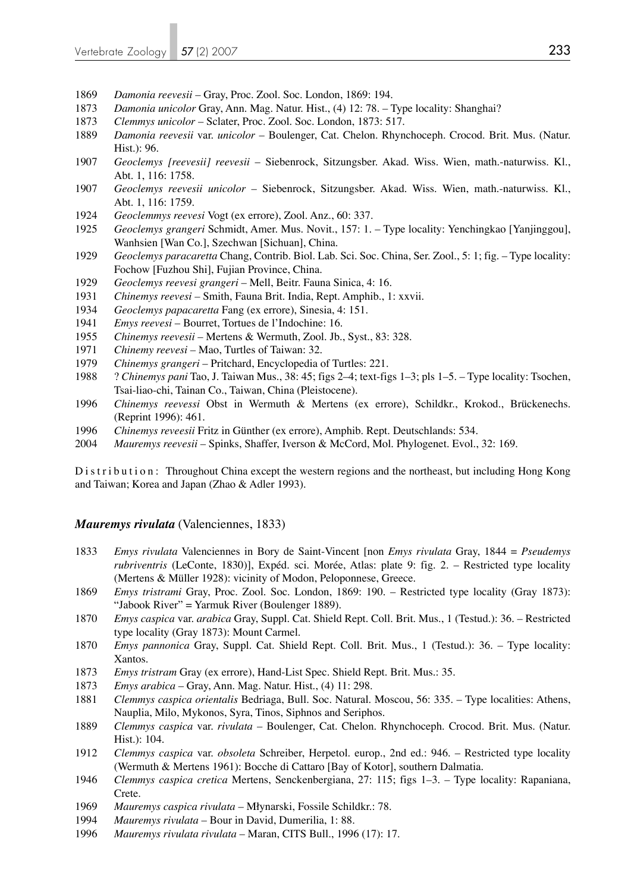1869 *Damonia reevesii* – Gray, Proc. Zool. Soc. London, 1869: 194.
1873 *Damonia unicolor* Gray, Ann. Mag. Natur. Hist., (4) 12: 78. – Type locality: Shanghai?
1873 *Clemmys unicolor* – Sclater, Proc. Zool. Soc. London, 1873: 517.
1889 *Damonia reevesii* var. *unicolor* – Boulenger, Cat. Chelon. Rhynchoceph. Crocod. Brit. Mus. (Natur. Hist.): 96.
1907 *Geoclemys [reevesii] reevesii* – Siebenrock, Sitzungsber. Akad. Wiss. Wien, math.-naturwiss. Kl., Abt. 1, 116: 1758.
1907 *Geoclemys reevesii unicolor* – Siebenrock, Sitzungsber. Akad. Wiss. Wien, math.-naturwiss. Kl., Abt. 1, 116: 1759.
1924 *Geoclemmys reevesi* Vogt (ex errore), Zool. Anz., 60: 337.
1925 *Geoclemys grangeri* Schmidt, Amer. Mus. Novit., 157: 1. – Type locality: Yenchingkao [Yanjinggou], Wanhsien [Wan Co.], Szechwan [Sichuan], China.
1929 *Geoclemys paracaretta* Chang, Contrib. Biol. Lab. Sci. Soc. China, Ser. Zool., 5: 1; fig. – Type locality: Fochow [Fuzhou Shi], Fujian Province, China.
1929 *Geoclemys reevesi grangeri* – Mell, Beitr. Fauna Sinica, 4: 16.
1931 *Chinemys reevesi* – Smith, Fauna Brit. India, Rept. Amphib., 1: xxvii.
1934 *Geoclemys papacaretta* Fang (ex errore), Sinesia, 4: 151.
1941 *Emys reevesi* – Bourret, Tortues de l'Indochine: 16.
1955 *Chinemys reevesii* – Mertens & Wermuth, Zool. Jb., Syst., 83: 328.
1971 *Chinemy reevesi* – Mao, Turtles of Taiwan: 32.
1979 *Chinemys grangeri* – Pritchard, Encyclopedia of Turtles: 221.
1988 ? *Chinemys pani* Tao, J. Taiwan Mus., 38: 45; figs 2–4; text-figs 1–3; pls 1–5. – Type locality: Tsochen, Tsai-liao-chi, Tainan Co., Taiwan, China (Pleistocene).
1996 *Chinemys reevessi* Obst in Wermuth & Mertens (ex errore), Schildkr., Krokod., Brückenechs. (Reprint 1996): 461.
1996 *Chinemys reveesii* Fritz in Günther (ex errore), Amphib. Rept. Deutschlands: 534.
2004 *Mauremys reevesii* – Spinks, Shaffer, Iverson & McCord, Mol. Phylogenet. Evol., 32: 169.

Distribution: Throughout China except the western regions and the northeast, but including Hong Kong and Taiwan; Korea and Japan (Zhao & Adler 1993).

### ***Mauremys rivulata*** (Valenciennes, 1833)

1833 *Emys rivulata* Valenciennes in Bory de Saint-Vincent [non *Emys rivulata* Gray, 1844 = *Pseudemys rubriventris* (LeConte, 1830)], Expéd. sci. Morée, Atlas: plate 9: fig. 2. – Restricted type locality (Mertens & Müller 1928): vicinity of Modon, Peloponnese, Greece.
1869 *Emys tristrami* Gray, Proc. Zool. Soc. London, 1869: 190. – Restricted type locality (Gray 1873): "Jabook River" = Yarmuk River (Boulenger 1889).
1870 *Emys caspica* var. *arabica* Gray, Suppl. Cat. Shield Rept. Coll. Brit. Mus., 1 (Testud.): 36. – Restricted type locality (Gray 1873): Mount Carmel.
1870 *Emys pannonica* Gray, Suppl. Cat. Shield Rept. Coll. Brit. Mus., 1 (Testud.): 36. – Type locality: Xantos.
1873 *Emys tristram* Gray (ex errore), Hand-List Spec. Shield Rept. Brit. Mus.: 35.
1873 *Emys arabica* – Gray, Ann. Mag. Natur. Hist., (4) 11: 298.
1881 *Clemmys caspica orientalis* Bedriaga, Bull. Soc. Natural. Moscou, 56: 335. – Type localities: Athens, Nauplia, Milo, Mykonos, Syra, Tinos, Siphnos and Seriphos.
1889 *Clemmys caspica* var. *rivulata* – Boulenger, Cat. Chelon. Rhynchoceph. Crocod. Brit. Mus. (Natur. Hist.): 104.
1912 *Clemmys caspica* var. *obsoleta* Schreiber, Herpetol. europ., 2nd ed.: 946. – Restricted type locality (Wermuth & Mertens 1961): Bocche di Cattaro [Bay of Kotor], southern Dalmatia.
1946 *Clemmys caspica cretica* Mertens, Senckenbergiana, 27: 115; figs 1–3. – Type locality: Rapaniana, Crete.
1969 *Mauremys caspica rivulata* – Młynarski, Fossile Schildkr.: 78.
1994 *Mauremys rivulata* – Bour in David, Dumerilia, 1: 88.
1996 *Mauremys rivulata rivulata* – Maran, CITS Bull., 1996 (17): 17.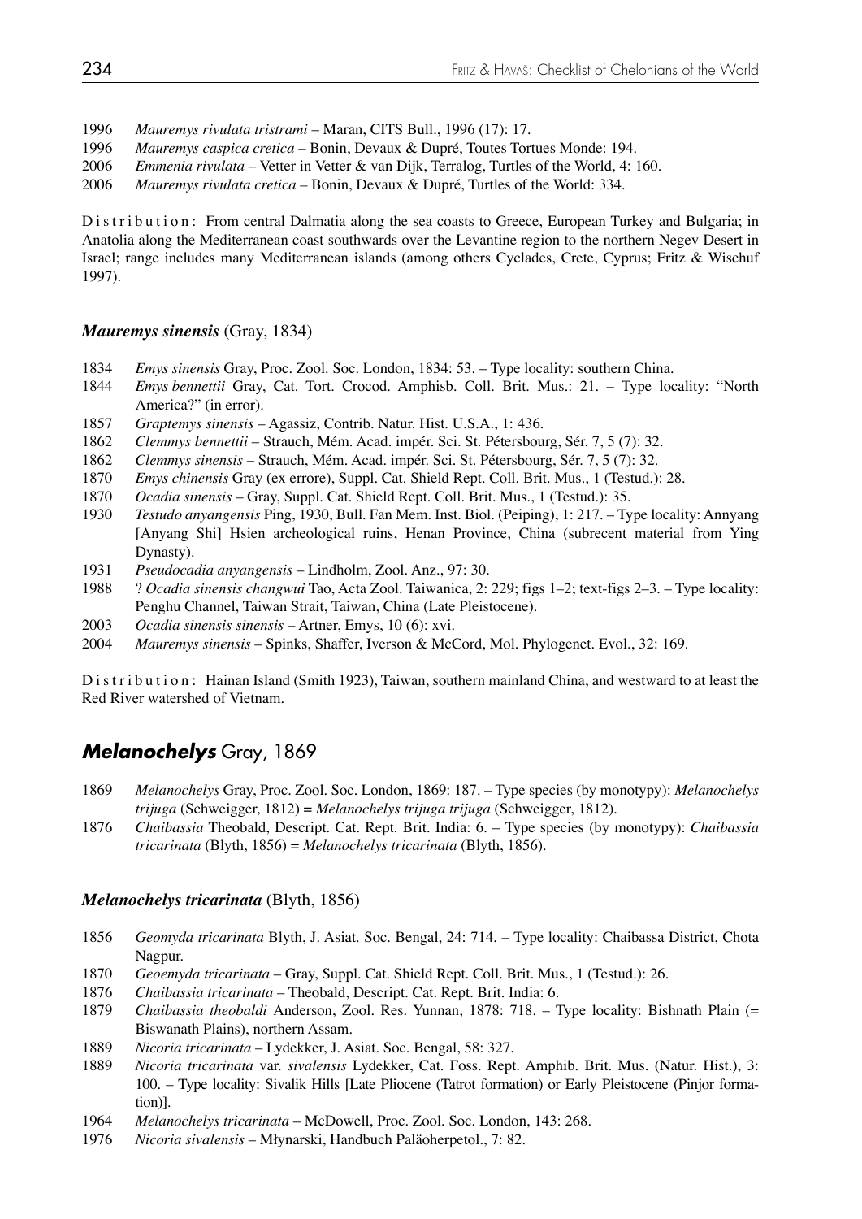1996 *Mauremys rivulata tristrami* – Maran, CITS Bull., 1996 (17): 17.
1996 *Mauremys caspica cretica* – Bonin, Devaux & Dupré, Toutes Tortues Monde: 194.
2006 *Emmenia rivulata* – Vetter in Vetter & van Dijk, Terralog, Turtles of the World, 4: 160.
2006 *Mauremys rivulata cretica* – Bonin, Devaux & Dupré, Turtles of the World: 334.

Distribution: From central Dalmatia along the sea coasts to Greece, European Turkey and Bulgaria; in Anatolia along the Mediterranean coast southwards over the Levantine region to the northern Negev Desert in Israel; range includes many Mediterranean islands (among others Cyclades, Crete, Cyprus; Fritz & Wischuf 1997).

### *Mauremys sinensis* (Gray, 1834)

1834 *Emys sinensis* Gray, Proc. Zool. Soc. London, 1834: 53. – Type locality: southern China.
1844 *Emys bennettii* Gray, Cat. Tort. Crocod. Amphisb. Coll. Brit. Mus.: 21. – Type locality: "North America?" (in error).
1857 *Graptemys sinensis* – Agassiz, Contrib. Natur. Hist. U.S.A., 1: 436.
1862 *Clemmys bennettii* – Strauch, Mém. Acad. impér. Sci. St. Pétersbourg, Sér. 7, 5 (7): 32.
1862 *Clemmys sinensis* – Strauch, Mém. Acad. impér. Sci. St. Pétersbourg, Sér. 7, 5 (7): 32.
1870 *Emys chinensis* Gray (ex errore), Suppl. Cat. Shield Rept. Coll. Brit. Mus., 1 (Testud.): 28.
1870 *Ocadia sinensis* – Gray, Suppl. Cat. Shield Rept. Coll. Brit. Mus., 1 (Testud.): 35.
1930 *Testudo anyangensis* Ping, 1930, Bull. Fan Mem. Inst. Biol. (Peiping), 1: 217. – Type locality: Annyang [Anyang Shi] Hsien archeological ruins, Henan Province, China (subrecent material from Ying Dynasty).
1931 *Pseudocadia anyangensis* – Lindholm, Zool. Anz., 97: 30.
1988 ? *Ocadia sinensis changwui* Tao, Acta Zool. Taiwanica, 2: 229; figs 1–2; text-figs 2–3. – Type locality: Penghu Channel, Taiwan Strait, Taiwan, China (Late Pleistocene).
2003 *Ocadia sinensis sinensis* – Artner, Emys, 10 (6): xvi.
2004 *Mauremys sinensis* – Spinks, Shaffer, Iverson & McCord, Mol. Phylogenet. Evol., 32: 169.

Distribution: Hainan Island (Smith 1923), Taiwan, southern mainland China, and westward to at least the Red River watershed of Vietnam.

## *Melanochelys* Gray, 1869

1869 *Melanochelys* Gray, Proc. Zool. Soc. London, 1869: 187. – Type species (by monotypy): *Melanochelys trijuga* (Schweigger, 1812) = *Melanochelys trijuga trijuga* (Schweigger, 1812).
1876 *Chaibassia* Theobald, Descript. Cat. Rept. Brit. India: 6. – Type species (by monotypy): *Chaibassia tricarinata* (Blyth, 1856) = *Melanochelys tricarinata* (Blyth, 1856).

### *Melanochelys tricarinata* (Blyth, 1856)

1856 *Geomyda tricarinata* Blyth, J. Asiat. Soc. Bengal, 24: 714. – Type locality: Chaibassa District, Chota Nagpur.
1870 *Geoemyda tricarinata* – Gray, Suppl. Cat. Shield Rept. Coll. Brit. Mus., 1 (Testud.): 26.
1876 *Chaibassia tricarinata* – Theobald, Descript. Cat. Rept. Brit. India: 6.
1879 *Chaibassia theobaldi* Anderson, Zool. Res. Yunnan, 1878: 718. – Type locality: Bishnath Plain (= Biswanath Plains), northern Assam.
1889 *Nicoria tricarinata* – Lydekker, J. Asiat. Soc. Bengal, 58: 327.
1889 *Nicoria tricarinata* var. *sivalensis* Lydekker, Cat. Foss. Rept. Amphib. Brit. Mus. (Natur. Hist.), 3: 100. – Type locality: Sivalik Hills [Late Pliocene (Tatrot formation) or Early Pleistocene (Pinjor formation)].
1964 *Melanochelys tricarinata* – McDowell, Proc. Zool. Soc. London, 143: 268.
1976 *Nicoria sivalensis* – Młynarski, Handbuch Paläoherpetol., 7: 82.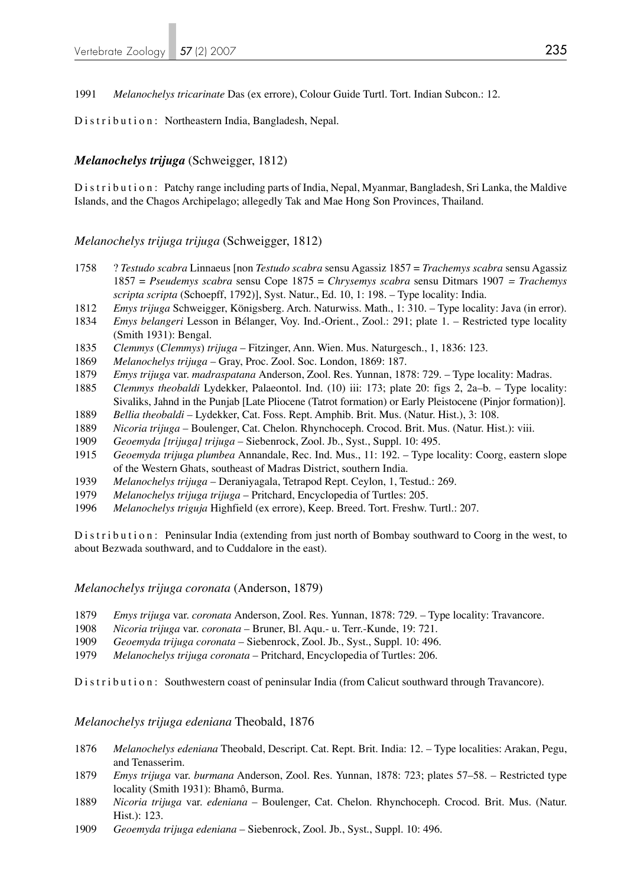1991 *Melanochelys tricarinate* Das (ex errore), Colour Guide Turtl. Tort. Indian Subcon.: 12.

D i s t r i b u t i o n : Northeastern India, Bangladesh, Nepal.

### *Melanochelys trijuga* (Schweigger, 1812)

D i s t r i b u t i o n : Patchy range including parts of India, Nepal, Myanmar, Bangladesh, Sri Lanka, the Maldive Islands, and the Chagos Archipelago; allegedly Tak and Mae Hong Son Provinces, Thailand.

#### *Melanochelys trijuga trijuga* (Schweigger, 1812)

1758 ? *Testudo scabra* Linnaeus [non *Testudo scabra* sensu Agassiz 1857 = *Trachemys scabra* sensu Agassiz 1857 = *Pseudemys scabra* sensu Cope 1875 = *Chrysemys scabra* sensu Ditmars 1907 = *Trachemys scripta scripta* (Schoepff, 1792)], Syst. Natur., Ed. 10, 1: 198. – Type locality: India.

1812 *Emys trijuga* Schweigger, Königsberg. Arch. Naturwiss. Math., 1: 310. – Type locality: Java (in error).

1834 *Emys belangeri* Lesson in Bélanger, Voy. Ind.-Orient., Zool.: 291; plate 1. – Restricted type locality (Smith 1931): Bengal.

1835 *Clemmys* (*Clemmys*) *trijuga* – Fitzinger, Ann. Wien. Mus. Naturgesch., 1, 1836: 123.

1869 *Melanochelys trijuga* – Gray, Proc. Zool. Soc. London, 1869: 187.

1879 *Emys trijuga* var. *madraspatana* Anderson, Zool. Res. Yunnan, 1878: 729. – Type locality: Madras.

1885 *Clemmys theobaldi* Lydekker, Palaeontol. Ind. (10) iii: 173; plate 20: figs 2, 2a–b. – Type locality: Sivaliks, Jahnd in the Punjab [Late Pliocene (Tatrot formation) or Early Pleistocene (Pinjor formation)].

1889 *Bellia theobaldi* – Lydekker, Cat. Foss. Rept. Amphib. Brit. Mus. (Natur. Hist.), 3: 108.

1889 *Nicoria trijuga* – Boulenger, Cat. Chelon. Rhynchoceph. Crocod. Brit. Mus. (Natur. Hist.): viii.

1909 *Geoemyda [trijuga] trijuga* – Siebenrock, Zool. Jb., Syst., Suppl. 10: 495.

1915 *Geoemyda trijuga plumbea* Annandale, Rec. Ind. Mus., 11: 192. – Type locality: Coorg, eastern slope of the Western Ghats, southeast of Madras District, southern India.

1939 *Melanochelys trijuga* – Deraniyagala, Tetrapod Rept. Ceylon, 1, Testud.: 269.

1979 *Melanochelys trijuga trijuga* – Pritchard, Encyclopedia of Turtles: 205.

1996 *Melanochelys triguja* Highfield (ex errore), Keep. Breed. Tort. Freshw. Turtl.: 207.

D i s t r i b u t i o n : Peninsular India (extending from just north of Bombay southward to Coorg in the west, to about Bezwada southward, and to Cuddalore in the east).

#### *Melanochelys trijuga coronata* (Anderson, 1879)

1879 *Emys trijuga* var. *coronata* Anderson, Zool. Res. Yunnan, 1878: 729. – Type locality: Travancore.

1908 *Nicoria trijuga* var. *coronata* – Bruner, Bl. Aqu.- u. Terr.-Kunde, 19: 721.

1909 *Geoemyda trijuga coronata* – Siebenrock, Zool. Jb., Syst., Suppl. 10: 496.

1979 *Melanochelys trijuga coronata* – Pritchard, Encyclopedia of Turtles: 206.

D i s t r i b u t i o n : Southwestern coast of peninsular India (from Calicut southward through Travancore).

#### *Melanochelys trijuga edeniana* Theobald, 1876

1876 *Melanochelys edeniana* Theobald, Descript. Cat. Rept. Brit. India: 12. – Type localities: Arakan, Pegu, and Tenasserim.

1879 *Emys trijuga* var. *burmana* Anderson, Zool. Res. Yunnan, 1878: 723; plates 57–58. – Restricted type locality (Smith 1931): Bhamô, Burma.

1889 *Nicoria trijuga* var. *edeniana* – Boulenger, Cat. Chelon. Rhynchoceph. Crocod. Brit. Mus. (Natur. Hist.): 123.

1909 *Geoemyda trijuga edeniana* – Siebenrock, Zool. Jb., Syst., Suppl. 10: 496.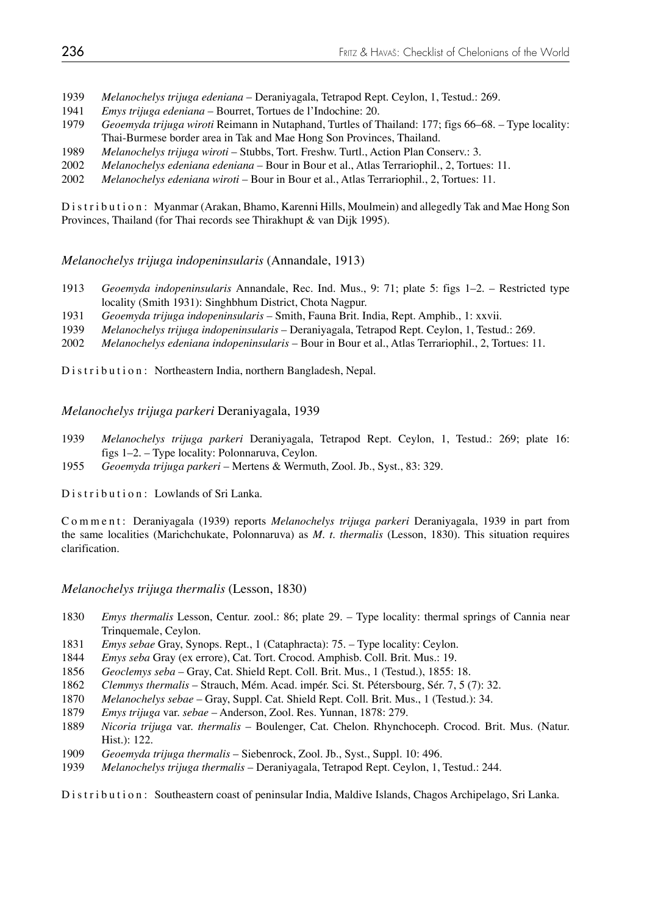1939 *Melanochelys trijuga edeniana* – Deraniyagala, Tetrapod Rept. Ceylon, 1, Testud.: 269.
1941 *Emys trijuga edeniana* – Bourret, Tortues de l'Indochine: 20.
1979 *Geoemyda trijuga wiroti* Reimann in Nutaphand, Turtles of Thailand: 177; figs 66–68. – Type locality: Thai-Burmese border area in Tak and Mae Hong Son Provinces, Thailand.
1989 *Melanochelys trijuga wiroti* – Stubbs, Tort. Freshw. Turtl., Action Plan Conserv.: 3.
2002 *Melanochelys edeniana edeniana* – Bour in Bour et al., Atlas Terrariophil., 2, Tortues: 11.
2002 *Melanochelys edeniana wiroti* – Bour in Bour et al., Atlas Terrariophil., 2, Tortues: 11.

Distribution: Myanmar (Arakan, Bhamo, Karenni Hills, Moulmein) and allegedly Tak and Mae Hong Son Provinces, Thailand (for Thai records see Thirakhupt & van Dijk 1995).

### *Melanochelys trijuga indopeninsularis* (Annandale, 1913)

1913 *Geoemyda indopeninsularis* Annandale, Rec. Ind. Mus., 9: 71; plate 5: figs 1–2. – Restricted type locality (Smith 1931): Singhbhum District, Chota Nagpur.
1931 *Geoemyda trijuga indopeninsularis* – Smith, Fauna Brit. India, Rept. Amphib., 1: xxvii.
1939 *Melanochelys trijuga indopeninsularis* – Deraniyagala, Tetrapod Rept. Ceylon, 1, Testud.: 269.
2002 *Melanochelys edeniana indopeninsularis* – Bour in Bour et al., Atlas Terrariophil., 2, Tortues: 11.

Distribution: Northeastern India, northern Bangladesh, Nepal.

### *Melanochelys trijuga parkeri* Deraniyagala, 1939

1939 *Melanochelys trijuga parkeri* Deraniyagala, Tetrapod Rept. Ceylon, 1, Testud.: 269; plate 16: figs 1–2. – Type locality: Polonnaruva, Ceylon.
1955 *Geoemyda trijuga parkeri* – Mertens & Wermuth, Zool. Jb., Syst., 83: 329.

Distribution: Lowlands of Sri Lanka.

Comment: Deraniyagala (1939) reports *Melanochelys trijuga parkeri* Deraniyagala, 1939 in part from the same localities (Marichchukate, Polonnaruva) as *M. t. thermalis* (Lesson, 1830). This situation requires clarification.

### *Melanochelys trijuga thermalis* (Lesson, 1830)

1830 *Emys thermalis* Lesson, Centur. zool.: 86; plate 29. – Type locality: thermal springs of Cannia near Trinquemale, Ceylon.
1831 *Emys sebae* Gray, Synops. Rept., 1 (Cataphracta): 75. – Type locality: Ceylon.
1844 *Emys seba* Gray (ex errore), Cat. Tort. Crocod. Amphisb. Coll. Brit. Mus.: 19.
1856 *Geoclemys seba* – Gray, Cat. Shield Rept. Coll. Brit. Mus., 1 (Testud.), 1855: 18.
1862 *Clemmys thermalis* – Strauch, Mém. Acad. impér. Sci. St. Pétersbourg, Sér. 7, 5 (7): 32.
1870 *Melanochelys sebae* – Gray, Suppl. Cat. Shield Rept. Coll. Brit. Mus., 1 (Testud.): 34.
1879 *Emys trijuga* var. *sebae* – Anderson, Zool. Res. Yunnan, 1878: 279.
1889 *Nicoria trijuga* var. *thermalis* – Boulenger, Cat. Chelon. Rhynchoceph. Crocod. Brit. Mus. (Natur. Hist.): 122.
1909 *Geoemyda trijuga thermalis* – Siebenrock, Zool. Jb., Syst., Suppl. 10: 496.
1939 *Melanochelys trijuga thermalis* – Deraniyagala, Tetrapod Rept. Ceylon, 1, Testud.: 244.

Distribution: Southeastern coast of peninsular India, Maldive Islands, Chagos Archipelago, Sri Lanka.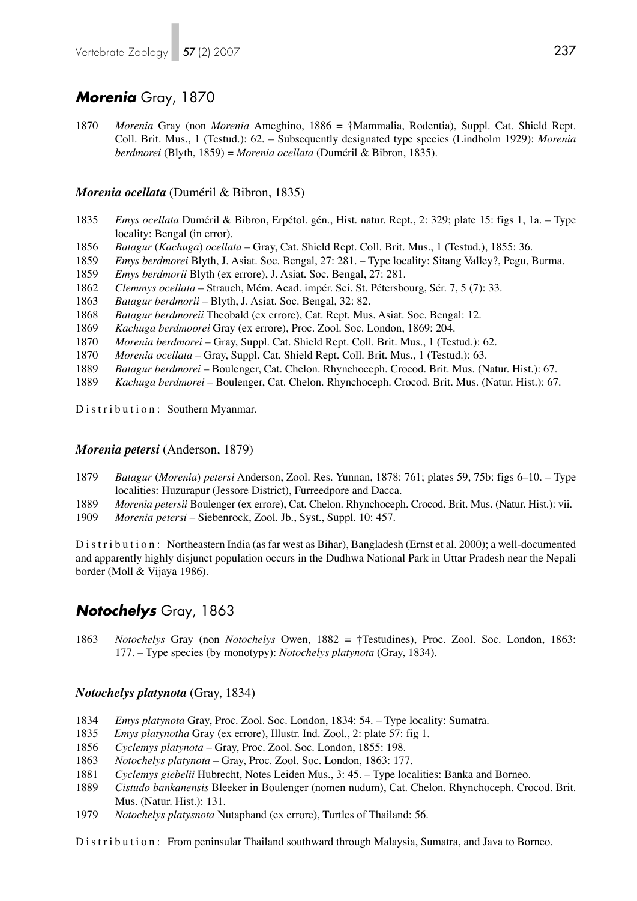## *Morenia* Gray, 1870

1870 *Morenia* Gray (non *Morenia* Ameghino, 1886 = †Mammalia, Rodentia), Suppl. Cat. Shield Rept. Coll. Brit. Mus., 1 (Testud.): 62. – Subsequently designated type species (Lindholm 1929): *Morenia berdmorei* (Blyth, 1859) = *Morenia ocellata* (Duméril & Bibron, 1835).

### *Morenia ocellata* (Duméril & Bibron, 1835)

1835 *Emys ocellata* Duméril & Bibron, Erpétol. gén., Hist. natur. Rept., 2: 329; plate 15: figs 1, 1a. – Type locality: Bengal (in error).
1856 *Batagur* (*Kachuga*) *ocellata* – Gray, Cat. Shield Rept. Coll. Brit. Mus., 1 (Testud.), 1855: 36.
1859 *Emys berdmorei* Blyth, J. Asiat. Soc. Bengal, 27: 281. – Type locality: Sitang Valley?, Pegu, Burma.
1859 *Emys berdmorii* Blyth (ex errore), J. Asiat. Soc. Bengal, 27: 281.
1862 *Clemmys ocellata* – Strauch, Mém. Acad. impér. Sci. St. Pétersbourg, Sér. 7, 5 (7): 33.
1863 *Batagur berdmorii* – Blyth, J. Asiat. Soc. Bengal, 32: 82.
1868 *Batagur berdmoreii* Theobald (ex errore), Cat. Rept. Mus. Asiat. Soc. Bengal: 12.
1869 *Kachuga berdmoorei* Gray (ex errore), Proc. Zool. Soc. London, 1869: 204.
1870 *Morenia berdmorei* – Gray, Suppl. Cat. Shield Rept. Coll. Brit. Mus., 1 (Testud.): 62.
1870 *Morenia ocellata* – Gray, Suppl. Cat. Shield Rept. Coll. Brit. Mus., 1 (Testud.): 63.
1889 *Batagur berdmorei* – Boulenger, Cat. Chelon. Rhynchoceph. Crocod. Brit. Mus. (Natur. Hist.): 67.
1889 *Kachuga berdmorei* – Boulenger, Cat. Chelon. Rhynchoceph. Crocod. Brit. Mus. (Natur. Hist.): 67.

Distribution: Southern Myanmar.

### *Morenia petersi* (Anderson, 1879)

1879 *Batagur* (*Morenia*) *petersi* Anderson, Zool. Res. Yunnan, 1878: 761; plates 59, 75b: figs 6–10. – Type localities: Huzurapur (Jessore District), Furreedpore and Dacca.
1889 *Morenia petersii* Boulenger (ex errore), Cat. Chelon. Rhynchoceph. Crocod. Brit. Mus. (Natur. Hist.): vii.
1909 *Morenia petersi* – Siebenrock, Zool. Jb., Syst., Suppl. 10: 457.

Distribution: Northeastern India (as far west as Bihar), Bangladesh (Ernst et al. 2000); a well-documented and apparently highly disjunct population occurs in the Dudhwa National Park in Uttar Pradesh near the Nepali border (Moll & Vijaya 1986).

## *Notochelys* Gray, 1863

1863 *Notochelys* Gray (non *Notochelys* Owen, 1882 = †Testudines), Proc. Zool. Soc. London, 1863: 177. – Type species (by monotypy): *Notochelys platynota* (Gray, 1834).

### *Notochelys platynota* (Gray, 1834)

1834 *Emys platynota* Gray, Proc. Zool. Soc. London, 1834: 54. – Type locality: Sumatra.
1835 *Emys platynotha* Gray (ex errore), Illustr. Ind. Zool., 2: plate 57: fig 1.
1856 *Cyclemys platynota* – Gray, Proc. Zool. Soc. London, 1855: 198.
1863 *Notochelys platynota* – Gray, Proc. Zool. Soc. London, 1863: 177.
1881 *Cyclemys giebelii* Hubrecht, Notes Leiden Mus., 3: 45. – Type localities: Banka and Borneo.
1889 *Cistudo bankanensis* Bleeker in Boulenger (nomen nudum), Cat. Chelon. Rhynchoceph. Crocod. Brit. Mus. (Natur. Hist.): 131.
1979 *Notochelys platysnota* Nutaphand (ex errore), Turtles of Thailand: 56.

Distribution: From peninsular Thailand southward through Malaysia, Sumatra, and Java to Borneo.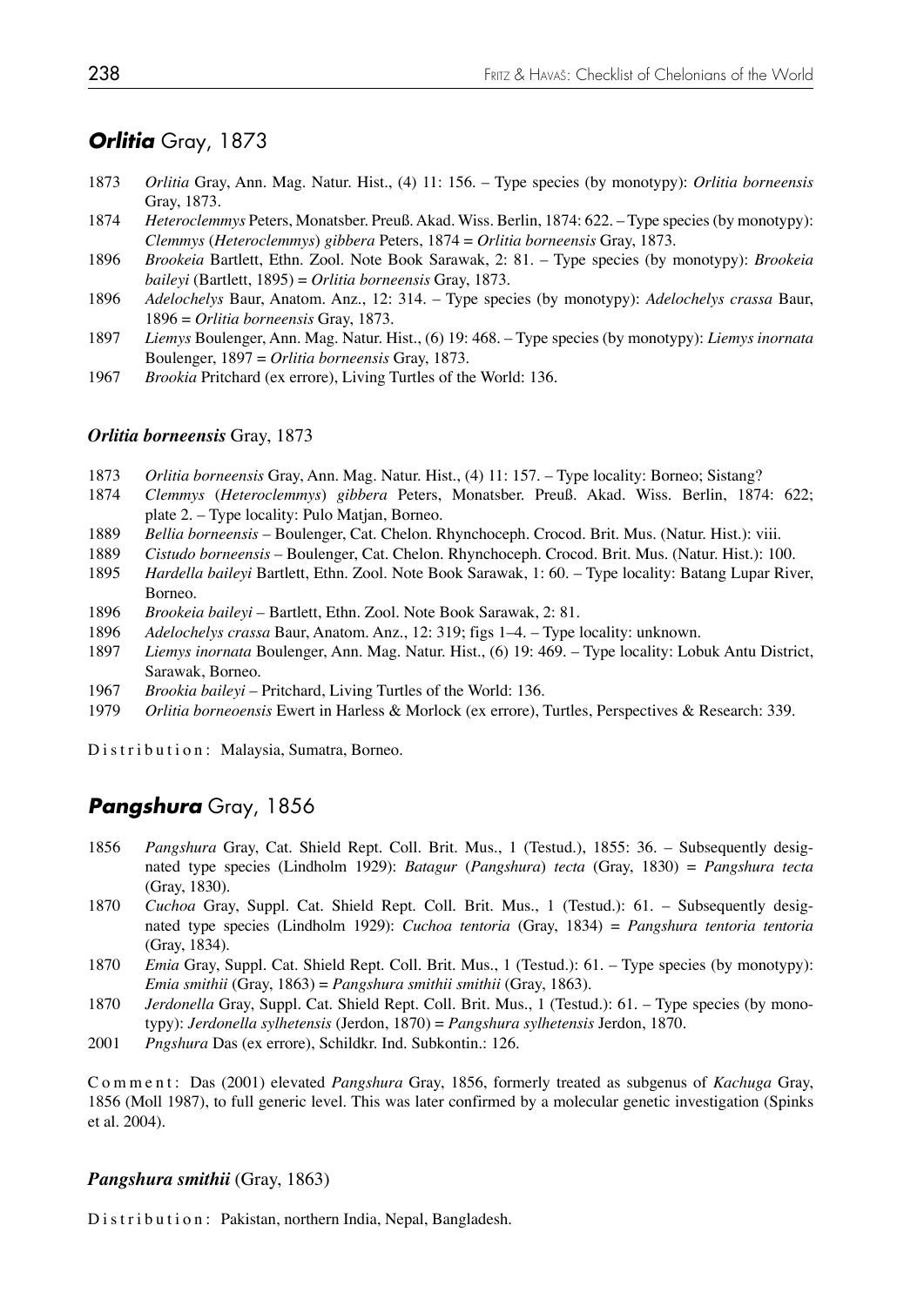## *Orlitia* Gray, 1873

1873 *Orlitia* Gray, Ann. Mag. Natur. Hist., (4) 11: 156. – Type species (by monotypy): *Orlitia borneensis* Gray, 1873.

1874 *Heteroclemmys* Peters, Monatsber. Preuß. Akad. Wiss. Berlin, 1874: 622. – Type species (by monotypy): *Clemmys* (*Heteroclemmys*) *gibbera* Peters, 1874 = *Orlitia borneensis* Gray, 1873.

1896 *Brookeia* Bartlett, Ethn. Zool. Note Book Sarawak, 2: 81. – Type species (by monotypy): *Brookeia baileyi* (Bartlett, 1895) = *Orlitia borneensis* Gray, 1873.

1896 *Adelochelys* Baur, Anatom. Anz., 12: 314. – Type species (by monotypy): *Adelochelys crassa* Baur, 1896 = *Orlitia borneensis* Gray, 1873.

1897 *Liemys* Boulenger, Ann. Mag. Natur. Hist., (6) 19: 468. – Type species (by monotypy): *Liemys inornata* Boulenger, 1897 = *Orlitia borneensis* Gray, 1873.

1967 *Brookia* Pritchard (ex errore), Living Turtles of the World: 136.

### *Orlitia borneensis* Gray, 1873

1873 *Orlitia borneensis* Gray, Ann. Mag. Natur. Hist., (4) 11: 157. – Type locality: Borneo; Sistang?

1874 *Clemmys* (*Heteroclemmys*) *gibbera* Peters, Monatsber. Preuß. Akad. Wiss. Berlin, 1874: 622; plate 2. – Type locality: Pulo Matjan, Borneo.

1889 *Bellia borneensis* – Boulenger, Cat. Chelon. Rhynchoceph. Crocod. Brit. Mus. (Natur. Hist.): viii.

1889 *Cistudo borneensis* – Boulenger, Cat. Chelon. Rhynchoceph. Crocod. Brit. Mus. (Natur. Hist.): 100.

1895 *Hardella baileyi* Bartlett, Ethn. Zool. Note Book Sarawak, 1: 60. – Type locality: Batang Lupar River, Borneo.

1896 *Brookeia baileyi* – Bartlett, Ethn. Zool. Note Book Sarawak, 2: 81.

1896 *Adelochelys crassa* Baur, Anatom. Anz., 12: 319; figs 1–4. – Type locality: unknown.

1897 *Liemys inornata* Boulenger, Ann. Mag. Natur. Hist., (6) 19: 469. – Type locality: Lobuk Antu District, Sarawak, Borneo.

1967 *Brookia baileyi* – Pritchard, Living Turtles of the World: 136.

1979 *Orlitia borneoensis* Ewert in Harless & Morlock (ex errore), Turtles, Perspectives & Research: 339.

Distribution: Malaysia, Sumatra, Borneo.

## *Pangshura* Gray, 1856

1856 *Pangshura* Gray, Cat. Shield Rept. Coll. Brit. Mus., 1 (Testud.), 1855: 36. – Subsequently designated type species (Lindholm 1929): *Batagur* (*Pangshura*) *tecta* (Gray, 1830) = *Pangshura tecta* (Gray, 1830).

1870 *Cuchoa* Gray, Suppl. Cat. Shield Rept. Coll. Brit. Mus., 1 (Testud.): 61. – Subsequently designated type species (Lindholm 1929): *Cuchoa tentoria* (Gray, 1834) = *Pangshura tentoria tentoria* (Gray, 1834).

1870 *Emia* Gray, Suppl. Cat. Shield Rept. Coll. Brit. Mus., 1 (Testud.): 61. – Type species (by monotypy): *Emia smithii* (Gray, 1863) = *Pangshura smithii smithii* (Gray, 1863).

1870 *Jerdonella* Gray, Suppl. Cat. Shield Rept. Coll. Brit. Mus., 1 (Testud.): 61. – Type species (by monotypy): *Jerdonella sylhetensis* (Jerdon, 1870) = *Pangshura sylhetensis* Jerdon, 1870.

2001 *Pngshura* Das (ex errore), Schildkr. Ind. Subkontin.: 126.

Comment: Das (2001) elevated *Pangshura* Gray, 1856, formerly treated as subgenus of *Kachuga* Gray, 1856 (Moll 1987), to full generic level. This was later confirmed by a molecular genetic investigation (Spinks et al. 2004).

### *Pangshura smithii* (Gray, 1863)

Distribution: Pakistan, northern India, Nepal, Bangladesh.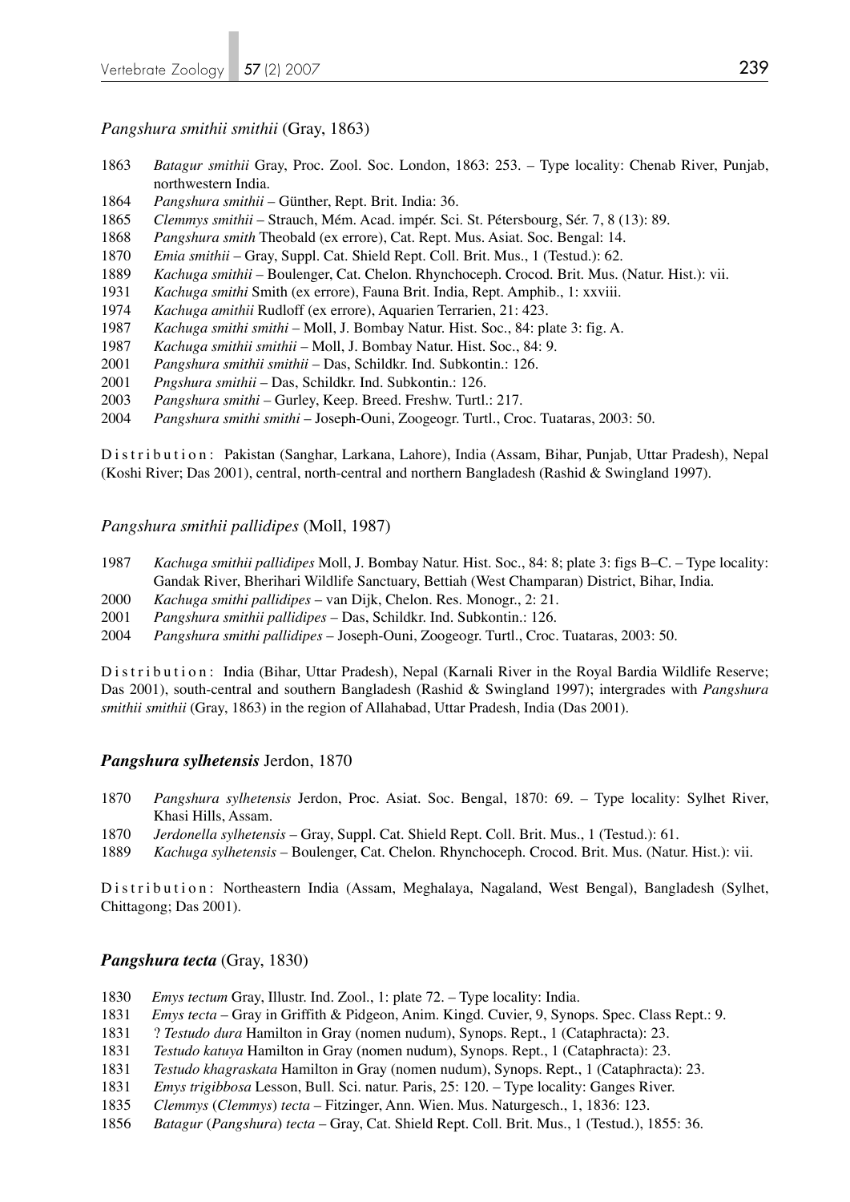### *Pangshura smithii smithii* (Gray, 1863)

1863 *Batagur smithii* Gray, Proc. Zool. Soc. London, 1863: 253. – Type locality: Chenab River, Punjab, northwestern India.
1864 *Pangshura smithii* – Günther, Rept. Brit. India: 36.
1865 *Clemmys smithii* – Strauch, Mém. Acad. impér. Sci. St. Pétersbourg, Sér. 7, 8 (13): 89.
1868 *Pangshura smith* Theobald (ex errore), Cat. Rept. Mus. Asiat. Soc. Bengal: 14.
1870 *Emia smithii* – Gray, Suppl. Cat. Shield Rept. Coll. Brit. Mus., 1 (Testud.): 62.
1889 *Kachuga smithii* – Boulenger, Cat. Chelon. Rhynchoceph. Crocod. Brit. Mus. (Natur. Hist.): vii.
1931 *Kachuga smithi* Smith (ex errore), Fauna Brit. India, Rept. Amphib., 1: xxviii.
1974 *Kachuga amithii* Rudloff (ex errore), Aquarien Terrarien, 21: 423.
1987 *Kachuga smithi smithi* – Moll, J. Bombay Natur. Hist. Soc., 84: plate 3: fig. A.
1987 *Kachuga smithii smithii* – Moll, J. Bombay Natur. Hist. Soc., 84: 9.
2001 *Pangshura smithii smithii* – Das, Schildkr. Ind. Subkontin.: 126.
2001 *Pngshura smithii* – Das, Schildkr. Ind. Subkontin.: 126.
2003 *Pangshura smithi* – Gurley, Keep. Breed. Freshw. Turtl.: 217.
2004 *Pangshura smithi smithi* – Joseph-Ouni, Zoogeogr. Turtl., Croc. Tuataras, 2003: 50.

Distribution: Pakistan (Sanghar, Larkana, Lahore), India (Assam, Bihar, Punjab, Uttar Pradesh), Nepal (Koshi River; Das 2001), central, north-central and northern Bangladesh (Rashid & Swingland 1997).

### *Pangshura smithii pallidipes* (Moll, 1987)

1987 *Kachuga smithii pallidipes* Moll, J. Bombay Natur. Hist. Soc., 84: 8; plate 3: figs B–C. – Type locality: Gandak River, Bherihari Wildlife Sanctuary, Bettiah (West Champaran) District, Bihar, India.
2000 *Kachuga smithi pallidipes* – van Dijk, Chelon. Res. Monogr., 2: 21.
2001 *Pangshura smithii pallidipes* – Das, Schildkr. Ind. Subkontin.: 126.
2004 *Pangshura smithi pallidipes* – Joseph-Ouni, Zoogeogr. Turtl., Croc. Tuataras, 2003: 50.

Distribution: India (Bihar, Uttar Pradesh), Nepal (Karnali River in the Royal Bardia Wildlife Reserve; Das 2001), south-central and southern Bangladesh (Rashid & Swingland 1997); intergrades with *Pangshura smithii smithii* (Gray, 1863) in the region of Allahabad, Uttar Pradesh, India (Das 2001).

### ***Pangshura sylhetensis*** Jerdon, 1870

1870 *Pangshura sylhetensis* Jerdon, Proc. Asiat. Soc. Bengal, 1870: 69. – Type locality: Sylhet River, Khasi Hills, Assam.
1870 *Jerdonella sylhetensis* – Gray, Suppl. Cat. Shield Rept. Coll. Brit. Mus., 1 (Testud.): 61.
1889 *Kachuga sylhetensis* – Boulenger, Cat. Chelon. Rhynchoceph. Crocod. Brit. Mus. (Natur. Hist.): vii.

Distribution: Northeastern India (Assam, Meghalaya, Nagaland, West Bengal), Bangladesh (Sylhet, Chittagong; Das 2001).

### ***Pangshura tecta*** (Gray, 1830)

1830 *Emys tectum* Gray, Illustr. Ind. Zool., 1: plate 72. – Type locality: India.
1831 *Emys tecta* – Gray in Griffith & Pidgeon, Anim. Kingd. Cuvier, 9, Synops. Spec. Class Rept.: 9.
1831 ? *Testudo dura* Hamilton in Gray (nomen nudum), Synops. Rept., 1 (Cataphracta): 23.
1831 *Testudo katuya* Hamilton in Gray (nomen nudum), Synops. Rept., 1 (Cataphracta): 23.
1831 *Testudo khagraskata* Hamilton in Gray (nomen nudum), Synops. Rept., 1 (Cataphracta): 23.
1831 *Emys trigibbosa* Lesson, Bull. Sci. natur. Paris, 25: 120. – Type locality: Ganges River.
1835 *Clemmys* (*Clemmys*) *tecta* – Fitzinger, Ann. Wien. Mus. Naturgesch., 1, 1836: 123.
1856 *Batagur* (*Pangshura*) *tecta* – Gray, Cat. Shield Rept. Coll. Brit. Mus., 1 (Testud.), 1855: 36.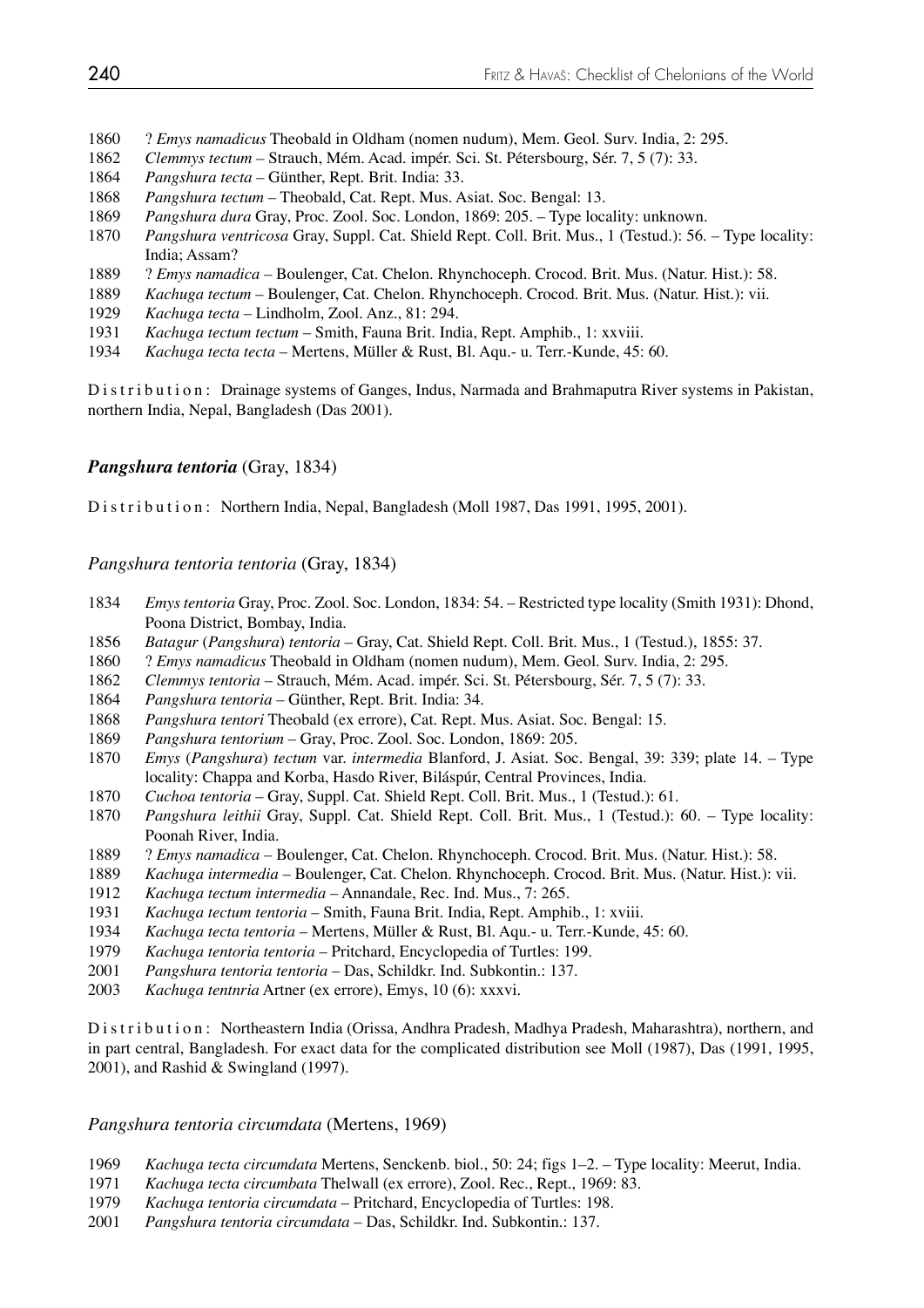1860 ? *Emys namadicus* Theobald in Oldham (nomen nudum), Mem. Geol. Surv. India, 2: 295.
1862 *Clemmys tectum* – Strauch, Mém. Acad. impér. Sci. St. Pétersbourg, Sér. 7, 5 (7): 33.
1864 *Pangshura tecta* – Günther, Rept. Brit. India: 33.
1868 *Pangshura tectum* – Theobald, Cat. Rept. Mus. Asiat. Soc. Bengal: 13.
1869 *Pangshura dura* Gray, Proc. Zool. Soc. London, 1869: 205. – Type locality: unknown.
1870 *Pangshura ventricosa* Gray, Suppl. Cat. Shield Rept. Coll. Brit. Mus., 1 (Testud.): 56. – Type locality: India; Assam?
1889 ? *Emys namadica* – Boulenger, Cat. Chelon. Rhynchoceph. Crocod. Brit. Mus. (Natur. Hist.): 58.
1889 *Kachuga tectum* – Boulenger, Cat. Chelon. Rhynchoceph. Crocod. Brit. Mus. (Natur. Hist.): vii.
1929 *Kachuga tecta* – Lindholm, Zool. Anz., 81: 294.
1931 *Kachuga tectum tectum* – Smith, Fauna Brit. India, Rept. Amphib., 1: xxviii.
1934 *Kachuga tecta tecta* – Mertens, Müller & Rust, Bl. Aqu.- u. Terr.-Kunde, 45: 60.

Distribution: Drainage systems of Ganges, Indus, Narmada and Brahmaputra River systems in Pakistan, northern India, Nepal, Bangladesh (Das 2001).

### ***Pangshura tentoria*** (Gray, 1834)

Distribution: Northern India, Nepal, Bangladesh (Moll 1987, Das 1991, 1995, 2001).

#### *Pangshura tentoria tentoria* (Gray, 1834)

1834 *Emys tentoria* Gray, Proc. Zool. Soc. London, 1834: 54. – Restricted type locality (Smith 1931): Dhond, Poona District, Bombay, India.
1856 *Batagur* (*Pangshura*) *tentoria* – Gray, Cat. Shield Rept. Coll. Brit. Mus., 1 (Testud.), 1855: 37.
1860 ? *Emys namadicus* Theobald in Oldham (nomen nudum), Mem. Geol. Surv. India, 2: 295.
1862 *Clemmys tentoria* – Strauch, Mém. Acad. impér. Sci. St. Pétersbourg, Sér. 7, 5 (7): 33.
1864 *Pangshura tentoria* – Günther, Rept. Brit. India: 34.
1868 *Pangshura tentori* Theobald (ex errore), Cat. Rept. Mus. Asiat. Soc. Bengal: 15.
1869 *Pangshura tentorium* – Gray, Proc. Zool. Soc. London, 1869: 205.
1870 *Emys* (*Pangshura*) *tectum* var. *intermedia* Blanford, J. Asiat. Soc. Bengal, 39: 339; plate 14. – Type locality: Chappa and Korba, Hasdo River, Biláspúr, Central Provinces, India.
1870 *Cuchoa tentoria* – Gray, Suppl. Cat. Shield Rept. Coll. Brit. Mus., 1 (Testud.): 61.
1870 *Pangshura leithii* Gray, Suppl. Cat. Shield Rept. Coll. Brit. Mus., 1 (Testud.): 60. – Type locality: Poonah River, India.
1889 ? *Emys namadica* – Boulenger, Cat. Chelon. Rhynchoceph. Crocod. Brit. Mus. (Natur. Hist.): 58.
1889 *Kachuga intermedia* – Boulenger, Cat. Chelon. Rhynchoceph. Crocod. Brit. Mus. (Natur. Hist.): vii.
1912 *Kachuga tectum intermedia* – Annandale, Rec. Ind. Mus., 7: 265.
1931 *Kachuga tectum tentoria* – Smith, Fauna Brit. India, Rept. Amphib., 1: xviii.
1934 *Kachuga tecta tentoria* – Mertens, Müller & Rust, Bl. Aqu.- u. Terr.-Kunde, 45: 60.
1979 *Kachuga tentoria tentoria* – Pritchard, Encyclopedia of Turtles: 199.
2001 *Pangshura tentoria tentoria* – Das, Schildkr. Ind. Subkontin.: 137.
2003 *Kachuga tentnria* Artner (ex errore), Emys, 10 (6): xxxvi.

Distribution: Northeastern India (Orissa, Andhra Pradesh, Madhya Pradesh, Maharashtra), northern, and in part central, Bangladesh. For exact data for the complicated distribution see Moll (1987), Das (1991, 1995, 2001), and Rashid & Swingland (1997).

#### *Pangshura tentoria circumdata* (Mertens, 1969)

1969 *Kachuga tecta circumdata* Mertens, Senckenb. biol., 50: 24; figs 1–2. – Type locality: Meerut, India.
1971 *Kachuga tecta circumbata* Thelwall (ex errore), Zool. Rec., Rept., 1969: 83.
1979 *Kachuga tentoria circumdata* – Pritchard, Encyclopedia of Turtles: 198.
2001 *Pangshura tentoria circumdata* – Das, Schildkr. Ind. Subkontin.: 137.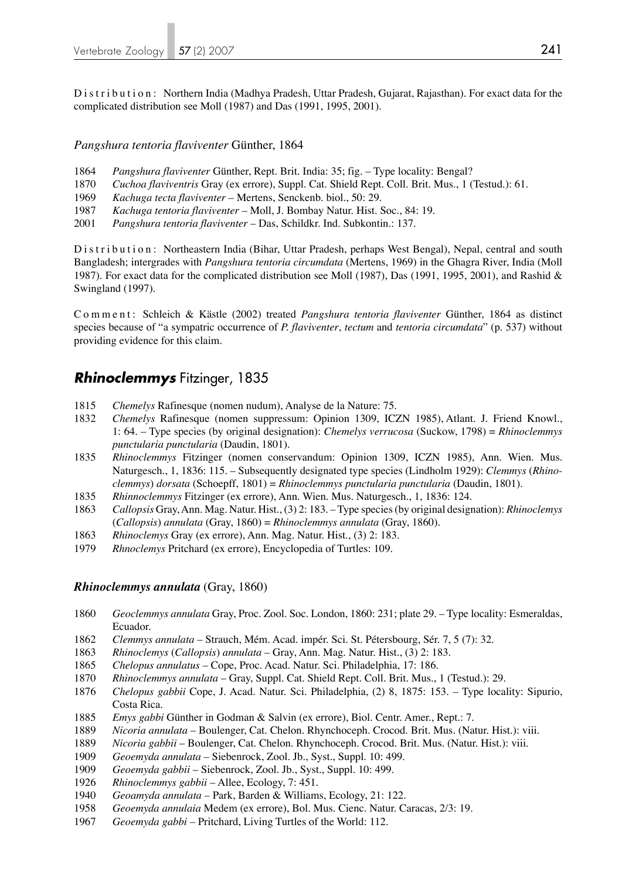D i s t r i b u t i o n : Northern India (Madhya Pradesh, Uttar Pradesh, Gujarat, Rajasthan). For exact data for the complicated distribution see Moll (1987) and Das (1991, 1995, 2001).

*Pangshura tentoria flaviventer* Günther, 1864

1864 *Pangshura flaviventer* Günther, Rept. Brit. India: 35; fig. – Type locality: Bengal?
1870 *Cuchoa flaviventris* Gray (ex errore), Suppl. Cat. Shield Rept. Coll. Brit. Mus., 1 (Testud.): 61.
1969 *Kachuga tecta flaviventer* – Mertens, Senckenb. biol., 50: 29.
1987 *Kachuga tentoria flaviventer* – Moll, J. Bombay Natur. Hist. Soc., 84: 19.
2001 *Pangshura tentoria flaviventer* – Das, Schildkr. Ind. Subkontin.: 137.

D i s t r i b u t i o n : Northeastern India (Bihar, Uttar Pradesh, perhaps West Bengal), Nepal, central and south Bangladesh; intergrades with *Pangshura tentoria circumdata* (Mertens, 1969) in the Ghagra River, India (Moll 1987). For exact data for the complicated distribution see Moll (1987), Das (1991, 1995, 2001), and Rashid & Swingland (1997).

C o m m e n t : Schleich & Kästle (2002) treated *Pangshura tentoria flaviventer* Günther, 1864 as distinct species because of "a sympatric occurrence of *P. flaviventer*, *tectum* and *tentoria circumdata*" (p. 537) without providing evidence for this claim.

## ***Rhinoclemmys*** Fitzinger, 1835

1815 *Chemelys* Rafinesque (nomen nudum), Analyse de la Nature: 75.
1832 *Chemelys* Rafinesque (nomen suppressum: Opinion 1309, ICZN 1985), Atlant. J. Friend Knowl., 1: 64. – Type species (by original designation): *Chemelys verrucosa* (Suckow, 1798) = *Rhinoclemmys punctularia punctularia* (Daudin, 1801).
1835 *Rhinoclemmys* Fitzinger (nomen conservandum: Opinion 1309, ICZN 1985), Ann. Wien. Mus. Naturgesch., 1, 1836: 115. – Subsequently designated type species (Lindholm 1929): *Clemmys* (*Rhinoclemmys*) *dorsata* (Schoepff, 1801) = *Rhinoclemmys punctularia punctularia* (Daudin, 1801).
1835 *Rhinnoclemmys* Fitzinger (ex errore), Ann. Wien. Mus. Naturgesch., 1, 1836: 124.
1863 *Callopsis* Gray, Ann. Mag. Natur. Hist., (3) 2: 183. – Type species (by original designation): *Rhinoclemys* (*Callopsis*) *annulata* (Gray, 1860) = *Rhinoclemmys annulata* (Gray, 1860).
1863 *Rhinoclemys* Gray (ex errore), Ann. Mag. Natur. Hist., (3) 2: 183.
1979 *Rhnoclemys* Pritchard (ex errore), Encyclopedia of Turtles: 109.

### ***Rhinoclemmys annulata*** (Gray, 1860)

1860 *Geoclemmys annulata* Gray, Proc. Zool. Soc. London, 1860: 231; plate 29. – Type locality: Esmeraldas, Ecuador.
1862 *Clemmys annulata* – Strauch, Mém. Acad. impér. Sci. St. Pétersbourg, Sér. 7, 5 (7): 32.
1863 *Rhinoclemys* (*Callopsis*) *annulata* – Gray, Ann. Mag. Natur. Hist., (3) 2: 183.
1865 *Chelopus annulatus* – Cope, Proc. Acad. Natur. Sci. Philadelphia, 17: 186.
1870 *Rhinoclemmys annulata* – Gray, Suppl. Cat. Shield Rept. Coll. Brit. Mus., 1 (Testud.): 29.
1876 *Chelopus gabbii* Cope, J. Acad. Natur. Sci. Philadelphia, (2) 8, 1875: 153. – Type locality: Sipurio, Costa Rica.
1885 *Emys gabbi* Günther in Godman & Salvin (ex errore), Biol. Centr. Amer., Rept.: 7.
1889 *Nicoria annulata* – Boulenger, Cat. Chelon. Rhynchoceph. Crocod. Brit. Mus. (Natur. Hist.): viii.
1889 *Nicoria gabbii* – Boulenger, Cat. Chelon. Rhynchoceph. Crocod. Brit. Mus. (Natur. Hist.): viii.
1909 *Geoemyda annulata* – Siebenrock, Zool. Jb., Syst., Suppl. 10: 499.
1909 *Geoemyda gabbii* – Siebenrock, Zool. Jb., Syst., Suppl. 10: 499.
1926 *Rhinoclemmys gabbii* – Allee, Ecology, 7: 451.
1940 *Geoamyda annulata* – Park, Barden & Williams, Ecology, 21: 122.
1958 *Geoemyda annulaia* Medem (ex errore), Bol. Mus. Cienc. Natur. Caracas, 2/3: 19.
1967 *Geoemyda gabbi* – Pritchard, Living Turtles of the World: 112.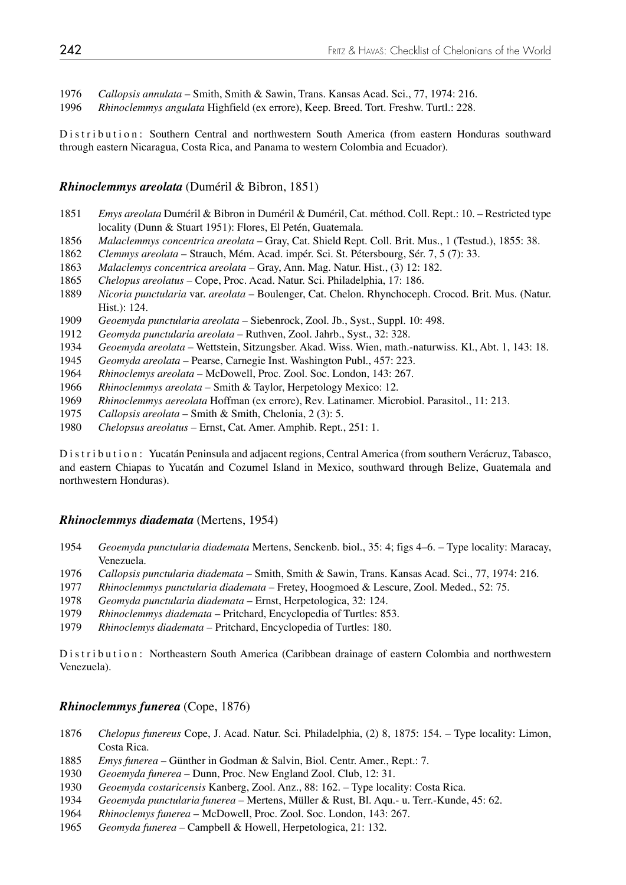1976 *Callopsis annulata* – Smith, Smith & Sawin, Trans. Kansas Acad. Sci., 77, 1974: 216.
1996 *Rhinoclemmys angulata* Highfield (ex errore), Keep. Breed. Tort. Freshw. Turtl.: 228.

Distribution: Southern Central and northwestern South America (from eastern Honduras southward through eastern Nicaragua, Costa Rica, and Panama to western Colombia and Ecuador).

### *Rhinoclemmys areolata* (Duméril & Bibron, 1851)

1851 *Emys areolata* Duméril & Bibron in Duméril & Duméril, Cat. méthod. Coll. Rept.: 10. – Restricted type locality (Dunn & Stuart 1951): Flores, El Petén, Guatemala.
1856 *Malaclemmys concentrica areolata* – Gray, Cat. Shield Rept. Coll. Brit. Mus., 1 (Testud.), 1855: 38.
1862 *Clemmys areolata* – Strauch, Mém. Acad. impér. Sci. St. Pétersbourg, Sér. 7, 5 (7): 33.
1863 *Malaclemys concentrica areolata* – Gray, Ann. Mag. Natur. Hist., (3) 12: 182.
1865 *Chelopus areolatus* – Cope, Proc. Acad. Natur. Sci. Philadelphia, 17: 186.
1889 *Nicoria punctularia* var. *areolata* – Boulenger, Cat. Chelon. Rhynchoceph. Crocod. Brit. Mus. (Natur. Hist.): 124.
1909 *Geoemyda punctularia areolata* – Siebenrock, Zool. Jb., Syst., Suppl. 10: 498.
1912 *Geomyda punctularia areolata* – Ruthven, Zool. Jahrb., Syst., 32: 328.
1934 *Geoemyda areolata* – Wettstein, Sitzungsber. Akad. Wiss. Wien, math.-naturwiss. Kl., Abt. 1, 143: 18.
1945 *Geomyda areolata* – Pearse, Carnegie Inst. Washington Publ., 457: 223.
1964 *Rhinoclemys areolata* – McDowell, Proc. Zool. Soc. London, 143: 267.
1966 *Rhinoclemmys areolata* – Smith & Taylor, Herpetology Mexico: 12.
1969 *Rhinoclemmys aereolata* Hoffman (ex errore), Rev. Latinamer. Microbiol. Parasitol., 11: 213.
1975 *Callopsis areolata* – Smith & Smith, Chelonia, 2 (3): 5.
1980 *Chelopsus areolatus* – Ernst, Cat. Amer. Amphib. Rept., 251: 1.

Distribution: Yucatán Peninsula and adjacent regions, Central America (from southern Verácruz, Tabasco, and eastern Chiapas to Yucatán and Cozumel Island in Mexico, southward through Belize, Guatemala and northwestern Honduras).

### *Rhinoclemmys diademata* (Mertens, 1954)

1954 *Geoemyda punctularia diademata* Mertens, Senckenb. biol., 35: 4; figs 4–6. – Type locality: Maracay, Venezuela.
1976 *Callopsis punctularia diademata* – Smith, Smith & Sawin, Trans. Kansas Acad. Sci., 77, 1974: 216.
1977 *Rhinoclemmys punctularia diademata* – Fretey, Hoogmoed & Lescure, Zool. Meded., 52: 75.
1978 *Geomyda punctularia diademata* – Ernst, Herpetologica, 32: 124.
1979 *Rhinoclemmys diademata* – Pritchard, Encyclopedia of Turtles: 853.
1979 *Rhinoclemys diademata* – Pritchard, Encyclopedia of Turtles: 180.

Distribution: Northeastern South America (Caribbean drainage of eastern Colombia and northwestern Venezuela).

### *Rhinoclemmys funerea* (Cope, 1876)

1876 *Chelopus funereus* Cope, J. Acad. Natur. Sci. Philadelphia, (2) 8, 1875: 154. – Type locality: Limon, Costa Rica.
1885 *Emys funerea* – Günther in Godman & Salvin, Biol. Centr. Amer., Rept.: 7.
1930 *Geoemyda funerea* – Dunn, Proc. New England Zool. Club, 12: 31.
1930 *Geoemyda costaricensis* Kanberg, Zool. Anz., 88: 162. – Type locality: Costa Rica.
1934 *Geoemyda punctularia funerea* – Mertens, Müller & Rust, Bl. Aqu.- u. Terr.-Kunde, 45: 62.
1964 *Rhinoclemys funerea* – McDowell, Proc. Zool. Soc. London, 143: 267.
1965 *Geomyda funerea* – Campbell & Howell, Herpetologica, 21: 132.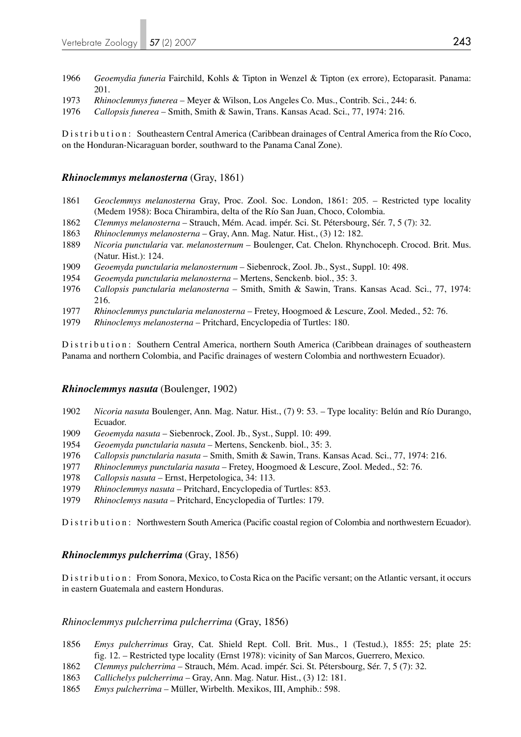1966 *Geoemydia funeria* Fairchild, Kohls & Tipton in Wenzel & Tipton (ex errore), Ectoparasit. Panama: 201.
1973 *Rhinoclemmys funerea* – Meyer & Wilson, Los Angeles Co. Mus., Contrib. Sci., 244: 6.
1976 *Callopsis funerea* – Smith, Smith & Sawin, Trans. Kansas Acad. Sci., 77, 1974: 216.

Distribution: Southeastern Central America (Caribbean drainages of Central America from the Río Coco, on the Honduran-Nicaraguan border, southward to the Panama Canal Zone).

### *Rhinoclemmys melanosterna* (Gray, 1861)

1861 *Geoclemmys melanosterna* Gray, Proc. Zool. Soc. London, 1861: 205. – Restricted type locality (Medem 1958): Boca Chirambira, delta of the Río San Juan, Choco, Colombia.
1862 *Clemmys melanosterna* – Strauch, Mém. Acad. impér. Sci. St. Pétersbourg, Sér. 7, 5 (7): 32.
1863 *Rhinoclemmys melanosterna* – Gray, Ann. Mag. Natur. Hist., (3) 12: 182.
1889 *Nicoria punctularia* var. *melanosternum* – Boulenger, Cat. Chelon. Rhynchoceph. Crocod. Brit. Mus. (Natur. Hist.): 124.
1909 *Geoemyda punctularia melanosternum* – Siebenrock, Zool. Jb., Syst., Suppl. 10: 498.
1954 *Geoemyda punctularia melanosterna* – Mertens, Senckenb. biol., 35: 3.
1976 *Callopsis punctularia melanosterna* – Smith, Smith & Sawin, Trans. Kansas Acad. Sci., 77, 1974: 216.
1977 *Rhinoclemmys punctularia melanosterna* – Fretey, Hoogmoed & Lescure, Zool. Meded., 52: 76.
1979 *Rhinoclemys melanosterna* – Pritchard, Encyclopedia of Turtles: 180.

Distribution: Southern Central America, northern South America (Caribbean drainages of southeastern Panama and northern Colombia, and Pacific drainages of western Colombia and northwestern Ecuador).

### *Rhinoclemmys nasuta* (Boulenger, 1902)

1902 *Nicoria nasuta* Boulenger, Ann. Mag. Natur. Hist., (7) 9: 53. – Type locality: Belún and Río Durango, Ecuador.
1909 *Geoemyda nasuta* – Siebenrock, Zool. Jb., Syst., Suppl. 10: 499.
1954 *Geoemyda punctularia nasuta* – Mertens, Senckenb. biol., 35: 3.
1976 *Callopsis punctularia nasuta* – Smith, Smith & Sawin, Trans. Kansas Acad. Sci., 77, 1974: 216.
1977 *Rhinoclemmys punctularia nasuta* – Fretey, Hoogmoed & Lescure, Zool. Meded., 52: 76.
1978 *Callopsis nasuta* – Ernst, Herpetologica, 34: 113.
1979 *Rhinoclemmys nasuta* – Pritchard, Encyclopedia of Turtles: 853.
1979 *Rhinoclemys nasuta* – Pritchard, Encyclopedia of Turtles: 179.

Distribution: Northwestern South America (Pacific coastal region of Colombia and northwestern Ecuador).

### *Rhinoclemmys pulcherrima* (Gray, 1856)

Distribution: From Sonora, Mexico, to Costa Rica on the Pacific versant; on the Atlantic versant, it occurs in eastern Guatemala and eastern Honduras.

#### *Rhinoclemmys pulcherrima pulcherrima* (Gray, 1856)

1856 *Emys pulcherrimus* Gray, Cat. Shield Rept. Coll. Brit. Mus., 1 (Testud.), 1855: 25; plate 25: fig. 12. – Restricted type locality (Ernst 1978): vicinity of San Marcos, Guerrero, Mexico.
1862 *Clemmys pulcherrima* – Strauch, Mém. Acad. impér. Sci. St. Pétersbourg, Sér. 7, 5 (7): 32.
1863 *Callichelys pulcherrima* – Gray, Ann. Mag. Natur. Hist., (3) 12: 181.
1865 *Emys pulcherrima* – Müller, Wirbelth. Mexikos, III, Amphib.: 598.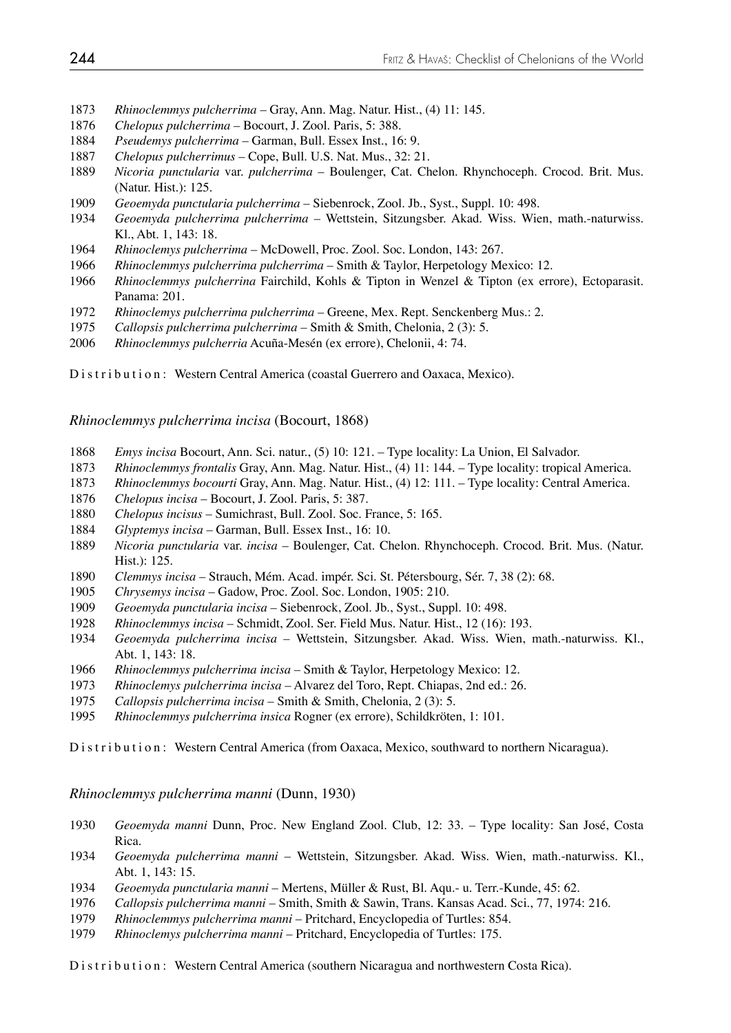1873 *Rhinoclemmys pulcherrima* – Gray, Ann. Mag. Natur. Hist., (4) 11: 145.
1876 *Chelopus pulcherrima* – Bocourt, J. Zool. Paris, 5: 388.
1884 *Pseudemys pulcherrima* – Garman, Bull. Essex Inst., 16: 9.
1887 *Chelopus pulcherrimus* – Cope, Bull. U.S. Nat. Mus., 32: 21.
1889 *Nicoria punctularia* var. *pulcherrima* – Boulenger, Cat. Chelon. Rhynchoceph. Crocod. Brit. Mus. (Natur. Hist.): 125.
1909 *Geoemyda punctularia pulcherrima* – Siebenrock, Zool. Jb., Syst., Suppl. 10: 498.
1934 *Geoemyda pulcherrima pulcherrima* – Wettstein, Sitzungsber. Akad. Wiss. Wien, math.-naturwiss. Kl., Abt. 1, 143: 18.
1964 *Rhinoclemys pulcherrima* – McDowell, Proc. Zool. Soc. London, 143: 267.
1966 *Rhinoclemmys pulcherrima pulcherrima* – Smith & Taylor, Herpetology Mexico: 12.
1966 *Rhinoclemmys pulcherrina* Fairchild, Kohls & Tipton in Wenzel & Tipton (ex errore), Ectoparasit. Panama: 201.
1972 *Rhinoclemys pulcherrima pulcherrima* – Greene, Mex. Rept. Senckenberg Mus.: 2.
1975 *Callopsis pulcherrima pulcherrima* – Smith & Smith, Chelonia, 2 (3): 5.
2006 *Rhinoclemmys pulcherria* Acuña-Mesén (ex errore), Chelonii, 4: 74.

Distribution: Western Central America (coastal Guerrero and Oaxaca, Mexico).

### *Rhinoclemmys pulcherrima incisa* (Bocourt, 1868)

1868 *Emys incisa* Bocourt, Ann. Sci. natur., (5) 10: 121. – Type locality: La Union, El Salvador.
1873 *Rhinoclemmys frontalis* Gray, Ann. Mag. Natur. Hist., (4) 11: 144. – Type locality: tropical America.
1873 *Rhinoclemmys bocourti* Gray, Ann. Mag. Natur. Hist., (4) 12: 111. – Type locality: Central America.
1876 *Chelopus incisa* – Bocourt, J. Zool. Paris, 5: 387.
1880 *Chelopus incisus* – Sumichrast, Bull. Zool. Soc. France, 5: 165.
1884 *Glyptemys incisa* – Garman, Bull. Essex Inst., 16: 10.
1889 *Nicoria punctularia* var. *incisa* – Boulenger, Cat. Chelon. Rhynchoceph. Crocod. Brit. Mus. (Natur. Hist.): 125.
1890 *Clemmys incisa* – Strauch, Mém. Acad. impér. Sci. St. Pétersbourg, Sér. 7, 38 (2): 68.
1905 *Chrysemys incisa* – Gadow, Proc. Zool. Soc. London, 1905: 210.
1909 *Geoemyda punctularia incisa* – Siebenrock, Zool. Jb., Syst., Suppl. 10: 498.
1928 *Rhinoclemmys incisa* – Schmidt, Zool. Ser. Field Mus. Natur. Hist., 12 (16): 193.
1934 *Geoemyda pulcherrima incisa* – Wettstein, Sitzungsber. Akad. Wiss. Wien, math.-naturwiss. Kl., Abt. 1, 143: 18.
1966 *Rhinoclemmys pulcherrima incisa* – Smith & Taylor, Herpetology Mexico: 12.
1973 *Rhinoclemys pulcherrima incisa* – Alvarez del Toro, Rept. Chiapas, 2nd ed.: 26.
1975 *Callopsis pulcherrima incisa* – Smith & Smith, Chelonia, 2 (3): 5.
1995 *Rhinoclemmys pulcherrima insica* Rogner (ex errore), Schildkröten, 1: 101.

Distribution: Western Central America (from Oaxaca, Mexico, southward to northern Nicaragua).

### *Rhinoclemmys pulcherrima manni* (Dunn, 1930)

1930 *Geoemyda manni* Dunn, Proc. New England Zool. Club, 12: 33. – Type locality: San José, Costa Rica.
1934 *Geoemyda pulcherrima manni* – Wettstein, Sitzungsber. Akad. Wiss. Wien, math.-naturwiss. Kl., Abt. 1, 143: 15.
1934 *Geoemyda punctularia manni* – Mertens, Müller & Rust, Bl. Aqu.- u. Terr.-Kunde, 45: 62.
1976 *Callopsis pulcherrima manni* – Smith, Smith & Sawin, Trans. Kansas Acad. Sci., 77, 1974: 216.
1979 *Rhinoclemmys pulcherrima manni* – Pritchard, Encyclopedia of Turtles: 854.
1979 *Rhinoclemys pulcherrima manni* – Pritchard, Encyclopedia of Turtles: 175.

Distribution: Western Central America (southern Nicaragua and northwestern Costa Rica).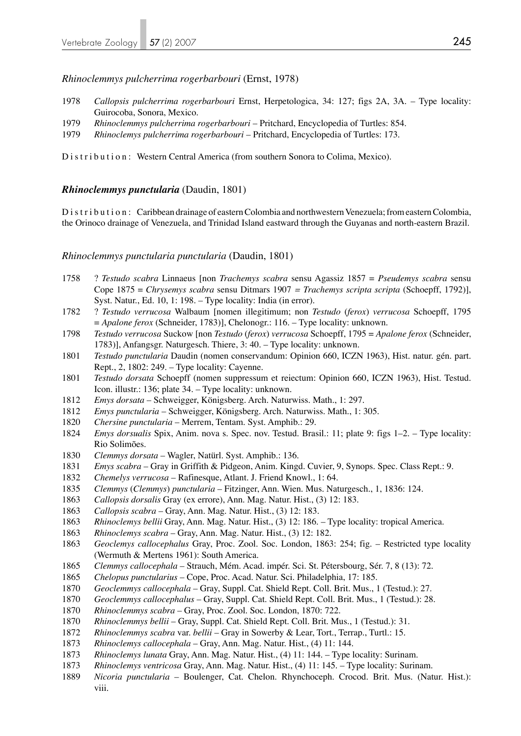### *Rhinoclemmys pulcherrima rogerbarbouri* (Ernst, 1978)

1978 *Callopsis pulcherrima rogerbarbouri* Ernst, Herpetologica, 34: 127; figs 2A, 3A. – Type locality: Guirocoba, Sonora, Mexico.
1979 *Rhinoclemmys pulcherrima rogerbarbouri* – Pritchard, Encyclopedia of Turtles: 854.
1979 *Rhinoclemys pulcherrima rogerbarbouri* – Pritchard, Encyclopedia of Turtles: 173.

Distribution: Western Central America (from southern Sonora to Colima, Mexico).

## ***Rhinoclemmys punctularia*** **(Daudin, 1801)**

Distribution: Caribbean drainage of eastern Colombia and northwestern Venezuela; from eastern Colombia, the Orinoco drainage of Venezuela, and Trinidad Island eastward through the Guyanas and north-eastern Brazil.

### *Rhinoclemmys punctularia punctularia* (Daudin, 1801)

1758 ? *Testudo scabra* Linnaeus [non *Trachemys scabra* sensu Agassiz 1857 = *Pseudemys scabra* sensu Cope 1875 = *Chrysemys scabra* sensu Ditmars 1907 = *Trachemys scripta scripta* (Schoepff, 1792)], Syst. Natur., Ed. 10, 1: 198. – Type locality: India (in error).
1782 ? *Testudo verrucosa* Walbaum [nomen illegitimum; non *Testudo* (*ferox*) *verrucosa* Schoepff, 1795 = *Apalone ferox* (Schneider, 1783)], Chelonogr.: 116. – Type locality: unknown.
1798 *Testudo verrucosa* Suckow [non *Testudo* (*ferox*) *verrucosa* Schoepff, 1795 = *Apalone ferox* (Schneider, 1783)], Anfangsgr. Naturgesch. Thiere, 3: 40. – Type locality: unknown.
1801 *Testudo punctularia* Daudin (nomen conservandum: Opinion 660, ICZN 1963), Hist. natur. gén. part. Rept., 2, 1802: 249. – Type locality: Cayenne.
1801 *Testudo dorsata* Schoepff (nomen suppressum et reiectum: Opinion 660, ICZN 1963), Hist. Testud. Icon. illustr.: 136; plate 34. – Type locality: unknown.
1812 *Emys dorsata* – Schweigger, Königsberg. Arch. Naturwiss. Math., 1: 297.
1812 *Emys punctularia* – Schweigger, Königsberg. Arch. Naturwiss. Math., 1: 305.
1820 *Chersine punctularia* – Merrem, Tentam. Syst. Amphib.: 29.
1824 *Emys dorsualis* Spix, Anim. nova s. Spec. nov. Testud. Brasil.: 11; plate 9: figs 1–2. – Type locality: Rio Solimões.
1830 *Clemmys dorsata* – Wagler, Natürl. Syst. Amphib.: 136.
1831 *Emys scabra* – Gray in Griffith & Pidgeon, Anim. Kingd. Cuvier, 9, Synops. Spec. Class Rept.: 9.
1832 *Chemelys verrucosa* – Rafinesque, Atlant. J. Friend Knowl., 1: 64.
1835 *Clemmys* (*Clemmys*) *punctularia* – Fitzinger, Ann. Wien. Mus. Naturgesch., 1, 1836: 124.
1863 *Callopsis dorsalis* Gray (ex errore), Ann. Mag. Natur. Hist., (3) 12: 183.
1863 *Callopsis scabra* – Gray, Ann. Mag. Natur. Hist., (3) 12: 183.
1863 *Rhinoclemys bellii* Gray, Ann. Mag. Natur. Hist., (3) 12: 186. – Type locality: tropical America.
1863 *Rhinoclemys scabra* – Gray, Ann. Mag. Natur. Hist., (3) 12: 182.
1863 *Geoclemys callocephalus* Gray, Proc. Zool. Soc. London, 1863: 254; fig. – Restricted type locality (Wermuth & Mertens 1961): South America.
1865 *Clemmys callocephala* – Strauch, Mém. Acad. impér. Sci. St. Pétersbourg, Sér. 7, 8 (13): 72.
1865 *Chelopus punctularius* – Cope, Proc. Acad. Natur. Sci. Philadelphia, 17: 185.
1870 *Geoclemmys callocephala* – Gray, Suppl. Cat. Shield Rept. Coll. Brit. Mus., 1 (Testud.): 27.
1870 *Geoclemmys callocephalus* – Gray, Suppl. Cat. Shield Rept. Coll. Brit. Mus., 1 (Testud.): 28.
1870 *Rhinoclemmys scabra* – Gray, Proc. Zool. Soc. London, 1870: 722.
1870 *Rhinoclemmys bellii* – Gray, Suppl. Cat. Shield Rept. Coll. Brit. Mus., 1 (Testud.): 31.
1872 *Rhinoclemmys scabra* var. *bellii* – Gray in Sowerby & Lear, Tort., Terrap., Turtl.: 15.
1873 *Rhinoclemys callocephala* – Gray, Ann. Mag. Natur. Hist., (4) 11: 144.
1873 *Rhinoclemys lunata* Gray, Ann. Mag. Natur. Hist., (4) 11: 144. – Type locality: Surinam.
1873 *Rhinoclemys ventricosa* Gray, Ann. Mag. Natur. Hist., (4) 11: 145. – Type locality: Surinam.
1889 *Nicoria punctularia* – Boulenger, Cat. Chelon. Rhynchoceph. Crocod. Brit. Mus. (Natur. Hist.): viii.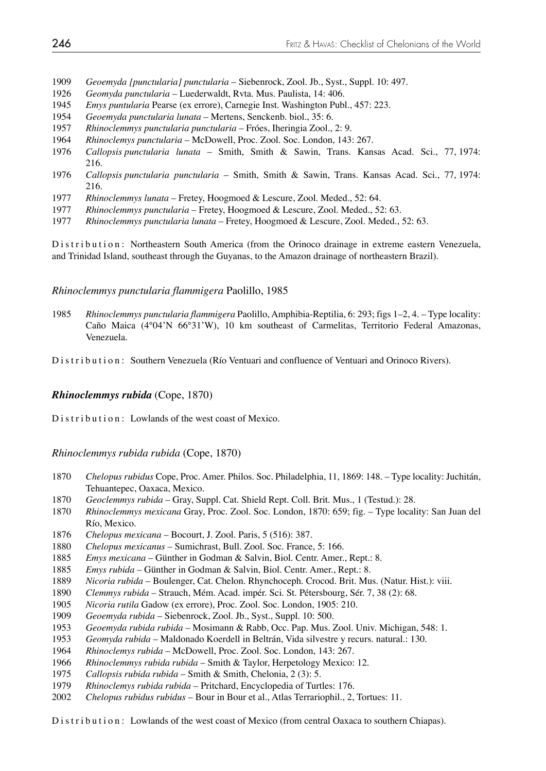1909 *Geoemyda [punctularia] punctularia* – Siebenrock, Zool. Jb., Syst., Suppl. 10: 497.
1926 *Geomyda punctularia* – Luederwaldt, Rvta. Mus. Paulista, 14: 406.
1945 *Emys puntularia* Pearse (ex errore), Carnegie Inst. Washington Publ., 457: 223.
1954 *Geoemyda punctularia lunata* – Mertens, Senckenb. biol., 35: 6.
1957 *Rhinoclemmys punctularia punctularia* – Fróes, Iheringia Zool., 2: 9.
1964 *Rhinoclemys punctularia* – McDowell, Proc. Zool. Soc. London, 143: 267.
1976 *Callopsis punctularia lunata* – Smith, Smith & Sawin, Trans. Kansas Acad. Sci., 77, 1974: 216.
1976 *Callopsis punctularia punctularia* – Smith, Smith & Sawin, Trans. Kansas Acad. Sci., 77, 1974: 216.
1977 *Rhinoclemmys lunata* – Fretey, Hoogmoed & Lescure, Zool. Meded., 52: 64.
1977 *Rhinoclemmys punctularia* – Fretey, Hoogmoed & Lescure, Zool. Meded., 52: 63.
1977 *Rhinoclemmys punctularia lunata* – Fretey, Hoogmoed & Lescure, Zool. Meded., 52: 63.

Distribution: Northeastern South America (from the Orinoco drainage in extreme eastern Venezuela, and Trinidad Island, southeast through the Guyanas, to the Amazon drainage of northeastern Brazil).

### *Rhinoclemmys punctularia flammigera* Paolillo, 1985

1985 *Rhinoclemmys punctularia flammigera* Paolillo, Amphibia-Reptilia, 6: 293; figs 1–2, 4. – Type locality: Caño Maica (4°04'N 66°31'W), 10 km southeast of Carmelitas, Territorio Federal Amazonas, Venezuela.

Distribution: Southern Venezuela (Río Ventuari and confluence of Ventuari and Orinoco Rivers).

## ***Rhinoclemmys rubida*** (Cope, 1870)

Distribution: Lowlands of the west coast of Mexico.

### *Rhinoclemmys rubida rubida* (Cope, 1870)

1870 *Chelopus rubidus* Cope, Proc. Amer. Philos. Soc. Philadelphia, 11, 1869: 148. – Type locality: Juchitán, Tehuantepec, Oaxaca, Mexico.
1870 *Geoclemmys rubida* – Gray, Suppl. Cat. Shield Rept. Coll. Brit. Mus., 1 (Testud.): 28.
1870 *Rhinoclemmys mexicana* Gray, Proc. Zool. Soc. London, 1870: 659; fig. – Type locality: San Juan del Río, Mexico.
1876 *Chelopus mexicana* – Bocourt, J. Zool. Paris, 5 (516): 387.
1880 *Chelopus mexicanus* – Sumichrast, Bull. Zool. Soc. France, 5: 166.
1885 *Emys mexicana* – Günther in Godman & Salvin, Biol. Centr. Amer., Rept.: 8.
1885 *Emys rubida* – Günther in Godman & Salvin, Biol. Centr. Amer., Rept.: 8.
1889 *Nicoria rubida* – Boulenger, Cat. Chelon. Rhynchoceph. Crocod. Brit. Mus. (Natur. Hist.): viii.
1890 *Clemmys rubida* – Strauch, Mém. Acad. impér. Sci. St. Pétersbourg, Sér. 7, 38 (2): 68.
1905 *Nicoria rutila* Gadow (ex errore), Proc. Zool. Soc. London, 1905: 210.
1909 *Geoemyda rubida* – Siebenrock, Zool. Jb., Syst., Suppl. 10: 500.
1953 *Geoemyda rubida rubida* – Mosimann & Rabb, Occ. Pap. Mus. Zool. Univ. Michigan, 548: 1.
1953 *Geomyda rubida* – Maldonado Koerdell in Beltrán, Vida silvestre y recurs. natural.: 130.
1964 *Rhinoclemys rubida* – McDowell, Proc. Zool. Soc. London, 143: 267.
1966 *Rhinoclemmys rubida rubida* – Smith & Taylor, Herpetology Mexico: 12.
1975 *Callopsis rubida rubida* – Smith & Smith, Chelonia, 2 (3): 5.
1979 *Rhinoclemys rubida rubida* – Pritchard, Encyclopedia of Turtles: 176.
2002 *Chelopus rubidus rubidus* – Bour in Bour et al., Atlas Terrariophil., 2, Tortues: 11.

Distribution: Lowlands of the west coast of Mexico (from central Oaxaca to southern Chiapas).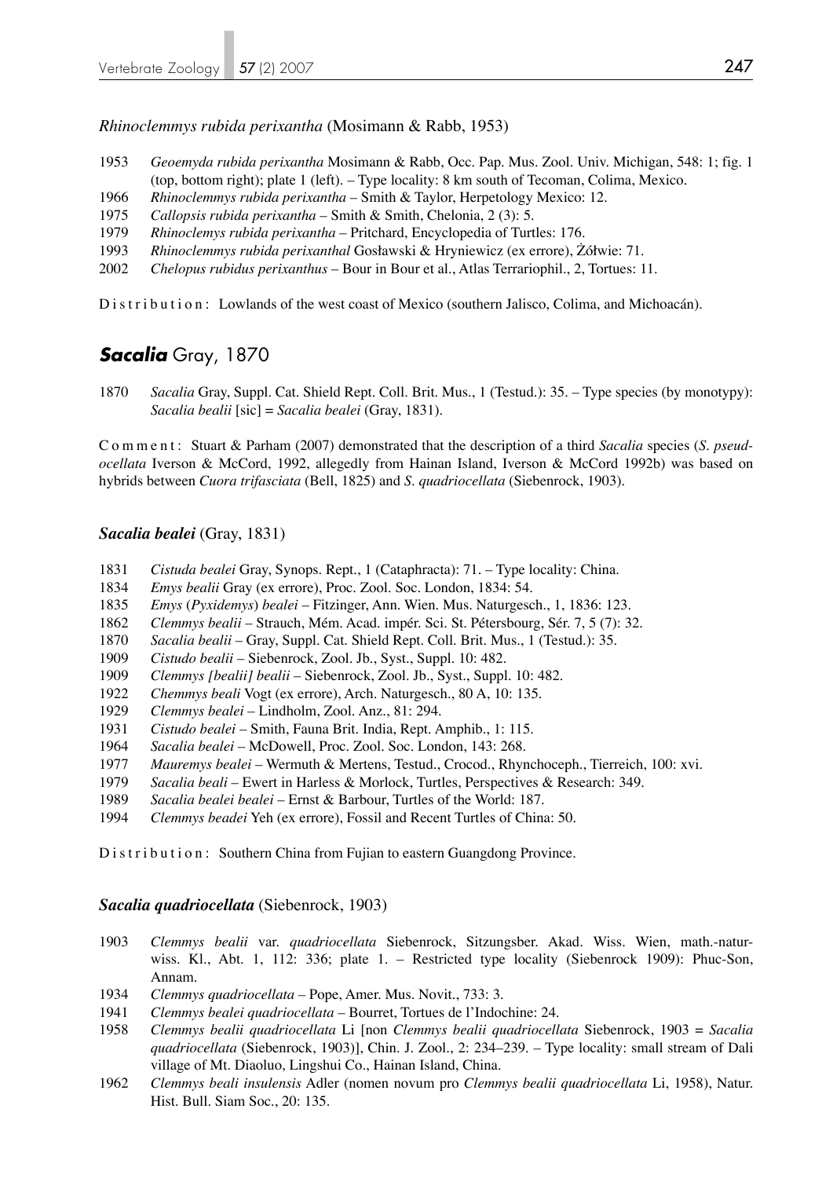### *Rhinoclemmys rubida perixantha* (Mosimann & Rabb, 1953)

1953 *Geoemyda rubida perixantha* Mosimann & Rabb, Occ. Pap. Mus. Zool. Univ. Michigan, 548: 1; fig. 1 (top, bottom right); plate 1 (left). – Type locality: 8 km south of Tecoman, Colima, Mexico.
1966 *Rhinoclemmys rubida perixantha* – Smith & Taylor, Herpetology Mexico: 12.
1975 *Callopsis rubida perixantha* – Smith & Smith, Chelonia, 2 (3): 5.
1979 *Rhinoclemys rubida perixantha* – Pritchard, Encyclopedia of Turtles: 176.
1993 *Rhinoclemmys rubida perixanthal* Gosławski & Hryniewicz (ex errore), Żółwie: 71.
2002 *Chelopus rubidus perixanthus* – Bour in Bour et al., Atlas Terrariophil., 2, Tortues: 11.

Distribution: Lowlands of the west coast of Mexico (southern Jalisco, Colima, and Michoacán).

## *Sacalia* Gray, 1870

1870 *Sacalia* Gray, Suppl. Cat. Shield Rept. Coll. Brit. Mus., 1 (Testud.): 35. – Type species (by monotypy): *Sacalia bealii* [sic] = *Sacalia bealei* (Gray, 1831).

Comment: Stuart & Parham (2007) demonstrated that the description of a third *Sacalia* species (*S. pseudocellata* Iverson & McCord, 1992, allegedly from Hainan Island, Iverson & McCord 1992b) was based on hybrids between *Cuora trifasciata* (Bell, 1825) and *S. quadriocellata* (Siebenrock, 1903).

### *Sacalia bealei* (Gray, 1831)

1831 *Cistuda bealei* Gray, Synops. Rept., 1 (Cataphracta): 71. – Type locality: China.
1834 *Emys bealii* Gray (ex errore), Proc. Zool. Soc. London, 1834: 54.
1835 *Emys* (*Pyxidemys*) *bealei* – Fitzinger, Ann. Wien. Mus. Naturgesch., 1, 1836: 123.
1862 *Clemmys bealii* – Strauch, Mém. Acad. impér. Sci. St. Pétersbourg, Sér. 7, 5 (7): 32.
1870 *Sacalia bealii* – Gray, Suppl. Cat. Shield Rept. Coll. Brit. Mus., 1 (Testud.): 35.
1909 *Cistudo bealii* – Siebenrock, Zool. Jb., Syst., Suppl. 10: 482.
1909 *Clemmys [bealii] bealii* – Siebenrock, Zool. Jb., Syst., Suppl. 10: 482.
1922 *Chemmys beali* Vogt (ex errore), Arch. Naturgesch., 80 A, 10: 135.
1929 *Clemmys bealei* – Lindholm, Zool. Anz., 81: 294.
1931 *Cistudo bealei* – Smith, Fauna Brit. India, Rept. Amphib., 1: 115.
1964 *Sacalia bealei* – McDowell, Proc. Zool. Soc. London, 143: 268.
1977 *Mauremys bealei* – Wermuth & Mertens, Testud., Crocod., Rhynchoceph., Tierreich, 100: xvi.
1979 *Sacalia beali* – Ewert in Harless & Morlock, Turtles, Perspectives & Research: 349.
1989 *Sacalia bealei bealei* – Ernst & Barbour, Turtles of the World: 187.
1994 *Clemmys beadei* Yeh (ex errore), Fossil and Recent Turtles of China: 50.

Distribution: Southern China from Fujian to eastern Guangdong Province.

### *Sacalia quadriocellata* (Siebenrock, 1903)

1903 *Clemmys bealii* var. *quadriocellata* Siebenrock, Sitzungsber. Akad. Wiss. Wien, math.-naturwiss. Kl., Abt. 1, 112: 336; plate 1. – Restricted type locality (Siebenrock 1909): Phuc-Son, Annam.
1934 *Clemmys quadriocellata* – Pope, Amer. Mus. Novit., 733: 3.
1941 *Clemmys bealei quadriocellata* – Bourret, Tortues de l'Indochine: 24.
1958 *Clemmys bealii quadriocellata* Li [non *Clemmys bealii quadriocellata* Siebenrock, 1903 = *Sacalia quadriocellata* (Siebenrock, 1903)], Chin. J. Zool., 2: 234–239. – Type locality: small stream of Dali village of Mt. Diaoluo, Lingshui Co., Hainan Island, China.
1962 *Clemmys beali insulensis* Adler (nomen novum pro *Clemmys bealii quadriocellata* Li, 1958), Natur. Hist. Bull. Siam Soc., 20: 135.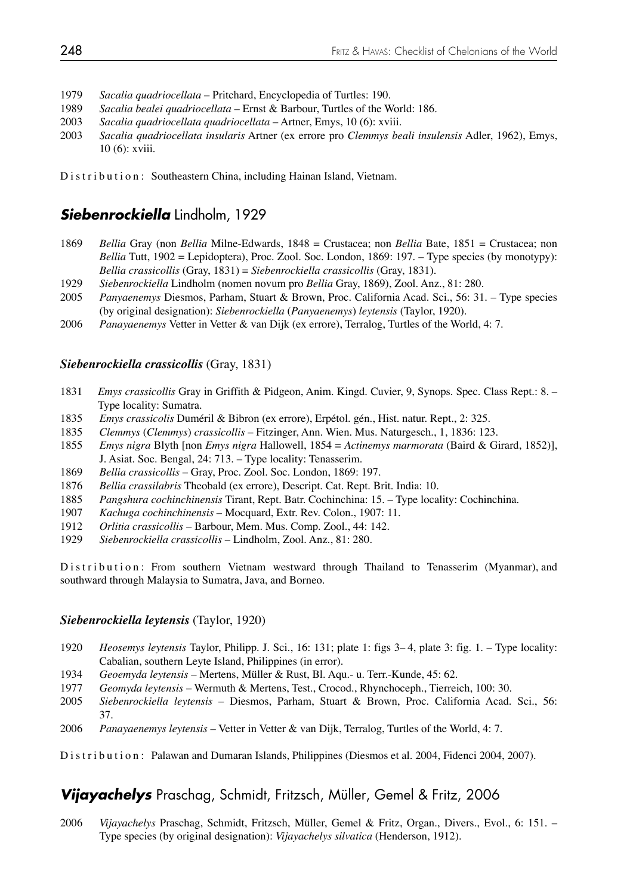1979 *Sacalia quadriocellata* – Pritchard, Encyclopedia of Turtles: 190.

1989 *Sacalia bealei quadriocellata* – Ernst & Barbour, Turtles of the World: 186.

2003 *Sacalia quadriocellata quadriocellata* – Artner, Emys, 10 (6): xviii.

2003 *Sacalia quadriocellata insularis* Artner (ex errore pro *Clemmys beali insulensis* Adler, 1962), Emys, 10 (6): xviii.

Distribution: Southeastern China, including Hainan Island, Vietnam.

## *Siebenrockiella* Lindholm, 1929

1869 *Bellia* Gray (non *Bellia* Milne-Edwards, 1848 = Crustacea; non *Bellia* Bate, 1851 = Crustacea; non *Bellia* Tutt, 1902 = Lepidoptera), Proc. Zool. Soc. London, 1869: 197. – Type species (by monotypy): *Bellia crassicollis* (Gray, 1831) = *Siebenrockiella crassicollis* (Gray, 1831).

1929 *Siebenrockiella* Lindholm (nomen novum pro *Bellia* Gray, 1869), Zool. Anz., 81: 280.

2005 *Panyaenemys* Diesmos, Parham, Stuart & Brown, Proc. California Acad. Sci., 56: 31. – Type species (by original designation): *Siebenrockiella* (*Panyaenemys*) *leytensis* (Taylor, 1920).

2006 *Panayaenemys* Vetter in Vetter & van Dijk (ex errore), Terralog, Turtles of the World, 4: 7.

### *Siebenrockiella crassicollis* (Gray, 1831)

1831 *Emys crassicollis* Gray in Griffith & Pidgeon, Anim. Kingd. Cuvier, 9, Synops. Spec. Class Rept.: 8. – Type locality: Sumatra.

1835 *Emys crassicolis* Duméril & Bibron (ex errore), Erpétol. gén., Hist. natur. Rept., 2: 325.

1835 *Clemmys* (*Clemmys*) *crassicollis* – Fitzinger, Ann. Wien. Mus. Naturgesch., 1, 1836: 123.

1855 *Emys nigra* Blyth [non *Emys nigra* Hallowell, 1854 = *Actinemys marmorata* (Baird & Girard, 1852)], J. Asiat. Soc. Bengal, 24: 713. – Type locality: Tenasserim.

1869 *Bellia crassicollis* – Gray, Proc. Zool. Soc. London, 1869: 197.

1876 *Bellia crassilabris* Theobald (ex errore), Descript. Cat. Rept. Brit. India: 10.

1885 *Pangshura cochinchinensis* Tirant, Rept. Batr. Cochinchina: 15. – Type locality: Cochinchina.

1907 *Kachuga cochinchinensis* – Mocquard, Extr. Rev. Colon., 1907: 11.

1912 *Orlitia crassicollis* – Barbour, Mem. Mus. Comp. Zool., 44: 142.

1929 *Siebenrockiella crassicollis* – Lindholm, Zool. Anz., 81: 280.

Distribution: From southern Vietnam westward through Thailand to Tenasserim (Myanmar), and southward through Malaysia to Sumatra, Java, and Borneo.

### *Siebenrockiella leytensis* (Taylor, 1920)

1920 *Heosemys leytensis* Taylor, Philipp. J. Sci., 16: 131; plate 1: figs 3–4, plate 3: fig. 1. – Type locality: Cabalian, southern Leyte Island, Philippines (in error).

1934 *Geoemyda leytensis* – Mertens, Müller & Rust, Bl. Aqu.- u. Terr.-Kunde, 45: 62.

1977 *Geomyda leytensis* – Wermuth & Mertens, Test., Crocod., Rhynchoceph., Tierreich, 100: 30.

2005 *Siebenrockiella leytensis* – Diesmos, Parham, Stuart & Brown, Proc. California Acad. Sci., 56: 37.

2006 *Panayaenemys leytensis* – Vetter in Vetter & van Dijk, Terralog, Turtles of the World, 4: 7.

Distribution: Palawan and Dumaran Islands, Philippines (Diesmos et al. 2004, Fidenci 2004, 2007).

## *Vijayachelys* Praschag, Schmidt, Fritzsch, Müller, Gemel & Fritz, 2006

2006 *Vijayachelys* Praschag, Schmidt, Fritzsch, Müller, Gemel & Fritz, Organ., Divers., Evol., 6: 151. – Type species (by original designation): *Vijayachelys silvatica* (Henderson, 1912).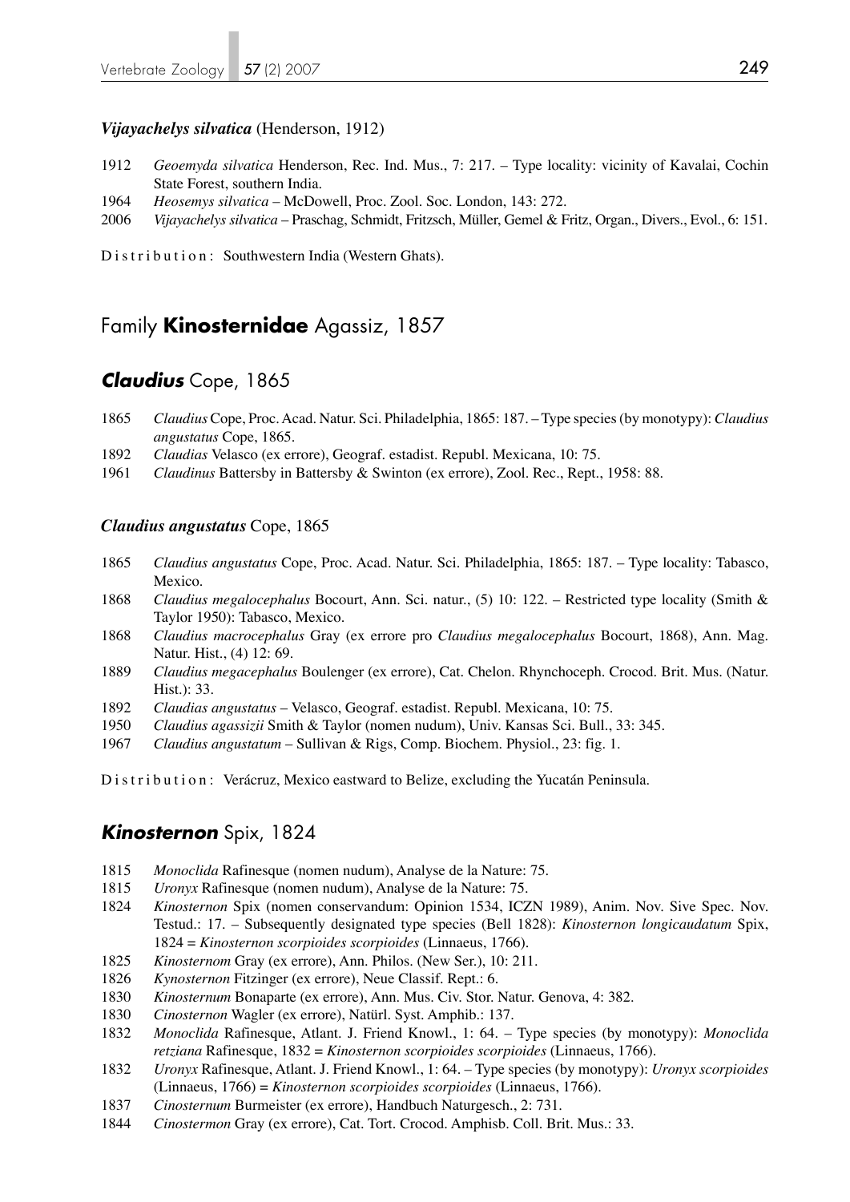***Vijayachelys silvatica*** (Henderson, 1912)

1912 *Geoemyda silvatica* Henderson, Rec. Ind. Mus., 7: 217. – Type locality: vicinity of Kavalai, Cochin State Forest, southern India.

1964 *Heosemys silvatica* – McDowell, Proc. Zool. Soc. London, 143: 272.

2006 *Vijayachelys silvatica* – Praschag, Schmidt, Fritzsch, Müller, Gemel & Fritz, Organ., Divers., Evol., 6: 151.

Distribution: Southwestern India (Western Ghats).

## Family **Kinosternidae** Agassiz, 1857

### ***Claudius*** Cope, 1865

1865 *Claudius* Cope, Proc. Acad. Natur. Sci. Philadelphia, 1865: 187. – Type species (by monotypy): *Claudius angustatus* Cope, 1865.

1892 *Claudias* Velasco (ex errore), Geograf. estadist. Republ. Mexicana, 10: 75.

1961 *Claudinus* Battersby in Battersby & Swinton (ex errore), Zool. Rec., Rept., 1958: 88.

***Claudius angustatus*** Cope, 1865

1865 *Claudius angustatus* Cope, Proc. Acad. Natur. Sci. Philadelphia, 1865: 187. – Type locality: Tabasco, Mexico.

1868 *Claudius megalocephalus* Bocourt, Ann. Sci. natur., (5) 10: 122. – Restricted type locality (Smith & Taylor 1950): Tabasco, Mexico.

1868 *Claudius macrocephalus* Gray (ex errore pro *Claudius megalocephalus* Bocourt, 1868), Ann. Mag. Natur. Hist., (4) 12: 69.

1889 *Claudius megacephalus* Boulenger (ex errore), Cat. Chelon. Rhynchoceph. Crocod. Brit. Mus. (Natur. Hist.): 33.

1892 *Claudias angustatus* – Velasco, Geograf. estadist. Republ. Mexicana, 10: 75.

1950 *Claudius agassizii* Smith & Taylor (nomen nudum), Univ. Kansas Sci. Bull., 33: 345.

1967 *Claudius angustatum* – Sullivan & Rigs, Comp. Biochem. Physiol., 23: fig. 1.

Distribution: Verácruz, Mexico eastward to Belize, excluding the Yucatán Peninsula.

### ***Kinosternon*** Spix, 1824

1815 *Monoclida* Rafinesque (nomen nudum), Analyse de la Nature: 75.

1815 *Uronyx* Rafinesque (nomen nudum), Analyse de la Nature: 75.

1824 *Kinosternon* Spix (nomen conservandum: Opinion 1534, ICZN 1989), Anim. Nov. Sive Spec. Nov. Testud.: 17. – Subsequently designated type species (Bell 1828): *Kinosternon longicaudatum* Spix, 1824 = *Kinosternon scorpioides scorpioides* (Linnaeus, 1766).

1825 *Kinosternom* Gray (ex errore), Ann. Philos. (New Ser.), 10: 211.

1826 *Kynosternon* Fitzinger (ex errore), Neue Classif. Rept.: 6.

1830 *Kinosternum* Bonaparte (ex errore), Ann. Mus. Civ. Stor. Natur. Genova, 4: 382.

1830 *Cinosternon* Wagler (ex errore), Natürl. Syst. Amphib.: 137.

1832 *Monoclida* Rafinesque, Atlant. J. Friend Knowl., 1: 64. – Type species (by monotypy): *Monoclida retziana* Rafinesque, 1832 = *Kinosternon scorpioides scorpioides* (Linnaeus, 1766).

1832 *Uronyx* Rafinesque, Atlant. J. Friend Knowl., 1: 64. – Type species (by monotypy): *Uronyx scorpioides* (Linnaeus, 1766) = *Kinosternon scorpioides scorpioides* (Linnaeus, 1766).

1837 *Cinosternum* Burmeister (ex errore), Handbuch Naturgesch., 2: 731.

1844 *Cinostermon* Gray (ex errore), Cat. Tort. Crocod. Amphisb. Coll. Brit. Mus.: 33.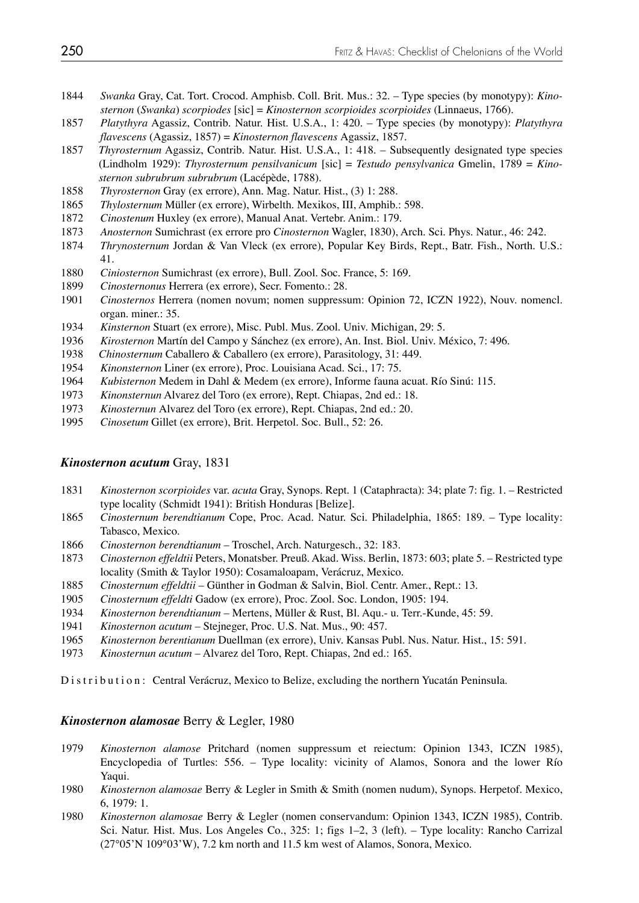1844 *Swanka* Gray, Cat. Tort. Crocod. Amphisb. Coll. Brit. Mus.: 32. – Type species (by monotypy): *Kinosternon* (*Swanka*) *scorpiodes* [sic] = *Kinosternon scorpioides scorpioides* (Linnaeus, 1766).

1857 *Platythyra* Agassiz, Contrib. Natur. Hist. U.S.A., 1: 420. – Type species (by monotypy): *Platythyra flavescens* (Agassiz, 1857) = *Kinosternon flavescens* Agassiz, 1857.

1857 *Thyrosternum* Agassiz, Contrib. Natur. Hist. U.S.A., 1: 418. – Subsequently designated type species (Lindholm 1929): *Thyrosternum pensilvanicum* [sic] = *Testudo pensylvanica* Gmelin, 1789 = *Kinosternon subrubrum subrubrum* (Lacépède, 1788).

1858 *Thyrosternon* Gray (ex errore), Ann. Mag. Natur. Hist., (3) 1: 288.

1865 *Thylosternum* Müller (ex errore), Wirbelth. Mexikos, III, Amphib.: 598.

1872 *Cinostenum* Huxley (ex errore), Manual Anat. Vertebr. Anim.: 179.

1873 *Anosternon* Sumichrast (ex errore pro *Cinosternon* Wagler, 1830), Arch. Sci. Phys. Natur., 46: 242.

1874 *Thrynosternum* Jordan & Van Vleck (ex errore), Popular Key Birds, Rept., Batr. Fish., North. U.S.: 41.

1880 *Ciniosternon* Sumichrast (ex errore), Bull. Zool. Soc. France, 5: 169.

1899 *Cinosternonus* Herrera (ex errore), Secr. Fomento.: 28.

1901 *Cinosternos* Herrera (nomen novum; nomen suppressum: Opinion 72, ICZN 1922), Nouv. nomencl. organ. miner.: 35.

1934 *Kinsternon* Stuart (ex errore), Misc. Publ. Mus. Zool. Univ. Michigan, 29: 5.

1936 *Kirosternon* Martín del Campo y Sánchez (ex errore), An. Inst. Biol. Univ. México, 7: 496.

1938 *Chinosternum* Caballero & Caballero (ex errore), Parasitology, 31: 449.

1954 *Kinonsternon* Liner (ex errore), Proc. Louisiana Acad. Sci., 17: 75.

1964 *Kubisternon* Medem in Dahl & Medem (ex errore), Informe fauna acuat. Río Sinú: 115.

1973 *Kinonsternun* Alvarez del Toro (ex errore), Rept. Chiapas, 2nd ed.: 18.

1973 *Kinosternun* Alvarez del Toro (ex errore), Rept. Chiapas, 2nd ed.: 20.

1995 *Cinosetum* Gillet (ex errore), Brit. Herpetol. Soc. Bull., 52: 26.

### *Kinosternon acutum* Gray, 1831

1831 *Kinosternon scorpioides* var. *acuta* Gray, Synops. Rept. 1 (Cataphracta): 34; plate 7: fig. 1. – Restricted type locality (Schmidt 1941): British Honduras [Belize].

1865 *Cinosternum berendtianum* Cope, Proc. Acad. Natur. Sci. Philadelphia, 1865: 189. – Type locality: Tabasco, Mexico.

1866 *Cinosternon berendtianum* – Troschel, Arch. Naturgesch., 32: 183.

1873 *Cinosternon effeldtii* Peters, Monatsber. Preuß. Akad. Wiss. Berlin, 1873: 603; plate 5. – Restricted type locality (Smith & Taylor 1950): Cosamaloapam, Verácruz, Mexico.

1885 *Cinosternum effeldtii* – Günther in Godman & Salvin, Biol. Centr. Amer., Rept.: 13.

1905 *Cinosternum effeldti* Gadow (ex errore), Proc. Zool. Soc. London, 1905: 194.

1934 *Kinosternon berendtianum* – Mertens, Müller & Rust, Bl. Aqu.- u. Terr.-Kunde, 45: 59.

1941 *Kinosternon acutum* – Stejneger, Proc. U.S. Nat. Mus., 90: 457.

1965 *Kinosternon berentianum* Duellman (ex errore), Univ. Kansas Publ. Nus. Natur. Hist., 15: 591.

1973 *Kinosternun acutum* – Alvarez del Toro, Rept. Chiapas, 2nd ed.: 165.

Distribution: Central Verácruz, Mexico to Belize, excluding the northern Yucatán Peninsula.

### *Kinosternon alamosae* Berry & Legler, 1980

1979 *Kinosternon alamose* Pritchard (nomen suppressum et reiectum: Opinion 1343, ICZN 1985), Encyclopedia of Turtles: 556. – Type locality: vicinity of Alamos, Sonora and the lower Río Yaqui.

1980 *Kinosternon alamosae* Berry & Legler in Smith & Smith (nomen nudum), Synops. Herpetof. Mexico, 6, 1979: 1.

1980 *Kinosternon alamosae* Berry & Legler (nomen conservandum: Opinion 1343, ICZN 1985), Contrib. Sci. Natur. Hist. Mus. Los Angeles Co., 325: 1; figs 1–2, 3 (left). – Type locality: Rancho Carrizal (27°05'N 109°03'W), 7.2 km north and 11.5 km west of Alamos, Sonora, Mexico.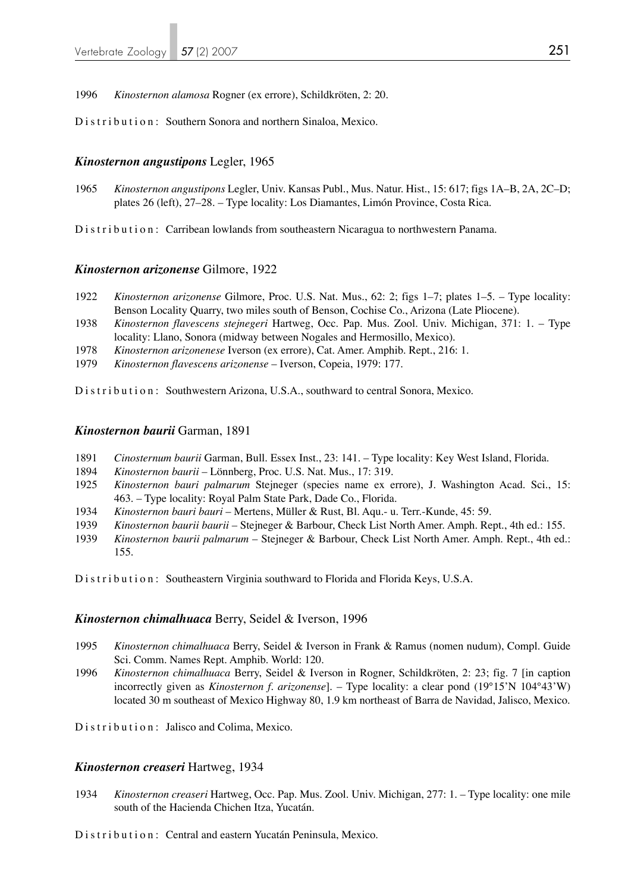1996 *Kinosternon alamosa* Rogner (ex errore), Schildkröten, 2: 20.

Distribution: Southern Sonora and northern Sinaloa, Mexico.

### *Kinosternon angustipons* Legler, 1965

1965 *Kinosternon angustipons* Legler, Univ. Kansas Publ., Mus. Natur. Hist., 15: 617; figs 1A–B, 2A, 2C–D; plates 26 (left), 27–28. – Type locality: Los Diamantes, Limón Province, Costa Rica.

Distribution: Carribean lowlands from southeastern Nicaragua to northwestern Panama.

### *Kinosternon arizonense* Gilmore, 1922

1922 *Kinosternon arizonense* Gilmore, Proc. U.S. Nat. Mus., 62: 2; figs 1–7; plates 1–5. – Type locality: Benson Locality Quarry, two miles south of Benson, Cochise Co., Arizona (Late Pliocene).

1938 *Kinosternon flavescens stejnegeri* Hartweg, Occ. Pap. Mus. Zool. Univ. Michigan, 371: 1. – Type locality: Llano, Sonora (midway between Nogales and Hermosillo, Mexico).

1978 *Kinosternon arizonenese* Iverson (ex errore), Cat. Amer. Amphib. Rept., 216: 1.

1979 *Kinosternon flavescens arizonense* – Iverson, Copeia, 1979: 177.

Distribution: Southwestern Arizona, U.S.A., southward to central Sonora, Mexico.

### *Kinosternon baurii* Garman, 1891

1891 *Cinosternum baurii* Garman, Bull. Essex Inst., 23: 141. – Type locality: Key West Island, Florida.

1894 *Kinosternon baurii* – Lönnberg, Proc. U.S. Nat. Mus., 17: 319.

1925 *Kinosternon bauri palmarum* Stejneger (species name ex errore), J. Washington Acad. Sci., 15: 463. – Type locality: Royal Palm State Park, Dade Co., Florida.

1934 *Kinosternon bauri bauri* – Mertens, Müller & Rust, Bl. Aqu.- u. Terr.-Kunde, 45: 59.

1939 *Kinosternon baurii baurii* – Stejneger & Barbour, Check List North Amer. Amph. Rept., 4th ed.: 155.

1939 *Kinosternon baurii palmarum* – Stejneger & Barbour, Check List North Amer. Amph. Rept., 4th ed.: 155.

Distribution: Southeastern Virginia southward to Florida and Florida Keys, U.S.A.

### *Kinosternon chimalhuaca* Berry, Seidel & Iverson, 1996

1995 *Kinosternon chimalhuaca* Berry, Seidel & Iverson in Frank & Ramus (nomen nudum), Compl. Guide Sci. Comm. Names Rept. Amphib. World: 120.

1996 *Kinosternon chimalhuaca* Berry, Seidel & Iverson in Rogner, Schildkröten, 2: 23; fig. 7 [in caption incorrectly given as *Kinosternon f. arizonense*]. – Type locality: a clear pond (19°15'N 104°43'W) located 30 m southeast of Mexico Highway 80, 1.9 km northeast of Barra de Navidad, Jalisco, Mexico.

Distribution: Jalisco and Colima, Mexico.

### *Kinosternon creaseri* Hartweg, 1934

1934 *Kinosternon creaseri* Hartweg, Occ. Pap. Mus. Zool. Univ. Michigan, 277: 1. – Type locality: one mile south of the Hacienda Chichen Itza, Yucatán.

Distribution: Central and eastern Yucatán Peninsula, Mexico.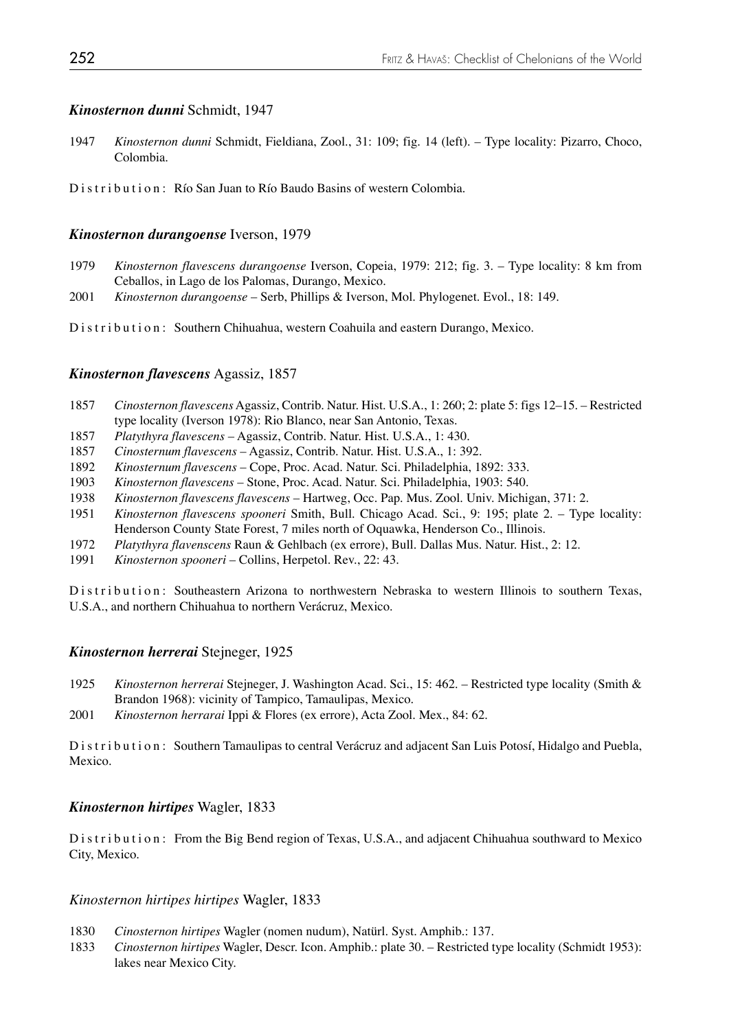### ***Kinosternon dunni*** Schmidt, 1947

1947 *Kinosternon dunni* Schmidt, Fieldiana, Zool., 31: 109; fig. 14 (left). – Type locality: Pizarro, Choco, Colombia.

Distribution: Río San Juan to Río Baudo Basins of western Colombia.

### ***Kinosternon durangoense*** Iverson, 1979

1979 *Kinosternon flavescens durangoense* Iverson, Copeia, 1979: 212; fig. 3. – Type locality: 8 km from Ceballos, in Lago de los Palomas, Durango, Mexico.
2001 *Kinosternon durangoense* – Serb, Phillips & Iverson, Mol. Phylogenet. Evol., 18: 149.

Distribution: Southern Chihuahua, western Coahuila and eastern Durango, Mexico.

### ***Kinosternon flavescens*** Agassiz, 1857

1857 *Cinosternon flavescens* Agassiz, Contrib. Natur. Hist. U.S.A., 1: 260; 2: plate 5: figs 12–15. – Restricted type locality (Iverson 1978): Rio Blanco, near San Antonio, Texas.
1857 *Platythyra flavescens* – Agassiz, Contrib. Natur. Hist. U.S.A., 1: 430.
1857 *Cinosternum flavescens* – Agassiz, Contrib. Natur. Hist. U.S.A., 1: 392.
1892 *Kinosternum flavescens* – Cope, Proc. Acad. Natur. Sci. Philadelphia, 1892: 333.
1903 *Kinosternon flavescens* – Stone, Proc. Acad. Natur. Sci. Philadelphia, 1903: 540.
1938 *Kinosternon flavescens flavescens* – Hartweg, Occ. Pap. Mus. Zool. Univ. Michigan, 371: 2.
1951 *Kinosternon flavescens spooneri* Smith, Bull. Chicago Acad. Sci., 9: 195; plate 2. – Type locality: Henderson County State Forest, 7 miles north of Oquawka, Henderson Co., Illinois.
1972 *Platythyra flavenscens* Raun & Gehlbach (ex errore), Bull. Dallas Mus. Natur. Hist., 2: 12.
1991 *Kinosternon spooneri* – Collins, Herpetol. Rev., 22: 43.

Distribution: Southeastern Arizona to northwestern Nebraska to western Illinois to southern Texas, U.S.A., and northern Chihuahua to northern Verácruz, Mexico.

### ***Kinosternon herrerai*** Stejneger, 1925

1925 *Kinosternon herrerai* Stejneger, J. Washington Acad. Sci., 15: 462. – Restricted type locality (Smith & Brandon 1968): vicinity of Tampico, Tamaulipas, Mexico.
2001 *Kinosternon herrarai* Ippi & Flores (ex errore), Acta Zool. Mex., 84: 62.

Distribution: Southern Tamaulipas to central Verácruz and adjacent San Luis Potosí, Hidalgo and Puebla, Mexico.

### ***Kinosternon hirtipes*** Wagler, 1833

Distribution: From the Big Bend region of Texas, U.S.A., and adjacent Chihuahua southward to Mexico City, Mexico.

#### *Kinosternon hirtipes hirtipes* Wagler, 1833

1830 *Cinosternon hirtipes* Wagler (nomen nudum), Natürl. Syst. Amphib.: 137.
1833 *Cinosternon hirtipes* Wagler, Descr. Icon. Amphib.: plate 30. – Restricted type locality (Schmidt 1953): lakes near Mexico City.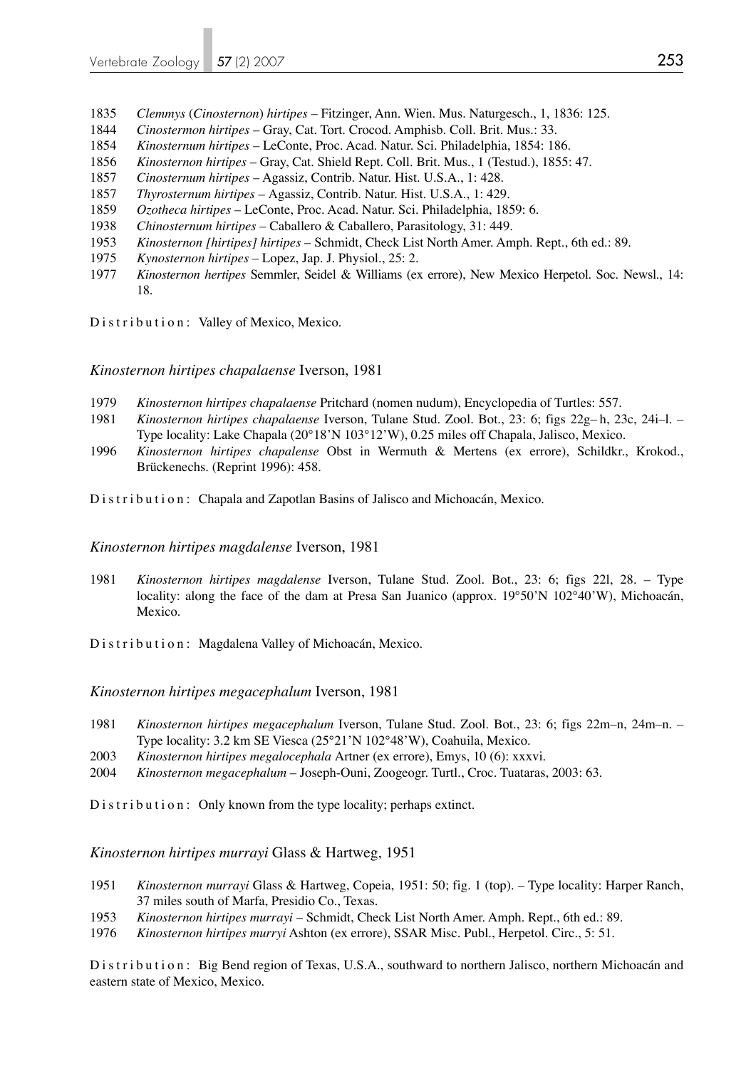1835 *Clemmys* (*Cinosternon*) *hirtipes* – Fitzinger, Ann. Wien. Mus. Naturgesch., 1, 1836: 125.
1844 *Cinostermon hirtipes* – Gray, Cat. Tort. Crocod. Amphisb. Coll. Brit. Mus.: 33.
1854 *Kinosternum hirtipes* – LeConte, Proc. Acad. Natur. Sci. Philadelphia, 1854: 186.
1856 *Kinosternon hirtipes* – Gray, Cat. Shield Rept. Coll. Brit. Mus., 1 (Testud.), 1855: 47.
1857 *Cinosternum hirtipes* – Agassiz, Contrib. Natur. Hist. U.S.A., 1: 428.
1857 *Thyrosternum hirtipes* – Agassiz, Contrib. Natur. Hist. U.S.A., 1: 429.
1859 *Ozotheca hirtipes* – LeConte, Proc. Acad. Natur. Sci. Philadelphia, 1859: 6.
1938 *Chinosternum hirtipes* – Caballero & Caballero, Parasitology, 31: 449.
1953 *Kinosternon [hirtipes] hirtipes* – Schmidt, Check List North Amer. Amph. Rept., 6th ed.: 89.
1975 *Kynosternon hirtipes* – Lopez, Jap. J. Physiol., 25: 2.
1977 *Kinosternon hertipes* Semmler, Seidel & Williams (ex errore), New Mexico Herpetol. Soc. Newsl., 14: 18.

Distribution: Valley of Mexico, Mexico.

### *Kinosternon hirtipes chapalaense* Iverson, 1981

1979 *Kinosternon hirtipes chapalaense* Pritchard (nomen nudum), Encyclopedia of Turtles: 557.
1981 *Kinosternon hirtipes chapalaense* Iverson, Tulane Stud. Zool. Bot., 23: 6; figs 22g– h, 23c, 24i–l. – Type locality: Lake Chapala (20°18'N 103°12'W), 0.25 miles off Chapala, Jalisco, Mexico.
1996 *Kinosternon hirtipes chapalense* Obst in Wermuth & Mertens (ex errore), Schildkr., Krokod., Brückenechs. (Reprint 1996): 458.

Distribution: Chapala and Zapotlan Basins of Jalisco and Michoacán, Mexico.

### *Kinosternon hirtipes magdalense* Iverson, 1981

1981 *Kinosternon hirtipes magdalense* Iverson, Tulane Stud. Zool. Bot., 23: 6; figs 22l, 28. – Type locality: along the face of the dam at Presa San Juanico (approx. 19°50'N 102°40'W), Michoacán, Mexico.

Distribution: Magdalena Valley of Michoacán, Mexico.

### *Kinosternon hirtipes megacephalum* Iverson, 1981

1981 *Kinosternon hirtipes megacephalum* Iverson, Tulane Stud. Zool. Bot., 23: 6; figs 22m–n, 24m–n. – Type locality: 3.2 km SE Viesca (25°21'N 102°48'W), Coahuila, Mexico.
2003 *Kinosternon hirtipes megalocephala* Artner (ex errore), Emys, 10 (6): xxxvi.
2004 *Kinosternon megacephalum* – Joseph-Ouni, Zoogeogr. Turtl., Croc. Tuataras, 2003: 63.

Distribution: Only known from the type locality; perhaps extinct.

### *Kinosternon hirtipes murrayi* Glass & Hartweg, 1951

1951 *Kinosternon murrayi* Glass & Hartweg, Copeia, 1951: 50; fig. 1 (top). – Type locality: Harper Ranch, 37 miles south of Marfa, Presidio Co., Texas.
1953 *Kinosternon hirtipes murrayi* – Schmidt, Check List North Amer. Amph. Rept., 6th ed.: 89.
1976 *Kinosternon hirtipes murryi* Ashton (ex errore), SSAR Misc. Publ., Herpetol. Circ., 5: 51.

Distribution: Big Bend region of Texas, U.S.A., southward to northern Jalisco, northern Michoacán and eastern state of Mexico, Mexico.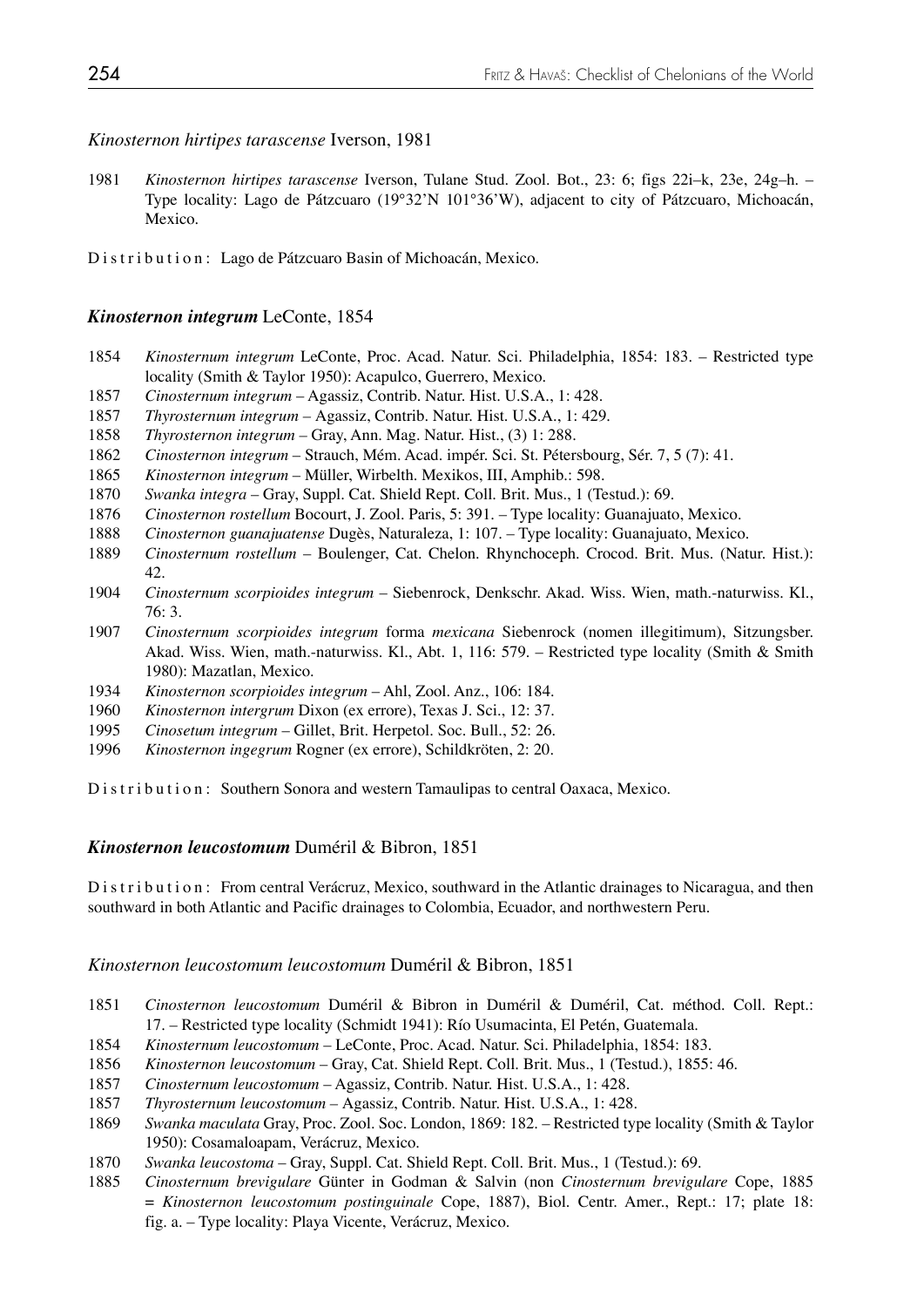*Kinosternon hirtipes tarascense* Iverson, 1981

1981 *Kinosternon hirtipes tarascense* Iverson, Tulane Stud. Zool. Bot., 23: 6; figs 22i–k, 23e, 24g–h. – Type locality: Lago de Pátzcuaro (19°32'N 101°36'W), adjacent to city of Pátzcuaro, Michoacán, Mexico.

Distribution: Lago de Pátzcuaro Basin of Michoacán, Mexico.

### ***Kinosternon integrum*** LeConte, 1854

1854 *Kinosternum integrum* LeConte, Proc. Acad. Natur. Sci. Philadelphia, 1854: 183. – Restricted type locality (Smith & Taylor 1950): Acapulco, Guerrero, Mexico.
1857 *Cinosternum integrum* – Agassiz, Contrib. Natur. Hist. U.S.A., 1: 428.
1857 *Thyrosternum integrum* – Agassiz, Contrib. Natur. Hist. U.S.A., 1: 429.
1858 *Thyrosternon integrum* – Gray, Ann. Mag. Natur. Hist., (3) 1: 288.
1862 *Cinosternon integrum* – Strauch, Mém. Acad. impér. Sci. St. Pétersbourg, Sér. 7, 5 (7): 41.
1865 *Kinosternon integrum* – Müller, Wirbelth. Mexikos, III, Amphib.: 598.
1870 *Swanka integra* – Gray, Suppl. Cat. Shield Rept. Coll. Brit. Mus., 1 (Testud.): 69.
1876 *Cinosternon rostellum* Bocourt, J. Zool. Paris, 5: 391. – Type locality: Guanajuato, Mexico.
1888 *Cinosternon guanajuatense* Dugès, Naturaleza, 1: 107. – Type locality: Guanajuato, Mexico.
1889 *Cinosternum rostellum* – Boulenger, Cat. Chelon. Rhynchoceph. Crocod. Brit. Mus. (Natur. Hist.): 42.
1904 *Cinosternum scorpioides integrum* – Siebenrock, Denkschr. Akad. Wiss. Wien, math.-naturwiss. Kl., 76: 3.
1907 *Cinosternum scorpioides integrum* forma *mexicana* Siebenrock (nomen illegitimum), Sitzungsber. Akad. Wiss. Wien, math.-naturwiss. Kl., Abt. 1, 116: 579. – Restricted type locality (Smith & Smith 1980): Mazatlan, Mexico.
1934 *Kinosternon scorpioides integrum* – Ahl, Zool. Anz., 106: 184.
1960 *Kinosternon intergrum* Dixon (ex errore), Texas J. Sci., 12: 37.
1995 *Cinosetum integrum* – Gillet, Brit. Herpetol. Soc. Bull., 52: 26.
1996 *Kinosternon ingegrum* Rogner (ex errore), Schildkröten, 2: 20.

Distribution: Southern Sonora and western Tamaulipas to central Oaxaca, Mexico.

### ***Kinosternon leucostomum*** Duméril & Bibron, 1851

Distribution: From central Verácruz, Mexico, southward in the Atlantic drainages to Nicaragua, and then southward in both Atlantic and Pacific drainages to Colombia, Ecuador, and northwestern Peru.

*Kinosternon leucostomum leucostomum* Duméril & Bibron, 1851

1851 *Cinosternon leucostomum* Duméril & Bibron in Duméril & Duméril, Cat. méthod. Coll. Rept.: 17. – Restricted type locality (Schmidt 1941): Río Usumacinta, El Petén, Guatemala.
1854 *Kinosternum leucostomum* – LeConte, Proc. Acad. Natur. Sci. Philadelphia, 1854: 183.
1856 *Kinosternon leucostomum* – Gray, Cat. Shield Rept. Coll. Brit. Mus., 1 (Testud.), 1855: 46.
1857 *Cinosternum leucostomum* – Agassiz, Contrib. Natur. Hist. U.S.A., 1: 428.
1857 *Thyrosternum leucostomum* – Agassiz, Contrib. Natur. Hist. U.S.A., 1: 428.
1869 *Swanka maculata* Gray, Proc. Zool. Soc. London, 1869: 182. – Restricted type locality (Smith & Taylor 1950): Cosamaloapam, Verácruz, Mexico.
1870 *Swanka leucostoma* – Gray, Suppl. Cat. Shield Rept. Coll. Brit. Mus., 1 (Testud.): 69.
1885 *Cinosternum brevigulare* Günter in Godman & Salvin (non *Cinosternum brevigulare* Cope, 1885 = *Kinosternon leucostomum postinguinale* Cope, 1887), Biol. Centr. Amer., Rept.: 17; plate 18: fig. a. – Type locality: Playa Vicente, Verácruz, Mexico.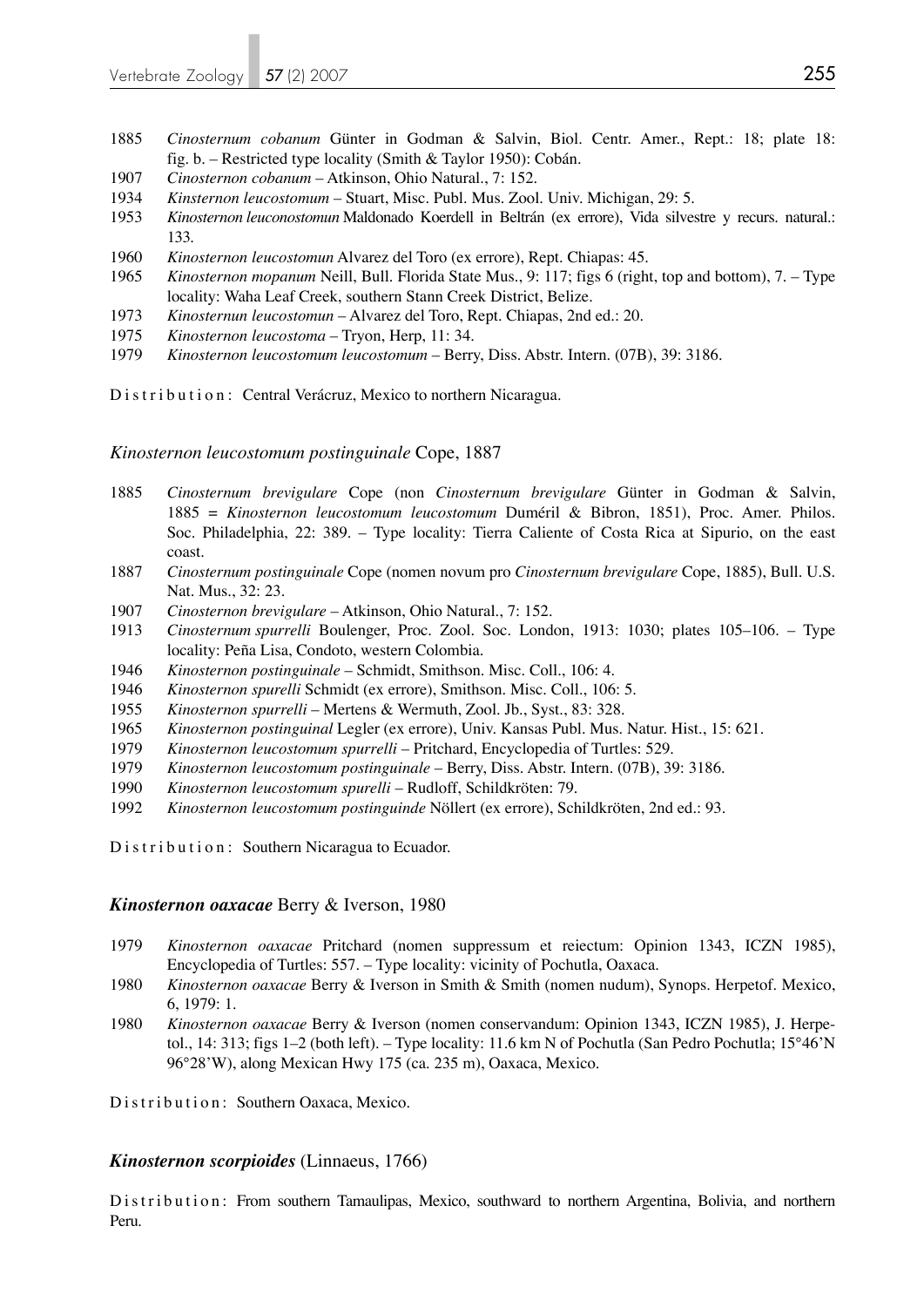1885 *Cinosternum cobanum* Günter in Godman & Salvin, Biol. Centr. Amer., Rept.: 18; plate 18: fig. b. – Restricted type locality (Smith & Taylor 1950): Cobán.

1907 *Cinosternon cobanum* – Atkinson, Ohio Natural., 7: 152.

1934 *Kinsternon leucostomum* – Stuart, Misc. Publ. Mus. Zool. Univ. Michigan, 29: 5.

1953 *Kinosternon leuconostomun* Maldonado Koerdell in Beltrán (ex errore), Vida silvestre y recurs. natural.: 133.

1960 *Kinosternon leucostomun* Alvarez del Toro (ex errore), Rept. Chiapas: 45.

1965 *Kinosternon mopanum* Neill, Bull. Florida State Mus., 9: 117; figs 6 (right, top and bottom), 7. – Type locality: Waha Leaf Creek, southern Stann Creek District, Belize.

1973 *Kinosternun leucostomun* – Alvarez del Toro, Rept. Chiapas, 2nd ed.: 20.

1975 *Kinosternon leucostoma* – Tryon, Herp, 11: 34.

1979 *Kinosternon leucostomum leucostomum* – Berry, Diss. Abstr. Intern. (07B), 39: 3186.

Distribution: Central Verácruz, Mexico to northern Nicaragua.

### *Kinosternon leucostomum postinguinale* Cope, 1887

1885 *Cinosternum brevigulare* Cope (non *Cinosternum brevigulare* Günter in Godman & Salvin, 1885 = *Kinosternon leucostomum leucostomum* Duméril & Bibron, 1851), Proc. Amer. Philos. Soc. Philadelphia, 22: 389. – Type locality: Tierra Caliente of Costa Rica at Sipurio, on the east coast.

1887 *Cinosternum postinguinale* Cope (nomen novum pro *Cinosternum brevigulare* Cope, 1885), Bull. U.S. Nat. Mus., 32: 23.

1907 *Cinosternon brevigulare* – Atkinson, Ohio Natural., 7: 152.

1913 *Cinosternum spurrelli* Boulenger, Proc. Zool. Soc. London, 1913: 1030; plates 105–106. – Type locality: Peña Lisa, Condoto, western Colombia.

1946 *Kinosternon postinguinale* – Schmidt, Smithson. Misc. Coll., 106: 4.

1946 *Kinosternon spurelli* Schmidt (ex errore), Smithson. Misc. Coll., 106: 5.

1955 *Kinosternon spurrelli* – Mertens & Wermuth, Zool. Jb., Syst., 83: 328.

1965 *Kinosternon postinguinal* Legler (ex errore), Univ. Kansas Publ. Mus. Natur. Hist., 15: 621.

1979 *Kinosternon leucostomum spurrelli* – Pritchard, Encyclopedia of Turtles: 529.

1979 *Kinosternon leucostomum postinguinale* – Berry, Diss. Abstr. Intern. (07B), 39: 3186.

1990 *Kinosternon leucostomum spurelli* – Rudloff, Schildkröten: 79.

1992 *Kinosternon leucostomum postinguinde* Nöllert (ex errore), Schildkröten, 2nd ed.: 93.

Distribution: Southern Nicaragua to Ecuador.

### ***Kinosternon oaxacae*** **Berry & Iverson, 1980**

1979 *Kinosternon oaxacae* Pritchard (nomen suppressum et reiectum: Opinion 1343, ICZN 1985), Encyclopedia of Turtles: 557. – Type locality: vicinity of Pochutla, Oaxaca.

1980 *Kinosternon oaxacae* Berry & Iverson in Smith & Smith (nomen nudum), Synops. Herpetof. Mexico, 6, 1979: 1.

1980 *Kinosternon oaxacae* Berry & Iverson (nomen conservandum: Opinion 1343, ICZN 1985), J. Herpetol., 14: 313; figs 1–2 (both left). – Type locality: 11.6 km N of Pochutla (San Pedro Pochutla; 15°46'N 96°28'W), along Mexican Hwy 175 (ca. 235 m), Oaxaca, Mexico.

Distribution: Southern Oaxaca, Mexico.

### ***Kinosternon scorpioides*** **(Linnaeus, 1766)**

Distribution: From southern Tamaulipas, Mexico, southward to northern Argentina, Bolivia, and northern Peru.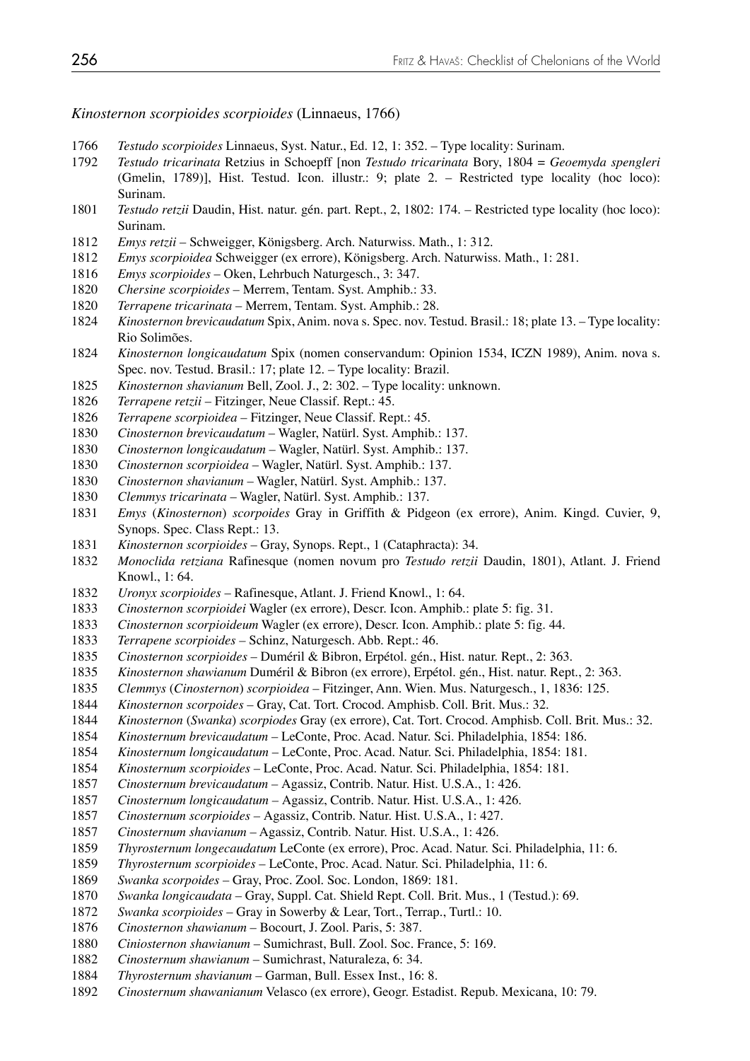*Kinosternon scorpioides scorpioides* (Linnaeus, 1766)

1766 *Testudo scorpioides* Linnaeus, Syst. Natur., Ed. 12, 1: 352. – Type locality: Surinam.
1792 *Testudo tricarinata* Retzius in Schoepff [non *Testudo tricarinata* Bory, 1804 = *Geoemyda spengleri* (Gmelin, 1789)], Hist. Testud. Icon. illustr.: 9; plate 2. – Restricted type locality (hoc loco): Surinam.
1801 *Testudo retzii* Daudin, Hist. natur. gén. part. Rept., 2, 1802: 174. – Restricted type locality (hoc loco): Surinam.
1812 *Emys retzii* – Schweigger, Königsberg. Arch. Naturwiss. Math., 1: 312.
1812 *Emys scorpioidea* Schweigger (ex errore), Königsberg. Arch. Naturwiss. Math., 1: 281.
1816 *Emys scorpioides* – Oken, Lehrbuch Naturgesch., 3: 347.
1820 *Chersine scorpioides* – Merrem, Tentam. Syst. Amphib.: 33.
1820 *Terrapene tricarinata* – Merrem, Tentam. Syst. Amphib.: 28.
1824 *Kinosternon brevicaudatum* Spix, Anim. nova s. Spec. nov. Testud. Brasil.: 18; plate 13. – Type locality: Rio Solimões.
1824 *Kinosternon longicaudatum* Spix (nomen conservandum: Opinion 1534, ICZN 1989), Anim. nova s. Spec. nov. Testud. Brasil.: 17; plate 12. – Type locality: Brazil.
1825 *Kinosternon shavianum* Bell, Zool. J., 2: 302. – Type locality: unknown.
1826 *Terrapene retzii* – Fitzinger, Neue Classif. Rept.: 45.
1826 *Terrapene scorpioidea* – Fitzinger, Neue Classif. Rept.: 45.
1830 *Cinosternon brevicaudatum* – Wagler, Natürl. Syst. Amphib.: 137.
1830 *Cinosternon longicaudatum* – Wagler, Natürl. Syst. Amphib.: 137.
1830 *Cinosternon scorpioidea* – Wagler, Natürl. Syst. Amphib.: 137.
1830 *Cinosternon shavianum* – Wagler, Natürl. Syst. Amphib.: 137.
1830 *Clemmys tricarinata* – Wagler, Natürl. Syst. Amphib.: 137.
1831 *Emys* (*Kinosternon*) *scorpoides* Gray in Griffith & Pidgeon (ex errore), Anim. Kingd. Cuvier, 9, Synops. Spec. Class Rept.: 13.
1831 *Kinosternon scorpioides* – Gray, Synops. Rept., 1 (Cataphracta): 34.
1832 *Monoclida retziana* Rafinesque (nomen novum pro *Testudo retzii* Daudin, 1801), Atlant. J. Friend Knowl., 1: 64.
1832 *Uronyx scorpioides* – Rafinesque, Atlant. J. Friend Knowl., 1: 64.
1833 *Cinosternon scorpioidei* Wagler (ex errore), Descr. Icon. Amphib.: plate 5: fig. 31.
1833 *Cinosternon scorpioideum* Wagler (ex errore), Descr. Icon. Amphib.: plate 5: fig. 44.
1833 *Terrapene scorpioides* – Schinz, Naturgesch. Abb. Rept.: 46.
1835 *Cinosternon scorpioides* – Duméril & Bibron, Erpétol. gén., Hist. natur. Rept., 2: 363.
1835 *Kinosternon shawianum* Duméril & Bibron (ex errore), Erpétol. gén., Hist. natur. Rept., 2: 363.
1835 *Clemmys* (*Cinosternon*) *scorpioidea* – Fitzinger, Ann. Wien. Mus. Naturgesch., 1, 1836: 125.
1844 *Kinosternon scorpoides* – Gray, Cat. Tort. Crocod. Amphisb. Coll. Brit. Mus.: 32.
1844 *Kinosternon* (*Swanka*) *scorpiodes* Gray (ex errore), Cat. Tort. Crocod. Amphisb. Coll. Brit. Mus.: 32.
1854 *Kinosternum brevicaudatum* – LeConte, Proc. Acad. Natur. Sci. Philadelphia, 1854: 186.
1854 *Kinosternum longicaudatum* – LeConte, Proc. Acad. Natur. Sci. Philadelphia, 1854: 181.
1854 *Kinosternum scorpioides* – LeConte, Proc. Acad. Natur. Sci. Philadelphia, 1854: 181.
1857 *Cinosternum brevicaudatum* – Agassiz, Contrib. Natur. Hist. U.S.A., 1: 426.
1857 *Cinosternum longicaudatum* – Agassiz, Contrib. Natur. Hist. U.S.A., 1: 426.
1857 *Cinosternum scorpioides* – Agassiz, Contrib. Natur. Hist. U.S.A., 1: 427.
1857 *Cinosternum shavianum* – Agassiz, Contrib. Natur. Hist. U.S.A., 1: 426.
1859 *Thyrosternum longecaudatum* LeConte (ex errore), Proc. Acad. Natur. Sci. Philadelphia, 11: 6.
1859 *Thyrosternum scorpioides* – LeConte, Proc. Acad. Natur. Sci. Philadelphia, 11: 6.
1869 *Swanka scorpoides* – Gray, Proc. Zool. Soc. London, 1869: 181.
1870 *Swanka longicaudata* – Gray, Suppl. Cat. Shield Rept. Coll. Brit. Mus., 1 (Testud.): 69.
1872 *Swanka scorpioides* – Gray in Sowerby & Lear, Tort., Terrap., Turtl.: 10.
1876 *Cinosternon shawianum* – Bocourt, J. Zool. Paris, 5: 387.
1880 *Ciniosternon shawianum* – Sumichrast, Bull. Zool. Soc. France, 5: 169.
1882 *Cinosternum shawianum* – Sumichrast, Naturaleza, 6: 34.
1884 *Thyrosternum shavianum* – Garman, Bull. Essex Inst., 16: 8.
1892 *Cinosternum shawanianum* Velasco (ex errore), Geogr. Estadist. Repub. Mexicana, 10: 79.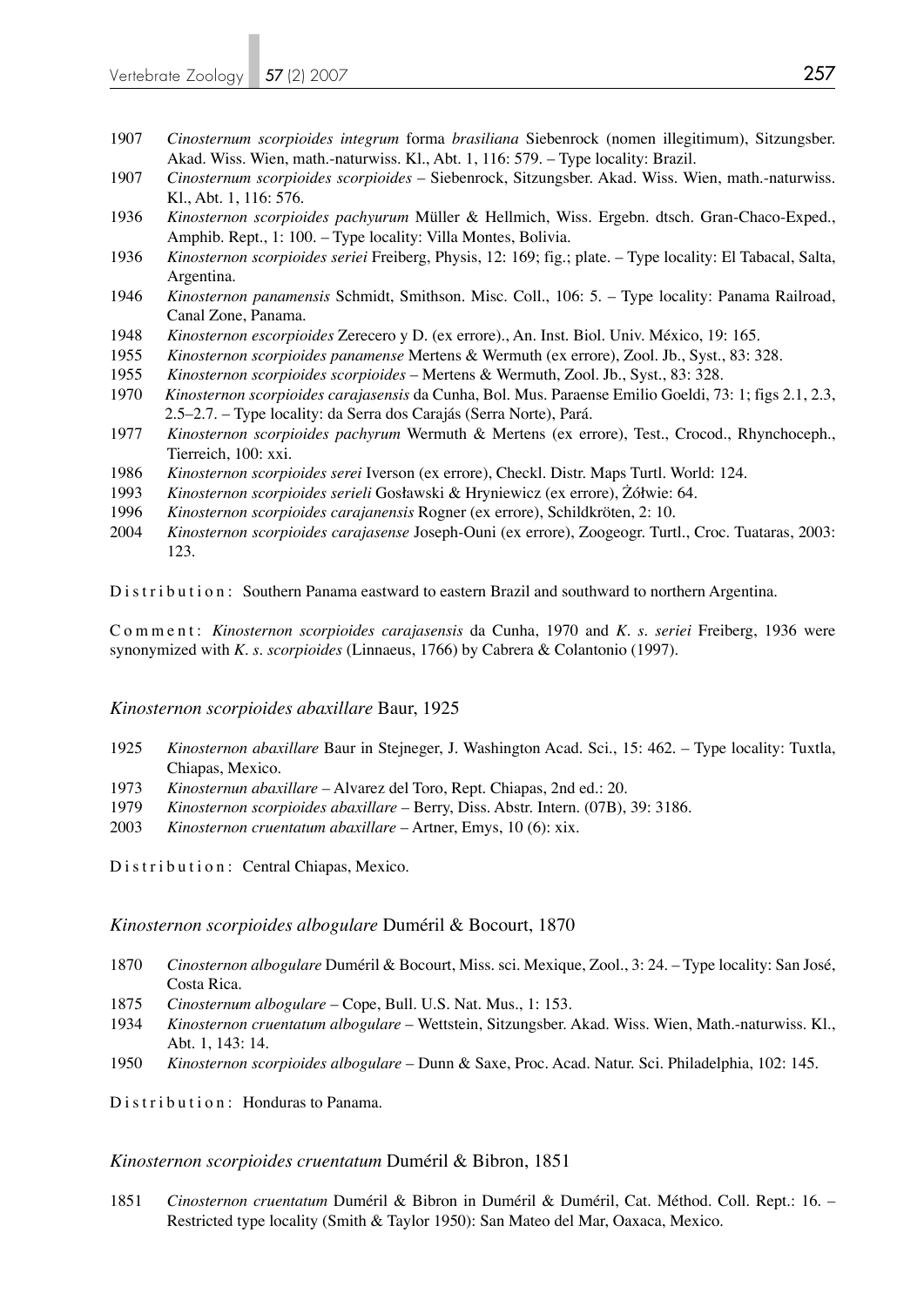1907 *Cinosternum scorpioides integrum* forma *brasiliana* Siebenrock (nomen illegitimum), Sitzungsber. Akad. Wiss. Wien, math.-naturwiss. Kl., Abt. 1, 116: 579. – Type locality: Brazil.

1907 *Cinosternum scorpioides scorpioides* – Siebenrock, Sitzungsber. Akad. Wiss. Wien, math.-naturwiss. Kl., Abt. 1, 116: 576.

1936 *Kinosternon scorpioides pachyurum* Müller & Hellmich, Wiss. Ergebn. dtsch. Gran-Chaco-Exped., Amphib. Rept., 1: 100. – Type locality: Villa Montes, Bolivia.

1936 *Kinosternon scorpioides seriei* Freiberg, Physis, 12: 169; fig.; plate. – Type locality: El Tabacal, Salta, Argentina.

1946 *Kinosternon panamensis* Schmidt, Smithson. Misc. Coll., 106: 5. – Type locality: Panama Railroad, Canal Zone, Panama.

1948 *Kinosternon escorpioides* Zerecero y D. (ex errore)., An. Inst. Biol. Univ. México, 19: 165.

1955 *Kinosternon scorpioides panamense* Mertens & Wermuth (ex errore), Zool. Jb., Syst., 83: 328.

1955 *Kinosternon scorpioides scorpioides* – Mertens & Wermuth, Zool. Jb., Syst., 83: 328.

1970 *Kinosternon scorpioides carajasensis* da Cunha, Bol. Mus. Paraense Emilio Goeldi, 73: 1; figs 2.1, 2.3, 2.5–2.7. – Type locality: da Serra dos Carajás (Serra Norte), Pará.

1977 *Kinosternon scorpioides pachyrum* Wermuth & Mertens (ex errore), Test., Crocod., Rhynchoceph., Tierreich, 100: xxi.

1986 *Kinosternon scorpioides serei* Iverson (ex errore), Checkl. Distr. Maps Turtl. World: 124.

1993 *Kinosternon scorpioides serieli* Gosławski & Hryniewicz (ex errore), Żółwie: 64.

1996 *Kinosternon scorpioides carajanensis* Rogner (ex errore), Schildkröten, 2: 10.

2004 *Kinosternon scorpioides carajasense* Joseph-Ouni (ex errore), Zoogeogr. Turtl., Croc. Tuataras, 2003: 123.

Distribution: Southern Panama eastward to eastern Brazil and southward to northern Argentina.

Comment: *Kinosternon scorpioides carajasensis* da Cunha, 1970 and *K. s. seriei* Freiberg, 1936 were synonymized with *K. s. scorpioides* (Linnaeus, 1766) by Cabrera & Colantonio (1997).

### *Kinosternon scorpioides abaxillare* Baur, 1925

1925 *Kinosternon abaxillare* Baur in Stejneger, J. Washington Acad. Sci., 15: 462. – Type locality: Tuxtla, Chiapas, Mexico.

1973 *Kinosternun abaxillare* – Alvarez del Toro, Rept. Chiapas, 2nd ed.: 20.

1979 *Kinosternon scorpioides abaxillare* – Berry, Diss. Abstr. Intern. (07B), 39: 3186.

2003 *Kinosternon cruentatum abaxillare* – Artner, Emys, 10 (6): xix.

Distribution: Central Chiapas, Mexico.

### *Kinosternon scorpioides albogulare* Duméril & Bocourt, 1870

1870 *Cinosternon albogulare* Duméril & Bocourt, Miss. sci. Mexique, Zool., 3: 24. – Type locality: San José, Costa Rica.

1875 *Cinosternum albogulare* – Cope, Bull. U.S. Nat. Mus., 1: 153.

1934 *Kinosternon cruentatum albogulare* – Wettstein, Sitzungsber. Akad. Wiss. Wien, Math.-naturwiss. Kl., Abt. 1, 143: 14.

1950 *Kinosternon scorpioides albogulare* – Dunn & Saxe, Proc. Acad. Natur. Sci. Philadelphia, 102: 145.

Distribution: Honduras to Panama.

### *Kinosternon scorpioides cruentatum* Duméril & Bibron, 1851

1851 *Cinosternon cruentatum* Duméril & Bibron in Duméril & Duméril, Cat. Méthod. Coll. Rept.: 16. – Restricted type locality (Smith & Taylor 1950): San Mateo del Mar, Oaxaca, Mexico.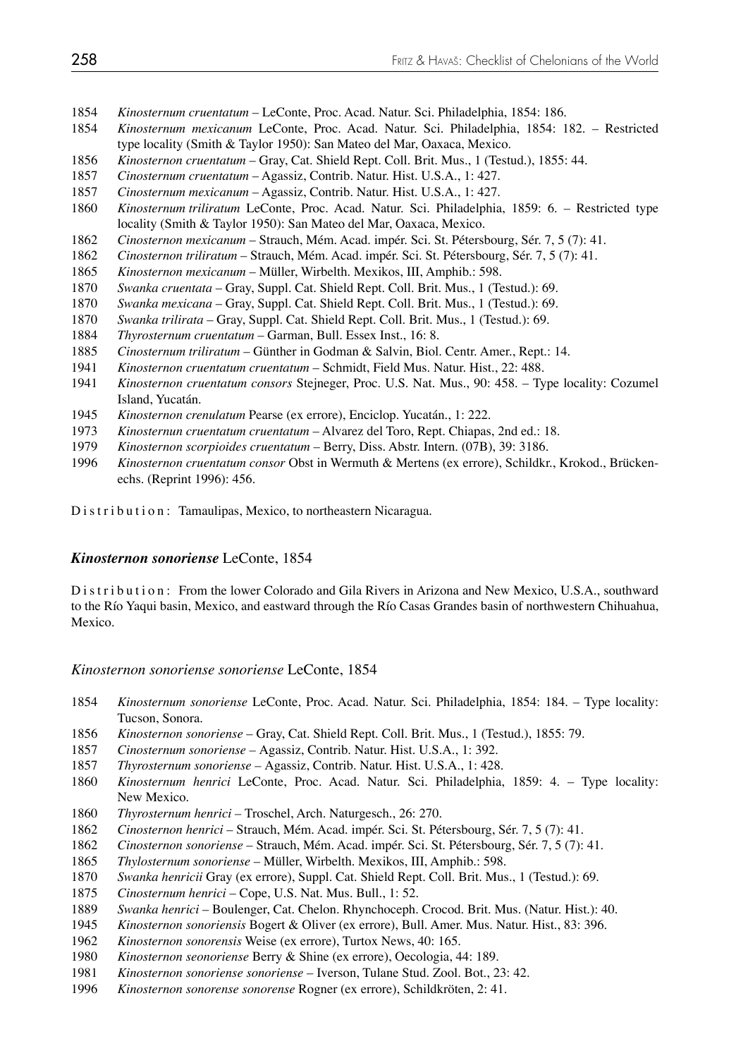1854 *Kinosternum cruentatum* – LeConte, Proc. Acad. Natur. Sci. Philadelphia, 1854: 186.
1854 *Kinosternum mexicanum* LeConte, Proc. Acad. Natur. Sci. Philadelphia, 1854: 182. – Restricted type locality (Smith & Taylor 1950): San Mateo del Mar, Oaxaca, Mexico.
1856 *Kinosternon cruentatum* – Gray, Cat. Shield Rept. Coll. Brit. Mus., 1 (Testud.), 1855: 44.
1857 *Cinosternum cruentatum* – Agassiz, Contrib. Natur. Hist. U.S.A., 1: 427.
1857 *Cinosternum mexicanum* – Agassiz, Contrib. Natur. Hist. U.S.A., 1: 427.
1860 *Kinosternum triliratum* LeConte, Proc. Acad. Natur. Sci. Philadelphia, 1859: 6. – Restricted type locality (Smith & Taylor 1950): San Mateo del Mar, Oaxaca, Mexico.
1862 *Cinosternon mexicanum* – Strauch, Mém. Acad. impér. Sci. St. Pétersbourg, Sér. 7, 5 (7): 41.
1862 *Cinosternon triliratum* – Strauch, Mém. Acad. impér. Sci. St. Pétersbourg, Sér. 7, 5 (7): 41.
1865 *Kinosternon mexicanum* – Müller, Wirbelth. Mexikos, III, Amphib.: 598.
1870 *Swanka cruentata* – Gray, Suppl. Cat. Shield Rept. Coll. Brit. Mus., 1 (Testud.): 69.
1870 *Swanka mexicana* – Gray, Suppl. Cat. Shield Rept. Coll. Brit. Mus., 1 (Testud.): 69.
1870 *Swanka trilirata* – Gray, Suppl. Cat. Shield Rept. Coll. Brit. Mus., 1 (Testud.): 69.
1884 *Thyrosternum cruentatum* – Garman, Bull. Essex Inst., 16: 8.
1885 *Cinosternum triliratum* – Günther in Godman & Salvin, Biol. Centr. Amer., Rept.: 14.
1941 *Kinosternon cruentatum cruentatum* – Schmidt, Field Mus. Natur. Hist., 22: 488.
1941 *Kinosternon cruentatum consors* Stejneger, Proc. U.S. Nat. Mus., 90: 458. – Type locality: Cozumel Island, Yucatán.
1945 *Kinosternon crenulatum* Pearse (ex errore), Enciclop. Yucatán., 1: 222.
1973 *Kinosternun cruentatum cruentatum* – Alvarez del Toro, Rept. Chiapas, 2nd ed.: 18.
1979 *Kinosternon scorpioides cruentatum* – Berry, Diss. Abstr. Intern. (07B), 39: 3186.
1996 *Kinosternon cruentatum consor* Obst in Wermuth & Mertens (ex errore), Schildkr., Krokod., Brückenechs. (Reprint 1996): 456.

Distribution: Tamaulipas, Mexico, to northeastern Nicaragua.

### ***Kinosternon sonoriense*** LeConte, 1854

Distribution: From the lower Colorado and Gila Rivers in Arizona and New Mexico, U.S.A., southward to the Río Yaqui basin, Mexico, and eastward through the Río Casas Grandes basin of northwestern Chihuahua, Mexico.

#### *Kinosternon sonoriense sonoriense* LeConte, 1854

1854 *Kinosternum sonoriense* LeConte, Proc. Acad. Natur. Sci. Philadelphia, 1854: 184. – Type locality: Tucson, Sonora.
1856 *Kinosternon sonoriense* – Gray, Cat. Shield Rept. Coll. Brit. Mus., 1 (Testud.), 1855: 79.
1857 *Cinosternum sonoriense* – Agassiz, Contrib. Natur. Hist. U.S.A., 1: 392.
1857 *Thyrosternum sonoriense* – Agassiz, Contrib. Natur. Hist. U.S.A., 1: 428.
1860 *Kinosternum henrici* LeConte, Proc. Acad. Natur. Sci. Philadelphia, 1859: 4. – Type locality: New Mexico.
1860 *Thyrosternum henrici* – Troschel, Arch. Naturgesch., 26: 270.
1862 *Cinosternon henrici* – Strauch, Mém. Acad. impér. Sci. St. Pétersbourg, Sér. 7, 5 (7): 41.
1862 *Cinosternon sonoriense* – Strauch, Mém. Acad. impér. Sci. St. Pétersbourg, Sér. 7, 5 (7): 41.
1865 *Thylosternum sonoriense* – Müller, Wirbelth. Mexikos, III, Amphib.: 598.
1870 *Swanka henricii* Gray (ex errore), Suppl. Cat. Shield Rept. Coll. Brit. Mus., 1 (Testud.): 69.
1875 *Cinosternum henrici* – Cope, U.S. Nat. Mus. Bull., 1: 52.
1889 *Swanka henrici* – Boulenger, Cat. Chelon. Rhynchoceph. Crocod. Brit. Mus. (Natur. Hist.): 40.
1945 *Kinosternon sonoriensis* Bogert & Oliver (ex errore), Bull. Amer. Mus. Natur. Hist., 83: 396.
1962 *Kinosternon sonorensis* Weise (ex errore), Turtox News, 40: 165.
1980 *Kinosternon seonoriense* Berry & Shine (ex errore), Oecologia, 44: 189.
1981 *Kinosternon sonoriense sonoriense* – Iverson, Tulane Stud. Zool. Bot., 23: 42.
1996 *Kinosternon sonorense sonorense* Rogner (ex errore), Schildkröten, 2: 41.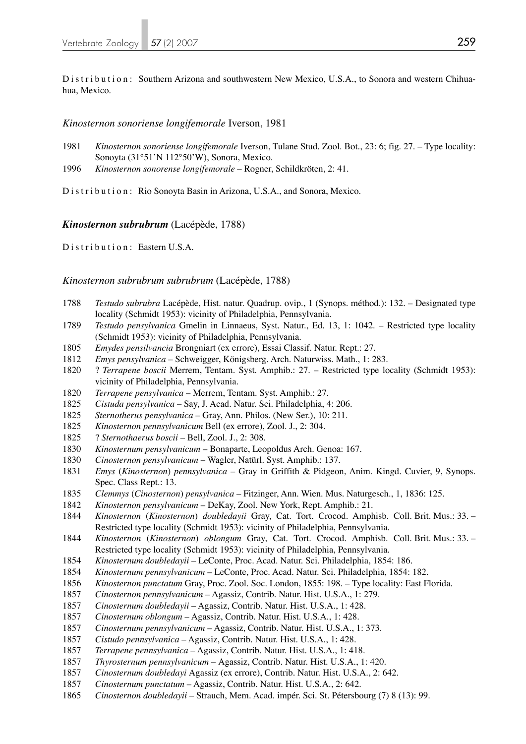Distribution: Southern Arizona and southwestern New Mexico, U.S.A., to Sonora and western Chihuahua, Mexico.

### *Kinosternon sonoriense longifemorale* Iverson, 1981

1981 *Kinosternon sonoriense longifemorale* Iverson, Tulane Stud. Zool. Bot., 23: 6; fig. 27. – Type locality: Sonoyta (31°51'N 112°50'W), Sonora, Mexico.

1996 *Kinosternon sonorense longifemorale* – Rogner, Schildkröten, 2: 41.

Distribution: Rio Sonoyta Basin in Arizona, U.S.A., and Sonora, Mexico.

## ***Kinosternon subrubrum*** (Lacépède, 1788)

Distribution: Eastern U.S.A.

### *Kinosternon subrubrum subrubrum* (Lacépède, 1788)

1788 *Testudo subrubra* Lacépède, Hist. natur. Quadrup. ovip., 1 (Synops. méthod.): 132. – Designated type locality (Schmidt 1953): vicinity of Philadelphia, Pennsylvania.

1789 *Testudo pensylvanica* Gmelin in Linnaeus, Syst. Natur., Ed. 13, 1: 1042. – Restricted type locality (Schmidt 1953): vicinity of Philadelphia, Pennsylvania.

1805 *Emydes pensilvancia* Brongniart (ex errore), Essai Classif. Natur. Rept.: 27.

1812 *Emys pensylvanica* – Schweigger, Königsberg. Arch. Naturwiss. Math., 1: 283.

1820 ? *Terrapene boscii* Merrem, Tentam. Syst. Amphib.: 27. – Restricted type locality (Schmidt 1953): vicinity of Philadelphia, Pennsylvania.

1820 *Terrapene pensylvanica* – Merrem, Tentam. Syst. Amphib.: 27.

1825 *Cistuda pensylvanica* – Say, J. Acad. Natur. Sci. Philadelphia, 4: 206.

1825 *Sternotherus pensylvanica* – Gray, Ann. Philos. (New Ser.), 10: 211.

1825 *Kinosternon pennsylvanicum* Bell (ex errore), Zool. J., 2: 304.

1825 ? *Sternothaerus boscii* – Bell, Zool. J., 2: 308.

1830 *Kinosternum pensylvanicum* – Bonaparte, Leopoldus Arch. Genoa: 167.

1830 *Cinosternon pensylvanicum* – Wagler, Natürl. Syst. Amphib.: 137.

1831 *Emys* (*Kinosternon*) *pennsylvanica* – Gray in Griffith & Pidgeon, Anim. Kingd. Cuvier, 9, Synops. Spec. Class Rept.: 13.

1835 *Clemmys* (*Cinosternon*) *pensylvanica* – Fitzinger, Ann. Wien. Mus. Naturgesch., 1, 1836: 125.

1842 *Kinosternon pensylvanicum* – DeKay, Zool. New York, Rept. Amphib.: 21.

1844 *Kinosternon* (*Kinosternon*) *doubledayii* Gray, Cat. Tort. Crocod. Amphisb. Coll. Brit. Mus.: 33. – Restricted type locality (Schmidt 1953): vicinity of Philadelphia, Pennsylvania.

1844 *Kinosternon* (*Kinosternon*) *oblongum* Gray, Cat. Tort. Crocod. Amphisb. Coll. Brit. Mus.: 33. – Restricted type locality (Schmidt 1953): vicinity of Philadelphia, Pennsylvania.

1854 *Kinosternum doubledayii* – LeConte, Proc. Acad. Natur. Sci. Philadelphia, 1854: 186.

1854 *Kinosternum pennsylvanicum* – LeConte, Proc. Acad. Natur. Sci. Philadelphia, 1854: 182.

1856 *Kinosternon punctatum* Gray, Proc. Zool. Soc. London, 1855: 198. – Type locality: East Florida.

1857 *Cinosternon pennsylvanicum* – Agassiz, Contrib. Natur. Hist. U.S.A., 1: 279.

1857 *Cinosternum doubledayii* – Agassiz, Contrib. Natur. Hist. U.S.A., 1: 428.

1857 *Cinosternum oblongum* – Agassiz, Contrib. Natur. Hist. U.S.A., 1: 428.

1857 *Cinosternum pennsylvanicum* – Agassiz, Contrib. Natur. Hist. U.S.A., 1: 373.

1857 *Cistudo pennsylvanica* – Agassiz, Contrib. Natur. Hist. U.S.A., 1: 428.

1857 *Terrapene pennsylvanica* – Agassiz, Contrib. Natur. Hist. U.S.A., 1: 418.

1857 *Thyrosternum pennsylvanicum* – Agassiz, Contrib. Natur. Hist. U.S.A., 1: 420.

1857 *Cinosternum doubledayi* Agassiz (ex errore), Contrib. Natur. Hist. U.S.A., 2: 642.

1857 *Cinosternum punctatum* – Agassiz, Contrib. Natur. Hist. U.S.A., 2: 642.

1865 *Cinosternon doubledayii* – Strauch, Mem. Acad. impér. Sci. St. Pétersbourg (7) 8 (13): 99.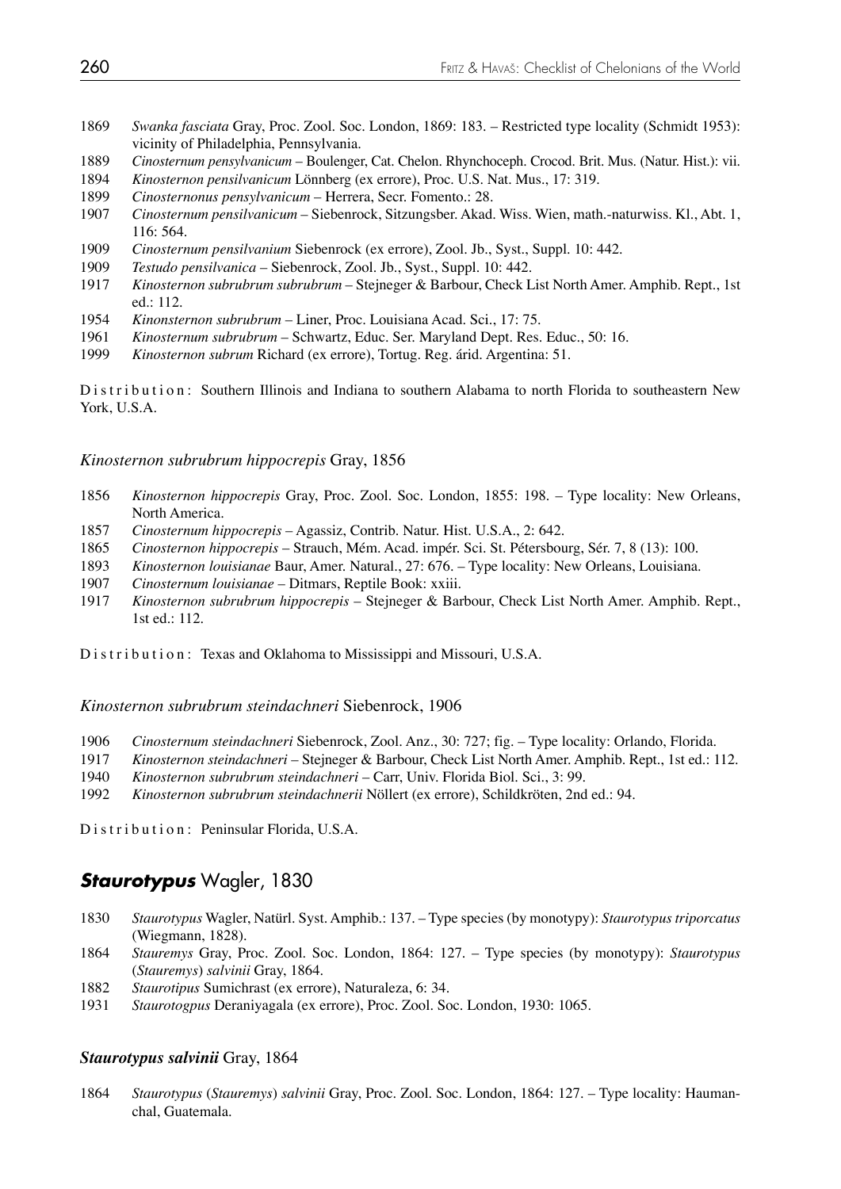1869 *Swanka fasciata* Gray, Proc. Zool. Soc. London, 1869: 183. – Restricted type locality (Schmidt 1953): vicinity of Philadelphia, Pennsylvania.
1889 *Cinosternum pensylvanicum* – Boulenger, Cat. Chelon. Rhynchoceph. Crocod. Brit. Mus. (Natur. Hist.): vii.
1894 *Kinosternon pensilvanicum* Lönnberg (ex errore), Proc. U.S. Nat. Mus., 17: 319.
1899 *Cinosternonus pensylvanicum* – Herrera, Secr. Fomento.: 28.
1907 *Cinosternum pensilvanicum* – Siebenrock, Sitzungsber. Akad. Wiss. Wien, math.-naturwiss. Kl., Abt. 1, 116: 564.
1909 *Cinosternum pensilvanium* Siebenrock (ex errore), Zool. Jb., Syst., Suppl. 10: 442.
1909 *Testudo pensilvanica* – Siebenrock, Zool. Jb., Syst., Suppl. 10: 442.
1917 *Kinosternon subrubrum subrubrum* – Stejneger & Barbour, Check List North Amer. Amphib. Rept., 1st ed.: 112.
1954 *Kinonsternon subrubrum* – Liner, Proc. Louisiana Acad. Sci., 17: 75.
1961 *Kinosternum subrubrum* – Schwartz, Educ. Ser. Maryland Dept. Res. Educ., 50: 16.
1999 *Kinosternon subrum* Richard (ex errore), Tortug. Reg. árid. Argentina: 51.

Distribution: Southern Illinois and Indiana to southern Alabama to north Florida to southeastern New York, U.S.A.

### *Kinosternon subrubrum hippocrepis* Gray, 1856

1856 *Kinosternon hippocrepis* Gray, Proc. Zool. Soc. London, 1855: 198. – Type locality: New Orleans, North America.
1857 *Cinosternum hippocrepis* – Agassiz, Contrib. Natur. Hist. U.S.A., 2: 642.
1865 *Cinosternon hippocrepis* – Strauch, Mém. Acad. impér. Sci. St. Pétersbourg, Sér. 7, 8 (13): 100.
1893 *Kinosternon louisianae* Baur, Amer. Natural., 27: 676. – Type locality: New Orleans, Louisiana.
1907 *Cinosternum louisianae* – Ditmars, Reptile Book: xxiii.
1917 *Kinosternon subrubrum hippocrepis* – Stejneger & Barbour, Check List North Amer. Amphib. Rept., 1st ed.: 112.

Distribution: Texas and Oklahoma to Mississippi and Missouri, U.S.A.

### *Kinosternon subrubrum steindachneri* Siebenrock, 1906

1906 *Cinosternum steindachneri* Siebenrock, Zool. Anz., 30: 727; fig. – Type locality: Orlando, Florida.
1917 *Kinosternon steindachneri* – Stejneger & Barbour, Check List North Amer. Amphib. Rept., 1st ed.: 112.
1940 *Kinosternon subrubrum steindachneri* – Carr, Univ. Florida Biol. Sci., 3: 99.
1992 *Kinosternon subrubrum steindachnerii* Nöllert (ex errore), Schildkröten, 2nd ed.: 94.

Distribution: Peninsular Florida, U.S.A.

## *Staurotypus* Wagler, 1830

1830 *Staurotypus* Wagler, Natürl. Syst. Amphib.: 137. – Type species (by monotypy): *Staurotypus triporcatus* (Wiegmann, 1828).
1864 *Stauremys* Gray, Proc. Zool. Soc. London, 1864: 127. – Type species (by monotypy): *Staurotypus* (*Stauremys*) *salvinii* Gray, 1864.
1882 *Staurotipus* Sumichrast (ex errore), Naturaleza, 6: 34.
1931 *Staurotogpus* Deraniyagala (ex errore), Proc. Zool. Soc. London, 1930: 1065.

### *Staurotypus salvinii* Gray, 1864

1864 *Staurotypus* (*Stauremys*) *salvinii* Gray, Proc. Zool. Soc. London, 1864: 127. – Type locality: Haumanchal, Guatemala.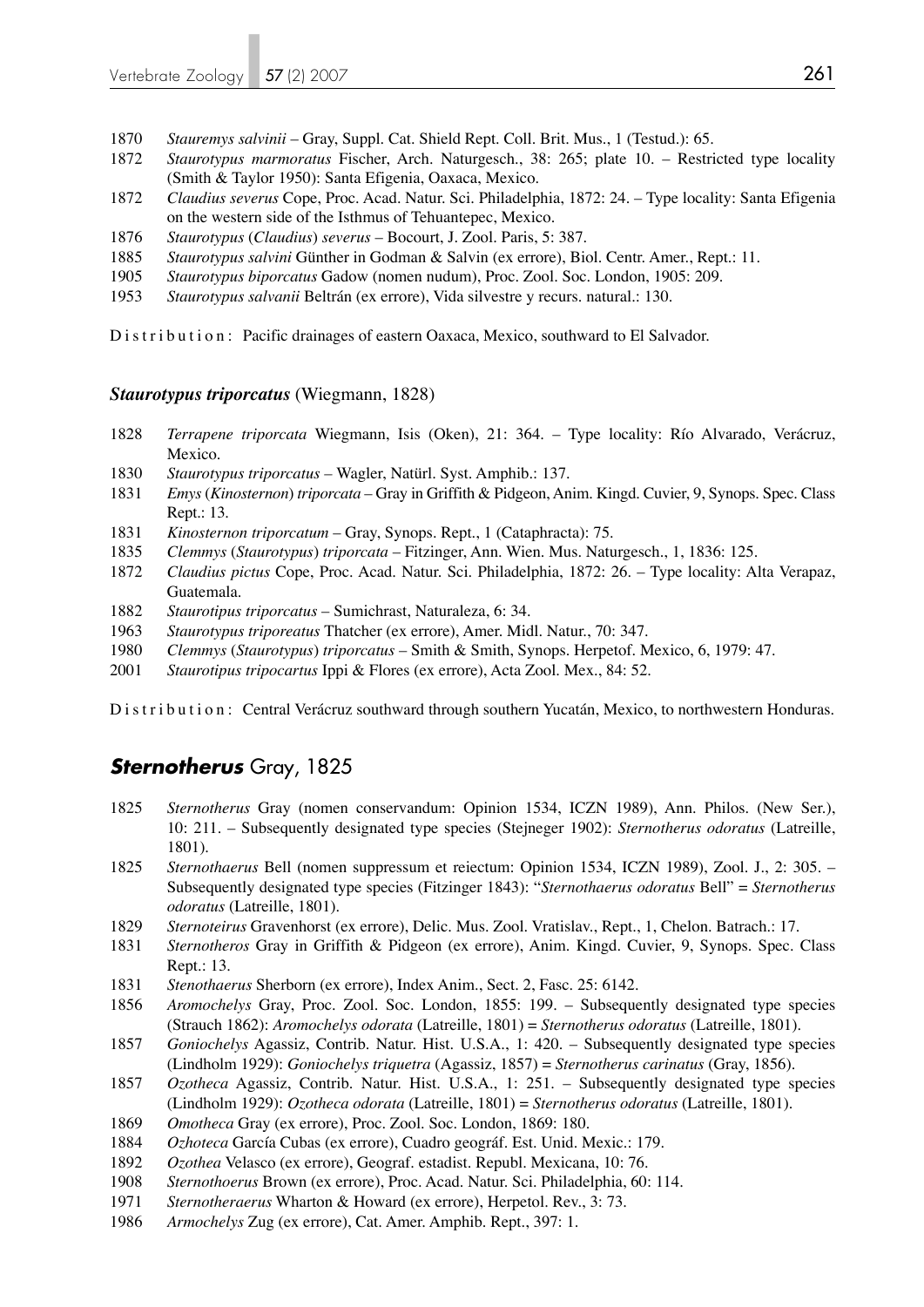1870 *Stauremys salvinii* – Gray, Suppl. Cat. Shield Rept. Coll. Brit. Mus., 1 (Testud.): 65.

1872 *Staurotypus marmoratus* Fischer, Arch. Naturgesch., 38: 265; plate 10. – Restricted type locality (Smith & Taylor 1950): Santa Efigenia, Oaxaca, Mexico.

1872 *Claudius severus* Cope, Proc. Acad. Natur. Sci. Philadelphia, 1872: 24. – Type locality: Santa Efigenia on the western side of the Isthmus of Tehuantepec, Mexico.

1876 *Staurotypus* (*Claudius*) *severus* – Bocourt, J. Zool. Paris, 5: 387.

1885 *Staurotypus salvini* Günther in Godman & Salvin (ex errore), Biol. Centr. Amer., Rept.: 11.

1905 *Staurotypus biporcatus* Gadow (nomen nudum), Proc. Zool. Soc. London, 1905: 209.

1953 *Staurotypus salvanii* Beltrán (ex errore), Vida silvestre y recurs. natural.: 130.

Distribution: Pacific drainages of eastern Oaxaca, Mexico, southward to El Salvador.

### ***Staurotypus triporcatus*** (Wiegmann, 1828)

1828 *Terrapene triporcata* Wiegmann, Isis (Oken), 21: 364. – Type locality: Río Alvarado, Verácruz, Mexico.

1830 *Staurotypus triporcatus* – Wagler, Natürl. Syst. Amphib.: 137.

1831 *Emys* (*Kinosternon*) *triporcata* – Gray in Griffith & Pidgeon, Anim. Kingd. Cuvier, 9, Synops. Spec. Class Rept.: 13.

1831 *Kinosternon triporcatum* – Gray, Synops. Rept., 1 (Cataphracta): 75.

1835 *Clemmys* (*Staurotypus*) *triporcata* – Fitzinger, Ann. Wien. Mus. Naturgesch., 1, 1836: 125.

1872 *Claudius pictus* Cope, Proc. Acad. Natur. Sci. Philadelphia, 1872: 26. – Type locality: Alta Verapaz, Guatemala.

1882 *Staurotipus triporcatus* – Sumichrast, Naturaleza, 6: 34.

1963 *Staurotypus triporeatus* Thatcher (ex errore), Amer. Midl. Natur., 70: 347.

1980 *Clemmys* (*Staurotypus*) *triporcatus* – Smith & Smith, Synops. Herpetof. Mexico, 6, 1979: 47.

2001 *Staurotipus tripocartus* Ippi & Flores (ex errore), Acta Zool. Mex., 84: 52.

Distribution: Central Verácruz southward through southern Yucatán, Mexico, to northwestern Honduras.

## ***Sternotherus*** Gray, 1825

1825 *Sternotherus* Gray (nomen conservandum: Opinion 1534, ICZN 1989), Ann. Philos. (New Ser.), 10: 211. – Subsequently designated type species (Stejneger 1902): *Sternotherus odoratus* (Latreille, 1801).

1825 *Sternothaerus* Bell (nomen suppressum et reiectum: Opinion 1534, ICZN 1989), Zool. J., 2: 305. – Subsequently designated type species (Fitzinger 1843): "*Sternothaerus odoratus* Bell" = *Sternotherus odoratus* (Latreille, 1801).

1829 *Sternoteirus* Gravenhorst (ex errore), Delic. Mus. Zool. Vratislav., Rept., 1, Chelon. Batrach.: 17.

1831 *Sternotheros* Gray in Griffith & Pidgeon (ex errore), Anim. Kingd. Cuvier, 9, Synops. Spec. Class Rept.: 13.

1831 *Stenothaerus* Sherborn (ex errore), Index Anim., Sect. 2, Fasc. 25: 6142.

1856 *Aromochelys* Gray, Proc. Zool. Soc. London, 1855: 199. – Subsequently designated type species (Strauch 1862): *Aromochelys odorata* (Latreille, 1801) = *Sternotherus odoratus* (Latreille, 1801).

1857 *Goniochelys* Agassiz, Contrib. Natur. Hist. U.S.A., 1: 420. – Subsequently designated type species (Lindholm 1929): *Goniochelys triquetra* (Agassiz, 1857) = *Sternotherus carinatus* (Gray, 1856).

1857 *Ozotheca* Agassiz, Contrib. Natur. Hist. U.S.A., 1: 251. – Subsequently designated type species (Lindholm 1929): *Ozotheca odorata* (Latreille, 1801) = *Sternotherus odoratus* (Latreille, 1801).

1869 *Omotheca* Gray (ex errore), Proc. Zool. Soc. London, 1869: 180.

1884 *Ozhoteca* García Cubas (ex errore), Cuadro geográf. Est. Unid. Mexic.: 179.

1892 *Ozothea* Velasco (ex errore), Geograf. estadist. Republ. Mexicana, 10: 76.

1908 *Sternothoerus* Brown (ex errore), Proc. Acad. Natur. Sci. Philadelphia, 60: 114.

1971 *Sternotheraerus* Wharton & Howard (ex errore), Herpetol. Rev., 3: 73.

1986 *Armochelys* Zug (ex errore), Cat. Amer. Amphib. Rept., 397: 1.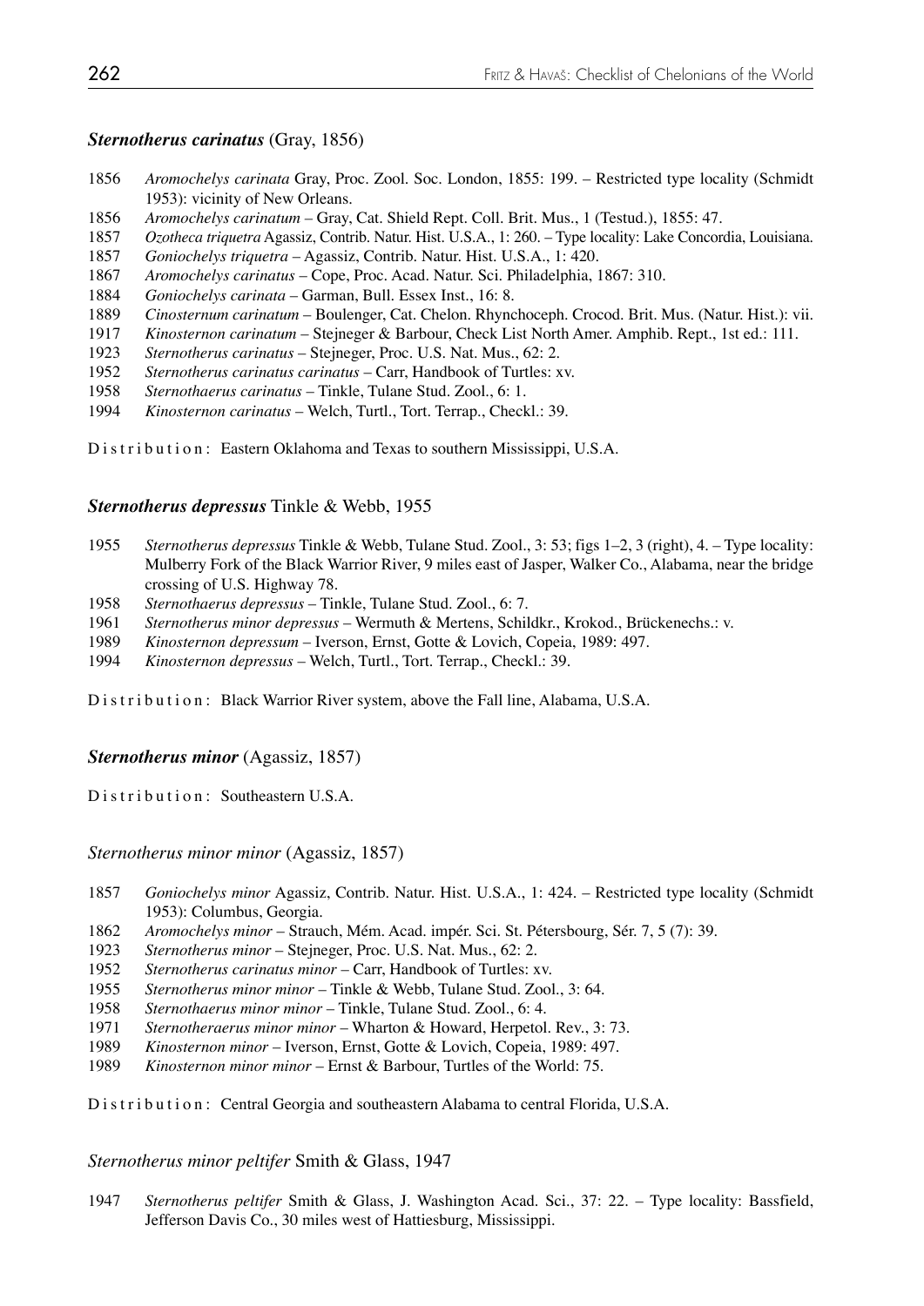### ***Sternotherus carinatus*** (Gray, 1856)

1856 *Aromochelys carinata* Gray, Proc. Zool. Soc. London, 1855: 199. – Restricted type locality (Schmidt 1953): vicinity of New Orleans.

1856 *Aromochelys carinatum* – Gray, Cat. Shield Rept. Coll. Brit. Mus., 1 (Testud.), 1855: 47.

1857 *Ozotheca triquetra* Agassiz, Contrib. Natur. Hist. U.S.A., 1: 260. – Type locality: Lake Concordia, Louisiana.

1857 *Goniochelys triquetra* – Agassiz, Contrib. Natur. Hist. U.S.A., 1: 420.

1867 *Aromochelys carinatus* – Cope, Proc. Acad. Natur. Sci. Philadelphia, 1867: 310.

1884 *Goniochelys carinata* – Garman, Bull. Essex Inst., 16: 8.

1889 *Cinosternum carinatum* – Boulenger, Cat. Chelon. Rhynchoceph. Crocod. Brit. Mus. (Natur. Hist.): vii.

1917 *Kinosternon carinatum* – Stejneger & Barbour, Check List North Amer. Amphib. Rept., 1st ed.: 111.

1923 *Sternotherus carinatus* – Stejneger, Proc. U.S. Nat. Mus., 62: 2.

1952 *Sternotherus carinatus carinatus* – Carr, Handbook of Turtles: xv.

1958 *Sternothaerus carinatus* – Tinkle, Tulane Stud. Zool., 6: 1.

1994 *Kinosternon carinatus* – Welch, Turtl., Tort. Terrap., Checkl.: 39.

Distribution: Eastern Oklahoma and Texas to southern Mississippi, U.S.A.

### ***Sternotherus depressus*** Tinkle & Webb, 1955

1955 *Sternotherus depressus* Tinkle & Webb, Tulane Stud. Zool., 3: 53; figs 1–2, 3 (right), 4. – Type locality: Mulberry Fork of the Black Warrior River, 9 miles east of Jasper, Walker Co., Alabama, near the bridge crossing of U.S. Highway 78.

1958 *Sternothaerus depressus* – Tinkle, Tulane Stud. Zool., 6: 7.

1961 *Sternotherus minor depressus* – Wermuth & Mertens, Schildkr., Krokod., Brückenechs.: v.

1989 *Kinosternon depressum* – Iverson, Ernst, Gotte & Lovich, Copeia, 1989: 497.

1994 *Kinosternon depressus* – Welch, Turtl., Tort. Terrap., Checkl.: 39.

Distribution: Black Warrior River system, above the Fall line, Alabama, U.S.A.

### ***Sternotherus minor*** (Agassiz, 1857)

Distribution: Southeastern U.S.A.

#### *Sternotherus minor minor* (Agassiz, 1857)

1857 *Goniochelys minor* Agassiz, Contrib. Natur. Hist. U.S.A., 1: 424. – Restricted type locality (Schmidt 1953): Columbus, Georgia.

1862 *Aromochelys minor* – Strauch, Mém. Acad. impér. Sci. St. Pétersbourg, Sér. 7, 5 (7): 39.

1923 *Sternotherus minor* – Stejneger, Proc. U.S. Nat. Mus., 62: 2.

1952 *Sternotherus carinatus minor* – Carr, Handbook of Turtles: xv.

1955 *Sternotherus minor minor* – Tinkle & Webb, Tulane Stud. Zool., 3: 64.

1958 *Sternothaerus minor minor* – Tinkle, Tulane Stud. Zool., 6: 4.

1971 *Sternotheraerus minor minor* – Wharton & Howard, Herpetol. Rev., 3: 73.

1989 *Kinosternon minor* – Iverson, Ernst, Gotte & Lovich, Copeia, 1989: 497.

1989 *Kinosternon minor minor* – Ernst & Barbour, Turtles of the World: 75.

Distribution: Central Georgia and southeastern Alabama to central Florida, U.S.A.

#### *Sternotherus minor peltifer* Smith & Glass, 1947

1947 *Sternotherus peltifer* Smith & Glass, J. Washington Acad. Sci., 37: 22. – Type locality: Bassfield, Jefferson Davis Co., 30 miles west of Hattiesburg, Mississippi.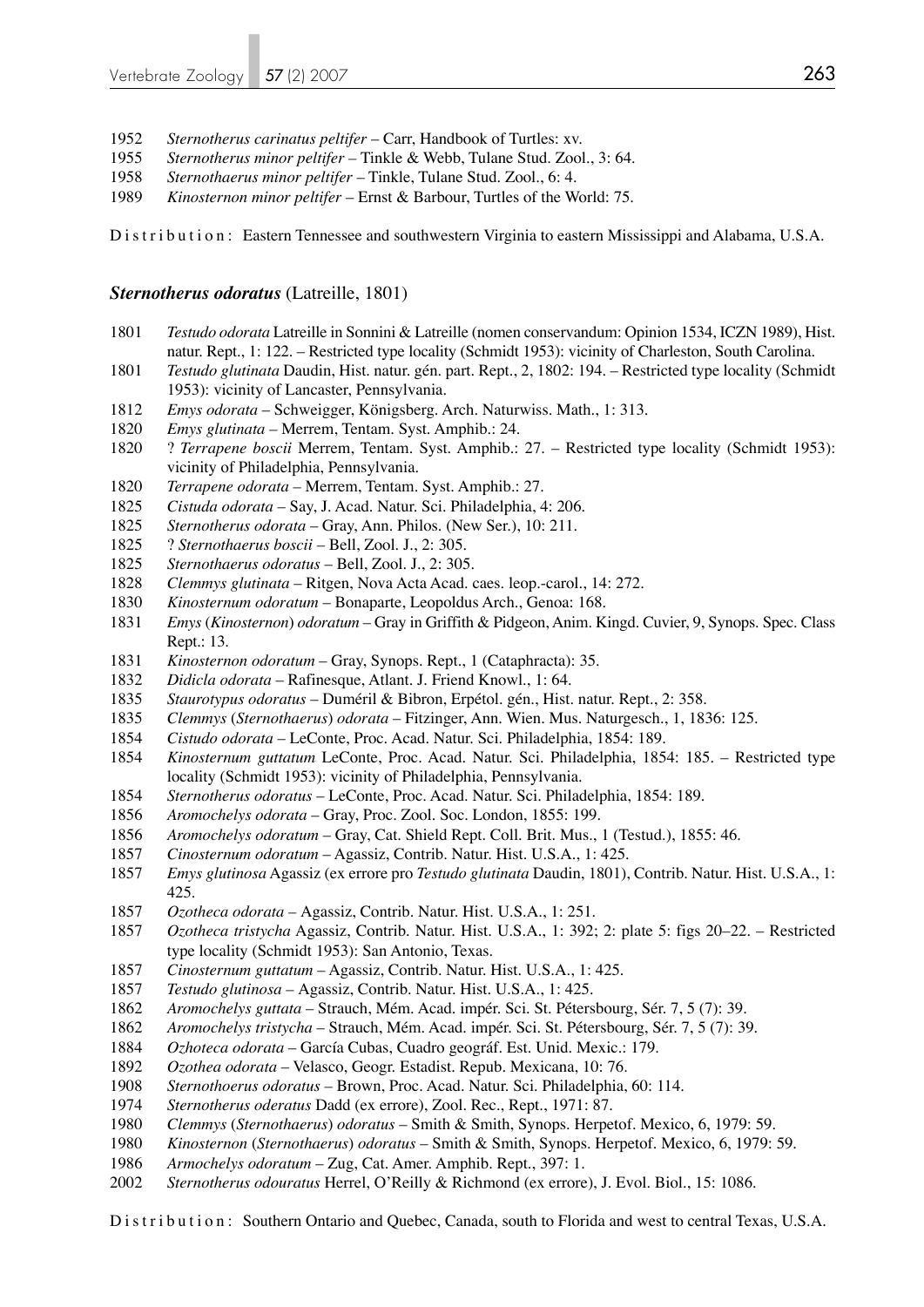1952 *Sternotherus carinatus peltifer* – Carr, Handbook of Turtles: xv.
1955 *Sternotherus minor peltifer* – Tinkle & Webb, Tulane Stud. Zool., 3: 64.
1958 *Sternothaerus minor peltifer* – Tinkle, Tulane Stud. Zool., 6: 4.
1989 *Kinosternon minor peltifer* – Ernst & Barbour, Turtles of the World: 75.

Distribution: Eastern Tennessee and southwestern Virginia to eastern Mississippi and Alabama, U.S.A.

### *Sternotherus odoratus* (Latreille, 1801)

1801 *Testudo odorata* Latreille in Sonnini & Latreille (nomen conservandum: Opinion 1534, ICZN 1989), Hist. natur. Rept., 1: 122. – Restricted type locality (Schmidt 1953): vicinity of Charleston, South Carolina.
1801 *Testudo glutinata* Daudin, Hist. natur. gén. part. Rept., 2, 1802: 194. – Restricted type locality (Schmidt 1953): vicinity of Lancaster, Pennsylvania.
1812 *Emys odorata* – Schweigger, Königsberg. Arch. Naturwiss. Math., 1: 313.
1820 *Emys glutinata* – Merrem, Tentam. Syst. Amphib.: 24.
1820 ? *Terrapene boscii* Merrem, Tentam. Syst. Amphib.: 27. – Restricted type locality (Schmidt 1953): vicinity of Philadelphia, Pennsylvania.
1820 *Terrapene odorata* – Merrem, Tentam. Syst. Amphib.: 27.
1825 *Cistuda odorata* – Say, J. Acad. Natur. Sci. Philadelphia, 4: 206.
1825 *Sternotherus odorata* – Gray, Ann. Philos. (New Ser.), 10: 211.
1825 ? *Sternothaerus boscii* – Bell, Zool. J., 2: 305.
1825 *Sternothaerus odoratus* – Bell, Zool. J., 2: 305.
1828 *Clemmys glutinata* – Ritgen, Nova Acta Acad. caes. leop.-carol., 14: 272.
1830 *Kinosternum odoratum* – Bonaparte, Leopoldus Arch., Genoa: 168.
1831 *Emys* (*Kinosternon*) *odoratum* – Gray in Griffith & Pidgeon, Anim. Kingd. Cuvier, 9, Synops. Spec. Class Rept.: 13.
1831 *Kinosternon odoratum* – Gray, Synops. Rept., 1 (Cataphracta): 35.
1832 *Didicla odorata* – Rafinesque, Atlant. J. Friend Knowl., 1: 64.
1835 *Staurotypus odoratus* – Duméril & Bibron, Erpétol. gén., Hist. natur. Rept., 2: 358.
1835 *Clemmys* (*Sternothaerus*) *odorata* – Fitzinger, Ann. Wien. Mus. Naturgesch., 1, 1836: 125.
1854 *Cistudo odorata* – LeConte, Proc. Acad. Natur. Sci. Philadelphia, 1854: 189.
1854 *Kinosternum guttatum* LeConte, Proc. Acad. Natur. Sci. Philadelphia, 1854: 185. – Restricted type locality (Schmidt 1953): vicinity of Philadelphia, Pennsylvania.
1854 *Sternotherus odoratus* – LeConte, Proc. Acad. Natur. Sci. Philadelphia, 1854: 189.
1856 *Aromochelys odorata* – Gray, Proc. Zool. Soc. London, 1855: 199.
1856 *Aromochelys odoratum* – Gray, Cat. Shield Rept. Coll. Brit. Mus., 1 (Testud.), 1855: 46.
1857 *Cinosternum odoratum* – Agassiz, Contrib. Natur. Hist. U.S.A., 1: 425.
1857 *Emys glutinosa* Agassiz (ex errore pro *Testudo glutinata* Daudin, 1801), Contrib. Natur. Hist. U.S.A., 1: 425.
1857 *Ozotheca odorata* – Agassiz, Contrib. Natur. Hist. U.S.A., 1: 251.
1857 *Ozotheca tristycha* Agassiz, Contrib. Natur. Hist. U.S.A., 1: 392; 2: plate 5: figs 20–22. – Restricted type locality (Schmidt 1953): San Antonio, Texas.
1857 *Cinosternum guttatum* – Agassiz, Contrib. Natur. Hist. U.S.A., 1: 425.
1857 *Testudo glutinosa* – Agassiz, Contrib. Natur. Hist. U.S.A., 1: 425.
1862 *Aromochelys guttata* – Strauch, Mém. Acad. impér. Sci. St. Pétersbourg, Sér. 7, 5 (7): 39.
1862 *Aromochelys tristycha* – Strauch, Mém. Acad. impér. Sci. St. Pétersbourg, Sér. 7, 5 (7): 39.
1884 *Ozhoteca odorata* – García Cubas, Cuadro geográf. Est. Unid. Mexic.: 179.
1892 *Ozothea odorata* – Velasco, Geogr. Estadist. Repub. Mexicana, 10: 76.
1908 *Sternothoerus odoratus* – Brown, Proc. Acad. Natur. Sci. Philadelphia, 60: 114.
1974 *Sternotherus oderatus* Dadd (ex errore), Zool. Rec., Rept., 1971: 87.
1980 *Clemmys* (*Sternothaerus*) *odoratus* – Smith & Smith, Synops. Herpetof. Mexico, 6, 1979: 59.
1980 *Kinosternon* (*Sternothaerus*) *odoratus* – Smith & Smith, Synops. Herpetof. Mexico, 6, 1979: 59.
1986 *Armochelys odoratum* – Zug, Cat. Amer. Amphib. Rept., 397: 1.
2002 *Sternotherus odouratus* Herrel, O'Reilly & Richmond (ex errore), J. Evol. Biol., 15: 1086.

Distribution: Southern Ontario and Quebec, Canada, south to Florida and west to central Texas, U.S.A.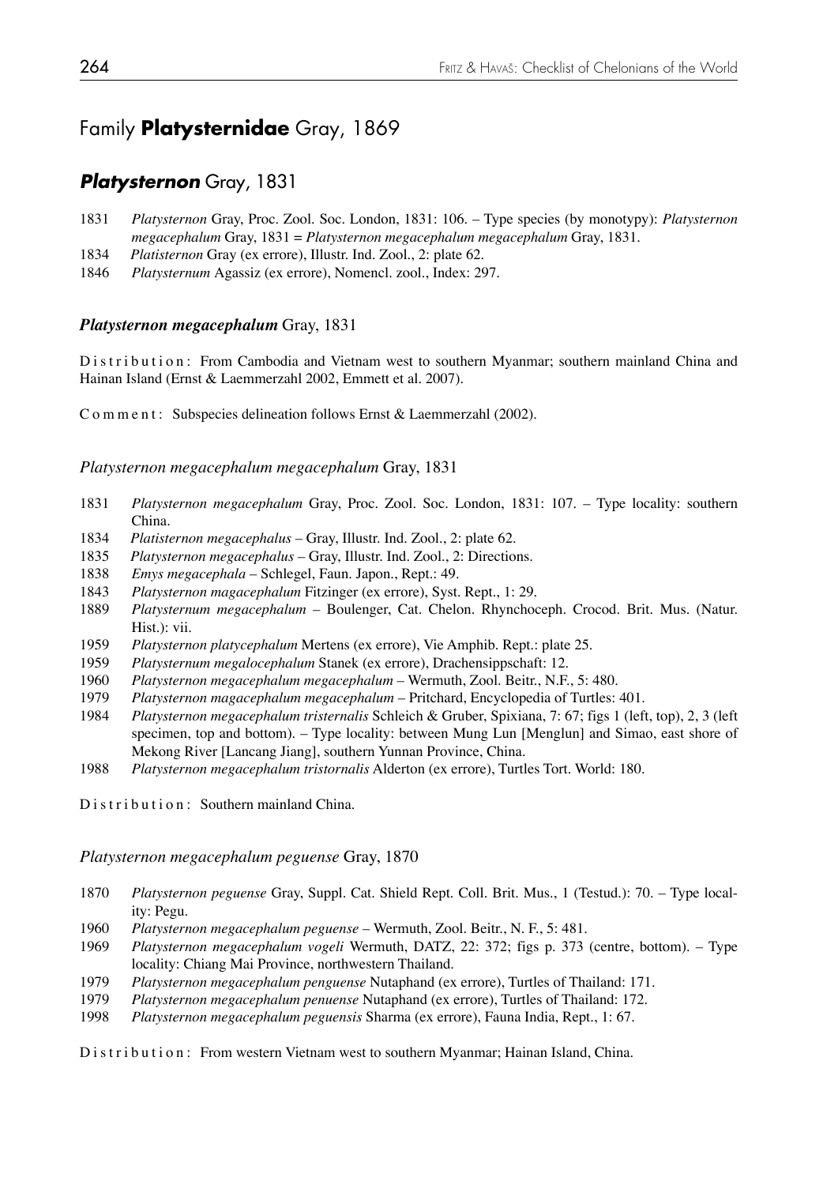## Family **Platysternidae** Gray, 1869

### ***Platysternon*** Gray, 1831

1831 *Platysternon* Gray, Proc. Zool. Soc. London, 1831: 106. – Type species (by monotypy): *Platysternon megacephalum* Gray, 1831 = *Platysternon megacephalum megacephalum* Gray, 1831.

1834 *Platisternon* Gray (ex errore), Illustr. Ind. Zool., 2: plate 62.

1846 *Platysternum* Agassiz (ex errore), Nomencl. zool., Index: 297.

#### ***Platysternon megacephalum*** Gray, 1831

Distribution: From Cambodia and Vietnam west to southern Myanmar; southern mainland China and Hainan Island (Ernst & Laemmerzahl 2002, Emmett et al. 2007).

Comment: Subspecies delineation follows Ernst & Laemmerzahl (2002).

#### *Platysternon megacephalum megacephalum* Gray, 1831

1831 *Platysternon megacephalum* Gray, Proc. Zool. Soc. London, 1831: 107. – Type locality: southern China.

1834 *Platisternon megacephalus* – Gray, Illustr. Ind. Zool., 2: plate 62.

1835 *Platysternon megacephalus* – Gray, Illustr. Ind. Zool., 2: Directions.

1838 *Emys megacephala* – Schlegel, Faun. Japon., Rept.: 49.

1843 *Platysternon magacephalum* Fitzinger (ex errore), Syst. Rept., 1: 29.

1889 *Platysternum megacephalum* – Boulenger, Cat. Chelon. Rhynchoceph. Crocod. Brit. Mus. (Natur. Hist.): vii.

1959 *Platysternon platycephalum* Mertens (ex errore), Vie Amphib. Rept.: plate 25.

1959 *Platysternum megalocephalum* Stanek (ex errore), Drachensippschaft: 12.

1960 *Platysternon megacephalum megacephalum* – Wermuth, Zool. Beitr., N.F., 5: 480.

1979 *Platysternon magacephalum megacephalum* – Pritchard, Encyclopedia of Turtles: 401.

1984 *Platysternon megacephalum tristernalis* Schleich & Gruber, Spixiana, 7: 67; figs 1 (left, top), 2, 3 (left specimen, top and bottom). – Type locality: between Mung Lun [Menglun] and Simao, east shore of Mekong River [Lancang Jiang], southern Yunnan Province, China.

1988 *Platysternon megacephalum tristornalis* Alderton (ex errore), Turtles Tort. World: 180.

Distribution: Southern mainland China.

#### *Platysternon megacephalum peguense* Gray, 1870

1870 *Platysternon peguense* Gray, Suppl. Cat. Shield Rept. Coll. Brit. Mus., 1 (Testud.): 70. – Type locality: Pegu.

1960 *Platysternon megacephalum peguense* – Wermuth, Zool. Beitr., N. F., 5: 481.

1969 *Platysternon megacephalum vogeli* Wermuth, DATZ, 22: 372; figs p. 373 (centre, bottom). – Type locality: Chiang Mai Province, northwestern Thailand.

1979 *Platysternon megacephalum penguense* Nutaphand (ex errore), Turtles of Thailand: 171.

1979 *Platysternon megacephalum penuense* Nutaphand (ex errore), Turtles of Thailand: 172.

1998 *Platysternon megacephalum peguensis* Sharma (ex errore), Fauna India, Rept., 1: 67.

Distribution: From western Vietnam west to southern Myanmar; Hainan Island, China.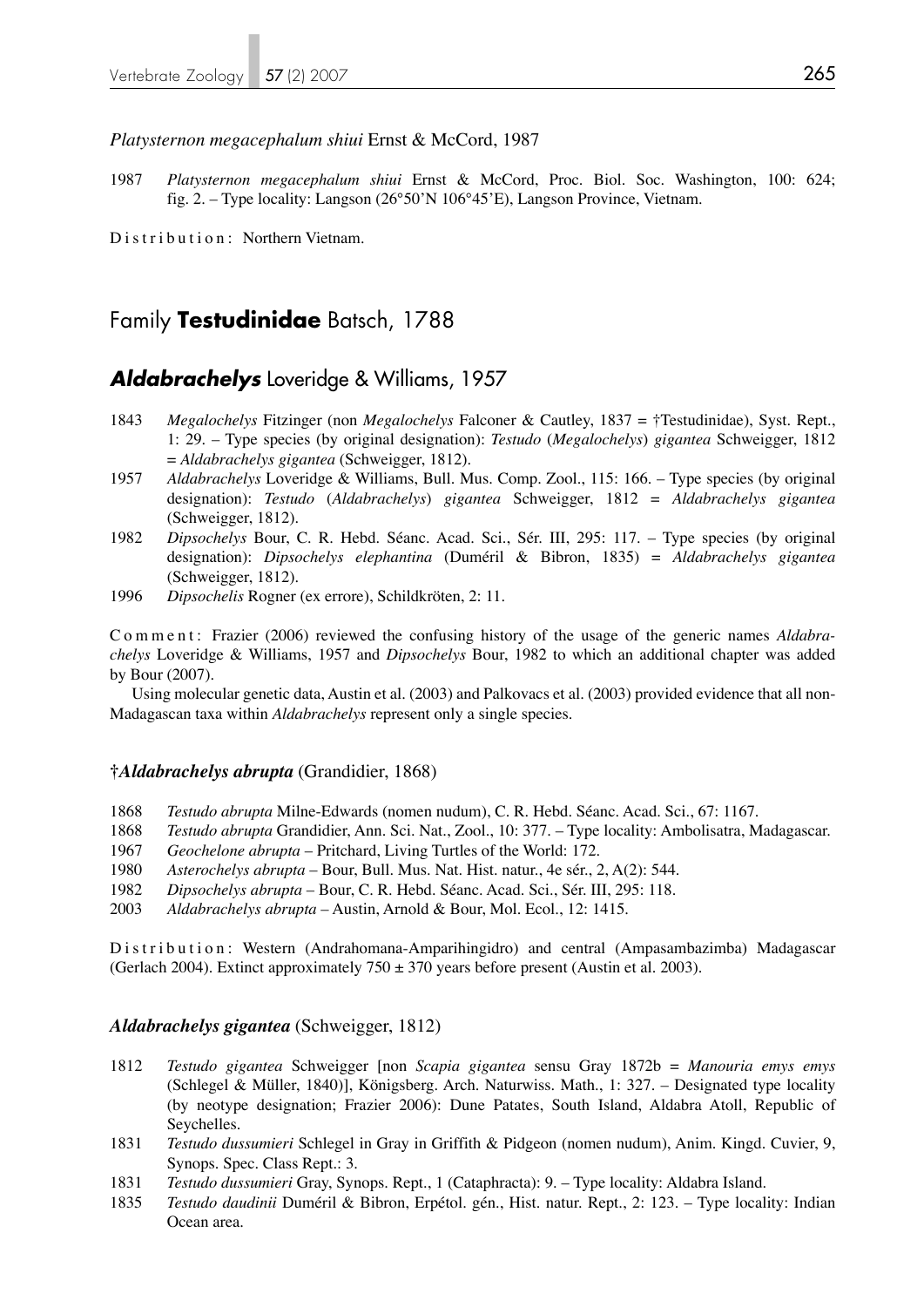*Platysternon megacephalum shiui* Ernst & McCord, 1987

1987 *Platysternon megacephalum shiui* Ernst & McCord, Proc. Biol. Soc. Washington, 100: 624; fig. 2. – Type locality: Langson (26°50'N 106°45'E), Langson Province, Vietnam.

Distribution: Northern Vietnam.

# Family **Testudinidae** Batsch, 1788

## ***Aldabrachelys*** Loveridge & Williams, 1957

1843 *Megalochelys* Fitzinger (non *Megalochelys* Falconer & Cautley, 1837 = †Testudinidae), Syst. Rept., 1: 29. – Type species (by original designation): *Testudo* (*Megalochelys*) *gigantea* Schweigger, 1812 = *Aldabrachelys gigantea* (Schweigger, 1812).

1957 *Aldabrachelys* Loveridge & Williams, Bull. Mus. Comp. Zool., 115: 166. – Type species (by original designation): *Testudo* (*Aldabrachelys*) *gigantea* Schweigger, 1812 = *Aldabrachelys gigantea* (Schweigger, 1812).

1982 *Dipsochelys* Bour, C. R. Hebd. Séanc. Acad. Sci., Sér. III, 295: 117. – Type species (by original designation): *Dipsochelys elephantina* (Duméril & Bibron, 1835) = *Aldabrachelys gigantea* (Schweigger, 1812).

1996 *Dipsochelis* Rogner (ex errore), Schildkröten, 2: 11.

Comment: Frazier (2006) reviewed the confusing history of the usage of the generic names *Aldabrachelys* Loveridge & Williams, 1957 and *Dipsochelys* Bour, 1982 to which an additional chapter was added by Bour (2007).

Using molecular genetic data, Austin et al. (2003) and Palkovacs et al. (2003) provided evidence that all non-Madagascan taxa within *Aldabrachelys* represent only a single species.

### ***†Aldabrachelys abrupta*** (Grandidier, 1868)

1868 *Testudo abrupta* Milne-Edwards (nomen nudum), C. R. Hebd. Séanc. Acad. Sci., 67: 1167.

1868 *Testudo abrupta* Grandidier, Ann. Sci. Nat., Zool., 10: 377. – Type locality: Ambolisatra, Madagascar.

1967 *Geochelone abrupta* – Pritchard, Living Turtles of the World: 172.

1980 *Asterochelys abrupta* – Bour, Bull. Mus. Nat. Hist. natur., 4e sér., 2, A(2): 544.

1982 *Dipsochelys abrupta* – Bour, C. R. Hebd. Séanc. Acad. Sci., Sér. III, 295: 118.

2003 *Aldabrachelys abrupta* – Austin, Arnold & Bour, Mol. Ecol., 12: 1415.

Distribution: Western (Andrahomana-Amparihingidro) and central (Ampasambazimba) Madagascar (Gerlach 2004). Extinct approximately 750 ± 370 years before present (Austin et al. 2003).

### ***Aldabrachelys gigantea*** (Schweigger, 1812)

1812 *Testudo gigantea* Schweigger [non *Scapia gigantea* sensu Gray 1872b = *Manouria emys emys* (Schlegel & Müller, 1840)], Königsberg. Arch. Naturwiss. Math., 1: 327. – Designated type locality (by neotype designation; Frazier 2006): Dune Patates, South Island, Aldabra Atoll, Republic of Seychelles.

1831 *Testudo dussumieri* Schlegel in Gray in Griffith & Pidgeon (nomen nudum), Anim. Kingd. Cuvier, 9, Synops. Spec. Class Rept.: 3.

1831 *Testudo dussumieri* Gray, Synops. Rept., 1 (Cataphracta): 9. – Type locality: Aldabra Island.

1835 *Testudo daudinii* Duméril & Bibron, Erpétol. gén., Hist. natur. Rept., 2: 123. – Type locality: Indian Ocean area.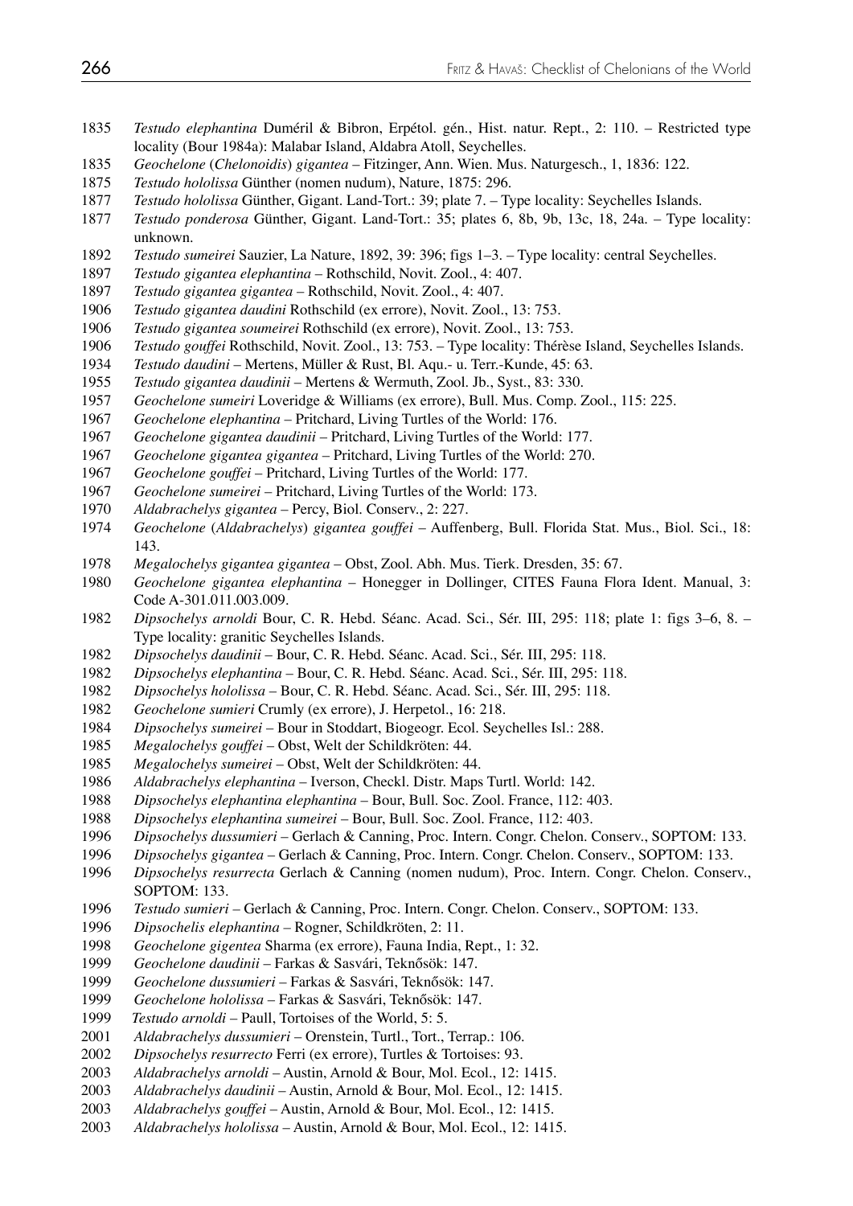1835 *Testudo elephantina* Duméril & Bibron, Erpétol. gén., Hist. natur. Rept., 2: 110. – Restricted type locality (Bour 1984a): Malabar Island, Aldabra Atoll, Seychelles.

1835 *Geochelone* (*Chelonoidis*) *gigantea* – Fitzinger, Ann. Wien. Mus. Naturgesch., 1, 1836: 122.

1875 *Testudo hololissa* Günther (nomen nudum), Nature, 1875: 296.

1877 *Testudo hololissa* Günther, Gigant. Land-Tort.: 39; plate 7. – Type locality: Seychelles Islands.

1877 *Testudo ponderosa* Günther, Gigant. Land-Tort.: 35; plates 6, 8b, 9b, 13c, 18, 24a. – Type locality: unknown.

1892 *Testudo sumeirei* Sauzier, La Nature, 1892, 39: 396; figs 1–3. – Type locality: central Seychelles.

1897 *Testudo gigantea elephantina* – Rothschild, Novit. Zool., 4: 407.

1897 *Testudo gigantea gigantea* – Rothschild, Novit. Zool., 4: 407.

1906 *Testudo gigantea daudini* Rothschild (ex errore), Novit. Zool., 13: 753.

1906 *Testudo gigantea soumeirei* Rothschild (ex errore), Novit. Zool., 13: 753.

1906 *Testudo gouffei* Rothschild, Novit. Zool., 13: 753. – Type locality: Thérèse Island, Seychelles Islands.

1934 *Testudo daudini* – Mertens, Müller & Rust, Bl. Aqu.- u. Terr.-Kunde, 45: 63.

1955 *Testudo gigantea daudinii* – Mertens & Wermuth, Zool. Jb., Syst., 83: 330.

1957 *Geochelone sumeiri* Loveridge & Williams (ex errore), Bull. Mus. Comp. Zool., 115: 225.

1967 *Geochelone elephantina* – Pritchard, Living Turtles of the World: 176.

1967 *Geochelone gigantea daudinii* – Pritchard, Living Turtles of the World: 177.

1967 *Geochelone gigantea gigantea* – Pritchard, Living Turtles of the World: 270.

1967 *Geochelone gouffei* – Pritchard, Living Turtles of the World: 177.

1967 *Geochelone sumeirei* – Pritchard, Living Turtles of the World: 173.

1970 *Aldabrachelys gigantea* – Percy, Biol. Conserv., 2: 227.

1974 *Geochelone* (*Aldabrachelys*) *gigantea gouffei* – Auffenberg, Bull. Florida Stat. Mus., Biol. Sci., 18: 143.

1978 *Megalochelys gigantea gigantea* – Obst, Zool. Abh. Mus. Tierk. Dresden, 35: 67.

1980 *Geochelone gigantea elephantina* – Honegger in Dollinger, CITES Fauna Flora Ident. Manual, 3: Code A-301.011.003.009.

1982 *Dipsochelys arnoldi* Bour, C. R. Hebd. Séanc. Acad. Sci., Sér. III, 295: 118; plate 1: figs 3–6, 8. – Type locality: granitic Seychelles Islands.

1982 *Dipsochelys daudinii* – Bour, C. R. Hebd. Séanc. Acad. Sci., Sér. III, 295: 118.

1982 *Dipsochelys elephantina* – Bour, C. R. Hebd. Séanc. Acad. Sci., Sér. III, 295: 118.

1982 *Dipsochelys hololissa* – Bour, C. R. Hebd. Séanc. Acad. Sci., Sér. III, 295: 118.

1982 *Geochelone sumieri* Crumly (ex errore), J. Herpetol., 16: 218.

1984 *Dipsochelys sumeirei* – Bour in Stoddart, Biogeogr. Ecol. Seychelles Isl.: 288.

1985 *Megalochelys gouffei* – Obst, Welt der Schildkröten: 44.

1985 *Megalochelys sumeirei* – Obst, Welt der Schildkröten: 44.

1986 *Aldabrachelys elephantina* – Iverson, Checkl. Distr. Maps Turtl. World: 142.

1988 *Dipsochelys elephantina elephantina* – Bour, Bull. Soc. Zool. France, 112: 403.

1988 *Dipsochelys elephantina sumeirei* – Bour, Bull. Soc. Zool. France, 112: 403.

1996 *Dipsochelys dussumieri* – Gerlach & Canning, Proc. Intern. Congr. Chelon. Conserv., SOPTOM: 133.

1996 *Dipsochelys gigantea* – Gerlach & Canning, Proc. Intern. Congr. Chelon. Conserv., SOPTOM: 133.

1996 *Dipsochelys resurrecta* Gerlach & Canning (nomen nudum), Proc. Intern. Congr. Chelon. Conserv., SOPTOM: 133.

1996 *Testudo sumieri* – Gerlach & Canning, Proc. Intern. Congr. Chelon. Conserv., SOPTOM: 133.

1996 *Dipsochelis elephantina* – Rogner, Schildkröten, 2: 11.

1998 *Geochelone gigentea* Sharma (ex errore), Fauna India, Rept., 1: 32.

1999 *Geochelone daudinii* – Farkas & Sasvári, Teknősök: 147.

1999 *Geochelone dussumieri* – Farkas & Sasvári, Teknősök: 147.

1999 *Geochelone hololissa* – Farkas & Sasvári, Teknősök: 147.

1999 *Testudo arnoldi* – Paull, Tortoises of the World, 5: 5.

2001 *Aldabrachelys dussumieri* – Orenstein, Turtl., Tort., Terrap.: 106.

2002 *Dipsochelys resurrecto* Ferri (ex errore), Turtles & Tortoises: 93.

2003 *Aldabrachelys arnoldi* – Austin, Arnold & Bour, Mol. Ecol., 12: 1415.

2003 *Aldabrachelys daudinii* – Austin, Arnold & Bour, Mol. Ecol., 12: 1415.

2003 *Aldabrachelys gouffei* – Austin, Arnold & Bour, Mol. Ecol., 12: 1415.

2003 *Aldabrachelys hololissa* – Austin, Arnold & Bour, Mol. Ecol., 12: 1415.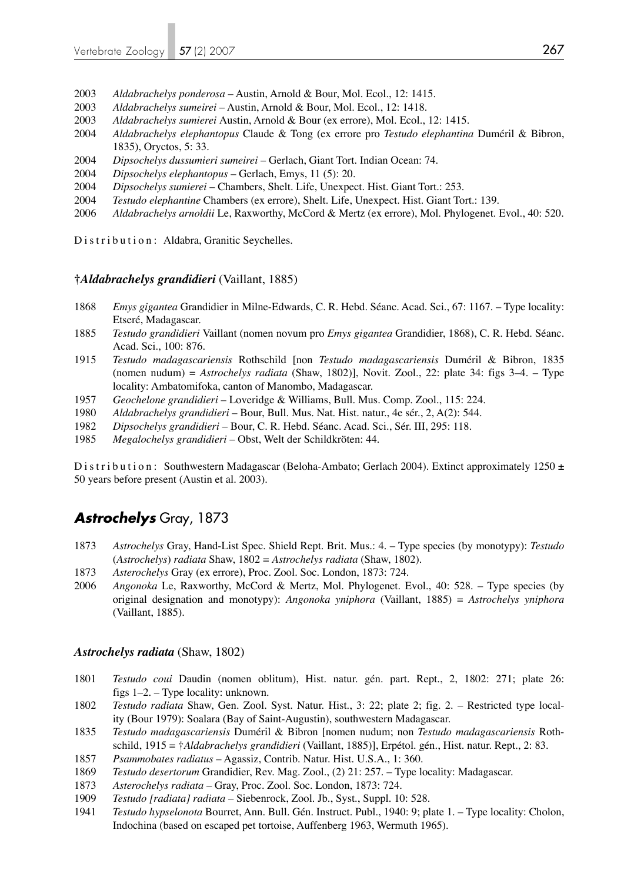2003 *Aldabrachelys ponderosa* – Austin, Arnold & Bour, Mol. Ecol., 12: 1415.
2003 *Aldabrachelys sumeirei* – Austin, Arnold & Bour, Mol. Ecol., 12: 1418.
2003 *Aldabrachelys sumierei* Austin, Arnold & Bour (ex errore), Mol. Ecol., 12: 1415.
2004 *Aldabrachelys elephantopus* Claude & Tong (ex errore pro *Testudo elephantina* Duméril & Bibron, 1835), Oryctos, 5: 33.
2004 *Dipsochelys dussumieri sumeirei* – Gerlach, Giant Tort. Indian Ocean: 74.
2004 *Dipsochelys elephantopus* – Gerlach, Emys, 11 (5): 20.
2004 *Dipsochelys sumierei* – Chambers, Shelt. Life, Unexpect. Hist. Giant Tort.: 253.
2004 *Testudo elephantine* Chambers (ex errore), Shelt. Life, Unexpect. Hist. Giant Tort.: 139.
2006 *Aldabrachelys arnoldii* Le, Raxworthy, McCord & Mertz (ex errore), Mol. Phylogenet. Evol., 40: 520.

Distribution: Aldabra, Granitic Seychelles.

### †*Aldabrachelys grandidieri* (Vaillant, 1885)

1868 *Emys gigantea* Grandidier in Milne-Edwards, C. R. Hebd. Séanc. Acad. Sci., 67: 1167. – Type locality: Etseré, Madagascar.
1885 *Testudo grandidieri* Vaillant (nomen novum pro *Emys gigantea* Grandidier, 1868), C. R. Hebd. Séanc. Acad. Sci., 100: 876.
1915 *Testudo madagascariensis* Rothschild [non *Testudo madagascariensis* Duméril & Bibron, 1835 (nomen nudum) = *Astrochelys radiata* (Shaw, 1802)], Novit. Zool., 22: plate 34: figs 3–4. – Type locality: Ambatomifoka, canton of Manombo, Madagascar.
1957 *Geochelone grandidieri* – Loveridge & Williams, Bull. Mus. Comp. Zool., 115: 224.
1980 *Aldabrachelys grandidieri* – Bour, Bull. Mus. Nat. Hist. natur., 4e sér., 2, A(2): 544.
1982 *Dipsochelys grandidieri* – Bour, C. R. Hebd. Séanc. Acad. Sci., Sér. III, 295: 118.
1985 *Megalochelys grandidieri* – Obst, Welt der Schildkröten: 44.

Distribution: Southwestern Madagascar (Beloha-Ambato; Gerlach 2004). Extinct approximately 1250 ± 50 years before present (Austin et al. 2003).

## *Astrochelys* Gray, 1873

1873 *Astrochelys* Gray, Hand-List Spec. Shield Rept. Brit. Mus.: 4. – Type species (by monotypy): *Testudo* (*Astrochelys*) *radiata* Shaw, 1802 = *Astrochelys radiata* (Shaw, 1802).
1873 *Asterochelys* Gray (ex errore), Proc. Zool. Soc. London, 1873: 724.
2006 *Angonoka* Le, Raxworthy, McCord & Mertz, Mol. Phylogenet. Evol., 40: 528. – Type species (by original designation and monotypy): *Angonoka yniphora* (Vaillant, 1885) = *Astrochelys yniphora* (Vaillant, 1885).

### *Astrochelys radiata* (Shaw, 1802)

1801 *Testudo coui* Daudin (nomen oblitum), Hist. natur. gén. part. Rept., 2, 1802: 271; plate 26: figs 1–2. – Type locality: unknown.
1802 *Testudo radiata* Shaw, Gen. Zool. Syst. Natur. Hist., 3: 22; plate 2; fig. 2. – Restricted type locality (Bour 1979): Soalara (Bay of Saint-Augustin), southwestern Madagascar.
1835 *Testudo madagascariensis* Duméril & Bibron [nomen nudum; non *Testudo madagascariensis* Rothschild, 1915 = †*Aldabrachelys grandidieri* (Vaillant, 1885)], Erpétol. gén., Hist. natur. Rept., 2: 83.
1857 *Psammobates radiatus* – Agassiz, Contrib. Natur. Hist. U.S.A., 1: 360.
1869 *Testudo desertorum* Grandidier, Rev. Mag. Zool., (2) 21: 257. – Type locality: Madagascar.
1873 *Asterochelys radiata* – Gray, Proc. Zool. Soc. London, 1873: 724.
1909 *Testudo [radiata] radiata* – Siebenrock, Zool. Jb., Syst., Suppl. 10: 528.
1941 *Testudo hypselonota* Bourret, Ann. Bull. Gén. Instruct. Publ., 1940: 9; plate 1. – Type locality: Cholon, Indochina (based on escaped pet tortoise, Auffenberg 1963, Wermuth 1965).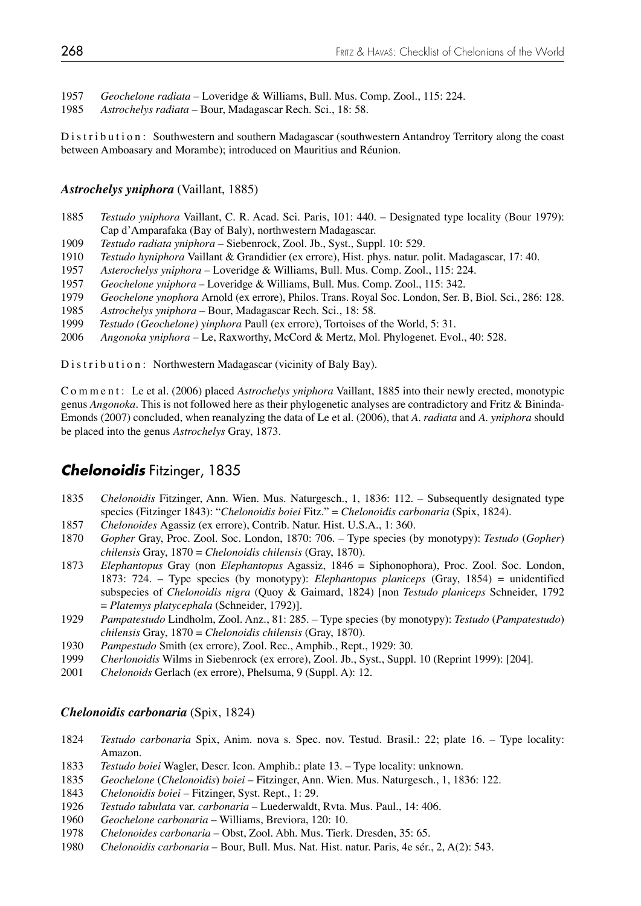1957 *Geochelone radiata* – Loveridge & Williams, Bull. Mus. Comp. Zool., 115: 224.
1985 *Astrochelys radiata* – Bour, Madagascar Rech. Sci., 18: 58.

D i s t r i b u t i o n : Southwestern and southern Madagascar (southwestern Antandroy Territory along the coast between Amboasary and Morambe); introduced on Mauritius and Réunion.

### *Astrochelys yniphora* (Vaillant, 1885)

1885 *Testudo yniphora* Vaillant, C. R. Acad. Sci. Paris, 101: 440. – Designated type locality (Bour 1979): Cap d'Amparafaka (Bay of Baly), northwestern Madagascar.
1909 *Testudo radiata yniphora* – Siebenrock, Zool. Jb., Syst., Suppl. 10: 529.
1910 *Testudo hyniphora* Vaillant & Grandidier (ex errore), Hist. phys. natur. polit. Madagascar, 17: 40.
1957 *Asterochelys yniphora* – Loveridge & Williams, Bull. Mus. Comp. Zool., 115: 224.
1957 *Geochelone yniphora* – Loveridge & Williams, Bull. Mus. Comp. Zool., 115: 342.
1979 *Geochelone ynophora* Arnold (ex errore), Philos. Trans. Royal Soc. London, Ser. B, Biol. Sci., 286: 128.
1985 *Astrochelys yniphora* – Bour, Madagascar Rech. Sci., 18: 58.
1999 *Testudo (Geochelone) yinphora* Paull (ex errore), Tortoises of the World, 5: 31.
2006 *Angonoka yniphora* – Le, Raxworthy, McCord & Mertz, Mol. Phylogenet. Evol., 40: 528.

D i s t r i b u t i o n : Northwestern Madagascar (vicinity of Baly Bay).

C o m m e n t : Le et al. (2006) placed *Astrochelys yniphora* Vaillant, 1885 into their newly erected, monotypic genus *Angonoka*. This is not followed here as their phylogenetic analyses are contradictory and Fritz & Bininda-Emonds (2007) concluded, when reanalyzing the data of Le et al. (2006), that *A. radiata* and *A. yniphora* should be placed into the genus *Astrochelys* Gray, 1873.

## *Chelonoidis* Fitzinger, 1835

1835 *Chelonoidis* Fitzinger, Ann. Wien. Mus. Naturgesch., 1, 1836: 112. – Subsequently designated type species (Fitzinger 1843): "*Chelonoidis boiei* Fitz." = *Chelonoidis carbonaria* (Spix, 1824).
1857 *Chelonoides* Agassiz (ex errore), Contrib. Natur. Hist. U.S.A., 1: 360.
1870 *Gopher* Gray, Proc. Zool. Soc. London, 1870: 706. – Type species (by monotypy): *Testudo* (*Gopher*) *chilensis* Gray, 1870 = *Chelonoidis chilensis* (Gray, 1870).
1873 *Elephantopus* Gray (non *Elephantopus* Agassiz, 1846 = Siphonophora), Proc. Zool. Soc. London, 1873: 724. – Type species (by monotypy): *Elephantopus planiceps* (Gray, 1854) = unidentified subspecies of *Chelonoidis nigra* (Quoy & Gaimard, 1824) [non *Testudo planiceps* Schneider, 1792 = *Platemys platycephala* (Schneider, 1792)].
1929 *Pampatestudo* Lindholm, Zool. Anz., 81: 285. – Type species (by monotypy): *Testudo* (*Pampatestudo*) *chilensis* Gray, 1870 = *Chelonoidis chilensis* (Gray, 1870).
1930 *Pampestudo* Smith (ex errore), Zool. Rec., Amphib., Rept., 1929: 30.
1999 *Cherlonoidis* Wilms in Siebenrock (ex errore), Zool. Jb., Syst., Suppl. 10 (Reprint 1999): [204].
2001 *Chelonoids* Gerlach (ex errore), Phelsuma, 9 (Suppl. A): 12.

### *Chelonoidis carbonaria* (Spix, 1824)

1824 *Testudo carbonaria* Spix, Anim. nova s. Spec. nov. Testud. Brasil.: 22; plate 16. – Type locality: Amazon.
1833 *Testudo boiei* Wagler, Descr. Icon. Amphib.: plate 13. – Type locality: unknown.
1835 *Geochelone* (*Chelonoidis*) *boiei* – Fitzinger, Ann. Wien. Mus. Naturgesch., 1, 1836: 122.
1843 *Chelonoidis boiei* – Fitzinger, Syst. Rept., 1: 29.
1926 *Testudo tabulata* var. *carbonaria* – Luederwaldt, Rvta. Mus. Paul., 14: 406.
1960 *Geochelone carbonaria* – Williams, Breviora, 120: 10.
1978 *Chelonoides carbonaria* – Obst, Zool. Abh. Mus. Tierk. Dresden, 35: 65.
1980 *Chelonoidis carbonaria* – Bour, Bull. Mus. Nat. Hist. natur. Paris, 4e sér., 2, A(2): 543.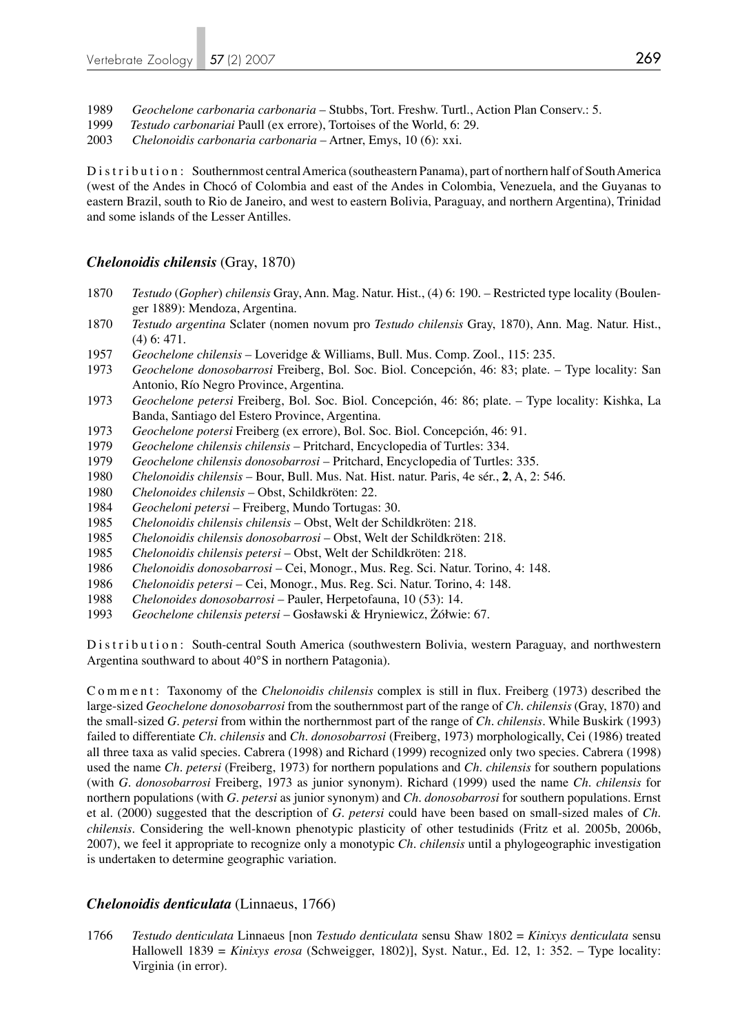1989 *Geochelone carbonaria carbonaria* – Stubbs, Tort. Freshw. Turtl., Action Plan Conserv.: 5.

1999 *Testudo carbonariai* Paull (ex errore), Tortoises of the World, 6: 29.

2003 *Chelonoidis carbonaria carbonaria* – Artner, Emys, 10 (6): xxi.

Distribution: Southernmost central America (southeastern Panama), part of northern half of South America (west of the Andes in Chocó of Colombia and east of the Andes in Colombia, Venezuela, and the Guyanas to eastern Brazil, south to Rio de Janeiro, and west to eastern Bolivia, Paraguay, and northern Argentina), Trinidad and some islands of the Lesser Antilles.

### *Chelonoidis chilensis* (Gray, 1870)

1870 *Testudo* (*Gopher*) *chilensis* Gray, Ann. Mag. Natur. Hist., (4) 6: 190. – Restricted type locality (Boulenger 1889): Mendoza, Argentina.

1870 *Testudo argentina* Sclater (nomen novum pro *Testudo chilensis* Gray, 1870), Ann. Mag. Natur. Hist., (4) 6: 471.

1957 *Geochelone chilensis* – Loveridge & Williams, Bull. Mus. Comp. Zool., 115: 235.

1973 *Geochelone donosobarrosi* Freiberg, Bol. Soc. Biol. Concepción, 46: 83; plate. – Type locality: San Antonio, Río Negro Province, Argentina.

1973 *Geochelone petersi* Freiberg, Bol. Soc. Biol. Concepción, 46: 86; plate. – Type locality: Kishka, La Banda, Santiago del Estero Province, Argentina.

1973 *Geochelone potersi* Freiberg (ex errore), Bol. Soc. Biol. Concepción, 46: 91.

1979 *Geochelone chilensis chilensis* – Pritchard, Encyclopedia of Turtles: 334.

1979 *Geochelone chilensis donosobarrosi* – Pritchard, Encyclopedia of Turtles: 335.

1980 *Chelonoidis chilensis* – Bour, Bull. Mus. Nat. Hist. natur. Paris, 4e sér., **2**, A, 2: 546.

1980 *Chelonoides chilensis* – Obst, Schildkröten: 22.

1984 *Geocheloni petersi* – Freiberg, Mundo Tortugas: 30.

1985 *Chelonoidis chilensis chilensis* – Obst, Welt der Schildkröten: 218.

1985 *Chelonoidis chilensis donosobarrosi* – Obst, Welt der Schildkröten: 218.

1985 *Chelonoidis chilensis petersi* – Obst, Welt der Schildkröten: 218.

1986 *Chelonoidis donosobarrosi* – Cei, Monogr., Mus. Reg. Sci. Natur. Torino, 4: 148.

1986 *Chelonoidis petersi* – Cei, Monogr., Mus. Reg. Sci. Natur. Torino, 4: 148.

1988 *Chelonoides donosobarrosi* – Pauler, Herpetofauna, 10 (53): 14.

1993 *Geochelone chilensis petersi* – Gosławski & Hryniewicz, Żółwie: 67.

Distribution: South-central South America (southwestern Bolivia, western Paraguay, and northwestern Argentina southward to about 40°S in northern Patagonia).

Comment: Taxonomy of the *Chelonoidis chilensis* complex is still in flux. Freiberg (1973) described the large-sized *Geochelone donosobarrosi* from the southernmost part of the range of *Ch. chilensis* (Gray, 1870) and the small-sized *G. petersi* from within the northernmost part of the range of *Ch. chilensis*. While Buskirk (1993) failed to differentiate *Ch. chilensis* and *Ch. donosobarrosi* (Freiberg, 1973) morphologically, Cei (1986) treated all three taxa as valid species. Cabrera (1998) and Richard (1999) recognized only two species. Cabrera (1998) used the name *Ch. petersi* (Freiberg, 1973) for northern populations and *Ch. chilensis* for southern populations (with *G. donosobarrosi* Freiberg, 1973 as junior synonym). Richard (1999) used the name *Ch. chilensis* for northern populations (with *G. petersi* as junior synonym) and *Ch. donosobarrosi* for southern populations. Ernst et al. (2000) suggested that the description of *G. petersi* could have been based on small-sized males of *Ch. chilensis*. Considering the well-known phenotypic plasticity of other testudinids (Fritz et al. 2005b, 2006b, 2007), we feel it appropriate to recognize only a monotypic *Ch. chilensis* until a phylogeographic investigation is undertaken to determine geographic variation.

### *Chelonoidis denticulata* (Linnaeus, 1766)

1766 *Testudo denticulata* Linnaeus [non *Testudo denticulata* sensu Shaw 1802 = *Kinixys denticulata* sensu Hallowell 1839 = *Kinixys erosa* (Schweigger, 1802)], Syst. Natur., Ed. 12, 1: 352. – Type locality: Virginia (in error).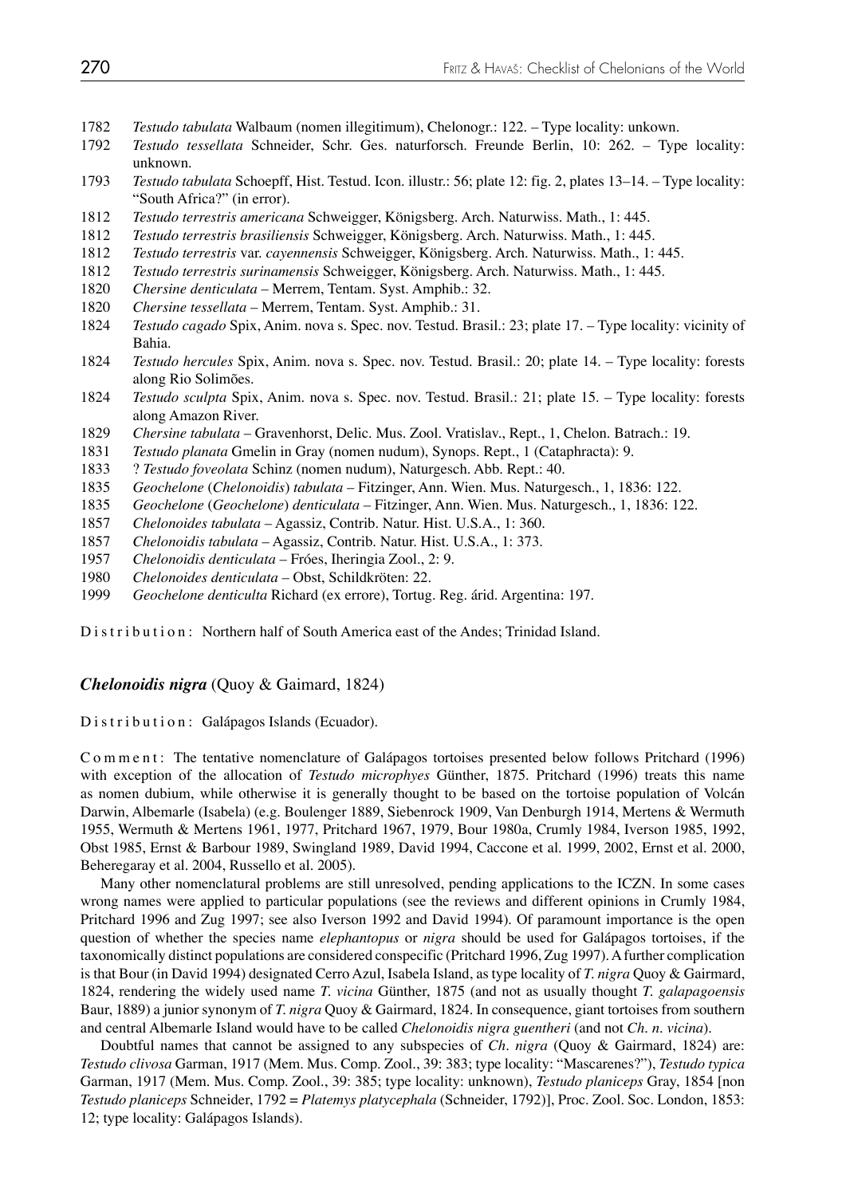1782 *Testudo tabulata* Walbaum (nomen illegitimum), Chelonogr.: 122. – Type locality: unkown.

1792 *Testudo tessellata* Schneider, Schr. Ges. naturforsch. Freunde Berlin, 10: 262. – Type locality: unknown.

1793 *Testudo tabulata* Schoepff, Hist. Testud. Icon. illustr.: 56; plate 12: fig. 2, plates 13–14. – Type locality: "South Africa?" (in error).

1812 *Testudo terrestris americana* Schweigger, Königsberg. Arch. Naturwiss. Math., 1: 445.

1812 *Testudo terrestris brasiliensis* Schweigger, Königsberg. Arch. Naturwiss. Math., 1: 445.

1812 *Testudo terrestris* var. *cayennensis* Schweigger, Königsberg. Arch. Naturwiss. Math., 1: 445.

1812 *Testudo terrestris surinamensis* Schweigger, Königsberg. Arch. Naturwiss. Math., 1: 445.

1820 *Chersine denticulata* – Merrem, Tentam. Syst. Amphib.: 32.

1820 *Chersine tessellata* – Merrem, Tentam. Syst. Amphib.: 31.

1824 *Testudo cagado* Spix, Anim. nova s. Spec. nov. Testud. Brasil.: 23; plate 17. – Type locality: vicinity of Bahia.

1824 *Testudo hercules* Spix, Anim. nova s. Spec. nov. Testud. Brasil.: 20; plate 14. – Type locality: forests along Rio Solimões.

1824 *Testudo sculpta* Spix, Anim. nova s. Spec. nov. Testud. Brasil.: 21; plate 15. – Type locality: forests along Amazon River.

1829 *Chersine tabulata* – Gravenhorst, Delic. Mus. Zool. Vratislav., Rept., 1, Chelon. Batrach.: 19.

1831 *Testudo planata* Gmelin in Gray (nomen nudum), Synops. Rept., 1 (Cataphracta): 9.

1833 ? *Testudo foveolata* Schinz (nomen nudum), Naturgesch. Abb. Rept.: 40.

1835 *Geochelone* (*Chelonoidis*) *tabulata* – Fitzinger, Ann. Wien. Mus. Naturgesch., 1, 1836: 122.

1835 *Geochelone* (*Geochelone*) *denticulata* – Fitzinger, Ann. Wien. Mus. Naturgesch., 1, 1836: 122.

1857 *Chelonoides tabulata* – Agassiz, Contrib. Natur. Hist. U.S.A., 1: 360.

1857 *Chelonoidis tabulata* – Agassiz, Contrib. Natur. Hist. U.S.A., 1: 373.

1957 *Chelonoidis denticulata* – Fróes, Iheringia Zool., 2: 9.

1980 *Chelonoides denticulata* – Obst, Schildkröten: 22.

1999 *Geochelone denticulta* Richard (ex errore), Tortug. Reg. árid. Argentina: 197.

Distribution: Northern half of South America east of the Andes; Trinidad Island.

### *Chelonoidis nigra* (Quoy & Gaimard, 1824)

Distribution: Galápagos Islands (Ecuador).

Comment: The tentative nomenclature of Galápagos tortoises presented below follows Pritchard (1996) with exception of the allocation of *Testudo microphyes* Günther, 1875. Pritchard (1996) treats this name as nomen dubium, while otherwise it is generally thought to be based on the tortoise population of Volcán Darwin, Albemarle (Isabela) (e.g. Boulenger 1889, Siebenrock 1909, Van Denburgh 1914, Mertens & Wermuth 1955, Wermuth & Mertens 1961, 1977, Pritchard 1967, 1979, Bour 1980a, Crumly 1984, Iverson 1985, 1992, Obst 1985, Ernst & Barbour 1989, Swingland 1989, David 1994, Caccone et al. 1999, 2002, Ernst et al. 2000, Beheregaray et al. 2004, Russello et al. 2005).

Many other nomenclatural problems are still unresolved, pending applications to the ICZN. In some cases wrong names were applied to particular populations (see the reviews and different opinions in Crumly 1984, Pritchard 1996 and Zug 1997; see also Iverson 1992 and David 1994). Of paramount importance is the open question of whether the species name *elephantopus* or *nigra* should be used for Galápagos tortoises, if the taxonomically distinct populations are considered conspecific (Pritchard 1996, Zug 1997). A further complication is that Bour (in David 1994) designated Cerro Azul, Isabela Island, as type locality of *T. nigra* Quoy & Gairmard, 1824, rendering the widely used name *T. vicina* Günther, 1875 (and not as usually thought *T. galapagoensis* Baur, 1889) a junior synonym of *T. nigra* Quoy & Gairmard, 1824. In consequence, giant tortoises from southern and central Albemarle Island would have to be called *Chelonoidis nigra guentheri* (and not *Ch. n. vicina*).

Doubtful names that cannot be assigned to any subspecies of *Ch. nigra* (Quoy & Gairmard, 1824) are: *Testudo clivosa* Garman, 1917 (Mem. Mus. Comp. Zool., 39: 383; type locality: "Mascarenes?"), *Testudo typica* Garman, 1917 (Mem. Mus. Comp. Zool., 39: 385; type locality: unknown), *Testudo planiceps* Gray, 1854 [non *Testudo planiceps* Schneider, 1792 = *Platemys platycephala* (Schneider, 1792)], Proc. Zool. Soc. London, 1853: 12; type locality: Galápagos Islands).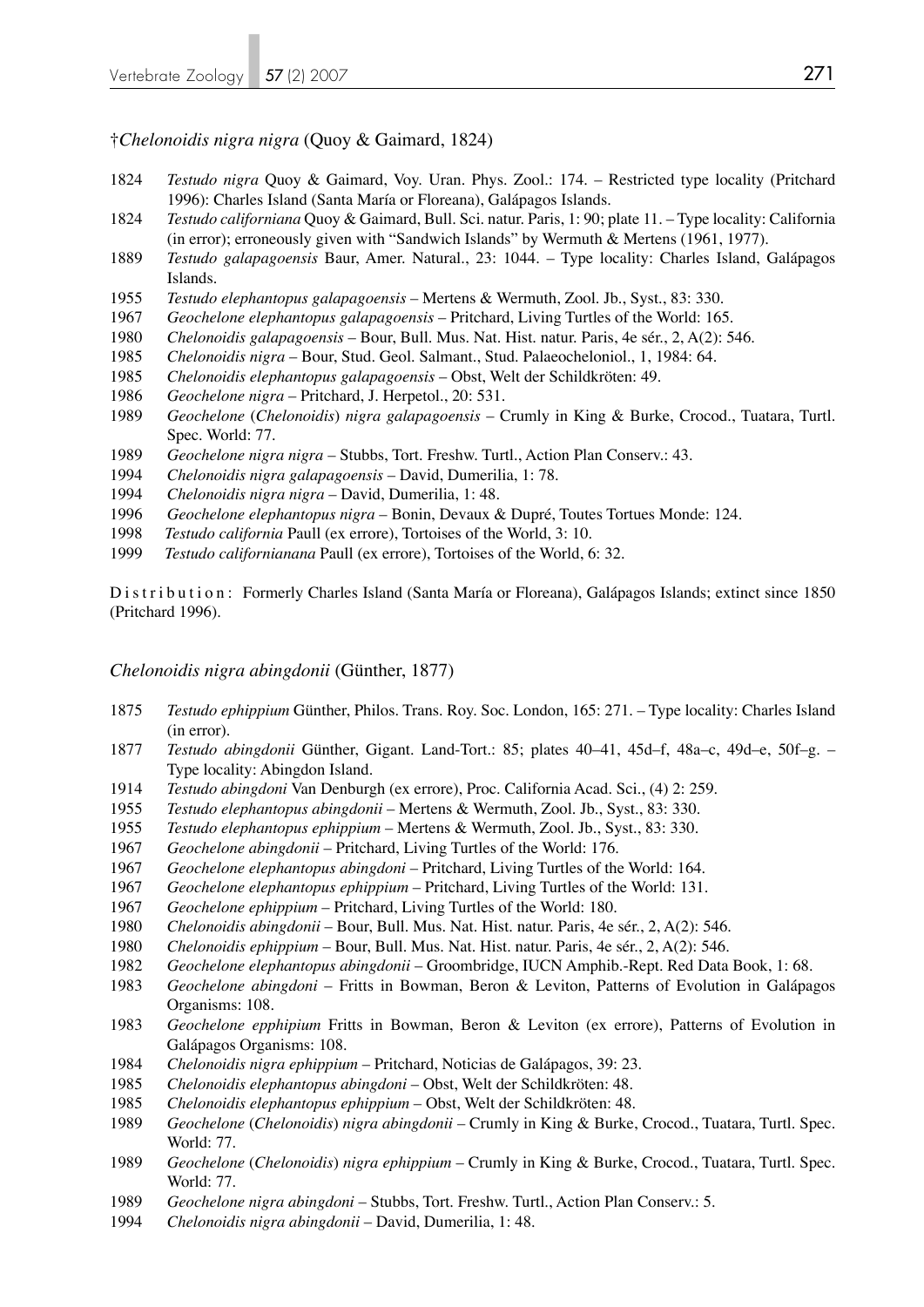†*Chelonoidis nigra nigra* (Quoy & Gaimard, 1824)

1824 *Testudo nigra* Quoy & Gaimard, Voy. Uran. Phys. Zool.: 174. – Restricted type locality (Pritchard 1996): Charles Island (Santa María or Floreana), Galápagos Islands.

1824 *Testudo californiana* Quoy & Gaimard, Bull. Sci. natur. Paris, 1: 90; plate 11. – Type locality: California (in error); erroneously given with "Sandwich Islands" by Wermuth & Mertens (1961, 1977).

1889 *Testudo galapagoensis* Baur, Amer. Natural., 23: 1044. – Type locality: Charles Island, Galápagos Islands.

1955 *Testudo elephantopus galapagoensis* – Mertens & Wermuth, Zool. Jb., Syst., 83: 330.

1967 *Geochelone elephantopus galapagoensis* – Pritchard, Living Turtles of the World: 165.

1980 *Chelonoidis galapagoensis* – Bour, Bull. Mus. Nat. Hist. natur. Paris, 4e sér., 2, A(2): 546.

1985 *Chelonoidis nigra* – Bour, Stud. Geol. Salmant., Stud. Palaeocheloniol., 1, 1984: 64.

1985 *Chelonoidis elephantopus galapagoensis* – Obst, Welt der Schildkröten: 49.

1986 *Geochelone nigra* – Pritchard, J. Herpetol., 20: 531.

1989 *Geochelone* (*Chelonoidis*) *nigra galapagoensis* – Crumly in King & Burke, Crocod., Tuatara, Turtl. Spec. World: 77.

1989 *Geochelone nigra nigra* – Stubbs, Tort. Freshw. Turtl., Action Plan Conserv.: 43.

1994 *Chelonoidis nigra galapagoensis* – David, Dumerilia, 1: 78.

1994 *Chelonoidis nigra nigra* – David, Dumerilia, 1: 48.

1996 *Geochelone elephantopus nigra* – Bonin, Devaux & Dupré, Toutes Tortues Monde: 124.

1998 *Testudo california* Paull (ex errore), Tortoises of the World, 3: 10.

1999 *Testudo californianana* Paull (ex errore), Tortoises of the World, 6: 32.

Distribution: Formerly Charles Island (Santa María or Floreana), Galápagos Islands; extinct since 1850 (Pritchard 1996).

*Chelonoidis nigra abingdonii* (Günther, 1877)

1875 *Testudo ephippium* Günther, Philos. Trans. Roy. Soc. London, 165: 271. – Type locality: Charles Island (in error).

1877 *Testudo abingdonii* Günther, Gigant. Land-Tort.: 85; plates 40–41, 45d–f, 48a–c, 49d–e, 50f–g. – Type locality: Abingdon Island.

1914 *Testudo abingdoni* Van Denburgh (ex errore), Proc. California Acad. Sci., (4) 2: 259.

1955 *Testudo elephantopus abingdonii* – Mertens & Wermuth, Zool. Jb., Syst., 83: 330.

1955 *Testudo elephantopus ephippium* – Mertens & Wermuth, Zool. Jb., Syst., 83: 330.

1967 *Geochelone abingdonii* – Pritchard, Living Turtles of the World: 176.

1967 *Geochelone elephantopus abingdoni* – Pritchard, Living Turtles of the World: 164.

1967 *Geochelone elephantopus ephippium* – Pritchard, Living Turtles of the World: 131.

1967 *Geochelone ephippium* – Pritchard, Living Turtles of the World: 180.

1980 *Chelonoidis abingdonii* – Bour, Bull. Mus. Nat. Hist. natur. Paris, 4e sér., 2, A(2): 546.

1980 *Chelonoidis ephippium* – Bour, Bull. Mus. Nat. Hist. natur. Paris, 4e sér., 2, A(2): 546.

1982 *Geochelone elephantopus abingdonii* – Groombridge, IUCN Amphib.-Rept. Red Data Book, 1: 68.

1983 *Geochelone abingdoni* – Fritts in Bowman, Beron & Leviton, Patterns of Evolution in Galápagos Organisms: 108.

1983 *Geochelone epphipium* Fritts in Bowman, Beron & Leviton (ex errore), Patterns of Evolution in Galápagos Organisms: 108.

1984 *Chelonoidis nigra ephippium* – Pritchard, Noticias de Galápagos, 39: 23.

1985 *Chelonoidis elephantopus abingdoni* – Obst, Welt der Schildkröten: 48.

1985 *Chelonoidis elephantopus ephippium* – Obst, Welt der Schildkröten: 48.

1989 *Geochelone* (*Chelonoidis*) *nigra abingdonii* – Crumly in King & Burke, Crocod., Tuatara, Turtl. Spec. World: 77.

1989 *Geochelone* (*Chelonoidis*) *nigra ephippium* – Crumly in King & Burke, Crocod., Tuatara, Turtl. Spec. World: 77.

1989 *Geochelone nigra abingdoni* – Stubbs, Tort. Freshw. Turtl., Action Plan Conserv.: 5.

1994 *Chelonoidis nigra abingdonii* – David, Dumerilia, 1: 48.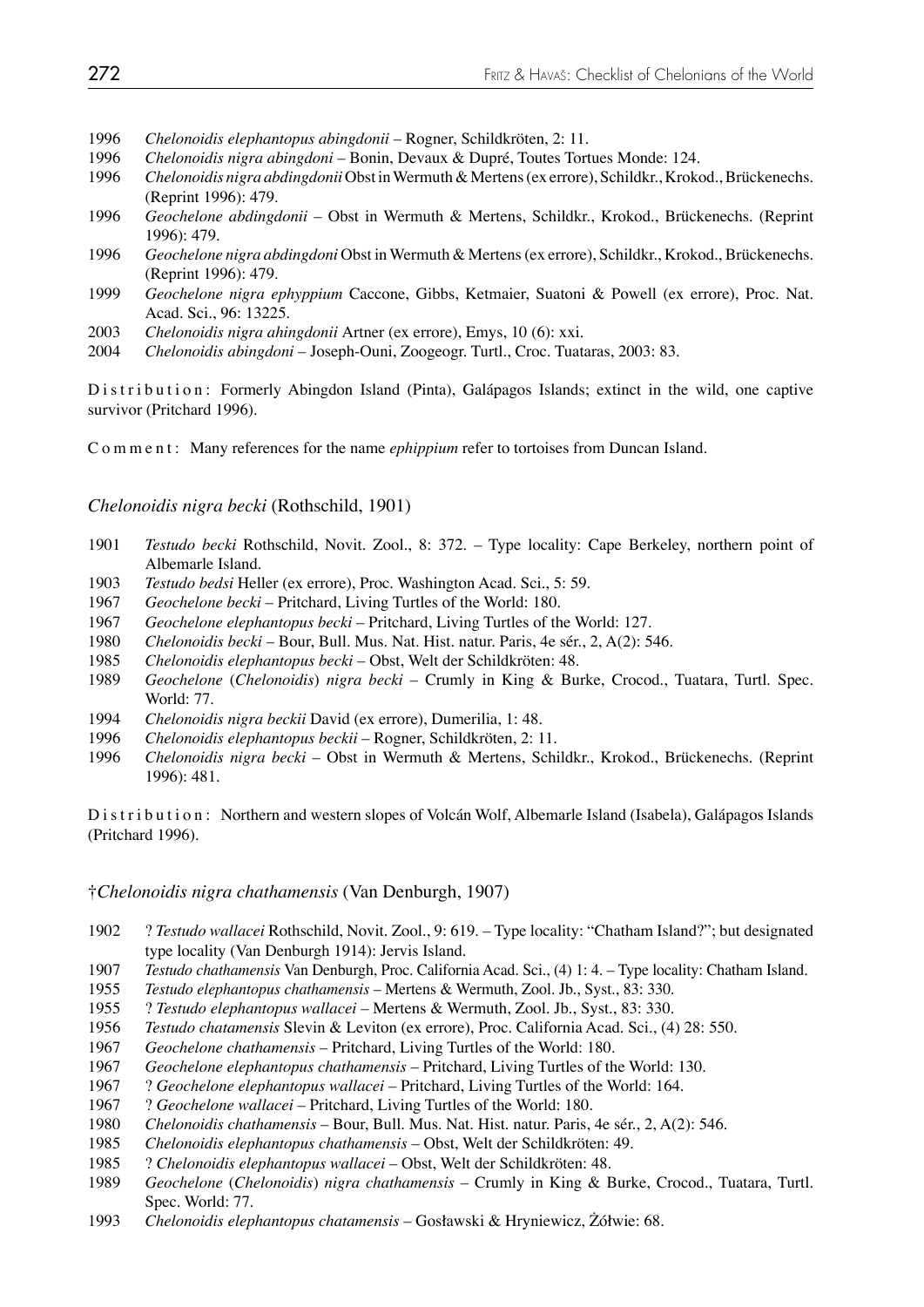1996 *Chelonoidis elephantopus abingdonii* – Rogner, Schildkröten, 2: 11.

1996 *Chelonoidis nigra abingdoni* – Bonin, Devaux & Dupré, Toutes Tortues Monde: 124.

1996 *Chelonoidis nigra abdingdonii* Obst in Wermuth & Mertens (ex errore), Schildkr., Krokod., Brückenechs. (Reprint 1996): 479.

1996 *Geochelone abdingdonii* – Obst in Wermuth & Mertens, Schildkr., Krokod., Brückenechs. (Reprint 1996): 479.

1996 *Geochelone nigra abdingdoni* Obst in Wermuth & Mertens (ex errore), Schildkr., Krokod., Brückenechs. (Reprint 1996): 479.

1999 *Geochelone nigra ephyppium* Caccone, Gibbs, Ketmaier, Suatoni & Powell (ex errore), Proc. Nat. Acad. Sci., 96: 13225.

2003 *Chelonoidis nigra ahingdonii* Artner (ex errore), Emys, 10 (6): xxi.

2004 *Chelonoidis abingdoni* – Joseph-Ouni, Zoogeogr. Turtl., Croc. Tuataras, 2003: 83.

D i s t r i b u t i o n : Formerly Abingdon Island (Pinta), Galápagos Islands; extinct in the wild, one captive survivor (Pritchard 1996).

C o m m e n t : Many references for the name *ephippium* refer to tortoises from Duncan Island.

### *Chelonoidis nigra becki* (Rothschild, 1901)

1901 *Testudo becki* Rothschild, Novit. Zool., 8: 372. – Type locality: Cape Berkeley, northern point of Albemarle Island.

1903 *Testudo bedsi* Heller (ex errore), Proc. Washington Acad. Sci., 5: 59.

1967 *Geochelone becki* – Pritchard, Living Turtles of the World: 180.

1967 *Geochelone elephantopus becki* – Pritchard, Living Turtles of the World: 127.

1980 *Chelonoidis becki* – Bour, Bull. Mus. Nat. Hist. natur. Paris, 4e sér., 2, A(2): 546.

1985 *Chelonoidis elephantopus becki* – Obst, Welt der Schildkröten: 48.

1989 *Geochelone* (*Chelonoidis*) *nigra becki* – Crumly in King & Burke, Crocod., Tuatara, Turtl. Spec. World: 77.

1994 *Chelonoidis nigra beckii* David (ex errore), Dumerilia, 1: 48.

1996 *Chelonoidis elephantopus beckii* – Rogner, Schildkröten, 2: 11.

1996 *Chelonoidis nigra becki* – Obst in Wermuth & Mertens, Schildkr., Krokod., Brückenechs. (Reprint 1996): 481.

D i s t r i b u t i o n : Northern and western slopes of Volcán Wolf, Albemarle Island (Isabela), Galápagos Islands (Pritchard 1996).

### †*Chelonoidis nigra chathamensis* (Van Denburgh, 1907)

1902 ? *Testudo wallacei* Rothschild, Novit. Zool., 9: 619. – Type locality: "Chatham Island?"; but designated type locality (Van Denburgh 1914): Jervis Island.

1907 *Testudo chathamensis* Van Denburgh, Proc. California Acad. Sci., (4) 1: 4. – Type locality: Chatham Island.

1955 *Testudo elephantopus chathamensis* – Mertens & Wermuth, Zool. Jb., Syst., 83: 330.

1955 ? *Testudo elephantopus wallacei* – Mertens & Wermuth, Zool. Jb., Syst., 83: 330.

1956 *Testudo chatamensis* Slevin & Leviton (ex errore), Proc. California Acad. Sci., (4) 28: 550.

1967 *Geochelone chathamensis* – Pritchard, Living Turtles of the World: 180.

1967 *Geochelone elephantopus chathamensis* – Pritchard, Living Turtles of the World: 130.

1967 ? *Geochelone elephantopus wallacei* – Pritchard, Living Turtles of the World: 164.

1967 ? *Geochelone wallacei* – Pritchard, Living Turtles of the World: 180.

1980 *Chelonoidis chathamensis* – Bour, Bull. Mus. Nat. Hist. natur. Paris, 4e sér., 2, A(2): 546.

1985 *Chelonoidis elephantopus chathamensis* – Obst, Welt der Schildkröten: 49.

1985 ? *Chelonoidis elephantopus wallacei* – Obst, Welt der Schildkröten: 48.

1989 *Geochelone* (*Chelonoidis*) *nigra chathamensis* – Crumly in King & Burke, Crocod., Tuatara, Turtl. Spec. World: 77.

1993 *Chelonoidis elephantopus chatamensis* – Gosławski & Hryniewicz, Żółwie: 68.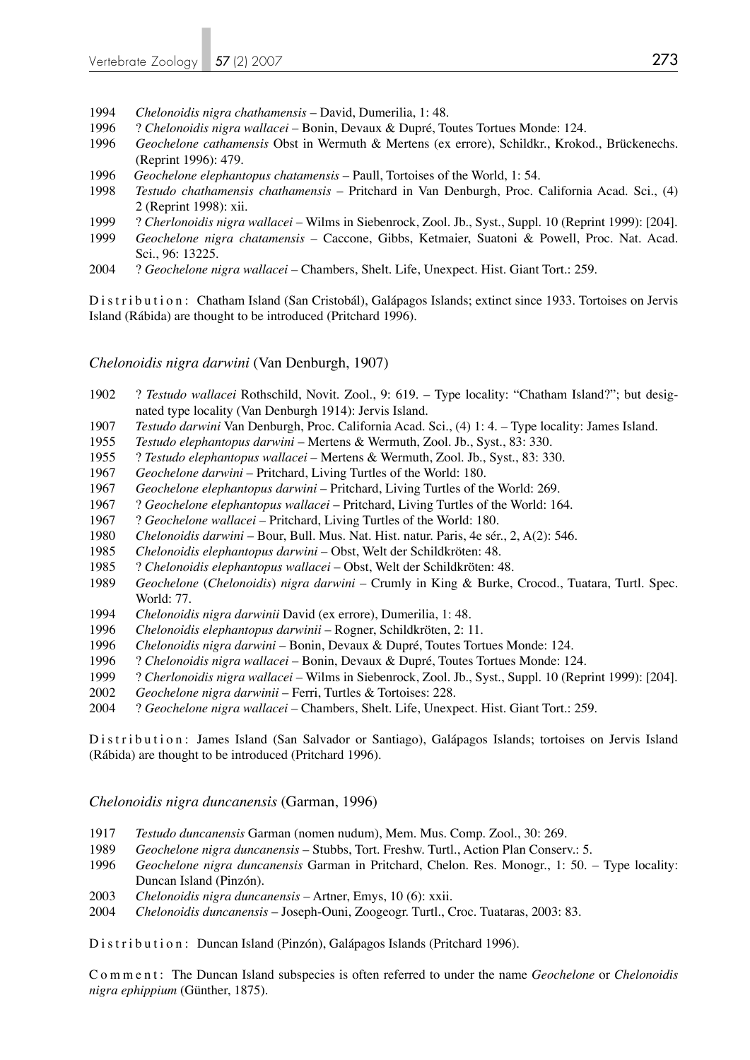1994 *Chelonoidis nigra chathamensis* – David, Dumerilia, 1: 48.
1996 ? *Chelonoidis nigra wallacei* – Bonin, Devaux & Dupré, Toutes Tortues Monde: 124.
1996 *Geochelone cathamensis* Obst in Wermuth & Mertens (ex errore), Schildkr., Krokod., Brückenechs. (Reprint 1996): 479.
1996 *Geochelone elephantopus chatamensis* – Paull, Tortoises of the World, 1: 54.
1998 *Testudo chathamensis chathamensis* – Pritchard in Van Denburgh, Proc. California Acad. Sci., (4) 2 (Reprint 1998): xii.
1999 ? *Cherlonoidis nigra wallacei* – Wilms in Siebenrock, Zool. Jb., Syst., Suppl. 10 (Reprint 1999): [204].
1999 *Geochelone nigra chatamensis* – Caccone, Gibbs, Ketmaier, Suatoni & Powell, Proc. Nat. Acad. Sci., 96: 13225.
2004 ? *Geochelone nigra wallacei* – Chambers, Shelt. Life, Unexpect. Hist. Giant Tort.: 259.

Distribution: Chatham Island (San Cristobál), Galápagos Islands; extinct since 1933. Tortoises on Jervis Island (Rábida) are thought to be introduced (Pritchard 1996).

### *Chelonoidis nigra darwini* (Van Denburgh, 1907)

1902 ? *Testudo wallacei* Rothschild, Novit. Zool., 9: 619. – Type locality: "Chatham Island?"; but designated type locality (Van Denburgh 1914): Jervis Island.
1907 *Testudo darwini* Van Denburgh, Proc. California Acad. Sci., (4) 1: 4. – Type locality: James Island.
1955 *Testudo elephantopus darwini* – Mertens & Wermuth, Zool. Jb., Syst., 83: 330.
1955 ? *Testudo elephantopus wallacei* – Mertens & Wermuth, Zool. Jb., Syst., 83: 330.
1967 *Geochelone darwini* – Pritchard, Living Turtles of the World: 180.
1967 *Geochelone elephantopus darwini* – Pritchard, Living Turtles of the World: 269.
1967 ? *Geochelone elephantopus wallacei* – Pritchard, Living Turtles of the World: 164.
1967 ? *Geochelone wallacei* – Pritchard, Living Turtles of the World: 180.
1980 *Chelonoidis darwini* – Bour, Bull. Mus. Nat. Hist. natur. Paris, 4e sér., 2, A(2): 546.
1985 *Chelonoidis elephantopus darwini* – Obst, Welt der Schildkröten: 48.
1985 ? *Chelonoidis elephantopus wallacei* – Obst, Welt der Schildkröten: 48.
1989 *Geochelone* (*Chelonoidis*) *nigra darwini* – Crumly in King & Burke, Crocod., Tuatara, Turtl. Spec. World: 77.
1994 *Chelonoidis nigra darwinii* David (ex errore), Dumerilia, 1: 48.
1996 *Chelonoidis elephantopus darwinii* – Rogner, Schildkröten, 2: 11.
1996 *Chelonoidis nigra darwini* – Bonin, Devaux & Dupré, Toutes Tortues Monde: 124.
1996 ? *Chelonoidis nigra wallacei* – Bonin, Devaux & Dupré, Toutes Tortues Monde: 124.
1999 ? *Cherlonoidis nigra wallacei* – Wilms in Siebenrock, Zool. Jb., Syst., Suppl. 10 (Reprint 1999): [204].
2002 *Geochelone nigra darwinii* – Ferri, Turtles & Tortoises: 228.
2004 ? *Geochelone nigra wallacei* – Chambers, Shelt. Life, Unexpect. Hist. Giant Tort.: 259.

Distribution: James Island (San Salvador or Santiago), Galápagos Islands; tortoises on Jervis Island (Rábida) are thought to be introduced (Pritchard 1996).

### *Chelonoidis nigra duncanensis* (Garman, 1996)

1917 *Testudo duncanensis* Garman (nomen nudum), Mem. Mus. Comp. Zool., 30: 269.
1989 *Geochelone nigra duncanensis* – Stubbs, Tort. Freshw. Turtl., Action Plan Conserv.: 5.
1996 *Geochelone nigra duncanensis* Garman in Pritchard, Chelon. Res. Monogr., 1: 50. – Type locality: Duncan Island (Pinzón).
2003 *Chelonoidis nigra duncanensis* – Artner, Emys, 10 (6): xxii.
2004 *Chelonoidis duncanensis* – Joseph-Ouni, Zoogeogr. Turtl., Croc. Tuataras, 2003: 83.

Distribution: Duncan Island (Pinzón), Galápagos Islands (Pritchard 1996).

Comment: The Duncan Island subspecies is often referred to under the name *Geochelone* or *Chelonoidis nigra ephippium* (Günther, 1875).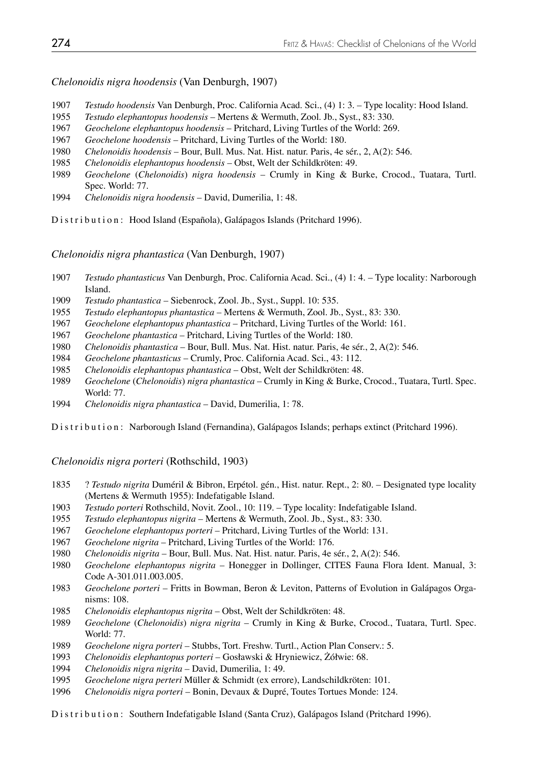*Chelonoidis nigra hoodensis* (Van Denburgh, 1907)

1907 *Testudo hoodensis* Van Denburgh, Proc. California Acad. Sci., (4) 1: 3. – Type locality: Hood Island.
1955 *Testudo elephantopus hoodensis* – Mertens & Wermuth, Zool. Jb., Syst., 83: 330.
1967 *Geochelone elephantopus hoodensis* – Pritchard, Living Turtles of the World: 269.
1967 *Geochelone hoodensis* – Pritchard, Living Turtles of the World: 180.
1980 *Chelonoidis hoodensis* – Bour, Bull. Mus. Nat. Hist. natur. Paris, 4e sér., 2, A(2): 546.
1985 *Chelonoidis elephantopus hoodensis* – Obst, Welt der Schildkröten: 49.
1989 *Geochelone* (*Chelonoidis*) *nigra hoodensis* – Crumly in King & Burke, Crocod., Tuatara, Turtl. Spec. World: 77.
1994 *Chelonoidis nigra hoodensis* – David, Dumerilia, 1: 48.

Distribution: Hood Island (Española), Galápagos Islands (Pritchard 1996).

*Chelonoidis nigra phantastica* (Van Denburgh, 1907)

1907 *Testudo phantasticus* Van Denburgh, Proc. California Acad. Sci., (4) 1: 4. – Type locality: Narborough Island.
1909 *Testudo phantastica* – Siebenrock, Zool. Jb., Syst., Suppl. 10: 535.
1955 *Testudo elephantopus phantastica* – Mertens & Wermuth, Zool. Jb., Syst., 83: 330.
1967 *Geochelone elephantopus phantastica* – Pritchard, Living Turtles of the World: 161.
1967 *Geochelone phantastica* – Pritchard, Living Turtles of the World: 180.
1980 *Chelonoidis phantastica* – Bour, Bull. Mus. Nat. Hist. natur. Paris, 4e sér., 2, A(2): 546.
1984 *Geochelone phantasticus* – Crumly, Proc. California Acad. Sci., 43: 112.
1985 *Chelonoidis elephantopus phantastica* – Obst, Welt der Schildkröten: 48.
1989 *Geochelone* (*Chelonoidis*) *nigra phantastica* – Crumly in King & Burke, Crocod., Tuatara, Turtl. Spec. World: 77.
1994 *Chelonoidis nigra phantastica* – David, Dumerilia, 1: 78.

Distribution: Narborough Island (Fernandina), Galápagos Islands; perhaps extinct (Pritchard 1996).

*Chelonoidis nigra porteri* (Rothschild, 1903)

1835 ? *Testudo nigrita* Duméril & Bibron, Erpétol. gén., Hist. natur. Rept., 2: 80. – Designated type locality (Mertens & Wermuth 1955): Indefatigable Island.
1903 *Testudo porteri* Rothschild, Novit. Zool., 10: 119. – Type locality: Indefatigable Island.
1955 *Testudo elephantopus nigrita* – Mertens & Wermuth, Zool. Jb., Syst., 83: 330.
1967 *Geochelone elephantopus porteri* – Pritchard, Living Turtles of the World: 131.
1967 *Geochelone nigrita* – Pritchard, Living Turtles of the World: 176.
1980 *Chelonoidis nigrita* – Bour, Bull. Mus. Nat. Hist. natur. Paris, 4e sér., 2, A(2): 546.
1980 *Geochelone elephantopus nigrita* – Honegger in Dollinger, CITES Fauna Flora Ident. Manual, 3: Code A-301.011.003.005.
1983 *Geochelone porteri* – Fritts in Bowman, Beron & Leviton, Patterns of Evolution in Galápagos Organisms: 108.
1985 *Chelonoidis elephantopus nigrita* – Obst, Welt der Schildkröten: 48.
1989 *Geochelone* (*Chelonoidis*) *nigra nigrita* – Crumly in King & Burke, Crocod., Tuatara, Turtl. Spec. World: 77.
1989 *Geochelone nigra porteri* – Stubbs, Tort. Freshw. Turtl., Action Plan Conserv.: 5.
1993 *Chelonoidis elephantopus porteri* – Gosławski & Hryniewicz, Żółwie: 68.
1994 *Chelonoidis nigra nigrita* – David, Dumerilia, 1: 49.
1995 *Geochelone nigra perteri* Müller & Schmidt (ex errore), Landschildkröten: 101.
1996 *Chelonoidis nigra porteri* – Bonin, Devaux & Dupré, Toutes Tortues Monde: 124.

Distribution: Southern Indefatigable Island (Santa Cruz), Galápagos Island (Pritchard 1996).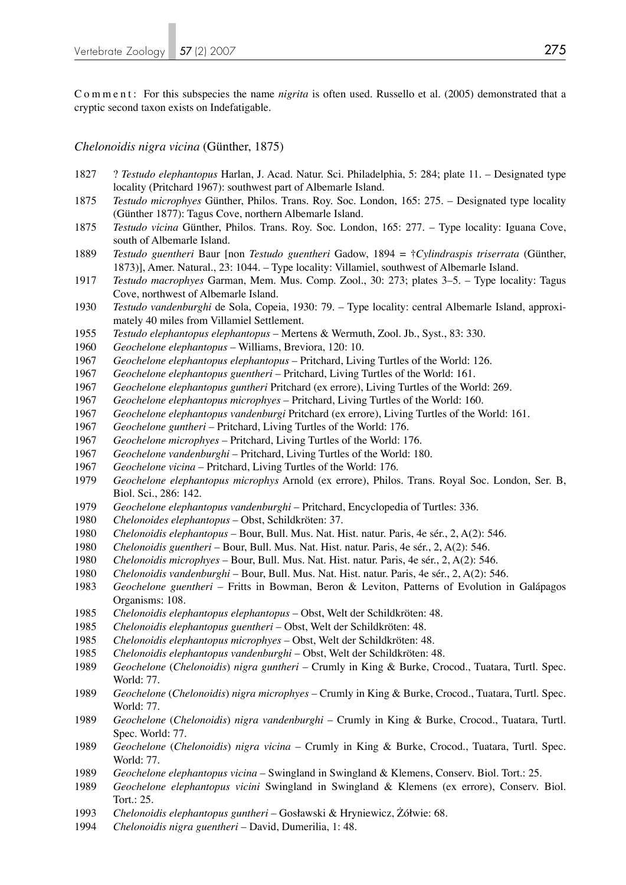C o m m e n t : For this subspecies the name *nigrita* is often used. Russello et al. (2005) demonstrated that a cryptic second taxon exists on Indefatigable.

### *Chelonoidis nigra vicina* (Günther, 1875)

1827 ? *Testudo elephantopus* Harlan, J. Acad. Natur. Sci. Philadelphia, 5: 284; plate 11. – Designated type locality (Pritchard 1967): southwest part of Albemarle Island.

1875 *Testudo microphyes* Günther, Philos. Trans. Roy. Soc. London, 165: 275. – Designated type locality (Günther 1877): Tagus Cove, northern Albemarle Island.

1875 *Testudo vicina* Günther, Philos. Trans. Roy. Soc. London, 165: 277. – Type locality: Iguana Cove, south of Albemarle Island.

1889 *Testudo guentheri* Baur [non *Testudo guentheri* Gadow, 1894 = †*Cylindraspis triserrata* (Günther, 1873)], Amer. Natural., 23: 1044. – Type locality: Villamiel, southwest of Albemarle Island.

1917 *Testudo macrophyes* Garman, Mem. Mus. Comp. Zool., 30: 273; plates 3–5. – Type locality: Tagus Cove, northwest of Albemarle Island.

1930 *Testudo vandenburghi* de Sola, Copeia, 1930: 79. – Type locality: central Albemarle Island, approximately 40 miles from Villamiel Settlement.

1955 *Testudo elephantopus elephantopus* – Mertens & Wermuth, Zool. Jb., Syst., 83: 330.

1960 *Geochelone elephantopus* – Williams, Breviora, 120: 10.

1967 *Geochelone elephantopus elephantopus* – Pritchard, Living Turtles of the World: 126.

1967 *Geochelone elephantopus guentheri* – Pritchard, Living Turtles of the World: 161.

1967 *Geochelone elephantopus guntheri* Pritchard (ex errore), Living Turtles of the World: 269.

1967 *Geochelone elephantopus microphyes* – Pritchard, Living Turtles of the World: 160.

1967 *Geochelone elephantopus vandenburgi* Pritchard (ex errore), Living Turtles of the World: 161.

1967 *Geochelone guntheri* – Pritchard, Living Turtles of the World: 176.

1967 *Geochelone microphyes* – Pritchard, Living Turtles of the World: 176.

1967 *Geochelone vandenburghi* – Pritchard, Living Turtles of the World: 180.

1967 *Geochelone vicina* – Pritchard, Living Turtles of the World: 176.

1979 *Geochelone elephantopus microphys* Arnold (ex errore), Philos. Trans. Royal Soc. London, Ser. B, Biol. Sci., 286: 142.

1979 *Geochelone elephantopus vandenburghi* – Pritchard, Encyclopedia of Turtles: 336.

1980 *Chelonoides elephantopus* – Obst, Schildkröten: 37.

1980 *Chelonoidis elephantopus* – Bour, Bull. Mus. Nat. Hist. natur. Paris, 4e sér., 2, A(2): 546.

1980 *Chelonoidis guentheri* – Bour, Bull. Mus. Nat. Hist. natur. Paris, 4e sér., 2, A(2): 546.

1980 *Chelonoidis microphyes* – Bour, Bull. Mus. Nat. Hist. natur. Paris, 4e sér., 2, A(2): 546.

1980 *Chelonoidis vandenburghi* – Bour, Bull. Mus. Nat. Hist. natur. Paris, 4e sér., 2, A(2): 546.

1983 *Geochelone guentheri* – Fritts in Bowman, Beron & Leviton, Patterns of Evolution in Galápagos Organisms: 108.

1985 *Chelonoidis elephantopus elephantopus* – Obst, Welt der Schildkröten: 48.

1985 *Chelonoidis elephantopus guentheri* – Obst, Welt der Schildkröten: 48.

1985 *Chelonoidis elephantopus microphyes* – Obst, Welt der Schildkröten: 48.

1985 *Chelonoidis elephantopus vandenburghi* – Obst, Welt der Schildkröten: 48.

1989 *Geochelone* (*Chelonoidis*) *nigra guntheri* – Crumly in King & Burke, Crocod., Tuatara, Turtl. Spec. World: 77.

1989 *Geochelone* (*Chelonoidis*) *nigra microphyes* – Crumly in King & Burke, Crocod., Tuatara, Turtl. Spec. World: 77.

1989 *Geochelone* (*Chelonoidis*) *nigra vandenburghi* – Crumly in King & Burke, Crocod., Tuatara, Turtl. Spec. World: 77.

1989 *Geochelone* (*Chelonoidis*) *nigra vicina* – Crumly in King & Burke, Crocod., Tuatara, Turtl. Spec. World: 77.

1989 *Geochelone elephantopus vicina* – Swingland in Swingland & Klemens, Conserv. Biol. Tort.: 25.

1989 *Geochelone elephantopus vicini* Swingland in Swingland & Klemens (ex errore), Conserv. Biol. Tort.: 25.

1993 *Chelonoidis elephantopus guntheri* – Gosławski & Hryniewicz, Żółwie: 68.

1994 *Chelonoidis nigra guentheri* – David, Dumerilia, 1: 48.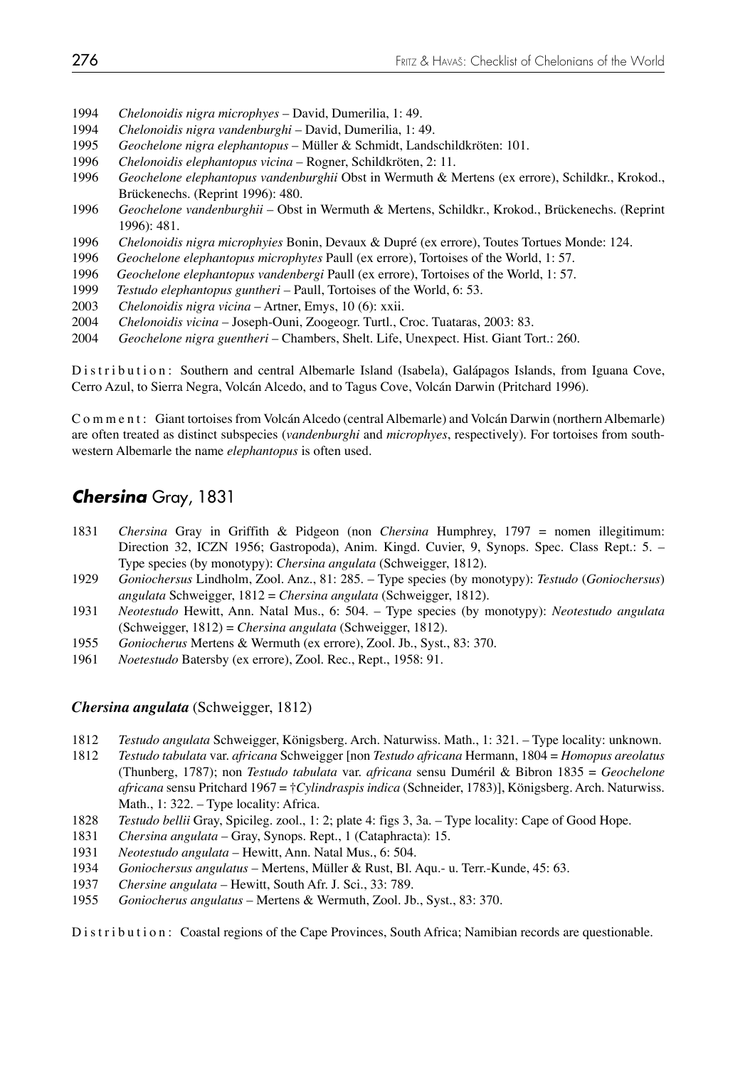1994 *Chelonoidis nigra microphyes* – David, Dumerilia, 1: 49.
1994 *Chelonoidis nigra vandenburghi* – David, Dumerilia, 1: 49.
1995 *Geochelone nigra elephantopus* – Müller & Schmidt, Landschildkröten: 101.
1996 *Chelonoidis elephantopus vicina* – Rogner, Schildkröten, 2: 11.
1996 *Geochelone elephantopus vandenburghii* Obst in Wermuth & Mertens (ex errore), Schildkr., Krokod., Brückenechs. (Reprint 1996): 480.
1996 *Geochelone vandenburghii* – Obst in Wermuth & Mertens, Schildkr., Krokod., Brückenechs. (Reprint 1996): 481.
1996 *Chelonoidis nigra microphyies* Bonin, Devaux & Dupré (ex errore), Toutes Tortues Monde: 124.
1996 *Geochelone elephantopus microphytes* Paull (ex errore), Tortoises of the World, 1: 57.
1996 *Geochelone elephantopus vandenbergi* Paull (ex errore), Tortoises of the World, 1: 57.
1999 *Testudo elephantopus guntheri* – Paull, Tortoises of the World, 6: 53.
2003 *Chelonoidis nigra vicina* – Artner, Emys, 10 (6): xxii.
2004 *Chelonoidis vicina* – Joseph-Ouni, Zoogeogr. Turtl., Croc. Tuataras, 2003: 83.
2004 *Geochelone nigra guentheri* – Chambers, Shelt. Life, Unexpect. Hist. Giant Tort.: 260.

Distribution: Southern and central Albemarle Island (Isabela), Galápagos Islands, from Iguana Cove, Cerro Azul, to Sierra Negra, Volcán Alcedo, and to Tagus Cove, Volcán Darwin (Pritchard 1996).

Comment: Giant tortoises from Volcán Alcedo (central Albemarle) and Volcán Darwin (northern Albemarle) are often treated as distinct subspecies (*vandenburghi* and *microphyes*, respectively). For tortoises from south-western Albemarle the name *elephantopus* is often used.

## ***Chersina*** Gray, 1831

1831 *Chersina* Gray in Griffith & Pidgeon (non *Chersina* Humphrey, 1797 = nomen illegitimum: Direction 32, ICZN 1956; Gastropoda), Anim. Kingd. Cuvier, 9, Synops. Spec. Class Rept.: 5. – Type species (by monotypy): *Chersina angulata* (Schweigger, 1812).
1929 *Goniochersus* Lindholm, Zool. Anz., 81: 285. – Type species (by monotypy): *Testudo* (*Goniochersus*) *angulata* Schweigger, 1812 = *Chersina angulata* (Schweigger, 1812).
1931 *Neotestudo* Hewitt, Ann. Natal Mus., 6: 504. – Type species (by monotypy): *Neotestudo angulata* (Schweigger, 1812) = *Chersina angulata* (Schweigger, 1812).
1955 *Goniocherus* Mertens & Wermuth (ex errore), Zool. Jb., Syst., 83: 370.
1961 *Noetestudo* Batersby (ex errore), Zool. Rec., Rept., 1958: 91.

### ***Chersina angulata*** (Schweigger, 1812)

1812 *Testudo angulata* Schweigger, Königsberg. Arch. Naturwiss. Math., 1: 321. – Type locality: unknown.
1812 *Testudo tabulata* var. *africana* Schweigger [non *Testudo africana* Hermann, 1804 = *Homopus areolatus* (Thunberg, 1787); non *Testudo tabulata* var. *africana* sensu Duméril & Bibron 1835 = *Geochelone africana* sensu Pritchard 1967 = †*Cylindraspis indica* (Schneider, 1783)], Königsberg. Arch. Naturwiss. Math., 1: 322. – Type locality: Africa.
1828 *Testudo bellii* Gray, Spicileg. zool., 1: 2; plate 4: figs 3, 3a. – Type locality: Cape of Good Hope.
1831 *Chersina angulata* – Gray, Synops. Rept., 1 (Cataphracta): 15.
1931 *Neotestudo angulata* – Hewitt, Ann. Natal Mus., 6: 504.
1934 *Goniochersus angulatus* – Mertens, Müller & Rust, Bl. Aqu.- u. Terr.-Kunde, 45: 63.
1937 *Chersine angulata* – Hewitt, South Afr. J. Sci., 33: 789.
1955 *Goniocherus angulatus* – Mertens & Wermuth, Zool. Jb., Syst., 83: 370.

Distribution: Coastal regions of the Cape Provinces, South Africa; Namibian records are questionable.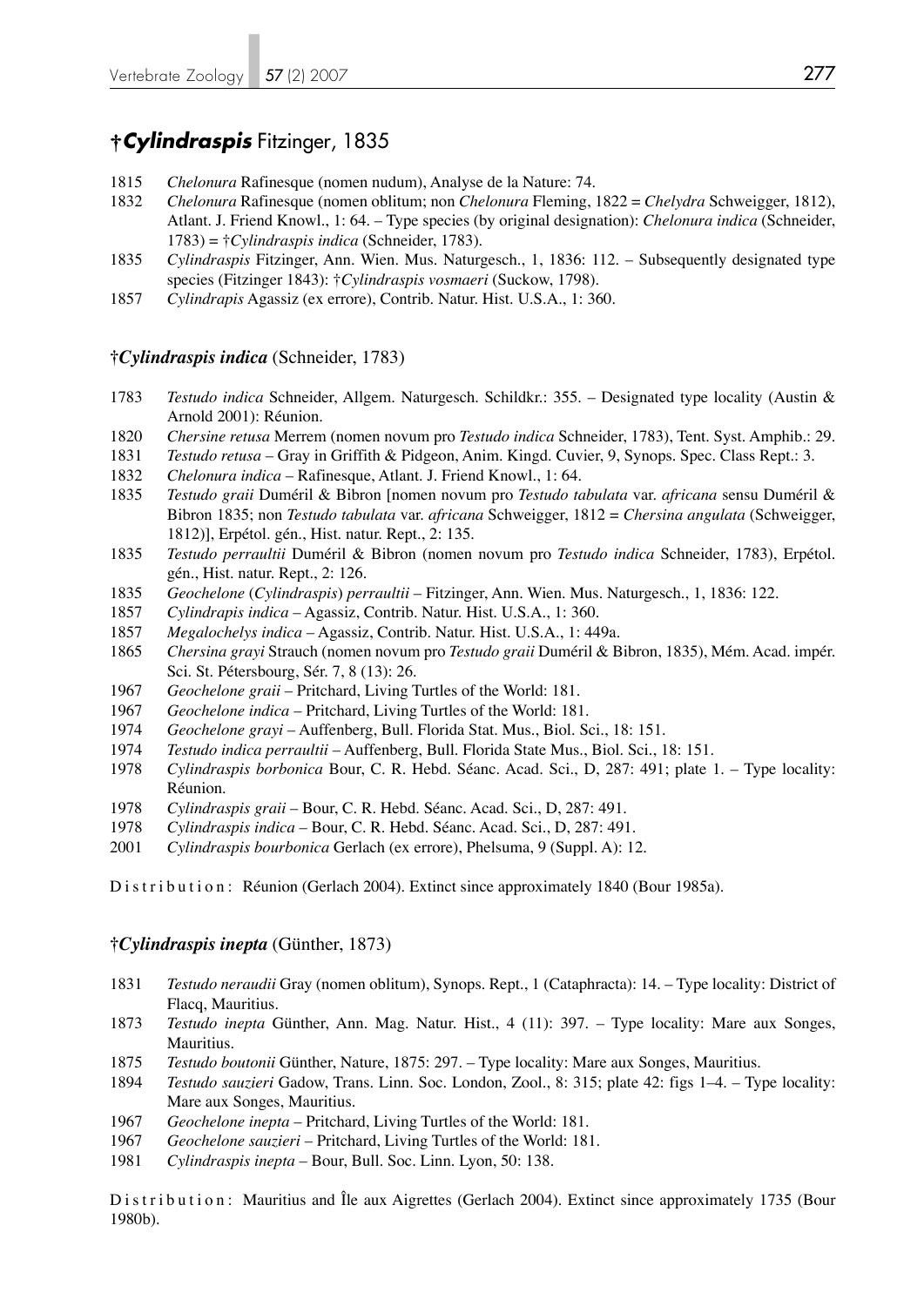## †*Cylindraspis* Fitzinger, 1835

1815 *Chelonura* Rafinesque (nomen nudum), Analyse de la Nature: 74.

1832 *Chelonura* Rafinesque (nomen oblitum; non *Chelonura* Fleming, 1822 = *Chelydra* Schweigger, 1812), Atlant. J. Friend Knowl., 1: 64. – Type species (by original designation): *Chelonura indica* (Schneider, 1783) = †*Cylindraspis indica* (Schneider, 1783).

1835 *Cylindraspis* Fitzinger, Ann. Wien. Mus. Naturgesch., 1, 1836: 112. – Subsequently designated type species (Fitzinger 1843): †*Cylindraspis vosmaeri* (Suckow, 1798).

1857 *Cylindrapis* Agassiz (ex errore), Contrib. Natur. Hist. U.S.A., 1: 360.

### †*Cylindraspis indica* (Schneider, 1783)

1783 *Testudo indica* Schneider, Allgem. Naturgesch. Schildkr.: 355. – Designated type locality (Austin & Arnold 2001): Réunion.

1820 *Chersine retusa* Merrem (nomen novum pro *Testudo indica* Schneider, 1783), Tent. Syst. Amphib.: 29.

1831 *Testudo retusa* – Gray in Griffith & Pidgeon, Anim. Kingd. Cuvier, 9, Synops. Spec. Class Rept.: 3.

1832 *Chelonura indica* – Rafinesque, Atlant. J. Friend Knowl., 1: 64.

1835 *Testudo graii* Duméril & Bibron [nomen novum pro *Testudo tabulata* var. *africana* sensu Duméril & Bibron 1835; non *Testudo tabulata* var. *africana* Schweigger, 1812 = *Chersina angulata* (Schweigger, 1812)], Erpétol. gén., Hist. natur. Rept., 2: 135.

1835 *Testudo perraultii* Duméril & Bibron (nomen novum pro *Testudo indica* Schneider, 1783), Erpétol. gén., Hist. natur. Rept., 2: 126.

1835 *Geochelone* (*Cylindraspis*) *perraultii* – Fitzinger, Ann. Wien. Mus. Naturgesch., 1, 1836: 122.

1857 *Cylindrapis indica* – Agassiz, Contrib. Natur. Hist. U.S.A., 1: 360.

1857 *Megalochelys indica* – Agassiz, Contrib. Natur. Hist. U.S.A., 1: 449a.

1865 *Chersina grayi* Strauch (nomen novum pro *Testudo graii* Duméril & Bibron, 1835), Mém. Acad. impér. Sci. St. Pétersbourg, Sér. 7, 8 (13): 26.

1967 *Geochelone graii* – Pritchard, Living Turtles of the World: 181.

1967 *Geochelone indica* – Pritchard, Living Turtles of the World: 181.

1974 *Geochelone grayi* – Auffenberg, Bull. Florida Stat. Mus., Biol. Sci., 18: 151.

1974 *Testudo indica perraultii* – Auffenberg, Bull. Florida State Mus., Biol. Sci., 18: 151.

1978 *Cylindraspis borbonica* Bour, C. R. Hebd. Séanc. Acad. Sci., D, 287: 491; plate 1. – Type locality: Réunion.

1978 *Cylindraspis graii* – Bour, C. R. Hebd. Séanc. Acad. Sci., D, 287: 491.

1978 *Cylindraspis indica* – Bour, C. R. Hebd. Séanc. Acad. Sci., D, 287: 491.

2001 *Cylindraspis bourbonica* Gerlach (ex errore), Phelsuma, 9 (Suppl. A): 12.

Distribution: Réunion (Gerlach 2004). Extinct since approximately 1840 (Bour 1985a).

### †*Cylindraspis inepta* (Günther, 1873)

1831 *Testudo neraudii* Gray (nomen oblitum), Synops. Rept., 1 (Cataphracta): 14. – Type locality: District of Flacq, Mauritius.

1873 *Testudo inepta* Günther, Ann. Mag. Natur. Hist., 4 (11): 397. – Type locality: Mare aux Songes, Mauritius.

1875 *Testudo boutonii* Günther, Nature, 1875: 297. – Type locality: Mare aux Songes, Mauritius.

1894 *Testudo sauzieri* Gadow, Trans. Linn. Soc. London, Zool., 8: 315; plate 42: figs 1–4. – Type locality: Mare aux Songes, Mauritius.

1967 *Geochelone inepta* – Pritchard, Living Turtles of the World: 181.

1967 *Geochelone sauzieri* – Pritchard, Living Turtles of the World: 181.

1981 *Cylindraspis inepta* – Bour, Bull. Soc. Linn. Lyon, 50: 138.

Distribution: Mauritius and Île aux Aigrettes (Gerlach 2004). Extinct since approximately 1735 (Bour 1980b).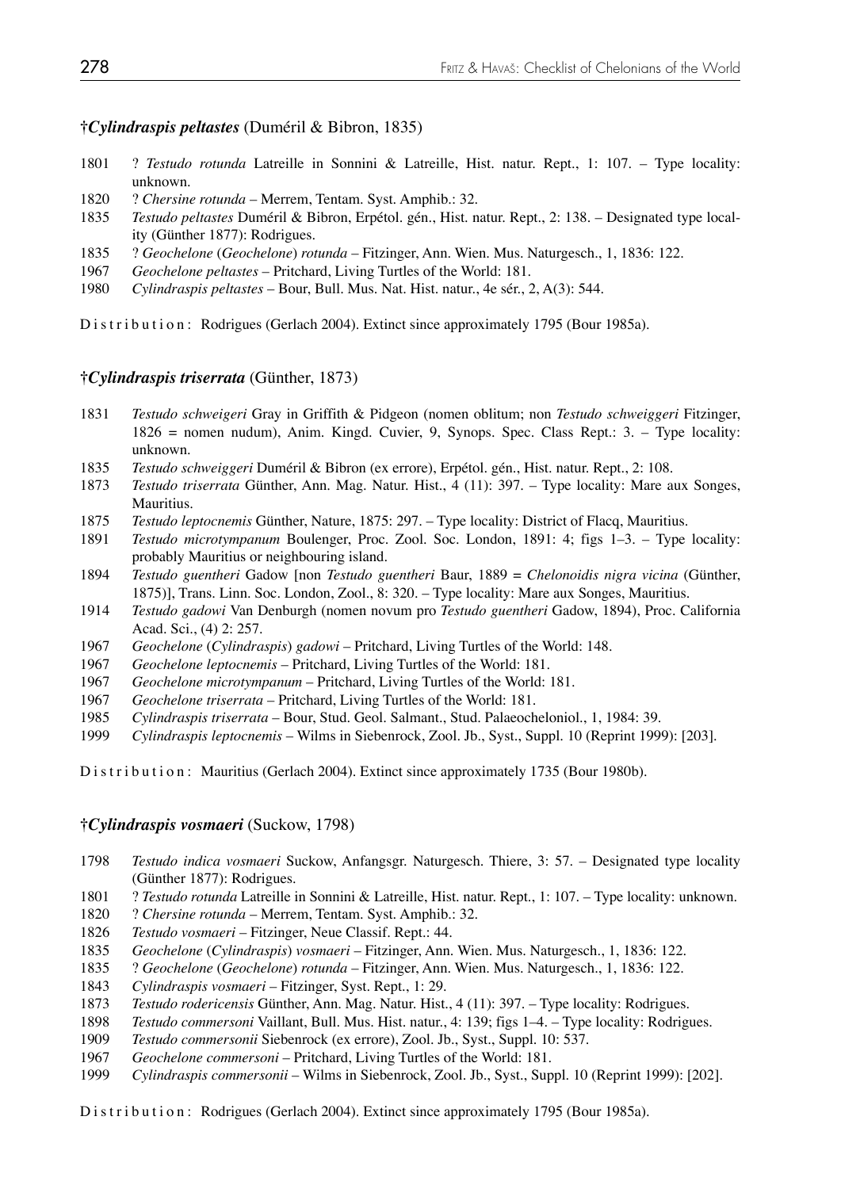### †*Cylindraspis peltastes* (Duméril & Bibron, 1835)

1801 ? *Testudo rotunda* Latreille in Sonnini & Latreille, Hist. natur. Rept., 1: 107. – Type locality: unknown.
1820 ? *Chersine rotunda* – Merrem, Tentam. Syst. Amphib.: 32.
1835 *Testudo peltastes* Duméril & Bibron, Erpétol. gén., Hist. natur. Rept., 2: 138. – Designated type locality (Günther 1877): Rodrigues.
1835 ? *Geochelone* (*Geochelone*) *rotunda* – Fitzinger, Ann. Wien. Mus. Naturgesch., 1, 1836: 122.
1967 *Geochelone peltastes* – Pritchard, Living Turtles of the World: 181.
1980 *Cylindraspis peltastes* – Bour, Bull. Mus. Nat. Hist. natur., 4e sér., 2, A(3): 544.

Distribution: Rodrigues (Gerlach 2004). Extinct since approximately 1795 (Bour 1985a).

### †*Cylindraspis triserrata* (Günther, 1873)

1831 *Testudo schweigeri* Gray in Griffith & Pidgeon (nomen oblitum; non *Testudo schweiggeri* Fitzinger, 1826 = nomen nudum), Anim. Kingd. Cuvier, 9, Synops. Spec. Class Rept.: 3. – Type locality: unknown.
1835 *Testudo schweiggeri* Duméril & Bibron (ex errore), Erpétol. gén., Hist. natur. Rept., 2: 108.
1873 *Testudo triserrata* Günther, Ann. Mag. Natur. Hist., 4 (11): 397. – Type locality: Mare aux Songes, Mauritius.
1875 *Testudo leptocnemis* Günther, Nature, 1875: 297. – Type locality: District of Flacq, Mauritius.
1891 *Testudo microtympanum* Boulenger, Proc. Zool. Soc. London, 1891: 4; figs 1–3. – Type locality: probably Mauritius or neighbouring island.
1894 *Testudo guentheri* Gadow [non *Testudo guentheri* Baur, 1889 = *Chelonoidis nigra vicina* (Günther, 1875)], Trans. Linn. Soc. London, Zool., 8: 320. – Type locality: Mare aux Songes, Mauritius.
1914 *Testudo gadowi* Van Denburgh (nomen novum pro *Testudo guentheri* Gadow, 1894), Proc. California Acad. Sci., (4) 2: 257.
1967 *Geochelone* (*Cylindraspis*) *gadowi* – Pritchard, Living Turtles of the World: 148.
1967 *Geochelone leptocnemis* – Pritchard, Living Turtles of the World: 181.
1967 *Geochelone microtympanum* – Pritchard, Living Turtles of the World: 181.
1967 *Geochelone triserrata* – Pritchard, Living Turtles of the World: 181.
1985 *Cylindraspis triserrata* – Bour, Stud. Geol. Salmant., Stud. Palaeocheloniol., 1, 1984: 39.
1999 *Cylindraspis leptocnemis* – Wilms in Siebenrock, Zool. Jb., Syst., Suppl. 10 (Reprint 1999): [203].

Distribution: Mauritius (Gerlach 2004). Extinct since approximately 1735 (Bour 1980b).

### †*Cylindraspis vosmaeri* (Suckow, 1798)

1798 *Testudo indica vosmaeri* Suckow, Anfangsgr. Naturgesch. Thiere, 3: 57. – Designated type locality (Günther 1877): Rodrigues.
1801 ? *Testudo rotunda* Latreille in Sonnini & Latreille, Hist. natur. Rept., 1: 107. – Type locality: unknown.
1820 ? *Chersine rotunda* – Merrem, Tentam. Syst. Amphib.: 32.
1826 *Testudo vosmaeri* – Fitzinger, Neue Classif. Rept.: 44.
1835 *Geochelone* (*Cylindraspis*) *vosmaeri* – Fitzinger, Ann. Wien. Mus. Naturgesch., 1, 1836: 122.
1835 ? *Geochelone* (*Geochelone*) *rotunda* – Fitzinger, Ann. Wien. Mus. Naturgesch., 1, 1836: 122.
1843 *Cylindraspis vosmaeri* – Fitzinger, Syst. Rept., 1: 29.
1873 *Testudo rodericensis* Günther, Ann. Mag. Natur. Hist., 4 (11): 397. – Type locality: Rodrigues.
1898 *Testudo commersoni* Vaillant, Bull. Mus. Hist. natur., 4: 139; figs 1–4. – Type locality: Rodrigues.
1909 *Testudo commersonii* Siebenrock (ex errore), Zool. Jb., Syst., Suppl. 10: 537.
1967 *Geochelone commersoni* – Pritchard, Living Turtles of the World: 181.
1999 *Cylindraspis commersonii* – Wilms in Siebenrock, Zool. Jb., Syst., Suppl. 10 (Reprint 1999): [202].

Distribution: Rodrigues (Gerlach 2004). Extinct since approximately 1795 (Bour 1985a).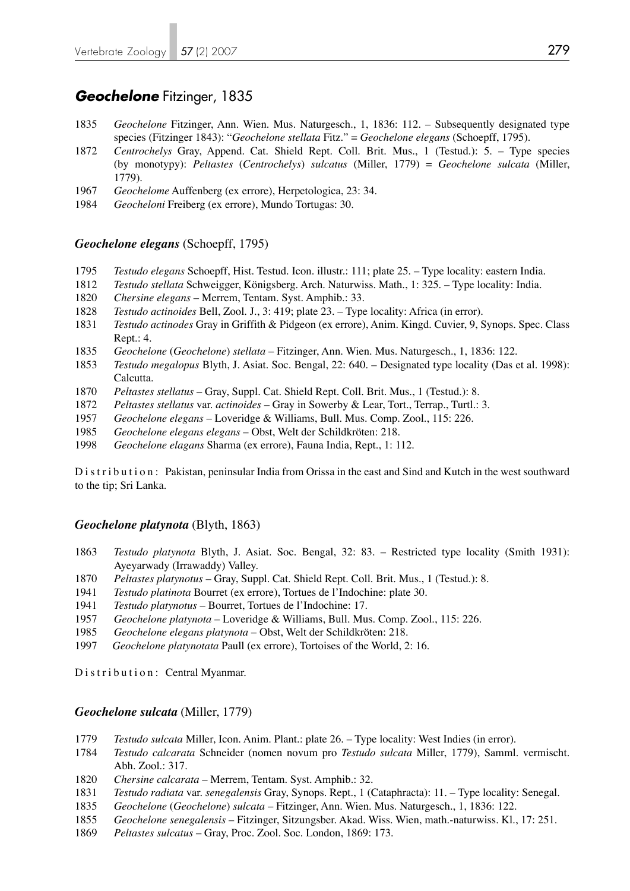## ***Geochelone*** Fitzinger, 1835

1835 *Geochelone* Fitzinger, Ann. Wien. Mus. Naturgesch., 1, 1836: 112. – Subsequently designated type species (Fitzinger 1843): "*Geochelone stellata* Fitz." = *Geochelone elegans* (Schoepff, 1795).

1872 *Centrochelys* Gray, Append. Cat. Shield Rept. Coll. Brit. Mus., 1 (Testud.): 5. – Type species (by monotypy): *Peltastes* (*Centrochelys*) *sulcatus* (Miller, 1779) = *Geochelone sulcata* (Miller, 1779).

1967 *Geochelome* Auffenberg (ex errore), Herpetologica, 23: 34.

1984 *Geocheloni* Freiberg (ex errore), Mundo Tortugas: 30.

### *Geochelone elegans* (Schoepff, 1795)

1795 *Testudo elegans* Schoepff, Hist. Testud. Icon. illustr.: 111; plate 25. – Type locality: eastern India.

1812 *Testudo stellata* Schweigger, Königsberg. Arch. Naturwiss. Math., 1: 325. – Type locality: India.

1820 *Chersine elegans* – Merrem, Tentam. Syst. Amphib.: 33.

1828 *Testudo actinoides* Bell, Zool. J., 3: 419; plate 23. – Type locality: Africa (in error).

1831 *Testudo actinodes* Gray in Griffith & Pidgeon (ex errore), Anim. Kingd. Cuvier, 9, Synops. Spec. Class Rept.: 4.

1835 *Geochelone* (*Geochelone*) *stellata* – Fitzinger, Ann. Wien. Mus. Naturgesch., 1, 1836: 122.

1853 *Testudo megalopus* Blyth, J. Asiat. Soc. Bengal, 22: 640. – Designated type locality (Das et al. 1998): Calcutta.

1870 *Peltastes stellatus* – Gray, Suppl. Cat. Shield Rept. Coll. Brit. Mus., 1 (Testud.): 8.

1872 *Peltastes stellatus* var. *actinoides* – Gray in Sowerby & Lear, Tort., Terrap., Turtl.: 3.

1957 *Geochelone elegans* – Loveridge & Williams, Bull. Mus. Comp. Zool., 115: 226.

1985 *Geochelone elegans elegans* – Obst, Welt der Schildkröten: 218.

1998 *Geochelone elagans* Sharma (ex errore), Fauna India, Rept., 1: 112.

Distribution: Pakistan, peninsular India from Orissa in the east and Sind and Kutch in the west southward to the tip; Sri Lanka.

### *Geochelone platynota* (Blyth, 1863)

1863 *Testudo platynota* Blyth, J. Asiat. Soc. Bengal, 32: 83. – Restricted type locality (Smith 1931): Ayeyarwady (Irrawaddy) Valley.

1870 *Peltastes platynotus* – Gray, Suppl. Cat. Shield Rept. Coll. Brit. Mus., 1 (Testud.): 8.

1941 *Testudo platinota* Bourret (ex errore), Tortues de l'Indochine: plate 30.

1941 *Testudo platynotus* – Bourret, Tortues de l'Indochine: 17.

1957 *Geochelone platynota* – Loveridge & Williams, Bull. Mus. Comp. Zool., 115: 226.

1985 *Geochelone elegans platynota* – Obst, Welt der Schildkröten: 218.

1997 *Geochelone platynotata* Paull (ex errore), Tortoises of the World, 2: 16.

Distribution: Central Myanmar.

### *Geochelone sulcata* (Miller, 1779)

1779 *Testudo sulcata* Miller, Icon. Anim. Plant.: plate 26. – Type locality: West Indies (in error).

1784 *Testudo calcarata* Schneider (nomen novum pro *Testudo sulcata* Miller, 1779), Samml. vermischt. Abh. Zool.: 317.

1820 *Chersine calcarata* – Merrem, Tentam. Syst. Amphib.: 32.

1831 *Testudo radiata* var. *senegalensis* Gray, Synops. Rept., 1 (Cataphracta): 11. – Type locality: Senegal.

1835 *Geochelone* (*Geochelone*) *sulcata* – Fitzinger, Ann. Wien. Mus. Naturgesch., 1, 1836: 122.

1855 *Geochelone senegalensis* – Fitzinger, Sitzungsber. Akad. Wiss. Wien, math.-naturwiss. Kl., 17: 251.

1869 *Peltastes sulcatus* – Gray, Proc. Zool. Soc. London, 1869: 173.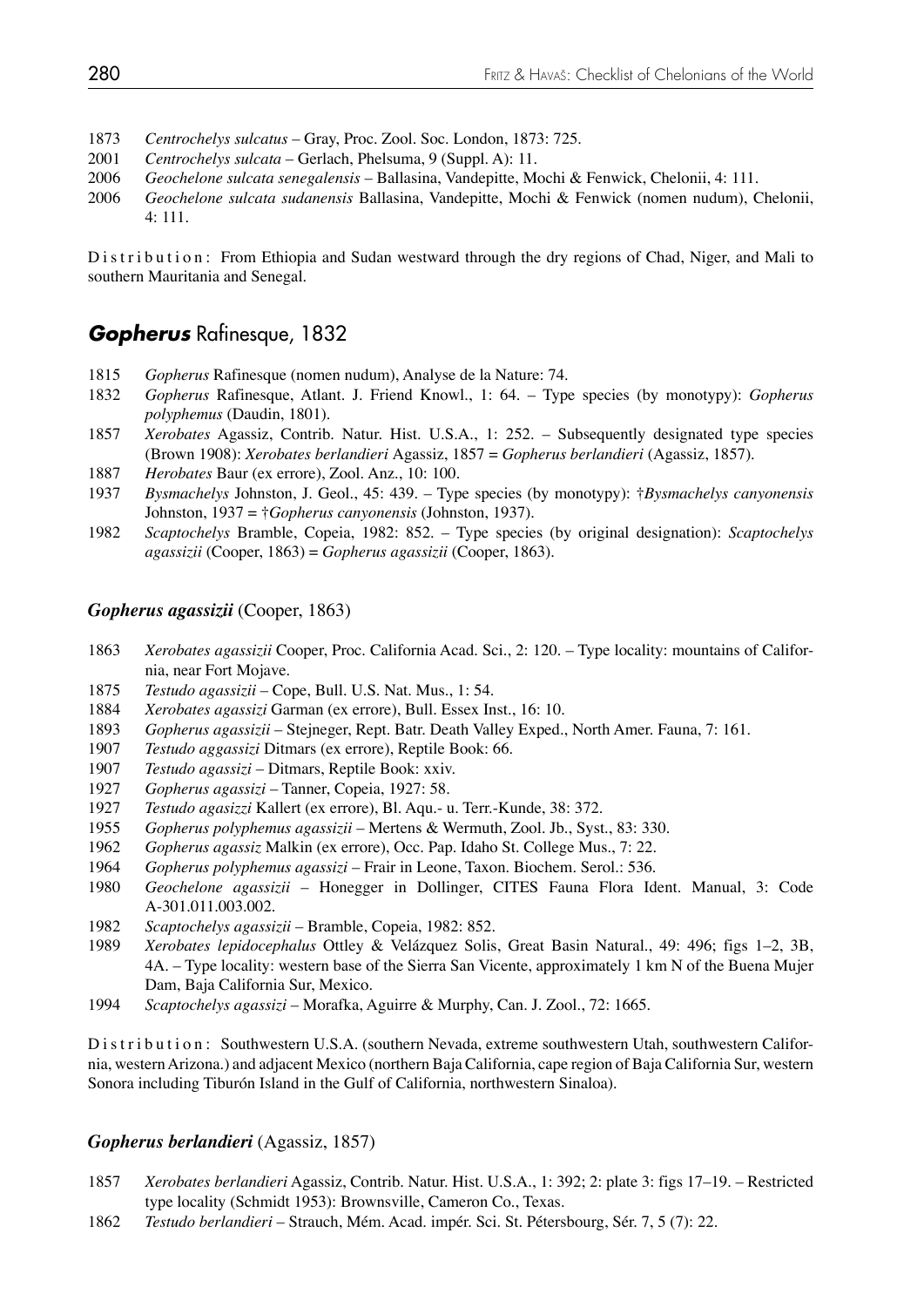1873 *Centrochelys sulcatus* – Gray, Proc. Zool. Soc. London, 1873: 725.
2001 *Centrochelys sulcata* – Gerlach, Phelsuma, 9 (Suppl. A): 11.
2006 *Geochelone sulcata senegalensis* – Ballasina, Vandepitte, Mochi & Fenwick, Chelonii, 4: 111.
2006 *Geochelone sulcata sudanensis* Ballasina, Vandepitte, Mochi & Fenwick (nomen nudum), Chelonii, 4: 111.

Distribution: From Ethiopia and Sudan westward through the dry regions of Chad, Niger, and Mali to southern Mauritania and Senegal.

## ***Gopherus*** Rafinesque, 1832

1815 *Gopherus* Rafinesque (nomen nudum), Analyse de la Nature: 74.
1832 *Gopherus* Rafinesque, Atlant. J. Friend Knowl., 1: 64. – Type species (by monotypy): *Gopherus polyphemus* (Daudin, 1801).
1857 *Xerobates* Agassiz, Contrib. Natur. Hist. U.S.A., 1: 252. – Subsequently designated type species (Brown 1908): *Xerobates berlandieri* Agassiz, 1857 = *Gopherus berlandieri* (Agassiz, 1857).
1887 *Herobates* Baur (ex errore), Zool. Anz., 10: 100.
1937 *Bysmachelys* Johnston, J. Geol., 45: 439. – Type species (by monotypy): †*Bysmachelys canyonensis* Johnston, 1937 = †*Gopherus canyonensis* (Johnston, 1937).
1982 *Scaptochelys* Bramble, Copeia, 1982: 852. – Type species (by original designation): *Scaptochelys agassizii* (Cooper, 1863) = *Gopherus agassizii* (Cooper, 1863).

### ***Gopherus agassizii*** (Cooper, 1863)

1863 *Xerobates agassizii* Cooper, Proc. California Acad. Sci., 2: 120. – Type locality: mountains of California, near Fort Mojave.
1875 *Testudo agassizii* – Cope, Bull. U.S. Nat. Mus., 1: 54.
1884 *Xerobates agassizi* Garman (ex errore), Bull. Essex Inst., 16: 10.
1893 *Gopherus agassizii* – Stejneger, Rept. Batr. Death Valley Exped., North Amer. Fauna, 7: 161.
1907 *Testudo aggassizi* Ditmars (ex errore), Reptile Book: 66.
1907 *Testudo agassizi* – Ditmars, Reptile Book: xxiv.
1927 *Gopherus agassizi* – Tanner, Copeia, 1927: 58.
1927 *Testudo agasizzi* Kallert (ex errore), Bl. Aqu.- u. Terr.-Kunde, 38: 372.
1955 *Gopherus polyphemus agassizii* – Mertens & Wermuth, Zool. Jb., Syst., 83: 330.
1962 *Gopherus agassiz* Malkin (ex errore), Occ. Pap. Idaho St. College Mus., 7: 22.
1964 *Gopherus polyphemus agassizi* – Frair in Leone, Taxon. Biochem. Serol.: 536.
1980 *Geochelone agassizii* – Honegger in Dollinger, CITES Fauna Flora Ident. Manual, 3: Code A-301.011.003.002.
1982 *Scaptochelys agassizii* – Bramble, Copeia, 1982: 852.
1989 *Xerobates lepidocephalus* Ottley & Velázquez Solis, Great Basin Natural., 49: 496; figs 1–2, 3B, 4A. – Type locality: western base of the Sierra San Vicente, approximately 1 km N of the Buena Mujer Dam, Baja California Sur, Mexico.
1994 *Scaptochelys agassizi* – Morafka, Aguirre & Murphy, Can. J. Zool., 72: 1665.

Distribution: Southwestern U.S.A. (southern Nevada, extreme southwestern Utah, southwestern California, western Arizona.) and adjacent Mexico (northern Baja California, cape region of Baja California Sur, western Sonora including Tiburón Island in the Gulf of California, northwestern Sinaloa).

### ***Gopherus berlandieri*** (Agassiz, 1857)

1857 *Xerobates berlandieri* Agassiz, Contrib. Natur. Hist. U.S.A., 1: 392; 2: plate 3: figs 17–19. – Restricted type locality (Schmidt 1953): Brownsville, Cameron Co., Texas.
1862 *Testudo berlandieri* – Strauch, Mém. Acad. impér. Sci. St. Pétersbourg, Sér. 7, 5 (7): 22.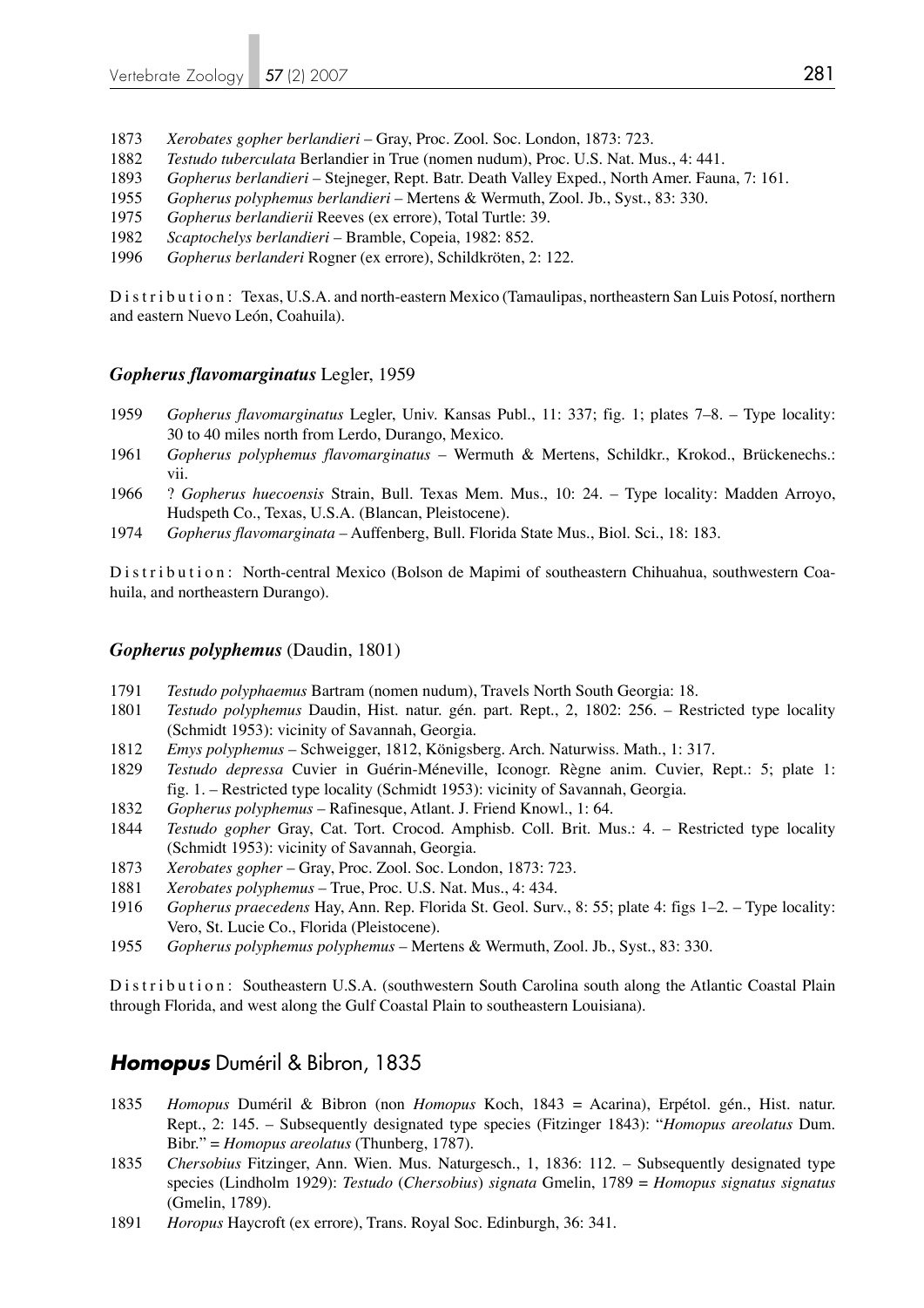1873 *Xerobates gopher berlandieri* – Gray, Proc. Zool. Soc. London, 1873: 723.
1882 *Testudo tuberculata* Berlandier in True (nomen nudum), Proc. U.S. Nat. Mus., 4: 441.
1893 *Gopherus berlandieri* – Stejneger, Rept. Batr. Death Valley Exped., North Amer. Fauna, 7: 161.
1955 *Gopherus polyphemus berlandieri* – Mertens & Wermuth, Zool. Jb., Syst., 83: 330.
1975 *Gopherus berlandierii* Reeves (ex errore), Total Turtle: 39.
1982 *Scaptochelys berlandieri* – Bramble, Copeia, 1982: 852.
1996 *Gopherus berlanderi* Rogner (ex errore), Schildkröten, 2: 122.

Distribution: Texas, U.S.A. and north-eastern Mexico (Tamaulipas, northeastern San Luis Potosí, northern and eastern Nuevo León, Coahuila).

### *Gopherus flavomarginatus* Legler, 1959

1959 *Gopherus flavomarginatus* Legler, Univ. Kansas Publ., 11: 337; fig. 1; plates 7–8. – Type locality: 30 to 40 miles north from Lerdo, Durango, Mexico.
1961 *Gopherus polyphemus flavomarginatus* – Wermuth & Mertens, Schildkr., Krokod., Brückenechs.: vii.
1966 ? *Gopherus huecoensis* Strain, Bull. Texas Mem. Mus., 10: 24. – Type locality: Madden Arroyo, Hudspeth Co., Texas, U.S.A. (Blancan, Pleistocene).
1974 *Gopherus flavomarginata* – Auffenberg, Bull. Florida State Mus., Biol. Sci., 18: 183.

Distribution: North-central Mexico (Bolson de Mapimi of southeastern Chihuahua, southwestern Coahuila, and northeastern Durango).

### *Gopherus polyphemus* (Daudin, 1801)

1791 *Testudo polyphaemus* Bartram (nomen nudum), Travels North South Georgia: 18.
1801 *Testudo polyphemus* Daudin, Hist. natur. gén. part. Rept., 2, 1802: 256. – Restricted type locality (Schmidt 1953): vicinity of Savannah, Georgia.
1812 *Emys polyphemus* – Schweigger, 1812, Königsberg. Arch. Naturwiss. Math., 1: 317.
1829 *Testudo depressa* Cuvier in Guérin-Méneville, Iconogr. Règne anim. Cuvier, Rept.: 5; plate 1: fig. 1. – Restricted type locality (Schmidt 1953): vicinity of Savannah, Georgia.
1832 *Gopherus polyphemus* – Rafinesque, Atlant. J. Friend Knowl., 1: 64.
1844 *Testudo gopher* Gray, Cat. Tort. Crocod. Amphisb. Coll. Brit. Mus.: 4. – Restricted type locality (Schmidt 1953): vicinity of Savannah, Georgia.
1873 *Xerobates gopher* – Gray, Proc. Zool. Soc. London, 1873: 723.
1881 *Xerobates polyphemus* – True, Proc. U.S. Nat. Mus., 4: 434.
1916 *Gopherus praecedens* Hay, Ann. Rep. Florida St. Geol. Surv., 8: 55; plate 4: figs 1–2. – Type locality: Vero, St. Lucie Co., Florida (Pleistocene).
1955 *Gopherus polyphemus polyphemus* – Mertens & Wermuth, Zool. Jb., Syst., 83: 330.

Distribution: Southeastern U.S.A. (southwestern South Carolina south along the Atlantic Coastal Plain through Florida, and west along the Gulf Coastal Plain to southeastern Louisiana).

## *Homopus* Duméril & Bibron, 1835

1835 *Homopus* Duméril & Bibron (non *Homopus* Koch, 1843 = Acarina), Erpétol. gén., Hist. natur. Rept., 2: 145. – Subsequently designated type species (Fitzinger 1843): "*Homopus areolatus* Dum. Bibr." = *Homopus areolatus* (Thunberg, 1787).
1835 *Chersobius* Fitzinger, Ann. Wien. Mus. Naturgesch., 1, 1836: 112. – Subsequently designated type species (Lindholm 1929): *Testudo* (*Chersobius*) *signata* Gmelin, 1789 = *Homopus signatus signatus* (Gmelin, 1789).
1891 *Horopus* Haycroft (ex errore), Trans. Royal Soc. Edinburgh, 36: 341.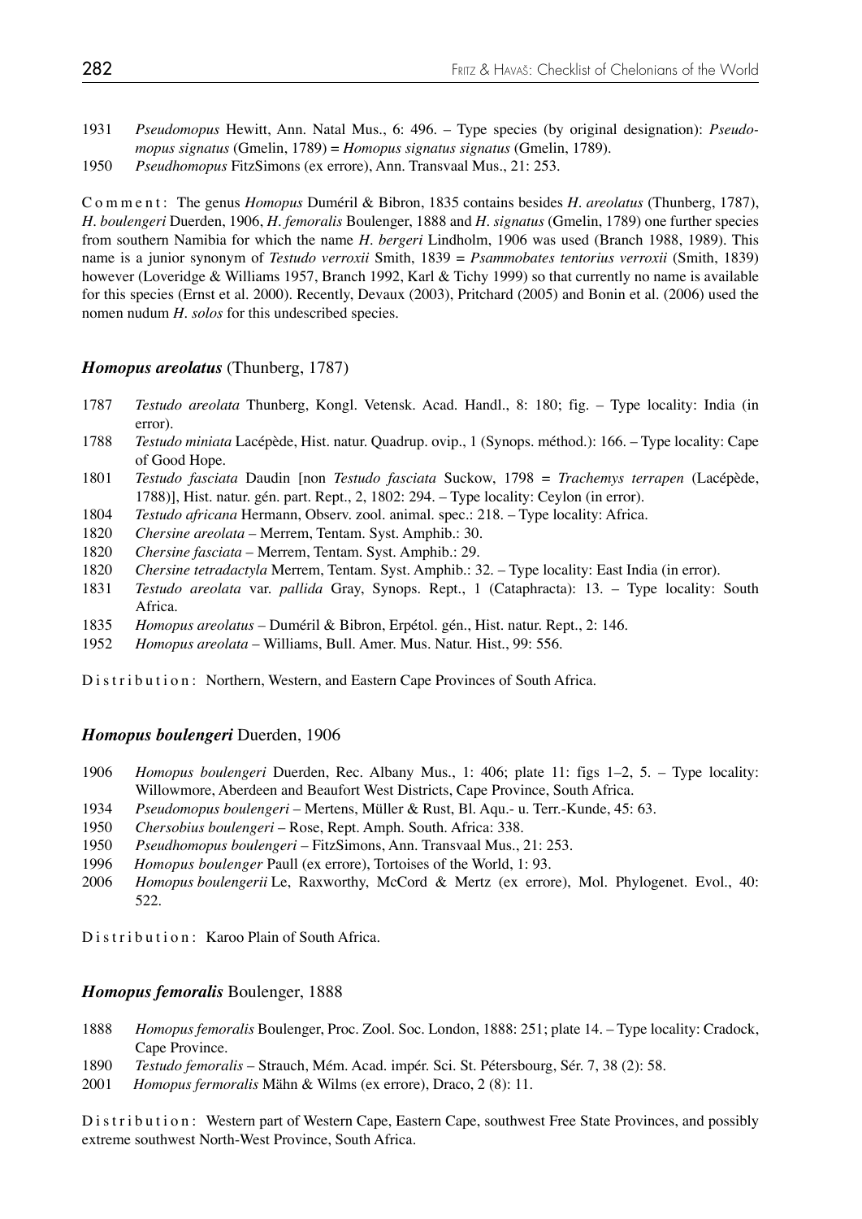1931 *Pseudomopus* Hewitt, Ann. Natal Mus., 6: 496. – Type species (by original designation): *Pseudomopus signatus* (Gmelin, 1789) = *Homopus signatus signatus* (Gmelin, 1789).

1950 *Pseudhomopus* FitzSimons (ex errore), Ann. Transvaal Mus., 21: 253.

Comment: The genus *Homopus* Duméril & Bibron, 1835 contains besides *H. areolatus* (Thunberg, 1787), *H. boulengeri* Duerden, 1906, *H. femoralis* Boulenger, 1888 and *H. signatus* (Gmelin, 1789) one further species from southern Namibia for which the name *H. bergeri* Lindholm, 1906 was used (Branch 1988, 1989). This name is a junior synonym of *Testudo verroxii* Smith, 1839 = *Psammobates tentorius verroxii* (Smith, 1839) however (Loveridge & Williams 1957, Branch 1992, Karl & Tichy 1999) so that currently no name is available for this species (Ernst et al. 2000). Recently, Devaux (2003), Pritchard (2005) and Bonin et al. (2006) used the nomen nudum *H. solos* for this undescribed species.

### ***Homopus areolatus*** (Thunberg, 1787)

1787 *Testudo areolata* Thunberg, Kongl. Vetensk. Acad. Handl., 8: 180; fig. – Type locality: India (in error).

1788 *Testudo miniata* Lacépède, Hist. natur. Quadrup. ovip., 1 (Synops. méthod.): 166. – Type locality: Cape of Good Hope.

1801 *Testudo fasciata* Daudin [non *Testudo fasciata* Suckow, 1798 = *Trachemys terrapen* (Lacépède, 1788)], Hist. natur. gén. part. Rept., 2, 1802: 294. – Type locality: Ceylon (in error).

1804 *Testudo africana* Hermann, Observ. zool. animal. spec.: 218. – Type locality: Africa.

1820 *Chersine areolata* – Merrem, Tentam. Syst. Amphib.: 30.

1820 *Chersine fasciata* – Merrem, Tentam. Syst. Amphib.: 29.

1820 *Chersine tetradactyla* Merrem, Tentam. Syst. Amphib.: 32. – Type locality: East India (in error).

1831 *Testudo areolata* var. *pallida* Gray, Synops. Rept., 1 (Cataphracta): 13. – Type locality: South Africa.

1835 *Homopus areolatus* – Duméril & Bibron, Erpétol. gén., Hist. natur. Rept., 2: 146.

1952 *Homopus areolata* – Williams, Bull. Amer. Mus. Natur. Hist., 99: 556.

Distribution: Northern, Western, and Eastern Cape Provinces of South Africa.

### ***Homopus boulengeri*** Duerden, 1906

1906 *Homopus boulengeri* Duerden, Rec. Albany Mus., 1: 406; plate 11: figs 1–2, 5. – Type locality: Willowmore, Aberdeen and Beaufort West Districts, Cape Province, South Africa.

1934 *Pseudomopus boulengeri* – Mertens, Müller & Rust, Bl. Aqu.- u. Terr.-Kunde, 45: 63.

1950 *Chersobius boulengeri* – Rose, Rept. Amph. South. Africa: 338.

1950 *Pseudhomopus boulengeri* – FitzSimons, Ann. Transvaal Mus., 21: 253.

1996 *Homopus boulenger* Paull (ex errore), Tortoises of the World, 1: 93.

2006 *Homopus boulengerii* Le, Raxworthy, McCord & Mertz (ex errore), Mol. Phylogenet. Evol., 40: 522.

Distribution: Karoo Plain of South Africa.

### ***Homopus femoralis*** Boulenger, 1888

1888 *Homopus femoralis* Boulenger, Proc. Zool. Soc. London, 1888: 251; plate 14. – Type locality: Cradock, Cape Province.

1890 *Testudo femoralis* – Strauch, Mém. Acad. impér. Sci. St. Pétersbourg, Sér. 7, 38 (2): 58.

2001 *Homopus fermoralis* Mähn & Wilms (ex errore), Draco, 2 (8): 11.

Distribution: Western part of Western Cape, Eastern Cape, southwest Free State Provinces, and possibly extreme southwest North-West Province, South Africa.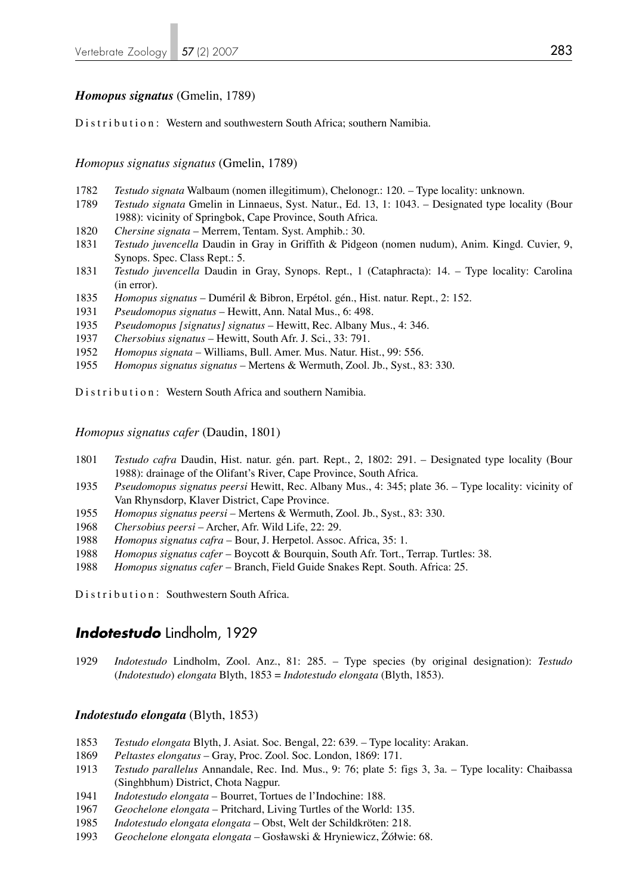### *Homopus signatus* (Gmelin, 1789)

Distribution: Western and southwestern South Africa; southern Namibia.

#### *Homopus signatus signatus* (Gmelin, 1789)

1782 *Testudo signata* Walbaum (nomen illegitimum), Chelonogr.: 120. – Type locality: unknown.
1789 *Testudo signata* Gmelin in Linnaeus, Syst. Natur., Ed. 13, 1: 1043. – Designated type locality (Bour 1988): vicinity of Springbok, Cape Province, South Africa.
1820 *Chersine signata* – Merrem, Tentam. Syst. Amphib.: 30.
1831 *Testudo juvencella* Daudin in Gray in Griffith & Pidgeon (nomen nudum), Anim. Kingd. Cuvier, 9, Synops. Spec. Class Rept.: 5.
1831 *Testudo juvencella* Daudin in Gray, Synops. Rept., 1 (Cataphracta): 14. – Type locality: Carolina (in error).
1835 *Homopus signatus* – Duméril & Bibron, Erpétol. gén., Hist. natur. Rept., 2: 152.
1931 *Pseudomopus signatus* – Hewitt, Ann. Natal Mus., 6: 498.
1935 *Pseudomopus [signatus] signatus* – Hewitt, Rec. Albany Mus., 4: 346.
1937 *Chersobius signatus* – Hewitt, South Afr. J. Sci., 33: 791.
1952 *Homopus signata* – Williams, Bull. Amer. Mus. Natur. Hist., 99: 556.
1955 *Homopus signatus signatus* – Mertens & Wermuth, Zool. Jb., Syst., 83: 330.

Distribution: Western South Africa and southern Namibia.

#### *Homopus signatus cafer* (Daudin, 1801)

1801 *Testudo cafra* Daudin, Hist. natur. gén. part. Rept., 2, 1802: 291. – Designated type locality (Bour 1988): drainage of the Olifant's River, Cape Province, South Africa.
1935 *Pseudomopus signatus peersi* Hewitt, Rec. Albany Mus., 4: 345; plate 36. – Type locality: vicinity of Van Rhynsdorp, Klaver District, Cape Province.
1955 *Homopus signatus peersi* – Mertens & Wermuth, Zool. Jb., Syst., 83: 330.
1968 *Chersobius peersi* – Archer, Afr. Wild Life, 22: 29.
1988 *Homopus signatus cafra* – Bour, J. Herpetol. Assoc. Africa, 35: 1.
1988 *Homopus signatus cafer* – Boycott & Bourquin, South Afr. Tort., Terrap. Turtles: 38.
1988 *Homopus signatus cafer* – Branch, Field Guide Snakes Rept. South. Africa: 25.

Distribution: Southwestern South Africa.

## *Indotestudo* Lindholm, 1929

1929 *Indotestudo* Lindholm, Zool. Anz., 81: 285. – Type species (by original designation): *Testudo* (*Indotestudo*) *elongata* Blyth, 1853 = *Indotestudo elongata* (Blyth, 1853).

### *Indotestudo elongata* (Blyth, 1853)

1853 *Testudo elongata* Blyth, J. Asiat. Soc. Bengal, 22: 639. – Type locality: Arakan.
1869 *Peltastes elongatus* – Gray, Proc. Zool. Soc. London, 1869: 171.
1913 *Testudo parallelus* Annandale, Rec. Ind. Mus., 9: 76; plate 5: figs 3, 3a. – Type locality: Chaibassa (Singhbhum) District, Chota Nagpur.
1941 *Indotestudo elongata* – Bourret, Tortues de l'Indochine: 188.
1967 *Geochelone elongata* – Pritchard, Living Turtles of the World: 135.
1985 *Indotestudo elongata elongata* – Obst, Welt der Schildkröten: 218.
1993 *Geochelone elongata elongata* – Gosławski & Hryniewicz, Żółwie: 68.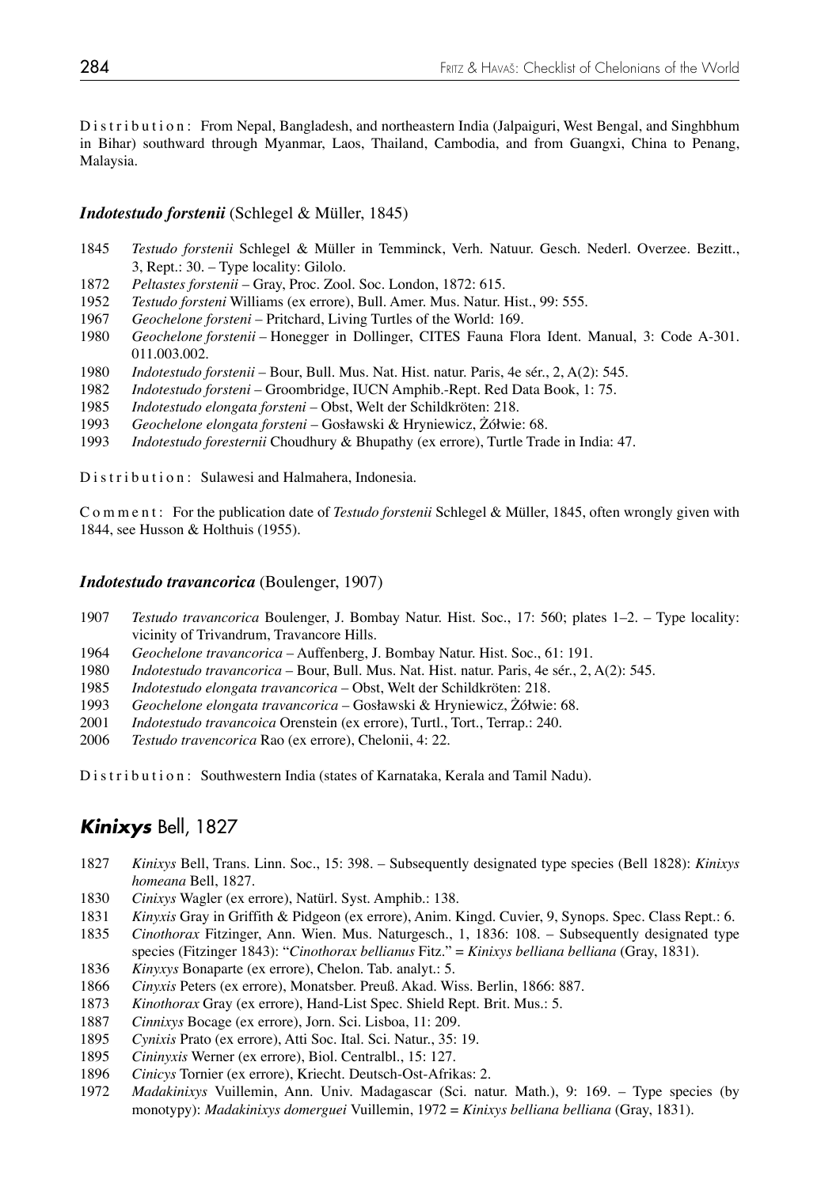Distribution: From Nepal, Bangladesh, and northeastern India (Jalpaiguri, West Bengal, and Singhbhum in Bihar) southward through Myanmar, Laos, Thailand, Cambodia, and from Guangxi, China to Penang, Malaysia.

### *Indotestudo forstenii* (Schlegel & Müller, 1845)

1845 *Testudo forstenii* Schlegel & Müller in Temminck, Verh. Natuur. Gesch. Nederl. Overzee. Bezitt., 3, Rept.: 30. – Type locality: Gilolo.
1872 *Peltastes forstenii* – Gray, Proc. Zool. Soc. London, 1872: 615.
1952 *Testudo forsteni* Williams (ex errore), Bull. Amer. Mus. Natur. Hist., 99: 555.
1967 *Geochelone forsteni* – Pritchard, Living Turtles of the World: 169.
1980 *Geochelone forstenii* – Honegger in Dollinger, CITES Fauna Flora Ident. Manual, 3: Code A-301. 011.003.002.
1980 *Indotestudo forstenii* – Bour, Bull. Mus. Nat. Hist. natur. Paris, 4e sér., 2, A(2): 545.
1982 *Indotestudo forsteni* – Groombridge, IUCN Amphib.-Rept. Red Data Book, 1: 75.
1985 *Indotestudo elongata forsteni* – Obst, Welt der Schildkröten: 218.
1993 *Geochelone elongata forsteni* – Gosławski & Hryniewicz, Żółwie: 68.
1993 *Indotestudo foresternii* Choudhury & Bhupathy (ex errore), Turtle Trade in India: 47.

Distribution: Sulawesi and Halmahera, Indonesia.

Comment: For the publication date of *Testudo forstenii* Schlegel & Müller, 1845, often wrongly given with 1844, see Husson & Holthuis (1955).

### *Indotestudo travancorica* (Boulenger, 1907)

1907 *Testudo travancorica* Boulenger, J. Bombay Natur. Hist. Soc., 17: 560; plates 1–2. – Type locality: vicinity of Trivandrum, Travancore Hills.
1964 *Geochelone travancorica* – Auffenberg, J. Bombay Natur. Hist. Soc., 61: 191.
1980 *Indotestudo travancorica* – Bour, Bull. Mus. Nat. Hist. natur. Paris, 4e sér., 2, A(2): 545.
1985 *Indotestudo elongata travancorica* – Obst, Welt der Schildkröten: 218.
1993 *Geochelone elongata travancorica* – Gosławski & Hryniewicz, Żółwie: 68.
2001 *Indotestudo travancoica* Orenstein (ex errore), Turtl., Tort., Terrap.: 240.
2006 *Testudo travencorica* Rao (ex errore), Chelonii, 4: 22.

Distribution: Southwestern India (states of Karnataka, Kerala and Tamil Nadu).

## *Kinixys* Bell, 1827

1827 *Kinixys* Bell, Trans. Linn. Soc., 15: 398. – Subsequently designated type species (Bell 1828): *Kinixys homeana* Bell, 1827.
1830 *Cinixys* Wagler (ex errore), Natürl. Syst. Amphib.: 138.
1831 *Kinyxis* Gray in Griffith & Pidgeon (ex errore), Anim. Kingd. Cuvier, 9, Synops. Spec. Class Rept.: 6.
1835 *Cinothorax* Fitzinger, Ann. Wien. Mus. Naturgesch., 1, 1836: 108. – Subsequently designated type species (Fitzinger 1843): "*Cinothorax bellianus* Fitz." = *Kinixys belliana belliana* (Gray, 1831).
1836 *Kinyxys* Bonaparte (ex errore), Chelon. Tab. analyt.: 5.
1866 *Cinyxis* Peters (ex errore), Monatsber. Preuß. Akad. Wiss. Berlin, 1866: 887.
1873 *Kinothorax* Gray (ex errore), Hand-List Spec. Shield Rept. Brit. Mus.: 5.
1887 *Cinnixys* Bocage (ex errore), Jorn. Sci. Lisboa, 11: 209.
1895 *Cynixis* Prato (ex errore), Atti Soc. Ital. Sci. Natur., 35: 19.
1895 *Cininyxis* Werner (ex errore), Biol. Centralbl., 15: 127.
1896 *Cinicys* Tornier (ex errore), Kriecht. Deutsch-Ost-Afrikas: 2.
1972 *Madakinixys* Vuillemin, Ann. Univ. Madagascar (Sci. natur. Math.), 9: 169. – Type species (by monotypy): *Madakinixys domerguei* Vuillemin, 1972 = *Kinixys belliana belliana* (Gray, 1831).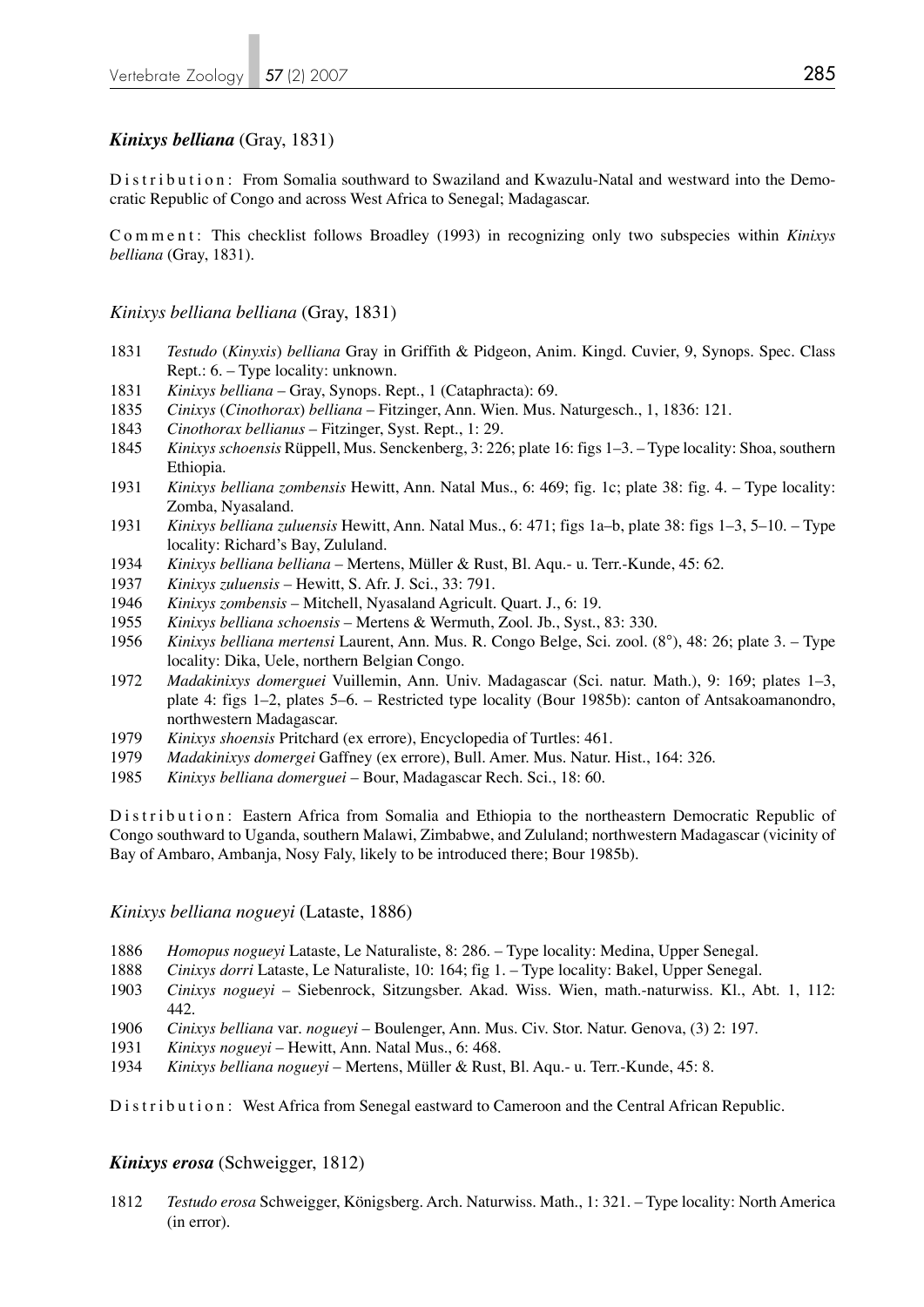### ***Kinixys belliana*** (Gray, 1831)

Distribution: From Somalia southward to Swaziland and Kwazulu-Natal and westward into the Democratic Republic of Congo and across West Africa to Senegal; Madagascar.

Comment: This checklist follows Broadley (1993) in recognizing only two subspecies within *Kinixys belliana* (Gray, 1831).

#### *Kinixys belliana belliana* (Gray, 1831)

1831 *Testudo* (*Kinyxis*) *belliana* Gray in Griffith & Pidgeon, Anim. Kingd. Cuvier, 9, Synops. Spec. Class Rept.: 6. – Type locality: unknown.

1831 *Kinixys belliana* – Gray, Synops. Rept., 1 (Cataphracta): 69.

1835 *Cinixys* (*Cinothorax*) *belliana* – Fitzinger, Ann. Wien. Mus. Naturgesch., 1, 1836: 121.

1843 *Cinothorax bellianus* – Fitzinger, Syst. Rept., 1: 29.

1845 *Kinixys schoensis* Rüppell, Mus. Senckenberg, 3: 226; plate 16: figs 1–3. – Type locality: Shoa, southern Ethiopia.

1931 *Kinixys belliana zombensis* Hewitt, Ann. Natal Mus., 6: 469; fig. 1c; plate 38: fig. 4. – Type locality: Zomba, Nyasaland.

1931 *Kinixys belliana zuluensis* Hewitt, Ann. Natal Mus., 6: 471; figs 1a–b, plate 38: figs 1–3, 5–10. – Type locality: Richard's Bay, Zululand.

1934 *Kinixys belliana belliana* – Mertens, Müller & Rust, Bl. Aqu.- u. Terr.-Kunde, 45: 62.

1937 *Kinixys zuluensis* – Hewitt, S. Afr. J. Sci., 33: 791.

1946 *Kinixys zombensis* – Mitchell, Nyasaland Agricult. Quart. J., 6: 19.

1955 *Kinixys belliana schoensis* – Mertens & Wermuth, Zool. Jb., Syst., 83: 330.

1956 *Kinixys belliana mertensi* Laurent, Ann. Mus. R. Congo Belge, Sci. zool. (8°), 48: 26; plate 3. – Type locality: Dika, Uele, northern Belgian Congo.

1972 *Madakinixys domerguei* Vuillemin, Ann. Univ. Madagascar (Sci. natur. Math.), 9: 169; plates 1–3, plate 4: figs 1–2, plates 5–6. – Restricted type locality (Bour 1985b): canton of Antsakoamanondro, northwestern Madagascar.

1979 *Kinixys shoensis* Pritchard (ex errore), Encyclopedia of Turtles: 461.

1979 *Madakinixys domergei* Gaffney (ex errore), Bull. Amer. Mus. Natur. Hist., 164: 326.

1985 *Kinixys belliana domerguei* – Bour, Madagascar Rech. Sci., 18: 60.

Distribution: Eastern Africa from Somalia and Ethiopia to the northeastern Democratic Republic of Congo southward to Uganda, southern Malawi, Zimbabwe, and Zululand; northwestern Madagascar (vicinity of Bay of Ambaro, Ambanja, Nosy Faly, likely to be introduced there; Bour 1985b).

#### *Kinixys belliana nogueyi* (Lataste, 1886)

1886 *Homopus nogueyi* Lataste, Le Naturaliste, 8: 286. – Type locality: Medina, Upper Senegal.

1888 *Cinixys dorri* Lataste, Le Naturaliste, 10: 164; fig 1. – Type locality: Bakel, Upper Senegal.

1903 *Cinixys nogueyi* – Siebenrock, Sitzungsber. Akad. Wiss. Wien, math.-naturwiss. Kl., Abt. 1, 112: 442.

1906 *Cinixys belliana* var. *nogueyi* – Boulenger, Ann. Mus. Civ. Stor. Natur. Genova, (3) 2: 197.

1931 *Kinixys nogueyi* – Hewitt, Ann. Natal Mus., 6: 468.

1934 *Kinixys belliana nogueyi* – Mertens, Müller & Rust, Bl. Aqu.- u. Terr.-Kunde, 45: 8.

Distribution: West Africa from Senegal eastward to Cameroon and the Central African Republic.

### ***Kinixys erosa*** (Schweigger, 1812)

1812 *Testudo erosa* Schweigger, Königsberg. Arch. Naturwiss. Math., 1: 321. – Type locality: North America (in error).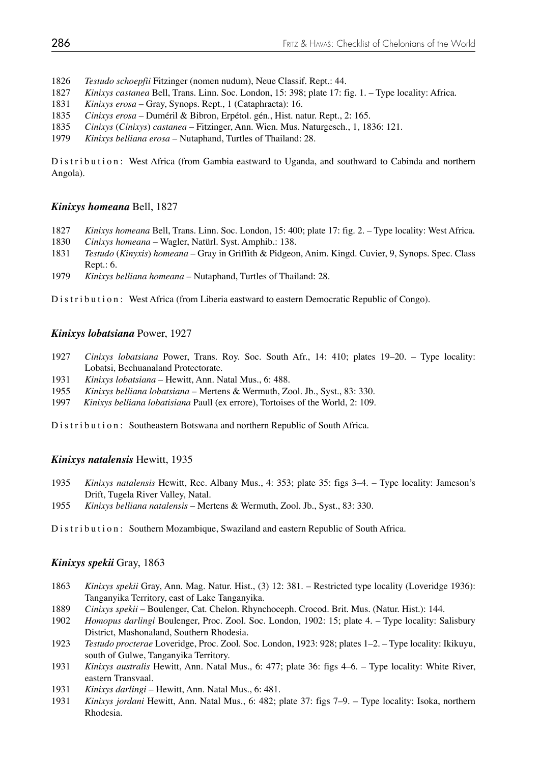1826 *Testudo schoepfii* Fitzinger (nomen nudum), Neue Classif. Rept.: 44.
1827 *Kinixys castanea* Bell, Trans. Linn. Soc. London, 15: 398; plate 17: fig. 1. – Type locality: Africa.
1831 *Kinixys erosa* – Gray, Synops. Rept., 1 (Cataphracta): 16.
1835 *Cinixys erosa* – Duméril & Bibron, Erpétol. gén., Hist. natur. Rept., 2: 165.
1835 *Cinixys* (*Cinixys*) *castanea* – Fitzinger, Ann. Wien. Mus. Naturgesch., 1, 1836: 121.
1979 *Kinixys belliana erosa* – Nutaphand, Turtles of Thailand: 28.

Distribution: West Africa (from Gambia eastward to Uganda, and southward to Cabinda and northern Angola).

### *Kinixys homeana* Bell, 1827

1827 *Kinixys homeana* Bell, Trans. Linn. Soc. London, 15: 400; plate 17: fig. 2. – Type locality: West Africa.
1830 *Cinixys homeana* – Wagler, Natürl. Syst. Amphib.: 138.
1831 *Testudo* (*Kinyxis*) *homeana* – Gray in Griffith & Pidgeon, Anim. Kingd. Cuvier, 9, Synops. Spec. Class Rept.: 6.
1979 *Kinixys belliana homeana* – Nutaphand, Turtles of Thailand: 28.

Distribution: West Africa (from Liberia eastward to eastern Democratic Republic of Congo).

### *Kinixys lobatsiana* Power, 1927

1927 *Cinixys lobatsiana* Power, Trans. Roy. Soc. South Afr., 14: 410; plates 19–20. – Type locality: Lobatsi, Bechuanaland Protectorate.
1931 *Kinixys lobatsiana* – Hewitt, Ann. Natal Mus., 6: 488.
1955 *Kinixys belliana lobatsiana* – Mertens & Wermuth, Zool. Jb., Syst., 83: 330.
1997 *Kinixys belliana lobatisiana* Paull (ex errore), Tortoises of the World, 2: 109.

Distribution: Southeastern Botswana and northern Republic of South Africa.

### *Kinixys natalensis* Hewitt, 1935

1935 *Kinixys natalensis* Hewitt, Rec. Albany Mus., 4: 353; plate 35: figs 3–4. – Type locality: Jameson's Drift, Tugela River Valley, Natal.
1955 *Kinixys belliana natalensis* – Mertens & Wermuth, Zool. Jb., Syst., 83: 330.

Distribution: Southern Mozambique, Swaziland and eastern Republic of South Africa.

### *Kinixys spekii* Gray, 1863

1863 *Kinixys spekii* Gray, Ann. Mag. Natur. Hist., (3) 12: 381. – Restricted type locality (Loveridge 1936): Tanganyika Territory, east of Lake Tanganyika.
1889 *Cinixys spekii* – Boulenger, Cat. Chelon. Rhynchoceph. Crocod. Brit. Mus. (Natur. Hist.): 144.
1902 *Homopus darlingi* Boulenger, Proc. Zool. Soc. London, 1902: 15; plate 4. – Type locality: Salisbury District, Mashonaland, Southern Rhodesia.
1923 *Testudo procterae* Loveridge, Proc. Zool. Soc. London, 1923: 928; plates 1–2. – Type locality: Ikikuyu, south of Gulwe, Tanganyika Territory.
1931 *Kinixys australis* Hewitt, Ann. Natal Mus., 6: 477; plate 36: figs 4–6. – Type locality: White River, eastern Transvaal.
1931 *Kinixys darlingi* – Hewitt, Ann. Natal Mus., 6: 481.
1931 *Kinixys jordani* Hewitt, Ann. Natal Mus., 6: 482; plate 37: figs 7–9. – Type locality: Isoka, northern Rhodesia.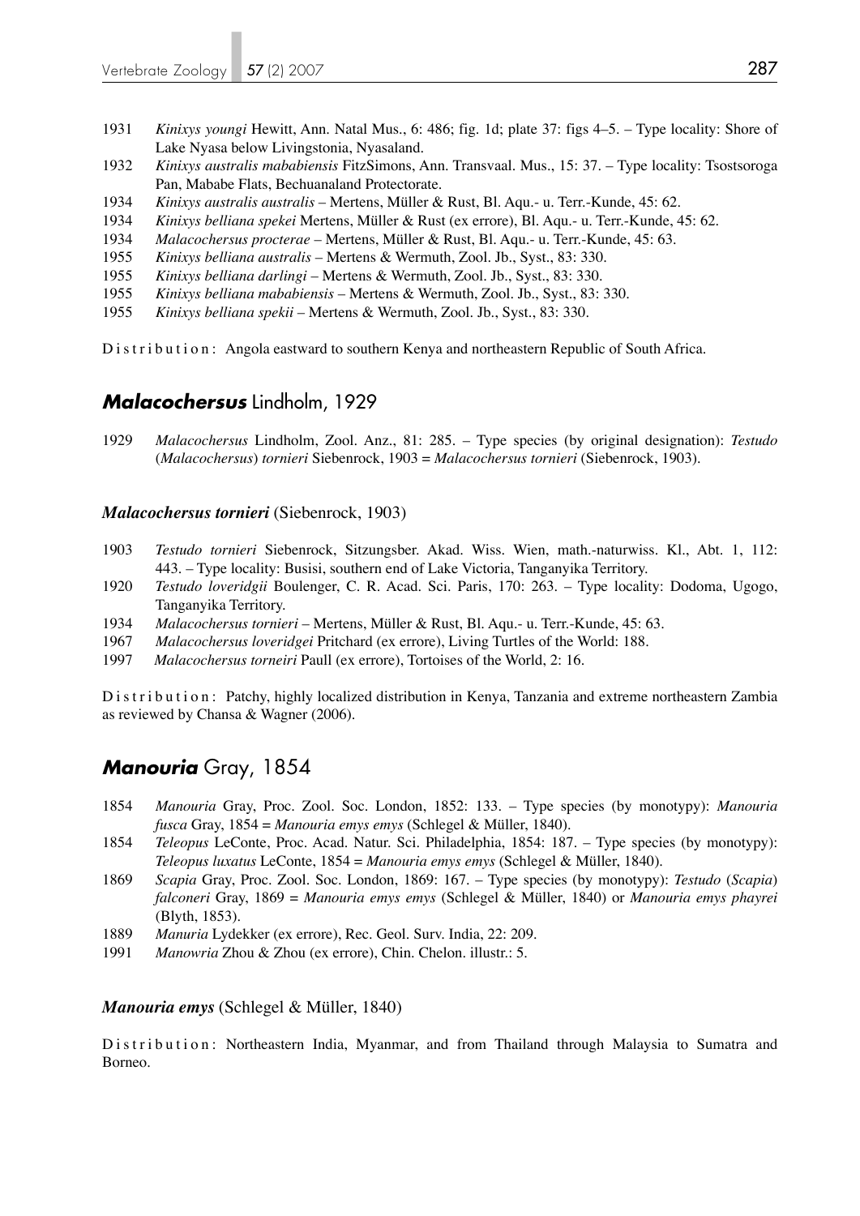1931 *Kinixys youngi* Hewitt, Ann. Natal Mus., 6: 486; fig. 1d; plate 37: figs 4–5. – Type locality: Shore of Lake Nyasa below Livingstonia, Nyasaland.

1932 *Kinixys australis mababiensis* FitzSimons, Ann. Transvaal. Mus., 15: 37. – Type locality: Tsostsoroga Pan, Mababe Flats, Bechuanaland Protectorate.

1934 *Kinixys australis australis* – Mertens, Müller & Rust, Bl. Aqu.- u. Terr.-Kunde, 45: 62.

1934 *Kinixys belliana spekei* Mertens, Müller & Rust (ex errore), Bl. Aqu.- u. Terr.-Kunde, 45: 62.

1934 *Malacochersus procterae* – Mertens, Müller & Rust, Bl. Aqu.- u. Terr.-Kunde, 45: 63.

1955 *Kinixys belliana australis* – Mertens & Wermuth, Zool. Jb., Syst., 83: 330.

1955 *Kinixys belliana darlingi* – Mertens & Wermuth, Zool. Jb., Syst., 83: 330.

1955 *Kinixys belliana mababiensis* – Mertens & Wermuth, Zool. Jb., Syst., 83: 330.

1955 *Kinixys belliana spekii* – Mertens & Wermuth, Zool. Jb., Syst., 83: 330.

Distribution: Angola eastward to southern Kenya and northeastern Republic of South Africa.

## ***Malacochersus*** Lindholm, 1929

1929 *Malacochersus* Lindholm, Zool. Anz., 81: 285. – Type species (by original designation): *Testudo* (*Malacochersus*) *tornieri* Siebenrock, 1903 = *Malacochersus tornieri* (Siebenrock, 1903).

### ***Malacochersus tornieri*** (Siebenrock, 1903)

1903 *Testudo tornieri* Siebenrock, Sitzungsber. Akad. Wiss. Wien, math.-naturwiss. Kl., Abt. 1, 112: 443. – Type locality: Busisi, southern end of Lake Victoria, Tanganyika Territory.

1920 *Testudo loveridgii* Boulenger, C. R. Acad. Sci. Paris, 170: 263. – Type locality: Dodoma, Ugogo, Tanganyika Territory.

1934 *Malacochersus tornieri* – Mertens, Müller & Rust, Bl. Aqu.- u. Terr.-Kunde, 45: 63.

1967 *Malacochersus loveridgei* Pritchard (ex errore), Living Turtles of the World: 188.

1997 *Malacochersus torneiri* Paull (ex errore), Tortoises of the World, 2: 16.

Distribution: Patchy, highly localized distribution in Kenya, Tanzania and extreme northeastern Zambia as reviewed by Chansa & Wagner (2006).

## ***Manouria*** Gray, 1854

1854 *Manouria* Gray, Proc. Zool. Soc. London, 1852: 133. – Type species (by monotypy): *Manouria fusca* Gray, 1854 = *Manouria emys emys* (Schlegel & Müller, 1840).

1854 *Teleopus* LeConte, Proc. Acad. Natur. Sci. Philadelphia, 1854: 187. – Type species (by monotypy): *Teleopus luxatus* LeConte, 1854 = *Manouria emys emys* (Schlegel & Müller, 1840).

1869 *Scapia* Gray, Proc. Zool. Soc. London, 1869: 167. – Type species (by monotypy): *Testudo* (*Scapia*) *falconeri* Gray, 1869 = *Manouria emys emys* (Schlegel & Müller, 1840) or *Manouria emys phayrei* (Blyth, 1853).

1889 *Manuria* Lydekker (ex errore), Rec. Geol. Surv. India, 22: 209.

1991 *Manowria* Zhou & Zhou (ex errore), Chin. Chelon. illustr.: 5.

### ***Manouria emys*** (Schlegel & Müller, 1840)

Distribution: Northeastern India, Myanmar, and from Thailand through Malaysia to Sumatra and Borneo.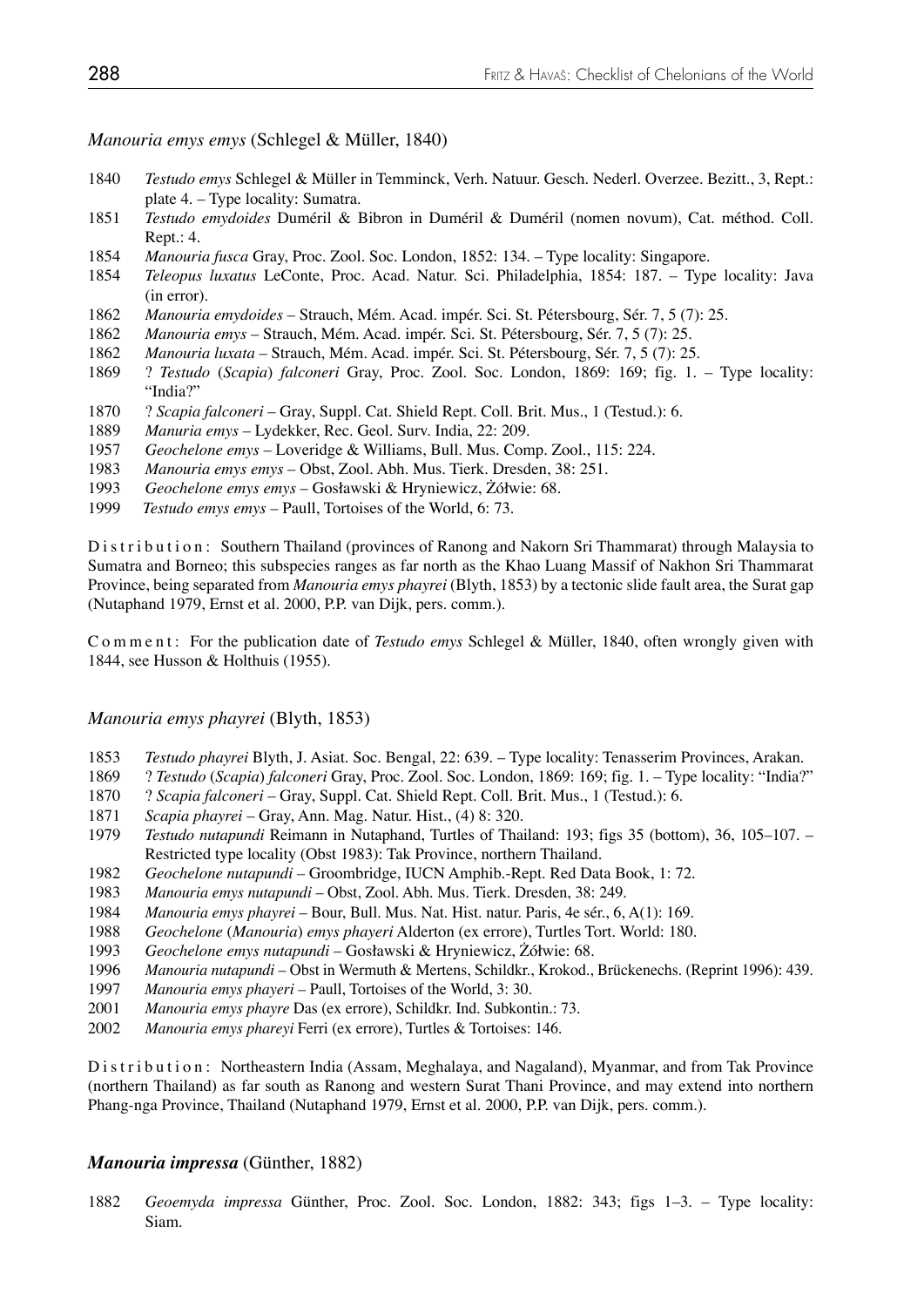*Manouria emys emys* (Schlegel & Müller, 1840)

1840 *Testudo emys* Schlegel & Müller in Temminck, Verh. Natuur. Gesch. Nederl. Overzee. Bezitt., 3, Rept.: plate 4. – Type locality: Sumatra.
1851 *Testudo emydoides* Duméril & Bibron in Duméril & Duméril (nomen novum), Cat. méthod. Coll. Rept.: 4.
1854 *Manouria fusca* Gray, Proc. Zool. Soc. London, 1852: 134. – Type locality: Singapore.
1854 *Teleopus luxatus* LeConte, Proc. Acad. Natur. Sci. Philadelphia, 1854: 187. – Type locality: Java (in error).
1862 *Manouria emydoides* – Strauch, Mém. Acad. impér. Sci. St. Pétersbourg, Sér. 7, 5 (7): 25.
1862 *Manouria emys* – Strauch, Mém. Acad. impér. Sci. St. Pétersbourg, Sér. 7, 5 (7): 25.
1862 *Manouria luxata* – Strauch, Mém. Acad. impér. Sci. St. Pétersbourg, Sér. 7, 5 (7): 25.
1869 ? *Testudo* (*Scapia*) *falconeri* Gray, Proc. Zool. Soc. London, 1869: 169; fig. 1. – Type locality: "India?"
1870 ? *Scapia falconeri* – Gray, Suppl. Cat. Shield Rept. Coll. Brit. Mus., 1 (Testud.): 6.
1889 *Manuria emys* – Lydekker, Rec. Geol. Surv. India, 22: 209.
1957 *Geochelone emys* – Loveridge & Williams, Bull. Mus. Comp. Zool., 115: 224.
1983 *Manouria emys emys* – Obst, Zool. Abh. Mus. Tierk. Dresden, 38: 251.
1993 *Geochelone emys emys* – Gosławski & Hryniewicz, Żółwie: 68.
1999 *Testudo emys emys* – Paull, Tortoises of the World, 6: 73.

Distribution: Southern Thailand (provinces of Ranong and Nakorn Sri Thammarat) through Malaysia to Sumatra and Borneo; this subspecies ranges as far north as the Khao Luang Massif of Nakhon Sri Thammarat Province, being separated from *Manouria emys phayrei* (Blyth, 1853) by a tectonic slide fault area, the Surat gap (Nutaphand 1979, Ernst et al. 2000, P.P. van Dijk, pers. comm.).

Comment: For the publication date of *Testudo emys* Schlegel & Müller, 1840, often wrongly given with 1844, see Husson & Holthuis (1955).

*Manouria emys phayrei* (Blyth, 1853)

1853 *Testudo phayrei* Blyth, J. Asiat. Soc. Bengal, 22: 639. – Type locality: Tenasserim Provinces, Arakan.
1869 ? *Testudo* (*Scapia*) *falconeri* Gray, Proc. Zool. Soc. London, 1869: 169; fig. 1. – Type locality: "India?"
1870 ? *Scapia falconeri* – Gray, Suppl. Cat. Shield Rept. Coll. Brit. Mus., 1 (Testud.): 6.
1871 *Scapia phayrei* – Gray, Ann. Mag. Natur. Hist., (4) 8: 320.
1979 *Testudo nutapundi* Reimann in Nutaphand, Turtles of Thailand: 193; figs 35 (bottom), 36, 105–107. – Restricted type locality (Obst 1983): Tak Province, northern Thailand.
1982 *Geochelone nutapundi* – Groombridge, IUCN Amphib.-Rept. Red Data Book, 1: 72.
1983 *Manouria emys nutapundi* – Obst, Zool. Abh. Mus. Tierk. Dresden, 38: 249.
1984 *Manouria emys phayrei* – Bour, Bull. Mus. Nat. Hist. natur. Paris, 4e sér., 6, A(1): 169.
1988 *Geochelone* (*Manouria*) *emys phayeri* Alderton (ex errore), Turtles Tort. World: 180.
1993 *Geochelone emys nutapundi* – Gosławski & Hryniewicz, Żółwie: 68.
1996 *Manouria nutapundi* – Obst in Wermuth & Mertens, Schildkr., Krokod., Brückenechs. (Reprint 1996): 439.
1997 *Manouria emys phayeri* – Paull, Tortoises of the World, 3: 30.
2001 *Manouria emys phayre* Das (ex errore), Schildkr. Ind. Subkontin.: 73.
2002 *Manouria emys phareyi* Ferri (ex errore), Turtles & Tortoises: 146.

Distribution: Northeastern India (Assam, Meghalaya, and Nagaland), Myanmar, and from Tak Province (northern Thailand) as far south as Ranong and western Surat Thani Province, and may extend into northern Phang-nga Province, Thailand (Nutaphand 1979, Ernst et al. 2000, P.P. van Dijk, pers. comm.).

***Manouria impressa*** **(Günther, 1882)**

1882 *Geoemyda impressa* Günther, Proc. Zool. Soc. London, 1882: 343; figs 1–3. – Type locality: Siam.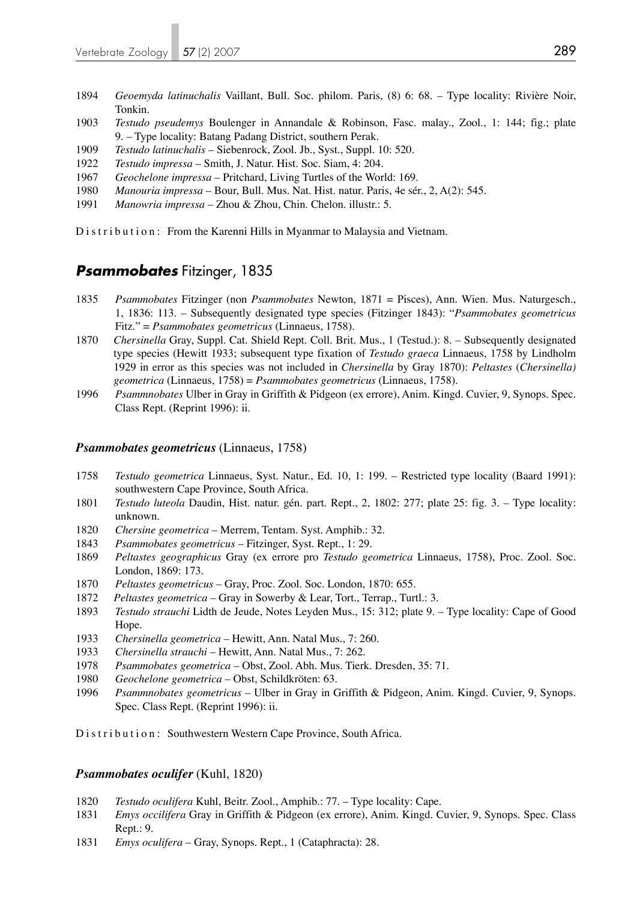1894 *Geoemyda latinuchalis* Vaillant, Bull. Soc. philom. Paris, (8) 6: 68. – Type locality: Rivière Noir, Tonkin.

1903 *Testudo pseudemys* Boulenger in Annandale & Robinson, Fasc. malay., Zool., 1: 144; fig.; plate 9. – Type locality: Batang Padang District, southern Perak.

1909 *Testudo latinuchalis* – Siebenrock, Zool. Jb., Syst., Suppl. 10: 520.

1922 *Testudo impressa* – Smith, J. Natur. Hist. Soc. Siam, 4: 204.

1967 *Geochelone impressa* – Pritchard, Living Turtles of the World: 169.

1980 *Manouria impressa* – Bour, Bull. Mus. Nat. Hist. natur. Paris, 4e sér., 2, A(2): 545.

1991 *Manowria impressa* – Zhou & Zhou, Chin. Chelon. illustr.: 5.

Distribution: From the Karenni Hills in Myanmar to Malaysia and Vietnam.

## ***Psammobates*** Fitzinger, 1835

1835 *Psammobates* Fitzinger (non *Psammobates* Newton, 1871 = Pisces), Ann. Wien. Mus. Naturgesch., 1, 1836: 113. – Subsequently designated type species (Fitzinger 1843): "*Psammobates geometricus* Fitz." = *Psammobates geometricus* (Linnaeus, 1758).

1870 *Chersinella* Gray, Suppl. Cat. Shield Rept. Coll. Brit. Mus., 1 (Testud.): 8. – Subsequently designated type species (Hewitt 1933; subsequent type fixation of *Testudo graeca* Linnaeus, 1758 by Lindholm 1929 in error as this species was not included in *Chersinella* by Gray 1870): *Peltastes* (*Chersinella) geometrica* (Linnaeus, 1758) = *Psammobates geometricus* (Linnaeus, 1758).

1996 *Psammnobates* Ulber in Gray in Griffith & Pidgeon (ex errore), Anim. Kingd. Cuvier, 9, Synops. Spec. Class Rept. (Reprint 1996): ii.

### *Psammobates geometricus* (Linnaeus, 1758)

1758 *Testudo geometrica* Linnaeus, Syst. Natur., Ed. 10, 1: 199. – Restricted type locality (Baard 1991): southwestern Cape Province, South Africa.

1801 *Testudo luteola* Daudin, Hist. natur. gén. part. Rept., 2, 1802: 277; plate 25: fig. 3. – Type locality: unknown.

1820 *Chersine geometrica* – Merrem, Tentam. Syst. Amphib.: 32.

1843 *Psammobates geometricus* – Fitzinger, Syst. Rept., 1: 29.

1869 *Peltastes geographicus* Gray (ex errore pro *Testudo geometrica* Linnaeus, 1758), Proc. Zool. Soc. London, 1869: 173.

1870 *Peltastes geometricus* – Gray, Proc. Zool. Soc. London, 1870: 655.

1872 *Peltastes geometrica* – Gray in Sowerby & Lear, Tort., Terrap., Turtl.: 3.

1893 *Testudo strauchi* Lidth de Jeude, Notes Leyden Mus., 15: 312; plate 9. – Type locality: Cape of Good Hope.

1933 *Chersinella geometrica* – Hewitt, Ann. Natal Mus., 7: 260.

1933 *Chersinella strauchi* – Hewitt, Ann. Natal Mus., 7: 262.

1978 *Psammobates geometrica* – Obst, Zool. Abh. Mus. Tierk. Dresden, 35: 71.

1980 *Geochelone geometrica* – Obst, Schildkröten: 63.

1996 *Psammnobates geometricus* – Ulber in Gray in Griffith & Pidgeon, Anim. Kingd. Cuvier, 9, Synops. Spec. Class Rept. (Reprint 1996): ii.

Distribution: Southwestern Western Cape Province, South Africa.

### *Psammobates oculifer* (Kuhl, 1820)

1820 *Testudo oculifera* Kuhl, Beitr. Zool., Amphib.: 77. – Type locality: Cape.

1831 *Emys occilifera* Gray in Griffith & Pidgeon (ex errore), Anim. Kingd. Cuvier, 9, Synops. Spec. Class Rept.: 9.

1831 *Emys oculifera* – Gray, Synops. Rept., 1 (Cataphracta): 28.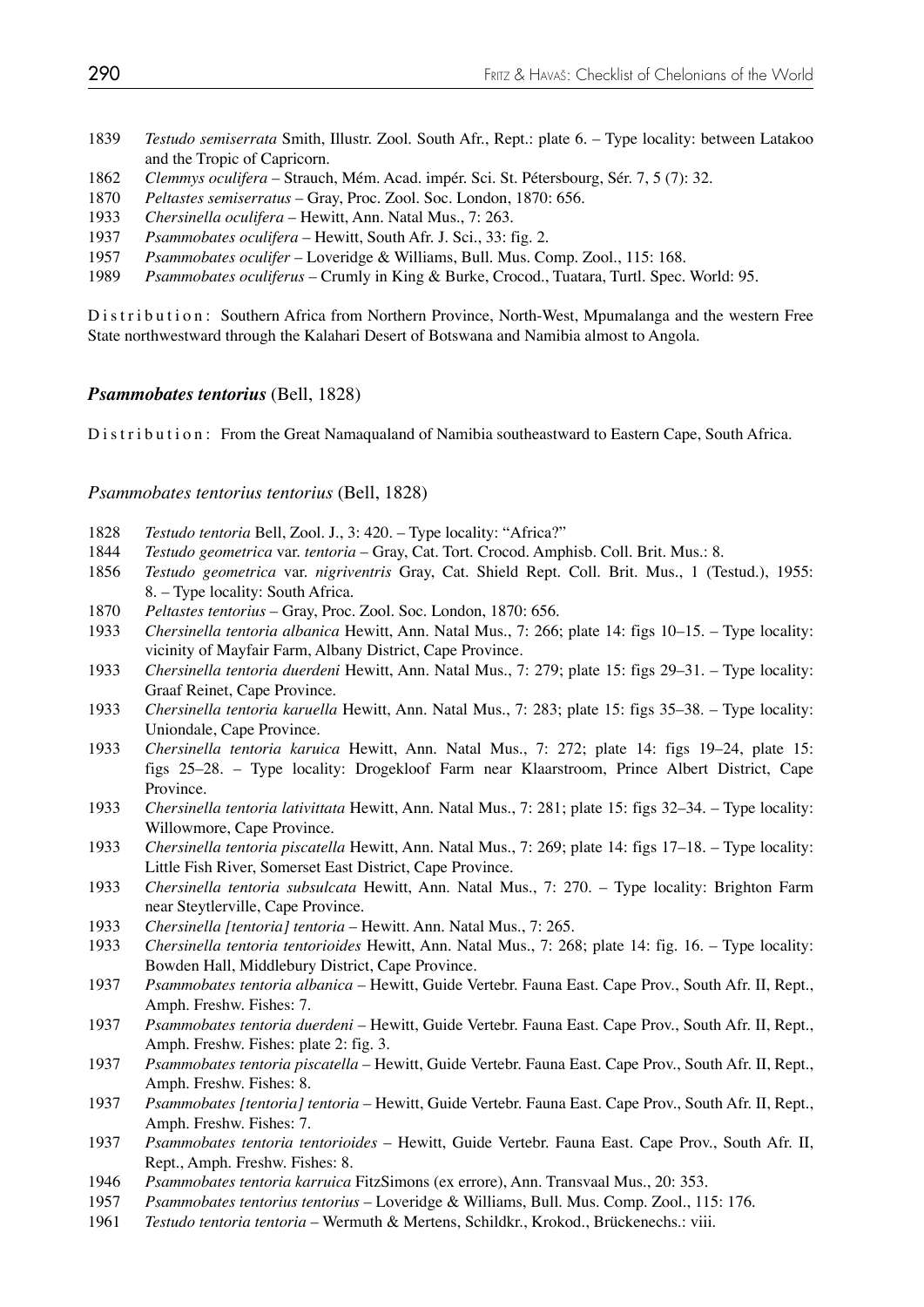1839 *Testudo semiserrata* Smith, Illustr. Zool. South Afr., Rept.: plate 6. – Type locality: between Latakoo and the Tropic of Capricorn.

1862 *Clemmys oculifera* – Strauch, Mém. Acad. impér. Sci. St. Pétersbourg, Sér. 7, 5 (7): 32.

1870 *Peltastes semiserratus* – Gray, Proc. Zool. Soc. London, 1870: 656.

1933 *Chersinella oculifera* – Hewitt, Ann. Natal Mus., 7: 263.

1937 *Psammobates oculifera* – Hewitt, South Afr. J. Sci., 33: fig. 2.

1957 *Psammobates oculifer* – Loveridge & Williams, Bull. Mus. Comp. Zool., 115: 168.

1989 *Psammobates oculiferus* – Crumly in King & Burke, Crocod., Tuatara, Turtl. Spec. World: 95.

Distribution: Southern Africa from Northern Province, North-West, Mpumalanga and the western Free State northwestward through the Kalahari Desert of Botswana and Namibia almost to Angola.

### ***Psammobates tentorius*** (Bell, 1828)

Distribution: From the Great Namaqualand of Namibia southeastward to Eastern Cape, South Africa.

#### *Psammobates tentorius tentorius* (Bell, 1828)

1828 *Testudo tentoria* Bell, Zool. J., 3: 420. – Type locality: "Africa?"

1844 *Testudo geometrica* var. *tentoria* – Gray, Cat. Tort. Crocod. Amphisb. Coll. Brit. Mus.: 8.

1856 *Testudo geometrica* var. *nigriventris* Gray, Cat. Shield Rept. Coll. Brit. Mus., 1 (Testud.), 1955: 8. – Type locality: South Africa.

1870 *Peltastes tentorius* – Gray, Proc. Zool. Soc. London, 1870: 656.

1933 *Chersinella tentoria albanica* Hewitt, Ann. Natal Mus., 7: 266; plate 14: figs 10–15. – Type locality: vicinity of Mayfair Farm, Albany District, Cape Province.

1933 *Chersinella tentoria duerdeni* Hewitt, Ann. Natal Mus., 7: 279; plate 15: figs 29–31. – Type locality: Graaf Reinet, Cape Province.

1933 *Chersinella tentoria karuella* Hewitt, Ann. Natal Mus., 7: 283; plate 15: figs 35–38. – Type locality: Uniondale, Cape Province.

1933 *Chersinella tentoria karuica* Hewitt, Ann. Natal Mus., 7: 272; plate 14: figs 19–24, plate 15: figs 25–28. – Type locality: Drogekloof Farm near Klaarstroom, Prince Albert District, Cape Province.

1933 *Chersinella tentoria lativittata* Hewitt, Ann. Natal Mus., 7: 281; plate 15: figs 32–34. – Type locality: Willowmore, Cape Province.

1933 *Chersinella tentoria piscatella* Hewitt, Ann. Natal Mus., 7: 269; plate 14: figs 17–18. – Type locality: Little Fish River, Somerset East District, Cape Province.

1933 *Chersinella tentoria subsulcata* Hewitt, Ann. Natal Mus., 7: 270. – Type locality: Brighton Farm near Steytlerville, Cape Province.

1933 *Chersinella [tentoria] tentoria* – Hewitt. Ann. Natal Mus., 7: 265.

1933 *Chersinella tentoria tentorioides* Hewitt, Ann. Natal Mus., 7: 268; plate 14: fig. 16. – Type locality: Bowden Hall, Middlebury District, Cape Province.

1937 *Psammobates tentoria albanica* – Hewitt, Guide Vertebr. Fauna East. Cape Prov., South Afr. II, Rept., Amph. Freshw. Fishes: 7.

1937 *Psammobates tentoria duerdeni* – Hewitt, Guide Vertebr. Fauna East. Cape Prov., South Afr. II, Rept., Amph. Freshw. Fishes: plate 2: fig. 3.

1937 *Psammobates tentoria piscatella* – Hewitt, Guide Vertebr. Fauna East. Cape Prov., South Afr. II, Rept., Amph. Freshw. Fishes: 8.

1937 *Psammobates [tentoria] tentoria* – Hewitt, Guide Vertebr. Fauna East. Cape Prov., South Afr. II, Rept., Amph. Freshw. Fishes: 7.

1937 *Psammobates tentoria tentorioides* – Hewitt, Guide Vertebr. Fauna East. Cape Prov., South Afr. II, Rept., Amph. Freshw. Fishes: 8.

1946 *Psammobates tentoria karruica* FitzSimons (ex errore), Ann. Transvaal Mus., 20: 353.

1957 *Psammobates tentorius tentorius* – Loveridge & Williams, Bull. Mus. Comp. Zool., 115: 176.

1961 *Testudo tentoria tentoria* – Wermuth & Mertens, Schildkr., Krokod., Brückenechs.: viii.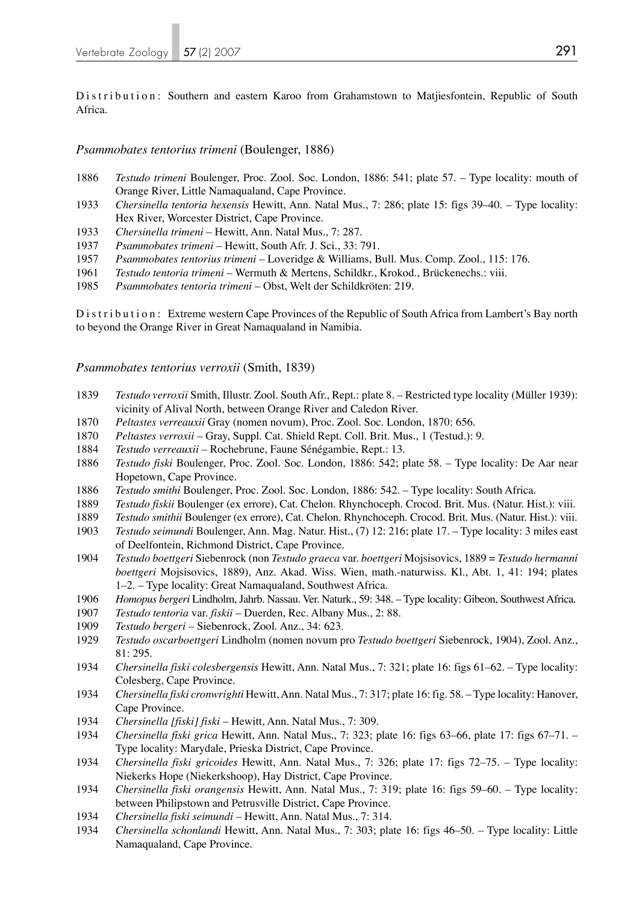Distribution: Southern and eastern Karoo from Grahamstown to Matjiesfontein, Republic of South Africa.

### *Psammobates tentorius trimeni* (Boulenger, 1886)

1886 *Testudo trimeni* Boulenger, Proc. Zool. Soc. London, 1886: 541; plate 57. – Type locality: mouth of Orange River, Little Namaqualand, Cape Province.
1933 *Chersinella tentoria hexensis* Hewitt, Ann. Natal Mus., 7: 286; plate 15: figs 39–40. – Type locality: Hex River, Worcester District, Cape Province.
1933 *Chersinella trimeni* – Hewitt, Ann. Natal Mus., 7: 287.
1937 *Psammobates trimeni* – Hewitt, South Afr. J. Sci., 33: 791.
1957 *Psammobates tentorius trimeni* – Loveridge & Williams, Bull. Mus. Comp. Zool., 115: 176.
1961 *Testudo tentoria trimeni* – Wermuth & Mertens, Schildkr., Krokod., Brückenechs.: viii.
1985 *Psammobates tentoria trimeni* – Obst, Welt der Schildkröten: 219.

Distribution: Extreme western Cape Provinces of the Republic of South Africa from Lambert's Bay north to beyond the Orange River in Great Namaqualand in Namibia.

### *Psammobates tentorius verroxii* (Smith, 1839)

1839 *Testudo verroxii* Smith, Illustr. Zool. South Afr., Rept.: plate 8. – Restricted type locality (Müller 1939): vicinity of Alival North, between Orange River and Caledon River.
1870 *Peltastes verreauxii* Gray (nomen novum), Proc. Zool. Soc. London, 1870: 656.
1870 *Peltastes verroxii* – Gray, Suppl. Cat. Shield Rept. Coll. Brit. Mus., 1 (Testud.): 9.
1884 *Testudo verreauxii* – Rochebrune, Faune Sénégambie, Rept.: 13.
1886 *Testudo fiski* Boulenger, Proc. Zool. Soc. London, 1886: 542; plate 58. – Type locality: De Aar near Hopetown, Cape Province.
1886 *Testudo smithi* Boulenger, Proc. Zool. Soc. London, 1886: 542. – Type locality: South Africa.
1889 *Testudo fiskii* Boulenger (ex errore), Cat. Chelon. Rhynchoceph. Crocod. Brit. Mus. (Natur. Hist.): viii.
1889 *Testudo smithii* Boulenger (ex errore), Cat. Chelon. Rhynchoceph. Crocod. Brit. Mus. (Natur. Hist.): viii.
1903 *Testudo seimundi* Boulenger, Ann. Mag. Natur. Hist., (7) 12: 216; plate 17. – Type locality: 3 miles east of Deelfontein, Richmond District, Cape Province.
1904 *Testudo boettgeri* Siebenrock (non *Testudo graeca* var. *boettgeri* Mojsisovics, 1889 = *Testudo hermanni boettgeri* Mojsisovics, 1889), Anz. Akad. Wiss. Wien, math.-naturwiss. Kl., Abt. 1, 41: 194; plates 1–2. – Type locality: Great Namaqualand, Southwest Africa.
1906 *Homopus bergeri* Lindholm, Jahrb. Nassau. Ver. Naturk., 59: 348. – Type locality: Gibeon, Southwest Africa.
1907 *Testudo tentoria* var. *fiskii* – Duerden, Rec. Albany Mus., 2: 88.
1909 *Testudo bergeri* – Siebenrock, Zool. Anz., 34: 623.
1929 *Testudo oscarboettgeri* Lindholm (nomen novum pro *Testudo boettgeri* Siebenrock, 1904), Zool. Anz., 81: 295.
1934 *Chersinella fiski colesbergensis* Hewitt, Ann. Natal Mus., 7: 321; plate 16: figs 61–62. – Type locality: Colesberg, Cape Province.
1934 *Chersinella fiski cronwrighti* Hewitt, Ann. Natal Mus., 7: 317; plate 16: fig. 58. – Type locality: Hanover, Cape Province.
1934 *Chersinella [fiski] fiski* – Hewitt, Ann. Natal Mus., 7: 309.
1934 *Chersinella fiski grica* Hewitt, Ann. Natal Mus., 7: 323; plate 16: figs 63–66, plate 17: figs 67–71. – Type locality: Marydale, Prieska District, Cape Province.
1934 *Chersinella fiski gricoides* Hewitt, Ann. Natal Mus., 7: 326; plate 17: figs 72–75. – Type locality: Niekerks Hope (Niekerkshoop), Hay District, Cape Province.
1934 *Chersinella fiski orangensis* Hewitt, Ann. Natal Mus., 7: 319; plate 16: figs 59–60. – Type locality: between Philipstown and Petrusville District, Cape Province.
1934 *Chersinella fiski seimundi* – Hewitt, Ann. Natal Mus., 7: 314.
1934 *Chersinella schonlandi* Hewitt, Ann. Natal Mus., 7: 303; plate 16: figs 46–50. – Type locality: Little Namaqualand, Cape Province.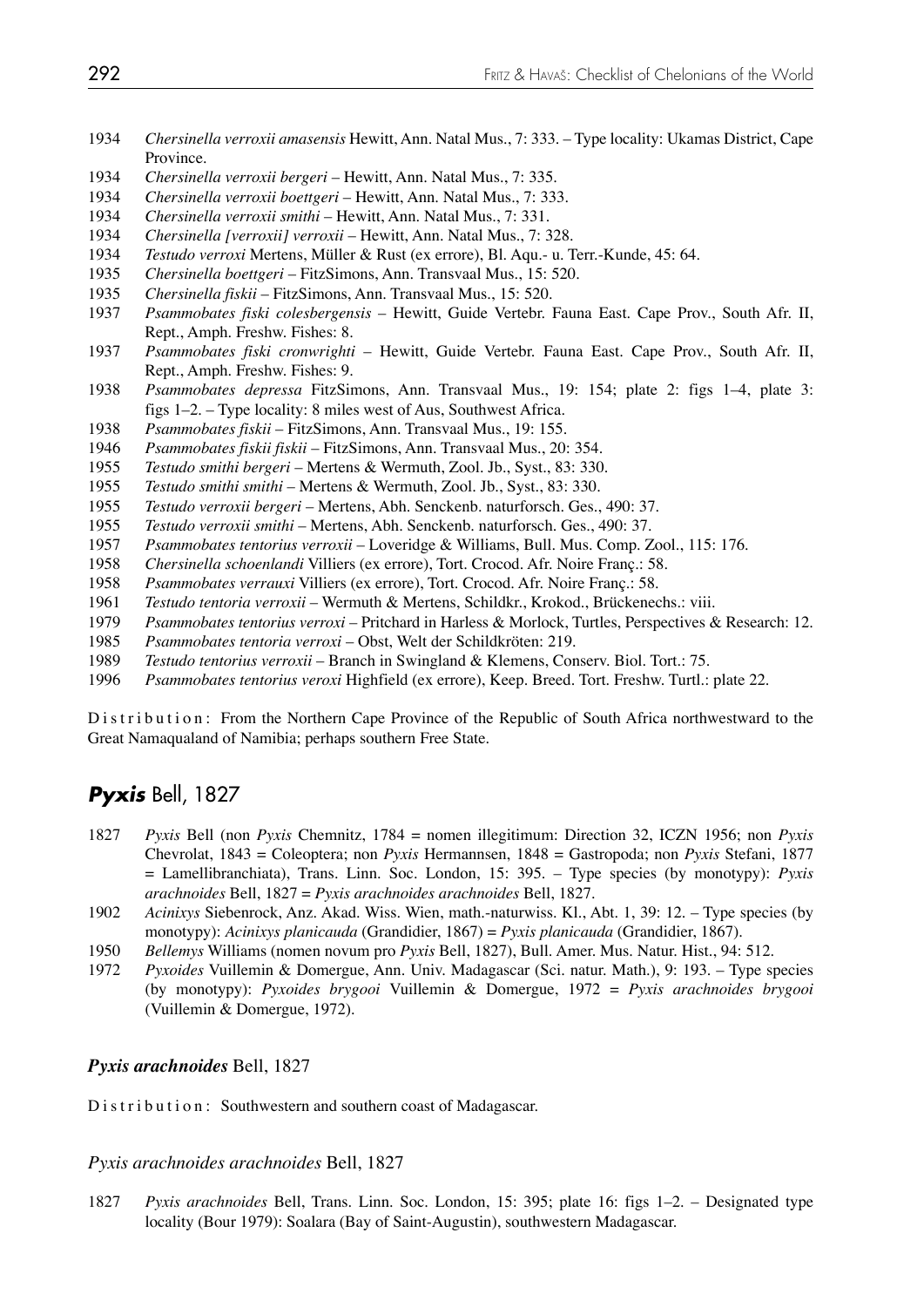1934 *Chersinella verroxii amasensis* Hewitt, Ann. Natal Mus., 7: 333. – Type locality: Ukamas District, Cape Province.

1934 *Chersinella verroxii bergeri* – Hewitt, Ann. Natal Mus., 7: 335.

1934 *Chersinella verroxii boettgeri* – Hewitt, Ann. Natal Mus., 7: 333.

1934 *Chersinella verroxii smithi* – Hewitt, Ann. Natal Mus., 7: 331.

1934 *Chersinella [verroxii] verroxii* – Hewitt, Ann. Natal Mus., 7: 328.

1934 *Testudo verroxi* Mertens, Müller & Rust (ex errore), Bl. Aqu.- u. Terr.-Kunde, 45: 64.

1935 *Chersinella boettgeri* – FitzSimons, Ann. Transvaal Mus., 15: 520.

1935 *Chersinella fiskii* – FitzSimons, Ann. Transvaal Mus., 15: 520.

1937 *Psammobates fiski colesbergensis* – Hewitt, Guide Vertebr. Fauna East. Cape Prov., South Afr. II, Rept., Amph. Freshw. Fishes: 8.

1937 *Psammobates fiski cronwrighti* – Hewitt, Guide Vertebr. Fauna East. Cape Prov., South Afr. II, Rept., Amph. Freshw. Fishes: 9.

1938 *Psammobates depressa* FitzSimons, Ann. Transvaal Mus., 19: 154; plate 2: figs 1–4, plate 3: figs 1–2. – Type locality: 8 miles west of Aus, Southwest Africa.

1938 *Psammobates fiskii* – FitzSimons, Ann. Transvaal Mus., 19: 155.

1946 *Psammobates fiskii fiskii* – FitzSimons, Ann. Transvaal Mus., 20: 354.

1955 *Testudo smithi bergeri* – Mertens & Wermuth, Zool. Jb., Syst., 83: 330.

1955 *Testudo smithi smithi* – Mertens & Wermuth, Zool. Jb., Syst., 83: 330.

1955 *Testudo verroxii bergeri* – Mertens, Abh. Senckenb. naturforsch. Ges., 490: 37.

1955 *Testudo verroxii smithi* – Mertens, Abh. Senckenb. naturforsch. Ges., 490: 37.

1957 *Psammobates tentorius verroxii* – Loveridge & Williams, Bull. Mus. Comp. Zool., 115: 176.

1958 *Chersinella schoenlandi* Villiers (ex errore), Tort. Crocod. Afr. Noire Franç.: 58.

1958 *Psammobates verrauxi* Villiers (ex errore), Tort. Crocod. Afr. Noire Franç.: 58.

1961 *Testudo tentoria verroxii* – Wermuth & Mertens, Schildkr., Krokod., Brückenechs.: viii.

1979 *Psammobates tentorius verroxi* – Pritchard in Harless & Morlock, Turtles, Perspectives & Research: 12.

1985 *Psammobates tentoria verroxi* – Obst, Welt der Schildkröten: 219.

1989 *Testudo tentorius verroxii* – Branch in Swingland & Klemens, Conserv. Biol. Tort.: 75.

1996 *Psammobates tentorius veroxi* Highfield (ex errore), Keep. Breed. Tort. Freshw. Turtl.: plate 22.

Distribution: From the Northern Cape Province of the Republic of South Africa northwestward to the Great Namaqualand of Namibia; perhaps southern Free State.

## ***Pyxis*** Bell, 1827

1827 *Pyxis* Bell (non *Pyxis* Chemnitz, 1784 = nomen illegitimum: Direction 32, ICZN 1956; non *Pyxis* Chevrolat, 1843 = Coleoptera; non *Pyxis* Hermannsen, 1848 = Gastropoda; non *Pyxis* Stefani, 1877 = Lamellibranchiata), Trans. Linn. Soc. London, 15: 395. – Type species (by monotypy): *Pyxis arachnoides* Bell, 1827 = *Pyxis arachnoides arachnoides* Bell, 1827.

1902 *Acinixys* Siebenrock, Anz. Akad. Wiss. Wien, math.-naturwiss. Kl., Abt. 1, 39: 12. – Type species (by monotypy): *Acinixys planicauda* (Grandidier, 1867) = *Pyxis planicauda* (Grandidier, 1867).

1950 *Bellemys* Williams (nomen novum pro *Pyxis* Bell, 1827), Bull. Amer. Mus. Natur. Hist., 94: 512.

1972 *Pyxoides* Vuillemin & Domergue, Ann. Univ. Madagascar (Sci. natur. Math.), 9: 193. – Type species (by monotypy): *Pyxoides brygooi* Vuillemin & Domergue, 1972 = *Pyxis arachnoides brygooi* (Vuillemin & Domergue, 1972).

### ***Pyxis arachnoides*** **Bell, 1827**

Distribution: Southwestern and southern coast of Madagascar.

#### *Pyxis arachnoides arachnoides* Bell, 1827

1827 *Pyxis arachnoides* Bell, Trans. Linn. Soc. London, 15: 395; plate 16: figs 1–2. – Designated type locality (Bour 1979): Soalara (Bay of Saint-Augustin), southwestern Madagascar.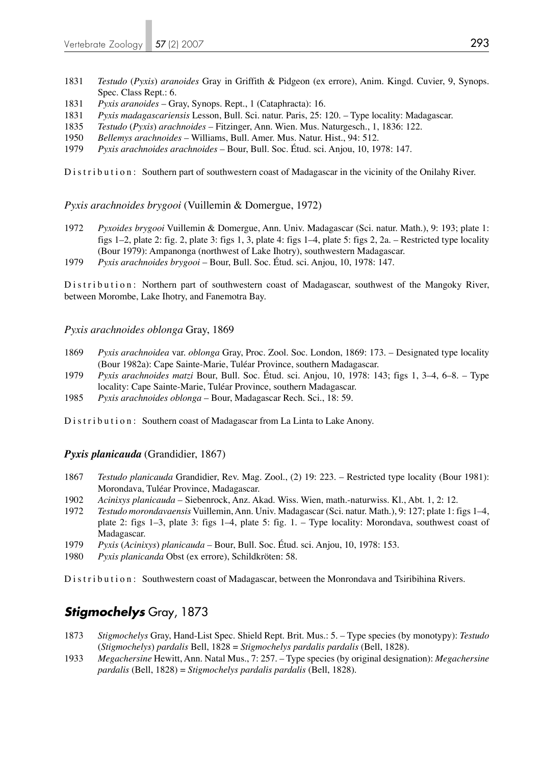1831 *Testudo* (*Pyxis*) *aranoides* Gray in Griffith & Pidgeon (ex errore), Anim. Kingd. Cuvier, 9, Synops. Spec. Class Rept.: 6.
1831 *Pyxis aranoides* – Gray, Synops. Rept., 1 (Cataphracta): 16.
1831 *Pyxis madagascariensis* Lesson, Bull. Sci. natur. Paris, 25: 120. – Type locality: Madagascar.
1835 *Testudo* (*Pyxis*) *arachnoides* – Fitzinger, Ann. Wien. Mus. Naturgesch., 1, 1836: 122.
1950 *Bellemys arachnoides* – Williams, Bull. Amer. Mus. Natur. Hist., 94: 512.
1979 *Pyxis arachnoides arachnoides* – Bour, Bull. Soc. Étud. sci. Anjou, 10, 1978: 147.

Distribution: Southern part of southwestern coast of Madagascar in the vicinity of the Onilahy River.

*Pyxis arachnoides brygooi* (Vuillemin & Domergue, 1972)

1972 *Pyxoides brygooi* Vuillemin & Domergue, Ann. Univ. Madagascar (Sci. natur. Math.), 9: 193; plate 1: figs 1–2, plate 2: fig. 2, plate 3: figs 1, 3, plate 4: figs 1–4, plate 5: figs 2, 2a. – Restricted type locality (Bour 1979): Ampanonga (northwest of Lake Ihotry), southwestern Madagascar.
1979 *Pyxis arachnoides brygooi* – Bour, Bull. Soc. Étud. sci. Anjou, 10, 1978: 147.

Distribution: Northern part of southwestern coast of Madagascar, southwest of the Mangoky River, between Morombe, Lake Ihotry, and Fanemotra Bay.

*Pyxis arachnoides oblonga* Gray, 1869

1869 *Pyxis arachnoidea* var. *oblonga* Gray, Proc. Zool. Soc. London, 1869: 173. – Designated type locality (Bour 1982a): Cape Sainte-Marie, Tuléar Province, southern Madagascar.
1979 *Pyxis arachnoides matzi* Bour, Bull. Soc. Étud. sci. Anjou, 10, 1978: 143; figs 1, 3–4, 6–8. – Type locality: Cape Sainte-Marie, Tuléar Province, southern Madagascar.
1985 *Pyxis arachnoides oblonga* – Bour, Madagascar Rech. Sci., 18: 59.

Distribution: Southern coast of Madagascar from La Linta to Lake Anony.

***Pyxis planicauda*** (Grandidier, 1867)

1867 *Testudo planicauda* Grandidier, Rev. Mag. Zool., (2) 19: 223. – Restricted type locality (Bour 1981): Morondava, Tuléar Province, Madagascar.
1902 *Acinixys planicauda* – Siebenrock, Anz. Akad. Wiss. Wien, math.-naturwiss. Kl., Abt. 1, 2: 12.
1972 *Testudo morondavaensis* Vuillemin, Ann. Univ. Madagascar (Sci. natur. Math.), 9: 127; plate 1: figs 1–4, plate 2: figs 1–3, plate 3: figs 1–4, plate 5: fig. 1. – Type locality: Morondava, southwest coast of Madagascar.
1979 *Pyxis* (*Acinixys*) *planicauda* – Bour, Bull. Soc. Étud. sci. Anjou, 10, 1978: 153.
1980 *Pyxis planicanda* Obst (ex errore), Schildkröten: 58.

Distribution: Southwestern coast of Madagascar, between the Monrondava and Tsiribihina Rivers.

## ***Stigmochelys*** Gray, 1873

1873 *Stigmochelys* Gray, Hand-List Spec. Shield Rept. Brit. Mus.: 5. – Type species (by monotypy): *Testudo* (*Stigmochelys*) *pardalis* Bell, 1828 = *Stigmochelys pardalis pardalis* (Bell, 1828).
1933 *Megachersine* Hewitt, Ann. Natal Mus., 7: 257. – Type species (by original designation): *Megachersine pardalis* (Bell, 1828) = *Stigmochelys pardalis pardalis* (Bell, 1828).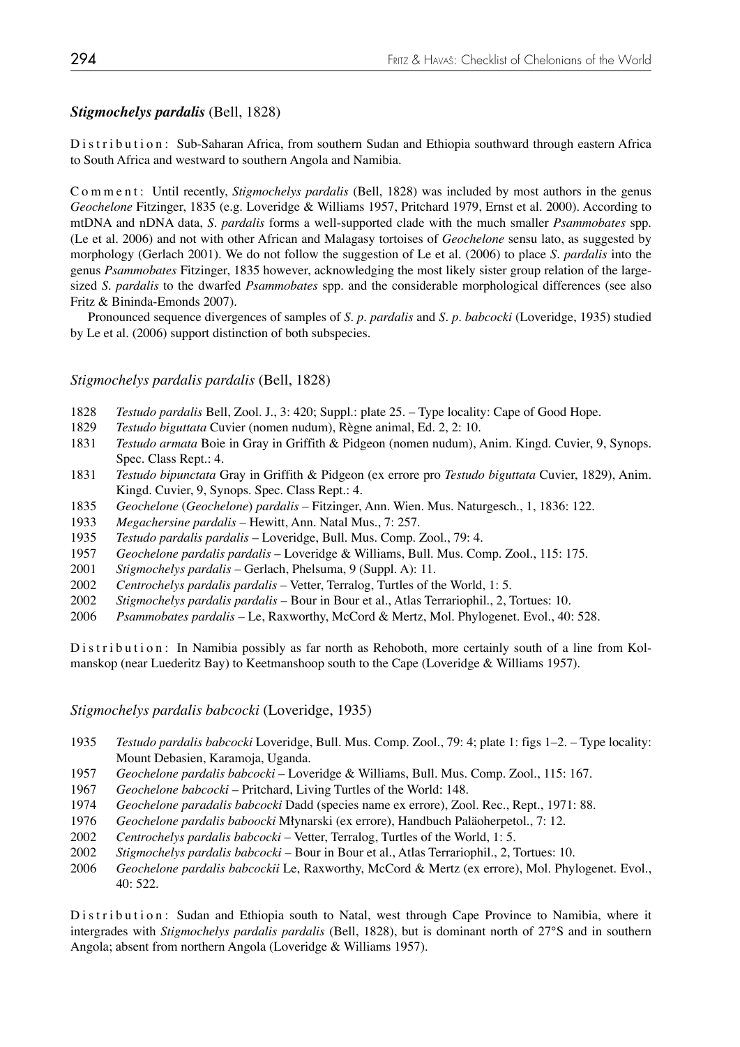### *Stigmochelys pardalis* (Bell, 1828)

Distribution: Sub-Saharan Africa, from southern Sudan and Ethiopia southward through eastern Africa to South Africa and westward to southern Angola and Namibia.

Comment: Until recently, *Stigmochelys pardalis* (Bell, 1828) was included by most authors in the genus *Geochelone* Fitzinger, 1835 (e.g. Loveridge & Williams 1957, Pritchard 1979, Ernst et al. 2000). According to mtDNA and nDNA data, *S. pardalis* forms a well-supported clade with the much smaller *Psammobates* spp. (Le et al. 2006) and not with other African and Malagasy tortoises of *Geochelone* sensu lato, as suggested by morphology (Gerlach 2001). We do not follow the suggestion of Le et al. (2006) to place *S. pardalis* into the genus *Psammobates* Fitzinger, 1835 however, acknowledging the most likely sister group relation of the large-sized *S. pardalis* to the dwarfed *Psammobates* spp. and the considerable morphological differences (see also Fritz & Bininda-Emonds 2007).

Pronounced sequence divergences of samples of *S. p. pardalis* and *S. p. babcocki* (Loveridge, 1935) studied by Le et al. (2006) support distinction of both subspecies.

#### *Stigmochelys pardalis pardalis* (Bell, 1828)

1828 *Testudo pardalis* Bell, Zool. J., 3: 420; Suppl.: plate 25. – Type locality: Cape of Good Hope.
1829 *Testudo biguttata* Cuvier (nomen nudum), Règne animal, Ed. 2, 2: 10.
1831 *Testudo armata* Boie in Gray in Griffith & Pidgeon (nomen nudum), Anim. Kingd. Cuvier, 9, Synops. Spec. Class Rept.: 4.
1831 *Testudo bipunctata* Gray in Griffith & Pidgeon (ex errore pro *Testudo biguttata* Cuvier, 1829), Anim. Kingd. Cuvier, 9, Synops. Spec. Class Rept.: 4.
1835 *Geochelone* (*Geochelone*) *pardalis* – Fitzinger, Ann. Wien. Mus. Naturgesch., 1, 1836: 122.
1933 *Megachersine pardalis* – Hewitt, Ann. Natal Mus., 7: 257.
1935 *Testudo pardalis pardalis* – Loveridge, Bull. Mus. Comp. Zool., 79: 4.
1957 *Geochelone pardalis pardalis* – Loveridge & Williams, Bull. Mus. Comp. Zool., 115: 175.
2001 *Stigmochelys pardalis* – Gerlach, Phelsuma, 9 (Suppl. A): 11.
2002 *Centrochelys pardalis pardalis* – Vetter, Terralog, Turtles of the World, 1: 5.
2002 *Stigmochelys pardalis pardalis* – Bour in Bour et al., Atlas Terrariophil., 2, Tortues: 10.
2006 *Psammobates pardalis* – Le, Raxworthy, McCord & Mertz, Mol. Phylogenet. Evol., 40: 528.

Distribution: In Namibia possibly as far north as Rehoboth, more certainly south of a line from Kolmanskop (near Luederitz Bay) to Keetmanshoop south to the Cape (Loveridge & Williams 1957).

#### *Stigmochelys pardalis babcocki* (Loveridge, 1935)

1935 *Testudo pardalis babcocki* Loveridge, Bull. Mus. Comp. Zool., 79: 4; plate 1: figs 1–2. – Type locality: Mount Debasien, Karamoja, Uganda.
1957 *Geochelone pardalis babcocki* – Loveridge & Williams, Bull. Mus. Comp. Zool., 115: 167.
1967 *Geochelone babcocki* – Pritchard, Living Turtles of the World: 148.
1974 *Geochelone paradalis babcocki* Dadd (species name ex errore), Zool. Rec., Rept., 1971: 88.
1976 *Geochelone pardalis baboocki* Młynarski (ex errore), Handbuch Paläoherpetol., 7: 12.
2002 *Centrochelys pardalis babcocki* – Vetter, Terralog, Turtles of the World, 1: 5.
2002 *Stigmochelys pardalis babcocki* – Bour in Bour et al., Atlas Terrariophil., 2, Tortues: 10.
2006 *Geochelone pardalis babcockii* Le, Raxworthy, McCord & Mertz (ex errore), Mol. Phylogenet. Evol., 40: 522.

Distribution: Sudan and Ethiopia south to Natal, west through Cape Province to Namibia, where it intergrades with *Stigmochelys pardalis pardalis* (Bell, 1828), but is dominant north of 27°S and in southern Angola; absent from northern Angola (Loveridge & Williams 1957).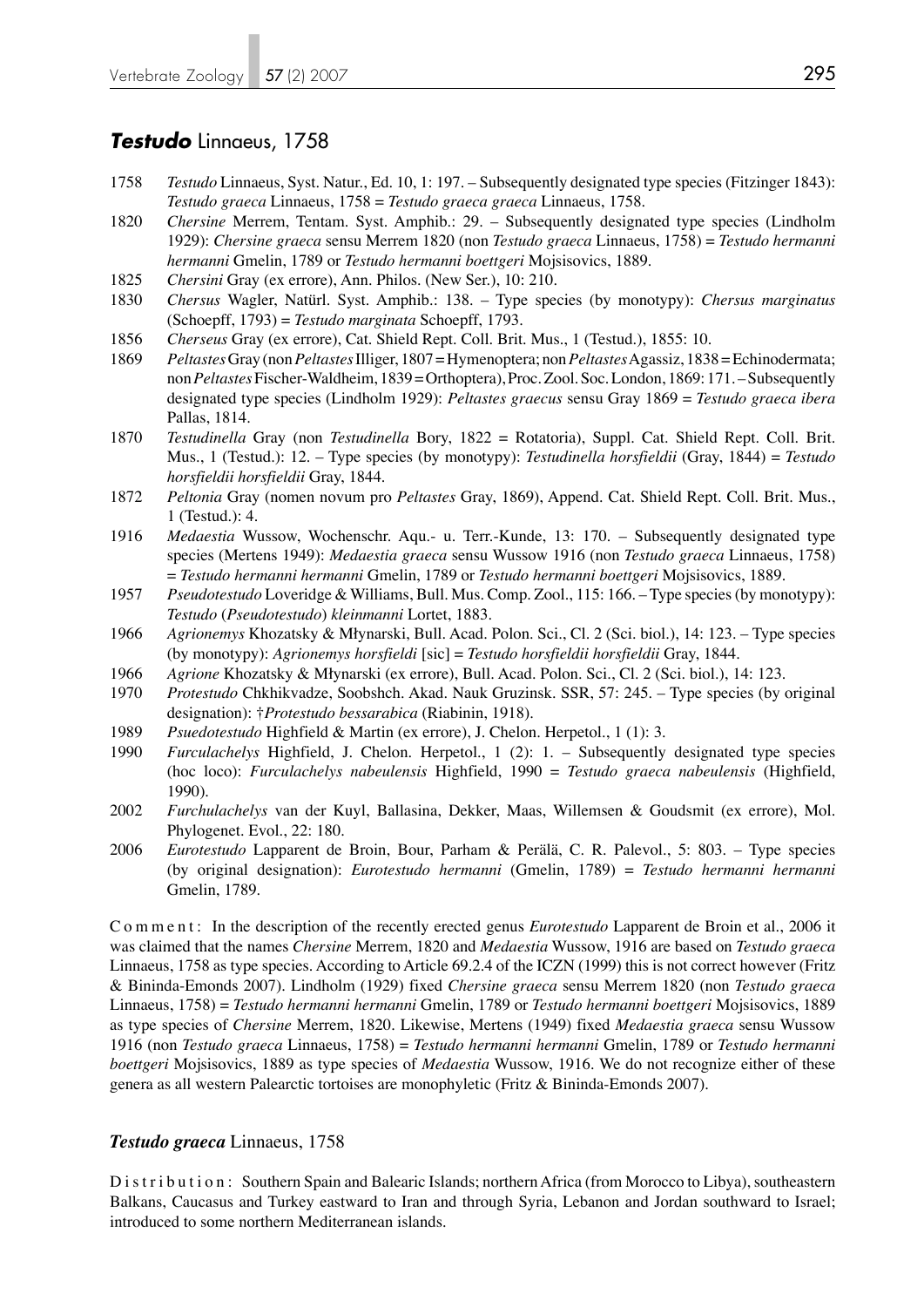## ***Testudo*** Linnaeus, 1758

1758 *Testudo* Linnaeus, Syst. Natur., Ed. 10, 1: 197. – Subsequently designated type species (Fitzinger 1843): *Testudo graeca* Linnaeus, 1758 = *Testudo graeca graeca* Linnaeus, 1758.

1820 *Chersine* Merrem, Tentam. Syst. Amphib.: 29. – Subsequently designated type species (Lindholm 1929): *Chersine graeca* sensu Merrem 1820 (non *Testudo graeca* Linnaeus, 1758) = *Testudo hermanni hermanni* Gmelin, 1789 or *Testudo hermanni boettgeri* Mojsisovics, 1889.

1825 *Chersini* Gray (ex errore), Ann. Philos. (New Ser.), 10: 210.

1830 *Chersus* Wagler, Natürl. Syst. Amphib.: 138. – Type species (by monotypy): *Chersus marginatus* (Schoepff, 1793) = *Testudo marginata* Schoepff, 1793.

1856 *Cherseus* Gray (ex errore), Cat. Shield Rept. Coll. Brit. Mus., 1 (Testud.), 1855: 10.

1869 *Peltastes* Gray (non *Peltastes* Illiger, 1807 = Hymenoptera; non *Peltastes* Agassiz, 1838 = Echinodermata; non *Peltastes* Fischer-Waldheim, 1839 = Orthoptera), Proc. Zool. Soc. London, 1869: 171. – Subsequently designated type species (Lindholm 1929): *Peltastes graecus* sensu Gray 1869 = *Testudo graeca ibera* Pallas, 1814.

1870 *Testudinella* Gray (non *Testudinella* Bory, 1822 = Rotatoria), Suppl. Cat. Shield Rept. Coll. Brit. Mus., 1 (Testud.): 12. – Type species (by monotypy): *Testudinella horsfieldii* (Gray, 1844) = *Testudo horsfieldii horsfieldii* Gray, 1844.

1872 *Peltonia* Gray (nomen novum pro *Peltastes* Gray, 1869), Append. Cat. Shield Rept. Coll. Brit. Mus., 1 (Testud.): 4.

1916 *Medaestia* Wussow, Wochenschr. Aqu.- u. Terr.-Kunde, 13: 170. – Subsequently designated type species (Mertens 1949): *Medaestia graeca* sensu Wussow 1916 (non *Testudo graeca* Linnaeus, 1758) = *Testudo hermanni hermanni* Gmelin, 1789 or *Testudo hermanni boettgeri* Mojsisovics, 1889.

1957 *Pseudotestudo* Loveridge & Williams, Bull. Mus. Comp. Zool., 115: 166. – Type species (by monotypy): *Testudo* (*Pseudotestudo*) *kleinmanni* Lortet, 1883.

1966 *Agrionemys* Khozatsky & Młynarski, Bull. Acad. Polon. Sci., Cl. 2 (Sci. biol.), 14: 123. – Type species (by monotypy): *Agrionemys horsfieldi* [sic] = *Testudo horsfieldii horsfieldii* Gray, 1844.

1966 *Agrione* Khozatsky & Młynarski (ex errore), Bull. Acad. Polon. Sci., Cl. 2 (Sci. biol.), 14: 123.

1970 *Protestudo* Chkhikvadze, Soobshch. Akad. Nauk Gruzinsk. SSR, 57: 245. – Type species (by original designation): †*Protestudo bessarabica* (Riabinin, 1918).

1989 *Psuedotestudo* Highfield & Martin (ex errore), J. Chelon. Herpetol., 1 (1): 3.

1990 *Furculachelys* Highfield, J. Chelon. Herpetol., 1 (2): 1. – Subsequently designated type species (hoc loco): *Furculachelys nabeulensis* Highfield, 1990 = *Testudo graeca nabeulensis* (Highfield, 1990).

2002 *Furchulachelys* van der Kuyl, Ballasina, Dekker, Maas, Willemsen & Goudsmit (ex errore), Mol. Phylogenet. Evol., 22: 180.

2006 *Eurotestudo* Lapparent de Broin, Bour, Parham & Perälä, C. R. Palevol., 5: 803. – Type species (by original designation): *Eurotestudo hermanni* (Gmelin, 1789) = *Testudo hermanni hermanni* Gmelin, 1789.

Comment: In the description of the recently erected genus *Eurotestudo* Lapparent de Broin et al., 2006 it was claimed that the names *Chersine* Merrem, 1820 and *Medaestia* Wussow, 1916 are based on *Testudo graeca* Linnaeus, 1758 as type species. According to Article 69.2.4 of the ICZN (1999) this is not correct however (Fritz & Bininda-Emonds 2007). Lindholm (1929) fixed *Chersine graeca* sensu Merrem 1820 (non *Testudo graeca* Linnaeus, 1758) = *Testudo hermanni hermanni* Gmelin, 1789 or *Testudo hermanni boettgeri* Mojsisovics, 1889 as type species of *Chersine* Merrem, 1820. Likewise, Mertens (1949) fixed *Medaestia graeca* sensu Wussow 1916 (non *Testudo graeca* Linnaeus, 1758) = *Testudo hermanni hermanni* Gmelin, 1789 or *Testudo hermanni boettgeri* Mojsisovics, 1889 as type species of *Medaestia* Wussow, 1916. We do not recognize either of these genera as all western Palearctic tortoises are monophyletic (Fritz & Bininda-Emonds 2007).

### ***Testudo graeca*** Linnaeus, 1758

Distribution: Southern Spain and Balearic Islands; northern Africa (from Morocco to Libya), southeastern Balkans, Caucasus and Turkey eastward to Iran and through Syria, Lebanon and Jordan southward to Israel; introduced to some northern Mediterranean islands.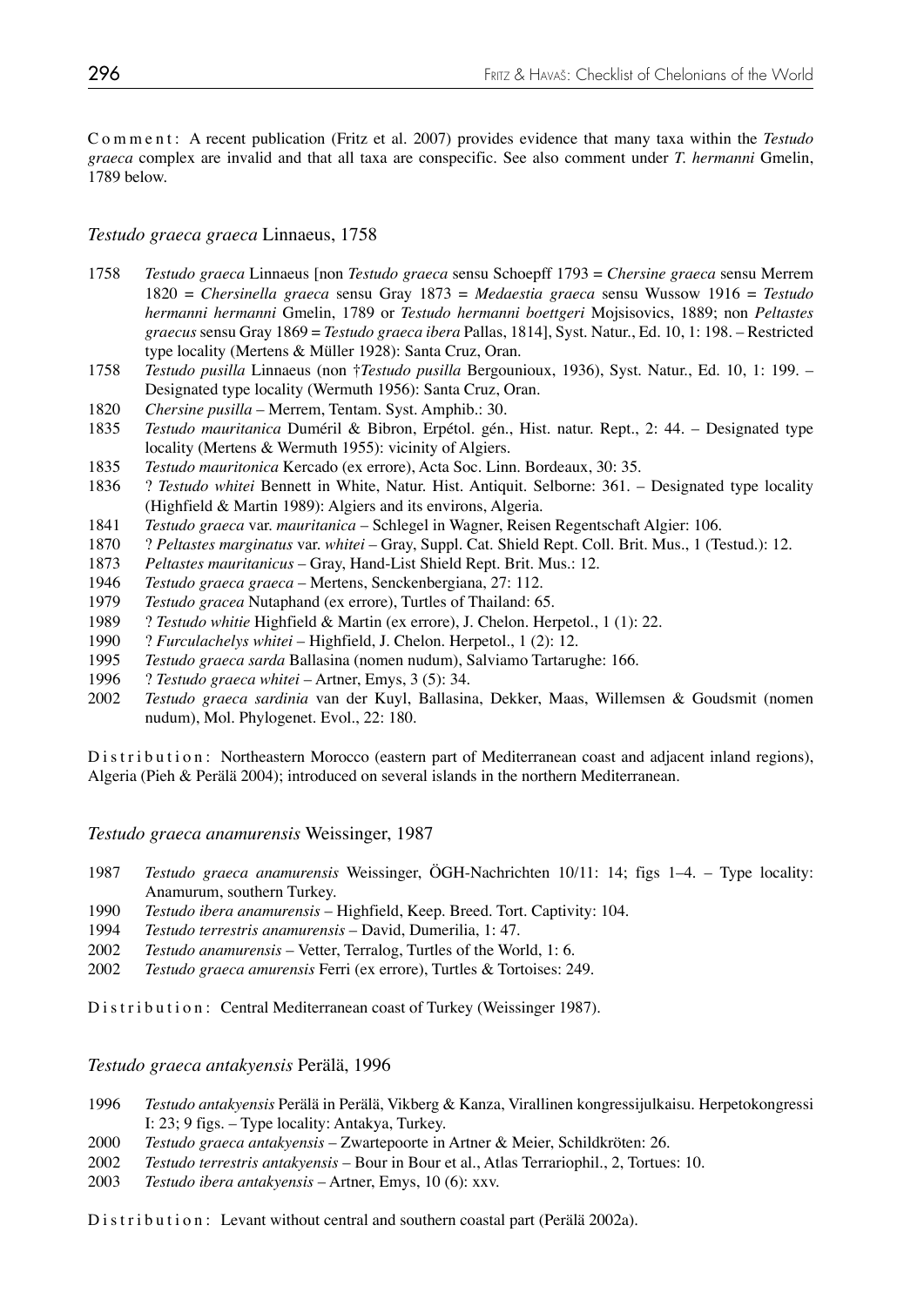C o m m e n t : A recent publication (Fritz et al. 2007) provides evidence that many taxa within the *Testudo graeca* complex are invalid and that all taxa are conspecific. See also comment under *T. hermanni* Gmelin, 1789 below.

### *Testudo graeca graeca* Linnaeus, 1758

1758 *Testudo graeca* Linnaeus [non *Testudo graeca* sensu Schoepff 1793 = *Chersine graeca* sensu Merrem 1820 = *Chersinella graeca* sensu Gray 1873 = *Medaestia graeca* sensu Wussow 1916 = *Testudo hermanni hermanni* Gmelin, 1789 or *Testudo hermanni boettgeri* Mojsisovics, 1889; non *Peltastes graecus* sensu Gray 1869 = *Testudo graeca ibera* Pallas, 1814], Syst. Natur., Ed. 10, 1: 198. – Restricted type locality (Mertens & Müller 1928): Santa Cruz, Oran.
1758 *Testudo pusilla* Linnaeus (non †*Testudo pusilla* Bergounioux, 1936), Syst. Natur., Ed. 10, 1: 199. – Designated type locality (Wermuth 1956): Santa Cruz, Oran.
1820 *Chersine pusilla* – Merrem, Tentam. Syst. Amphib.: 30.
1835 *Testudo mauritanica* Duméril & Bibron, Erpétol. gén., Hist. natur. Rept., 2: 44. – Designated type locality (Mertens & Wermuth 1955): vicinity of Algiers.
1835 *Testudo mauritonica* Kercado (ex errore), Acta Soc. Linn. Bordeaux, 30: 35.
1836 ? *Testudo whitei* Bennett in White, Natur. Hist. Antiquit. Selborne: 361. – Designated type locality (Highfield & Martin 1989): Algiers and its environs, Algeria.
1841 *Testudo graeca* var. *mauritanica* – Schlegel in Wagner, Reisen Regentschaft Algier: 106.
1870 ? *Peltastes marginatus* var. *whitei* – Gray, Suppl. Cat. Shield Rept. Coll. Brit. Mus., 1 (Testud.): 12.
1873 *Peltastes mauritanicus* – Gray, Hand-List Shield Rept. Brit. Mus.: 12.
1946 *Testudo graeca graeca* – Mertens, Senckenbergiana, 27: 112.
1979 *Testudo gracea* Nutaphand (ex errore), Turtles of Thailand: 65.
1989 ? *Testudo whitie* Highfield & Martin (ex errore), J. Chelon. Herpetol., 1 (1): 22.
1990 ? *Furculachelys whitei* – Highfield, J. Chelon. Herpetol., 1 (2): 12.
1995 *Testudo graeca sarda* Ballasina (nomen nudum), Salviamo Tartarughe: 166.
1996 ? *Testudo graeca whitei* – Artner, Emys, 3 (5): 34.
2002 *Testudo graeca sardinia* van der Kuyl, Ballasina, Dekker, Maas, Willemsen & Goudsmit (nomen nudum), Mol. Phylogenet. Evol., 22: 180.

D i s t r i b u t i o n : Northeastern Morocco (eastern part of Mediterranean coast and adjacent inland regions), Algeria (Pieh & Perälä 2004); introduced on several islands in the northern Mediterranean.

### *Testudo graeca anamurensis* Weissinger, 1987

1987 *Testudo graeca anamurensis* Weissinger, ÖGH-Nachrichten 10/11: 14; figs 1–4. – Type locality: Anamurum, southern Turkey.
1990 *Testudo ibera anamurensis* – Highfield, Keep. Breed. Tort. Captivity: 104.
1994 *Testudo terrestris anamurensis* – David, Dumerilia, 1: 47.
2002 *Testudo anamurensis* – Vetter, Terralog, Turtles of the World, 1: 6.
2002 *Testudo graeca amurensis* Ferri (ex errore), Turtles & Tortoises: 249.

D i s t r i b u t i o n : Central Mediterranean coast of Turkey (Weissinger 1987).

### *Testudo graeca antakyensis* Perälä, 1996

1996 *Testudo antakyensis* Perälä in Perälä, Vikberg & Kanza, Virallinen kongressijulkaisu. Herpetokongressi I: 23; 9 figs. – Type locality: Antakya, Turkey.
2000 *Testudo graeca antakyensis* – Zwartepoorte in Artner & Meier, Schildkröten: 26.
2002 *Testudo terrestris antakyensis* – Bour in Bour et al., Atlas Terrariophil., 2, Tortues: 10.
2003 *Testudo ibera antakyensis* – Artner, Emys, 10 (6): xxv.

D i s t r i b u t i o n : Levant without central and southern coastal part (Perälä 2002a).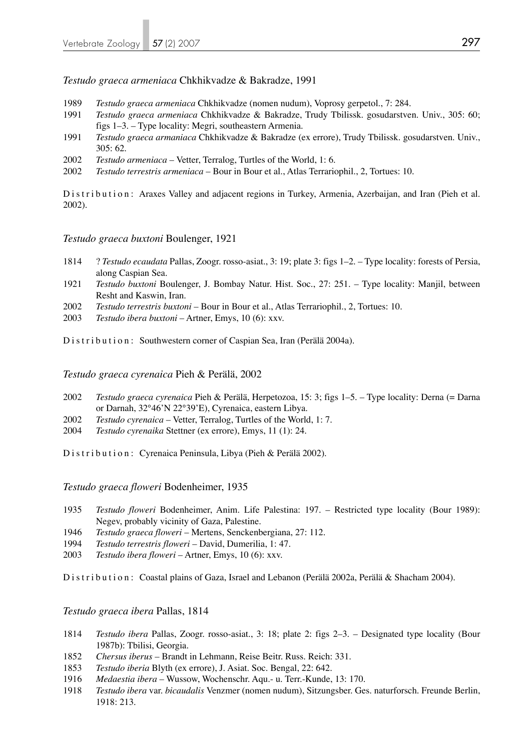*Testudo graeca armeniaca* Chkhikvadze & Bakradze, 1991

1989 *Testudo graeca armeniaca* Chkhikvadze (nomen nudum), Voprosy gerpetol., 7: 284.
1991 *Testudo graeca armeniaca* Chkhikvadze & Bakradze, Trudy Tbilissk. gosudarstven. Univ., 305: 60; figs 1–3. – Type locality: Megri, southeastern Armenia.
1991 *Testudo graeca armaniaca* Chkhikvadze & Bakradze (ex errore), Trudy Tbilissk. gosudarstven. Univ., 305: 62.
2002 *Testudo armeniaca* – Vetter, Terralog, Turtles of the World, 1: 6.
2002 *Testudo terrestris armeniaca* – Bour in Bour et al., Atlas Terrariophil., 2, Tortues: 10.

Distribution: Araxes Valley and adjacent regions in Turkey, Armenia, Azerbaijan, and Iran (Pieh et al. 2002).

*Testudo graeca buxtoni* Boulenger, 1921

1814 ? *Testudo ecaudata* Pallas, Zoogr. rosso-asiat., 3: 19; plate 3: figs 1–2. – Type locality: forests of Persia, along Caspian Sea.
1921 *Testudo buxtoni* Boulenger, J. Bombay Natur. Hist. Soc., 27: 251. – Type locality: Manjil, between Resht and Kaswin, Iran.
2002 *Testudo terrestris buxtoni* – Bour in Bour et al., Atlas Terrariophil., 2, Tortues: 10.
2003 *Testudo ibera buxtoni* – Artner, Emys, 10 (6): xxv.

Distribution: Southwestern corner of Caspian Sea, Iran (Perälä 2004a).

*Testudo graeca cyrenaica* Pieh & Perälä, 2002

2002 *Testudo graeca cyrenaica* Pieh & Perälä, Herpetozoa, 15: 3; figs 1–5. – Type locality: Derna (= Darna or Darnah, 32°46'N 22°39'E), Cyrenaica, eastern Libya.
2002 *Testudo cyrenaica* – Vetter, Terralog, Turtles of the World, 1: 7.
2004 *Testudo cyrenaika* Stettner (ex errore), Emys, 11 (1): 24.

Distribution: Cyrenaica Peninsula, Libya (Pieh & Perälä 2002).

*Testudo graeca floweri* Bodenheimer, 1935

1935 *Testudo floweri* Bodenheimer, Anim. Life Palestina: 197. – Restricted type locality (Bour 1989): Negev, probably vicinity of Gaza, Palestine.
1946 *Testudo graeca floweri* – Mertens, Senckenbergiana, 27: 112.
1994 *Testudo terrestris floweri* – David, Dumerilia, 1: 47.
2003 *Testudo ibera floweri* – Artner, Emys, 10 (6): xxv.

Distribution: Coastal plains of Gaza, Israel and Lebanon (Perälä 2002a, Perälä & Shacham 2004).

*Testudo graeca ibera* Pallas, 1814

1814 *Testudo ibera* Pallas, Zoogr. rosso-asiat., 3: 18; plate 2: figs 2–3. – Designated type locality (Bour 1987b): Tbilisi, Georgia.
1852 *Chersus iberus* – Brandt in Lehmann, Reise Beitr. Russ. Reich: 331.
1853 *Testudo iberia* Blyth (ex errore), J. Asiat. Soc. Bengal, 22: 642.
1916 *Medaestia ibera* – Wussow, Wochenschr. Aqu.- u. Terr.-Kunde, 13: 170.
1918 *Testudo ibera* var. *bicaudalis* Venzmer (nomen nudum), Sitzungsber. Ges. naturforsch. Freunde Berlin, 1918: 213.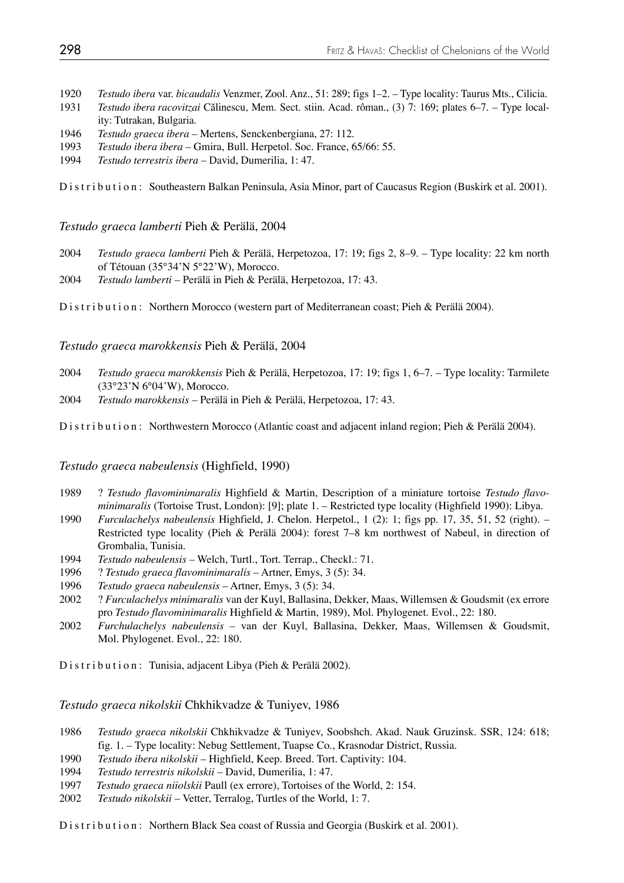1920 *Testudo ibera* var. *bicaudalis* Venzmer, Zool. Anz., 51: 289; figs 1–2. – Type locality: Taurus Mts., Cilicia.

1931 *Testudo ibera racovitzai* Călinescu, Mem. Sect. stiin. Acad. rôman., (3) 7: 169; plates 6–7. – Type locality: Tutrakan, Bulgaria.

1946 *Testudo graeca ibera* – Mertens, Senckenbergiana, 27: 112.

1993 *Testudo ibera ibera* – Gmira, Bull. Herpetol. Soc. France, 65/66: 55.

1994 *Testudo terrestris ibera* – David, Dumerilia, 1: 47.

Distribution: Southeastern Balkan Peninsula, Asia Minor, part of Caucasus Region (Buskirk et al. 2001).

### *Testudo graeca lamberti* Pieh & Perälä, 2004

2004 *Testudo graeca lamberti* Pieh & Perälä, Herpetozoa, 17: 19; figs 2, 8–9. – Type locality: 22 km north of Tétouan (35°34'N 5°22'W), Morocco.

2004 *Testudo lamberti* – Perälä in Pieh & Perälä, Herpetozoa, 17: 43.

Distribution: Northern Morocco (western part of Mediterranean coast; Pieh & Perälä 2004).

### *Testudo graeca marokkensis* Pieh & Perälä, 2004

2004 *Testudo graeca marokkensis* Pieh & Perälä, Herpetozoa, 17: 19; figs 1, 6–7. – Type locality: Tarmilete (33°23'N 6°04'W), Morocco.

2004 *Testudo marokkensis* – Perälä in Pieh & Perälä, Herpetozoa, 17: 43.

Distribution: Northwestern Morocco (Atlantic coast and adjacent inland region; Pieh & Perälä 2004).

### *Testudo graeca nabeulensis* (Highfield, 1990)

1989 ? *Testudo flavominimaralis* Highfield & Martin, Description of a miniature tortoise *Testudo flavominimaralis* (Tortoise Trust, London): [9]; plate 1. – Restricted type locality (Highfield 1990): Libya.

1990 *Furculachelys nabeulensis* Highfield, J. Chelon. Herpetol., 1 (2): 1; figs pp. 17, 35, 51, 52 (right). – Restricted type locality (Pieh & Perälä 2004): forest 7–8 km northwest of Nabeul, in direction of Grombalia, Tunisia.

1994 *Testudo nabeulensis* – Welch, Turtl., Tort. Terrap., Checkl.: 71.

1996 ? *Testudo graeca flavominimaralis* – Artner, Emys, 3 (5): 34.

1996 *Testudo graeca nabeulensis* – Artner, Emys, 3 (5): 34.

2002 ? *Furculachelys minimaralis* van der Kuyl, Ballasina, Dekker, Maas, Willemsen & Goudsmit (ex errore pro *Testudo flavominimaralis* Highfield & Martin, 1989), Mol. Phylogenet. Evol., 22: 180.

2002 *Furchulachelys nabeulensis* – van der Kuyl, Ballasina, Dekker, Maas, Willemsen & Goudsmit, Mol. Phylogenet. Evol., 22: 180.

Distribution: Tunisia, adjacent Libya (Pieh & Perälä 2002).

### *Testudo graeca nikolskii* Chkhikvadze & Tuniyev, 1986

1986 *Testudo graeca nikolskii* Chkhikvadze & Tuniyev, Soobshch. Akad. Nauk Gruzinsk. SSR, 124: 618; fig. 1. – Type locality: Nebug Settlement, Tuapse Co., Krasnodar District, Russia.

1990 *Testudo ibera nikolskii* – Highfield, Keep. Breed. Tort. Captivity: 104.

1994 *Testudo terrestris nikolskii* – David, Dumerilia, 1: 47.

1997 *Testudo graeca niiolskii* Paull (ex errore), Tortoises of the World, 2: 154.

2002 *Testudo nikolskii* – Vetter, Terralog, Turtles of the World, 1: 7.

Distribution: Northern Black Sea coast of Russia and Georgia (Buskirk et al. 2001).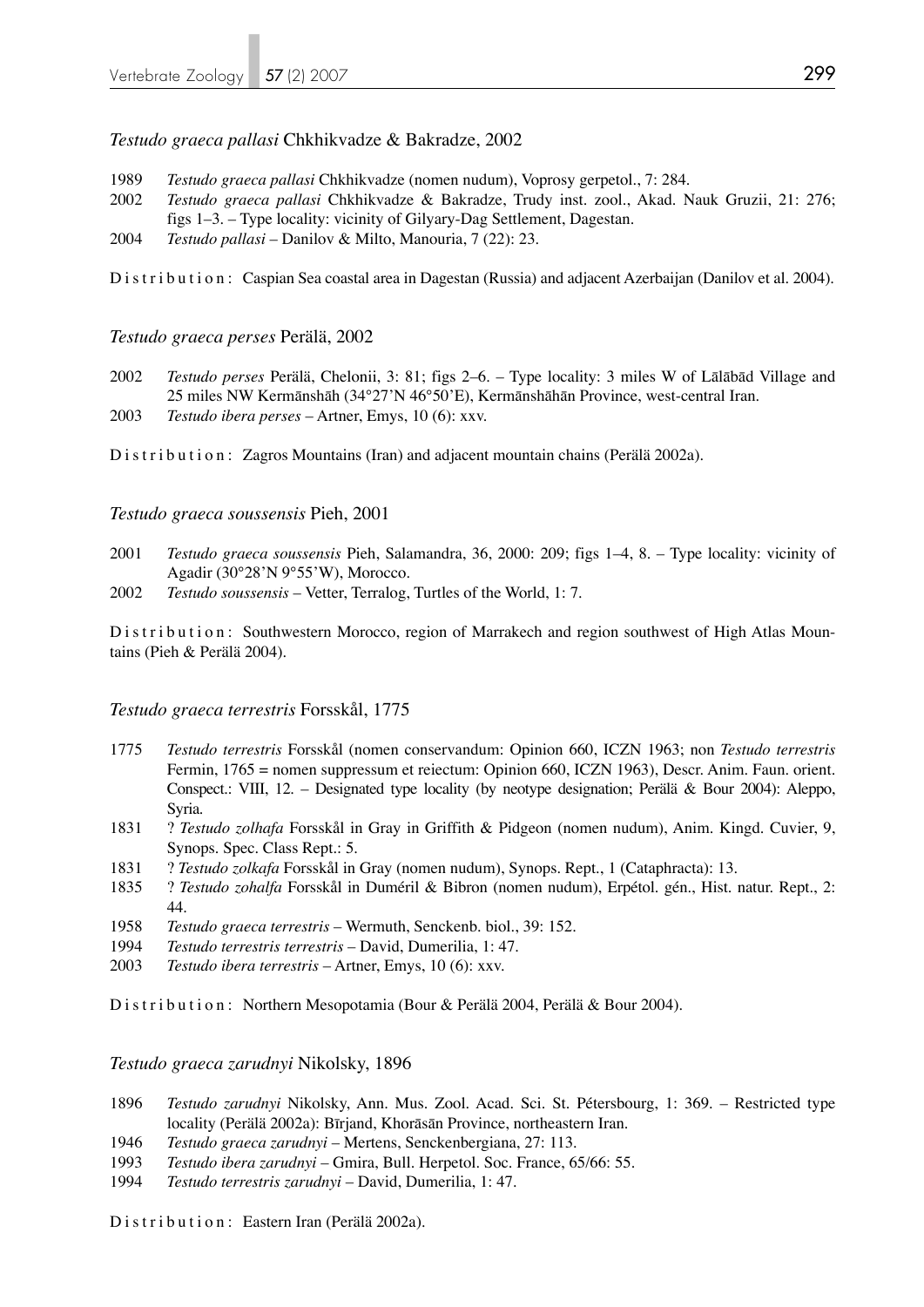*Testudo graeca pallasi* Chkhikvadze & Bakradze, 2002

1989 *Testudo graeca pallasi* Chkhikvadze (nomen nudum), Voprosy gerpetol., 7: 284.
2002 *Testudo graeca pallasi* Chkhikvadze & Bakradze, Trudy inst. zool., Akad. Nauk Gruzii, 21: 276; figs 1–3. – Type locality: vicinity of Gilyary-Dag Settlement, Dagestan.
2004 *Testudo pallasi* – Danilov & Milto, Manouria, 7 (22): 23.

Distribution: Caspian Sea coastal area in Dagestan (Russia) and adjacent Azerbaijan (Danilov et al. 2004).

*Testudo graeca perses* Perälä, 2002

2002 *Testudo perses* Perälä, Chelonii, 3: 81; figs 2–6. – Type locality: 3 miles W of Lālābād Village and 25 miles NW Kermānshāh (34°27'N 46°50'E), Kermānshāhān Province, west-central Iran.
2003 *Testudo ibera perses* – Artner, Emys, 10 (6): xxv.

Distribution: Zagros Mountains (Iran) and adjacent mountain chains (Perälä 2002a).

*Testudo graeca soussensis* Pieh, 2001

2001 *Testudo graeca soussensis* Pieh, Salamandra, 36, 2000: 209; figs 1–4, 8. – Type locality: vicinity of Agadir (30°28'N 9°55'W), Morocco.
2002 *Testudo soussensis* – Vetter, Terralog, Turtles of the World, 1: 7.

Distribution: Southwestern Morocco, region of Marrakech and region southwest of High Atlas Mountains (Pieh & Perälä 2004).

*Testudo graeca terrestris* Forsskål, 1775

1775 *Testudo terrestris* Forsskål (nomen conservandum: Opinion 660, ICZN 1963; non *Testudo terrestris* Fermin, 1765 = nomen suppressum et reiectum: Opinion 660, ICZN 1963), Descr. Anim. Faun. orient. Conspect.: VIII, 12. – Designated type locality (by neotype designation; Perälä & Bour 2004): Aleppo, Syria.
1831 ? *Testudo zolhafa* Forsskål in Gray in Griffith & Pidgeon (nomen nudum), Anim. Kingd. Cuvier, 9, Synops. Spec. Class Rept.: 5.
1831 ? *Testudo zolkafa* Forsskål in Gray (nomen nudum), Synops. Rept., 1 (Cataphracta): 13.
1835 ? *Testudo zohalfa* Forsskål in Duméril & Bibron (nomen nudum), Erpétol. gén., Hist. natur. Rept., 2: 44.
1958 *Testudo graeca terrestris* – Wermuth, Senckenb. biol., 39: 152.
1994 *Testudo terrestris terrestris* – David, Dumerilia, 1: 47.
2003 *Testudo ibera terrestris* – Artner, Emys, 10 (6): xxv.

Distribution: Northern Mesopotamia (Bour & Perälä 2004, Perälä & Bour 2004).

*Testudo graeca zarudnyi* Nikolsky, 1896

1896 *Testudo zarudnyi* Nikolsky, Ann. Mus. Zool. Acad. Sci. St. Pétersbourg, 1: 369. – Restricted type locality (Perälä 2002a): Bīrjand, Khorāsān Province, northeastern Iran.
1946 *Testudo graeca zarudnyi* – Mertens, Senckenbergiana, 27: 113.
1993 *Testudo ibera zarudnyi* – Gmira, Bull. Herpetol. Soc. France, 65/66: 55.
1994 *Testudo terrestris zarudnyi* – David, Dumerilia, 1: 47.

Distribution: Eastern Iran (Perälä 2002a).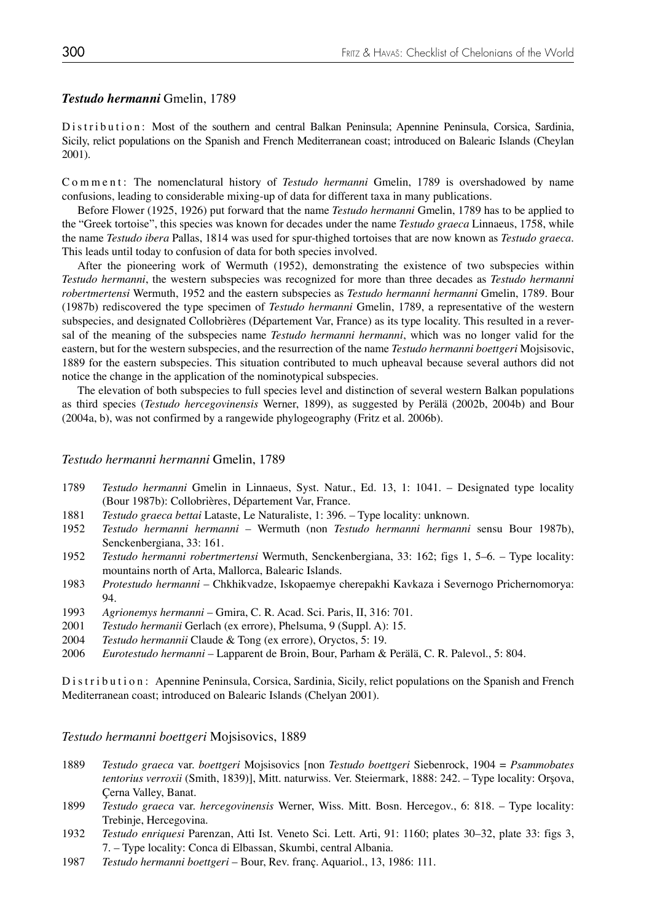### *Testudo hermanni* Gmelin, 1789

Distribution: Most of the southern and central Balkan Peninsula; Apennine Peninsula, Corsica, Sardinia, Sicily, relict populations on the Spanish and French Mediterranean coast; introduced on Balearic Islands (Cheylan 2001).

Comment: The nomenclatural history of *Testudo hermanni* Gmelin, 1789 is overshadowed by name confusions, leading to considerable mixing-up of data for different taxa in many publications.

Before Flower (1925, 1926) put forward that the name *Testudo hermanni* Gmelin, 1789 has to be applied to the "Greek tortoise", this species was known for decades under the name *Testudo graeca* Linnaeus, 1758, while the name *Testudo ibera* Pallas, 1814 was used for spur-thighed tortoises that are now known as *Testudo graeca*. This leads until today to confusion of data for both species involved.

After the pioneering work of Wermuth (1952), demonstrating the existence of two subspecies within *Testudo hermanni*, the western subspecies was recognized for more than three decades as *Testudo hermanni robertmertensi* Wermuth, 1952 and the eastern subspecies as *Testudo hermanni hermanni* Gmelin, 1789. Bour (1987b) rediscovered the type specimen of *Testudo hermanni* Gmelin, 1789, a representative of the western subspecies, and designated Collobrières (Département Var, France) as its type locality. This resulted in a reversal of the meaning of the subspecies name *Testudo hermanni hermanni*, which was no longer valid for the eastern, but for the western subspecies, and the resurrection of the name *Testudo hermanni boettgeri* Mojsisovic, 1889 for the eastern subspecies. This situation contributed to much upheaval because several authors did not notice the change in the application of the nominotypical subspecies.

The elevation of both subspecies to full species level and distinction of several western Balkan populations as third species (*Testudo hercegovinensis* Werner, 1899), as suggested by Perälä (2002b, 2004b) and Bour (2004a, b), was not confirmed by a rangewide phylogeography (Fritz et al. 2006b).

#### *Testudo hermanni hermanni* Gmelin, 1789

- 1789 *Testudo hermanni* Gmelin in Linnaeus, Syst. Natur., Ed. 13, 1: 1041. – Designated type locality (Bour 1987b): Collobrières, Département Var, France.
- 1881 *Testudo graeca bettai* Lataste, Le Naturaliste, 1: 396. – Type locality: unknown.
- 1952 *Testudo hermanni hermanni* – Wermuth (non *Testudo hermanni hermanni* sensu Bour 1987b), Senckenbergiana, 33: 161.
- 1952 *Testudo hermanni robertmertensi* Wermuth, Senckenbergiana, 33: 162; figs 1, 5–6. – Type locality: mountains north of Arta, Mallorca, Balearic Islands.
- 1983 *Protestudo hermanni* – Chkhikvadze, Iskopaemye cherepakhi Kavkaza i Severnogo Prichernomorya: 94.
- 1993 *Agrionemys hermanni* – Gmira, C. R. Acad. Sci. Paris, II, 316: 701.
- 2001 *Testudo hermanii* Gerlach (ex errore), Phelsuma, 9 (Suppl. A): 15.
- 2004 *Testudo hermannii* Claude & Tong (ex errore), Oryctos, 5: 19.
- 2006 *Eurotestudo hermanni* – Lapparent de Broin, Bour, Parham & Perälä, C. R. Palevol., 5: 804.

Distribution: Apennine Peninsula, Corsica, Sardinia, Sicily, relict populations on the Spanish and French Mediterranean coast; introduced on Balearic Islands (Chelyan 2001).

#### *Testudo hermanni boettgeri* Mojsisovics, 1889

- 1889 *Testudo graeca* var. *boettgeri* Mojsisovics [non *Testudo boettgeri* Siebenrock, 1904 = *Psammobates tentorius verroxii* (Smith, 1839)], Mitt. naturwiss. Ver. Steiermark, 1888: 242. – Type locality: Orşova, Çerna Valley, Banat.
- 1899 *Testudo graeca* var. *hercegovinensis* Werner, Wiss. Mitt. Bosn. Hercegov., 6: 818. – Type locality: Trebinje, Hercegovina.
- 1932 *Testudo enriquesi* Parenzan, Atti Ist. Veneto Sci. Lett. Arti, 91: 1160; plates 30–32, plate 33: figs 3, 7. – Type locality: Conca di Elbassan, Skumbi, central Albania.
- 1987 *Testudo hermanni boettgeri* – Bour, Rev. franç. Aquariol., 13, 1986: 111.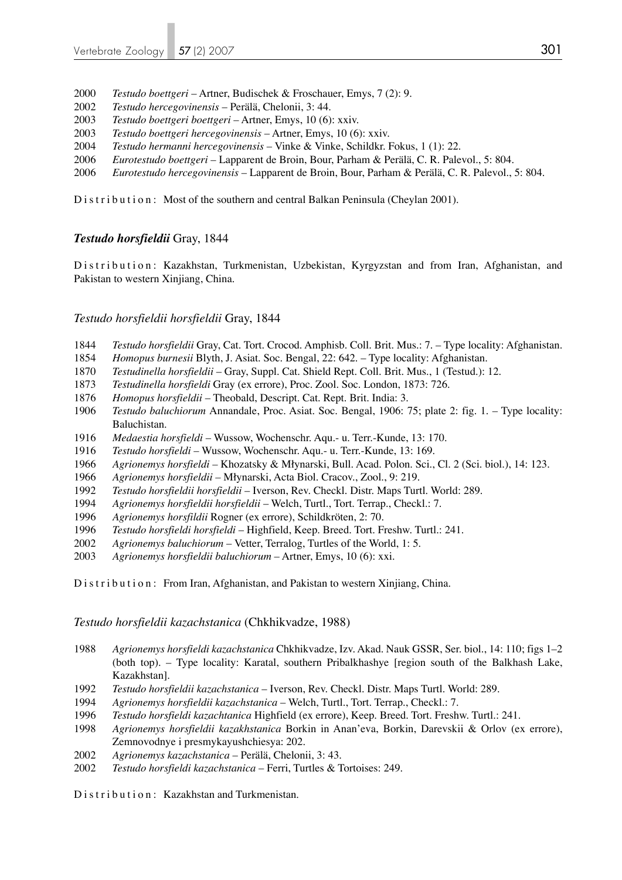2000 *Testudo boettgeri* – Artner, Budischek & Froschauer, Emys, 7 (2): 9.
2002 *Testudo hercegovinensis* – Perälä, Chelonii, 3: 44.
2003 *Testudo boettgeri boettgeri* – Artner, Emys, 10 (6): xxiv.
2003 *Testudo boettgeri hercegovinensis* – Artner, Emys, 10 (6): xxiv.
2004 *Testudo hermanni hercegovinensis* – Vinke & Vinke, Schildkr. Fokus, 1 (1): 22.
2006 *Eurotestudo boettgeri* – Lapparent de Broin, Bour, Parham & Perälä, C. R. Palevol., 5: 804.
2006 *Eurotestudo hercegovinensis* – Lapparent de Broin, Bour, Parham & Perälä, C. R. Palevol., 5: 804.

Distribution: Most of the southern and central Balkan Peninsula (Cheylan 2001).

### ***Testudo horsfieldii*** Gray, 1844

Distribution: Kazakhstan, Turkmenistan, Uzbekistan, Kyrgyzstan and from Iran, Afghanistan, and Pakistan to western Xinjiang, China.

#### *Testudo horsfieldii horsfieldii* Gray, 1844

1844 *Testudo horsfieldii* Gray, Cat. Tort. Crocod. Amphisb. Coll. Brit. Mus.: 7. – Type locality: Afghanistan.
1854 *Homopus burnesii* Blyth, J. Asiat. Soc. Bengal, 22: 642. – Type locality: Afghanistan.
1870 *Testudinella horsfieldii* – Gray, Suppl. Cat. Shield Rept. Coll. Brit. Mus., 1 (Testud.): 12.
1873 *Testudinella horsfieldi* Gray (ex errore), Proc. Zool. Soc. London, 1873: 726.
1876 *Homopus horsfieldii* – Theobald, Descript. Cat. Rept. Brit. India: 3.
1906 *Testudo baluchiorum* Annandale, Proc. Asiat. Soc. Bengal, 1906: 75; plate 2: fig. 1. – Type locality: Baluchistan.
1916 *Medaestia horsfieldi* – Wussow, Wochenschr. Aqu.- u. Terr.-Kunde, 13: 170.
1916 *Testudo horsfieldi* – Wussow, Wochenschr. Aqu.- u. Terr.-Kunde, 13: 169.
1966 *Agrionemys horsfieldi* – Khozatsky & Młynarski, Bull. Acad. Polon. Sci., Cl. 2 (Sci. biol.), 14: 123.
1966 *Agrionemys horsfieldii* – Młynarski, Acta Biol. Cracov., Zool., 9: 219.
1992 *Testudo horsfieldii horsfieldii* – Iverson, Rev. Checkl. Distr. Maps Turtl. World: 289.
1994 *Agrionemys horsfieldii horsfieldii* – Welch, Turtl., Tort. Terrap., Checkl.: 7.
1996 *Agrionemys horsfildii* Rogner (ex errore), Schildkröten, 2: 70.
1996 *Testudo horsfieldi horsfieldi* – Highfield, Keep. Breed. Tort. Freshw. Turtl.: 241.
2002 *Agrionemys baluchiorum* – Vetter, Terralog, Turtles of the World, 1: 5.
2003 *Agrionemys horsfieldii baluchiorum* – Artner, Emys, 10 (6): xxi.

Distribution: From Iran, Afghanistan, and Pakistan to western Xinjiang, China.

#### *Testudo horsfieldii kazachstanica* (Chkhikvadze, 1988)

1988 *Agrionemys horsfieldi kazachstanica* Chkhikvadze, Izv. Akad. Nauk GSSR, Ser. biol., 14: 110; figs 1–2 (both top). – Type locality: Karatal, southern Pribalkhashye [region south of the Balkhash Lake, Kazakhstan].
1992 *Testudo horsfieldii kazachstanica* – Iverson, Rev. Checkl. Distr. Maps Turtl. World: 289.
1994 *Agrionemys horsfieldii kazachstanica* – Welch, Turtl., Tort. Terrap., Checkl.: 7.
1996 *Testudo horsfieldi kazachtanica* Highfield (ex errore), Keep. Breed. Tort. Freshw. Turtl.: 241.
1998 *Agrionemys horsfieldii kazakhstanica* Borkin in Anan'eva, Borkin, Darevskii & Orlov (ex errore), Zemnovodnye i presmykayushchiesya: 202.
2002 *Agrionemys kazachstanica* – Perälä, Chelonii, 3: 43.
2002 *Testudo horsfieldi kazachstanica* – Ferri, Turtles & Tortoises: 249.

Distribution: Kazakhstan and Turkmenistan.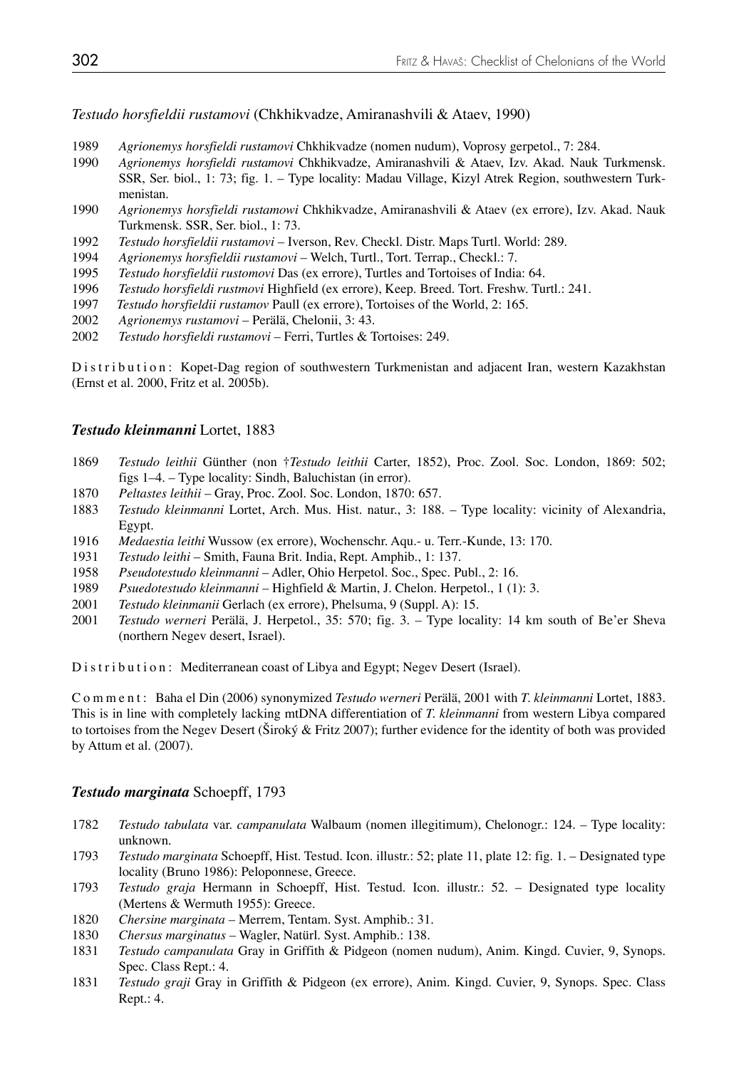*Testudo horsfieldii rustamovi* (Chkhikvadze, Amiranashvili & Ataev, 1990)

1989 *Agrionemys horsfieldi rustamovi* Chkhikvadze (nomen nudum), Voprosy gerpetol., 7: 284.

1990 *Agrionemys horsfieldi rustamovi* Chkhikvadze, Amiranashvili & Ataev, Izv. Akad. Nauk Turkmensk. SSR, Ser. biol., 1: 73; fig. 1. – Type locality: Madau Village, Kizyl Atrek Region, southwestern Turkmenistan.

1990 *Agrionemys horsfieldi rustamowi* Chkhikvadze, Amiranashvili & Ataev (ex errore), Izv. Akad. Nauk Turkmensk. SSR, Ser. biol., 1: 73.

1992 *Testudo horsfieldii rustamovi* – Iverson, Rev. Checkl. Distr. Maps Turtl. World: 289.

1994 *Agrionemys horsfieldii rustamovi* – Welch, Turtl., Tort. Terrap., Checkl.: 7.

1995 *Testudo horsfieldii rustomovi* Das (ex errore), Turtles and Tortoises of India: 64.

1996 *Testudo horsfieldi rustmovi* Highfield (ex errore), Keep. Breed. Tort. Freshw. Turtl.: 241.

1997 *Testudo horsfieldii rustamov* Paull (ex errore), Tortoises of the World, 2: 165.

2002 *Agrionemys rustamovi* – Perälä, Chelonii, 3: 43.

2002 *Testudo horsfieldi rustamovi* – Ferri, Turtles & Tortoises: 249.

Distribution: Kopet-Dag region of southwestern Turkmenistan and adjacent Iran, western Kazakhstan (Ernst et al. 2000, Fritz et al. 2005b).

### *Testudo kleinmanni* Lortet, 1883

1869 *Testudo leithii* Günther (non †*Testudo leithii* Carter, 1852), Proc. Zool. Soc. London, 1869: 502; figs 1–4. – Type locality: Sindh, Baluchistan (in error).

1870 *Peltastes leithii* – Gray, Proc. Zool. Soc. London, 1870: 657.

1883 *Testudo kleinmanni* Lortet, Arch. Mus. Hist. natur., 3: 188. – Type locality: vicinity of Alexandria, Egypt.

1916 *Medaestia leithi* Wussow (ex errore), Wochenschr. Aqu.- u. Terr.-Kunde, 13: 170.

1931 *Testudo leithi* – Smith, Fauna Brit. India, Rept. Amphib., 1: 137.

1958 *Pseudotestudo kleinmanni* – Adler, Ohio Herpetol. Soc., Spec. Publ., 2: 16.

1989 *Psuedotestudo kleinmanni* – Highfield & Martin, J. Chelon. Herpetol., 1 (1): 3.

2001 *Testudo kleinmanii* Gerlach (ex errore), Phelsuma, 9 (Suppl. A): 15.

2001 *Testudo werneri* Perälä, J. Herpetol., 35: 570; fig. 3. – Type locality: 14 km south of Be'er Sheva (northern Negev desert, Israel).

Distribution: Mediterranean coast of Libya and Egypt; Negev Desert (Israel).

Comment: Baha el Din (2006) synonymized *Testudo werneri* Perälä, 2001 with *T. kleinmanni* Lortet, 1883. This is in line with completely lacking mtDNA differentiation of *T. kleinmanni* from western Libya compared to tortoises from the Negev Desert (Široký & Fritz 2007); further evidence for the identity of both was provided by Attum et al. (2007).

### *Testudo marginata* Schoepff, 1793

1782 *Testudo tabulata* var. *campanulata* Walbaum (nomen illegitimum), Chelonogr.: 124. – Type locality: unknown.

1793 *Testudo marginata* Schoepff, Hist. Testud. Icon. illustr.: 52; plate 11, plate 12: fig. 1. – Designated type locality (Bruno 1986): Peloponnese, Greece.

1793 *Testudo graja* Hermann in Schoepff, Hist. Testud. Icon. illustr.: 52. – Designated type locality (Mertens & Wermuth 1955): Greece.

1820 *Chersine marginata* – Merrem, Tentam. Syst. Amphib.: 31.

1830 *Chersus marginatus* – Wagler, Natürl. Syst. Amphib.: 138.

1831 *Testudo campanulata* Gray in Griffith & Pidgeon (nomen nudum), Anim. Kingd. Cuvier, 9, Synops. Spec. Class Rept.: 4.

1831 *Testudo graji* Gray in Griffith & Pidgeon (ex errore), Anim. Kingd. Cuvier, 9, Synops. Spec. Class Rept.: 4.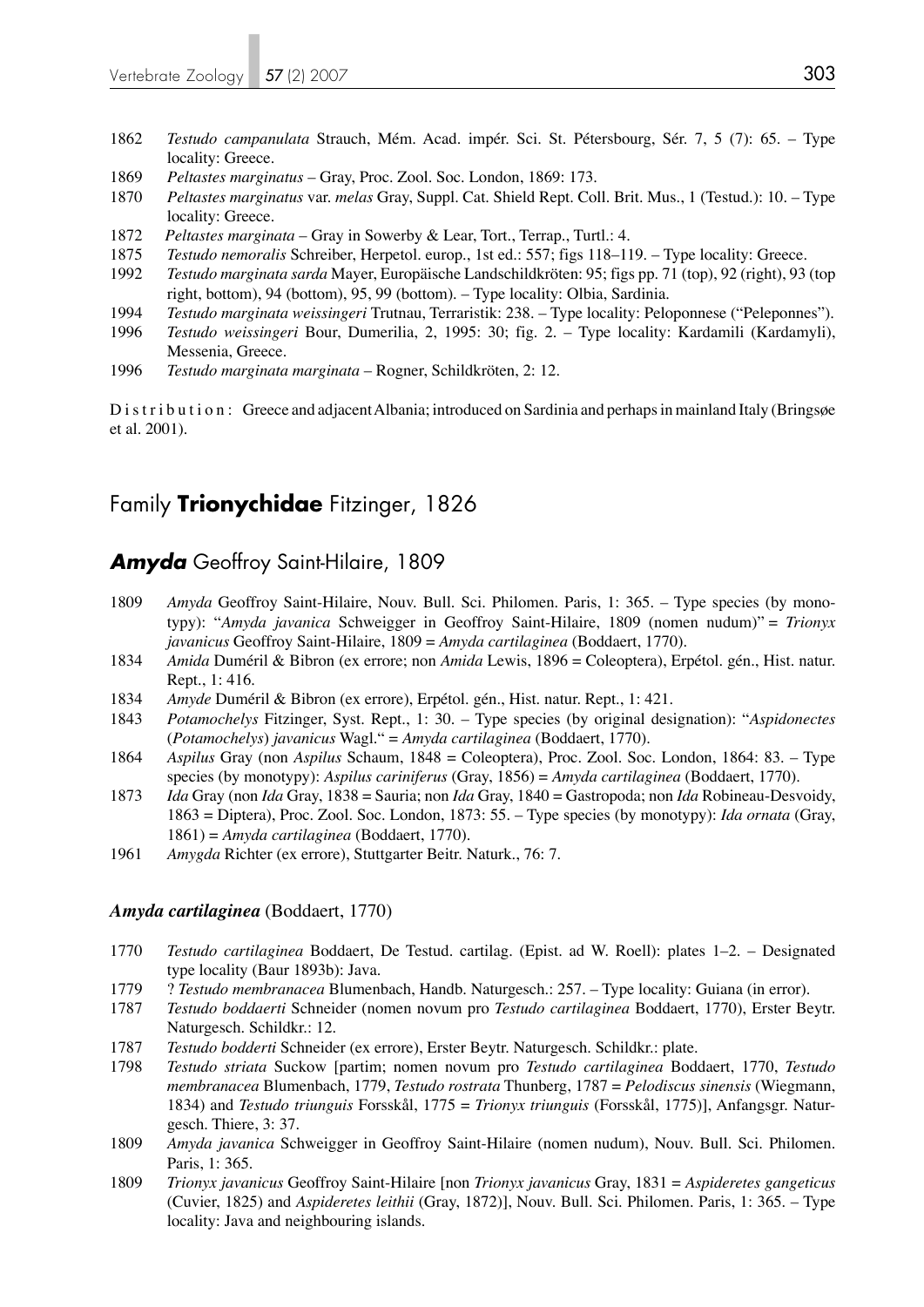1862 *Testudo campanulata* Strauch, Mém. Acad. impér. Sci. St. Pétersbourg, Sér. 7, 5 (7): 65. – Type locality: Greece.

1869 *Peltastes marginatus* – Gray, Proc. Zool. Soc. London, 1869: 173.

1870 *Peltastes marginatus* var. *melas* Gray, Suppl. Cat. Shield Rept. Coll. Brit. Mus., 1 (Testud.): 10. – Type locality: Greece.

1872 *Peltastes marginata* – Gray in Sowerby & Lear, Tort., Terrap., Turtl.: 4.

1875 *Testudo nemoralis* Schreiber, Herpetol. europ., 1st ed.: 557; figs 118–119. – Type locality: Greece.

1992 *Testudo marginata sarda* Mayer, Europäische Landschildkröten: 95; figs pp. 71 (top), 92 (right), 93 (top right, bottom), 94 (bottom), 95, 99 (bottom). – Type locality: Olbia, Sardinia.

1994 *Testudo marginata weissingeri* Trutnau, Terraristik: 238. – Type locality: Peloponnese ("Peleponnes").

1996 *Testudo weissingeri* Bour, Dumerilia, 2, 1995: 30; fig. 2. – Type locality: Kardamili (Kardamyli), Messenia, Greece.

1996 *Testudo marginata marginata* – Rogner, Schildkröten, 2: 12.

Distribution: Greece and adjacent Albania; introduced on Sardinia and perhaps in mainland Italy (Bringsøe et al. 2001).

## Family **Trionychidae** Fitzinger, 1826

### ***Amyda*** Geoffroy Saint-Hilaire, 1809

1809 *Amyda* Geoffroy Saint-Hilaire, Nouv. Bull. Sci. Philomen. Paris, 1: 365. – Type species (by monotypy): "*Amyda javanica* Schweigger in Geoffroy Saint-Hilaire, 1809 (nomen nudum)" = *Trionyx javanicus* Geoffroy Saint-Hilaire, 1809 = *Amyda cartilaginea* (Boddaert, 1770).

1834 *Amida* Duméril & Bibron (ex errore; non *Amida* Lewis, 1896 = Coleoptera), Erpétol. gén., Hist. natur. Rept., 1: 416.

1834 *Amyde* Duméril & Bibron (ex errore), Erpétol. gén., Hist. natur. Rept., 1: 421.

1843 *Potamochelys* Fitzinger, Syst. Rept., 1: 30. – Type species (by original designation): "*Aspidonectes* (*Potamochelys*) *javanicus* Wagl." = *Amyda cartilaginea* (Boddaert, 1770).

1864 *Aspilus* Gray (non *Aspilus* Schaum, 1848 = Coleoptera), Proc. Zool. Soc. London, 1864: 83. – Type species (by monotypy): *Aspilus cariniferus* (Gray, 1856) = *Amyda cartilaginea* (Boddaert, 1770).

1873 *Ida* Gray (non *Ida* Gray, 1838 = Sauria; non *Ida* Gray, 1840 = Gastropoda; non *Ida* Robineau-Desvoidy, 1863 = Diptera), Proc. Zool. Soc. London, 1873: 55. – Type species (by monotypy): *Ida ornata* (Gray, 1861) = *Amyda cartilaginea* (Boddaert, 1770).

1961 *Amygda* Richter (ex errore), Stuttgarter Beitr. Naturk., 76: 7.

#### ***Amyda cartilaginea*** (Boddaert, 1770)

1770 *Testudo cartilaginea* Boddaert, De Testud. cartilag. (Epist. ad W. Roell): plates 1–2. – Designated type locality (Baur 1893b): Java.

1779 ? *Testudo membranacea* Blumenbach, Handb. Naturgesch.: 257. – Type locality: Guiana (in error).

1787 *Testudo boddaerti* Schneider (nomen novum pro *Testudo cartilaginea* Boddaert, 1770), Erster Beytr. Naturgesch. Schildkr.: 12.

1787 *Testudo bodderti* Schneider (ex errore), Erster Beytr. Naturgesch. Schildkr.: plate.

1798 *Testudo striata* Suckow [partim; nomen novum pro *Testudo cartilaginea* Boddaert, 1770, *Testudo membranacea* Blumenbach, 1779, *Testudo rostrata* Thunberg, 1787 = *Pelodiscus sinensis* (Wiegmann, 1834) and *Testudo triunguis* Forsskål, 1775 = *Trionyx triunguis* (Forsskål, 1775)], Anfangsgr. Naturgesch. Thiere, 3: 37.

1809 *Amyda javanica* Schweigger in Geoffroy Saint-Hilaire (nomen nudum), Nouv. Bull. Sci. Philomen. Paris, 1: 365.

1809 *Trionyx javanicus* Geoffroy Saint-Hilaire [non *Trionyx javanicus* Gray, 1831 = *Aspideretes gangeticus* (Cuvier, 1825) and *Aspideretes leithii* (Gray, 1872)], Nouv. Bull. Sci. Philomen. Paris, 1: 365. – Type locality: Java and neighbouring islands.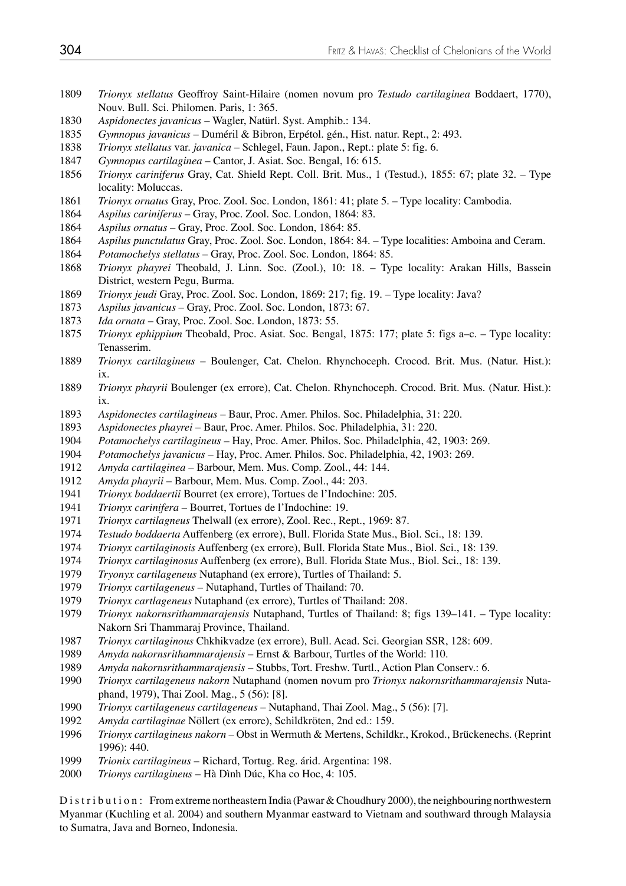1809 *Trionyx stellatus* Geoffroy Saint-Hilaire (nomen novum pro *Testudo cartilaginea* Boddaert, 1770), Nouv. Bull. Sci. Philomen. Paris, 1: 365.

1830 *Aspidonectes javanicus* – Wagler, Natürl. Syst. Amphib.: 134.

1835 *Gymnopus javanicus* – Duméril & Bibron, Erpétol. gén., Hist. natur. Rept., 2: 493.

1838 *Trionyx stellatus* var. *javanica* – Schlegel, Faun. Japon., Rept.: plate 5: fig. 6.

1847 *Gymnopus cartilaginea* – Cantor, J. Asiat. Soc. Bengal, 16: 615.

1856 *Trionyx cariniferus* Gray, Cat. Shield Rept. Coll. Brit. Mus., 1 (Testud.), 1855: 67; plate 32. – Type locality: Moluccas.

1861 *Trionyx ornatus* Gray, Proc. Zool. Soc. London, 1861: 41; plate 5. – Type locality: Cambodia.

1864 *Aspilus cariniferus* – Gray, Proc. Zool. Soc. London, 1864: 83.

1864 *Aspilus ornatus* – Gray, Proc. Zool. Soc. London, 1864: 85.

1864 *Aspilus punctulatus* Gray, Proc. Zool. Soc. London, 1864: 84. – Type localities: Amboina and Ceram.

1864 *Potamochelys stellatus* – Gray, Proc. Zool. Soc. London, 1864: 85.

1868 *Trionyx phayrei* Theobald, J. Linn. Soc. (Zool.), 10: 18. – Type locality: Arakan Hills, Bassein District, western Pegu, Burma.

1869 *Trionyx jeudi* Gray, Proc. Zool. Soc. London, 1869: 217; fig. 19. – Type locality: Java?

1873 *Aspilus javanicus* – Gray, Proc. Zool. Soc. London, 1873: 67.

1873 *Ida ornata* – Gray, Proc. Zool. Soc. London, 1873: 55.

1875 *Trionyx ephippium* Theobald, Proc. Asiat. Soc. Bengal, 1875: 177; plate 5: figs a–c. – Type locality: Tenasserim.

1889 *Trionyx cartilagineus* – Boulenger, Cat. Chelon. Rhynchoceph. Crocod. Brit. Mus. (Natur. Hist.): ix.

1889 *Trionyx phayrii* Boulenger (ex errore), Cat. Chelon. Rhynchoceph. Crocod. Brit. Mus. (Natur. Hist.): ix.

1893 *Aspidonectes cartilagineus* – Baur, Proc. Amer. Philos. Soc. Philadelphia, 31: 220.

1893 *Aspidonectes phayrei* – Baur, Proc. Amer. Philos. Soc. Philadelphia, 31: 220.

1904 *Potamochelys cartilagineus* – Hay, Proc. Amer. Philos. Soc. Philadelphia, 42, 1903: 269.

1904 *Potamochelys javanicus* – Hay, Proc. Amer. Philos. Soc. Philadelphia, 42, 1903: 269.

1912 *Amyda cartilaginea* – Barbour, Mem. Mus. Comp. Zool., 44: 144.

1912 *Amyda phayrii* – Barbour, Mem. Mus. Comp. Zool., 44: 203.

1941 *Trionyx boddaertii* Bourret (ex errore), Tortues de l'Indochine: 205.

1941 *Trionyx carinifera* – Bourret, Tortues de l'Indochine: 19.

1971 *Trionyx cartilagneus* Thelwall (ex errore), Zool. Rec., Rept., 1969: 87.

1974 *Testudo boddaerta* Auffenberg (ex errore), Bull. Florida State Mus., Biol. Sci., 18: 139.

1974 *Trionyx cartilaginosis* Auffenberg (ex errore), Bull. Florida State Mus., Biol. Sci., 18: 139.

1974 *Trionyx cartilaginosus* Auffenberg (ex errore), Bull. Florida State Mus., Biol. Sci., 18: 139.

1979 *Tryonyx cartilageneus* Nutaphand (ex errore), Turtles of Thailand: 5.

1979 *Trionyx cartilageneus* – Nutaphand, Turtles of Thailand: 70.

1979 *Trionyx cartlageneus* Nutaphand (ex errore), Turtles of Thailand: 208.

1979 *Trionyx nakornsrithammarajensis* Nutaphand, Turtles of Thailand: 8; figs 139–141. – Type locality: Nakorn Sri Thammaraj Province, Thailand.

1987 *Trionyx cartilaginous* Chkhikvadze (ex errore), Bull. Acad. Sci. Georgian SSR, 128: 609.

1989 *Amyda nakornsrithammarajensis* – Ernst & Barbour, Turtles of the World: 110.

1989 *Amyda nakornsrithammarajensis* – Stubbs, Tort. Freshw. Turtl., Action Plan Conserv.: 6.

1990 *Trionyx cartilageneus nakorn* Nutaphand (nomen novum pro *Trionyx nakornsrithammarajensis* Nutaphand, 1979), Thai Zool. Mag., 5 (56): [8].

1990 *Trionyx cartilageneus cartilageneus* – Nutaphand, Thai Zool. Mag., 5 (56): [7].

1992 *Amyda cartilaginae* Nöllert (ex errore), Schildkröten, 2nd ed.: 159.

1996 *Trionyx cartilagineus nakorn* – Obst in Wermuth & Mertens, Schildkr., Krokod., Brückenechs. (Reprint 1996): 440.

1999 *Trionix cartilagineus* – Richard, Tortug. Reg. árid. Argentina: 198.

2000 *Trionys cartilagineus* – Hà Dình Dúc, Kha co Hoc, 4: 105.

D i s t r i b u t i o n : From extreme northeastern India (Pawar & Choudhury 2000), the neighbouring northwestern Myanmar (Kuchling et al. 2004) and southern Myanmar eastward to Vietnam and southward through Malaysia to Sumatra, Java and Borneo, Indonesia.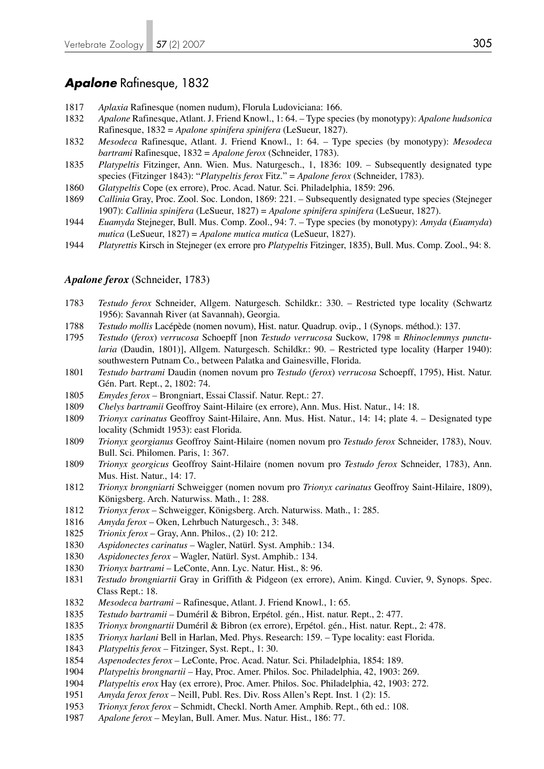## ***Apalone*** Rafinesque, 1832

1817 *Aplaxia* Rafinesque (nomen nudum), Florula Ludoviciana: 166.
1832 *Apalone* Rafinesque, Atlant. J. Friend Knowl., 1: 64. – Type species (by monotypy): *Apalone hudsonica* Rafinesque, 1832 = *Apalone spinifera spinifera* (LeSueur, 1827).
1832 *Mesodeca* Rafinesque, Atlant. J. Friend Knowl., 1: 64. – Type species (by monotypy): *Mesodeca bartrami* Rafinesque, 1832 = *Apalone ferox* (Schneider, 1783).
1835 *Platypeltis* Fitzinger, Ann. Wien. Mus. Naturgesch., 1, 1836: 109. – Subsequently designated type species (Fitzinger 1843): "*Platypeltis ferox* Fitz." = *Apalone ferox* (Schneider, 1783).
1860 *Glatypeltis* Cope (ex errore), Proc. Acad. Natur. Sci. Philadelphia, 1859: 296.
1869 *Callinia* Gray, Proc. Zool. Soc. London, 1869: 221. – Subsequently designated type species (Stejneger 1907): *Callinia spinifera* (LeSueur, 1827) = *Apalone spinifera spinifera* (LeSueur, 1827).
1944 *Euamyda* Stejneger, Bull. Mus. Comp. Zool., 94: 7. – Type species (by monotypy): *Amyda* (*Euamyda*) *mutica* (LeSueur, 1827) = *Apalone mutica mutica* (LeSueur, 1827).
1944 *Platyrettis* Kirsch in Stejneger (ex errore pro *Platypeltis* Fitzinger, 1835), Bull. Mus. Comp. Zool., 94: 8.

### ***Apalone ferox*** (Schneider, 1783)

1783 *Testudo ferox* Schneider, Allgem. Naturgesch. Schildkr.: 330. – Restricted type locality (Schwartz 1956): Savannah River (at Savannah), Georgia.
1788 *Testudo mollis* Lacépède (nomen novum), Hist. natur. Quadrup. ovip., 1 (Synops. méthod.): 137.
1795 *Testudo* (*ferox*) *verrucosa* Schoepff [non *Testudo verrucosa* Suckow, 1798 = *Rhinoclemmys punctularia* (Daudin, 1801)], Allgem. Naturgesch. Schildkr.: 90. – Restricted type locality (Harper 1940): southwestern Putnam Co., between Palatka and Gainesville, Florida.
1801 *Testudo bartrami* Daudin (nomen novum pro *Testudo* (*ferox*) *verrucosa* Schoepff, 1795), Hist. Natur. Gén. Part. Rept., 2, 1802: 74.
1805 *Emydes ferox* – Brongniart, Essai Classif. Natur. Rept.: 27.
1809 *Chelys bartramii* Geoffroy Saint-Hilaire (ex errore), Ann. Mus. Hist. Natur., 14: 18.
1809 *Trionyx carinatus* Geoffroy Saint-Hilaire, Ann. Mus. Hist. Natur., 14: 14; plate 4. – Designated type locality (Schmidt 1953): east Florida.
1809 *Trionyx georgianus* Geoffroy Saint-Hilaire (nomen novum pro *Testudo ferox* Schneider, 1783), Nouv. Bull. Sci. Philomen. Paris, 1: 367.
1809 *Trionyx georgicus* Geoffroy Saint-Hilaire (nomen novum pro *Testudo ferox* Schneider, 1783), Ann. Mus. Hist. Natur., 14: 17.
1812 *Trionyx brongniarti* Schweigger (nomen novum pro *Trionyx carinatus* Geoffroy Saint-Hilaire, 1809), Königsberg. Arch. Naturwiss. Math., 1: 288.
1812 *Trionyx ferox* – Schweigger, Königsberg. Arch. Naturwiss. Math., 1: 285.
1816 *Amyda ferox* – Oken, Lehrbuch Naturgesch., 3: 348.
1825 *Trionix ferox* – Gray, Ann. Philos., (2) 10: 212.
1830 *Aspidonectes carinatus* – Wagler, Natürl. Syst. Amphib.: 134.
1830 *Aspidonectes ferox* – Wagler, Natürl. Syst. Amphib.: 134.
1830 *Trionyx bartrami* – LeConte, Ann. Lyc. Natur. Hist., 8: 96.
1831 *Testudo brongniartii* Gray in Griffith & Pidgeon (ex errore), Anim. Kingd. Cuvier, 9, Synops. Spec. Class Rept.: 18.
1832 *Mesodeca bartrami* – Rafinesque, Atlant. J. Friend Knowl., 1: 65.
1835 *Testudo bartramii* – Duméril & Bibron, Erpétol. gén., Hist. natur. Rept., 2: 477.
1835 *Trionyx brongnartii* Duméril & Bibron (ex errore), Erpétol. gén., Hist. natur. Rept., 2: 478.
1835 *Trionyx harlani* Bell in Harlan, Med. Phys. Research: 159. – Type locality: east Florida.
1843 *Platypeltis ferox* – Fitzinger, Syst. Rept., 1: 30.
1854 *Aspenodectes ferox* – LeConte, Proc. Acad. Natur. Sci. Philadelphia, 1854: 189.
1904 *Platypeltis brongnartii* – Hay, Proc. Amer. Philos. Soc. Philadelphia, 42, 1903: 269.
1904 *Platypeltis erox* Hay (ex errore), Proc. Amer. Philos. Soc. Philadelphia, 42, 1903: 272.
1951 *Amyda ferox ferox* – Neill, Publ. Res. Div. Ross Allen's Rept. Inst. 1 (2): 15.
1953 *Trionyx ferox ferox* – Schmidt, Checkl. North Amer. Amphib. Rept., 6th ed.: 108.
1987 *Apalone ferox* – Meylan, Bull. Amer. Mus. Natur. Hist., 186: 77.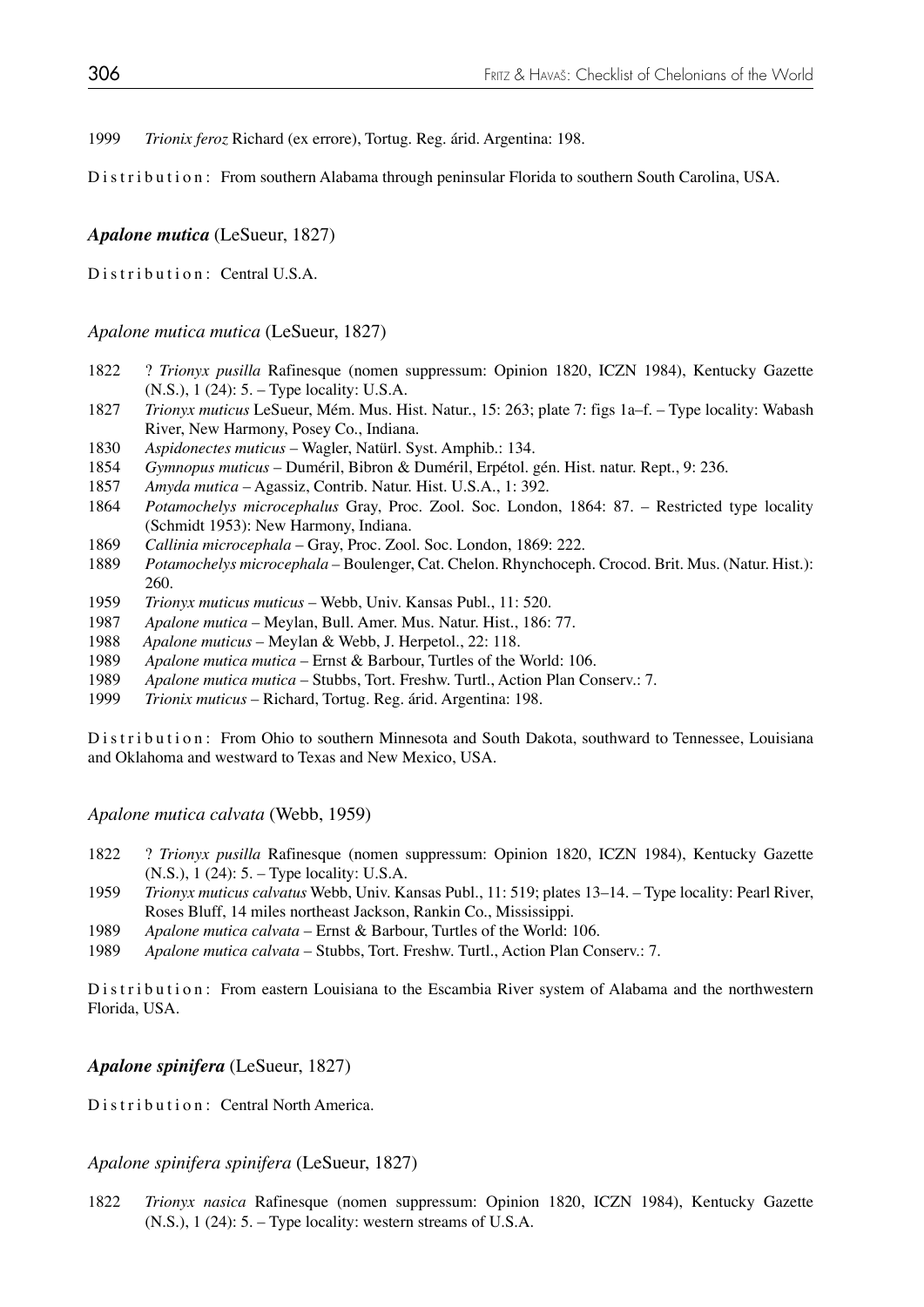1999 *Trionix feroz* Richard (ex errore), Tortug. Reg. árid. Argentina: 198.

Distribution: From southern Alabama through peninsular Florida to southern South Carolina, USA.

### ***Apalone mutica*** (LeSueur, 1827)

Distribution: Central U.S.A.

#### *Apalone mutica mutica* (LeSueur, 1827)

1822 ? *Trionyx pusilla* Rafinesque (nomen suppressum: Opinion 1820, ICZN 1984), Kentucky Gazette (N.S.), 1 (24): 5. – Type locality: U.S.A.

1827 *Trionyx muticus* LeSueur, Mém. Mus. Hist. Natur., 15: 263; plate 7: figs 1a–f. – Type locality: Wabash River, New Harmony, Posey Co., Indiana.

1830 *Aspidonectes muticus* – Wagler, Natürl. Syst. Amphib.: 134.

1854 *Gymnopus muticus* – Duméril, Bibron & Duméril, Erpétol. gén. Hist. natur. Rept., 9: 236.

1857 *Amyda mutica* – Agassiz, Contrib. Natur. Hist. U.S.A., 1: 392.

1864 *Potamochelys microcephalus* Gray, Proc. Zool. Soc. London, 1864: 87. – Restricted type locality (Schmidt 1953): New Harmony, Indiana.

1869 *Callinia microcephala* – Gray, Proc. Zool. Soc. London, 1869: 222.

1889 *Potamochelys microcephala* – Boulenger, Cat. Chelon. Rhynchoceph. Crocod. Brit. Mus. (Natur. Hist.): 260.

1959 *Trionyx muticus muticus* – Webb, Univ. Kansas Publ., 11: 520.

1987 *Apalone mutica* – Meylan, Bull. Amer. Mus. Natur. Hist., 186: 77.

1988 *Apalone muticus* – Meylan & Webb, J. Herpetol., 22: 118.

1989 *Apalone mutica mutica* – Ernst & Barbour, Turtles of the World: 106.

1989 *Apalone mutica mutica* – Stubbs, Tort. Freshw. Turtl., Action Plan Conserv.: 7.

1999 *Trionix muticus* – Richard, Tortug. Reg. árid. Argentina: 198.

Distribution: From Ohio to southern Minnesota and South Dakota, southward to Tennessee, Louisiana and Oklahoma and westward to Texas and New Mexico, USA.

#### *Apalone mutica calvata* (Webb, 1959)

1822 ? *Trionyx pusilla* Rafinesque (nomen suppressum: Opinion 1820, ICZN 1984), Kentucky Gazette (N.S.), 1 (24): 5. – Type locality: U.S.A.

1959 *Trionyx muticus calvatus* Webb, Univ. Kansas Publ., 11: 519; plates 13–14. – Type locality: Pearl River, Roses Bluff, 14 miles northeast Jackson, Rankin Co., Mississippi.

1989 *Apalone mutica calvata* – Ernst & Barbour, Turtles of the World: 106.

1989 *Apalone mutica calvata* – Stubbs, Tort. Freshw. Turtl., Action Plan Conserv.: 7.

Distribution: From eastern Louisiana to the Escambia River system of Alabama and the northwestern Florida, USA.

### ***Apalone spinifera*** (LeSueur, 1827)

Distribution: Central North America.

#### *Apalone spinifera spinifera* (LeSueur, 1827)

1822 *Trionyx nasica* Rafinesque (nomen suppressum: Opinion 1820, ICZN 1984), Kentucky Gazette (N.S.), 1 (24): 5. – Type locality: western streams of U.S.A.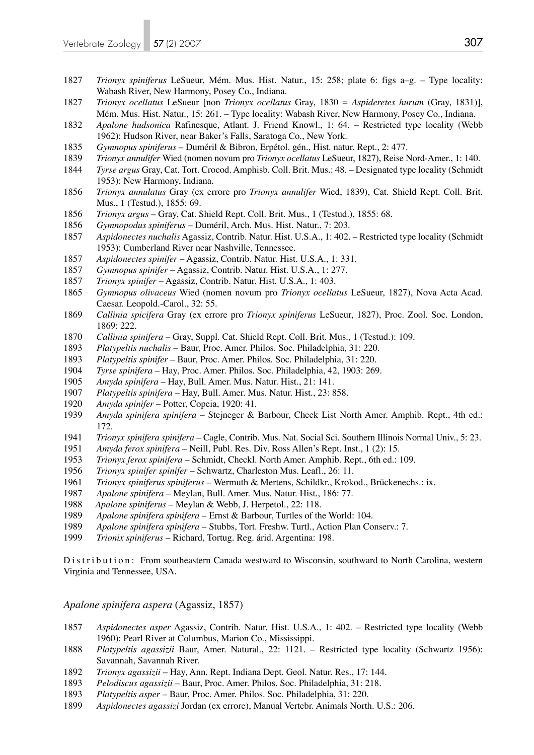1827 *Trionyx spiniferus* LeSueur, Mém. Mus. Hist. Natur., 15: 258; plate 6: figs a–g. – Type locality: Wabash River, New Harmony, Posey Co., Indiana.

1827 *Trionyx ocellatus* LeSueur [non *Trionyx ocellatus* Gray, 1830 = *Aspideretes hurum* (Gray, 1831)], Mém. Mus. Hist. Natur., 15: 261. – Type locality: Wabash River, New Harmony, Posey Co., Indiana.

1832 *Apalone hudsonica* Rafinesque, Atlant. J. Friend Knowl., 1: 64. – Restricted type locality (Webb 1962): Hudson River, near Baker's Falls, Saratoga Co., New York.

1835 *Gymnopus spiniferus* – Duméril & Bibron, Erpétol. gén., Hist. natur. Rept., 2: 477.

1839 *Trionyx annulifer* Wied (nomen novum pro *Trionyx ocellatus* LeSueur, 1827), Reise Nord-Amer., 1: 140.

1844 *Tyrse argus* Gray, Cat. Tort. Crocod. Amphisb. Coll. Brit. Mus.: 48. – Designated type locality (Schmidt 1953): New Harmony, Indiana.

1856 *Trionyx annulatus* Gray (ex errore pro *Trionyx annulifer* Wied, 1839), Cat. Shield Rept. Coll. Brit. Mus., 1 (Testud.), 1855: 69.

1856 *Trionyx argus* – Gray, Cat. Shield Rept. Coll. Brit. Mus., 1 (Testud.), 1855: 68.

1856 *Gymnopodus spiniferus* – Duméril, Arch. Mus. Hist. Natur., 7: 203.

1857 *Aspidonectes nuchalis* Agassiz, Contrib. Natur. Hist. U.S.A., 1: 402. – Restricted type locality (Schmidt 1953): Cumberland River near Nashville, Tennessee.

1857 *Aspidonectes spinifer* – Agassiz, Contrib. Natur. Hist. U.S.A., 1: 331.

1857 *Gymnopus spinifer* – Agassiz, Contrib. Natur. Hist. U.S.A., 1: 277.

1857 *Trionyx spinifer* – Agassiz, Contrib. Natur. Hist. U.S.A., 1: 403.

1865 *Gymnopus olivaceus* Wied (nomen novum pro *Trionyx ocellatus* LeSueur, 1827), Nova Acta Acad. Caesar. Leopold.-Carol., 32: 55.

1869 *Callinia spicifera* Gray (ex errore pro *Trionyx spiniferus* LeSueur, 1827), Proc. Zool. Soc. London, 1869: 222.

1870 *Callinia spinifera* – Gray, Suppl. Cat. Shield Rept. Coll. Brit. Mus., 1 (Testud.): 109.

1893 *Platypeltis nuchalis* – Baur, Proc. Amer. Philos. Soc. Philadelphia, 31: 220.

1893 *Platypeltis spinifer* – Baur, Proc. Amer. Philos. Soc. Philadelphia, 31: 220.

1904 *Tyrse spinifera* – Hay, Proc. Amer. Philos. Soc. Philadelphia, 42, 1903: 269.

1905 *Amyda spinifera* – Hay, Bull. Amer. Mus. Natur. Hist., 21: 141.

1907 *Platypeltis spinifera* – Hay, Bull. Amer. Mus. Natur. Hist., 23: 858.

1920 *Amyda spinifer* – Potter, Copeia, 1920: 41.

1939 *Amyda spinifera spinifera* – Stejneger & Barbour, Check List North Amer. Amphib. Rept., 4th ed.: 172.

1941 *Trionyx spinifera spinifera* – Cagle, Contrib. Mus. Nat. Social Sci. Southern Illinois Normal Univ., 5: 23.

1951 *Amyda ferox spinifera* – Neill, Publ. Res. Div. Ross Allen's Rept. Inst., 1 (2): 15.

1953 *Trionyx ferox spinifera* – Schmidt, Checkl. North Amer. Amphib. Rept., 6th ed.: 109.

1956 *Trionyx spinifer spinifer* – Schwartz, Charleston Mus. Leafl., 26: 11.

1961 *Trionyx spiniferus spiniferus* – Wermuth & Mertens, Schildkr., Krokod., Brückenechs.: ix.

1987 *Apalone spinifera* – Meylan, Bull. Amer. Mus. Natur. Hist., 186: 77.

1988 *Apalone spiniferus* – Meylan & Webb, J. Herpetol., 22: 118.

1989 *Apalone spinifera spinifera* – Ernst & Barbour, Turtles of the World: 104.

1989 *Apalone spinifera spinifera* – Stubbs, Tort. Freshw. Turtl., Action Plan Conserv.: 7.

1999 *Trionix spiniferus* – Richard, Tortug. Reg. árid. Argentina: 198.

Distribution: From southeastern Canada westward to Wisconsin, southward to North Carolina, western Virginia and Tennessee, USA.

### *Apalone spinifera aspera* (Agassiz, 1857)

1857 *Aspidonectes asper* Agassiz, Contrib. Natur. Hist. U.S.A., 1: 402. – Restricted type locality (Webb 1960): Pearl River at Columbus, Marion Co., Mississippi.

1888 *Platypeltis agassizii* Baur, Amer. Natural., 22: 1121. – Restricted type locality (Schwartz 1956): Savannah, Savannah River.

1892 *Trionyx agassizii* – Hay, Ann. Rept. Indiana Dept. Geol. Natur. Res., 17: 144.

1893 *Pelodiscus agassizii* – Baur, Proc. Amer. Philos. Soc. Philadelphia, 31: 218.

1893 *Platypeltis asper* – Baur, Proc. Amer. Philos. Soc. Philadelphia, 31: 220.

1899 *Aspidonectes agassizi* Jordan (ex errore), Manual Vertebr. Animals North. U.S.: 206.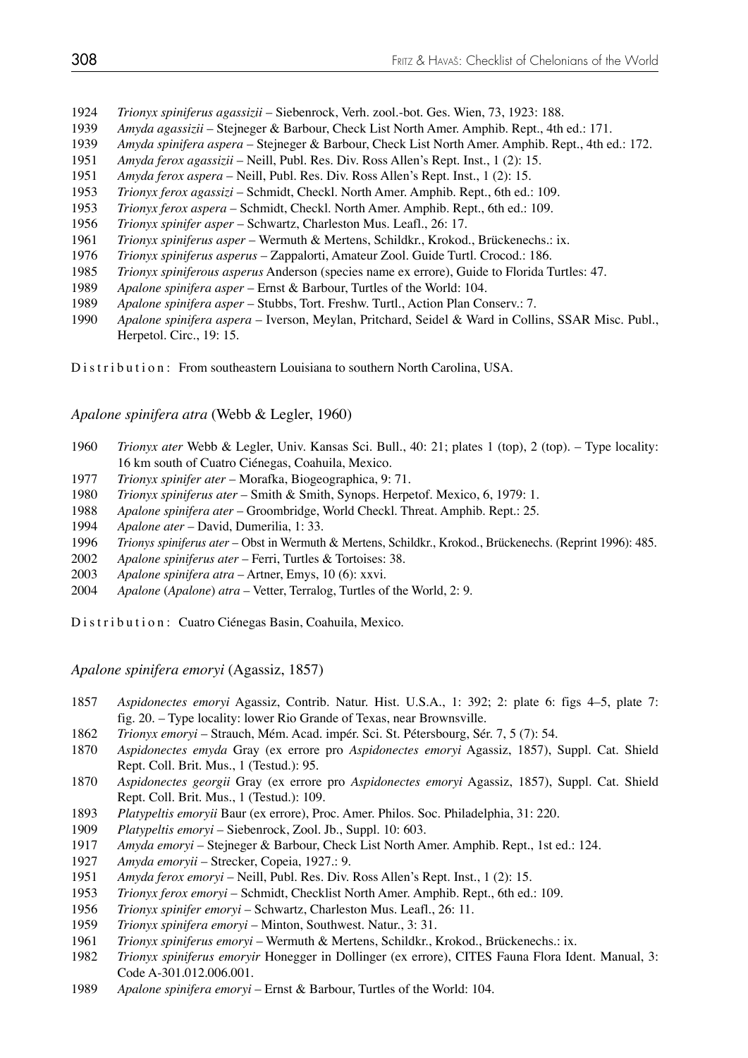1924 *Trionyx spiniferus agassizii* – Siebenrock, Verh. zool.-bot. Ges. Wien, 73, 1923: 188.
1939 *Amyda agassizii* – Stejneger & Barbour, Check List North Amer. Amphib. Rept., 4th ed.: 171.
1939 *Amyda spinifera aspera* – Stejneger & Barbour, Check List North Amer. Amphib. Rept., 4th ed.: 172.
1951 *Amyda ferox agassizii* – Neill, Publ. Res. Div. Ross Allen's Rept. Inst., 1 (2): 15.
1951 *Amyda ferox aspera* – Neill, Publ. Res. Div. Ross Allen's Rept. Inst., 1 (2): 15.
1953 *Trionyx ferox agassizi* – Schmidt, Checkl. North Amer. Amphib. Rept., 6th ed.: 109.
1953 *Trionyx ferox aspera* – Schmidt, Checkl. North Amer. Amphib. Rept., 6th ed.: 109.
1956 *Trionyx spinifer asper* – Schwartz, Charleston Mus. Leafl., 26: 17.
1961 *Trionyx spiniferus asper* – Wermuth & Mertens, Schildkr., Krokod., Brückenechs.: ix.
1976 *Trionyx spiniferus asperus* – Zappalorti, Amateur Zool. Guide Turtl. Crocod.: 186.
1985 *Trionyx spiniferous asperus* Anderson (species name ex errore), Guide to Florida Turtles: 47.
1989 *Apalone spinifera asper* – Ernst & Barbour, Turtles of the World: 104.
1989 *Apalone spinifera asper* – Stubbs, Tort. Freshw. Turtl., Action Plan Conserv.: 7.
1990 *Apalone spinifera aspera* – Iverson, Meylan, Pritchard, Seidel & Ward in Collins, SSAR Misc. Publ., Herpetol. Circ., 19: 15.

Distribution: From southeastern Louisiana to southern North Carolina, USA.

### *Apalone spinifera atra* (Webb & Legler, 1960)

1960 *Trionyx ater* Webb & Legler, Univ. Kansas Sci. Bull., 40: 21; plates 1 (top), 2 (top). – Type locality: 16 km south of Cuatro Ciénegas, Coahuila, Mexico.
1977 *Trionyx spinifer ater* – Morafka, Biogeographica, 9: 71.
1980 *Trionyx spiniferus ater* – Smith & Smith, Synops. Herpetof. Mexico, 6, 1979: 1.
1988 *Apalone spinifera ater* – Groombridge, World Checkl. Threat. Amphib. Rept.: 25.
1994 *Apalone ater* – David, Dumerilia, 1: 33.
1996 *Trionys spiniferus ater* – Obst in Wermuth & Mertens, Schildkr., Krokod., Brückenechs. (Reprint 1996): 485.
2002 *Apalone spiniferus ater* – Ferri, Turtles & Tortoises: 38.
2003 *Apalone spinifera atra* – Artner, Emys, 10 (6): xxvi.
2004 *Apalone* (*Apalone*) *atra* – Vetter, Terralog, Turtles of the World, 2: 9.

Distribution: Cuatro Ciénegas Basin, Coahuila, Mexico.

### *Apalone spinifera emoryi* (Agassiz, 1857)

1857 *Aspidonectes emoryi* Agassiz, Contrib. Natur. Hist. U.S.A., 1: 392; 2: plate 6: figs 4–5, plate 7: fig. 20. – Type locality: lower Rio Grande of Texas, near Brownsville.
1862 *Trionyx emoryi* – Strauch, Mém. Acad. impér. Sci. St. Pétersbourg, Sér. 7, 5 (7): 54.
1870 *Aspidonectes emyda* Gray (ex errore pro *Aspidonectes emoryi* Agassiz, 1857), Suppl. Cat. Shield Rept. Coll. Brit. Mus., 1 (Testud.): 95.
1870 *Aspidonectes georgii* Gray (ex errore pro *Aspidonectes emoryi* Agassiz, 1857), Suppl. Cat. Shield Rept. Coll. Brit. Mus., 1 (Testud.): 109.
1893 *Platypeltis emoryii* Baur (ex errore), Proc. Amer. Philos. Soc. Philadelphia, 31: 220.
1909 *Platypeltis emoryi* – Siebenrock, Zool. Jb., Suppl. 10: 603.
1917 *Amyda emoryi* – Stejneger & Barbour, Check List North Amer. Amphib. Rept., 1st ed.: 124.
1927 *Amyda emoryii* – Strecker, Copeia, 1927.: 9.
1951 *Amyda ferox emoryi* – Neill, Publ. Res. Div. Ross Allen's Rept. Inst., 1 (2): 15.
1953 *Trionyx ferox emoryi* – Schmidt, Checklist North Amer. Amphib. Rept., 6th ed.: 109.
1956 *Trionyx spinifer emoryi* – Schwartz, Charleston Mus. Leafl., 26: 11.
1959 *Trionyx spinifera emoryi* – Minton, Southwest. Natur., 3: 31.
1961 *Trionyx spiniferus emoryi* – Wermuth & Mertens, Schildkr., Krokod., Brückenechs.: ix.
1982 *Trionyx spiniferus emoryir* Honegger in Dollinger (ex errore), CITES Fauna Flora Ident. Manual, 3: Code A-301.012.006.001.
1989 *Apalone spinifera emoryi* – Ernst & Barbour, Turtles of the World: 104.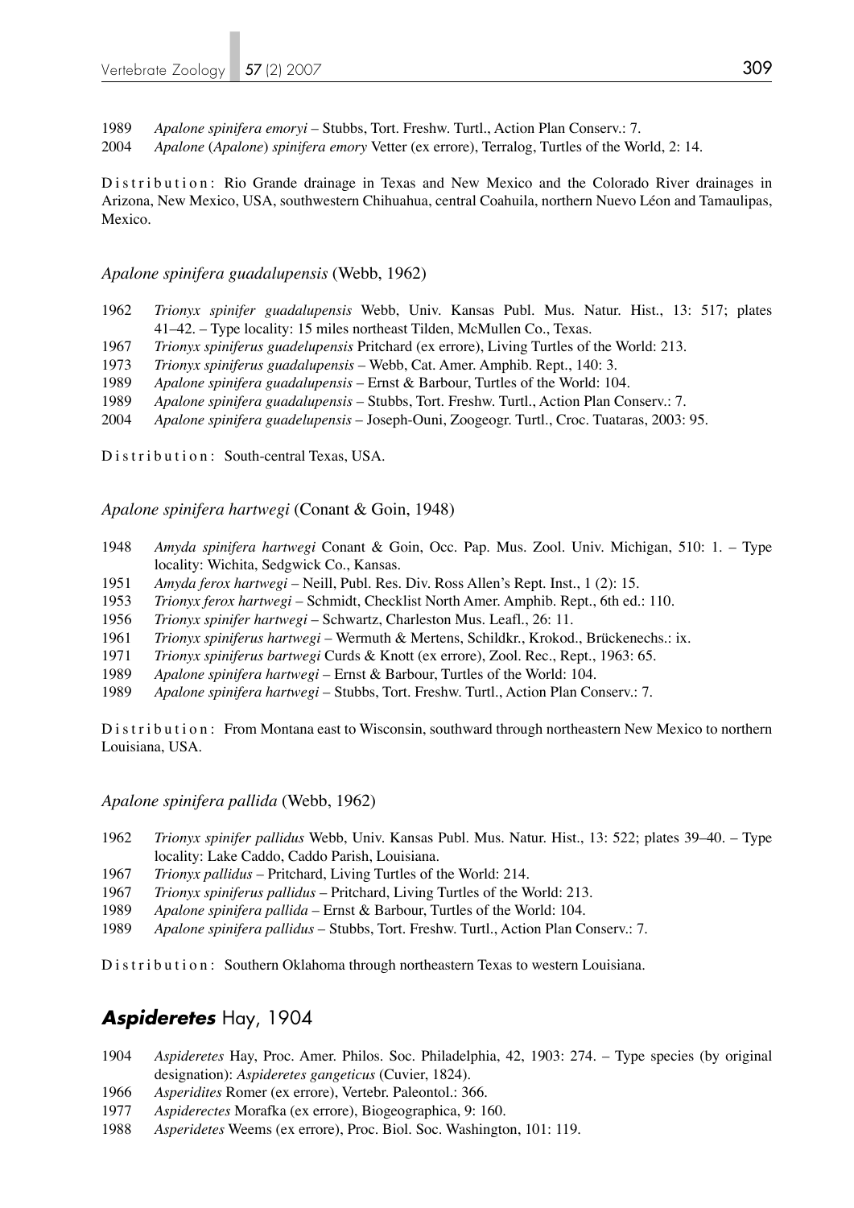1989 *Apalone spinifera emoryi* – Stubbs, Tort. Freshw. Turtl., Action Plan Conserv.: 7.
2004 *Apalone* (*Apalone*) *spinifera emory* Vetter (ex errore), Terralog, Turtles of the World, 2: 14.

Distribution: Rio Grande drainage in Texas and New Mexico and the Colorado River drainages in Arizona, New Mexico, USA, southwestern Chihuahua, central Coahuila, northern Nuevo Léon and Tamaulipas, Mexico.

*Apalone spinifera guadalupensis* (Webb, 1962)

1962 *Trionyx spinifer guadalupensis* Webb, Univ. Kansas Publ. Mus. Natur. Hist., 13: 517; plates 41–42. – Type locality: 15 miles northeast Tilden, McMullen Co., Texas.
1967 *Trionyx spiniferus guadelupensis* Pritchard (ex errore), Living Turtles of the World: 213.
1973 *Trionyx spiniferus guadalupensis* – Webb, Cat. Amer. Amphib. Rept., 140: 3.
1989 *Apalone spinifera guadalupensis* – Ernst & Barbour, Turtles of the World: 104.
1989 *Apalone spinifera guadalupensis* – Stubbs, Tort. Freshw. Turtl., Action Plan Conserv.: 7.
2004 *Apalone spinifera guadelupensis* – Joseph-Ouni, Zoogeogr. Turtl., Croc. Tuataras, 2003: 95.

Distribution: South-central Texas, USA.

*Apalone spinifera hartwegi* (Conant & Goin, 1948)

1948 *Amyda spinifera hartwegi* Conant & Goin, Occ. Pap. Mus. Zool. Univ. Michigan, 510: 1. – Type locality: Wichita, Sedgwick Co., Kansas.
1951 *Amyda ferox hartwegi* – Neill, Publ. Res. Div. Ross Allen's Rept. Inst., 1 (2): 15.
1953 *Trionyx ferox hartwegi* – Schmidt, Checklist North Amer. Amphib. Rept., 6th ed.: 110.
1956 *Trionyx spinifer hartwegi* – Schwartz, Charleston Mus. Leafl., 26: 11.
1961 *Trionyx spiniferus hartwegi* – Wermuth & Mertens, Schildkr., Krokod., Brückenechs.: ix.
1971 *Trionyx spiniferus bartwegi* Curds & Knott (ex errore), Zool. Rec., Rept., 1963: 65.
1989 *Apalone spinifera hartwegi* – Ernst & Barbour, Turtles of the World: 104.
1989 *Apalone spinifera hartwegi* – Stubbs, Tort. Freshw. Turtl., Action Plan Conserv.: 7.

Distribution: From Montana east to Wisconsin, southward through northeastern New Mexico to northern Louisiana, USA.

*Apalone spinifera pallida* (Webb, 1962)

1962 *Trionyx spinifer pallidus* Webb, Univ. Kansas Publ. Mus. Natur. Hist., 13: 522; plates 39–40. – Type locality: Lake Caddo, Caddo Parish, Louisiana.
1967 *Trionyx pallidus* – Pritchard, Living Turtles of the World: 214.
1967 *Trionyx spiniferus pallidus* – Pritchard, Living Turtles of the World: 213.
1989 *Apalone spinifera pallida* – Ernst & Barbour, Turtles of the World: 104.
1989 *Apalone spinifera pallidus* – Stubbs, Tort. Freshw. Turtl., Action Plan Conserv.: 7.

Distribution: Southern Oklahoma through northeastern Texas to western Louisiana.

## ***Aspideretes*** Hay, 1904

1904 *Aspideretes* Hay, Proc. Amer. Philos. Soc. Philadelphia, 42, 1903: 274. – Type species (by original designation): *Aspideretes gangeticus* (Cuvier, 1824).
1966 *Asperidites* Romer (ex errore), Vertebr. Paleontol.: 366.
1977 *Aspiderectes* Morafka (ex errore), Biogeographica, 9: 160.
1988 *Asperidetes* Weems (ex errore), Proc. Biol. Soc. Washington, 101: 119.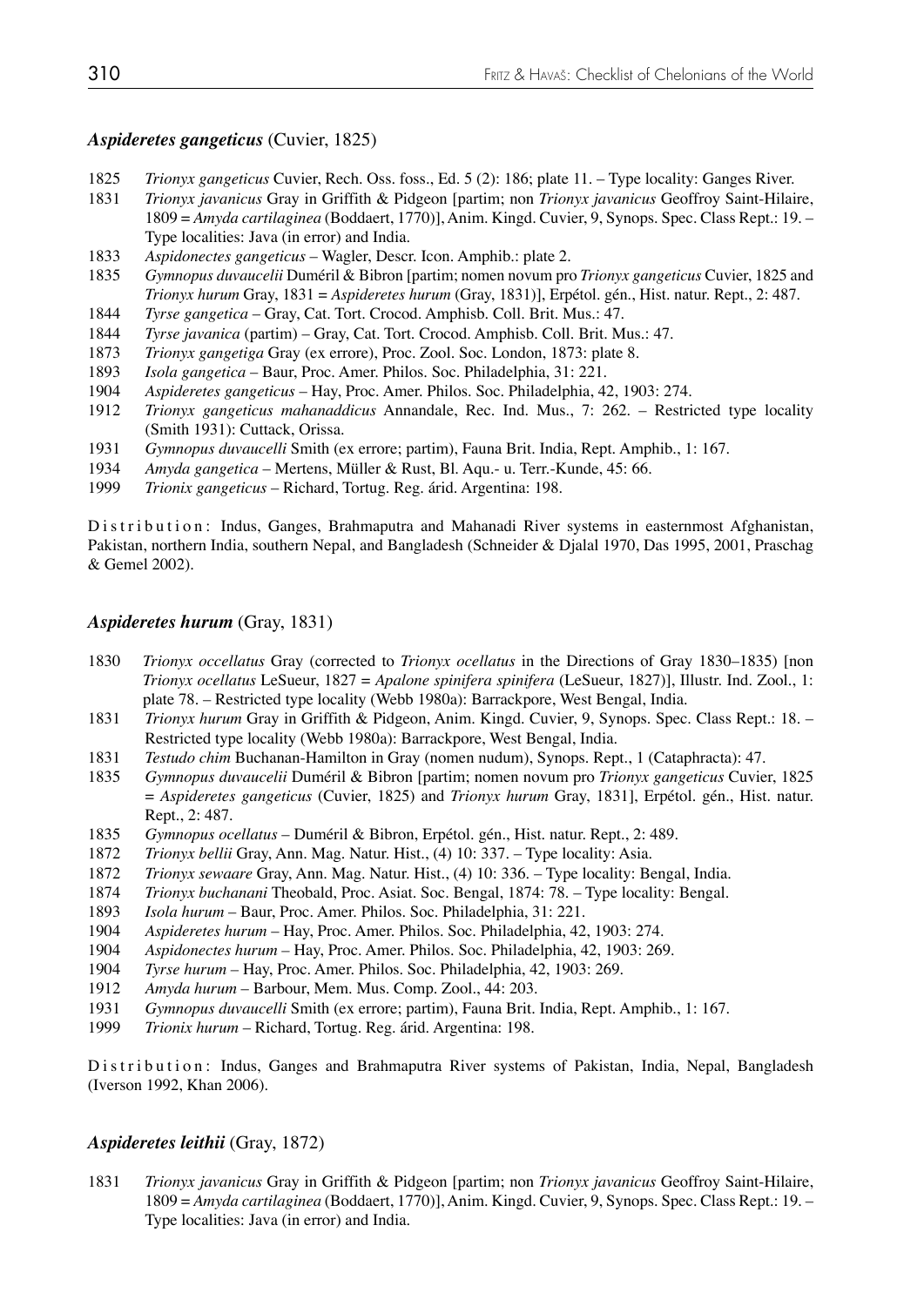### *Aspideretes gangeticus* (Cuvier, 1825)

1825 *Trionyx gangeticus* Cuvier, Rech. Oss. foss., Ed. 5 (2): 186; plate 11. – Type locality: Ganges River.

1831 *Trionyx javanicus* Gray in Griffith & Pidgeon [partim; non *Trionyx javanicus* Geoffroy Saint-Hilaire, 1809 = *Amyda cartilaginea* (Boddaert, 1770)], Anim. Kingd. Cuvier, 9, Synops. Spec. Class Rept.: 19. – Type localities: Java (in error) and India.

1833 *Aspidonectes gangeticus* – Wagler, Descr. Icon. Amphib.: plate 2.

1835 *Gymnopus duvaucelii* Duméril & Bibron [partim; nomen novum pro *Trionyx gangeticus* Cuvier, 1825 and *Trionyx hurum* Gray, 1831 = *Aspideretes hurum* (Gray, 1831)], Erpétol. gén., Hist. natur. Rept., 2: 487.

1844 *Tyrse gangetica* – Gray, Cat. Tort. Crocod. Amphisb. Coll. Brit. Mus.: 47.

1844 *Tyrse javanica* (partim) – Gray, Cat. Tort. Crocod. Amphisb. Coll. Brit. Mus.: 47.

1873 *Trionyx gangetiga* Gray (ex errore), Proc. Zool. Soc. London, 1873: plate 8.

1893 *Isola gangetica* – Baur, Proc. Amer. Philos. Soc. Philadelphia, 31: 221.

1904 *Aspideretes gangeticus* – Hay, Proc. Amer. Philos. Soc. Philadelphia, 42, 1903: 274.

1912 *Trionyx gangeticus mahanaddicus* Annandale, Rec. Ind. Mus., 7: 262. – Restricted type locality (Smith 1931): Cuttack, Orissa.

1931 *Gymnopus duvaucelli* Smith (ex errore; partim), Fauna Brit. India, Rept. Amphib., 1: 167.

1934 *Amyda gangetica* – Mertens, Müller & Rust, Bl. Aqu.- u. Terr.-Kunde, 45: 66.

1999 *Trionix gangeticus* – Richard, Tortug. Reg. árid. Argentina: 198.

Distribution: Indus, Ganges, Brahmaputra and Mahanadi River systems in easternmost Afghanistan, Pakistan, northern India, southern Nepal, and Bangladesh (Schneider & Djalal 1970, Das 1995, 2001, Praschag & Gemel 2002).

### *Aspideretes hurum* (Gray, 1831)

1830 *Trionyx occellatus* Gray (corrected to *Trionyx ocellatus* in the Directions of Gray 1830–1835) [non *Trionyx ocellatus* LeSueur, 1827 = *Apalone spinifera spinifera* (LeSueur, 1827)], Illustr. Ind. Zool., 1: plate 78. – Restricted type locality (Webb 1980a): Barrackpore, West Bengal, India.

1831 *Trionyx hurum* Gray in Griffith & Pidgeon, Anim. Kingd. Cuvier, 9, Synops. Spec. Class Rept.: 18. – Restricted type locality (Webb 1980a): Barrackpore, West Bengal, India.

1831 *Testudo chim* Buchanan-Hamilton in Gray (nomen nudum), Synops. Rept., 1 (Cataphracta): 47.

1835 *Gymnopus duvaucelii* Duméril & Bibron [partim; nomen novum pro *Trionyx gangeticus* Cuvier, 1825 = *Aspideretes gangeticus* (Cuvier, 1825) and *Trionyx hurum* Gray, 1831], Erpétol. gén., Hist. natur. Rept., 2: 487.

1835 *Gymnopus ocellatus* – Duméril & Bibron, Erpétol. gén., Hist. natur. Rept., 2: 489.

1872 *Trionyx bellii* Gray, Ann. Mag. Natur. Hist., (4) 10: 337. – Type locality: Asia.

1872 *Trionyx sewaare* Gray, Ann. Mag. Natur. Hist., (4) 10: 336. – Type locality: Bengal, India.

1874 *Trionyx buchanani* Theobald, Proc. Asiat. Soc. Bengal, 1874: 78. – Type locality: Bengal.

1893 *Isola hurum* – Baur, Proc. Amer. Philos. Soc. Philadelphia, 31: 221.

1904 *Aspideretes hurum* – Hay, Proc. Amer. Philos. Soc. Philadelphia, 42, 1903: 274.

1904 *Aspidonectes hurum* – Hay, Proc. Amer. Philos. Soc. Philadelphia, 42, 1903: 269.

1904 *Tyrse hurum* – Hay, Proc. Amer. Philos. Soc. Philadelphia, 42, 1903: 269.

1912 *Amyda hurum* – Barbour, Mem. Mus. Comp. Zool., 44: 203.

1931 *Gymnopus duvaucelli* Smith (ex errore; partim), Fauna Brit. India, Rept. Amphib., 1: 167.

1999 *Trionix hurum* – Richard, Tortug. Reg. árid. Argentina: 198.

Distribution: Indus, Ganges and Brahmaputra River systems of Pakistan, India, Nepal, Bangladesh (Iverson 1992, Khan 2006).

### *Aspideretes leithii* (Gray, 1872)

1831 *Trionyx javanicus* Gray in Griffith & Pidgeon [partim; non *Trionyx javanicus* Geoffroy Saint-Hilaire, 1809 = *Amyda cartilaginea* (Boddaert, 1770)], Anim. Kingd. Cuvier, 9, Synops. Spec. Class Rept.: 19. – Type localities: Java (in error) and India.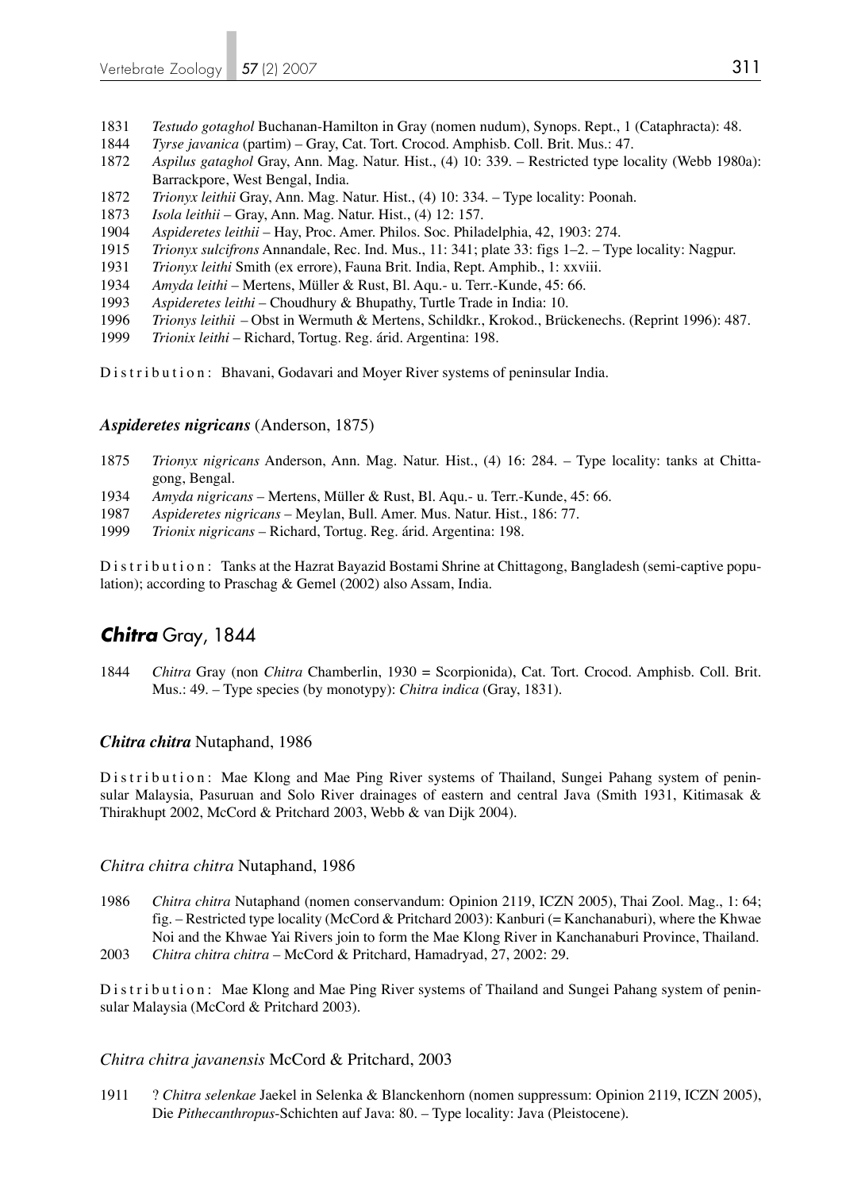1831 *Testudo gotaghol* Buchanan-Hamilton in Gray (nomen nudum), Synops. Rept., 1 (Cataphracta): 48.
1844 *Tyrse javanica* (partim) – Gray, Cat. Tort. Crocod. Amphisb. Coll. Brit. Mus.: 47.
1872 *Aspilus gataghol* Gray, Ann. Mag. Natur. Hist., (4) 10: 339. – Restricted type locality (Webb 1980a): Barrackpore, West Bengal, India.
1872 *Trionyx leithii* Gray, Ann. Mag. Natur. Hist., (4) 10: 334. – Type locality: Poonah.
1873 *Isola leithii* – Gray, Ann. Mag. Natur. Hist., (4) 12: 157.
1904 *Aspideretes leithii* – Hay, Proc. Amer. Philos. Soc. Philadelphia, 42, 1903: 274.
1915 *Trionyx sulcifrons* Annandale, Rec. Ind. Mus., 11: 341; plate 33: figs 1–2. – Type locality: Nagpur.
1931 *Trionyx leithi* Smith (ex errore), Fauna Brit. India, Rept. Amphib., 1: xxviii.
1934 *Amyda leithi* – Mertens, Müller & Rust, Bl. Aqu.- u. Terr.-Kunde, 45: 66.
1993 *Aspideretes leithi* – Choudhury & Bhupathy, Turtle Trade in India: 10.
1996 *Trionys leithii* – Obst in Wermuth & Mertens, Schildkr., Krokod., Brückenechs. (Reprint 1996): 487.
1999 *Trionix leithi* – Richard, Tortug. Reg. árid. Argentina: 198.

Distribution: Bhavani, Godavari and Moyer River systems of peninsular India.

### *Aspideretes nigricans* (Anderson, 1875)

1875 *Trionyx nigricans* Anderson, Ann. Mag. Natur. Hist., (4) 16: 284. – Type locality: tanks at Chittagong, Bengal.
1934 *Amyda nigricans* – Mertens, Müller & Rust, Bl. Aqu.- u. Terr.-Kunde, 45: 66.
1987 *Aspideretes nigricans* – Meylan, Bull. Amer. Mus. Natur. Hist., 186: 77.
1999 *Trionix nigricans* – Richard, Tortug. Reg. árid. Argentina: 198.

Distribution: Tanks at the Hazrat Bayazid Bostami Shrine at Chittagong, Bangladesh (semi-captive population); according to Praschag & Gemel (2002) also Assam, India.

## *Chitra* Gray, 1844

1844 *Chitra* Gray (non *Chitra* Chamberlin, 1930 = Scorpionida), Cat. Tort. Crocod. Amphisb. Coll. Brit. Mus.: 49. – Type species (by monotypy): *Chitra indica* (Gray, 1831).

### *Chitra chitra* Nutaphand, 1986

Distribution: Mae Klong and Mae Ping River systems of Thailand, Sungei Pahang system of peninsular Malaysia, Pasuruan and Solo River drainages of eastern and central Java (Smith 1931, Kitimasak & Thirakhupt 2002, McCord & Pritchard 2003, Webb & van Dijk 2004).

#### *Chitra chitra chitra* Nutaphand, 1986

1986 *Chitra chitra* Nutaphand (nomen conservandum: Opinion 2119, ICZN 2005), Thai Zool. Mag., 1: 64; fig. – Restricted type locality (McCord & Pritchard 2003): Kanburi (= Kanchanaburi), where the Khwae Noi and the Khwae Yai Rivers join to form the Mae Klong River in Kanchanaburi Province, Thailand.
2003 *Chitra chitra chitra* – McCord & Pritchard, Hamadryad, 27, 2002: 29.

Distribution: Mae Klong and Mae Ping River systems of Thailand and Sungei Pahang system of peninsular Malaysia (McCord & Pritchard 2003).

#### *Chitra chitra javanensis* McCord & Pritchard, 2003

1911 ? *Chitra selenkae* Jaekel in Selenka & Blanckenhorn (nomen suppressum: Opinion 2119, ICZN 2005), Die *Pithecanthropus*-Schichten auf Java: 80. – Type locality: Java (Pleistocene).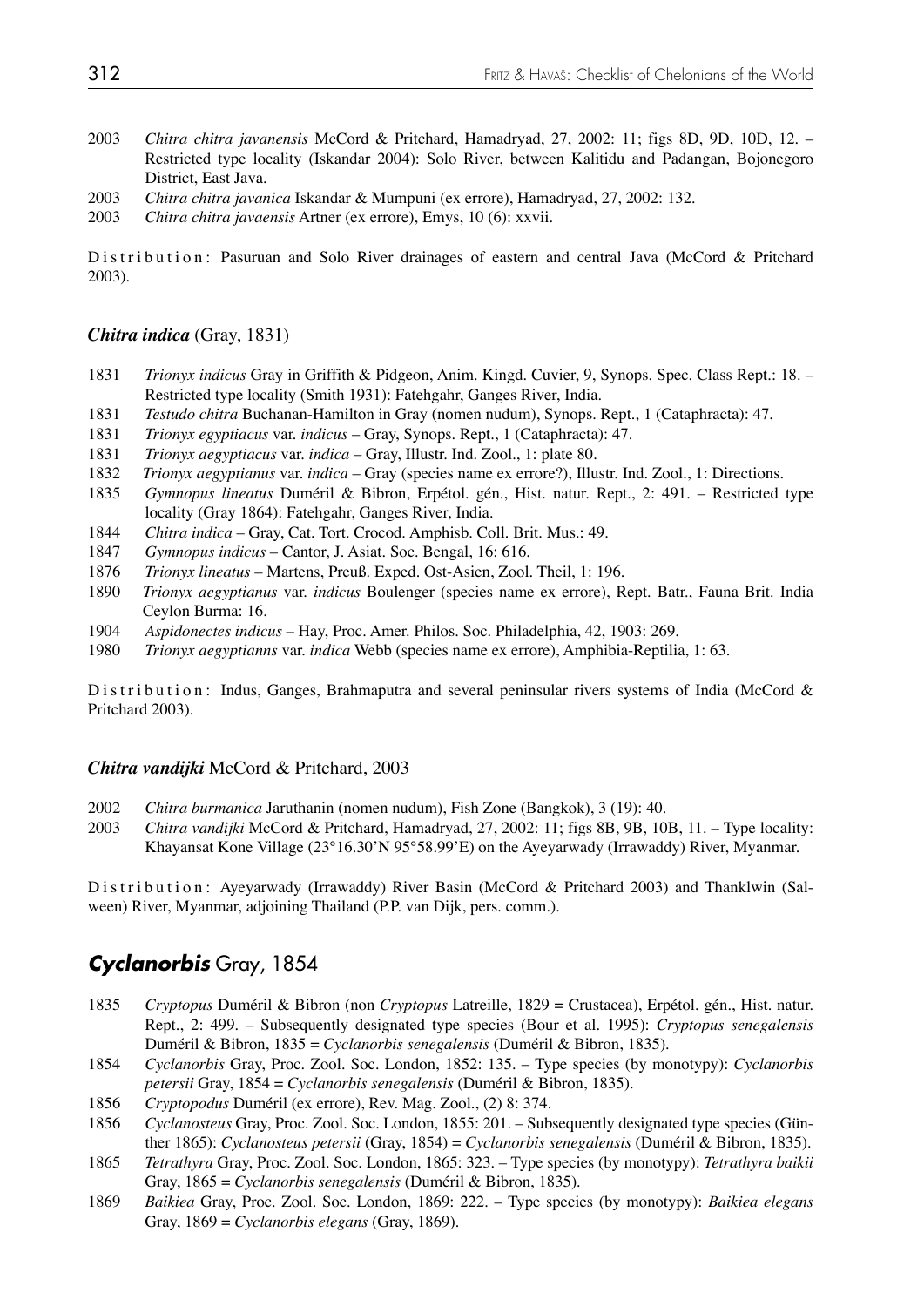2003 *Chitra chitra javanensis* McCord & Pritchard, Hamadryad, 27, 2002: 11; figs 8D, 9D, 10D, 12. – Restricted type locality (Iskandar 2004): Solo River, between Kalitidu and Padangan, Bojonegoro District, East Java.

2003 *Chitra chitra javanica* Iskandar & Mumpuni (ex errore), Hamadryad, 27, 2002: 132.

2003 *Chitra chitra javaensis* Artner (ex errore), Emys, 10 (6): xxvii.

Distribution: Pasuruan and Solo River drainages of eastern and central Java (McCord & Pritchard 2003).

### *Chitra indica* (Gray, 1831)

1831 *Trionyx indicus* Gray in Griffith & Pidgeon, Anim. Kingd. Cuvier, 9, Synops. Spec. Class Rept.: 18. – Restricted type locality (Smith 1931): Fatehgahr, Ganges River, India.

1831 *Testudo chitra* Buchanan-Hamilton in Gray (nomen nudum), Synops. Rept., 1 (Cataphracta): 47.

1831 *Trionyx egyptiacus* var. *indicus* – Gray, Synops. Rept., 1 (Cataphracta): 47.

1831 *Trionyx aegyptiacus* var. *indica* – Gray, Illustr. Ind. Zool., 1: plate 80.

1832 *Trionyx aegyptianus* var. *indica* – Gray (species name ex errore?), Illustr. Ind. Zool., 1: Directions.

1835 *Gymnopus lineatus* Duméril & Bibron, Erpétol. gén., Hist. natur. Rept., 2: 491. – Restricted type locality (Gray 1864): Fatehgahr, Ganges River, India.

1844 *Chitra indica* – Gray, Cat. Tort. Crocod. Amphisb. Coll. Brit. Mus.: 49.

1847 *Gymnopus indicus* – Cantor, J. Asiat. Soc. Bengal, 16: 616.

1876 *Trionyx lineatus* – Martens, Preuß. Exped. Ost-Asien, Zool. Theil, 1: 196.

1890 *Trionyx aegyptianus* var. *indicus* Boulenger (species name ex errore), Rept. Batr., Fauna Brit. India Ceylon Burma: 16.

1904 *Aspidonectes indicus* – Hay, Proc. Amer. Philos. Soc. Philadelphia, 42, 1903: 269.

1980 *Trionyx aegyptianns* var. *indica* Webb (species name ex errore), Amphibia-Reptilia, 1: 63.

Distribution: Indus, Ganges, Brahmaputra and several peninsular rivers systems of India (McCord & Pritchard 2003).

### *Chitra vandijki* McCord & Pritchard, 2003

2002 *Chitra burmanica* Jaruthanin (nomen nudum), Fish Zone (Bangkok), 3 (19): 40.

2003 *Chitra vandijki* McCord & Pritchard, Hamadryad, 27, 2002: 11; figs 8B, 9B, 10B, 11. – Type locality: Khayansat Kone Village (23°16.30'N 95°58.99'E) on the Ayeyarwady (Irrawaddy) River, Myanmar.

Distribution: Ayeyarwady (Irrawaddy) River Basin (McCord & Pritchard 2003) and Thanklwin (Salween) River, Myanmar, adjoining Thailand (P.P. van Dijk, pers. comm.).

## *Cyclanorbis* Gray, 1854

1835 *Cryptopus* Duméril & Bibron (non *Cryptopus* Latreille, 1829 = Crustacea), Erpétol. gén., Hist. natur. Rept., 2: 499. – Subsequently designated type species (Bour et al. 1995): *Cryptopus senegalensis* Duméril & Bibron, 1835 = *Cyclanorbis senegalensis* (Duméril & Bibron, 1835).

1854 *Cyclanorbis* Gray, Proc. Zool. Soc. London, 1852: 135. – Type species (by monotypy): *Cyclanorbis petersii* Gray, 1854 = *Cyclanorbis senegalensis* (Duméril & Bibron, 1835).

1856 *Cryptopodus* Duméril (ex errore), Rev. Mag. Zool., (2) 8: 374.

1856 *Cyclanosteus* Gray, Proc. Zool. Soc. London, 1855: 201. – Subsequently designated type species (Günther 1865): *Cyclanosteus petersii* (Gray, 1854) = *Cyclanorbis senegalensis* (Duméril & Bibron, 1835).

1865 *Tetrathyra* Gray, Proc. Zool. Soc. London, 1865: 323. – Type species (by monotypy): *Tetrathyra baikii* Gray, 1865 = *Cyclanorbis senegalensis* (Duméril & Bibron, 1835).

1869 *Baikiea* Gray, Proc. Zool. Soc. London, 1869: 222. – Type species (by monotypy): *Baikiea elegans* Gray, 1869 = *Cyclanorbis elegans* (Gray, 1869).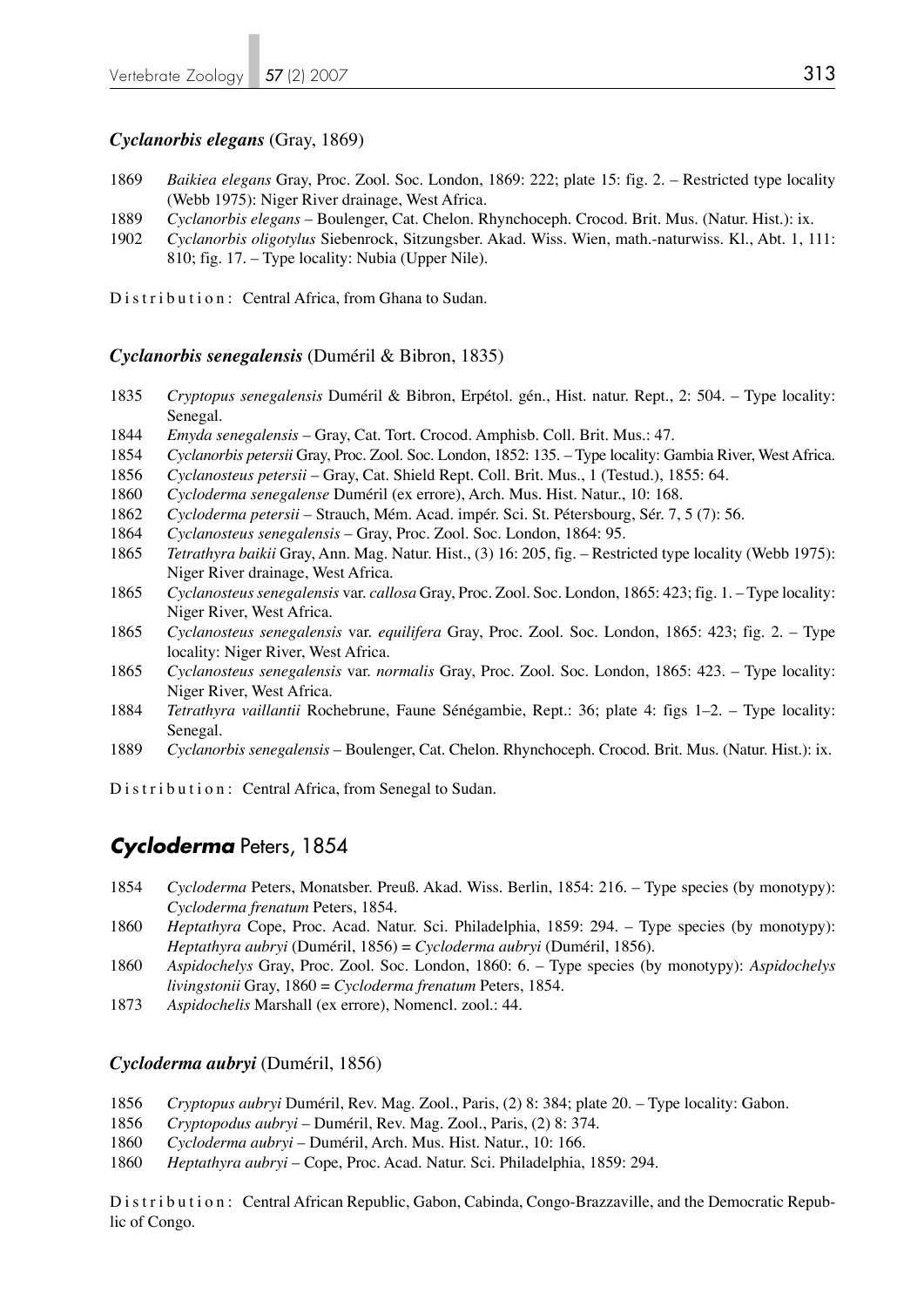### *Cyclanorbis elegans* (Gray, 1869)

1869 *Baikiea elegans* Gray, Proc. Zool. Soc. London, 1869: 222; plate 15: fig. 2. – Restricted type locality (Webb 1975): Niger River drainage, West Africa.

1889 *Cyclanorbis elegans* – Boulenger, Cat. Chelon. Rhynchoceph. Crocod. Brit. Mus. (Natur. Hist.): ix.

1902 *Cyclanorbis oligotylus* Siebenrock, Sitzungsber. Akad. Wiss. Wien, math.-naturwiss. Kl., Abt. 1, 111: 810; fig. 17. – Type locality: Nubia (Upper Nile).

Distribution: Central Africa, from Ghana to Sudan.

### *Cyclanorbis senegalensis* (Duméril & Bibron, 1835)

1835 *Cryptopus senegalensis* Duméril & Bibron, Erpétol. gén., Hist. natur. Rept., 2: 504. – Type locality: Senegal.

1844 *Emyda senegalensis* – Gray, Cat. Tort. Crocod. Amphisb. Coll. Brit. Mus.: 47.

1854 *Cyclanorbis petersii* Gray, Proc. Zool. Soc. London, 1852: 135. – Type locality: Gambia River, West Africa.

1856 *Cyclanosteus petersii* – Gray, Cat. Shield Rept. Coll. Brit. Mus., 1 (Testud.), 1855: 64.

1860 *Cycloderma senegalense* Duméril (ex errore), Arch. Mus. Hist. Natur., 10: 168.

1862 *Cycloderma petersii* – Strauch, Mém. Acad. impér. Sci. St. Pétersbourg, Sér. 7, 5 (7): 56.

1864 *Cyclanosteus senegalensis* – Gray, Proc. Zool. Soc. London, 1864: 95.

1865 *Tetrathyra baikii* Gray, Ann. Mag. Natur. Hist., (3) 16: 205, fig. – Restricted type locality (Webb 1975): Niger River drainage, West Africa.

1865 *Cyclanosteus senegalensis* var. *callosa* Gray, Proc. Zool. Soc. London, 1865: 423; fig. 1. – Type locality: Niger River, West Africa.

1865 *Cyclanosteus senegalensis* var. *equilifera* Gray, Proc. Zool. Soc. London, 1865: 423; fig. 2. – Type locality: Niger River, West Africa.

1865 *Cyclanosteus senegalensis* var. *normalis* Gray, Proc. Zool. Soc. London, 1865: 423. – Type locality: Niger River, West Africa.

1884 *Tetrathyra vaillantii* Rochebrune, Faune Sénégambie, Rept.: 36; plate 4: figs 1–2. – Type locality: Senegal.

1889 *Cyclanorbis senegalensis* – Boulenger, Cat. Chelon. Rhynchoceph. Crocod. Brit. Mus. (Natur. Hist.): ix.

Distribution: Central Africa, from Senegal to Sudan.

## *Cycloderma* Peters, 1854

1854 *Cycloderma* Peters, Monatsber. Preuß. Akad. Wiss. Berlin, 1854: 216. – Type species (by monotypy): *Cycloderma frenatum* Peters, 1854.

1860 *Heptathyra* Cope, Proc. Acad. Natur. Sci. Philadelphia, 1859: 294. – Type species (by monotypy): *Heptathyra aubryi* (Duméril, 1856) = *Cycloderma aubryi* (Duméril, 1856).

1860 *Aspidochelys* Gray, Proc. Zool. Soc. London, 1860: 6. – Type species (by monotypy): *Aspidochelys livingstonii* Gray, 1860 = *Cycloderma frenatum* Peters, 1854.

1873 *Aspidochelis* Marshall (ex errore), Nomencl. zool.: 44.

### *Cycloderma aubryi* (Duméril, 1856)

1856 *Cryptopus aubryi* Duméril, Rev. Mag. Zool., Paris, (2) 8: 384; plate 20. – Type locality: Gabon.

1856 *Cryptopodus aubryi* – Duméril, Rev. Mag. Zool., Paris, (2) 8: 374.

1860 *Cycloderma aubryi* – Duméril, Arch. Mus. Hist. Natur., 10: 166.

1860 *Heptathyra aubryi* – Cope, Proc. Acad. Natur. Sci. Philadelphia, 1859: 294.

Distribution: Central African Republic, Gabon, Cabinda, Congo-Brazzaville, and the Democratic Republic of Congo.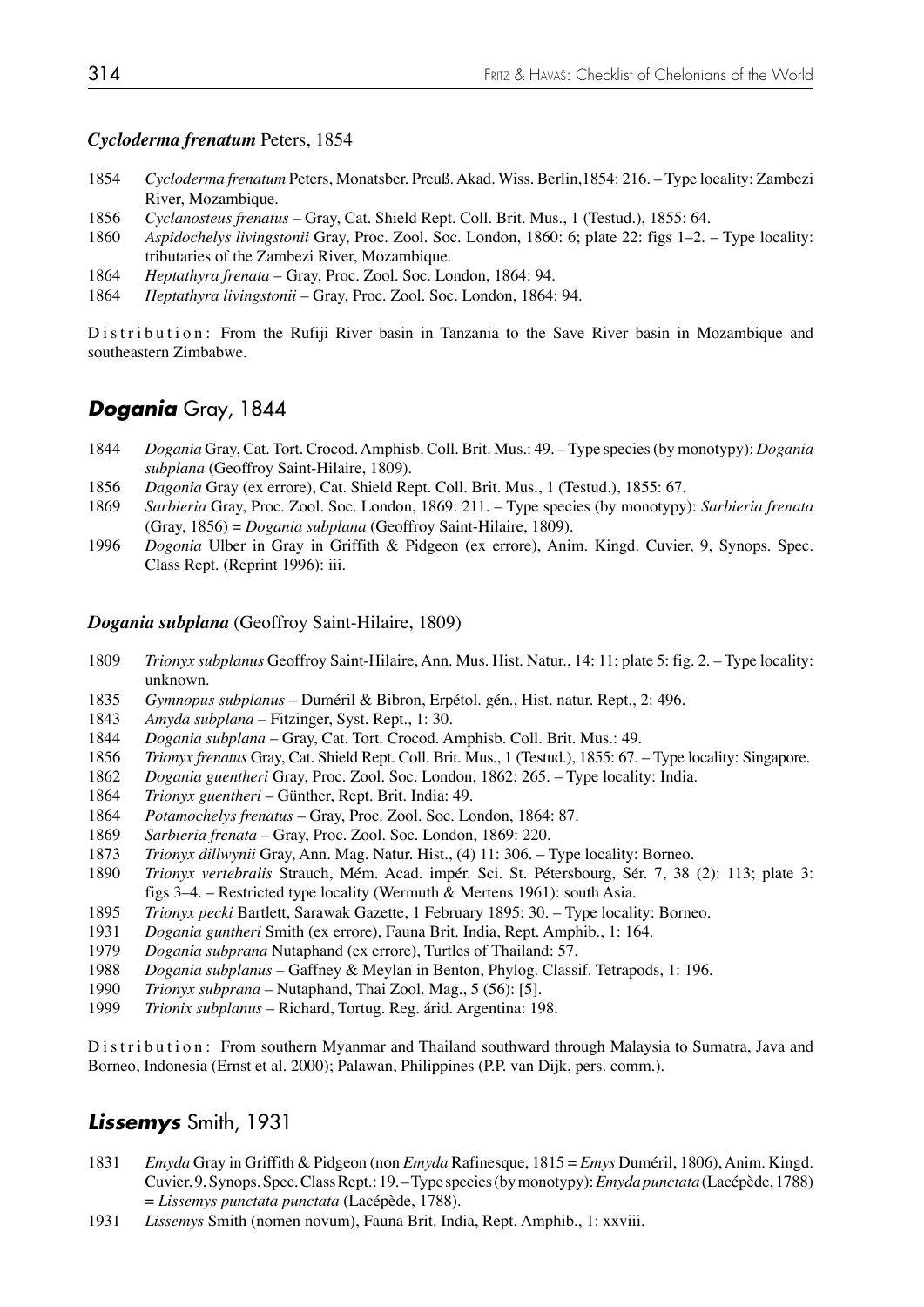### *Cycloderma frenatum* Peters, 1854

1854 *Cycloderma frenatum* Peters, Monatsber. Preuß. Akad. Wiss. Berlin,1854: 216. – Type locality: Zambezi River, Mozambique.

1856 *Cyclanosteus frenatus* – Gray, Cat. Shield Rept. Coll. Brit. Mus., 1 (Testud.), 1855: 64.

1860 *Aspidochelys livingstonii* Gray, Proc. Zool. Soc. London, 1860: 6; plate 22: figs 1–2. – Type locality: tributaries of the Zambezi River, Mozambique.

1864 *Heptathyra frenata* – Gray, Proc. Zool. Soc. London, 1864: 94.

1864 *Heptathyra livingstonii* – Gray, Proc. Zool. Soc. London, 1864: 94.

Distribution: From the Rufiji River basin in Tanzania to the Save River basin in Mozambique and southeastern Zimbabwe.

## *Dogania* Gray, 1844

1844 *Dogania* Gray, Cat. Tort. Crocod. Amphisb. Coll. Brit. Mus.: 49. – Type species (by monotypy): *Dogania subplana* (Geoffroy Saint-Hilaire, 1809).

1856 *Dagonia* Gray (ex errore), Cat. Shield Rept. Coll. Brit. Mus., 1 (Testud.), 1855: 67.

1869 *Sarbieria* Gray, Proc. Zool. Soc. London, 1869: 211. – Type species (by monotypy): *Sarbieria frenata* (Gray, 1856) = *Dogania subplana* (Geoffroy Saint-Hilaire, 1809).

1996 *Dogonia* Ulber in Gray in Griffith & Pidgeon (ex errore), Anim. Kingd. Cuvier, 9, Synops. Spec. Class Rept. (Reprint 1996): iii.

### *Dogania subplana* (Geoffroy Saint-Hilaire, 1809)

1809 *Trionyx subplanus* Geoffroy Saint-Hilaire, Ann. Mus. Hist. Natur., 14: 11; plate 5: fig. 2. – Type locality: unknown.

1835 *Gymnopus subplanus* – Duméril & Bibron, Erpétol. gén., Hist. natur. Rept., 2: 496.

1843 *Amyda subplana* – Fitzinger, Syst. Rept., 1: 30.

1844 *Dogania subplana* – Gray, Cat. Tort. Crocod. Amphisb. Coll. Brit. Mus.: 49.

1856 *Trionyx frenatus* Gray, Cat. Shield Rept. Coll. Brit. Mus., 1 (Testud.), 1855: 67. – Type locality: Singapore.

1862 *Dogania guentheri* Gray, Proc. Zool. Soc. London, 1862: 265. – Type locality: India.

1864 *Trionyx guentheri* – Günther, Rept. Brit. India: 49.

1864 *Potamochelys frenatus* – Gray, Proc. Zool. Soc. London, 1864: 87.

1869 *Sarbieria frenata* – Gray, Proc. Zool. Soc. London, 1869: 220.

1873 *Trionyx dillwynii* Gray, Ann. Mag. Natur. Hist., (4) 11: 306. – Type locality: Borneo.

1890 *Trionyx vertebralis* Strauch, Mém. Acad. impér. Sci. St. Pétersbourg, Sér. 7, 38 (2): 113; plate 3: figs 3–4. – Restricted type locality (Wermuth & Mertens 1961): south Asia.

1895 *Trionyx pecki* Bartlett, Sarawak Gazette, 1 February 1895: 30. – Type locality: Borneo.

1931 *Dogania guntheri* Smith (ex errore), Fauna Brit. India, Rept. Amphib., 1: 164.

1979 *Dogania subprana* Nutaphand (ex errore), Turtles of Thailand: 57.

1988 *Dogania subplanus* – Gaffney & Meylan in Benton, Phylog. Classif. Tetrapods, 1: 196.

1990 *Trionyx subprana* – Nutaphand, Thai Zool. Mag., 5 (56): [5].

1999 *Trionix subplanus* – Richard, Tortug. Reg. árid. Argentina: 198.

Distribution: From southern Myanmar and Thailand southward through Malaysia to Sumatra, Java and Borneo, Indonesia (Ernst et al. 2000); Palawan, Philippines (P.P. van Dijk, pers. comm.).

## *Lissemys* Smith, 1931

1831 *Emyda* Gray in Griffith & Pidgeon (non *Emyda* Rafinesque, 1815 = *Emys* Duméril, 1806), Anim. Kingd. Cuvier, 9, Synops. Spec. Class Rept.: 19. – Type species (by monotypy): *Emyda punctata* (Lacépède, 1788) = *Lissemys punctata punctata* (Lacépède, 1788).

1931 *Lissemys* Smith (nomen novum), Fauna Brit. India, Rept. Amphib., 1: xxviii.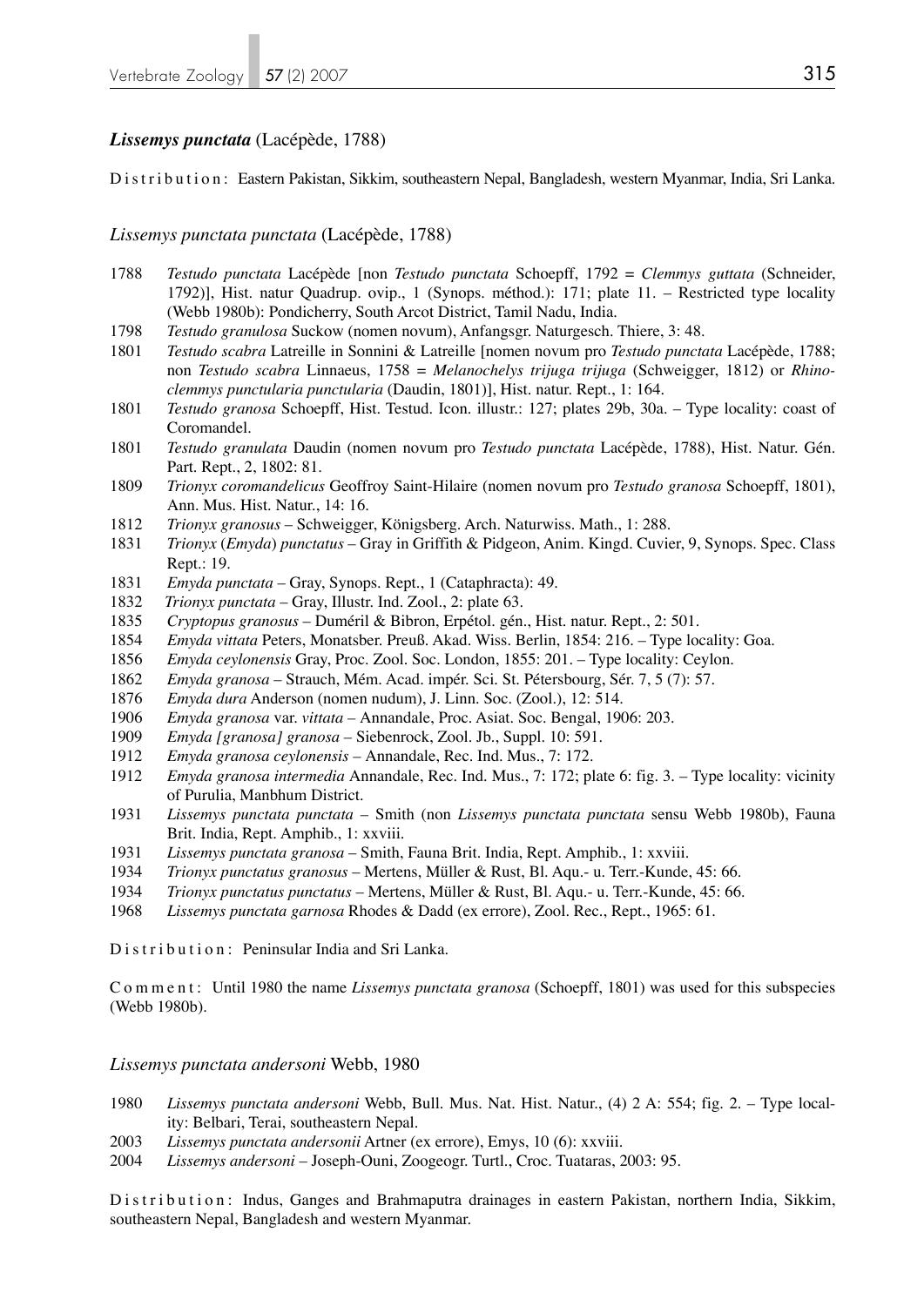***Lissemys punctata*** (Lacépède, 1788)

Distribution: Eastern Pakistan, Sikkim, southeastern Nepal, Bangladesh, western Myanmar, India, Sri Lanka.

*Lissemys punctata punctata* (Lacépède, 1788)

- 1788 *Testudo punctata* Lacépède [non *Testudo punctata* Schoepff, 1792 = *Clemmys guttata* (Schneider, 1792)], Hist. natur Quadrup. ovip., 1 (Synops. méthod.): 171; plate 11. – Restricted type locality (Webb 1980b): Pondicherry, South Arcot District, Tamil Nadu, India.
- 1798 *Testudo granulosa* Suckow (nomen novum), Anfangsgr. Naturgesch. Thiere, 3: 48.
- 1801 *Testudo scabra* Latreille in Sonnini & Latreille [nomen novum pro *Testudo punctata* Lacépède, 1788; non *Testudo scabra* Linnaeus, 1758 = *Melanochelys trijuga trijuga* (Schweigger, 1812) or *Rhinoclemmys punctularia punctularia* (Daudin, 1801)], Hist. natur. Rept., 1: 164.
- 1801 *Testudo granosa* Schoepff, Hist. Testud. Icon. illustr.: 127; plates 29b, 30a. – Type locality: coast of Coromandel.
- 1801 *Testudo granulata* Daudin (nomen novum pro *Testudo punctata* Lacépède, 1788), Hist. Natur. Gén. Part. Rept., 2, 1802: 81.
- 1809 *Trionyx coromandelicus* Geoffroy Saint-Hilaire (nomen novum pro *Testudo granosa* Schoepff, 1801), Ann. Mus. Hist. Natur., 14: 16.
- 1812 *Trionyx granosus* – Schweigger, Königsberg. Arch. Naturwiss. Math., 1: 288.
- 1831 *Trionyx* (*Emyda*) *punctatus* – Gray in Griffith & Pidgeon, Anim. Kingd. Cuvier, 9, Synops. Spec. Class Rept.: 19.
- 1831 *Emyda punctata* – Gray, Synops. Rept., 1 (Cataphracta): 49.
- 1832 *Trionyx punctata* – Gray, Illustr. Ind. Zool., 2: plate 63.
- 1835 *Cryptopus granosus* – Duméril & Bibron, Erpétol. gén., Hist. natur. Rept., 2: 501.
- 1854 *Emyda vittata* Peters, Monatsber. Preuß. Akad. Wiss. Berlin, 1854: 216. – Type locality: Goa.
- 1856 *Emyda ceylonensis* Gray, Proc. Zool. Soc. London, 1855: 201. – Type locality: Ceylon.
- 1862 *Emyda granosa* – Strauch, Mém. Acad. impér. Sci. St. Pétersbourg, Sér. 7, 5 (7): 57.
- 1876 *Emyda dura* Anderson (nomen nudum), J. Linn. Soc. (Zool.), 12: 514.
- 1906 *Emyda granosa* var. *vittata* – Annandale, Proc. Asiat. Soc. Bengal, 1906: 203.
- 1909 *Emyda [granosa] granosa* – Siebenrock, Zool. Jb., Suppl. 10: 591.
- 1912 *Emyda granosa ceylonensis* – Annandale, Rec. Ind. Mus., 7: 172.
- 1912 *Emyda granosa intermedia* Annandale, Rec. Ind. Mus., 7: 172; plate 6: fig. 3. – Type locality: vicinity of Purulia, Manbhum District.
- 1931 *Lissemys punctata punctata* – Smith (non *Lissemys punctata punctata* sensu Webb 1980b), Fauna Brit. India, Rept. Amphib., 1: xxviii.
- 1931 *Lissemys punctata granosa* – Smith, Fauna Brit. India, Rept. Amphib., 1: xxviii.
- 1934 *Trionyx punctatus granosus* – Mertens, Müller & Rust, Bl. Aqu.- u. Terr.-Kunde, 45: 66.
- 1934 *Trionyx punctatus punctatus* – Mertens, Müller & Rust, Bl. Aqu.- u. Terr.-Kunde, 45: 66.
- 1968 *Lissemys punctata garnosa* Rhodes & Dadd (ex errore), Zool. Rec., Rept., 1965: 61.

Distribution: Peninsular India and Sri Lanka.

Comment: Until 1980 the name *Lissemys punctata granosa* (Schoepff, 1801) was used for this subspecies (Webb 1980b).

*Lissemys punctata andersoni* Webb, 1980

- 1980 *Lissemys punctata andersoni* Webb, Bull. Mus. Nat. Hist. Natur., (4) 2 A: 554; fig. 2. – Type locality: Belbari, Terai, southeastern Nepal.
- 2003 *Lissemys punctata andersonii* Artner (ex errore), Emys, 10 (6): xxviii.
- 2004 *Lissemys andersoni* – Joseph-Ouni, Zoogeogr. Turtl., Croc. Tuataras, 2003: 95.

Distribution: Indus, Ganges and Brahmaputra drainages in eastern Pakistan, northern India, Sikkim, southeastern Nepal, Bangladesh and western Myanmar.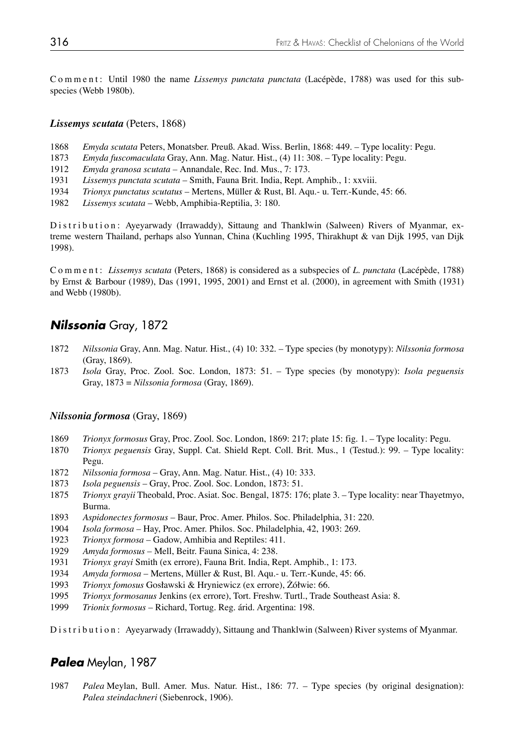Comment: Until 1980 the name *Lissemys punctata punctata* (Lacépède, 1788) was used for this subspecies (Webb 1980b).

### *Lissemys scutata* (Peters, 1868)

1868 *Emyda scutata* Peters, Monatsber. Preuß. Akad. Wiss. Berlin, 1868: 449. – Type locality: Pegu.
1873 *Emyda fuscomaculata* Gray, Ann. Mag. Natur. Hist., (4) 11: 308. – Type locality: Pegu.
1912 *Emyda granosa scutata* – Annandale, Rec. Ind. Mus., 7: 173.
1931 *Lissemys punctata scutata* – Smith, Fauna Brit. India, Rept. Amphib., 1: xxviii.
1934 *Trionyx punctatus scutatus* – Mertens, Müller & Rust, Bl. Aqu.- u. Terr.-Kunde, 45: 66.
1982 *Lissemys scutata* – Webb, Amphibia-Reptilia, 3: 180.

Distribution: Ayeyarwady (Irrawaddy), Sittaung and Thanklwin (Salween) Rivers of Myanmar, extreme western Thailand, perhaps also Yunnan, China (Kuchling 1995, Thirakhupt & van Dijk 1995, van Dijk 1998).

Comment: *Lissemys scutata* (Peters, 1868) is considered as a subspecies of *L. punctata* (Lacépède, 1788) by Ernst & Barbour (1989), Das (1991, 1995, 2001) and Ernst et al. (2000), in agreement with Smith (1931) and Webb (1980b).

## *Nilssonia* Gray, 1872

1872 *Nilssonia* Gray, Ann. Mag. Natur. Hist., (4) 10: 332. – Type species (by monotypy): *Nilssonia formosa* (Gray, 1869).
1873 *Isola* Gray, Proc. Zool. Soc. London, 1873: 51. – Type species (by monotypy): *Isola peguensis* Gray, 1873 = *Nilssonia formosa* (Gray, 1869).

### *Nilssonia formosa* (Gray, 1869)

1869 *Trionyx formosus* Gray, Proc. Zool. Soc. London, 1869: 217; plate 15: fig. 1. – Type locality: Pegu.
1870 *Trionyx peguensis* Gray, Suppl. Cat. Shield Rept. Coll. Brit. Mus., 1 (Testud.): 99. – Type locality: Pegu.
1872 *Nilssonia formosa* – Gray, Ann. Mag. Natur. Hist., (4) 10: 333.
1873 *Isola peguensis* – Gray, Proc. Zool. Soc. London, 1873: 51.
1875 *Trionyx grayii* Theobald, Proc. Asiat. Soc. Bengal, 1875: 176; plate 3. – Type locality: near Thayetmyo, Burma.
1893 *Aspidonectes formosus* – Baur, Proc. Amer. Philos. Soc. Philadelphia, 31: 220.
1904 *Isola formosa* – Hay, Proc. Amer. Philos. Soc. Philadelphia, 42, 1903: 269.
1923 *Trionyx formosa* – Gadow, Amhibia and Reptiles: 411.
1929 *Amyda formosus* – Mell, Beitr. Fauna Sinica, 4: 238.
1931 *Trionyx grayi* Smith (ex errore), Fauna Brit. India, Rept. Amphib., 1: 173.
1934 *Amyda formosa* – Mertens, Müller & Rust, Bl. Aqu.- u. Terr.-Kunde, 45: 66.
1993 *Trionyx fomosus* Gosławski & Hryniewicz (ex errore), Żółwie: 66.
1995 *Trionyx formosanus* Jenkins (ex errore), Tort. Freshw. Turtl., Trade Southeast Asia: 8.
1999 *Trionix formosus* – Richard, Tortug. Reg. árid. Argentina: 198.

Distribution: Ayeyarwady (Irrawaddy), Sittaung and Thanklwin (Salween) River systems of Myanmar.

## *Palea* Meylan, 1987

1987 *Palea* Meylan, Bull. Amer. Mus. Natur. Hist., 186: 77. – Type species (by original designation): *Palea steindachneri* (Siebenrock, 1906).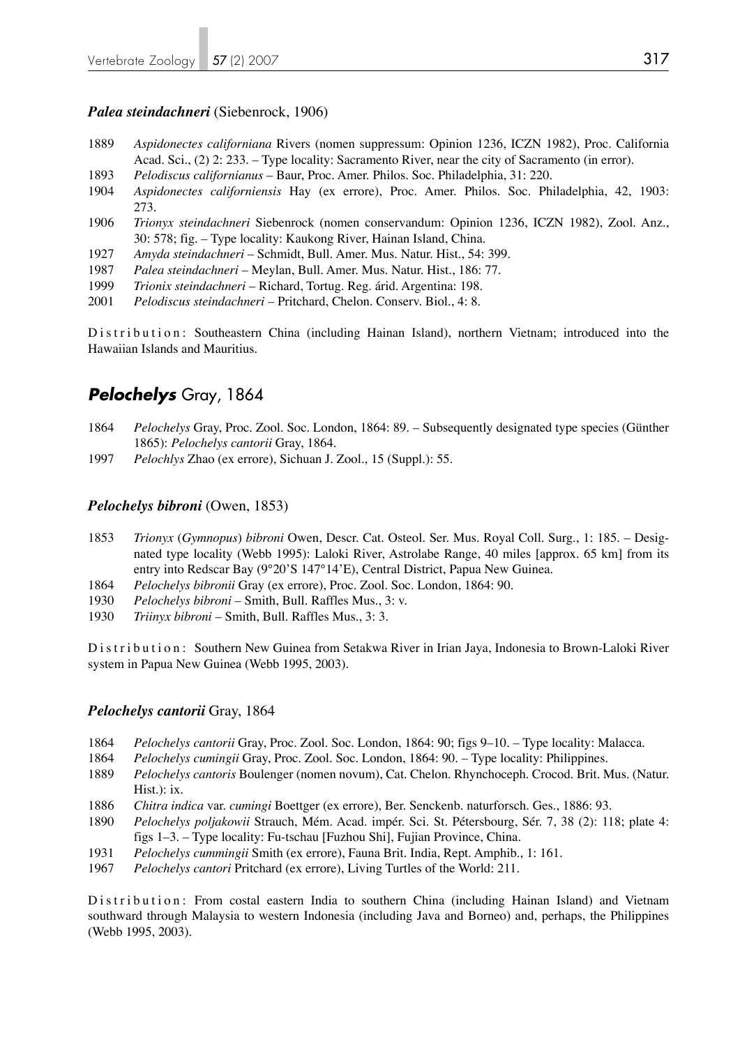### *Palea steindachneri* (Siebenrock, 1906)

1889 *Aspidonectes californiana* Rivers (nomen suppressum: Opinion 1236, ICZN 1982), Proc. California Acad. Sci., (2) 2: 233. – Type locality: Sacramento River, near the city of Sacramento (in error).

1893 *Pelodiscus californianus* – Baur, Proc. Amer. Philos. Soc. Philadelphia, 31: 220.

1904 *Aspidonectes californiensis* Hay (ex errore), Proc. Amer. Philos. Soc. Philadelphia, 42, 1903: 273.

1906 *Trionyx steindachneri* Siebenrock (nomen conservandum: Opinion 1236, ICZN 1982), Zool. Anz., 30: 578; fig. – Type locality: Kaukong River, Hainan Island, China.

1927 *Amyda steindachneri* – Schmidt, Bull. Amer. Mus. Natur. Hist., 54: 399.

1987 *Palea steindachneri* – Meylan, Bull. Amer. Mus. Natur. Hist., 186: 77.

1999 *Trionix steindachneri* – Richard, Tortug. Reg. árid. Argentina: 198.

2001 *Pelodiscus steindachneri* – Pritchard, Chelon. Conserv. Biol., 4: 8.

Distribution: Southeastern China (including Hainan Island), northern Vietnam; introduced into the Hawaiian Islands and Mauritius.

## *Pelochelys* Gray, 1864

1864 *Pelochelys* Gray, Proc. Zool. Soc. London, 1864: 89. – Subsequently designated type species (Günther 1865): *Pelochelys cantorii* Gray, 1864.

1997 *Pelochlys* Zhao (ex errore), Sichuan J. Zool., 15 (Suppl.): 55.

### *Pelochelys bibroni* (Owen, 1853)

1853 *Trionyx* (*Gymnopus*) *bibroni* Owen, Descr. Cat. Osteol. Ser. Mus. Royal Coll. Surg., 1: 185. – Designated type locality (Webb 1995): Laloki River, Astrolabe Range, 40 miles [approx. 65 km] from its entry into Redscar Bay (9°20'S 147°14'E), Central District, Papua New Guinea.

1864 *Pelochelys bibronii* Gray (ex errore), Proc. Zool. Soc. London, 1864: 90.

1930 *Pelochelys bibroni* – Smith, Bull. Raffles Mus., 3: v.

1930 *Triinyx bibroni* – Smith, Bull. Raffles Mus., 3: 3.

Distribution: Southern New Guinea from Setakwa River in Irian Jaya, Indonesia to Brown-Laloki River system in Papua New Guinea (Webb 1995, 2003).

### *Pelochelys cantorii* Gray, 1864

1864 *Pelochelys cantorii* Gray, Proc. Zool. Soc. London, 1864: 90; figs 9–10. – Type locality: Malacca.

1864 *Pelochelys cumingii* Gray, Proc. Zool. Soc. London, 1864: 90. – Type locality: Philippines.

1889 *Pelochelys cantoris* Boulenger (nomen novum), Cat. Chelon. Rhynchoceph. Crocod. Brit. Mus. (Natur. Hist.): ix.

1886 *Chitra indica* var. *cumingi* Boettger (ex errore), Ber. Senckenb. naturforsch. Ges., 1886: 93.

1890 *Pelochelys poljakowii* Strauch, Mém. Acad. impér. Sci. St. Pétersbourg, Sér. 7, 38 (2): 118; plate 4: figs 1–3. – Type locality: Fu-tschau [Fuzhou Shi], Fujian Province, China.

1931 *Pelochelys cummingii* Smith (ex errore), Fauna Brit. India, Rept. Amphib., 1: 161.

1967 *Pelochelys cantori* Pritchard (ex errore), Living Turtles of the World: 211.

Distribution: From costal eastern India to southern China (including Hainan Island) and Vietnam southward through Malaysia to western Indonesia (including Java and Borneo) and, perhaps, the Philippines (Webb 1995, 2003).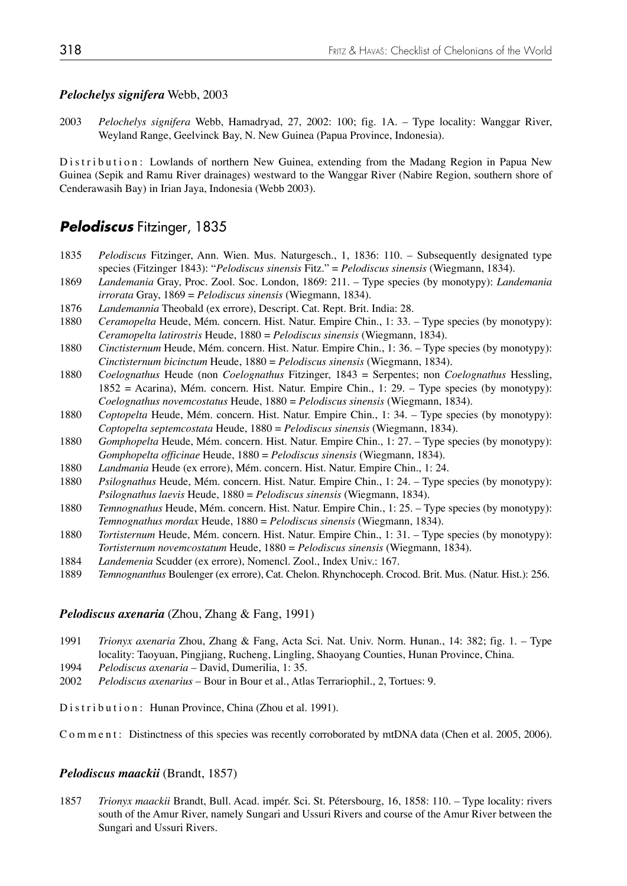### *Pelochelys signifera* Webb, 2003

2003 *Pelochelys signifera* Webb, Hamadryad, 27, 2002: 100; fig. 1A. – Type locality: Wanggar River, Weyland Range, Geelvinck Bay, N. New Guinea (Papua Province, Indonesia).

Distribution: Lowlands of northern New Guinea, extending from the Madang Region in Papua New Guinea (Sepik and Ramu River drainages) westward to the Wanggar River (Nabire Region, southern shore of Cenderawasih Bay) in Irian Jaya, Indonesia (Webb 2003).

## ***Pelodiscus*** Fitzinger, 1835

1835 *Pelodiscus* Fitzinger, Ann. Wien. Mus. Naturgesch., 1, 1836: 110. – Subsequently designated type species (Fitzinger 1843): "*Pelodiscus sinensis* Fitz." = *Pelodiscus sinensis* (Wiegmann, 1834).

1869 *Landemania* Gray, Proc. Zool. Soc. London, 1869: 211. – Type species (by monotypy): *Landemania irrorata* Gray, 1869 = *Pelodiscus sinensis* (Wiegmann, 1834).

1876 *Landemannia* Theobald (ex errore), Descript. Cat. Rept. Brit. India: 28.

1880 *Ceramopelta* Heude, Mém. concern. Hist. Natur. Empire Chin., 1: 33. – Type species (by monotypy): *Ceramopelta latirostris* Heude, 1880 = *Pelodiscus sinensis* (Wiegmann, 1834).

1880 *Cinctisternum* Heude, Mém. concern. Hist. Natur. Empire Chin., 1: 36. – Type species (by monotypy): *Cinctisternum bicinctum* Heude, 1880 = *Pelodiscus sinensis* (Wiegmann, 1834).

1880 *Coelognathus* Heude (non *Coelognathus* Fitzinger, 1843 = Serpentes; non *Coelognathus* Hessling, 1852 = Acarina), Mém. concern. Hist. Natur. Empire Chin., 1: 29. – Type species (by monotypy): *Coelognathus novemcostatus* Heude, 1880 = *Pelodiscus sinensis* (Wiegmann, 1834).

1880 *Coptopelta* Heude, Mém. concern. Hist. Natur. Empire Chin., 1: 34. – Type species (by monotypy): *Coptopelta septemcostata* Heude, 1880 = *Pelodiscus sinensis* (Wiegmann, 1834).

1880 *Gomphopelta* Heude, Mém. concern. Hist. Natur. Empire Chin., 1: 27. – Type species (by monotypy): *Gomphopelta officinae* Heude, 1880 = *Pelodiscus sinensis* (Wiegmann, 1834).

1880 *Landmania* Heude (ex errore), Mém. concern. Hist. Natur. Empire Chin., 1: 24.

1880 *Psilognathus* Heude, Mém. concern. Hist. Natur. Empire Chin., 1: 24. – Type species (by monotypy): *Psilognathus laevis* Heude, 1880 = *Pelodiscus sinensis* (Wiegmann, 1834).

1880 *Temnognathus* Heude, Mém. concern. Hist. Natur. Empire Chin., 1: 25. – Type species (by monotypy): *Temnognathus mordax* Heude, 1880 = *Pelodiscus sinensis* (Wiegmann, 1834).

1880 *Tortisternum* Heude, Mém. concern. Hist. Natur. Empire Chin., 1: 31. – Type species (by monotypy): *Tortisternum novemcostatum* Heude, 1880 = *Pelodiscus sinensis* (Wiegmann, 1834).

1884 *Landemenia* Scudder (ex errore), Nomencl. Zool., Index Univ.: 167.

1889 *Temnognanthus* Boulenger (ex errore), Cat. Chelon. Rhynchoceph. Crocod. Brit. Mus. (Natur. Hist.): 256.

### *Pelodiscus axenaria* (Zhou, Zhang & Fang, 1991)

1991 *Trionyx axenaria* Zhou, Zhang & Fang, Acta Sci. Nat. Univ. Norm. Hunan., 14: 382; fig. 1. – Type locality: Taoyuan, Pingjiang, Rucheng, Lingling, Shaoyang Counties, Hunan Province, China.

1994 *Pelodiscus axenaria* – David, Dumerilia, 1: 35.

2002 *Pelodiscus axenarius* – Bour in Bour et al., Atlas Terrariophil., 2, Tortues: 9.

Distribution: Hunan Province, China (Zhou et al. 1991).

Comment: Distinctness of this species was recently corroborated by mtDNA data (Chen et al. 2005, 2006).

### *Pelodiscus maackii* (Brandt, 1857)

1857 *Trionyx maackii* Brandt, Bull. Acad. impér. Sci. St. Pétersbourg, 16, 1858: 110. – Type locality: rivers south of the Amur River, namely Sungari and Ussuri Rivers and course of the Amur River between the Sungari and Ussuri Rivers.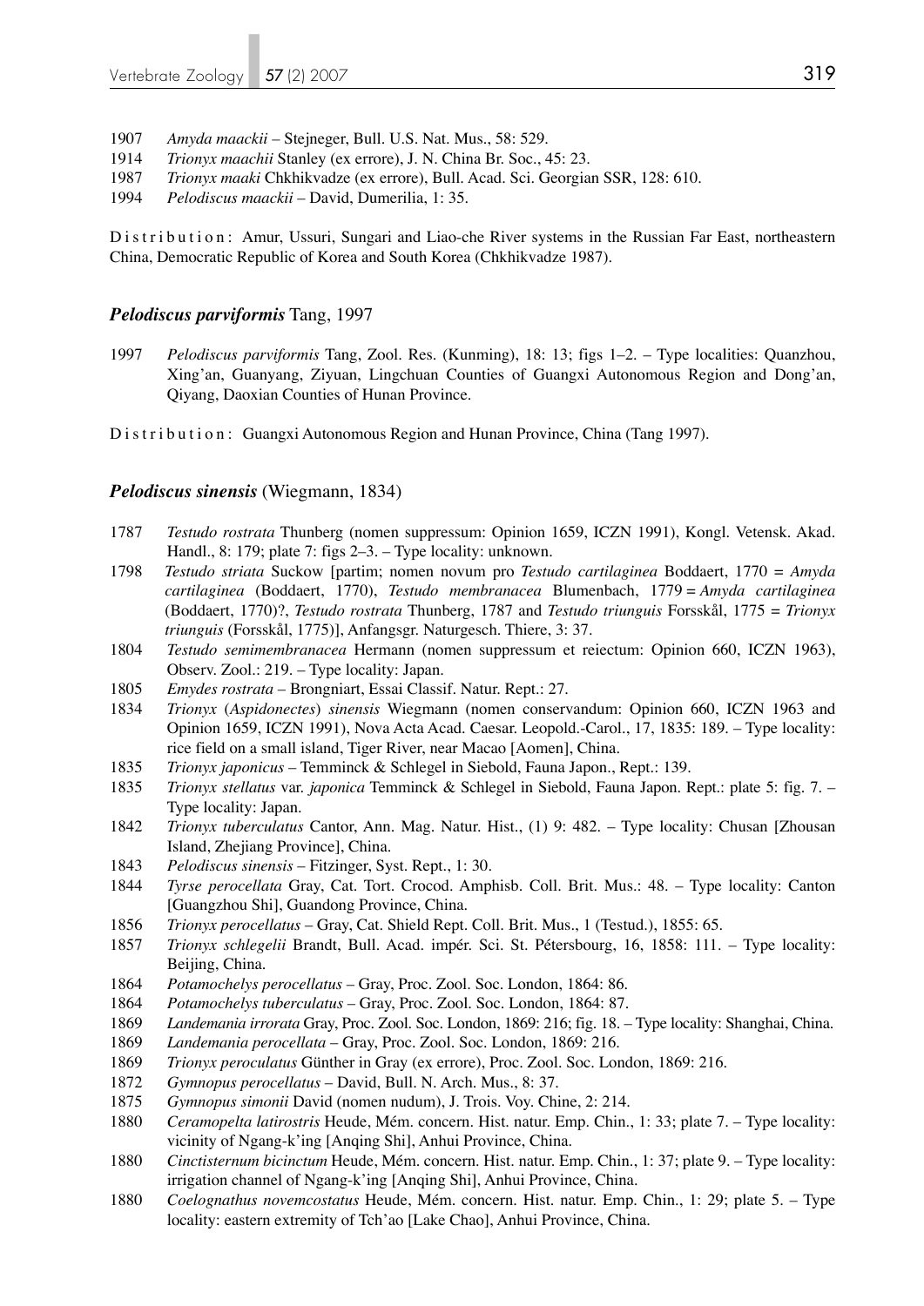1907 *Amyda maackii* – Stejneger, Bull. U.S. Nat. Mus., 58: 529.
1914 *Trionyx maachii* Stanley (ex errore), J. N. China Br. Soc., 45: 23.
1987 *Trionyx maaki* Chkhikvadze (ex errore), Bull. Acad. Sci. Georgian SSR, 128: 610.
1994 *Pelodiscus maackii* – David, Dumerilia, 1: 35.

Distribution: Amur, Ussuri, Sungari and Liao-che River systems in the Russian Far East, northeastern China, Democratic Republic of Korea and South Korea (Chkhikvadze 1987).

### *Pelodiscus parviformis* Tang, 1997

1997 *Pelodiscus parviformis* Tang, Zool. Res. (Kunming), 18: 13; figs 1–2. – Type localities: Quanzhou, Xing'an, Guanyang, Ziyuan, Lingchuan Counties of Guangxi Autonomous Region and Dong'an, Qiyang, Daoxian Counties of Hunan Province.

Distribution: Guangxi Autonomous Region and Hunan Province, China (Tang 1997).

### *Pelodiscus sinensis* (Wiegmann, 1834)

1787 *Testudo rostrata* Thunberg (nomen suppressum: Opinion 1659, ICZN 1991), Kongl. Vetensk. Akad. Handl., 8: 179; plate 7: figs 2–3. – Type locality: unknown.
1798 *Testudo striata* Suckow [partim; nomen novum pro *Testudo cartilaginea* Boddaert, 1770 = *Amyda cartilaginea* (Boddaert, 1770), *Testudo membranacea* Blumenbach, 1779 = *Amyda cartilaginea* (Boddaert, 1770)?, *Testudo rostrata* Thunberg, 1787 and *Testudo triunguis* Forsskål, 1775 = *Trionyx triunguis* (Forsskål, 1775)], Anfangsgr. Naturgesch. Thiere, 3: 37.
1804 *Testudo semimembranacea* Hermann (nomen suppressum et reiectum: Opinion 660, ICZN 1963), Observ. Zool.: 219. – Type locality: Japan.
1805 *Emydes rostrata* – Brongniart, Essai Classif. Natur. Rept.: 27.
1834 *Trionyx* (*Aspidonectes*) *sinensis* Wiegmann (nomen conservandum: Opinion 660, ICZN 1963 and Opinion 1659, ICZN 1991), Nova Acta Acad. Caesar. Leopold.-Carol., 17, 1835: 189. – Type locality: rice field on a small island, Tiger River, near Macao [Aomen], China.
1835 *Trionyx japonicus* – Temminck & Schlegel in Siebold, Fauna Japon., Rept.: 139.
1835 *Trionyx stellatus* var. *japonica* Temminck & Schlegel in Siebold, Fauna Japon. Rept.: plate 5: fig. 7. – Type locality: Japan.
1842 *Trionyx tuberculatus* Cantor, Ann. Mag. Natur. Hist., (1) 9: 482. – Type locality: Chusan [Zhousan Island, Zhejiang Province], China.
1843 *Pelodiscus sinensis* – Fitzinger, Syst. Rept., 1: 30.
1844 *Tyrse perocellata* Gray, Cat. Tort. Crocod. Amphisb. Coll. Brit. Mus.: 48. – Type locality: Canton [Guangzhou Shi], Guandong Province, China.
1856 *Trionyx perocellatus* – Gray, Cat. Shield Rept. Coll. Brit. Mus., 1 (Testud.), 1855: 65.
1857 *Trionyx schlegelii* Brandt, Bull. Acad. impér. Sci. St. Pétersbourg, 16, 1858: 111. – Type locality: Beijing, China.
1864 *Potamochelys perocellatus* – Gray, Proc. Zool. Soc. London, 1864: 86.
1864 *Potamochelys tuberculatus* – Gray, Proc. Zool. Soc. London, 1864: 87.
1869 *Landemania irrorata* Gray, Proc. Zool. Soc. London, 1869: 216; fig. 18. – Type locality: Shanghai, China.
1869 *Landemania perocellata* – Gray, Proc. Zool. Soc. London, 1869: 216.
1869 *Trionyx peroculatus* Günther in Gray (ex errore), Proc. Zool. Soc. London, 1869: 216.
1872 *Gymnopus perocellatus* – David, Bull. N. Arch. Mus., 8: 37.
1875 *Gymnopus simonii* David (nomen nudum), J. Trois. Voy. Chine, 2: 214.
1880 *Ceramopelta latirostris* Heude, Mém. concern. Hist. natur. Emp. Chin., 1: 33; plate 7. – Type locality: vicinity of Ngang-k'ing [Anqing Shi], Anhui Province, China.
1880 *Cinctisternum bicinctum* Heude, Mém. concern. Hist. natur. Emp. Chin., 1: 37; plate 9. – Type locality: irrigation channel of Ngang-k'ing [Anqing Shi], Anhui Province, China.
1880 *Coelognathus novemcostatus* Heude, Mém. concern. Hist. natur. Emp. Chin., 1: 29; plate 5. – Type locality: eastern extremity of Tch'ao [Lake Chao], Anhui Province, China.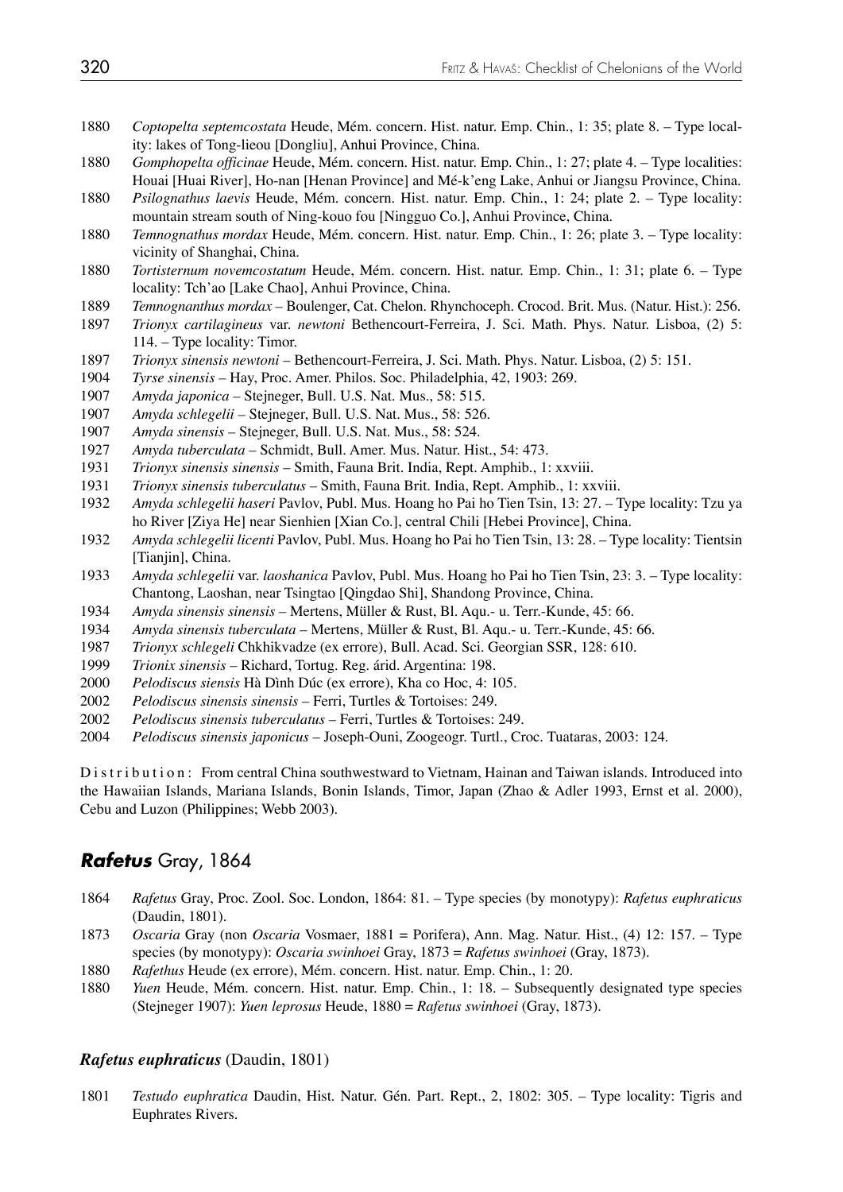1880 *Coptopelta septemcostata* Heude, Mém. concern. Hist. natur. Emp. Chin., 1: 35; plate 8. – Type locality: lakes of Tong-lieou [Dongliu], Anhui Province, China.

1880 *Gomphopelta officinae* Heude, Mém. concern. Hist. natur. Emp. Chin., 1: 27; plate 4. – Type localities: Houai [Huai River], Ho-nan [Henan Province] and Mé-k'eng Lake, Anhui or Jiangsu Province, China.

1880 *Psilognathus laevis* Heude, Mém. concern. Hist. natur. Emp. Chin., 1: 24; plate 2. – Type locality: mountain stream south of Ning-kouo fou [Ningguo Co.], Anhui Province, China.

1880 *Temnognathus mordax* Heude, Mém. concern. Hist. natur. Emp. Chin., 1: 26; plate 3. – Type locality: vicinity of Shanghai, China.

1880 *Tortisternum novemcostatum* Heude, Mém. concern. Hist. natur. Emp. Chin., 1: 31; plate 6. – Type locality: Tch'ao [Lake Chao], Anhui Province, China.

1889 *Temnognanthus mordax* – Boulenger, Cat. Chelon. Rhynchoceph. Crocod. Brit. Mus. (Natur. Hist.): 256.

1897 *Trionyx cartilagineus* var. *newtoni* Bethencourt-Ferreira, J. Sci. Math. Phys. Natur. Lisboa, (2) 5: 114. – Type locality: Timor.

1897 *Trionyx sinensis newtoni* – Bethencourt-Ferreira, J. Sci. Math. Phys. Natur. Lisboa, (2) 5: 151.

1904 *Tyrse sinensis* – Hay, Proc. Amer. Philos. Soc. Philadelphia, 42, 1903: 269.

1907 *Amyda japonica* – Stejneger, Bull. U.S. Nat. Mus., 58: 515.

1907 *Amyda schlegelii* – Stejneger, Bull. U.S. Nat. Mus., 58: 526.

1907 *Amyda sinensis* – Stejneger, Bull. U.S. Nat. Mus., 58: 524.

1927 *Amyda tuberculata* – Schmidt, Bull. Amer. Mus. Natur. Hist., 54: 473.

1931 *Trionyx sinensis sinensis* – Smith, Fauna Brit. India, Rept. Amphib., 1: xxviii.

1931 *Trionyx sinensis tuberculatus* – Smith, Fauna Brit. India, Rept. Amphib., 1: xxviii.

1932 *Amyda schlegelii haseri* Pavlov, Publ. Mus. Hoang ho Pai ho Tien Tsin, 13: 27. – Type locality: Tzu ya ho River [Ziya He] near Sienhien [Xian Co.], central Chili [Hebei Province], China.

1932 *Amyda schlegelii licenti* Pavlov, Publ. Mus. Hoang ho Pai ho Tien Tsin, 13: 28. – Type locality: Tientsin [Tianjin], China.

1933 *Amyda schlegelii* var. *laoshanica* Pavlov, Publ. Mus. Hoang ho Pai ho Tien Tsin, 23: 3. – Type locality: Chantong, Laoshan, near Tsingtao [Qingdao Shi], Shandong Province, China.

1934 *Amyda sinensis sinensis* – Mertens, Müller & Rust, Bl. Aqu.- u. Terr.-Kunde, 45: 66.

1934 *Amyda sinensis tuberculata* – Mertens, Müller & Rust, Bl. Aqu.- u. Terr.-Kunde, 45: 66.

1987 *Trionyx schlegeli* Chkhikvadze (ex errore), Bull. Acad. Sci. Georgian SSR, 128: 610.

1999 *Trionix sinensis* – Richard, Tortug. Reg. árid. Argentina: 198.

2000 *Pelodiscus siensis* Hà Dình Dúc (ex errore), Kha co Hoc, 4: 105.

2002 *Pelodiscus sinensis sinensis* – Ferri, Turtles & Tortoises: 249.

2002 *Pelodiscus sinensis tuberculatus* – Ferri, Turtles & Tortoises: 249.

2004 *Pelodiscus sinensis japonicus* – Joseph-Ouni, Zoogeogr. Turtl., Croc. Tuataras, 2003: 124.

Distribution: From central China southwestward to Vietnam, Hainan and Taiwan islands. Introduced into the Hawaiian Islands, Mariana Islands, Bonin Islands, Timor, Japan (Zhao & Adler 1993, Ernst et al. 2000), Cebu and Luzon (Philippines; Webb 2003).

## ***Rafetus*** Gray, 1864

1864 *Rafetus* Gray, Proc. Zool. Soc. London, 1864: 81. – Type species (by monotypy): *Rafetus euphraticus* (Daudin, 1801).

1873 *Oscaria* Gray (non *Oscaria* Vosmaer, 1881 = Porifera), Ann. Mag. Natur. Hist., (4) 12: 157. – Type species (by monotypy): *Oscaria swinhoei* Gray, 1873 = *Rafetus swinhoei* (Gray, 1873).

1880 *Rafethus* Heude (ex errore), Mém. concern. Hist. natur. Emp. Chin., 1: 20.

1880 *Yuen* Heude, Mém. concern. Hist. natur. Emp. Chin., 1: 18. – Subsequently designated type species (Stejneger 1907): *Yuen leprosus* Heude, 1880 = *Rafetus swinhoei* (Gray, 1873).

### ***Rafetus euphraticus*** (Daudin, 1801)

1801 *Testudo euphratica* Daudin, Hist. Natur. Gén. Part. Rept., 2, 1802: 305. – Type locality: Tigris and Euphrates Rivers.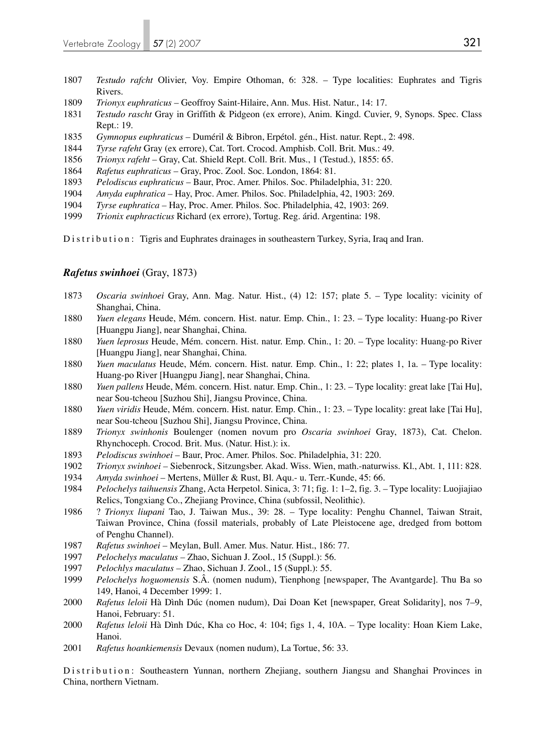1807 *Testudo rafcht* Olivier, Voy. Empire Othoman, 6: 328. – Type localities: Euphrates and Tigris Rivers.

1809 *Trionyx euphraticus* – Geoffroy Saint-Hilaire, Ann. Mus. Hist. Natur., 14: 17.

1831 *Testudo rascht* Gray in Griffith & Pidgeon (ex errore), Anim. Kingd. Cuvier, 9, Synops. Spec. Class Rept.: 19.

1835 *Gymnopus euphraticus* – Duméril & Bibron, Erpétol. gén., Hist. natur. Rept., 2: 498.

1844 *Tyrse rafeht* Gray (ex errore), Cat. Tort. Crocod. Amphisb. Coll. Brit. Mus.: 49.

1856 *Trionyx rafeht* – Gray, Cat. Shield Rept. Coll. Brit. Mus., 1 (Testud.), 1855: 65.

1864 *Rafetus euphraticus* – Gray, Proc. Zool. Soc. London, 1864: 81.

1893 *Pelodiscus euphraticus* – Baur, Proc. Amer. Philos. Soc. Philadelphia, 31: 220.

1904 *Amyda euphratica* – Hay, Proc. Amer. Philos. Soc. Philadelphia, 42, 1903: 269.

1904 *Tyrse euphratica* – Hay, Proc. Amer. Philos. Soc. Philadelphia, 42, 1903: 269.

1999 *Trionix euphracticus* Richard (ex errore), Tortug. Reg. árid. Argentina: 198.

Distribution: Tigris and Euphrates drainages in southeastern Turkey, Syria, Iraq and Iran.

### *Rafetus swinhoei* (Gray, 1873)

1873 *Oscaria swinhoei* Gray, Ann. Mag. Natur. Hist., (4) 12: 157; plate 5. – Type locality: vicinity of Shanghai, China.

1880 *Yuen elegans* Heude, Mém. concern. Hist. natur. Emp. Chin., 1: 23. – Type locality: Huang-po River [Huangpu Jiang], near Shanghai, China.

1880 *Yuen leprosus* Heude, Mém. concern. Hist. natur. Emp. Chin., 1: 20. – Type locality: Huang-po River [Huangpu Jiang], near Shanghai, China.

1880 *Yuen maculatus* Heude, Mém. concern. Hist. natur. Emp. Chin., 1: 22; plates 1, 1a. – Type locality: Huang-po River [Huangpu Jiang], near Shanghai, China.

1880 *Yuen pallens* Heude, Mém. concern. Hist. natur. Emp. Chin., 1: 23. – Type locality: great lake [Tai Hu], near Sou-tcheou [Suzhou Shi], Jiangsu Province, China.

1880 *Yuen viridis* Heude, Mém. concern. Hist. natur. Emp. Chin., 1: 23. – Type locality: great lake [Tai Hu], near Sou-tcheou [Suzhou Shi], Jiangsu Province, China.

1889 *Trionyx swinhonis* Boulenger (nomen novum pro *Oscaria swinhoei* Gray, 1873), Cat. Chelon. Rhynchoceph. Crocod. Brit. Mus. (Natur. Hist.): ix.

1893 *Pelodiscus swinhoei* – Baur, Proc. Amer. Philos. Soc. Philadelphia, 31: 220.

1902 *Trionyx swinhoei* – Siebenrock, Sitzungsber. Akad. Wiss. Wien, math.-naturwiss. Kl., Abt. 1, 111: 828.

1934 *Amyda swinhoei* – Mertens, Müller & Rust, Bl. Aqu.- u. Terr.-Kunde, 45: 66.

1984 *Pelochelys taihuensis* Zhang, Acta Herpetol. Sinica, 3: 71; fig. 1: 1–2, fig. 3. – Type locality: Luojiajiao Relics, Tongxiang Co., Zhejiang Province, China (subfossil, Neolithic).

1986 ? *Trionyx liupani* Tao, J. Taiwan Mus., 39: 28. – Type locality: Penghu Channel, Taiwan Strait, Taiwan Province, China (fossil materials, probably of Late Pleistocene age, dredged from bottom of Penghu Channel).

1987 *Rafetus swinhoei* – Meylan, Bull. Amer. Mus. Natur. Hist., 186: 77.

1997 *Pelochelys maculatus* – Zhao, Sichuan J. Zool., 15 (Suppl.): 56.

1997 *Pelochlys maculatus* – Zhao, Sichuan J. Zool., 15 (Suppl.): 55.

1999 *Pelochelys hoguomensis* S.Â. (nomen nudum), Tienphong [newspaper, The Avantgarde]. Thu Ba so 149, Hanoi, 4 December 1999: 1.

2000 *Rafetus leloii* Hà Dình Dúc (nomen nudum), Dai Doan Ket [newspaper, Great Solidarity], nos 7–9, Hanoi, February: 51.

2000 *Rafetus leloii* Hà Dình Dúc, Kha co Hoc, 4: 104; figs 1, 4, 10A. – Type locality: Hoan Kiem Lake, Hanoi.

2001 *Rafetus hoankiemensis* Devaux (nomen nudum), La Tortue, 56: 33.

Distribution: Southeastern Yunnan, northern Zhejiang, southern Jiangsu and Shanghai Provinces in China, northern Vietnam.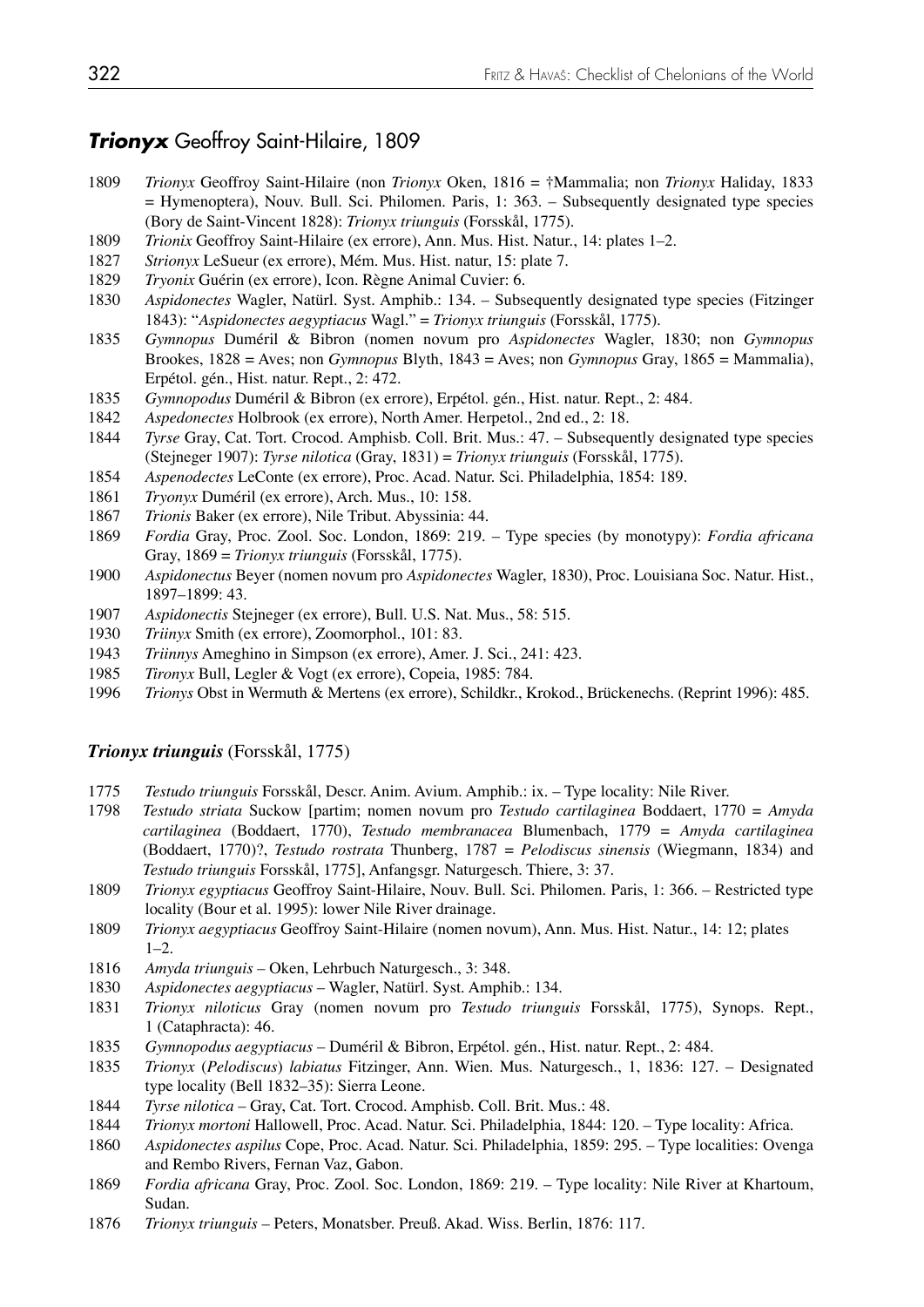## ***Trionyx*** Geoffroy Saint-Hilaire, 1809

1809 *Trionyx* Geoffroy Saint-Hilaire (non *Trionyx* Oken, 1816 = †Mammalia; non *Trionyx* Haliday, 1833 = Hymenoptera), Nouv. Bull. Sci. Philomen. Paris, 1: 363. – Subsequently designated type species (Bory de Saint-Vincent 1828): *Trionyx triunguis* (Forsskål, 1775).

1809 *Trionix* Geoffroy Saint-Hilaire (ex errore), Ann. Mus. Hist. Natur., 14: plates 1–2.

1827 *Strionyx* LeSueur (ex errore), Mém. Mus. Hist. natur, 15: plate 7.

1829 *Tryonix* Guérin (ex errore), Icon. Règne Animal Cuvier: 6.

1830 *Aspidonectes* Wagler, Natürl. Syst. Amphib.: 134. – Subsequently designated type species (Fitzinger 1843): "*Aspidonectes aegyptiacus* Wagl." = *Trionyx triunguis* (Forsskål, 1775).

1835 *Gymnopus* Duméril & Bibron (nomen novum pro *Aspidonectes* Wagler, 1830; non *Gymnopus* Brookes, 1828 = Aves; non *Gymnopus* Blyth, 1843 = Aves; non *Gymnopus* Gray, 1865 = Mammalia), Erpétol. gén., Hist. natur. Rept., 2: 472.

1835 *Gymnopodus* Duméril & Bibron (ex errore), Erpétol. gén., Hist. natur. Rept., 2: 484.

1842 *Aspedonectes* Holbrook (ex errore), North Amer. Herpetol., 2nd ed., 2: 18.

1844 *Tyrse* Gray, Cat. Tort. Crocod. Amphisb. Coll. Brit. Mus.: 47. – Subsequently designated type species (Stejneger 1907): *Tyrse nilotica* (Gray, 1831) = *Trionyx triunguis* (Forsskål, 1775).

1854 *Aspenodectes* LeConte (ex errore), Proc. Acad. Natur. Sci. Philadelphia, 1854: 189.

1861 *Tryonyx* Duméril (ex errore), Arch. Mus., 10: 158.

1867 *Trionis* Baker (ex errore), Nile Tribut. Abyssinia: 44.

1869 *Fordia* Gray, Proc. Zool. Soc. London, 1869: 219. – Type species (by monotypy): *Fordia africana* Gray, 1869 = *Trionyx triunguis* (Forsskål, 1775).

1900 *Aspidonectus* Beyer (nomen novum pro *Aspidonectes* Wagler, 1830), Proc. Louisiana Soc. Natur. Hist., 1897–1899: 43.

1907 *Aspidonectis* Stejneger (ex errore), Bull. U.S. Nat. Mus., 58: 515.

1930 *Triinyx* Smith (ex errore), Zoomorphol., 101: 83.

1943 *Triinnys* Ameghino in Simpson (ex errore), Amer. J. Sci., 241: 423.

1985 *Tironyx* Bull, Legler & Vogt (ex errore), Copeia, 1985: 784.

1996 *Trionys* Obst in Wermuth & Mertens (ex errore), Schildkr., Krokod., Brückenechs. (Reprint 1996): 485.

### ***Trionyx triunguis*** (Forsskål, 1775)

1775 *Testudo triunguis* Forsskål, Descr. Anim. Avium. Amphib.: ix. – Type locality: Nile River.

1798 *Testudo striata* Suckow [partim; nomen novum pro *Testudo cartilaginea* Boddaert, 1770 = *Amyda cartilaginea* (Boddaert, 1770), *Testudo membranacea* Blumenbach, 1779 = *Amyda cartilaginea* (Boddaert, 1770)?, *Testudo rostrata* Thunberg, 1787 = *Pelodiscus sinensis* (Wiegmann, 1834) and *Testudo triunguis* Forsskål, 1775], Anfangsgr. Naturgesch. Thiere, 3: 37.

1809 *Trionyx egyptiacus* Geoffroy Saint-Hilaire, Nouv. Bull. Sci. Philomen. Paris, 1: 366. – Restricted type locality (Bour et al. 1995): lower Nile River drainage.

1809 *Trionyx aegyptiacus* Geoffroy Saint-Hilaire (nomen novum), Ann. Mus. Hist. Natur., 14: 12; plates 1–2.

1816 *Amyda triunguis* – Oken, Lehrbuch Naturgesch., 3: 348.

1830 *Aspidonectes aegyptiacus* – Wagler, Natürl. Syst. Amphib.: 134.

1831 *Trionyx niloticus* Gray (nomen novum pro *Testudo triunguis* Forsskål, 1775), Synops. Rept., 1 (Cataphracta): 46.

1835 *Gymnopodus aegyptiacus* – Duméril & Bibron, Erpétol. gén., Hist. natur. Rept., 2: 484.

1835 *Trionyx* (*Pelodiscus*) *labiatus* Fitzinger, Ann. Wien. Mus. Naturgesch., 1, 1836: 127. – Designated type locality (Bell 1832–35): Sierra Leone.

1844 *Tyrse nilotica* – Gray, Cat. Tort. Crocod. Amphisb. Coll. Brit. Mus.: 48.

1844 *Trionyx mortoni* Hallowell, Proc. Acad. Natur. Sci. Philadelphia, 1844: 120. – Type locality: Africa.

1860 *Aspidonectes aspilus* Cope, Proc. Acad. Natur. Sci. Philadelphia, 1859: 295. – Type localities: Ovenga and Rembo Rivers, Fernan Vaz, Gabon.

1869 *Fordia africana* Gray, Proc. Zool. Soc. London, 1869: 219. – Type locality: Nile River at Khartoum, Sudan.

1876 *Trionyx triunguis* – Peters, Monatsber. Preuß. Akad. Wiss. Berlin, 1876: 117.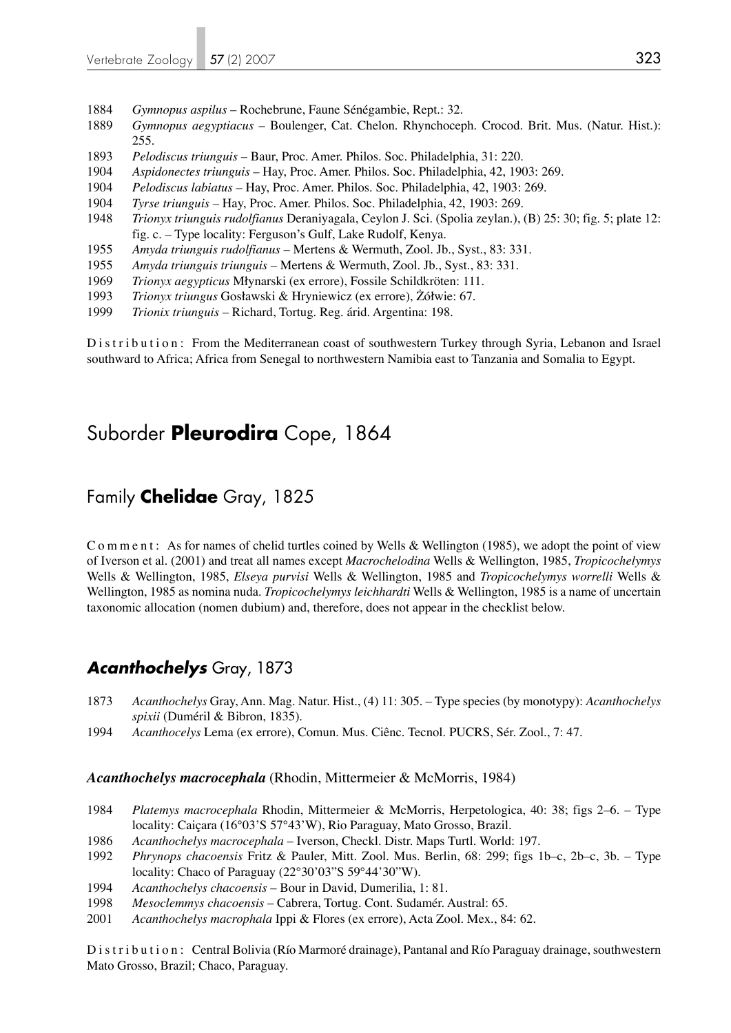1884 *Gymnopus aspilus* – Rochebrune, Faune Sénégambie, Rept.: 32.

1889 *Gymnopus aegyptiacus* – Boulenger, Cat. Chelon. Rhynchoceph. Crocod. Brit. Mus. (Natur. Hist.): 255.

1893 *Pelodiscus triunguis* – Baur, Proc. Amer. Philos. Soc. Philadelphia, 31: 220.

1904 *Aspidonectes triunguis* – Hay, Proc. Amer. Philos. Soc. Philadelphia, 42, 1903: 269.

1904 *Pelodiscus labiatus* – Hay, Proc. Amer. Philos. Soc. Philadelphia, 42, 1903: 269.

1904 *Tyrse triunguis* – Hay, Proc. Amer. Philos. Soc. Philadelphia, 42, 1903: 269.

1948 *Trionyx triunguis rudolfianus* Deraniyagala, Ceylon J. Sci. (Spolia zeylan.), (B) 25: 30; fig. 5; plate 12: fig. c. – Type locality: Ferguson's Gulf, Lake Rudolf, Kenya.

1955 *Amyda triunguis rudolfianus* – Mertens & Wermuth, Zool. Jb., Syst., 83: 331.

1955 *Amyda triunguis triunguis* – Mertens & Wermuth, Zool. Jb., Syst., 83: 331.

1969 *Trionyx aegypticus* Młynarski (ex errore), Fossile Schildkröten: 111.

1993 *Trionyx triungus* Gosławski & Hryniewicz (ex errore), Żółwie: 67.

1999 *Trionix triunguis* – Richard, Tortug. Reg. árid. Argentina: 198.

Distribution: From the Mediterranean coast of southwestern Turkey through Syria, Lebanon and Israel southward to Africa; Africa from Senegal to northwestern Namibia east to Tanzania and Somalia to Egypt.

# Suborder **Pleurodira** Cope, 1864

## Family **Chelidae** Gray, 1825

Comment: As for names of chelid turtles coined by Wells & Wellington (1985), we adopt the point of view of Iverson et al. (2001) and treat all names except *Macrochelodina* Wells & Wellington, 1985, *Tropicochelymys* Wells & Wellington, 1985, *Elseya purvisi* Wells & Wellington, 1985 and *Tropicochelymys worrelli* Wells & Wellington, 1985 as nomina nuda. *Tropicochelymys leichhardti* Wells & Wellington, 1985 is a name of uncertain taxonomic allocation (nomen dubium) and, therefore, does not appear in the checklist below.

### ***Acanthochelys*** Gray, 1873

1873 *Acanthochelys* Gray, Ann. Mag. Natur. Hist., (4) 11: 305. – Type species (by monotypy): *Acanthochelys spixii* (Duméril & Bibron, 1835).

1994 *Acanthocelys* Lema (ex errore), Comun. Mus. Ciênc. Tecnol. PUCRS, Sér. Zool., 7: 47.

#### ***Acanthochelys macrocephala*** (Rhodin, Mittermeier & McMorris, 1984)

1984 *Platemys macrocephala* Rhodin, Mittermeier & McMorris, Herpetologica, 40: 38; figs 2–6. – Type locality: Caiçara (16°03'S 57°43'W), Rio Paraguay, Mato Grosso, Brazil.

1986 *Acanthochelys macrocephala* – Iverson, Checkl. Distr. Maps Turtl. World: 197.

1992 *Phrynops chacoensis* Fritz & Pauler, Mitt. Zool. Mus. Berlin, 68: 299; figs 1b–c, 2b–c, 3b. – Type locality: Chaco of Paraguay (22°30'03"S 59°44'30"W).

1994 *Acanthochelys chacoensis* – Bour in David, Dumerilia, 1: 81.

1998 *Mesoclemmys chacoensis* – Cabrera, Tortug. Cont. Sudamér. Austral: 65.

2001 *Acanthochelys macrophala* Ippi & Flores (ex errore), Acta Zool. Mex., 84: 62.

Distribution: Central Bolivia (Río Marmoré drainage), Pantanal and Río Paraguay drainage, southwestern Mato Grosso, Brazil; Chaco, Paraguay.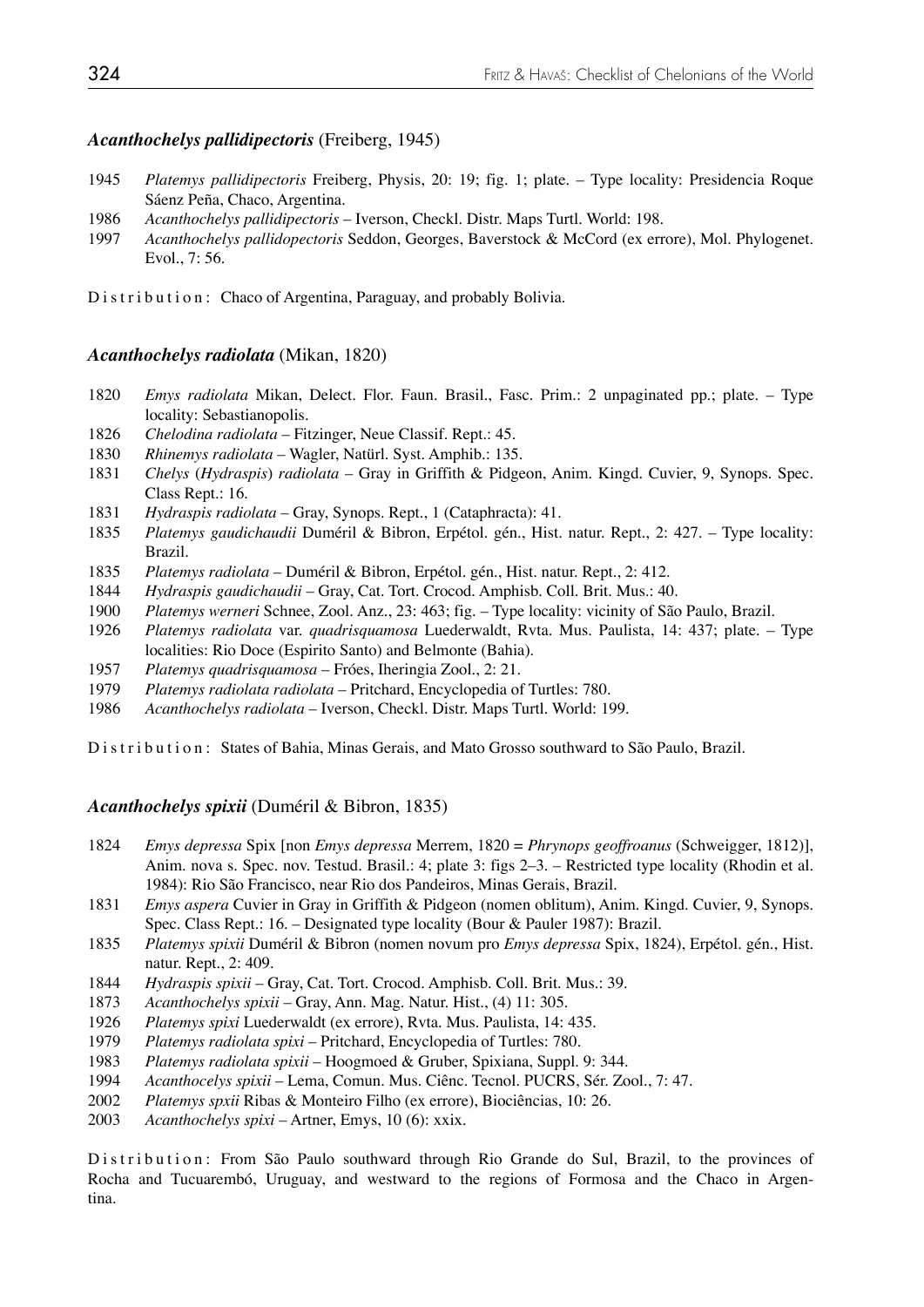### *Acanthochelys pallidipectoris* (Freiberg, 1945)

1945 *Platemys pallidipectoris* Freiberg, Physis, 20: 19; fig. 1; plate. – Type locality: Presidencia Roque Sáenz Peña, Chaco, Argentina.
1986 *Acanthochelys pallidipectoris* – Iverson, Checkl. Distr. Maps Turtl. World: 198.
1997 *Acanthochelys pallidopectoris* Seddon, Georges, Baverstock & McCord (ex errore), Mol. Phylogenet. Evol., 7: 56.

Distribution: Chaco of Argentina, Paraguay, and probably Bolivia.

### *Acanthochelys radiolata* (Mikan, 1820)

1820 *Emys radiolata* Mikan, Delect. Flor. Faun. Brasil., Fasc. Prim.: 2 unpaginated pp.; plate. – Type locality: Sebastianopolis.
1826 *Chelodina radiolata* – Fitzinger, Neue Classif. Rept.: 45.
1830 *Rhinemys radiolata* – Wagler, Natürl. Syst. Amphib.: 135.
1831 *Chelys* (*Hydraspis*) *radiolata* – Gray in Griffith & Pidgeon, Anim. Kingd. Cuvier, 9, Synops. Spec. Class Rept.: 16.
1831 *Hydraspis radiolata* – Gray, Synops. Rept., 1 (Cataphracta): 41.
1835 *Platemys gaudichaudii* Duméril & Bibron, Erpétol. gén., Hist. natur. Rept., 2: 427. – Type locality: Brazil.
1835 *Platemys radiolata* – Duméril & Bibron, Erpétol. gén., Hist. natur. Rept., 2: 412.
1844 *Hydraspis gaudichaudii* – Gray, Cat. Tort. Crocod. Amphisb. Coll. Brit. Mus.: 40.
1900 *Platemys werneri* Schnee, Zool. Anz., 23: 463; fig. – Type locality: vicinity of São Paulo, Brazil.
1926 *Platemys radiolata* var. *quadrisquamosa* Luederwaldt, Rvta. Mus. Paulista, 14: 437; plate. – Type localities: Rio Doce (Espirito Santo) and Belmonte (Bahia).
1957 *Platemys quadrisquamosa* – Fróes, Iheringia Zool., 2: 21.
1979 *Platemys radiolata radiolata* – Pritchard, Encyclopedia of Turtles: 780.
1986 *Acanthochelys radiolata* – Iverson, Checkl. Distr. Maps Turtl. World: 199.

Distribution: States of Bahia, Minas Gerais, and Mato Grosso southward to São Paulo, Brazil.

### *Acanthochelys spixii* (Duméril & Bibron, 1835)

1824 *Emys depressa* Spix [non *Emys depressa* Merrem, 1820 = *Phrynops geoffroanus* (Schweigger, 1812)], Anim. nova s. Spec. nov. Testud. Brasil.: 4; plate 3: figs 2–3. – Restricted type locality (Rhodin et al. 1984): Rio São Francisco, near Rio dos Pandeiros, Minas Gerais, Brazil.
1831 *Emys aspera* Cuvier in Gray in Griffith & Pidgeon (nomen oblitum), Anim. Kingd. Cuvier, 9, Synops. Spec. Class Rept.: 16. – Designated type locality (Bour & Pauler 1987): Brazil.
1835 *Platemys spixii* Duméril & Bibron (nomen novum pro *Emys depressa* Spix, 1824), Erpétol. gén., Hist. natur. Rept., 2: 409.
1844 *Hydraspis spixii* – Gray, Cat. Tort. Crocod. Amphisb. Coll. Brit. Mus.: 39.
1873 *Acanthochelys spixii* – Gray, Ann. Mag. Natur. Hist., (4) 11: 305.
1926 *Platemys spixi* Luederwaldt (ex errore), Rvta. Mus. Paulista, 14: 435.
1979 *Platemys radiolata spixi* – Pritchard, Encyclopedia of Turtles: 780.
1983 *Platemys radiolata spixii* – Hoogmoed & Gruber, Spixiana, Suppl. 9: 344.
1994 *Acanthocelys spixii* – Lema, Comun. Mus. Ciênc. Tecnol. PUCRS, Sér. Zool., 7: 47.
2002 *Platemys spxii* Ribas & Monteiro Filho (ex errore), Biociências, 10: 26.
2003 *Acanthochelys spixi* – Artner, Emys, 10 (6): xxix.

Distribution: From São Paulo southward through Rio Grande do Sul, Brazil, to the provinces of Rocha and Tucuarembó, Uruguay, and westward to the regions of Formosa and the Chaco in Argentina.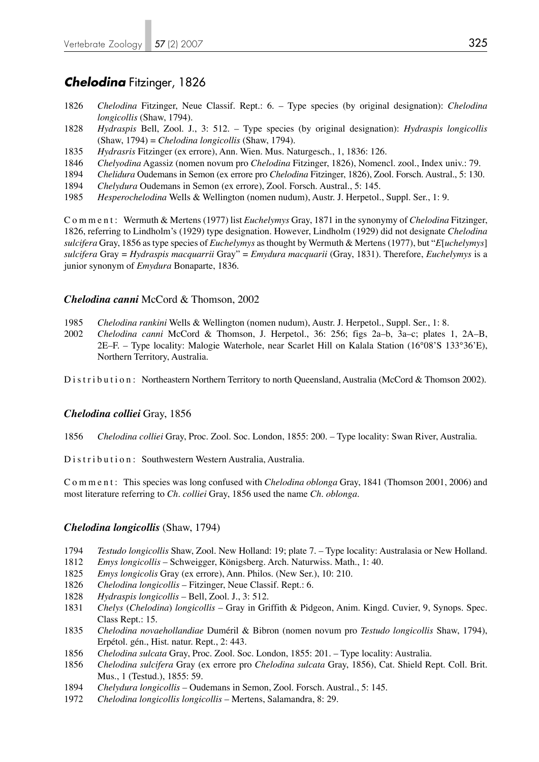## *Chelodina* Fitzinger, 1826

1826 *Chelodina* Fitzinger, Neue Classif. Rept.: 6. – Type species (by original designation): *Chelodina longicollis* (Shaw, 1794).

1828 *Hydraspis* Bell, Zool. J., 3: 512. – Type species (by original designation): *Hydraspis longicollis* (Shaw, 1794) = *Chelodina longicollis* (Shaw, 1794).

1835 *Hydrasris* Fitzinger (ex errore), Ann. Wien. Mus. Naturgesch., 1, 1836: 126.

1846 *Chelyodina* Agassiz (nomen novum pro *Chelodina* Fitzinger, 1826), Nomencl. zool., Index univ.: 79.

1894 *Chelidura* Oudemans in Semon (ex errore pro *Chelodina* Fitzinger, 1826), Zool. Forsch. Austral., 5: 130.

1894 *Chelydura* Oudemans in Semon (ex errore), Zool. Forsch. Austral., 5: 145.

1985 *Hesperochelodina* Wells & Wellington (nomen nudum), Austr. J. Herpetol., Suppl. Ser., 1: 9.

Comment: Wermuth & Mertens (1977) list *Euchelymys* Gray, 1871 in the synonymy of *Chelodina* Fitzinger, 1826, referring to Lindholm's (1929) type designation. However, Lindholm (1929) did not designate *Chelodina sulcifera* Gray, 1856 as type species of *Euchelymys* as thought by Wermuth & Mertens (1977), but "*E*[*uchelymys*] *sulcifera* Gray = *Hydraspis macquarrii* Gray" = *Emydura macquarii* (Gray, 1831). Therefore, *Euchelymys* is a junior synonym of *Emydura* Bonaparte, 1836.

### *Chelodina canni* McCord & Thomson, 2002

1985 *Chelodina rankini* Wells & Wellington (nomen nudum), Austr. J. Herpetol., Suppl. Ser., 1: 8.

2002 *Chelodina canni* McCord & Thomson, J. Herpetol., 36: 256; figs 2a–b, 3a–c; plates 1, 2A–B, 2E–F. – Type locality: Malogie Waterhole, near Scarlet Hill on Kalala Station (16°08'S 133°36'E), Northern Territory, Australia.

Distribution: Northeastern Northern Territory to north Queensland, Australia (McCord & Thomson 2002).

### *Chelodina colliei* Gray, 1856

1856 *Chelodina colliei* Gray, Proc. Zool. Soc. London, 1855: 200. – Type locality: Swan River, Australia.

Distribution: Southwestern Western Australia, Australia.

Comment: This species was long confused with *Chelodina oblonga* Gray, 1841 (Thomson 2001, 2006) and most literature referring to *Ch. colliei* Gray, 1856 used the name *Ch. oblonga*.

### *Chelodina longicollis* (Shaw, 1794)

1794 *Testudo longicollis* Shaw, Zool. New Holland: 19; plate 7. – Type locality: Australasia or New Holland.

1812 *Emys longicollis* – Schweigger, Königsberg. Arch. Naturwiss. Math., 1: 40.

1825 *Emys longicolis* Gray (ex errore), Ann. Philos. (New Ser.), 10: 210.

1826 *Chelodina longicollis* – Fitzinger, Neue Classif. Rept.: 6.

1828 *Hydraspis longicollis* – Bell, Zool. J., 3: 512.

1831 *Chelys* (*Chelodina*) *longicollis* – Gray in Griffith & Pidgeon, Anim. Kingd. Cuvier, 9, Synops. Spec. Class Rept.: 15.

1835 *Chelodina novaehollandiae* Duméril & Bibron (nomen novum pro *Testudo longicollis* Shaw, 1794), Erpétol. gén., Hist. natur. Rept., 2: 443.

1856 *Chelodina sulcata* Gray, Proc. Zool. Soc. London, 1855: 201. – Type locality: Australia.

1856 *Chelodina sulcifera* Gray (ex errore pro *Chelodina sulcata* Gray, 1856), Cat. Shield Rept. Coll. Brit. Mus., 1 (Testud.), 1855: 59.

1894 *Chelydura longicollis* – Oudemans in Semon, Zool. Forsch. Austral., 5: 145.

1972 *Chelodina longicollis longicollis* – Mertens, Salamandra, 8: 29.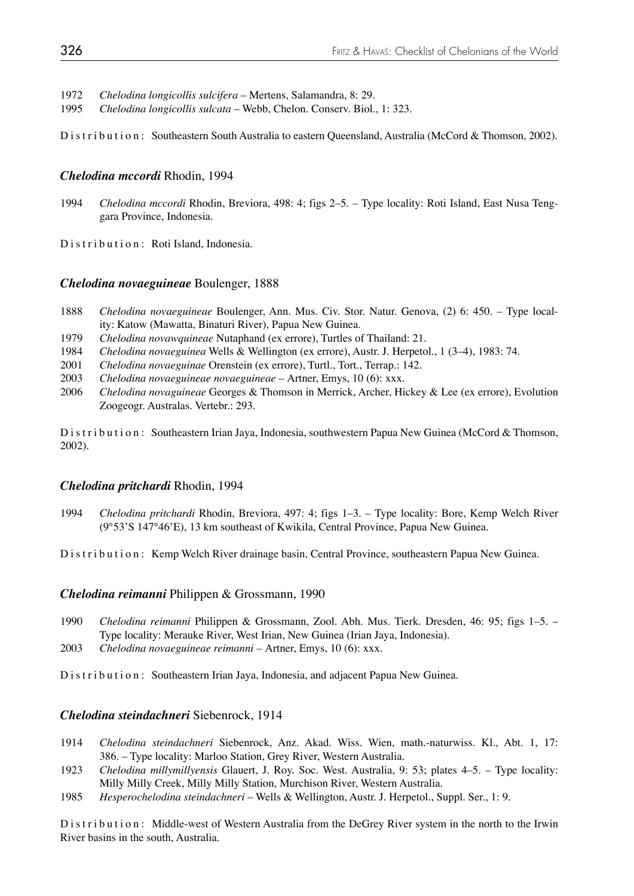1972 *Chelodina longicollis sulcifera* – Mertens, Salamandra, 8: 29.
1995 *Chelodina longicollis sulcata* – Webb, Chelon. Conserv. Biol., 1: 323.

Distribution: Southeastern South Australia to eastern Queensland, Australia (McCord & Thomson, 2002).

### *Chelodina mccordi* Rhodin, 1994

1994 *Chelodina mccordi* Rhodin, Breviora, 498: 4; figs 2–5. – Type locality: Roti Island, East Nusa Tenggara Province, Indonesia.

Distribution: Roti Island, Indonesia.

### *Chelodina novaeguineae* Boulenger, 1888

1888 *Chelodina novaeguineae* Boulenger, Ann. Mus. Civ. Stor. Natur. Genova, (2) 6: 450. – Type locality: Katow (Mawatta, Binaturi River), Papua New Guinea.
1979 *Chelodina novawquineae* Nutaphand (ex errore), Turtles of Thailand: 21.
1984 *Chelodina novaeguinea* Wells & Wellington (ex errore), Austr. J. Herpetol., 1 (3–4), 1983: 74.
2001 *Chelodina novaeguinae* Orenstein (ex errore), Turtl., Tort., Terrap.: 142.
2003 *Chelodina novaeguineae novaeguineae* – Artner, Emys, 10 (6): xxx.
2006 *Chelodina novaguineae* Georges & Thomson in Merrick, Archer, Hickey & Lee (ex errore), Evolution Zoogeogr. Australas. Vertebr.: 293.

Distribution: Southeastern Irian Jaya, Indonesia, southwestern Papua New Guinea (McCord & Thomson, 2002).

### *Chelodina pritchardi* Rhodin, 1994

1994 *Chelodina pritchardi* Rhodin, Breviora, 497: 4; figs 1–3. – Type locality: Bore, Kemp Welch River (9°53'S 147°46'E), 13 km southeast of Kwikila, Central Province, Papua New Guinea.

Distribution: Kemp Welch River drainage basin, Central Province, southeastern Papua New Guinea.

### *Chelodina reimanni* Philippen & Grossmann, 1990

1990 *Chelodina reimanni* Philippen & Grossmann, Zool. Abh. Mus. Tierk. Dresden, 46: 95; figs 1–5. – Type locality: Merauke River, West Irian, New Guinea (Irian Jaya, Indonesia).
2003 *Chelodina novaeguineae reimanni* – Artner, Emys, 10 (6): xxx.

Distribution: Southeastern Irian Jaya, Indonesia, and adjacent Papua New Guinea.

### *Chelodina steindachneri* Siebenrock, 1914

1914 *Chelodina steindachneri* Siebenrock, Anz. Akad. Wiss. Wien, math.-naturwiss. Kl., Abt. 1, 17: 386. – Type locality: Marloo Station, Grey River, Western Australia.
1923 *Chelodina millymillyensis* Glauert, J. Roy. Soc. West. Australia, 9: 53; plates 4–5. – Type locality: Milly Milly Creek, Milly Milly Station, Murchison River, Western Australia.
1985 *Hesperochelodina steindachneri* – Wells & Wellington, Austr. J. Herpetol., Suppl. Ser., 1: 9.

Distribution: Middle-west of Western Australia from the DeGrey River system in the north to the Irwin River basins in the south, Australia.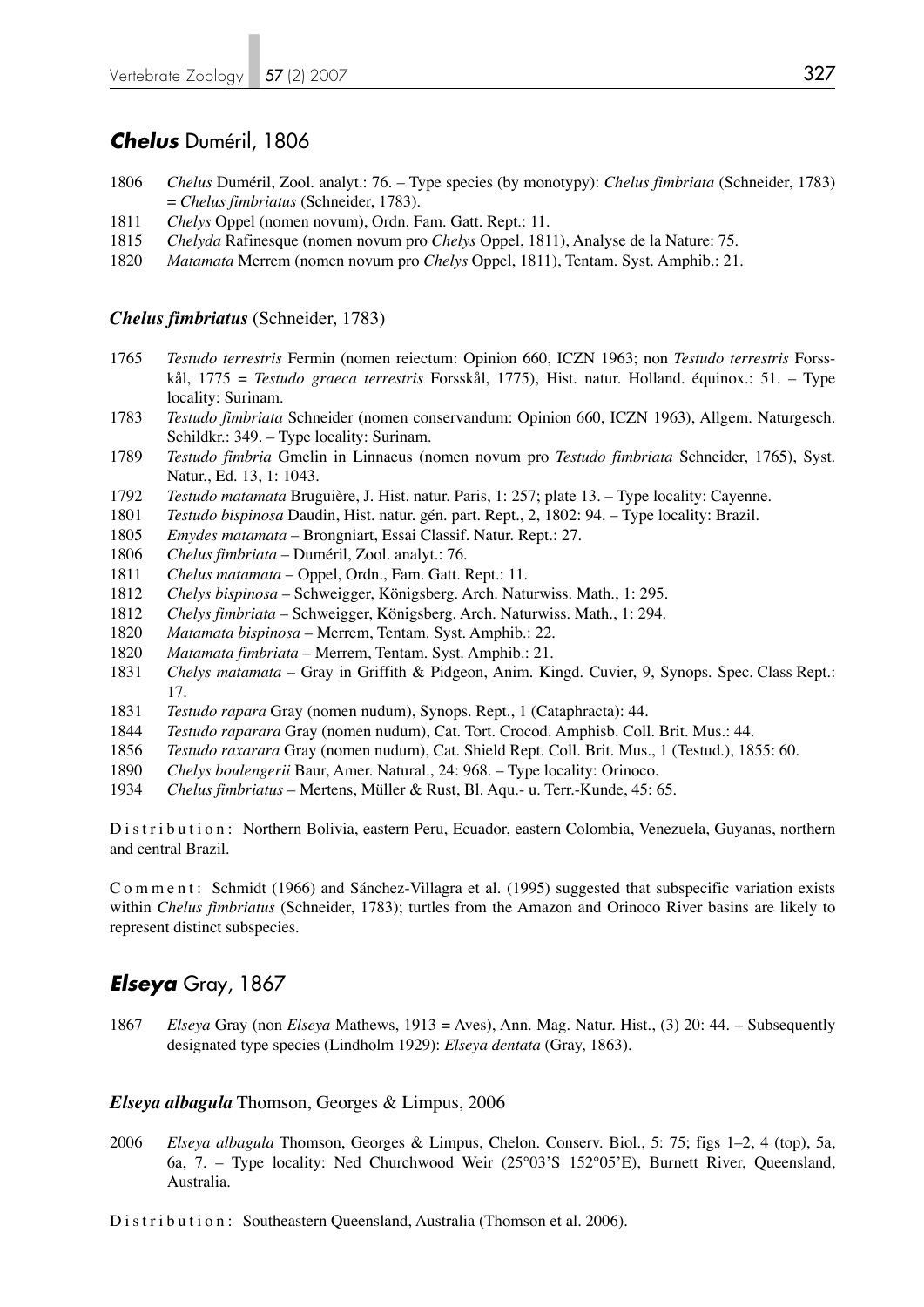## *Chelus* Duméril, 1806

1806 *Chelus* Duméril, Zool. analyt.: 76. – Type species (by monotypy): *Chelus fimbriata* (Schneider, 1783) = *Chelus fimbriatus* (Schneider, 1783).

1811 *Chelys* Oppel (nomen novum), Ordn. Fam. Gatt. Rept.: 11.

1815 *Chelyda* Rafinesque (nomen novum pro *Chelys* Oppel, 1811), Analyse de la Nature: 75.

1820 *Matamata* Merrem (nomen novum pro *Chelys* Oppel, 1811), Tentam. Syst. Amphib.: 21.

### *Chelus fimbriatus* (Schneider, 1783)

1765 *Testudo terrestris* Fermin (nomen reiectum: Opinion 660, ICZN 1963; non *Testudo terrestris* Forsskål, 1775 = *Testudo graeca terrestris* Forsskål, 1775), Hist. natur. Holland. équinox.: 51. – Type locality: Surinam.

1783 *Testudo fimbriata* Schneider (nomen conservandum: Opinion 660, ICZN 1963), Allgem. Naturgesch. Schildkr.: 349. – Type locality: Surinam.

1789 *Testudo fimbria* Gmelin in Linnaeus (nomen novum pro *Testudo fimbriata* Schneider, 1765), Syst. Natur., Ed. 13, 1: 1043.

1792 *Testudo matamata* Bruguière, J. Hist. natur. Paris, 1: 257; plate 13. – Type locality: Cayenne.

1801 *Testudo bispinosa* Daudin, Hist. natur. gén. part. Rept., 2, 1802: 94. – Type locality: Brazil.

1805 *Emydes matamata* – Brongniart, Essai Classif. Natur. Rept.: 27.

1806 *Chelus fimbriata* – Duméril, Zool. analyt.: 76.

1811 *Chelus matamata* – Oppel, Ordn., Fam. Gatt. Rept.: 11.

1812 *Chelys bispinosa* – Schweigger, Königsberg. Arch. Naturwiss. Math., 1: 295.

1812 *Chelys fimbriata* – Schweigger, Königsberg. Arch. Naturwiss. Math., 1: 294.

1820 *Matamata bispinosa* – Merrem, Tentam. Syst. Amphib.: 22.

1820 *Matamata fimbriata* – Merrem, Tentam. Syst. Amphib.: 21.

1831 *Chelys matamata* – Gray in Griffith & Pidgeon, Anim. Kingd. Cuvier, 9, Synops. Spec. Class Rept.: 17.

1831 *Testudo rapara* Gray (nomen nudum), Synops. Rept., 1 (Cataphracta): 44.

1844 *Testudo raparara* Gray (nomen nudum), Cat. Tort. Crocod. Amphisb. Coll. Brit. Mus.: 44.

1856 *Testudo raxarara* Gray (nomen nudum), Cat. Shield Rept. Coll. Brit. Mus., 1 (Testud.), 1855: 60.

1890 *Chelys boulengerii* Baur, Amer. Natural., 24: 968. – Type locality: Orinoco.

1934 *Chelus fimbriatus* – Mertens, Müller & Rust, Bl. Aqu.- u. Terr.-Kunde, 45: 65.

Distribution: Northern Bolivia, eastern Peru, Ecuador, eastern Colombia, Venezuela, Guyanas, northern and central Brazil.

Comment: Schmidt (1966) and Sánchez-Villagra et al. (1995) suggested that subspecific variation exists within *Chelus fimbriatus* (Schneider, 1783); turtles from the Amazon and Orinoco River basins are likely to represent distinct subspecies.

## *Elseya* Gray, 1867

1867 *Elseya* Gray (non *Elseya* Mathews, 1913 = Aves), Ann. Mag. Natur. Hist., (3) 20: 44. – Subsequently designated type species (Lindholm 1929): *Elseya dentata* (Gray, 1863).

### *Elseya albagula* Thomson, Georges & Limpus, 2006

2006 *Elseya albagula* Thomson, Georges & Limpus, Chelon. Conserv. Biol., 5: 75; figs 1–2, 4 (top), 5a, 6a, 7. – Type locality: Ned Churchwood Weir (25°03'S 152°05'E), Burnett River, Queensland, Australia.

Distribution: Southeastern Queensland, Australia (Thomson et al. 2006).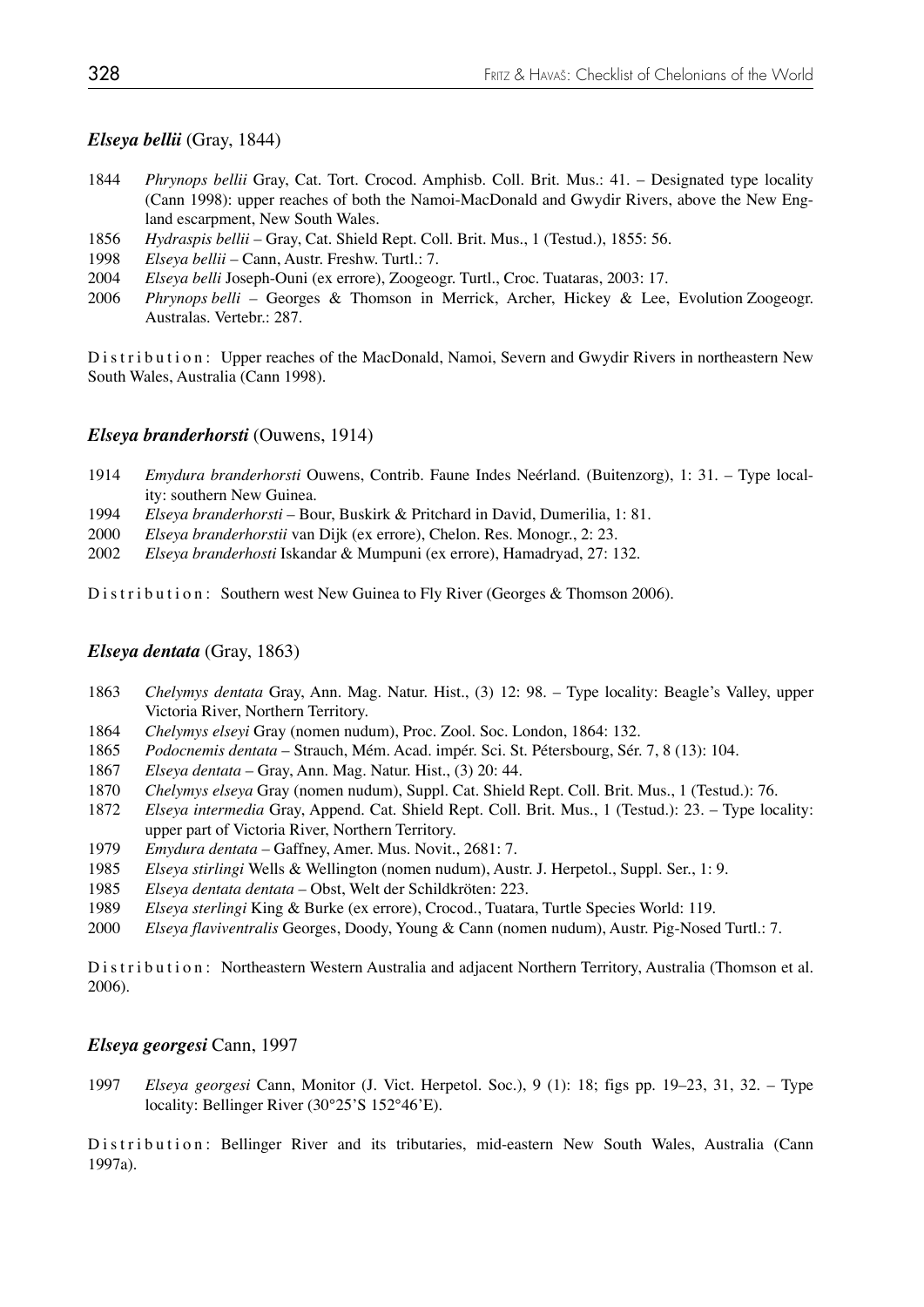### *Elseya bellii* (Gray, 1844)

1844 *Phrynops bellii* Gray, Cat. Tort. Crocod. Amphisb. Coll. Brit. Mus.: 41. – Designated type locality (Cann 1998): upper reaches of both the Namoi-MacDonald and Gwydir Rivers, above the New England escarpment, New South Wales.
1856 *Hydraspis bellii* – Gray, Cat. Shield Rept. Coll. Brit. Mus., 1 (Testud.), 1855: 56.
1998 *Elseya bellii* – Cann, Austr. Freshw. Turtl.: 7.
2004 *Elseya belli* Joseph-Ouni (ex errore), Zoogeogr. Turtl., Croc. Tuataras, 2003: 17.
2006 *Phrynops belli* – Georges & Thomson in Merrick, Archer, Hickey & Lee, Evolution Zoogeogr. Australas. Vertebr.: 287.

Distribution: Upper reaches of the MacDonald, Namoi, Severn and Gwydir Rivers in northeastern New South Wales, Australia (Cann 1998).

### *Elseya branderhorsti* (Ouwens, 1914)

1914 *Emydura branderhorsti* Ouwens, Contrib. Faune Indes Neérland. (Buitenzorg), 1: 31. – Type locality: southern New Guinea.
1994 *Elseya branderhorsti* – Bour, Buskirk & Pritchard in David, Dumerilia, 1: 81.
2000 *Elseya branderhorstii* van Dijk (ex errore), Chelon. Res. Monogr., 2: 23.
2002 *Elseya branderhosti* Iskandar & Mumpuni (ex errore), Hamadryad, 27: 132.

Distribution: Southern west New Guinea to Fly River (Georges & Thomson 2006).

### *Elseya dentata* (Gray, 1863)

1863 *Chelymys dentata* Gray, Ann. Mag. Natur. Hist., (3) 12: 98. – Type locality: Beagle's Valley, upper Victoria River, Northern Territory.
1864 *Chelymys elseyi* Gray (nomen nudum), Proc. Zool. Soc. London, 1864: 132.
1865 *Podocnemis dentata* – Strauch, Mém. Acad. impér. Sci. St. Pétersbourg, Sér. 7, 8 (13): 104.
1867 *Elseya dentata* – Gray, Ann. Mag. Natur. Hist., (3) 20: 44.
1870 *Chelymys elseya* Gray (nomen nudum), Suppl. Cat. Shield Rept. Coll. Brit. Mus., 1 (Testud.): 76.
1872 *Elseya intermedia* Gray, Append. Cat. Shield Rept. Coll. Brit. Mus., 1 (Testud.): 23. – Type locality: upper part of Victoria River, Northern Territory.
1979 *Emydura dentata* – Gaffney, Amer. Mus. Novit., 2681: 7.
1985 *Elseya stirlingi* Wells & Wellington (nomen nudum), Austr. J. Herpetol., Suppl. Ser., 1: 9.
1985 *Elseya dentata dentata* – Obst, Welt der Schildkröten: 223.
1989 *Elseya sterlingi* King & Burke (ex errore), Crocod., Tuatara, Turtle Species World: 119.
2000 *Elseya flaviventralis* Georges, Doody, Young & Cann (nomen nudum), Austr. Pig-Nosed Turtl.: 7.

Distribution: Northeastern Western Australia and adjacent Northern Territory, Australia (Thomson et al. 2006).

### *Elseya georgesi* Cann, 1997

1997 *Elseya georgesi* Cann, Monitor (J. Vict. Herpetol. Soc.), 9 (1): 18; figs pp. 19–23, 31, 32. – Type locality: Bellinger River (30°25'S 152°46'E).

Distribution: Bellinger River and its tributaries, mid-eastern New South Wales, Australia (Cann 1997a).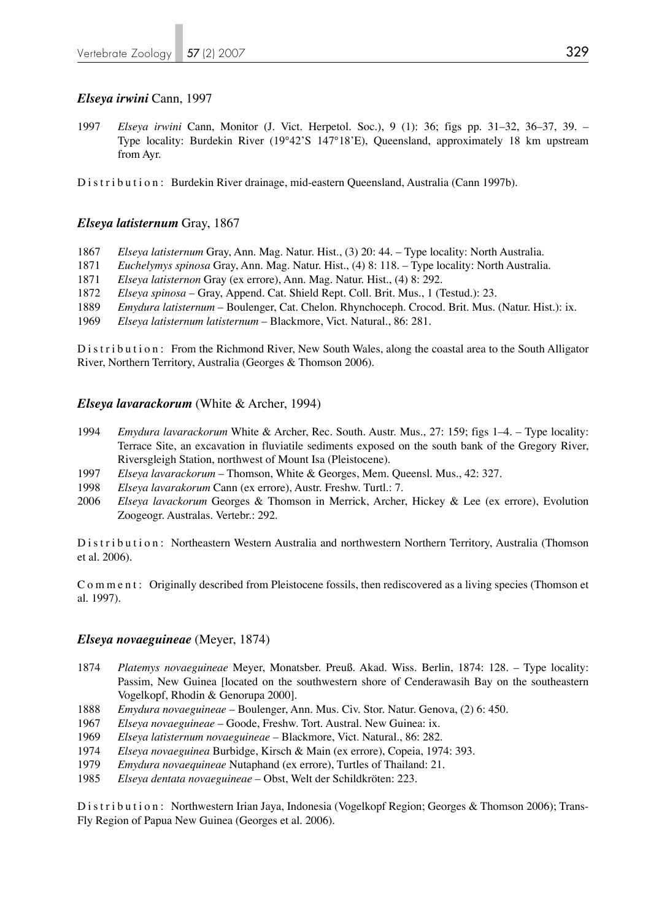### *Elseya irwini* Cann, 1997

1997 *Elseya irwini* Cann, Monitor (J. Vict. Herpetol. Soc.), 9 (1): 36; figs pp. 31–32, 36–37, 39. – Type locality: Burdekin River (19°42'S 147°18'E), Queensland, approximately 18 km upstream from Ayr.

D i s t r i b u t i o n : Burdekin River drainage, mid-eastern Queensland, Australia (Cann 1997b).

### *Elseya latisternum* Gray, 1867

1867 *Elseya latisternum* Gray, Ann. Mag. Natur. Hist., (3) 20: 44. – Type locality: North Australia.
1871 *Euchelymys spinosa* Gray, Ann. Mag. Natur. Hist., (4) 8: 118. – Type locality: North Australia.
1871 *Elseya latisternon* Gray (ex errore), Ann. Mag. Natur. Hist., (4) 8: 292.
1872 *Elseya spinosa* – Gray, Append. Cat. Shield Rept. Coll. Brit. Mus., 1 (Testud.): 23.
1889 *Emydura latisternum* – Boulenger, Cat. Chelon. Rhynchoceph. Crocod. Brit. Mus. (Natur. Hist.): ix.
1969 *Elseya latisternum latisternum* – Blackmore, Vict. Natural., 86: 281.

D i s t r i b u t i o n : From the Richmond River, New South Wales, along the coastal area to the South Alligator River, Northern Territory, Australia (Georges & Thomson 2006).

### *Elseya lavarackorum* (White & Archer, 1994)

1994 *Emydura lavarackorum* White & Archer, Rec. South. Austr. Mus., 27: 159; figs 1–4. – Type locality: Terrace Site, an excavation in fluviatile sediments exposed on the south bank of the Gregory River, Riversgleigh Station, northwest of Mount Isa (Pleistocene).
1997 *Elseya lavarackorum* – Thomson, White & Georges, Mem. Queensl. Mus., 42: 327.
1998 *Elseya lavarakorum* Cann (ex errore), Austr. Freshw. Turtl.: 7.
2006 *Elseya lavackorum* Georges & Thomson in Merrick, Archer, Hickey & Lee (ex errore), Evolution Zoogeogr. Australas. Vertebr.: 292.

D i s t r i b u t i o n : Northeastern Western Australia and northwestern Northern Territory, Australia (Thomson et al. 2006).

C o m m e n t : Originally described from Pleistocene fossils, then rediscovered as a living species (Thomson et al. 1997).

### *Elseya novaeguineae* (Meyer, 1874)

1874 *Platemys novaeguineae* Meyer, Monatsber. Preuß. Akad. Wiss. Berlin, 1874: 128. – Type locality: Passim, New Guinea [located on the southwestern shore of Cenderawasih Bay on the southeastern Vogelkopf, Rhodin & Genorupa 2000].
1888 *Emydura novaeguineae* – Boulenger, Ann. Mus. Civ. Stor. Natur. Genova, (2) 6: 450.
1967 *Elseya novaeguineae* – Goode, Freshw. Tort. Austral. New Guinea: ix.
1969 *Elseya latisternum novaeguineae* – Blackmore, Vict. Natural., 86: 282.
1974 *Elseya novaeguinea* Burbidge, Kirsch & Main (ex errore), Copeia, 1974: 393.
1979 *Emydura novaequineae* Nutaphand (ex errore), Turtles of Thailand: 21.
1985 *Elseya dentata novaeguineae* – Obst, Welt der Schildkröten: 223.

D i s t r i b u t i o n : Northwestern Irian Jaya, Indonesia (Vogelkopf Region; Georges & Thomson 2006); Trans-Fly Region of Papua New Guinea (Georges et al. 2006).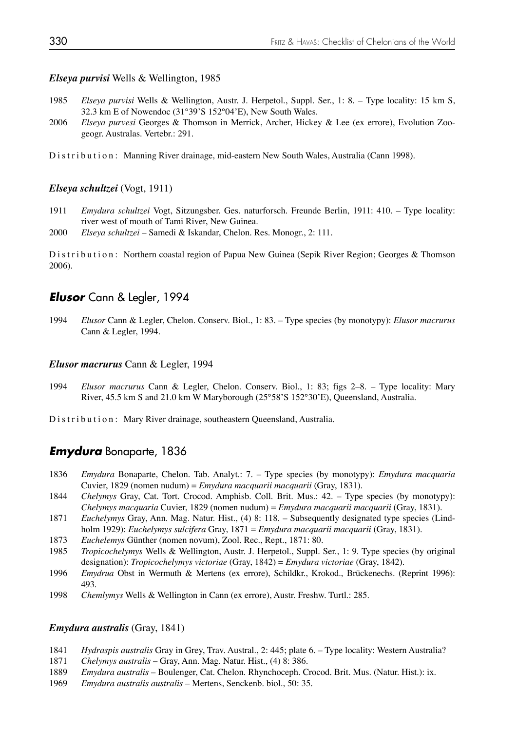### *Elseya purvisi* Wells & Wellington, 1985

1985 *Elseya purvisi* Wells & Wellington, Austr. J. Herpetol., Suppl. Ser., 1: 8. – Type locality: 15 km S, 32.3 km E of Nowendoc (31°39'S 152°04'E), New South Wales.

2006 *Elseya purvesi* Georges & Thomson in Merrick, Archer, Hickey & Lee (ex errore), Evolution Zoogeogr. Australas. Vertebr.: 291.

D i s t r i b u t i o n : Manning River drainage, mid-eastern New South Wales, Australia (Cann 1998).

### *Elseya schultzei* (Vogt, 1911)

1911 *Emydura schultzei* Vogt, Sitzungsber. Ges. naturforsch. Freunde Berlin, 1911: 410. – Type locality: river west of mouth of Tami River, New Guinea.

2000 *Elseya schultzei* – Samedi & Iskandar, Chelon. Res. Monogr., 2: 111.

D i s t r i b u t i o n : Northern coastal region of Papua New Guinea (Sepik River Region; Georges & Thomson 2006).

## ***Elusor*** Cann & Legler, 1994

1994 *Elusor* Cann & Legler, Chelon. Conserv. Biol., 1: 83. – Type species (by monotypy): *Elusor macrurus* Cann & Legler, 1994.

### *Elusor macrurus* Cann & Legler, 1994

1994 *Elusor macrurus* Cann & Legler, Chelon. Conserv. Biol., 1: 83; figs 2–8. – Type locality: Mary River, 45.5 km S and 21.0 km W Maryborough (25°58'S 152°30'E), Queensland, Australia.

D i s t r i b u t i o n : Mary River drainage, southeastern Queensland, Australia.

## ***Emydura*** Bonaparte, 1836

1836 *Emydura* Bonaparte, Chelon. Tab. Analyt.: 7. – Type species (by monotypy): *Emydura macquaria* Cuvier, 1829 (nomen nudum) = *Emydura macquarii macquarii* (Gray, 1831).

1844 *Chelymys* Gray, Cat. Tort. Crocod. Amphisb. Coll. Brit. Mus.: 42. – Type species (by monotypy): *Chelymys macquaria* Cuvier, 1829 (nomen nudum) = *Emydura macquarii macquarii* (Gray, 1831).

1871 *Euchelymys* Gray, Ann. Mag. Natur. Hist., (4) 8: 118. – Subsequently designated type species (Lindholm 1929): *Euchelymys sulcifera* Gray, 1871 = *Emydura macquarii macquarii* (Gray, 1831).

1873 *Euchelemys* Günther (nomen novum), Zool. Rec., Rept., 1871: 80.

1985 *Tropicochelymys* Wells & Wellington, Austr. J. Herpetol., Suppl. Ser., 1: 9. Type species (by original designation): *Tropicochelymys victoriae* (Gray, 1842) = *Emydura victoriae* (Gray, 1842).

1996 *Emydrua* Obst in Wermuth & Mertens (ex errore), Schildkr., Krokod., Brückenechs. (Reprint 1996): 493.

1998 *Chemlymys* Wells & Wellington in Cann (ex errore), Austr. Freshw. Turtl.: 285.

### *Emydura australis* (Gray, 1841)

1841 *Hydraspis australis* Gray in Grey, Trav. Austral., 2: 445; plate 6. – Type locality: Western Australia?

1871 *Chelymys australis* – Gray, Ann. Mag. Natur. Hist., (4) 8: 386.

1889 *Emydura australis* – Boulenger, Cat. Chelon. Rhynchoceph. Crocod. Brit. Mus. (Natur. Hist.): ix.

1969 *Emydura australis australis* – Mertens, Senckenb. biol., 50: 35.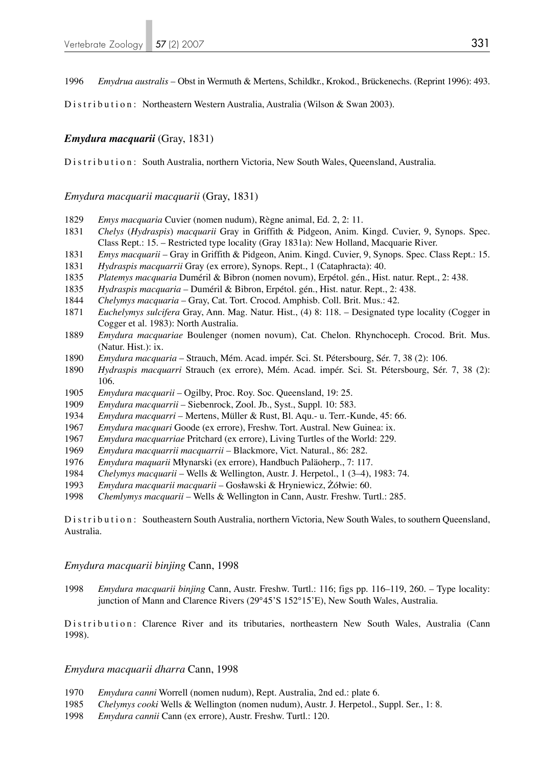1996 *Emydrua australis* – Obst in Wermuth & Mertens, Schildkr., Krokod., Brückenechs. (Reprint 1996): 493.

Distribution: Northeastern Western Australia, Australia (Wilson & Swan 2003).

### ***Emydura macquarii*** (Gray, 1831)

Distribution: South Australia, northern Victoria, New South Wales, Queensland, Australia.

#### *Emydura macquarii macquarii* (Gray, 1831)

1829 *Emys macquaria* Cuvier (nomen nudum), Règne animal, Ed. 2, 2: 11.
1831 *Chelys* (*Hydraspis*) *macquarii* Gray in Griffith & Pidgeon, Anim. Kingd. Cuvier, 9, Synops. Spec. Class Rept.: 15. – Restricted type locality (Gray 1831a): New Holland, Macquarie River.
1831 *Emys macquarii* – Gray in Griffith & Pidgeon, Anim. Kingd. Cuvier, 9, Synops. Spec. Class Rept.: 15.
1831 *Hydraspis macquarrii* Gray (ex errore), Synops. Rept., 1 (Cataphracta): 40.
1835 *Platemys macquaria* Duméril & Bibron (nomen novum), Erpétol. gén., Hist. natur. Rept., 2: 438.
1835 *Hydraspis macquaria* – Duméril & Bibron, Erpétol. gén., Hist. natur. Rept., 2: 438.
1844 *Chelymys macquaria* – Gray, Cat. Tort. Crocod. Amphisb. Coll. Brit. Mus.: 42.
1871 *Euchelymys sulcifera* Gray, Ann. Mag. Natur. Hist., (4) 8: 118. – Designated type locality (Cogger in Cogger et al. 1983): North Australia.
1889 *Emydura macquariae* Boulenger (nomen novum), Cat. Chelon. Rhynchoceph. Crocod. Brit. Mus. (Natur. Hist.): ix.
1890 *Emydura macquaria* – Strauch, Mém. Acad. impér. Sci. St. Pétersbourg, Sér. 7, 38 (2): 106.
1890 *Hydraspis macquarri* Strauch (ex errore), Mém. Acad. impér. Sci. St. Pétersbourg, Sér. 7, 38 (2): 106.
1905 *Emydura macquarii* – Ogilby, Proc. Roy. Soc. Queensland, 19: 25.
1909 *Emydura macquarrii* – Siebenrock, Zool. Jb., Syst., Suppl. 10: 583.
1934 *Emydura macquarri* – Mertens, Müller & Rust, Bl. Aqu.- u. Terr.-Kunde, 45: 66.
1967 *Emydura macquari* Goode (ex errore), Freshw. Tort. Austral. New Guinea: ix.
1967 *Emydura macquarriae* Pritchard (ex errore), Living Turtles of the World: 229.
1969 *Emydura macquarrii macquarrii* – Blackmore, Vict. Natural., 86: 282.
1976 *Emydura maquarii* Młynarski (ex errore), Handbuch Paläoherp., 7: 117.
1984 *Chelymys macquarii* – Wells & Wellington, Austr. J. Herpetol., 1 (3–4), 1983: 74.
1993 *Emydura macquarii macquarii* – Gosławski & Hryniewicz, Żółwie: 60.
1998 *Chemlymys macquarii* – Wells & Wellington in Cann, Austr. Freshw. Turtl.: 285.

Distribution: Southeastern South Australia, northern Victoria, New South Wales, to southern Queensland, Australia.

#### *Emydura macquarii binjing* Cann, 1998

1998 *Emydura macquarii binjing* Cann, Austr. Freshw. Turtl.: 116; figs pp. 116–119, 260. – Type locality: junction of Mann and Clarence Rivers (29°45'S 152°15'E), New South Wales, Australia.

Distribution: Clarence River and its tributaries, northeastern New South Wales, Australia (Cann 1998).

#### *Emydura macquarii dharra* Cann, 1998

1970 *Emydura canni* Worrell (nomen nudum), Rept. Australia, 2nd ed.: plate 6.
1985 *Chelymys cooki* Wells & Wellington (nomen nudum), Austr. J. Herpetol., Suppl. Ser., 1: 8.
1998 *Emydura cannii* Cann (ex errore), Austr. Freshw. Turtl.: 120.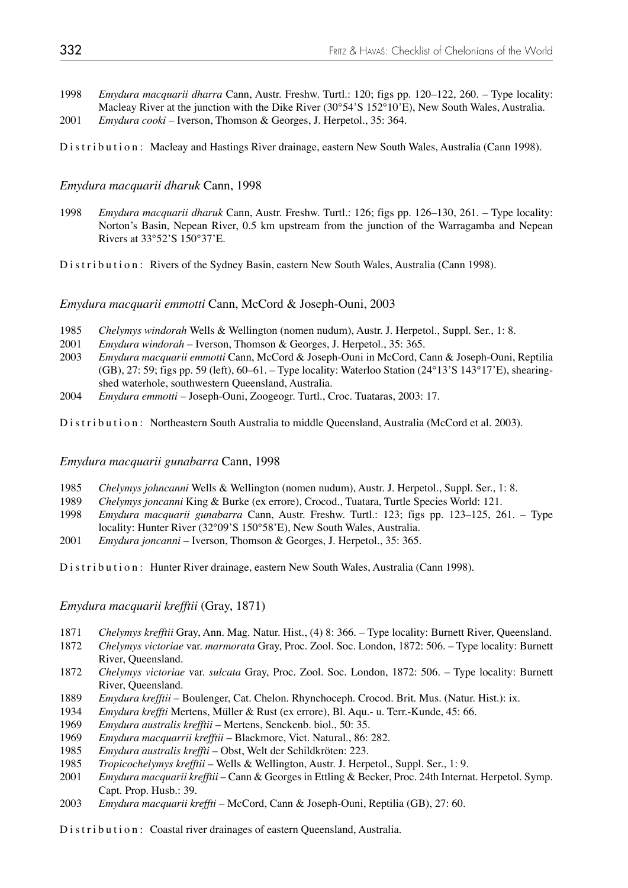1998 *Emydura macquarii dharra* Cann, Austr. Freshw. Turtl.: 120; figs pp. 120–122, 260. – Type locality: Macleay River at the junction with the Dike River (30°54'S 152°10'E), New South Wales, Australia.
2001 *Emydura cooki* – Iverson, Thomson & Georges, J. Herpetol., 35: 364.

Distribution: Macleay and Hastings River drainage, eastern New South Wales, Australia (Cann 1998).

### *Emydura macquarii dharuk* Cann, 1998

1998 *Emydura macquarii dharuk* Cann, Austr. Freshw. Turtl.: 126; figs pp. 126–130, 261. – Type locality: Norton's Basin, Nepean River, 0.5 km upstream from the junction of the Warragamba and Nepean Rivers at 33°52'S 150°37'E.

Distribution: Rivers of the Sydney Basin, eastern New South Wales, Australia (Cann 1998).

### *Emydura macquarii emmotti* Cann, McCord & Joseph-Ouni, 2003

1985 *Chelymys windorah* Wells & Wellington (nomen nudum), Austr. J. Herpetol., Suppl. Ser., 1: 8.
2001 *Emydura windorah* – Iverson, Thomson & Georges, J. Herpetol., 35: 365.
2003 *Emydura macquarii emmotti* Cann, McCord & Joseph-Ouni in McCord, Cann & Joseph-Ouni, Reptilia (GB), 27: 59; figs pp. 59 (left), 60–61. – Type locality: Waterloo Station (24°13'S 143°17'E), shearing-shed waterhole, southwestern Queensland, Australia.
2004 *Emydura emmotti* – Joseph-Ouni, Zoogeogr. Turtl., Croc. Tuataras, 2003: 17.

Distribution: Northeastern South Australia to middle Queensland, Australia (McCord et al. 2003).

### *Emydura macquarii gunabarra* Cann, 1998

1985 *Chelymys johncanni* Wells & Wellington (nomen nudum), Austr. J. Herpetol., Suppl. Ser., 1: 8.
1989 *Chelymys joncanni* King & Burke (ex errore), Crocod., Tuatara, Turtle Species World: 121.
1998 *Emydura macquarii gunabarra* Cann, Austr. Freshw. Turtl.: 123; figs pp. 123–125, 261. – Type locality: Hunter River (32°09'S 150°58'E), New South Wales, Australia.
2001 *Emydura joncanni* – Iverson, Thomson & Georges, J. Herpetol., 35: 365.

Distribution: Hunter River drainage, eastern New South Wales, Australia (Cann 1998).

### *Emydura macquarii krefftii* (Gray, 1871)

1871 *Chelymys krefftii* Gray, Ann. Mag. Natur. Hist., (4) 8: 366. – Type locality: Burnett River, Queensland.
1872 *Chelymys victoriae* var. *marmorata* Gray, Proc. Zool. Soc. London, 1872: 506. – Type locality: Burnett River, Queensland.
1872 *Chelymys victoriae* var. *sulcata* Gray, Proc. Zool. Soc. London, 1872: 506. – Type locality: Burnett River, Queensland.
1889 *Emydura krefftii* – Boulenger, Cat. Chelon. Rhynchoceph. Crocod. Brit. Mus. (Natur. Hist.): ix.
1934 *Emydura kreffti* Mertens, Müller & Rust (ex errore), Bl. Aqu.- u. Terr.-Kunde, 45: 66.
1969 *Emydura australis krefftii* – Mertens, Senckenb. biol., 50: 35.
1969 *Emydura macquarrii krefftii* – Blackmore, Vict. Natural., 86: 282.
1985 *Emydura australis kreffti* – Obst, Welt der Schildkröten: 223.
1985 *Tropicochelymys krefftii* – Wells & Wellington, Austr. J. Herpetol., Suppl. Ser., 1: 9.
2001 *Emydura macquarii krefftii* – Cann & Georges in Ettling & Becker, Proc. 24th Internat. Herpetol. Symp. Capt. Prop. Husb.: 39.
2003 *Emydura macquarii kreffti* – McCord, Cann & Joseph-Ouni, Reptilia (GB), 27: 60.

Distribution: Coastal river drainages of eastern Queensland, Australia.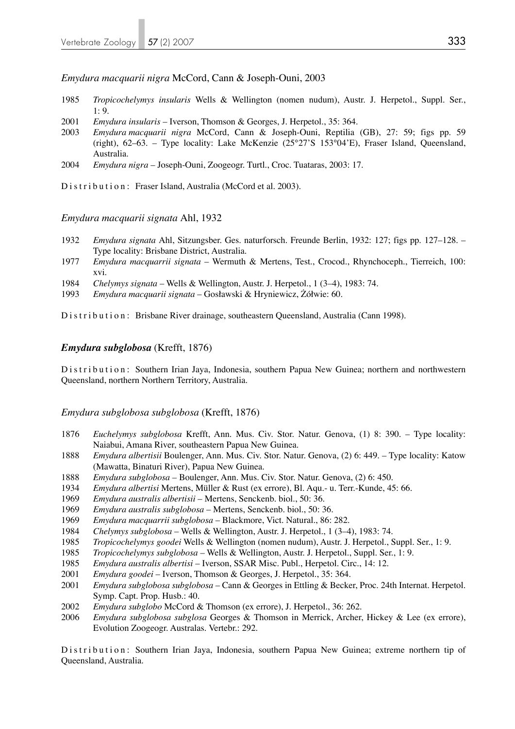*Emydura macquarii nigra* McCord, Cann & Joseph-Ouni, 2003

- 1985 *Tropicochelymys insularis* Wells & Wellington (nomen nudum), Austr. J. Herpetol., Suppl. Ser., 1: 9.
- 2001 *Emydura insularis* – Iverson, Thomson & Georges, J. Herpetol., 35: 364.
- 2003 *Emydura macquarii nigra* McCord, Cann & Joseph-Ouni, Reptilia (GB), 27: 59; figs pp. 59 (right), 62–63. – Type locality: Lake McKenzie (25°27'S 153°04'E), Fraser Island, Queensland, Australia.
- 2004 *Emydura nigra* – Joseph-Ouni, Zoogeogr. Turtl., Croc. Tuataras, 2003: 17.

Distribution: Fraser Island, Australia (McCord et al. 2003).

*Emydura macquarii signata* Ahl, 1932

- 1932 *Emydura signata* Ahl, Sitzungsber. Ges. naturforsch. Freunde Berlin, 1932: 127; figs pp. 127–128. – Type locality: Brisbane District, Australia.
- 1977 *Emydura macquarrii signata* – Wermuth & Mertens, Test., Crocod., Rhynchoceph., Tierreich, 100: xvi.
- 1984 *Chelymys signata* – Wells & Wellington, Austr. J. Herpetol., 1 (3–4), 1983: 74.
- 1993 *Emydura macquarii signata* – Gosławski & Hryniewicz, Żółwie: 60.

Distribution: Brisbane River drainage, southeastern Queensland, Australia (Cann 1998).

***Emydura subglobosa*** (Krefft, 1876)

Distribution: Southern Irian Jaya, Indonesia, southern Papua New Guinea; northern and northwestern Queensland, northern Northern Territory, Australia.

*Emydura subglobosa subglobosa* (Krefft, 1876)

- 1876 *Euchelymys subglobosa* Krefft, Ann. Mus. Civ. Stor. Natur. Genova, (1) 8: 390. – Type locality: Naiabui, Amana River, southeastern Papua New Guinea.
- 1888 *Emydura albertisii* Boulenger, Ann. Mus. Civ. Stor. Natur. Genova, (2) 6: 449. – Type locality: Katow (Mawatta, Binaturi River), Papua New Guinea.
- 1888 *Emydura subglobosa* – Boulenger, Ann. Mus. Civ. Stor. Natur. Genova, (2) 6: 450.
- 1934 *Emydura albertisi* Mertens, Müller & Rust (ex errore), Bl. Aqu.- u. Terr.-Kunde, 45: 66.
- 1969 *Emydura australis albertisii* – Mertens, Senckenb. biol., 50: 36.
- 1969 *Emydura australis subglobosa* – Mertens, Senckenb. biol., 50: 36.
- 1969 *Emydura macquarrii subglobosa* – Blackmore, Vict. Natural., 86: 282.
- 1984 *Chelymys subglobosa* – Wells & Wellington, Austr. J. Herpetol., 1 (3–4), 1983: 74.
- 1985 *Tropicochelymys goodei* Wells & Wellington (nomen nudum), Austr. J. Herpetol., Suppl. Ser., 1: 9.
- 1985 *Tropicochelymys subglobosa* – Wells & Wellington, Austr. J. Herpetol., Suppl. Ser., 1: 9.
- 1985 *Emydura australis albertisi* – Iverson, SSAR Misc. Publ., Herpetol. Circ., 14: 12.
- 2001 *Emydura goodei* – Iverson, Thomson & Georges, J. Herpetol., 35: 364.
- 2001 *Emydura subglobosa subglobosa* – Cann & Georges in Ettling & Becker, Proc. 24th Internat. Herpetol. Symp. Capt. Prop. Husb.: 40.
- 2002 *Emydura subglobo* McCord & Thomson (ex errore), J. Herpetol., 36: 262.
- 2006 *Emydura subglobosa subglosa* Georges & Thomson in Merrick, Archer, Hickey & Lee (ex errore), Evolution Zoogeogr. Australas. Vertebr.: 292.

Distribution: Southern Irian Jaya, Indonesia, southern Papua New Guinea; extreme northern tip of Queensland, Australia.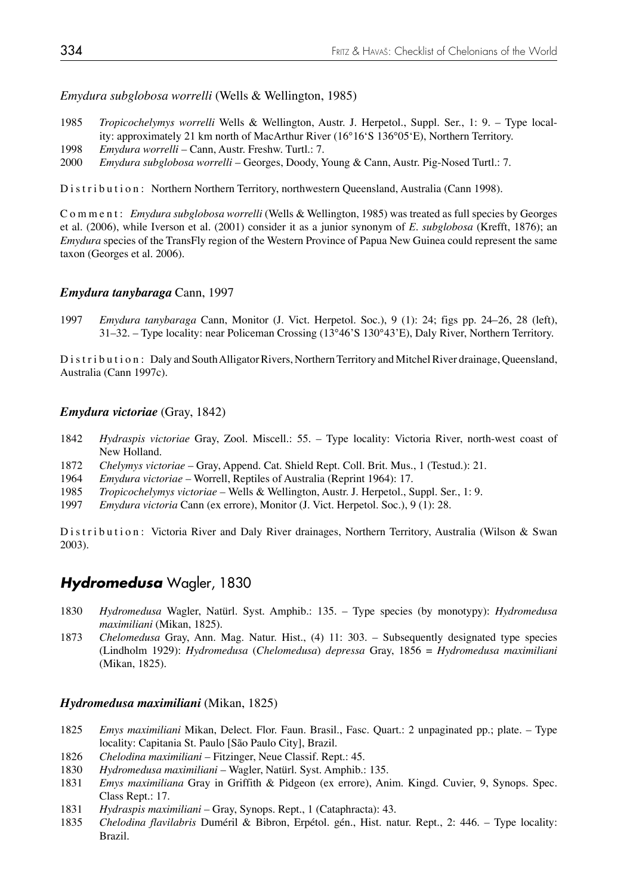*Emydura subglobosa worrelli* (Wells & Wellington, 1985)

1985 *Tropicochelymys worrelli* Wells & Wellington, Austr. J. Herpetol., Suppl. Ser., 1: 9. – Type locality: approximately 21 km north of MacArthur River (16°16'S 136°05'E), Northern Territory.
1998 *Emydura worrelli* – Cann, Austr. Freshw. Turtl.: 7.
2000 *Emydura subglobosa worrelli* – Georges, Doody, Young & Cann, Austr. Pig-Nosed Turtl.: 7.

Distribution: Northern Northern Territory, northwestern Queensland, Australia (Cann 1998).

Comment: *Emydura subglobosa worrelli* (Wells & Wellington, 1985) was treated as full species by Georges et al. (2006), while Iverson et al. (2001) consider it as a junior synonym of *E. subglobosa* (Krefft, 1876); an *Emydura* species of the TransFly region of the Western Province of Papua New Guinea could represent the same taxon (Georges et al. 2006).

### ***Emydura tanybaraga*** Cann, 1997

1997 *Emydura tanybaraga* Cann, Monitor (J. Vict. Herpetol. Soc.), 9 (1): 24; figs pp. 24–26, 28 (left), 31–32. – Type locality: near Policeman Crossing (13°46'S 130°43'E), Daly River, Northern Territory.

Distribution: Daly and South Alligator Rivers, Northern Territory and Mitchel River drainage, Queensland, Australia (Cann 1997c).

### ***Emydura victoriae*** (Gray, 1842)

1842 *Hydraspis victoriae* Gray, Zool. Miscell.: 55. – Type locality: Victoria River, north-west coast of New Holland.
1872 *Chelymys victoriae* – Gray, Append. Cat. Shield Rept. Coll. Brit. Mus., 1 (Testud.): 21.
1964 *Emydura victoriae* – Worrell, Reptiles of Australia (Reprint 1964): 17.
1985 *Tropicochelymys victoriae* – Wells & Wellington, Austr. J. Herpetol., Suppl. Ser., 1: 9.
1997 *Emydura victoria* Cann (ex errore), Monitor (J. Vict. Herpetol. Soc.), 9 (1): 28.

Distribution: Victoria River and Daly River drainages, Northern Territory, Australia (Wilson & Swan 2003).

## ***Hydromedusa*** Wagler, 1830

1830 *Hydromedusa* Wagler, Natürl. Syst. Amphib.: 135. – Type species (by monotypy): *Hydromedusa maximiliani* (Mikan, 1825).
1873 *Chelomedusa* Gray, Ann. Mag. Natur. Hist., (4) 11: 303. – Subsequently designated type species (Lindholm 1929): *Hydromedusa* (*Chelomedusa*) *depressa* Gray, 1856 = *Hydromedusa maximiliani* (Mikan, 1825).

### ***Hydromedusa maximiliani*** (Mikan, 1825)

1825 *Emys maximiliani* Mikan, Delect. Flor. Faun. Brasil., Fasc. Quart.: 2 unpaginated pp.; plate. – Type locality: Capitania St. Paulo [São Paulo City], Brazil.
1826 *Chelodina maximiliani* – Fitzinger, Neue Classif. Rept.: 45.
1830 *Hydromedusa maximiliani* – Wagler, Natürl. Syst. Amphib.: 135.
1831 *Emys maximiliana* Gray in Griffith & Pidgeon (ex errore), Anim. Kingd. Cuvier, 9, Synops. Spec. Class Rept.: 17.
1831 *Hydraspis maximiliani* – Gray, Synops. Rept., 1 (Cataphracta): 43.
1835 *Chelodina flavilabris* Duméril & Bibron, Erpétol. gén., Hist. natur. Rept., 2: 446. – Type locality: Brazil.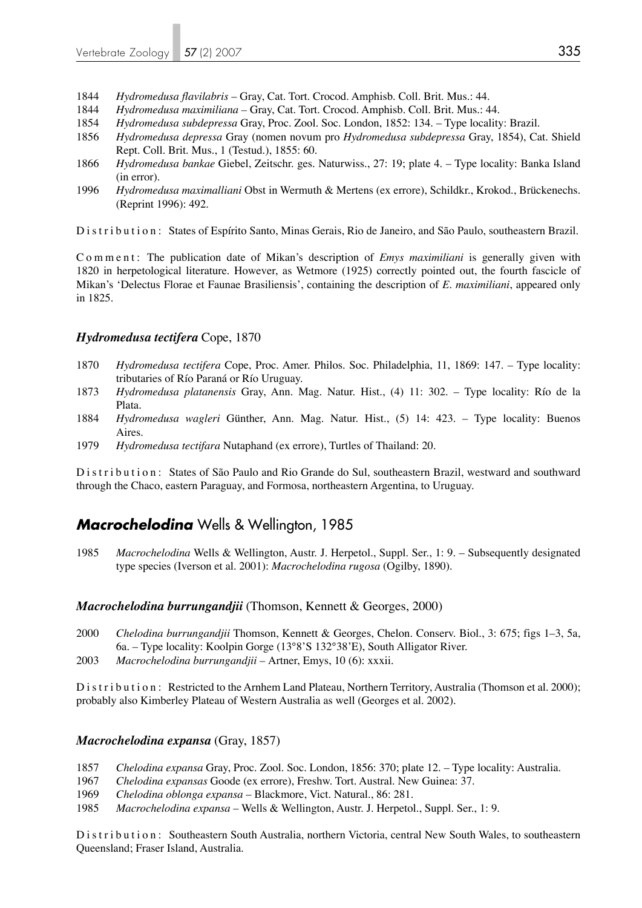1844 *Hydromedusa flavilabris* – Gray, Cat. Tort. Crocod. Amphisb. Coll. Brit. Mus.: 44.

1844 *Hydromedusa maximiliana* – Gray, Cat. Tort. Crocod. Amphisb. Coll. Brit. Mus.: 44.

1854 *Hydromedusa subdepressa* Gray, Proc. Zool. Soc. London, 1852: 134. – Type locality: Brazil.

1856 *Hydromedusa depressa* Gray (nomen novum pro *Hydromedusa subdepressa* Gray, 1854), Cat. Shield Rept. Coll. Brit. Mus., 1 (Testud.), 1855: 60.

1866 *Hydromedusa bankae* Giebel, Zeitschr. ges. Naturwiss., 27: 19; plate 4. – Type locality: Banka Island (in error).

1996 *Hydromedusa maximalliani* Obst in Wermuth & Mertens (ex errore), Schildkr., Krokod., Brückenechs. (Reprint 1996): 492.

Distribution: States of Espírito Santo, Minas Gerais, Rio de Janeiro, and São Paulo, southeastern Brazil.

Comment: The publication date of Mikan's description of *Emys maximiliani* is generally given with 1820 in herpetological literature. However, as Wetmore (1925) correctly pointed out, the fourth fascicle of Mikan's 'Delectus Florae et Faunae Brasiliensis', containing the description of *E. maximiliani*, appeared only in 1825.

### *Hydromedusa tectifera* Cope, 1870

1870 *Hydromedusa tectifera* Cope, Proc. Amer. Philos. Soc. Philadelphia, 11, 1869: 147. – Type locality: tributaries of Río Paraná or Río Uruguay.

1873 *Hydromedusa platanensis* Gray, Ann. Mag. Natur. Hist., (4) 11: 302. – Type locality: Río de la Plata.

1884 *Hydromedusa wagleri* Günther, Ann. Mag. Natur. Hist., (5) 14: 423. – Type locality: Buenos Aires.

1979 *Hydromedusa tectifara* Nutaphand (ex errore), Turtles of Thailand: 20.

Distribution: States of São Paulo and Rio Grande do Sul, southeastern Brazil, westward and southward through the Chaco, eastern Paraguay, and Formosa, northeastern Argentina, to Uruguay.

## ***Macrochelodina*** Wells & Wellington, 1985

1985 *Macrochelodina* Wells & Wellington, Austr. J. Herpetol., Suppl. Ser., 1: 9. – Subsequently designated type species (Iverson et al. 2001): *Macrochelodina rugosa* (Ogilby, 1890).

### *Macrochelodina burrungandjii* (Thomson, Kennett & Georges, 2000)

2000 *Chelodina burrungandjii* Thomson, Kennett & Georges, Chelon. Conserv. Biol., 3: 675; figs 1–3, 5a, 6a. – Type locality: Koolpin Gorge (13°8'S 132°38'E), South Alligator River.

2003 *Macrochelodina burrungandjii* – Artner, Emys, 10 (6): xxxii.

Distribution: Restricted to the Arnhem Land Plateau, Northern Territory, Australia (Thomson et al. 2000); probably also Kimberley Plateau of Western Australia as well (Georges et al. 2002).

### *Macrochelodina expansa* (Gray, 1857)

1857 *Chelodina expansa* Gray, Proc. Zool. Soc. London, 1856: 370; plate 12. – Type locality: Australia.

1967 *Chelodina expansas* Goode (ex errore), Freshw. Tort. Austral. New Guinea: 37.

1969 *Chelodina oblonga expansa* – Blackmore, Vict. Natural., 86: 281.

1985 *Macrochelodina expansa* – Wells & Wellington, Austr. J. Herpetol., Suppl. Ser., 1: 9.

Distribution: Southeastern South Australia, northern Victoria, central New South Wales, to southeastern Queensland; Fraser Island, Australia.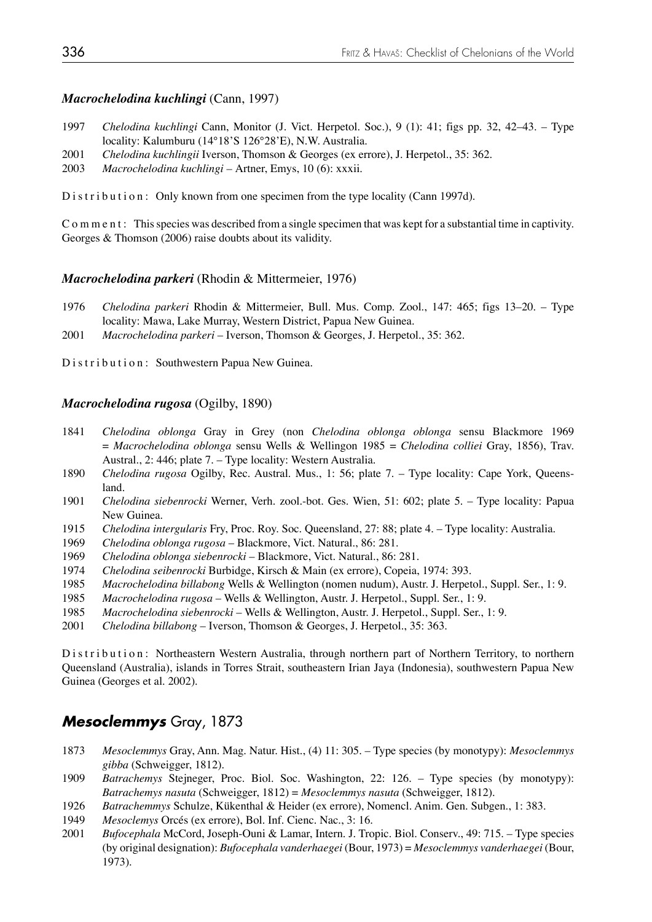### *Macrochelodina kuchlingi* (Cann, 1997)

1997 *Chelodina kuchlingi* Cann, Monitor (J. Vict. Herpetol. Soc.), 9 (1): 41; figs pp. 32, 42–43. – Type locality: Kalumburu (14°18'S 126°28'E), N.W. Australia.
2001 *Chelodina kuchlingii* Iverson, Thomson & Georges (ex errore), J. Herpetol., 35: 362.
2003 *Macrochelodina kuchlingi* – Artner, Emys, 10 (6): xxxii.

Distribution: Only known from one specimen from the type locality (Cann 1997d).

Comment: This species was described from a single specimen that was kept for a substantial time in captivity. Georges & Thomson (2006) raise doubts about its validity.

### *Macrochelodina parkeri* (Rhodin & Mittermeier, 1976)

1976 *Chelodina parkeri* Rhodin & Mittermeier, Bull. Mus. Comp. Zool., 147: 465; figs 13–20. – Type locality: Mawa, Lake Murray, Western District, Papua New Guinea.
2001 *Macrochelodina parkeri* – Iverson, Thomson & Georges, J. Herpetol., 35: 362.

Distribution: Southwestern Papua New Guinea.

### *Macrochelodina rugosa* (Ogilby, 1890)

1841 *Chelodina oblonga* Gray in Grey (non *Chelodina oblonga oblonga* sensu Blackmore 1969 = *Macrochelodina oblonga* sensu Wells & Wellingon 1985 = *Chelodina colliei* Gray, 1856), Trav. Austral., 2: 446; plate 7. – Type locality: Western Australia.
1890 *Chelodina rugosa* Ogilby, Rec. Austral. Mus., 1: 56; plate 7. – Type locality: Cape York, Queensland.
1901 *Chelodina siebenrocki* Werner, Verh. zool.-bot. Ges. Wien, 51: 602; plate 5. – Type locality: Papua New Guinea.
1915 *Chelodina intergularis* Fry, Proc. Roy. Soc. Queensland, 27: 88; plate 4. – Type locality: Australia.
1969 *Chelodina oblonga rugosa* – Blackmore, Vict. Natural., 86: 281.
1969 *Chelodina oblonga siebenrocki* – Blackmore, Vict. Natural., 86: 281.
1974 *Chelodina seibenrocki* Burbidge, Kirsch & Main (ex errore), Copeia, 1974: 393.
1985 *Macrochelodina billabong* Wells & Wellington (nomen nudum), Austr. J. Herpetol., Suppl. Ser., 1: 9.
1985 *Macrochelodina rugosa* – Wells & Wellington, Austr. J. Herpetol., Suppl. Ser., 1: 9.
1985 *Macrochelodina siebenrocki* – Wells & Wellington, Austr. J. Herpetol., Suppl. Ser., 1: 9.
2001 *Chelodina billabong* – Iverson, Thomson & Georges, J. Herpetol., 35: 363.

Distribution: Northeastern Western Australia, through northern part of Northern Territory, to northern Queensland (Australia), islands in Torres Strait, southeastern Irian Jaya (Indonesia), southwestern Papua New Guinea (Georges et al. 2002).

## *Mesoclemmys* Gray, 1873

1873 *Mesoclemmys* Gray, Ann. Mag. Natur. Hist., (4) 11: 305. – Type species (by monotypy): *Mesoclemmys gibba* (Schweigger, 1812).
1909 *Batrachemys* Stejneger, Proc. Biol. Soc. Washington, 22: 126. – Type species (by monotypy): *Batrachemys nasuta* (Schweigger, 1812) = *Mesoclemmys nasuta* (Schweigger, 1812).
1926 *Batrachemmys* Schulze, Kükenthal & Heider (ex errore), Nomencl. Anim. Gen. Subgen., 1: 383.
1949 *Mesoclemys* Orcés (ex errore), Bol. Inf. Cienc. Nac., 3: 16.
2001 *Bufocephala* McCord, Joseph-Ouni & Lamar, Intern. J. Tropic. Biol. Conserv., 49: 715. – Type species (by original designation): *Bufocephala vanderhaegei* (Bour, 1973) = *Mesoclemmys vanderhaegei* (Bour, 1973).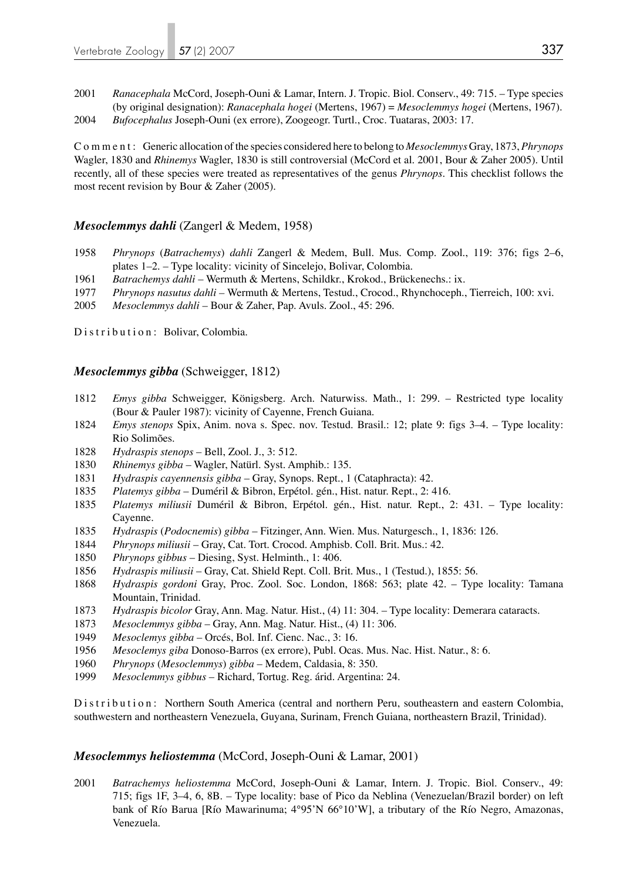2001 *Ranacephala* McCord, Joseph-Ouni & Lamar, Intern. J. Tropic. Biol. Conserv., 49: 715. – Type species (by original designation): *Ranacephala hogei* (Mertens, 1967) = *Mesoclemmys hogei* (Mertens, 1967).

2004 *Bufocephalus* Joseph-Ouni (ex errore), Zoogeogr. Turtl., Croc. Tuataras, 2003: 17.

Comment: Generic allocation of the species considered here to belong to *Mesoclemmys* Gray, 1873, *Phrynops* Wagler, 1830 and *Rhinemys* Wagler, 1830 is still controversial (McCord et al. 2001, Bour & Zaher 2005). Until recently, all of these species were treated as representatives of the genus *Phrynops*. This checklist follows the most recent revision by Bour & Zaher (2005).

### ***Mesoclemmys dahli*** (Zangerl & Medem, 1958)

1958 *Phrynops* (*Batrachemys*) *dahli* Zangerl & Medem, Bull. Mus. Comp. Zool., 119: 376; figs 2–6, plates 1–2. – Type locality: vicinity of Sincelejo, Bolivar, Colombia.

1961 *Batrachemys dahli* – Wermuth & Mertens, Schildkr., Krokod., Brückenechs.: ix.

1977 *Phrynops nasutus dahli* – Wermuth & Mertens, Testud., Crocod., Rhynchoceph., Tierreich, 100: xvi.

2005 *Mesoclemmys dahli* – Bour & Zaher, Pap. Avuls. Zool., 45: 296.

Distribution: Bolivar, Colombia.

### ***Mesoclemmys gibba*** (Schweigger, 1812)

1812 *Emys gibba* Schweigger, Königsberg. Arch. Naturwiss. Math., 1: 299. – Restricted type locality (Bour & Pauler 1987): vicinity of Cayenne, French Guiana.

1824 *Emys stenops* Spix, Anim. nova s. Spec. nov. Testud. Brasil.: 12; plate 9: figs 3–4. – Type locality: Rio Solimões.

1828 *Hydraspis stenops* – Bell, Zool. J., 3: 512.

1830 *Rhinemys gibba* – Wagler, Natürl. Syst. Amphib.: 135.

1831 *Hydraspis cayennensis gibba* – Gray, Synops. Rept., 1 (Cataphracta): 42.

1835 *Platemys gibba* – Duméril & Bibron, Erpétol. gén., Hist. natur. Rept., 2: 416.

1835 *Platemys miliusii* Duméril & Bibron, Erpétol. gén., Hist. natur. Rept., 2: 431. – Type locality: Cayenne.

1835 *Hydraspis* (*Podocnemis*) *gibba* – Fitzinger, Ann. Wien. Mus. Naturgesch., 1, 1836: 126.

1844 *Phrynops miliusii* – Gray, Cat. Tort. Crocod. Amphisb. Coll. Brit. Mus.: 42.

1850 *Phrynops gibbus* – Diesing, Syst. Helminth., 1: 406.

1856 *Hydraspis miliusii* – Gray, Cat. Shield Rept. Coll. Brit. Mus., 1 (Testud.), 1855: 56.

1868 *Hydraspis gordoni* Gray, Proc. Zool. Soc. London, 1868: 563; plate 42. – Type locality: Tamana Mountain, Trinidad.

1873 *Hydraspis bicolor* Gray, Ann. Mag. Natur. Hist., (4) 11: 304. – Type locality: Demerara cataracts.

1873 *Mesoclemmys gibba* – Gray, Ann. Mag. Natur. Hist., (4) 11: 306.

1949 *Mesoclemys gibba* – Orcés, Bol. Inf. Cienc. Nac., 3: 16.

1956 *Mesoclemys giba* Donoso-Barros (ex errore), Publ. Ocas. Mus. Nac. Hist. Natur., 8: 6.

1960 *Phrynops* (*Mesoclemmys*) *gibba* – Medem, Caldasia, 8: 350.

1999 *Mesoclemmys gibbus* – Richard, Tortug. Reg. árid. Argentina: 24.

Distribution: Northern South America (central and northern Peru, southeastern and eastern Colombia, southwestern and northeastern Venezuela, Guyana, Surinam, French Guiana, northeastern Brazil, Trinidad).

### ***Mesoclemmys heliostemma*** (McCord, Joseph-Ouni & Lamar, 2001)

2001 *Batrachemys heliostemma* McCord, Joseph-Ouni & Lamar, Intern. J. Tropic. Biol. Conserv., 49: 715; figs 1F, 3–4, 6, 8B. – Type locality: base of Pico da Neblina (Venezuelan/Brazil border) on left bank of Río Barua [Río Mawarinuma; 4°95'N 66°10'W], a tributary of the Río Negro, Amazonas, Venezuela.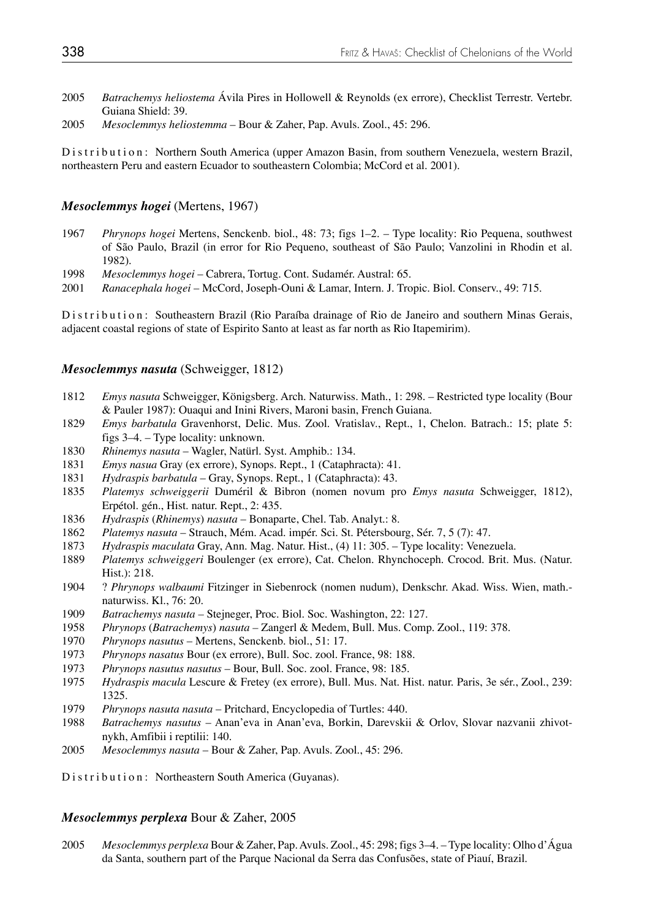2005 *Batrachemys heliostema* Ávila Pires in Hollowell & Reynolds (ex errore), Checklist Terrestr. Vertebr. Guiana Shield: 39.

2005 *Mesoclemmys heliostemma* – Bour & Zaher, Pap. Avuls. Zool., 45: 296.

Distribution: Northern South America (upper Amazon Basin, from southern Venezuela, western Brazil, northeastern Peru and eastern Ecuador to southeastern Colombia; McCord et al. 2001).

### *Mesoclemmys hogei* (Mertens, 1967)

1967 *Phrynops hogei* Mertens, Senckenb. biol., 48: 73; figs 1–2. – Type locality: Rio Pequena, southwest of São Paulo, Brazil (in error for Rio Pequeno, southeast of São Paulo; Vanzolini in Rhodin et al. 1982).

1998 *Mesoclemmys hogei* – Cabrera, Tortug. Cont. Sudamér. Austral: 65.

2001 *Ranacephala hogei* – McCord, Joseph-Ouni & Lamar, Intern. J. Tropic. Biol. Conserv., 49: 715.

Distribution: Southeastern Brazil (Rio Paraíba drainage of Rio de Janeiro and southern Minas Gerais, adjacent coastal regions of state of Espirito Santo at least as far north as Rio Itapemirim).

### *Mesoclemmys nasuta* (Schweigger, 1812)

1812 *Emys nasuta* Schweigger, Königsberg. Arch. Naturwiss. Math., 1: 298. – Restricted type locality (Bour & Pauler 1987): Ouaqui and Inini Rivers, Maroni basin, French Guiana.

1829 *Emys barbatula* Gravenhorst, Delic. Mus. Zool. Vratislav., Rept., 1, Chelon. Batrach.: 15; plate 5: figs 3–4. – Type locality: unknown.

1830 *Rhinemys nasuta* – Wagler, Natürl. Syst. Amphib.: 134.

1831 *Emys nasua* Gray (ex errore), Synops. Rept., 1 (Cataphracta): 41.

1831 *Hydraspis barbatula* – Gray, Synops. Rept., 1 (Cataphracta): 43.

1835 *Platemys schweiggerii* Duméril & Bibron (nomen novum pro *Emys nasuta* Schweigger, 1812), Erpétol. gén., Hist. natur. Rept., 2: 435.

1836 *Hydraspis* (*Rhinemys*) *nasuta* – Bonaparte, Chel. Tab. Analyt.: 8.

1862 *Platemys nasuta* – Strauch, Mém. Acad. impér. Sci. St. Pétersbourg, Sér. 7, 5 (7): 47.

1873 *Hydraspis maculata* Gray, Ann. Mag. Natur. Hist., (4) 11: 305. – Type locality: Venezuela.

1889 *Platemys schweiggeri* Boulenger (ex errore), Cat. Chelon. Rhynchoceph. Crocod. Brit. Mus. (Natur. Hist.): 218.

1904 ? *Phrynops walbaumi* Fitzinger in Siebenrock (nomen nudum), Denkschr. Akad. Wiss. Wien, math.-naturwiss. Kl., 76: 20.

1909 *Batrachemys nasuta* – Stejneger, Proc. Biol. Soc. Washington, 22: 127.

1958 *Phrynops* (*Batrachemys*) *nasuta* – Zangerl & Medem, Bull. Mus. Comp. Zool., 119: 378.

1970 *Phrynops nasutus* – Mertens, Senckenb. biol., 51: 17.

1973 *Phrynops nasatus* Bour (ex errore), Bull. Soc. zool. France, 98: 188.

1973 *Phrynops nasutus nasutus* – Bour, Bull. Soc. zool. France, 98: 185.

1975 *Hydraspis macula* Lescure & Fretey (ex errore), Bull. Mus. Nat. Hist. natur. Paris, 3e sér., Zool., 239: 1325.

1979 *Phrynops nasuta nasuta* – Pritchard, Encyclopedia of Turtles: 440.

1988 *Batrachemys nasutus* – Anan'eva in Anan'eva, Borkin, Darevskii & Orlov, Slovar nazvanii zhivotnykh, Amfibii i reptilii: 140.

2005 *Mesoclemmys nasuta* – Bour & Zaher, Pap. Avuls. Zool., 45: 296.

Distribution: Northeastern South America (Guyanas).

### *Mesoclemmys perplexa* Bour & Zaher, 2005

2005 *Mesoclemmys perplexa* Bour & Zaher, Pap. Avuls. Zool., 45: 298; figs 3–4. – Type locality: Olho d'Água da Santa, southern part of the Parque Nacional da Serra das Confusões, state of Piauí, Brazil.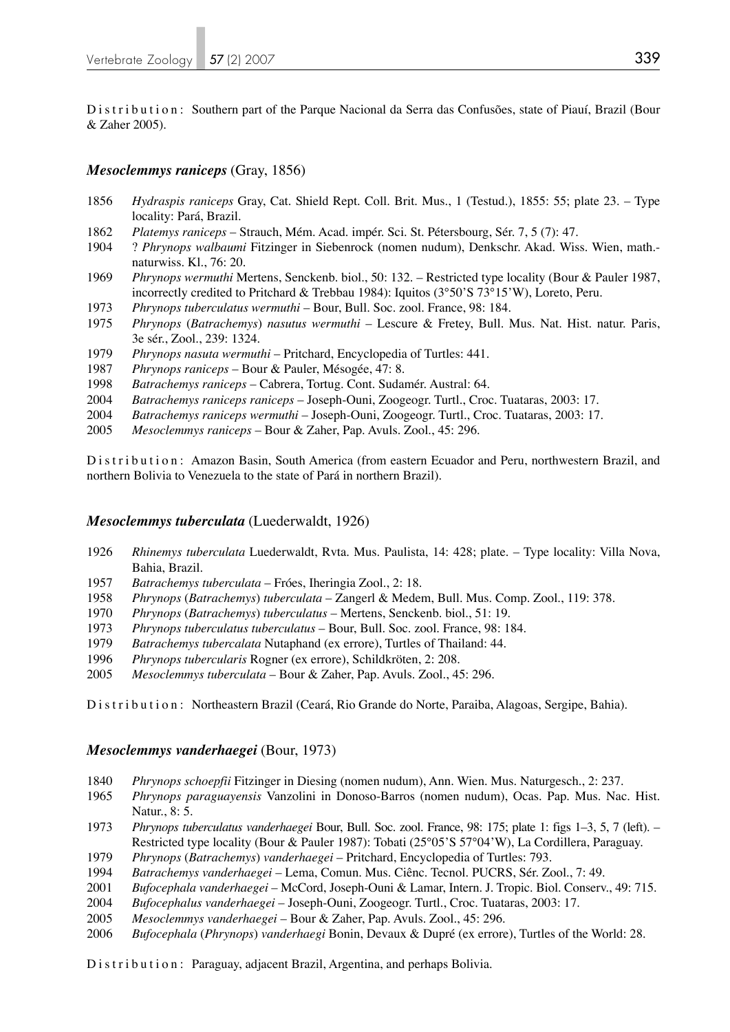Distribution: Southern part of the Parque Nacional da Serra das Confusões, state of Piauí, Brazil (Bour & Zaher 2005).

### *Mesoclemmys raniceps* (Gray, 1856)

1856 *Hydraspis raniceps* Gray, Cat. Shield Rept. Coll. Brit. Mus., 1 (Testud.), 1855: 55; plate 23. – Type locality: Pará, Brazil.

1862 *Platemys raniceps* – Strauch, Mém. Acad. impér. Sci. St. Pétersbourg, Sér. 7, 5 (7): 47.

1904 ? *Phrynops walbaumi* Fitzinger in Siebenrock (nomen nudum), Denkschr. Akad. Wiss. Wien, math.-naturwiss. Kl., 76: 20.

1969 *Phrynops wermuthi* Mertens, Senckenb. biol., 50: 132. – Restricted type locality (Bour & Pauler 1987, incorrectly credited to Pritchard & Trebbau 1984): Iquitos (3°50'S 73°15'W), Loreto, Peru.

1973 *Phrynops tuberculatus wermuthi* – Bour, Bull. Soc. zool. France, 98: 184.

1975 *Phrynops* (*Batrachemys*) *nasutus wermuthi* – Lescure & Fretey, Bull. Mus. Nat. Hist. natur. Paris, 3e sér., Zool., 239: 1324.

1979 *Phrynops nasuta wermuthi* – Pritchard, Encyclopedia of Turtles: 441.

1987 *Phrynops raniceps* – Bour & Pauler, Mésogée, 47: 8.

1998 *Batrachemys raniceps* – Cabrera, Tortug. Cont. Sudamér. Austral: 64.

2004 *Batrachemys raniceps raniceps* – Joseph-Ouni, Zoogeogr. Turtl., Croc. Tuataras, 2003: 17.

2004 *Batrachemys raniceps wermuthi* – Joseph-Ouni, Zoogeogr. Turtl., Croc. Tuataras, 2003: 17.

2005 *Mesoclemmys raniceps* – Bour & Zaher, Pap. Avuls. Zool., 45: 296.

Distribution: Amazon Basin, South America (from eastern Ecuador and Peru, northwestern Brazil, and northern Bolivia to Venezuela to the state of Pará in northern Brazil).

### *Mesoclemmys tuberculata* (Luederwaldt, 1926)

1926 *Rhinemys tuberculata* Luederwaldt, Rvta. Mus. Paulista, 14: 428; plate. – Type locality: Villa Nova, Bahia, Brazil.

1957 *Batrachemys tuberculata* – Fróes, Iheringia Zool., 2: 18.

1958 *Phrynops* (*Batrachemys*) *tuberculata* – Zangerl & Medem, Bull. Mus. Comp. Zool., 119: 378.

1970 *Phrynops* (*Batrachemys*) *tuberculatus* – Mertens, Senckenb. biol., 51: 19.

1973 *Phrynops tuberculatus tuberculatus* – Bour, Bull. Soc. zool. France, 98: 184.

1979 *Batrachemys tubercalata* Nutaphand (ex errore), Turtles of Thailand: 44.

1996 *Phrynops tubercularis* Rogner (ex errore), Schildkröten, 2: 208.

2005 *Mesoclemmys tuberculata* – Bour & Zaher, Pap. Avuls. Zool., 45: 296.

Distribution: Northeastern Brazil (Ceará, Rio Grande do Norte, Paraiba, Alagoas, Sergipe, Bahia).

### *Mesoclemmys vanderhaegei* (Bour, 1973)

1840 *Phrynops schoepfii* Fitzinger in Diesing (nomen nudum), Ann. Wien. Mus. Naturgesch., 2: 237.

1965 *Phrynops paraguayensis* Vanzolini in Donoso-Barros (nomen nudum), Ocas. Pap. Mus. Nac. Hist. Natur., 8: 5.

1973 *Phrynops tuberculatus vanderhaegei* Bour, Bull. Soc. zool. France, 98: 175; plate 1: figs 1–3, 5, 7 (left). – Restricted type locality (Bour & Pauler 1987): Tobati (25°05'S 57°04'W), La Cordillera, Paraguay.

1979 *Phrynops* (*Batrachemys*) *vanderhaegei* – Pritchard, Encyclopedia of Turtles: 793.

1994 *Batrachemys vanderhaegei* – Lema, Comun. Mus. Ciênc. Tecnol. PUCRS, Sér. Zool., 7: 49.

2001 *Bufocephala vanderhaegei* – McCord, Joseph-Ouni & Lamar, Intern. J. Tropic. Biol. Conserv., 49: 715.

2004 *Bufocephalus vanderhaegei* – Joseph-Ouni, Zoogeogr. Turtl., Croc. Tuataras, 2003: 17.

2005 *Mesoclemmys vanderhaegei* – Bour & Zaher, Pap. Avuls. Zool., 45: 296.

2006 *Bufocephala* (*Phrynops*) *vanderhaegi* Bonin, Devaux & Dupré (ex errore), Turtles of the World: 28.

Distribution: Paraguay, adjacent Brazil, Argentina, and perhaps Bolivia.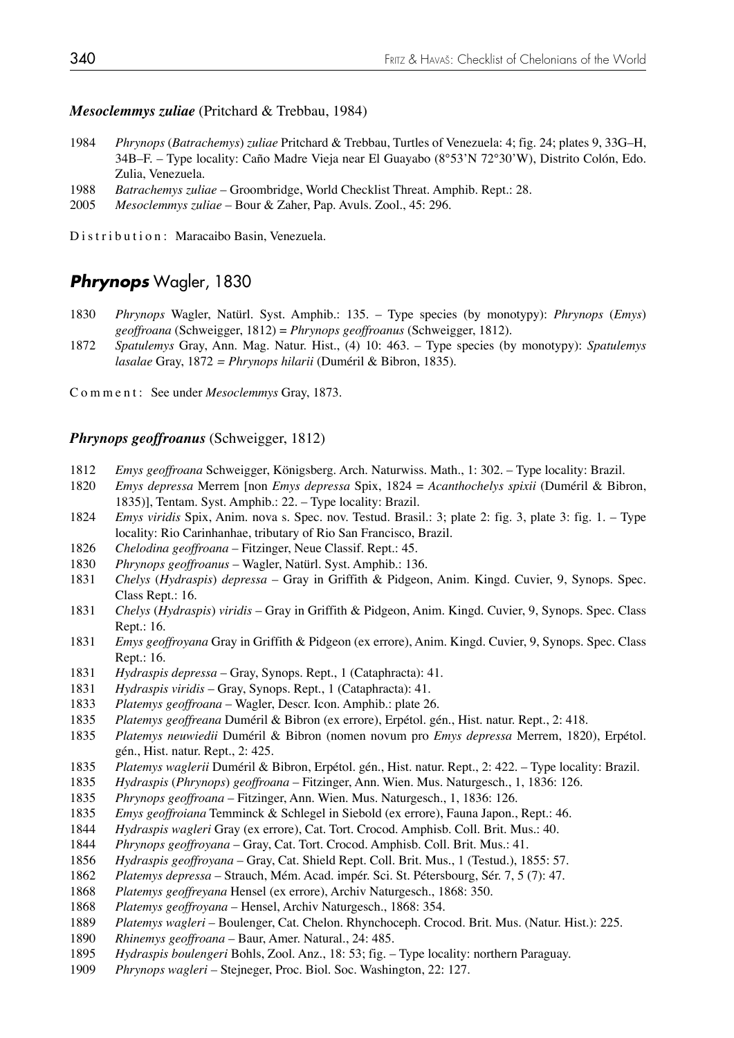### *Mesoclemmys zuliae* (Pritchard & Trebbau, 1984)

1984 *Phrynops* (*Batrachemys*) *zuliae* Pritchard & Trebbau, Turtles of Venezuela: 4; fig. 24; plates 9, 33G–H, 34B–F. – Type locality: Caño Madre Vieja near El Guayabo (8°53'N 72°30'W), Distrito Colón, Edo. Zulia, Venezuela.

1988 *Batrachemys zuliae* – Groombridge, World Checklist Threat. Amphib. Rept.: 28.

2005 *Mesoclemmys zuliae* – Bour & Zaher, Pap. Avuls. Zool., 45: 296.

Distribution: Maracaibo Basin, Venezuela.

## *Phrynops* Wagler, 1830

1830 *Phrynops* Wagler, Natürl. Syst. Amphib.: 135. – Type species (by monotypy): *Phrynops* (*Emys*) *geoffroana* (Schweigger, 1812) = *Phrynops geoffroanus* (Schweigger, 1812).

1872 *Spatulemys* Gray, Ann. Mag. Natur. Hist., (4) 10: 463. – Type species (by monotypy): *Spatulemys lasalae* Gray, 1872 = *Phrynops hilarii* (Duméril & Bibron, 1835).

Comment: See under *Mesoclemmys* Gray, 1873.

### *Phrynops geoffroanus* (Schweigger, 1812)

1812 *Emys geoffroana* Schweigger, Königsberg. Arch. Naturwiss. Math., 1: 302. – Type locality: Brazil.

1820 *Emys depressa* Merrem [non *Emys depressa* Spix, 1824 = *Acanthochelys spixii* (Duméril & Bibron, 1835)], Tentam. Syst. Amphib.: 22. – Type locality: Brazil.

1824 *Emys viridis* Spix, Anim. nova s. Spec. nov. Testud. Brasil.: 3; plate 2: fig. 3, plate 3: fig. 1. – Type locality: Rio Carinhanhae, tributary of Rio San Francisco, Brazil.

1826 *Chelodina geoffroana* – Fitzinger, Neue Classif. Rept.: 45.

1830 *Phrynops geoffroanus* – Wagler, Natürl. Syst. Amphib.: 136.

1831 *Chelys* (*Hydraspis*) *depressa* – Gray in Griffith & Pidgeon, Anim. Kingd. Cuvier, 9, Synops. Spec. Class Rept.: 16.

1831 *Chelys* (*Hydraspis*) *viridis* – Gray in Griffith & Pidgeon, Anim. Kingd. Cuvier, 9, Synops. Spec. Class Rept.: 16.

1831 *Emys geoffroyana* Gray in Griffith & Pidgeon (ex errore), Anim. Kingd. Cuvier, 9, Synops. Spec. Class Rept.: 16.

1831 *Hydraspis depressa* – Gray, Synops. Rept., 1 (Cataphracta): 41.

1831 *Hydraspis viridis* – Gray, Synops. Rept., 1 (Cataphracta): 41.

1833 *Platemys geoffroana* – Wagler, Descr. Icon. Amphib.: plate 26.

1835 *Platemys geoffreana* Duméril & Bibron (ex errore), Erpétol. gén., Hist. natur. Rept., 2: 418.

1835 *Platemys neuwiedii* Duméril & Bibron (nomen novum pro *Emys depressa* Merrem, 1820), Erpétol. gén., Hist. natur. Rept., 2: 425.

1835 *Platemys waglerii* Duméril & Bibron, Erpétol. gén., Hist. natur. Rept., 2: 422. – Type locality: Brazil.

1835 *Hydraspis* (*Phrynops*) *geoffroana* – Fitzinger, Ann. Wien. Mus. Naturgesch., 1, 1836: 126.

1835 *Phrynops geoffroana* – Fitzinger, Ann. Wien. Mus. Naturgesch., 1, 1836: 126.

1835 *Emys geoffroiana* Temminck & Schlegel in Siebold (ex errore), Fauna Japon., Rept.: 46.

1844 *Hydraspis wagleri* Gray (ex errore), Cat. Tort. Crocod. Amphisb. Coll. Brit. Mus.: 40.

1844 *Phrynops geoffroyana* – Gray, Cat. Tort. Crocod. Amphisb. Coll. Brit. Mus.: 41.

1856 *Hydraspis geoffroyana* – Gray, Cat. Shield Rept. Coll. Brit. Mus., 1 (Testud.), 1855: 57.

1862 *Platemys depressa* – Strauch, Mém. Acad. impér. Sci. St. Pétersbourg, Sér. 7, 5 (7): 47.

1868 *Platemys geoffreyana* Hensel (ex errore), Archiv Naturgesch., 1868: 350.

1868 *Platemys geoffroyana* – Hensel, Archiv Naturgesch., 1868: 354.

1889 *Platemys wagleri* – Boulenger, Cat. Chelon. Rhynchoceph. Crocod. Brit. Mus. (Natur. Hist.): 225.

1890 *Rhinemys geoffroana* – Baur, Amer. Natural., 24: 485.

1895 *Hydraspis boulengeri* Bohls, Zool. Anz., 18: 53; fig. – Type locality: northern Paraguay.

1909 *Phrynops wagleri* – Stejneger, Proc. Biol. Soc. Washington, 22: 127.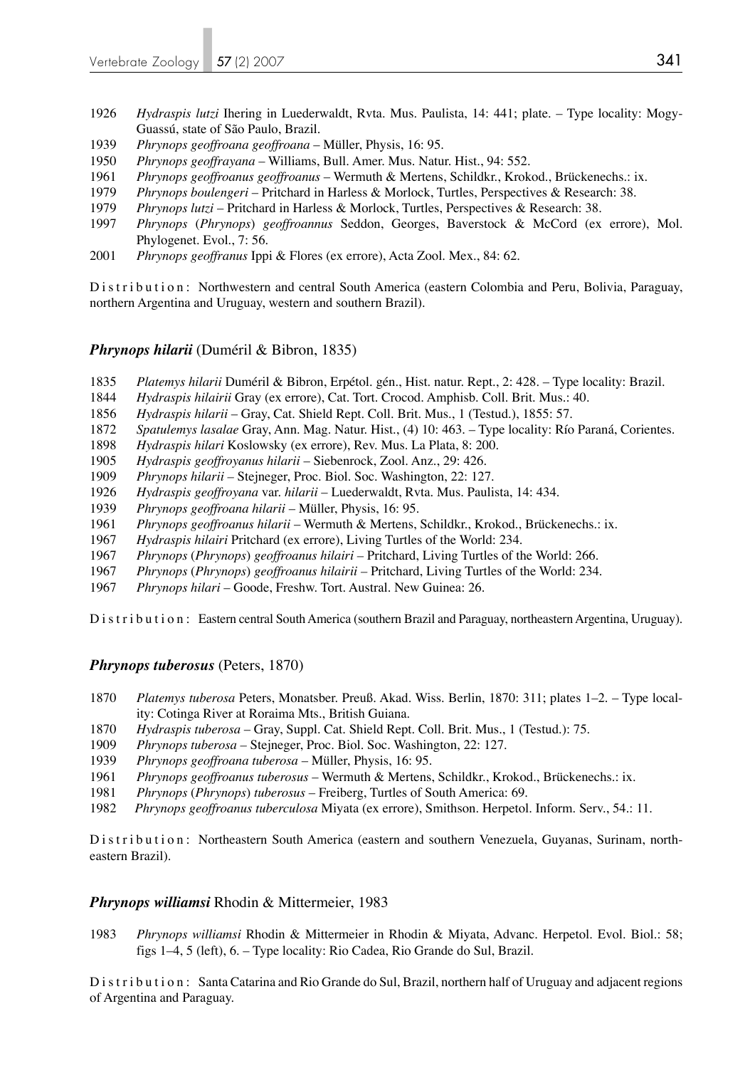1926 *Hydraspis lutzi* Ihering in Luederwaldt, Rvta. Mus. Paulista, 14: 441; plate. – Type locality: Mogy-Guassú, state of São Paulo, Brazil.
1939 *Phrynops geoffroana geoffroana* – Müller, Physis, 16: 95.
1950 *Phrynops geoffrayana* – Williams, Bull. Amer. Mus. Natur. Hist., 94: 552.
1961 *Phrynops geoffroanus geoffroanus* – Wermuth & Mertens, Schildkr., Krokod., Brückenechs.: ix.
1979 *Phrynops boulengeri* – Pritchard in Harless & Morlock, Turtles, Perspectives & Research: 38.
1979 *Phrynops lutzi* – Pritchard in Harless & Morlock, Turtles, Perspectives & Research: 38.
1997 *Phrynops* (*Phrynops*) *geoffroannus* Seddon, Georges, Baverstock & McCord (ex errore), Mol. Phylogenet. Evol., 7: 56.
2001 *Phrynops geoffranus* Ippi & Flores (ex errore), Acta Zool. Mex., 84: 62.

Distribution: Northwestern and central South America (eastern Colombia and Peru, Bolivia, Paraguay, northern Argentina and Uruguay, western and southern Brazil).

### *Phrynops hilarii* (Duméril & Bibron, 1835)

1835 *Platemys hilarii* Duméril & Bibron, Erpétol. gén., Hist. natur. Rept., 2: 428. – Type locality: Brazil.
1844 *Hydraspis hilairii* Gray (ex errore), Cat. Tort. Crocod. Amphisb. Coll. Brit. Mus.: 40.
1856 *Hydraspis hilarii* – Gray, Cat. Shield Rept. Coll. Brit. Mus., 1 (Testud.), 1855: 57.
1872 *Spatulemys lasalae* Gray, Ann. Mag. Natur. Hist., (4) 10: 463. – Type locality: Río Paraná, Corientes.
1898 *Hydraspis hilari* Koslowsky (ex errore), Rev. Mus. La Plata, 8: 200.
1905 *Hydraspis geoffroyanus hilarii* – Siebenrock, Zool. Anz., 29: 426.
1909 *Phrynops hilarii* – Stejneger, Proc. Biol. Soc. Washington, 22: 127.
1926 *Hydraspis geoffroyana* var. *hilarii* – Luederwaldt, Rvta. Mus. Paulista, 14: 434.
1939 *Phrynops geoffroana hilarii* – Müller, Physis, 16: 95.
1961 *Phrynops geoffroanus hilarii* – Wermuth & Mertens, Schildkr., Krokod., Brückenechs.: ix.
1967 *Hydraspis hilairi* Pritchard (ex errore), Living Turtles of the World: 234.
1967 *Phrynops* (*Phrynops*) *geoffroanus hilairi* – Pritchard, Living Turtles of the World: 266.
1967 *Phrynops* (*Phrynops*) *geoffroanus hilairii* – Pritchard, Living Turtles of the World: 234.
1967 *Phrynops hilari* – Goode, Freshw. Tort. Austral. New Guinea: 26.

Distribution: Eastern central South America (southern Brazil and Paraguay, northeastern Argentina, Uruguay).

### *Phrynops tuberosus* (Peters, 1870)

1870 *Platemys tuberosa* Peters, Monatsber. Preuß. Akad. Wiss. Berlin, 1870: 311; plates 1–2. – Type locality: Cotinga River at Roraima Mts., British Guiana.
1870 *Hydraspis tuberosa* – Gray, Suppl. Cat. Shield Rept. Coll. Brit. Mus., 1 (Testud.): 75.
1909 *Phrynops tuberosa* – Stejneger, Proc. Biol. Soc. Washington, 22: 127.
1939 *Phrynops geoffroana tuberosa* – Müller, Physis, 16: 95.
1961 *Phrynops geoffroanus tuberosus* – Wermuth & Mertens, Schildkr., Krokod., Brückenechs.: ix.
1981 *Phrynops* (*Phrynops*) *tuberosus* – Freiberg, Turtles of South America: 69.
1982 *Phrynops geoffroanus tuberculosa* Miyata (ex errore), Smithson. Herpetol. Inform. Serv., 54.: 11.

Distribution: Northeastern South America (eastern and southern Venezuela, Guyanas, Surinam, northeastern Brazil).

### *Phrynops williamsi* Rhodin & Mittermeier, 1983

1983 *Phrynops williamsi* Rhodin & Mittermeier in Rhodin & Miyata, Advanc. Herpetol. Evol. Biol.: 58; figs 1–4, 5 (left), 6. – Type locality: Rio Cadea, Rio Grande do Sul, Brazil.

Distribution: Santa Catarina and Rio Grande do Sul, Brazil, northern half of Uruguay and adjacent regions of Argentina and Paraguay.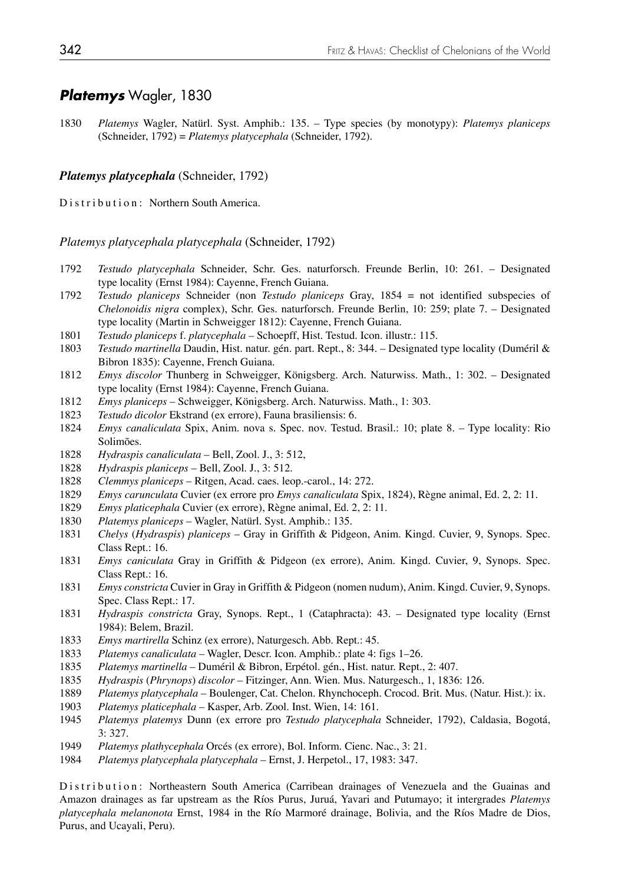## ***Platemys*** Wagler, 1830

1830 *Platemys* Wagler, Natürl. Syst. Amphib.: 135. – Type species (by monotypy): *Platemys planiceps* (Schneider, 1792) = *Platemys platycephala* (Schneider, 1792).

### ***Platemys platycephala*** (Schneider, 1792)

Distribution: Northern South America.

#### *Platemys platycephala platycephala* (Schneider, 1792)

1792 *Testudo platycephala* Schneider, Schr. Ges. naturforsch. Freunde Berlin, 10: 261. – Designated type locality (Ernst 1984): Cayenne, French Guiana.

1792 *Testudo planiceps* Schneider (non *Testudo planiceps* Gray, 1854 = not identified subspecies of *Chelonoidis nigra* complex), Schr. Ges. naturforsch. Freunde Berlin, 10: 259; plate 7. – Designated type locality (Martin in Schweigger 1812): Cayenne, French Guiana.

1801 *Testudo planiceps* f. *platycephala* – Schoepff, Hist. Testud. Icon. illustr.: 115.

1803 *Testudo martinella* Daudin, Hist. natur. gén. part. Rept., 8: 344. – Designated type locality (Duméril & Bibron 1835): Cayenne, French Guiana.

1812 *Emys discolor* Thunberg in Schweigger, Königsberg. Arch. Naturwiss. Math., 1: 302. – Designated type locality (Ernst 1984): Cayenne, French Guiana.

1812 *Emys planiceps* – Schweigger, Königsberg. Arch. Naturwiss. Math., 1: 303.

1823 *Testudo dicolor* Ekstrand (ex errore), Fauna brasiliensis: 6.

1824 *Emys canaliculata* Spix, Anim. nova s. Spec. nov. Testud. Brasil.: 10; plate 8. – Type locality: Rio Solimões.

1828 *Hydraspis canaliculata* – Bell, Zool. J., 3: 512,

1828 *Hydraspis planiceps* – Bell, Zool. J., 3: 512.

1828 *Clemmys planiceps* – Ritgen, Acad. caes. leop.-carol., 14: 272.

1829 *Emys carunculata* Cuvier (ex errore pro *Emys canaliculata* Spix, 1824), Règne animal, Ed. 2, 2: 11.

1829 *Emys platicephala* Cuvier (ex errore), Règne animal, Ed. 2, 2: 11.

1830 *Platemys planiceps* – Wagler, Natürl. Syst. Amphib.: 135.

1831 *Chelys* (*Hydraspis*) *planiceps* – Gray in Griffith & Pidgeon, Anim. Kingd. Cuvier, 9, Synops. Spec. Class Rept.: 16.

1831 *Emys caniculata* Gray in Griffith & Pidgeon (ex errore), Anim. Kingd. Cuvier, 9, Synops. Spec. Class Rept.: 16.

1831 *Emys constricta* Cuvier in Gray in Griffith & Pidgeon (nomen nudum), Anim. Kingd. Cuvier, 9, Synops. Spec. Class Rept.: 17.

1831 *Hydraspis constricta* Gray, Synops. Rept., 1 (Cataphracta): 43. – Designated type locality (Ernst 1984): Belem, Brazil.

1833 *Emys martirella* Schinz (ex errore), Naturgesch. Abb. Rept.: 45.

1833 *Platemys canaliculata* – Wagler, Descr. Icon. Amphib.: plate 4: figs 1–26.

1835 *Platemys martinella* – Duméril & Bibron, Erpétol. gén., Hist. natur. Rept., 2: 407.

1835 *Hydraspis* (*Phrynops*) *discolor* – Fitzinger, Ann. Wien. Mus. Naturgesch., 1, 1836: 126.

1889 *Platemys platycephala* – Boulenger, Cat. Chelon. Rhynchoceph. Crocod. Brit. Mus. (Natur. Hist.): ix.

1903 *Platemys platicephala* – Kasper, Arb. Zool. Inst. Wien, 14: 161.

1945 *Platemys platemys* Dunn (ex errore pro *Testudo platycephala* Schneider, 1792), Caldasia, Bogotá, 3: 327.

1949 *Platemys plathycephala* Orcés (ex errore), Bol. Inform. Cienc. Nac., 3: 21.

1984 *Platemys platycephala platycephala* – Ernst, J. Herpetol., 17, 1983: 347.

Distribution: Northeastern South America (Carribean drainages of Venezuela and the Guainas and Amazon drainages as far upstream as the Ríos Purus, Juruá, Yavari and Putumayo; it intergrades *Platemys platycephala melanonota* Ernst, 1984 in the Río Marmoré drainage, Bolivia, and the Ríos Madre de Dios, Purus, and Ucayali, Peru).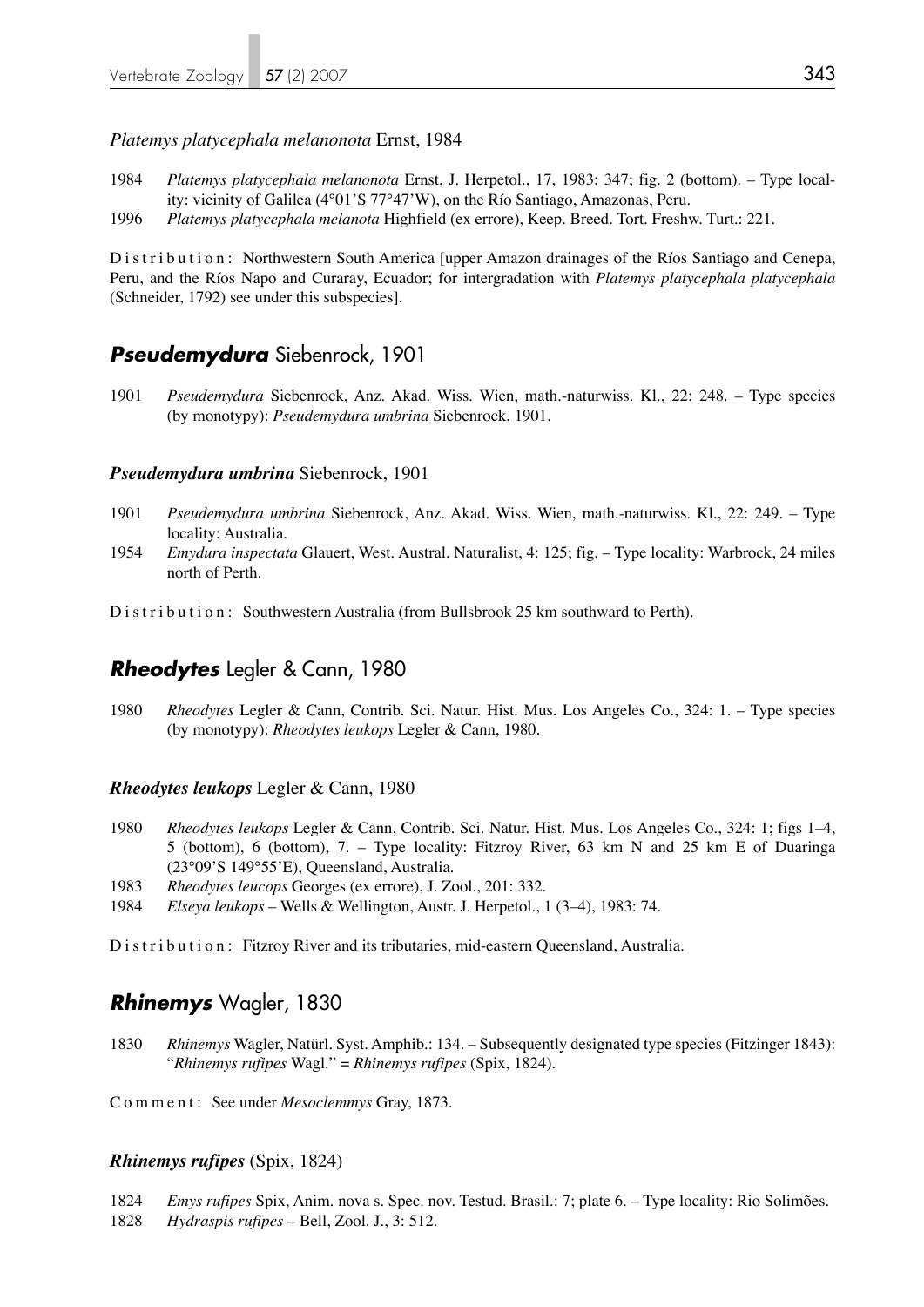### *Platemys platycephala melanonota* Ernst, 1984

1984 *Platemys platycephala melanonota* Ernst, J. Herpetol., 17, 1983: 347; fig. 2 (bottom). – Type locality: vicinity of Galilea (4°01'S 77°47'W), on the Río Santiago, Amazonas, Peru.

1996 *Platemys platycephala melanota* Highfield (ex errore), Keep. Breed. Tort. Freshw. Turt.: 221.

Distribution: Northwestern South America [upper Amazon drainages of the Ríos Santiago and Cenepa, Peru, and the Ríos Napo and Curaray, Ecuador; for intergradation with *Platemys platycephala platycephala* (Schneider, 1792) see under this subspecies].

## ***Pseudemydura*** Siebenrock, 1901

1901 *Pseudemydura* Siebenrock, Anz. Akad. Wiss. Wien, math.-naturwiss. Kl., 22: 248. – Type species (by monotypy): *Pseudemydura umbrina* Siebenrock, 1901.

### *Pseudemydura umbrina* Siebenrock, 1901

1901 *Pseudemydura umbrina* Siebenrock, Anz. Akad. Wiss. Wien, math.-naturwiss. Kl., 22: 249. – Type locality: Australia.

1954 *Emydura inspectata* Glauert, West. Austral. Naturalist, 4: 125; fig. – Type locality: Warbrock, 24 miles north of Perth.

Distribution: Southwestern Australia (from Bullsbrook 25 km southward to Perth).

## ***Rheodytes*** Legler & Cann, 1980

1980 *Rheodytes* Legler & Cann, Contrib. Sci. Natur. Hist. Mus. Los Angeles Co., 324: 1. – Type species (by monotypy): *Rheodytes leukops* Legler & Cann, 1980.

### *Rheodytes leukops* Legler & Cann, 1980

1980 *Rheodytes leukops* Legler & Cann, Contrib. Sci. Natur. Hist. Mus. Los Angeles Co., 324: 1; figs 1–4, 5 (bottom), 6 (bottom), 7. – Type locality: Fitzroy River, 63 km N and 25 km E of Duaringa (23°09'S 149°55'E), Queensland, Australia.

1983 *Rheodytes leucops* Georges (ex errore), J. Zool., 201: 332.

1984 *Elseya leukops* – Wells & Wellington, Austr. J. Herpetol., 1 (3–4), 1983: 74.

Distribution: Fitzroy River and its tributaries, mid-eastern Queensland, Australia.

## ***Rhinemys*** Wagler, 1830

1830 *Rhinemys* Wagler, Natürl. Syst. Amphib.: 134. – Subsequently designated type species (Fitzinger 1843): "*Rhinemys rufipes* Wagl." = *Rhinemys rufipes* (Spix, 1824).

Comment: See under *Mesoclemmys* Gray, 1873.

### *Rhinemys rufipes* (Spix, 1824)

1824 *Emys rufipes* Spix, Anim. nova s. Spec. nov. Testud. Brasil.: 7; plate 6. – Type locality: Rio Solimões.

1828 *Hydraspis rufipes* – Bell, Zool. J., 3: 512.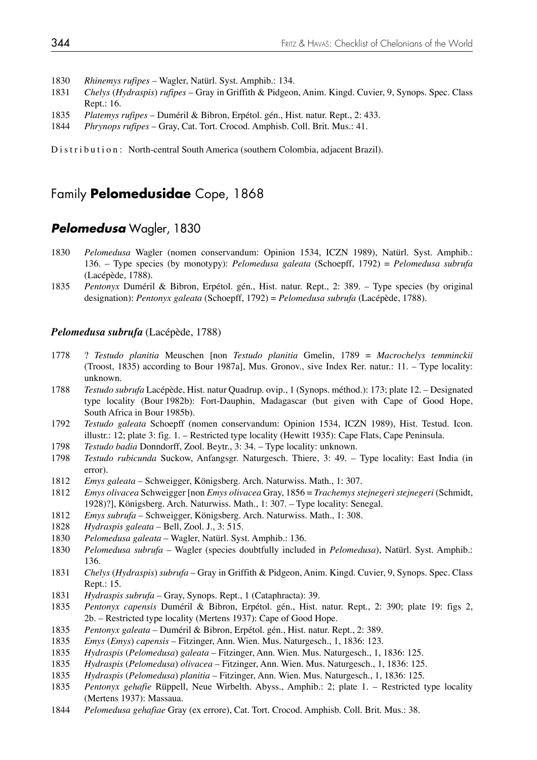1830 *Rhinemys rufipes* – Wagler, Natürl. Syst. Amphib.: 134.
1831 *Chelys* (*Hydraspis*) *rufipes* – Gray in Griffith & Pidgeon, Anim. Kingd. Cuvier, 9, Synops. Spec. Class Rept.: 16.
1835 *Platemys rufipes* – Duméril & Bibron, Erpétol. gén., Hist. natur. Rept., 2: 433.
1844 *Phrynops rufipes* – Gray, Cat. Tort. Crocod. Amphisb. Coll. Brit. Mus.: 41.

Distribution: North-central South America (southern Colombia, adjacent Brazil).

## Family **Pelomedusidae** Cope, 1868

### ***Pelomedusa*** Wagler, 1830

1830 *Pelomedusa* Wagler (nomen conservandum: Opinion 1534, ICZN 1989), Natürl. Syst. Amphib.: 136. – Type species (by monotypy): *Pelomedusa galeata* (Schoepff, 1792) = *Pelomedusa subrufa* (Lacépède, 1788).
1835 *Pentonyx* Duméril & Bibron, Erpétol. gén., Hist. natur. Rept., 2: 389. – Type species (by original designation): *Pentonyx galeata* (Schoepff, 1792) = *Pelomedusa subrufa* (Lacépède, 1788).

#### ***Pelomedusa subrufa*** (Lacépède, 1788)

1778 ? *Testudo planitia* Meuschen [non *Testudo planitia* Gmelin, 1789 = *Macrochelys temminckii* (Troost, 1835) according to Bour 1987a], Mus. Gronov., sive Index Rer. natur.: 11. – Type locality: unknown.
1788 *Testudo subrufa* Lacépède, Hist. natur Quadrup. ovip., 1 (Synops. méthod.): 173; plate 12. – Designated type locality (Bour 1982b): Fort-Dauphin, Madagascar (but given with Cape of Good Hope, South Africa in Bour 1985b).
1792 *Testudo galeata* Schoepff (nomen conservandum: Opinion 1534, ICZN 1989), Hist. Testud. Icon. illustr.: 12; plate 3: fig. 1. – Restricted type locality (Hewitt 1935): Cape Flats, Cape Peninsula.
1798 *Testudo badia* Donndorff, Zool. Beytr., 3: 34. – Type locality: unknown.
1798 *Testudo rubicunda* Suckow, Anfangsgr. Naturgesch. Thiere, 3: 49. – Type locality: East India (in error).
1812 *Emys galeata* – Schweigger, Königsberg. Arch. Naturwiss. Math., 1: 307.
1812 *Emys olivacea* Schweigger [non *Emys olivacea* Gray, 1856 = *Trachemys stejnegeri stejnegeri* (Schmidt, 1928)?], Königsberg. Arch. Naturwiss. Math., 1: 307. – Type locality: Senegal.
1812 *Emys subrufa* – Schweigger, Königsberg. Arch. Naturwiss. Math., 1: 308.
1828 *Hydraspis galeata* – Bell, Zool. J., 3: 515.
1830 *Pelomedusa galeata* – Wagler, Natürl. Syst. Amphib.: 136.
1830 *Pelomedusa subrufa* – Wagler (species doubtfully included in *Pelomedusa*), Natürl. Syst. Amphib.: 136.
1831 *Chelys* (*Hydraspis*) *subrufa* – Gray in Griffith & Pidgeon, Anim. Kingd. Cuvier, 9, Synops. Spec. Class Rept.: 15.
1831 *Hydraspis subrufa* – Gray, Synops. Rept., 1 (Cataphracta): 39.
1835 *Pentonyx capensis* Duméril & Bibron, Erpétol. gén., Hist. natur. Rept., 2: 390; plate 19: figs 2, 2b. – Restricted type locality (Mertens 1937): Cape of Good Hope.
1835 *Pentonyx galeata* – Duméril & Bibron, Erpétol. gén., Hist. natur. Rept., 2: 389.
1835 *Emys* (*Emys*) *capensis* – Fitzinger, Ann. Wien. Mus. Naturgesch., 1, 1836: 123.
1835 *Hydraspis* (*Pelomedusa*) *galeata* – Fitzinger, Ann. Wien. Mus. Naturgesch., 1, 1836: 125.
1835 *Hydraspis* (*Pelomedusa*) *olivacea* – Fitzinger, Ann. Wien. Mus. Naturgesch., 1, 1836: 125.
1835 *Hydraspis* (*Pelomedusa*) *planitia* – Fitzinger, Ann. Wien. Mus. Naturgesch., 1, 1836: 125.
1835 *Pentonyx gehafie* Rüppell, Neue Wirbelth. Abyss., Amphib.: 2; plate 1. – Restricted type locality (Mertens 1937): Massaua.
1844 *Pelomedusa gehafiae* Gray (ex errore), Cat. Tort. Crocod. Amphisb. Coll. Brit. Mus.: 38.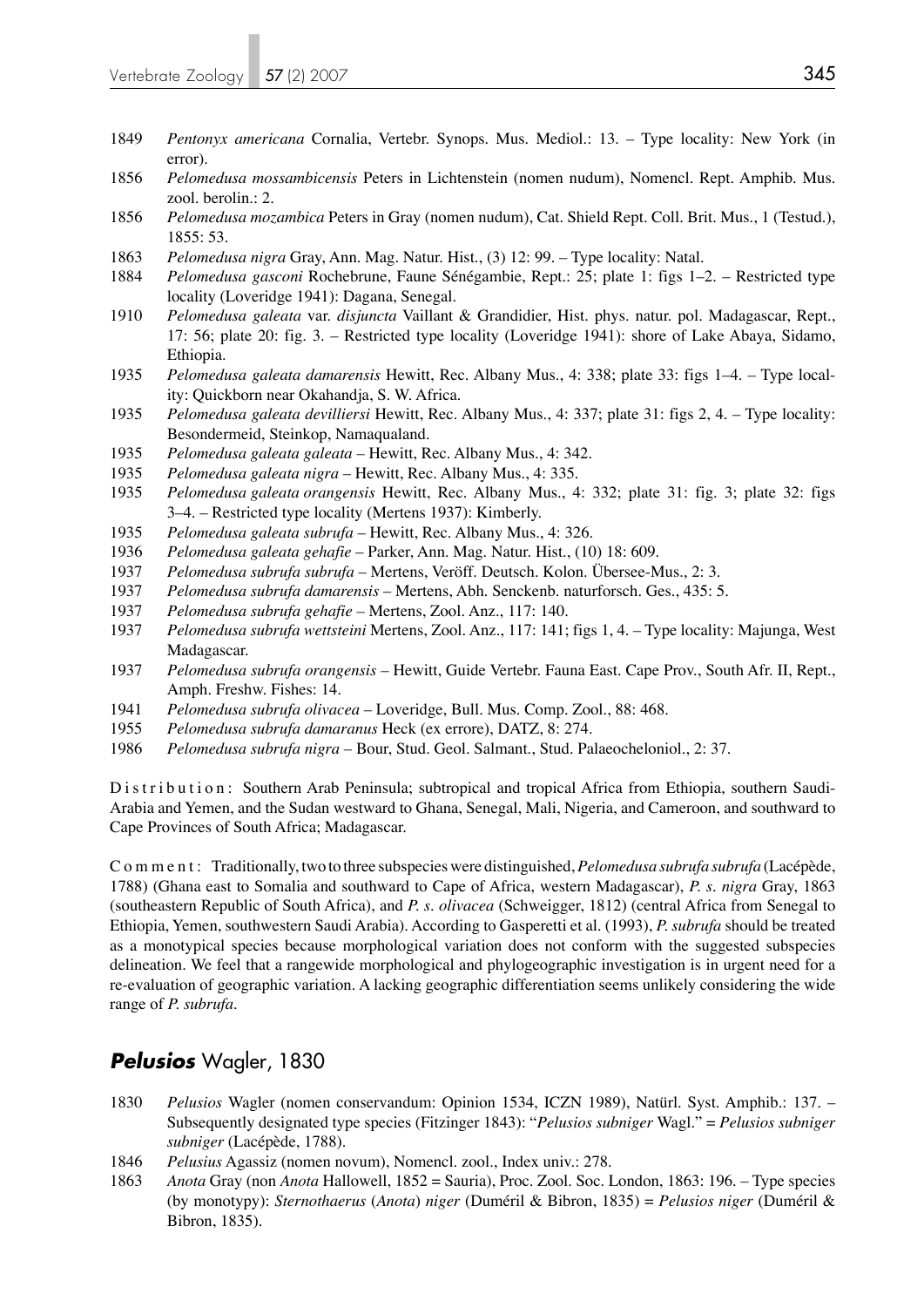1849 *Pentonyx americana* Cornalia, Vertebr. Synops. Mus. Mediol.: 13. – Type locality: New York (in error).

1856 *Pelomedusa mossambicensis* Peters in Lichtenstein (nomen nudum), Nomencl. Rept. Amphib. Mus. zool. berolin.: 2.

1856 *Pelomedusa mozambica* Peters in Gray (nomen nudum), Cat. Shield Rept. Coll. Brit. Mus., 1 (Testud.), 1855: 53.

1863 *Pelomedusa nigra* Gray, Ann. Mag. Natur. Hist., (3) 12: 99. – Type locality: Natal.

1884 *Pelomedusa gasconi* Rochebrune, Faune Sénégambie, Rept.: 25; plate 1: figs 1–2. – Restricted type locality (Loveridge 1941): Dagana, Senegal.

1910 *Pelomedusa galeata* var. *disjuncta* Vaillant & Grandidier, Hist. phys. natur. pol. Madagascar, Rept., 17: 56; plate 20: fig. 3. – Restricted type locality (Loveridge 1941): shore of Lake Abaya, Sidamo, Ethiopia.

1935 *Pelomedusa galeata damarensis* Hewitt, Rec. Albany Mus., 4: 338; plate 33: figs 1–4. – Type locality: Quickborn near Okahandja, S. W. Africa.

1935 *Pelomedusa galeata devilliersi* Hewitt, Rec. Albany Mus., 4: 337; plate 31: figs 2, 4. – Type locality: Besondermeid, Steinkop, Namaqualand.

1935 *Pelomedusa galeata galeata* – Hewitt, Rec. Albany Mus., 4: 342.

1935 *Pelomedusa galeata nigra* – Hewitt, Rec. Albany Mus., 4: 335.

1935 *Pelomedusa galeata orangensis* Hewitt, Rec. Albany Mus., 4: 332; plate 31: fig. 3; plate 32: figs 3–4. – Restricted type locality (Mertens 1937): Kimberly.

1935 *Pelomedusa galeata subrufa* – Hewitt, Rec. Albany Mus., 4: 326.

1936 *Pelomedusa galeata gehafie* – Parker, Ann. Mag. Natur. Hist., (10) 18: 609.

1937 *Pelomedusa subrufa subrufa* – Mertens, Veröff. Deutsch. Kolon. Übersee-Mus., 2: 3.

1937 *Pelomedusa subrufa damarensis* – Mertens, Abh. Senckenb. naturforsch. Ges., 435: 5.

1937 *Pelomedusa subrufa gehafie* – Mertens, Zool. Anz., 117: 140.

1937 *Pelomedusa subrufa wettsteini* Mertens, Zool. Anz., 117: 141; figs 1, 4. – Type locality: Majunga, West Madagascar.

1937 *Pelomedusa subrufa orangensis* – Hewitt, Guide Vertebr. Fauna East. Cape Prov., South Afr. II, Rept., Amph. Freshw. Fishes: 14.

1941 *Pelomedusa subrufa olivacea* – Loveridge, Bull. Mus. Comp. Zool., 88: 468.

1955 *Pelomedusa subrufa damaranus* Heck (ex errore), DATZ, 8: 274.

1986 *Pelomedusa subrufa nigra* – Bour, Stud. Geol. Salmant., Stud. Palaeocheloniol., 2: 37.

Distribution: Southern Arab Peninsula; subtropical and tropical Africa from Ethiopia, southern Saudi-Arabia and Yemen, and the Sudan westward to Ghana, Senegal, Mali, Nigeria, and Cameroon, and southward to Cape Provinces of South Africa; Madagascar.

Comment: Traditionally, two to three subspecies were distinguished, *Pelomedusa subrufa subrufa* (Lacépède, 1788) (Ghana east to Somalia and southward to Cape of Africa, western Madagascar), *P. s. nigra* Gray, 1863 (southeastern Republic of South Africa), and *P. s. olivacea* (Schweigger, 1812) (central Africa from Senegal to Ethiopia, Yemen, southwestern Saudi Arabia). According to Gasperetti et al. (1993), *P. subrufa* should be treated as a monotypical species because morphological variation does not conform with the suggested subspecies delineation. We feel that a rangewide morphological and phylogeographic investigation is in urgent need for a re-evaluation of geographic variation. A lacking geographic differentiation seems unlikely considering the wide range of *P. subrufa*.

## ***Pelusios*** Wagler, 1830

1830 *Pelusios* Wagler (nomen conservandum: Opinion 1534, ICZN 1989), Natürl. Syst. Amphib.: 137. – Subsequently designated type species (Fitzinger 1843): "*Pelusios subniger* Wagl." = *Pelusios subniger subniger* (Lacépède, 1788).

1846 *Pelusius* Agassiz (nomen novum), Nomencl. zool., Index univ.: 278.

1863 *Anota* Gray (non *Anota* Hallowell, 1852 = Sauria), Proc. Zool. Soc. London, 1863: 196. – Type species (by monotypy): *Sternothaerus* (*Anota*) *niger* (Duméril & Bibron, 1835) = *Pelusios niger* (Duméril & Bibron, 1835).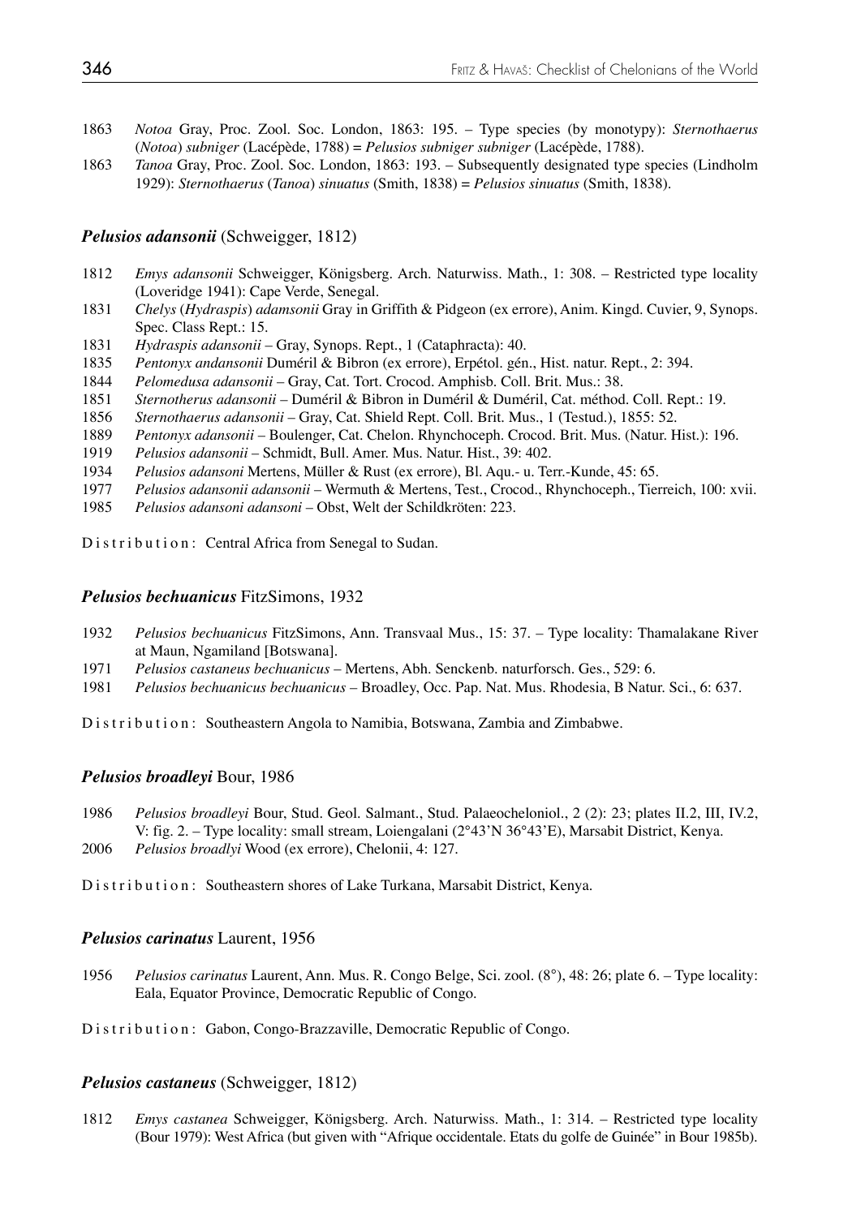1863 *Notoa* Gray, Proc. Zool. Soc. London, 1863: 195. – Type species (by monotypy): *Sternothaerus* (*Notoa*) *subniger* (Lacépède, 1788) = *Pelusios subniger subniger* (Lacépède, 1788).

1863 *Tanoa* Gray, Proc. Zool. Soc. London, 1863: 193. – Subsequently designated type species (Lindholm 1929): *Sternothaerus* (*Tanoa*) *sinuatus* (Smith, 1838) = *Pelusios sinuatus* (Smith, 1838).

### *Pelusios adansonii* (Schweigger, 1812)

1812 *Emys adansonii* Schweigger, Königsberg. Arch. Naturwiss. Math., 1: 308. – Restricted type locality (Loveridge 1941): Cape Verde, Senegal.

1831 *Chelys* (*Hydraspis*) *adamsonii* Gray in Griffith & Pidgeon (ex errore), Anim. Kingd. Cuvier, 9, Synops. Spec. Class Rept.: 15.

1831 *Hydraspis adansonii* – Gray, Synops. Rept., 1 (Cataphracta): 40.

1835 *Pentonyx andansonii* Duméril & Bibron (ex errore), Erpétol. gén., Hist. natur. Rept., 2: 394.

1844 *Pelomedusa adansonii* – Gray, Cat. Tort. Crocod. Amphisb. Coll. Brit. Mus.: 38.

1851 *Sternotherus adansonii* – Duméril & Bibron in Duméril & Duméril, Cat. méthod. Coll. Rept.: 19.

1856 *Sternothaerus adansonii* – Gray, Cat. Shield Rept. Coll. Brit. Mus., 1 (Testud.), 1855: 52.

1889 *Pentonyx adansonii* – Boulenger, Cat. Chelon. Rhynchoceph. Crocod. Brit. Mus. (Natur. Hist.): 196.

1919 *Pelusios adansonii* – Schmidt, Bull. Amer. Mus. Natur. Hist., 39: 402.

1934 *Pelusios adansoni* Mertens, Müller & Rust (ex errore), Bl. Aqu.- u. Terr.-Kunde, 45: 65.

1977 *Pelusios adansonii adansonii* – Wermuth & Mertens, Test., Crocod., Rhynchoceph., Tierreich, 100: xvii.

1985 *Pelusios adansoni adansoni* – Obst, Welt der Schildkröten: 223.

Distribution: Central Africa from Senegal to Sudan.

### *Pelusios bechuanicus* FitzSimons, 1932

1932 *Pelusios bechuanicus* FitzSimons, Ann. Transvaal Mus., 15: 37. – Type locality: Thamalakane River at Maun, Ngamiland [Botswana].

1971 *Pelusios castaneus bechuanicus* – Mertens, Abh. Senckenb. naturforsch. Ges., 529: 6.

1981 *Pelusios bechuanicus bechuanicus* – Broadley, Occ. Pap. Nat. Mus. Rhodesia, B Natur. Sci., 6: 637.

Distribution: Southeastern Angola to Namibia, Botswana, Zambia and Zimbabwe.

### *Pelusios broadleyi* Bour, 1986

1986 *Pelusios broadleyi* Bour, Stud. Geol. Salmant., Stud. Palaeocheloniol., 2 (2): 23; plates II.2, III, IV.2, V: fig. 2. – Type locality: small stream, Loiengalani (2°43'N 36°43'E), Marsabit District, Kenya.

2006 *Pelusios broadlyi* Wood (ex errore), Chelonii, 4: 127.

Distribution: Southeastern shores of Lake Turkana, Marsabit District, Kenya.

### *Pelusios carinatus* Laurent, 1956

1956 *Pelusios carinatus* Laurent, Ann. Mus. R. Congo Belge, Sci. zool. (8°), 48: 26; plate 6. – Type locality: Eala, Equator Province, Democratic Republic of Congo.

Distribution: Gabon, Congo-Brazzaville, Democratic Republic of Congo.

### *Pelusios castaneus* (Schweigger, 1812)

1812 *Emys castanea* Schweigger, Königsberg. Arch. Naturwiss. Math., 1: 314. – Restricted type locality (Bour 1979): West Africa (but given with "Afrique occidentale. Etats du golfe de Guinée" in Bour 1985b).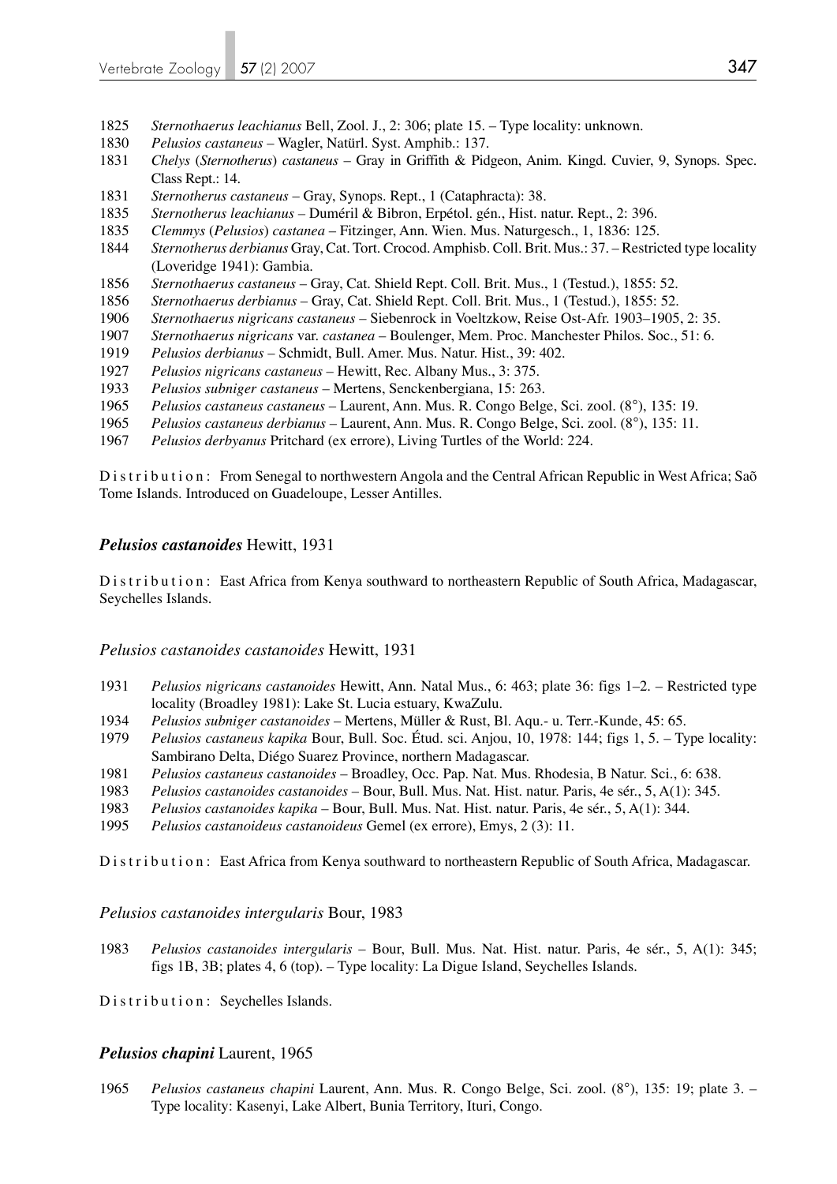1825 *Sternothaerus leachianus* Bell, Zool. J., 2: 306; plate 15. – Type locality: unknown.

1830 *Pelusios castaneus* – Wagler, Natürl. Syst. Amphib.: 137.

1831 *Chelys* (*Sternotherus*) *castaneus* – Gray in Griffith & Pidgeon, Anim. Kingd. Cuvier, 9, Synops. Spec. Class Rept.: 14.

1831 *Sternotherus castaneus* – Gray, Synops. Rept., 1 (Cataphracta): 38.

1835 *Sternotherus leachianus* – Duméril & Bibron, Erpétol. gén., Hist. natur. Rept., 2: 396.

1835 *Clemmys* (*Pelusios*) *castanea* – Fitzinger, Ann. Wien. Mus. Naturgesch., 1, 1836: 125.

1844 *Sternotherus derbianus* Gray, Cat. Tort. Crocod. Amphisb. Coll. Brit. Mus.: 37. – Restricted type locality (Loveridge 1941): Gambia.

1856 *Sternothaerus castaneus* – Gray, Cat. Shield Rept. Coll. Brit. Mus., 1 (Testud.), 1855: 52.

1856 *Sternothaerus derbianus* – Gray, Cat. Shield Rept. Coll. Brit. Mus., 1 (Testud.), 1855: 52.

1906 *Sternothaerus nigricans castaneus* – Siebenrock in Voeltzkow, Reise Ost-Afr. 1903–1905, 2: 35.

1907 *Sternothaerus nigricans* var. *castanea* – Boulenger, Mem. Proc. Manchester Philos. Soc., 51: 6.

1919 *Pelusios derbianus* – Schmidt, Bull. Amer. Mus. Natur. Hist., 39: 402.

1927 *Pelusios nigricans castaneus* – Hewitt, Rec. Albany Mus., 3: 375.

1933 *Pelusios subniger castaneus* – Mertens, Senckenbergiana, 15: 263.

1965 *Pelusios castaneus castaneus* – Laurent, Ann. Mus. R. Congo Belge, Sci. zool. (8°), 135: 19.

1965 *Pelusios castaneus derbianus* – Laurent, Ann. Mus. R. Congo Belge, Sci. zool. (8°), 135: 11.

1967 *Pelusios derbyanus* Pritchard (ex errore), Living Turtles of the World: 224.

Distribution: From Senegal to northwestern Angola and the Central African Republic in West Africa; Saõ Tome Islands. Introduced on Guadeloupe, Lesser Antilles.

### ***Pelusios castanoides*** Hewitt, 1931

Distribution: East Africa from Kenya southward to northeastern Republic of South Africa, Madagascar, Seychelles Islands.

#### *Pelusios castanoides castanoides* Hewitt, 1931

1931 *Pelusios nigricans castanoides* Hewitt, Ann. Natal Mus., 6: 463; plate 36: figs 1–2. – Restricted type locality (Broadley 1981): Lake St. Lucia estuary, KwaZulu.

1934 *Pelusios subniger castanoides* – Mertens, Müller & Rust, Bl. Aqu.- u. Terr.-Kunde, 45: 65.

1979 *Pelusios castaneus kapika* Bour, Bull. Soc. Étud. sci. Anjou, 10, 1978: 144; figs 1, 5. – Type locality: Sambirano Delta, Diégo Suarez Province, northern Madagascar.

1981 *Pelusios castaneus castanoides* – Broadley, Occ. Pap. Nat. Mus. Rhodesia, B Natur. Sci., 6: 638.

1983 *Pelusios castanoides castanoides* – Bour, Bull. Mus. Nat. Hist. natur. Paris, 4e sér., 5, A(1): 345.

1983 *Pelusios castanoides kapika* – Bour, Bull. Mus. Nat. Hist. natur. Paris, 4e sér., 5, A(1): 344.

1995 *Pelusios castanoideus castanoideus* Gemel (ex errore), Emys, 2 (3): 11.

Distribution: East Africa from Kenya southward to northeastern Republic of South Africa, Madagascar.

#### *Pelusios castanoides intergularis* Bour, 1983

1983 *Pelusios castanoides intergularis* – Bour, Bull. Mus. Nat. Hist. natur. Paris, 4e sér., 5, A(1): 345; figs 1B, 3B; plates 4, 6 (top). – Type locality: La Digue Island, Seychelles Islands.

Distribution: Seychelles Islands.

### ***Pelusios chapini*** Laurent, 1965

1965 *Pelusios castaneus chapini* Laurent, Ann. Mus. R. Congo Belge, Sci. zool. (8°), 135: 19; plate 3. – Type locality: Kasenyi, Lake Albert, Bunia Territory, Ituri, Congo.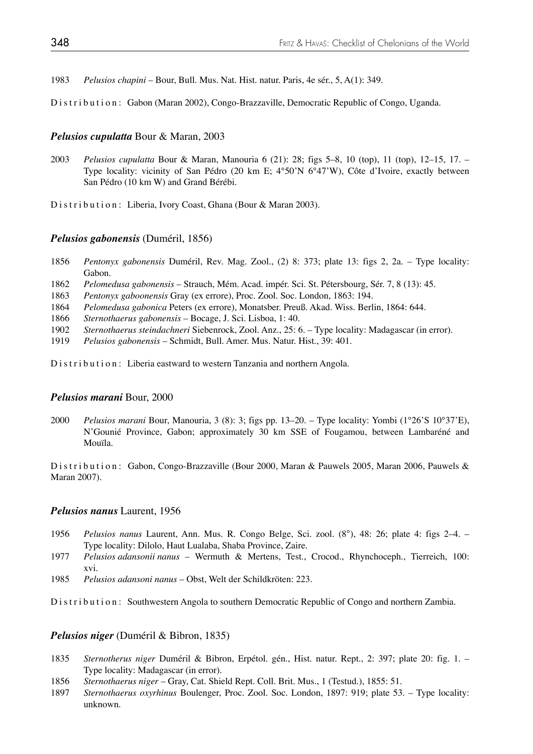1983 *Pelusios chapini* – Bour, Bull. Mus. Nat. Hist. natur. Paris, 4e sér., 5, A(1): 349.

Distribution: Gabon (Maran 2002), Congo-Brazzaville, Democratic Republic of Congo, Uganda.

### *Pelusios cupulatta* Bour & Maran, 2003

2003 *Pelusios cupulatta* Bour & Maran, Manouria 6 (21): 28; figs 5–8, 10 (top), 11 (top), 12–15, 17. – Type locality: vicinity of San Pédro (20 km E; 4°50'N 6°47'W), Côte d'Ivoire, exactly between San Pédro (10 km W) and Grand Bérébi.

Distribution: Liberia, Ivory Coast, Ghana (Bour & Maran 2003).

### *Pelusios gabonensis* (Duméril, 1856)

1856 *Pentonyx gabonensis* Duméril, Rev. Mag. Zool., (2) 8: 373; plate 13: figs 2, 2a. – Type locality: Gabon.
1862 *Pelomedusa gabonensis* – Strauch, Mém. Acad. impér. Sci. St. Pétersbourg, Sér. 7, 8 (13): 45.
1863 *Pentonyx gaboonensis* Gray (ex errore), Proc. Zool. Soc. London, 1863: 194.
1864 *Pelomedusa gabonica* Peters (ex errore), Monatsber. Preuß. Akad. Wiss. Berlin, 1864: 644.
1866 *Sternothaerus gabonensis* – Bocage, J. Sci. Lisboa, 1: 40.
1902 *Sternothaerus steindachneri* Siebenrock, Zool. Anz., 25: 6. – Type locality: Madagascar (in error).
1919 *Pelusios gabonensis* – Schmidt, Bull. Amer. Mus. Natur. Hist., 39: 401.

Distribution: Liberia eastward to western Tanzania and northern Angola.

### *Pelusios marani* Bour, 2000

2000 *Pelusios marani* Bour, Manouria, 3 (8): 3; figs pp. 13–20. – Type locality: Yombi (1°26'S 10°37'E), N'Gounié Province, Gabon; approximately 30 km SSE of Fougamou, between Lambaréné and Mouïla.

Distribution: Gabon, Congo-Brazzaville (Bour 2000, Maran & Pauwels 2005, Maran 2006, Pauwels & Maran 2007).

### *Pelusios nanus* Laurent, 1956

1956 *Pelusios nanus* Laurent, Ann. Mus. R. Congo Belge, Sci. zool. (8°), 48: 26; plate 4: figs 2–4. – Type locality: Dilolo, Haut Lualaba, Shaba Province, Zaire.
1977 *Pelusios adansonii nanus* – Wermuth & Mertens, Test., Crocod., Rhynchoceph., Tierreich, 100: xvi.
1985 *Pelusios adansoni nanus* – Obst, Welt der Schildkröten: 223.

Distribution: Southwestern Angola to southern Democratic Republic of Congo and northern Zambia.

### *Pelusios niger* (Duméril & Bibron, 1835)

1835 *Sternotherus niger* Duméril & Bibron, Erpétol. gén., Hist. natur. Rept., 2: 397; plate 20: fig. 1. – Type locality: Madagascar (in error).
1856 *Sternothaerus niger* – Gray, Cat. Shield Rept. Coll. Brit. Mus., 1 (Testud.), 1855: 51.
1897 *Sternothaerus oxyrhinus* Boulenger, Proc. Zool. Soc. London, 1897: 919; plate 53. – Type locality: unknown.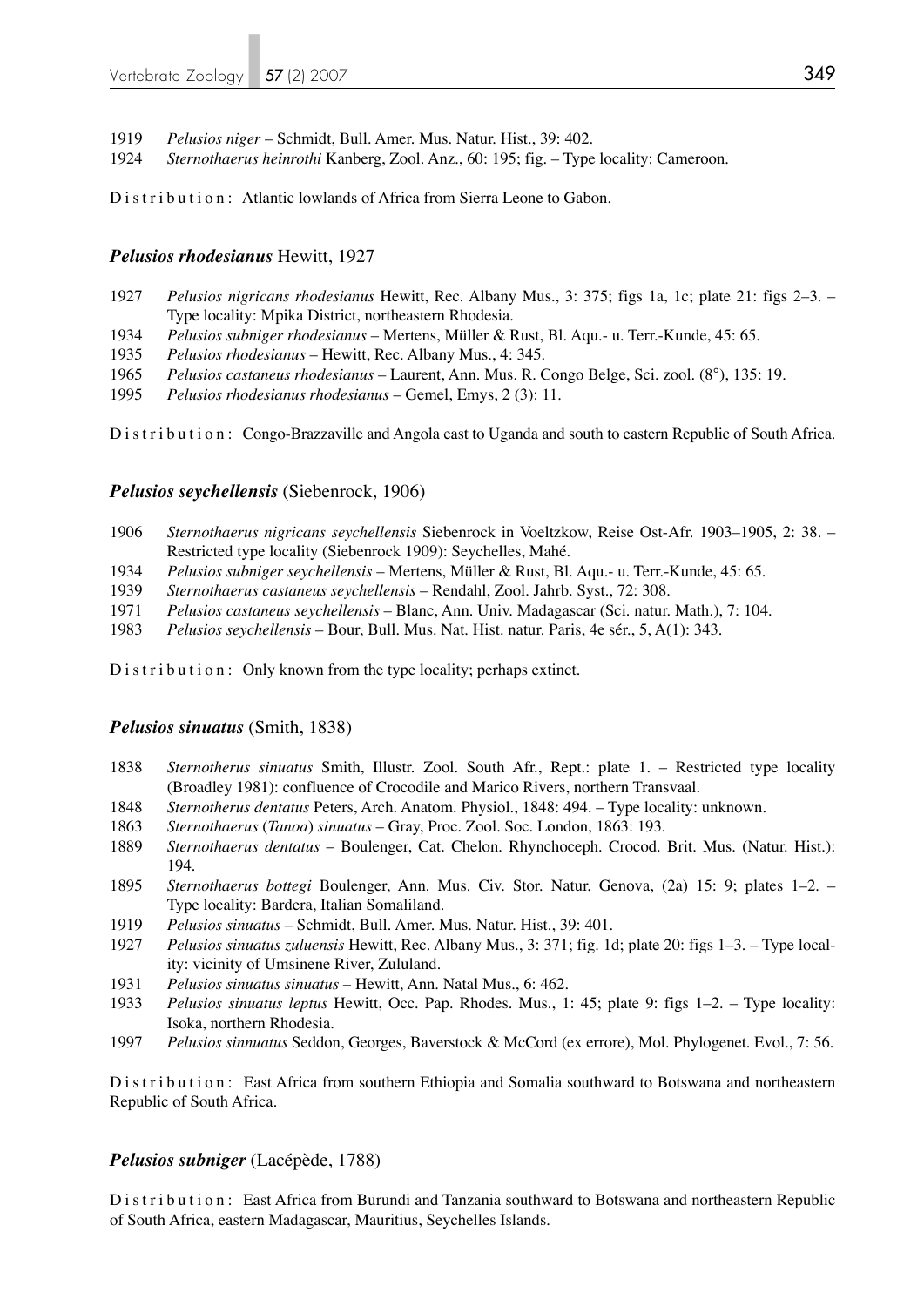1919 *Pelusios niger* – Schmidt, Bull. Amer. Mus. Natur. Hist., 39: 402.
1924 *Sternothaerus heinrothi* Kanberg, Zool. Anz., 60: 195; fig. – Type locality: Cameroon.

Distribution: Atlantic lowlands of Africa from Sierra Leone to Gabon.

### *Pelusios rhodesianus* Hewitt, 1927

1927 *Pelusios nigricans rhodesianus* Hewitt, Rec. Albany Mus., 3: 375; figs 1a, 1c; plate 21: figs 2–3. – Type locality: Mpika District, northeastern Rhodesia.
1934 *Pelusios subniger rhodesianus* – Mertens, Müller & Rust, Bl. Aqu.- u. Terr.-Kunde, 45: 65.
1935 *Pelusios rhodesianus* – Hewitt, Rec. Albany Mus., 4: 345.
1965 *Pelusios castaneus rhodesianus* – Laurent, Ann. Mus. R. Congo Belge, Sci. zool. (8°), 135: 19.
1995 *Pelusios rhodesianus rhodesianus* – Gemel, Emys, 2 (3): 11.

Distribution: Congo-Brazzaville and Angola east to Uganda and south to eastern Republic of South Africa.

### *Pelusios seychellensis* (Siebenrock, 1906)

1906 *Sternothaerus nigricans seychellensis* Siebenrock in Voeltzkow, Reise Ost-Afr. 1903–1905, 2: 38. – Restricted type locality (Siebenrock 1909): Seychelles, Mahé.
1934 *Pelusios subniger seychellensis* – Mertens, Müller & Rust, Bl. Aqu.- u. Terr.-Kunde, 45: 65.
1939 *Sternothaerus castaneus seychellensis* – Rendahl, Zool. Jahrb. Syst., 72: 308.
1971 *Pelusios castaneus seychellensis* – Blanc, Ann. Univ. Madagascar (Sci. natur. Math.), 7: 104.
1983 *Pelusios seychellensis* – Bour, Bull. Mus. Nat. Hist. natur. Paris, 4e sér., 5, A(1): 343.

Distribution: Only known from the type locality; perhaps extinct.

### *Pelusios sinuatus* (Smith, 1838)

1838 *Sternotherus sinuatus* Smith, Illustr. Zool. South Afr., Rept.: plate 1. – Restricted type locality (Broadley 1981): confluence of Crocodile and Marico Rivers, northern Transvaal.
1848 *Sternotherus dentatus* Peters, Arch. Anatom. Physiol., 1848: 494. – Type locality: unknown.
1863 *Sternothaerus* (*Tanoa*) *sinuatus* – Gray, Proc. Zool. Soc. London, 1863: 193.
1889 *Sternothaerus dentatus* – Boulenger, Cat. Chelon. Rhynchoceph. Crocod. Brit. Mus. (Natur. Hist.): 194.
1895 *Sternothaerus bottegi* Boulenger, Ann. Mus. Civ. Stor. Natur. Genova, (2a) 15: 9; plates 1–2. – Type locality: Bardera, Italian Somaliland.
1919 *Pelusios sinuatus* – Schmidt, Bull. Amer. Mus. Natur. Hist., 39: 401.
1927 *Pelusios sinuatus zuluensis* Hewitt, Rec. Albany Mus., 3: 371; fig. 1d; plate 20: figs 1–3. – Type locality: vicinity of Umsinene River, Zululand.
1931 *Pelusios sinuatus sinuatus* – Hewitt, Ann. Natal Mus., 6: 462.
1933 *Pelusios sinuatus leptus* Hewitt, Occ. Pap. Rhodes. Mus., 1: 45; plate 9: figs 1–2. – Type locality: Isoka, northern Rhodesia.
1997 *Pelusios sinnuatus* Seddon, Georges, Baverstock & McCord (ex errore), Mol. Phylogenet. Evol., 7: 56.

Distribution: East Africa from southern Ethiopia and Somalia southward to Botswana and northeastern Republic of South Africa.

### *Pelusios subniger* (Lacépède, 1788)

Distribution: East Africa from Burundi and Tanzania southward to Botswana and northeastern Republic of South Africa, eastern Madagascar, Mauritius, Seychelles Islands.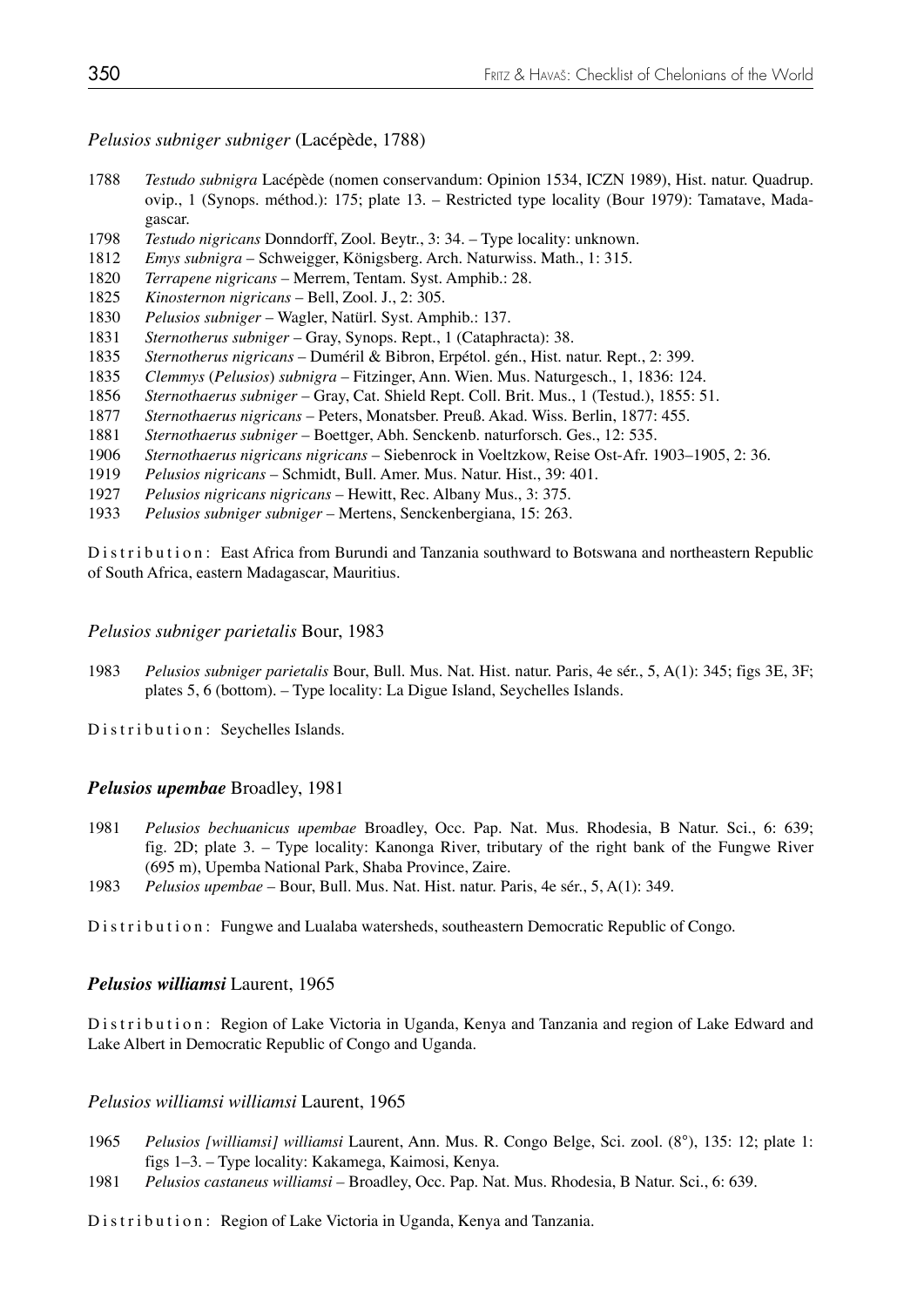*Pelusios subniger subniger* (Lacépède, 1788)

1788 *Testudo subnigra* Lacépède (nomen conservandum: Opinion 1534, ICZN 1989), Hist. natur. Quadrup. ovip., 1 (Synops. méthod.): 175; plate 13. – Restricted type locality (Bour 1979): Tamatave, Madagascar.
1798 *Testudo nigricans* Donndorff, Zool. Beytr., 3: 34. – Type locality: unknown.
1812 *Emys subnigra* – Schweigger, Königsberg. Arch. Naturwiss. Math., 1: 315.
1820 *Terrapene nigricans* – Merrem, Tentam. Syst. Amphib.: 28.
1825 *Kinosternon nigricans* – Bell, Zool. J., 2: 305.
1830 *Pelusios subniger* – Wagler, Natürl. Syst. Amphib.: 137.
1831 *Sternotherus subniger* – Gray, Synops. Rept., 1 (Cataphracta): 38.
1835 *Sternotherus nigricans* – Duméril & Bibron, Erpétol. gén., Hist. natur. Rept., 2: 399.
1835 *Clemmys* (*Pelusios*) *subnigra* – Fitzinger, Ann. Wien. Mus. Naturgesch., 1, 1836: 124.
1856 *Sternothaerus subniger* – Gray, Cat. Shield Rept. Coll. Brit. Mus., 1 (Testud.), 1855: 51.
1877 *Sternothaerus nigricans* – Peters, Monatsber. Preuß. Akad. Wiss. Berlin, 1877: 455.
1881 *Sternothaerus subniger* – Boettger, Abh. Senckenb. naturforsch. Ges., 12: 535.
1906 *Sternothaerus nigricans nigricans* – Siebenrock in Voeltzkow, Reise Ost-Afr. 1903–1905, 2: 36.
1919 *Pelusios nigricans* – Schmidt, Bull. Amer. Mus. Natur. Hist., 39: 401.
1927 *Pelusios nigricans nigricans* – Hewitt, Rec. Albany Mus., 3: 375.
1933 *Pelusios subniger subniger* – Mertens, Senckenbergiana, 15: 263.

Distribution: East Africa from Burundi and Tanzania southward to Botswana and northeastern Republic of South Africa, eastern Madagascar, Mauritius.

*Pelusios subniger parietalis* Bour, 1983

1983 *Pelusios subniger parietalis* Bour, Bull. Mus. Nat. Hist. natur. Paris, 4e sér., 5, A(1): 345; figs 3E, 3F; plates 5, 6 (bottom). – Type locality: La Digue Island, Seychelles Islands.

Distribution: Seychelles Islands.

***Pelusios upembae*** Broadley, 1981

1981 *Pelusios bechuanicus upembae* Broadley, Occ. Pap. Nat. Mus. Rhodesia, B Natur. Sci., 6: 639; fig. 2D; plate 3. – Type locality: Kanonga River, tributary of the right bank of the Fungwe River (695 m), Upemba National Park, Shaba Province, Zaire.
1983 *Pelusios upembae* – Bour, Bull. Mus. Nat. Hist. natur. Paris, 4e sér., 5, A(1): 349.

Distribution: Fungwe and Lualaba watersheds, southeastern Democratic Republic of Congo.

***Pelusios williamsi*** Laurent, 1965

Distribution: Region of Lake Victoria in Uganda, Kenya and Tanzania and region of Lake Edward and Lake Albert in Democratic Republic of Congo and Uganda.

*Pelusios williamsi williamsi* Laurent, 1965

1965 *Pelusios [williamsi] williamsi* Laurent, Ann. Mus. R. Congo Belge, Sci. zool. (8°), 135: 12; plate 1: figs 1–3. – Type locality: Kakamega, Kaimosi, Kenya.
1981 *Pelusios castaneus williamsi* – Broadley, Occ. Pap. Nat. Mus. Rhodesia, B Natur. Sci., 6: 639.

Distribution: Region of Lake Victoria in Uganda, Kenya and Tanzania.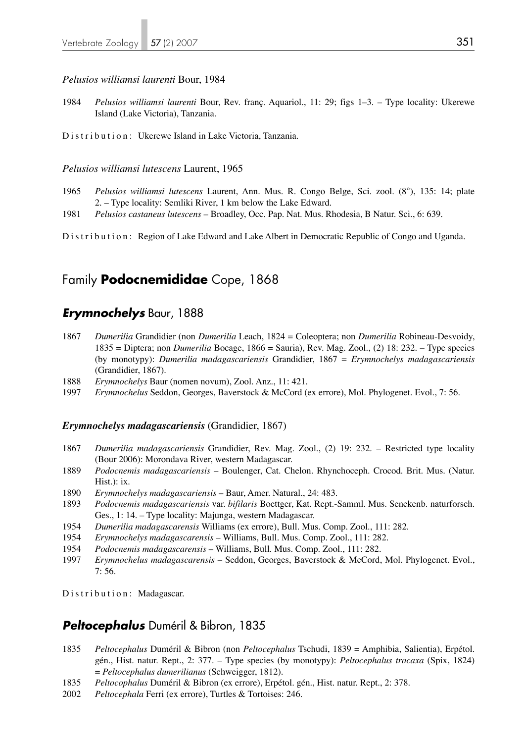*Pelusios williamsi laurenti* Bour, 1984

1984 *Pelusios williamsi laurenti* Bour, Rev. franç. Aquariol., 11: 29; figs 1–3. – Type locality: Ukerewe Island (Lake Victoria), Tanzania.

Distribution: Ukerewe Island in Lake Victoria, Tanzania.

*Pelusios williamsi lutescens* Laurent, 1965

1965 *Pelusios williamsi lutescens* Laurent, Ann. Mus. R. Congo Belge, Sci. zool. (8°), 135: 14; plate 2. – Type locality: Semliki River, 1 km below the Lake Edward.

1981 *Pelusios castaneus lutescens* – Broadley, Occ. Pap. Nat. Mus. Rhodesia, B Natur. Sci., 6: 639.

Distribution: Region of Lake Edward and Lake Albert in Democratic Republic of Congo and Uganda.

## Family **Podocnemididae** Cope, 1868

### ***Erymnochelys*** Baur, 1888

1867 *Dumerilia* Grandidier (non *Dumerilia* Leach, 1824 = Coleoptera; non *Dumerilia* Robineau-Desvoidy, 1835 = Diptera; non *Dumerilia* Bocage, 1866 = Sauria), Rev. Mag. Zool., (2) 18: 232. – Type species (by monotypy): *Dumerilia madagascariensis* Grandidier, 1867 = *Erymnochelys madagascariensis* (Grandidier, 1867).

1888 *Erymnochelys* Baur (nomen novum), Zool. Anz., 11: 421.

1997 *Erymnochelus* Seddon, Georges, Baverstock & McCord (ex errore), Mol. Phylogenet. Evol., 7: 56.

***Erymnochelys madagascariensis*** **(Grandidier, 1867)**

1867 *Dumerilia madagascariensis* Grandidier, Rev. Mag. Zool., (2) 19: 232. – Restricted type locality (Bour 2006): Morondava River, western Madagascar.

1889 *Podocnemis madagascariensis* – Boulenger, Cat. Chelon. Rhynchoceph. Crocod. Brit. Mus. (Natur. Hist.): ix.

1890 *Erymnochelys madagascariensis* – Baur, Amer. Natural., 24: 483.

1893 *Podocnemis madagascariensis* var. *bifilaris* Boettger, Kat. Rept.-Samml. Mus. Senckenb. naturforsch. Ges., 1: 14. – Type locality: Majunga, western Madagascar.

1954 *Dumerilia madagascarensis* Williams (ex errore), Bull. Mus. Comp. Zool., 111: 282.

1954 *Erymnochelys madagascarensis* – Williams, Bull. Mus. Comp. Zool., 111: 282.

1954 *Podocnemis madagascarensis* – Williams, Bull. Mus. Comp. Zool., 111: 282.

1997 *Erymnochelus madagascarensis* – Seddon, Georges, Baverstock & McCord, Mol. Phylogenet. Evol., 7: 56.

Distribution: Madagascar.

### ***Peltocephalus*** Duméril & Bibron, 1835

1835 *Peltocephalus* Duméril & Bibron (non *Peltocephalus* Tschudi, 1839 = Amphibia, Salientia), Erpétol. gén., Hist. natur. Rept., 2: 377. – Type species (by monotypy): *Peltocephalus tracaxa* (Spix, 1824) = *Peltocephalus dumerilianus* (Schweigger, 1812).

1835 *Peltocophalus* Duméril & Bibron (ex errore), Erpétol. gén., Hist. natur. Rept., 2: 378.

2002 *Peltocephala* Ferri (ex errore), Turtles & Tortoises: 246.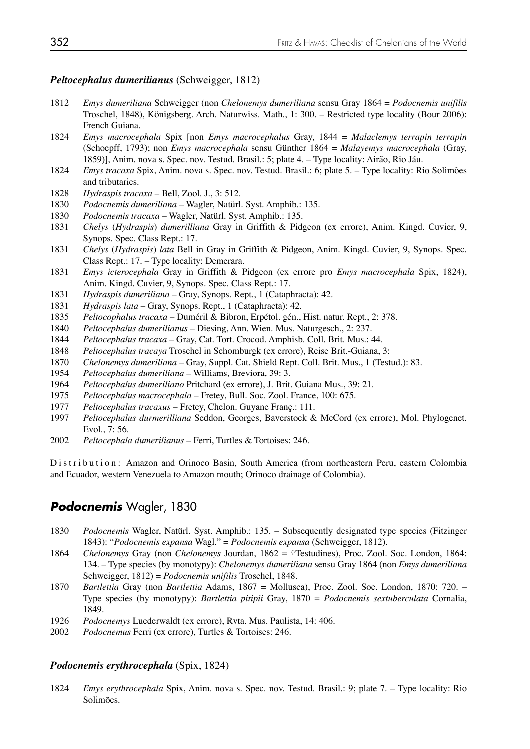### *Peltocephalus dumerilianus* (Schweigger, 1812)

1812 *Emys dumeriliana* Schweigger (non *Chelonemys dumeriliana* sensu Gray 1864 = *Podocnemis unifilis* Troschel, 1848), Königsberg. Arch. Naturwiss. Math., 1: 300. – Restricted type locality (Bour 2006): French Guiana.

1824 *Emys macrocephala* Spix [non *Emys macrocephalus* Gray, 1844 = *Malaclemys terrapin terrapin* (Schoepff, 1793); non *Emys macrocephala* sensu Günther 1864 = *Malayemys macrocephala* (Gray, 1859)], Anim. nova s. Spec. nov. Testud. Brasil.: 5; plate 4. – Type locality: Airão, Rio Jáu.

1824 *Emys tracaxa* Spix, Anim. nova s. Spec. nov. Testud. Brasil.: 6; plate 5. – Type locality: Rio Solimões and tributaries.

1828 *Hydraspis tracaxa* – Bell, Zool. J., 3: 512.

1830 *Podocnemis dumeriliana* – Wagler, Natürl. Syst. Amphib.: 135.

1830 *Podocnemis tracaxa* – Wagler, Natürl. Syst. Amphib.: 135.

1831 *Chelys* (*Hydraspis*) *dumerilliana* Gray in Griffith & Pidgeon (ex errore), Anim. Kingd. Cuvier, 9, Synops. Spec. Class Rept.: 17.

1831 *Chelys* (*Hydraspis*) *lata* Bell in Gray in Griffith & Pidgeon, Anim. Kingd. Cuvier, 9, Synops. Spec. Class Rept.: 17. – Type locality: Demerara.

1831 *Emys icterocephala* Gray in Griffith & Pidgeon (ex errore pro *Emys macrocephala* Spix, 1824), Anim. Kingd. Cuvier, 9, Synops. Spec. Class Rept.: 17.

1831 *Hydraspis dumeriliana* – Gray, Synops. Rept., 1 (Cataphracta): 42.

1831 *Hydraspis lata* – Gray, Synops. Rept., 1 (Cataphracta): 42.

1835 *Peltocophalus tracaxa* – Duméril & Bibron, Erpétol. gén., Hist. natur. Rept., 2: 378.

1840 *Peltocephalus dumerilianus* – Diesing, Ann. Wien. Mus. Naturgesch., 2: 237.

1844 *Peltocephalus tracaxa* – Gray, Cat. Tort. Crocod. Amphisb. Coll. Brit. Mus.: 44.

1848 *Peltocephalus tracaya* Troschel in Schomburgk (ex errore), Reise Brit.-Guiana, 3:

1870 *Chelonemys dumeriliana* – Gray, Suppl. Cat. Shield Rept. Coll. Brit. Mus., 1 (Testud.): 83.

1954 *Peltocephalus dumeriliana* – Williams, Breviora, 39: 3.

1964 *Peltocephalus dumeriliano* Pritchard (ex errore), J. Brit. Guiana Mus., 39: 21.

1975 *Peltocephalus macrocephala* – Fretey, Bull. Soc. Zool. France, 100: 675.

1977 *Peltocephalus tracaxus* – Fretey, Chelon. Guyane Franç.: 111.

1997 *Peltocephalus durmerilliana* Seddon, Georges, Baverstock & McCord (ex errore), Mol. Phylogenet. Evol., 7: 56.

2002 *Peltocephala dumerilianus* – Ferri, Turtles & Tortoises: 246.

Distribution: Amazon and Orinoco Basin, South America (from northeastern Peru, eastern Colombia and Ecuador, western Venezuela to Amazon mouth; Orinoco drainage of Colombia).

## ***Podocnemis*** Wagler, 1830

1830 *Podocnemis* Wagler, Natürl. Syst. Amphib.: 135. – Subsequently designated type species (Fitzinger 1843): "*Podocnemis expansa* Wagl." = *Podocnemis expansa* (Schweigger, 1812).

1864 *Chelonemys* Gray (non *Chelonemys* Jourdan, 1862 = †Testudines), Proc. Zool. Soc. London, 1864: 134. – Type species (by monotypy): *Chelonemys dumeriliana* sensu Gray 1864 (non *Emys dumeriliana* Schweigger, 1812) = *Podocnemis unifilis* Troschel, 1848.

1870 *Bartlettia* Gray (non *Bartlettia* Adams, 1867 = Mollusca), Proc. Zool. Soc. London, 1870: 720. – Type species (by monotypy): *Bartlettia pitipii* Gray, 1870 = *Podocnemis sextuberculata* Cornalia, 1849.

1926 *Podocnemys* Luederwaldt (ex errore), Rvta. Mus. Paulista, 14: 406.

2002 *Podocnemus* Ferri (ex errore), Turtles & Tortoises: 246.

### *Podocnemis erythrocephala* (Spix, 1824)

1824 *Emys erythrocephala* Spix, Anim. nova s. Spec. nov. Testud. Brasil.: 9; plate 7. – Type locality: Rio Solimões.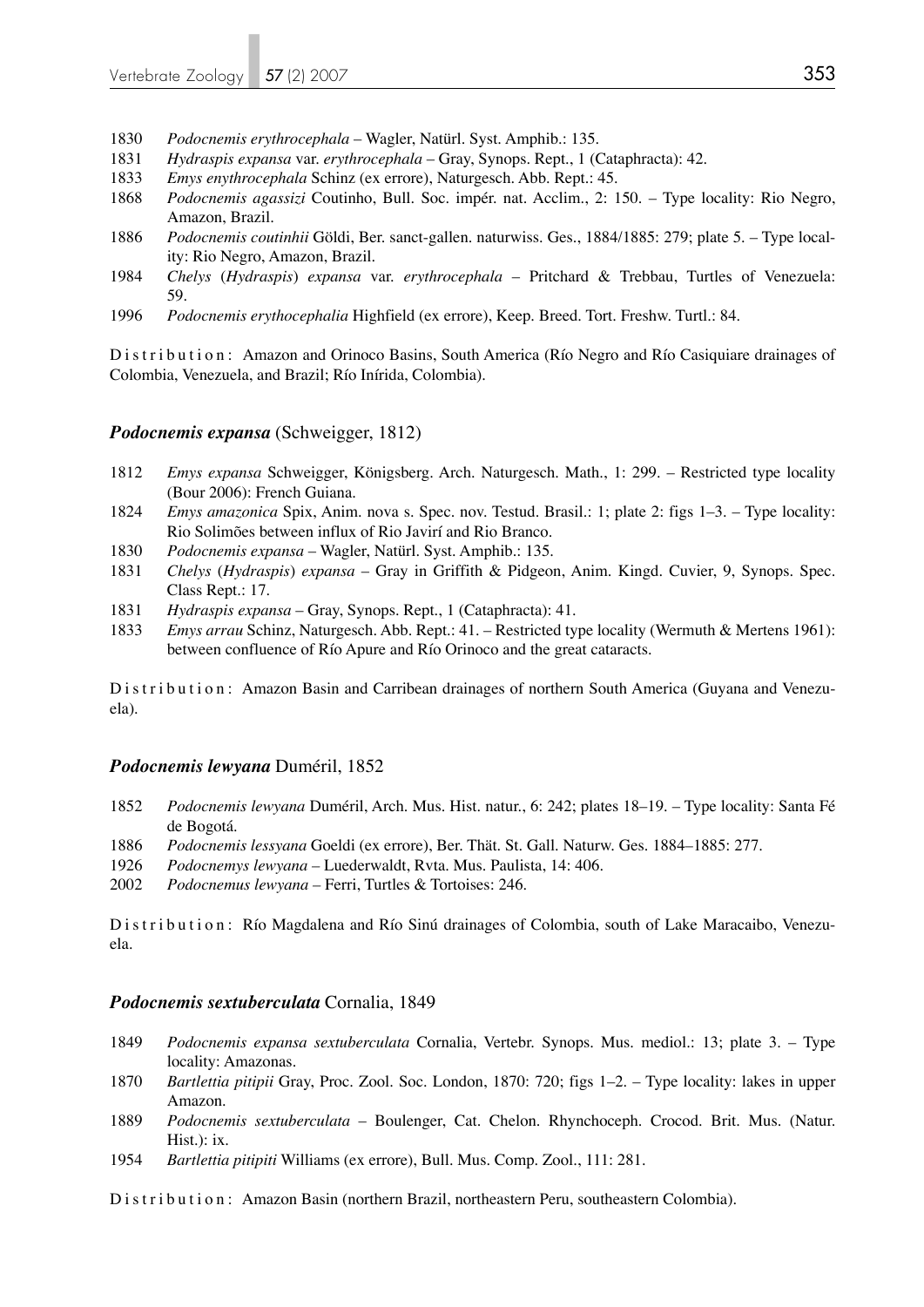1830 *Podocnemis erythrocephala* – Wagler, Natürl. Syst. Amphib.: 135.
1831 *Hydraspis expansa* var. *erythrocephala* – Gray, Synops. Rept., 1 (Cataphracta): 42.
1833 *Emys enythrocephala* Schinz (ex errore), Naturgesch. Abb. Rept.: 45.
1868 *Podocnemis agassizi* Coutinho, Bull. Soc. impér. nat. Acclim., 2: 150. – Type locality: Rio Negro, Amazon, Brazil.
1886 *Podocnemis coutinhii* Göldi, Ber. sanct-gallen. naturwiss. Ges., 1884/1885: 279; plate 5. – Type locality: Rio Negro, Amazon, Brazil.
1984 *Chelys* (*Hydraspis*) *expansa* var. *erythrocephala* – Pritchard & Trebbau, Turtles of Venezuela: 59.
1996 *Podocnemis erythocephalia* Highfield (ex errore), Keep. Breed. Tort. Freshw. Turtl.: 84.

Distribution: Amazon and Orinoco Basins, South America (Río Negro and Río Casiquiare drainages of Colombia, Venezuela, and Brazil; Río Inírida, Colombia).

### *Podocnemis expansa* (Schweigger, 1812)

1812 *Emys expansa* Schweigger, Königsberg. Arch. Naturgesch. Math., 1: 299. – Restricted type locality (Bour 2006): French Guiana.
1824 *Emys amazonica* Spix, Anim. nova s. Spec. nov. Testud. Brasil.: 1; plate 2: figs 1–3. – Type locality: Rio Solimões between influx of Rio Javirí and Rio Branco.
1830 *Podocnemis expansa* – Wagler, Natürl. Syst. Amphib.: 135.
1831 *Chelys* (*Hydraspis*) *expansa* – Gray in Griffith & Pidgeon, Anim. Kingd. Cuvier, 9, Synops. Spec. Class Rept.: 17.
1831 *Hydraspis expansa* – Gray, Synops. Rept., 1 (Cataphracta): 41.
1833 *Emys arrau* Schinz, Naturgesch. Abb. Rept.: 41. – Restricted type locality (Wermuth & Mertens 1961): between confluence of Río Apure and Río Orinoco and the great cataracts.

Distribution: Amazon Basin and Carribean drainages of northern South America (Guyana and Venezuela).

### *Podocnemis lewyana* Duméril, 1852

1852 *Podocnemis lewyana* Duméril, Arch. Mus. Hist. natur., 6: 242; plates 18–19. – Type locality: Santa Fé de Bogotá.
1886 *Podocnemis lessyana* Goeldi (ex errore), Ber. Thät. St. Gall. Naturw. Ges. 1884–1885: 277.
1926 *Podocnemys lewyana* – Luederwaldt, Rvta. Mus. Paulista, 14: 406.
2002 *Podocnemus lewyana* – Ferri, Turtles & Tortoises: 246.

Distribution: Río Magdalena and Río Sinú drainages of Colombia, south of Lake Maracaibo, Venezuela.

### *Podocnemis sextuberculata* Cornalia, 1849

1849 *Podocnemis expansa sextuberculata* Cornalia, Vertebr. Synops. Mus. mediol.: 13; plate 3. – Type locality: Amazonas.
1870 *Bartlettia pitipii* Gray, Proc. Zool. Soc. London, 1870: 720; figs 1–2. – Type locality: lakes in upper Amazon.
1889 *Podocnemis sextuberculata* – Boulenger, Cat. Chelon. Rhynchoceph. Crocod. Brit. Mus. (Natur. Hist.): ix.
1954 *Bartlettia pitipiti* Williams (ex errore), Bull. Mus. Comp. Zool., 111: 281.

Distribution: Amazon Basin (northern Brazil, northeastern Peru, southeastern Colombia).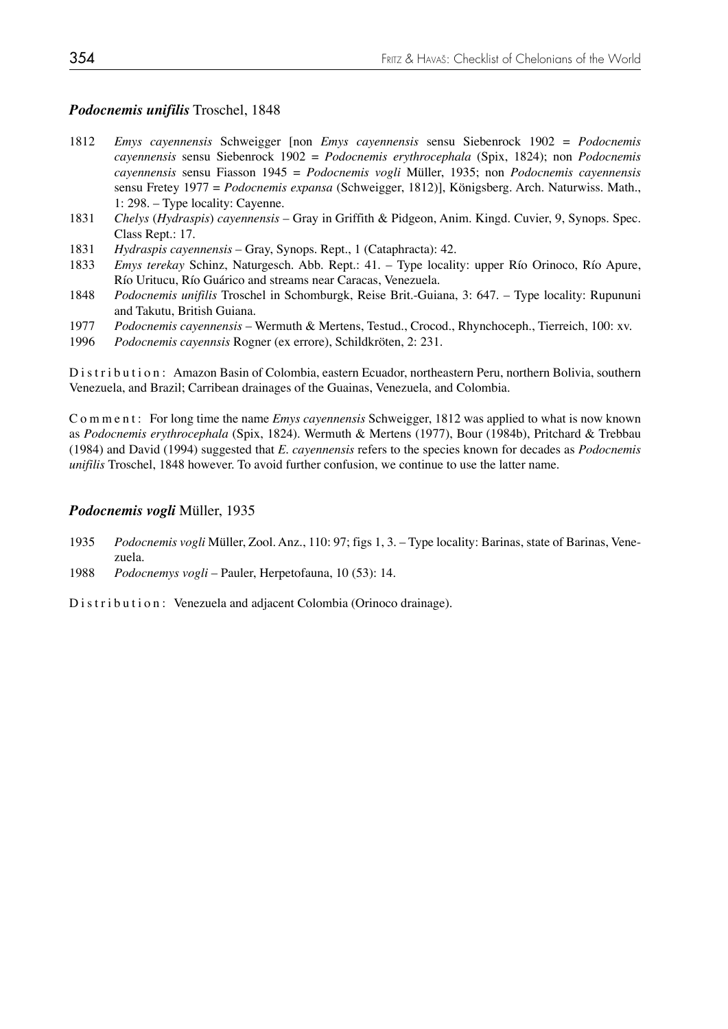### ***Podocnemis unifilis*** Troschel, 1848

1812 *Emys cayennensis* Schweigger [non *Emys cayennensis* sensu Siebenrock 1902 = *Podocnemis cayennensis* sensu Siebenrock 1902 = *Podocnemis erythrocephala* (Spix, 1824); non *Podocnemis cayennensis* sensu Fiasson 1945 = *Podocnemis vogli* Müller, 1935; non *Podocnemis cayennensis* sensu Fretey 1977 = *Podocnemis expansa* (Schweigger, 1812)], Königsberg. Arch. Naturwiss. Math., 1: 298. – Type locality: Cayenne.

1831 *Chelys* (*Hydraspis*) *cayennensis* – Gray in Griffith & Pidgeon, Anim. Kingd. Cuvier, 9, Synops. Spec. Class Rept.: 17.

1831 *Hydraspis cayennensis* – Gray, Synops. Rept., 1 (Cataphracta): 42.

1833 *Emys terekay* Schinz, Naturgesch. Abb. Rept.: 41. – Type locality: upper Río Orinoco, Río Apure, Río Uritucu, Río Guárico and streams near Caracas, Venezuela.

1848 *Podocnemis unifilis* Troschel in Schomburgk, Reise Brit.-Guiana, 3: 647. – Type locality: Rupununi and Takutu, British Guiana.

1977 *Podocnemis cayennensis* – Wermuth & Mertens, Testud., Crocod., Rhynchoceph., Tierreich, 100: xv.

1996 *Podocnemis cayennsis* Rogner (ex errore), Schildkröten, 2: 231.

Distribution: Amazon Basin of Colombia, eastern Ecuador, northeastern Peru, northern Bolivia, southern Venezuela, and Brazil; Carribean drainages of the Guainas, Venezuela, and Colombia.

Comment: For long time the name *Emys cayennensis* Schweigger, 1812 was applied to what is now known as *Podocnemis erythrocephala* (Spix, 1824). Wermuth & Mertens (1977), Bour (1984b), Pritchard & Trebbau (1984) and David (1994) suggested that *E. cayennensis* refers to the species known for decades as *Podocnemis unifilis* Troschel, 1848 however. To avoid further confusion, we continue to use the latter name.

### ***Podocnemis vogli*** Müller, 1935

1935 *Podocnemis vogli* Müller, Zool. Anz., 110: 97; figs 1, 3. – Type locality: Barinas, state of Barinas, Venezuela.

1988 *Podocnemys vogli* – Pauler, Herpetofauna, 10 (53): 14.

Distribution: Venezuela and adjacent Colombia (Orinoco drainage).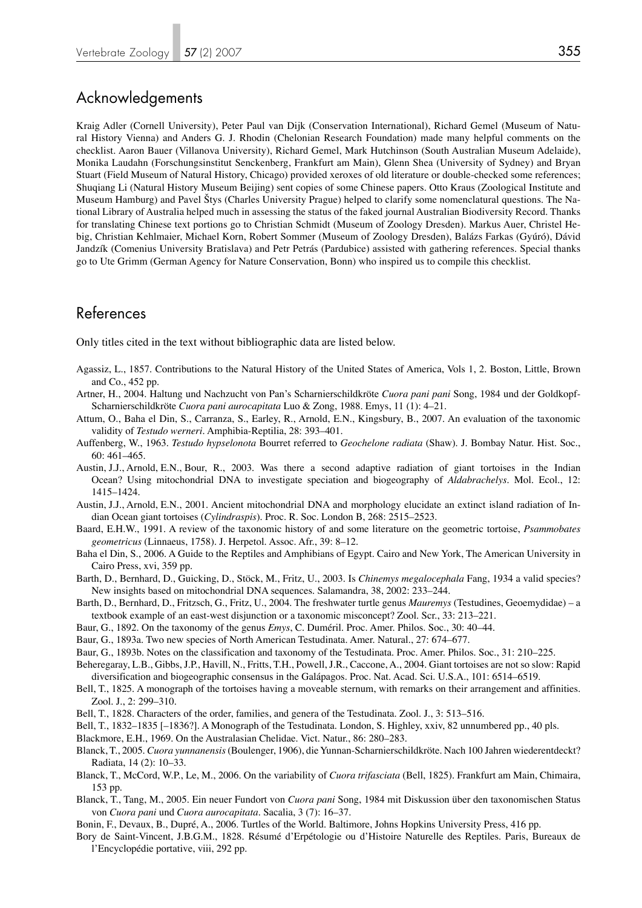## Acknowledgements

Kraig Adler (Cornell University), Peter Paul van Dijk (Conservation International), Richard Gemel (Museum of Natural History Vienna) and Anders G. J. Rhodin (Chelonian Research Foundation) made many helpful comments on the checklist. Aaron Bauer (Villanova University), Richard Gemel, Mark Hutchinson (South Australian Museum Adelaide), Monika Laudahn (Forschungsinstitut Senckenberg, Frankfurt am Main), Glenn Shea (University of Sydney) and Bryan Stuart (Field Museum of Natural History, Chicago) provided xeroxes of old literature or double-checked some references; Shuqiang Li (Natural History Museum Beijing) sent copies of some Chinese papers. Otto Kraus (Zoological Institute and Museum Hamburg) and Pavel Štys (Charles University Prague) helped to clarify some nomenclatural questions. The National Library of Australia helped much in assessing the status of the faked journal Australian Biodiversity Record. Thanks for translating Chinese text portions go to Christian Schmidt (Museum of Zoology Dresden). Markus Auer, Christel Hebig, Christian Kehlmaier, Michael Korn, Robert Sommer (Museum of Zoology Dresden), Balázs Farkas (Gyúró), Dávid Jandzík (Comenius University Bratislava) and Petr Petrás (Pardubice) assisted with gathering references. Special thanks go to Ute Grimm (German Agency for Nature Conservation, Bonn) who inspired us to compile this checklist.

## References

Only titles cited in the text without bibliographic data are listed below.

Agassiz, L., 1857. Contributions to the Natural History of the United States of America, Vols 1, 2. Boston, Little, Brown and Co., 452 pp.

Artner, H., 2004. Haltung und Nachzucht von Pan's Scharnierschildkröte *Cuora pani pani* Song, 1984 und der Goldkopf-Scharnierschildkröte *Cuora pani aurocapitata* Luo & Zong, 1988. Emys, 11 (1): 4–21.

Attum, O., Baha el Din, S., Carranza, S., Earley, R., Arnold, E.N., Kingsbury, B., 2007. An evaluation of the taxonomic validity of *Testudo werneri*. Amphibia-Reptilia, 28: 393–401.

Auffenberg, W., 1963. *Testudo hypselonota* Bourret referred to *Geochelone radiata* (Shaw). J. Bombay Natur. Hist. Soc., 60: 461–465.

Austin, J.J., Arnold, E.N., Bour, R., 2003. Was there a second adaptive radiation of giant tortoises in the Indian Ocean? Using mitochondrial DNA to investigate speciation and biogeography of *Aldabrachelys*. Mol. Ecol., 12: 1415–1424.

Austin, J.J., Arnold, E.N., 2001. Ancient mitochondrial DNA and morphology elucidate an extinct island radiation of Indian Ocean giant tortoises (*Cylindraspis*). Proc. R. Soc. London B, 268: 2515–2523.

Baard, E.H.W., 1991. A review of the taxonomic history of and some literature on the geometric tortoise, *Psammobates geometricus* (Linnaeus, 1758). J. Herpetol. Assoc. Afr., 39: 8–12.

Baha el Din, S., 2006. A Guide to the Reptiles and Amphibians of Egypt. Cairo and New York, The American University in Cairo Press, xvi, 359 pp.

Barth, D., Bernhard, D., Guicking, D., Stöck, M., Fritz, U., 2003. Is *Chinemys megalocephala* Fang, 1934 a valid species? New insights based on mitochondrial DNA sequences. Salamandra, 38, 2002: 233–244.

Barth, D., Bernhard, D., Fritzsch, G., Fritz, U., 2004. The freshwater turtle genus *Mauremys* (Testudines, Geoemydidae) – a textbook example of an east-west disjunction or a taxonomic misconcept? Zool. Scr., 33: 213–221.

Baur, G., 1892. On the taxonomy of the genus *Emys*, C. Duméril. Proc. Amer. Philos. Soc., 30: 40–44.

Baur, G., 1893a. Two new species of North American Testudinata. Amer. Natural., 27: 674–677.

Baur, G., 1893b. Notes on the classification and taxonomy of the Testudinata. Proc. Amer. Philos. Soc., 31: 210–225.

Beheregaray, L.B., Gibbs, J.P., Havill, N., Fritts, T.H., Powell, J.R., Caccone, A., 2004. Giant tortoises are not so slow: Rapid diversification and biogeographic consensus in the Galápagos. Proc. Nat. Acad. Sci. U.S.A., 101: 6514–6519.

Bell, T., 1825. A monograph of the tortoises having a moveable sternum, with remarks on their arrangement and affinities. Zool. J., 2: 299–310.

Bell, T., 1828. Characters of the order, families, and genera of the Testudinata. Zool. J., 3: 513–516.

Bell, T., 1832–1835 [–1836?]. A Monograph of the Testudinata. London, S. Highley, xxiv, 82 unnumbered pp., 40 pls.

Blackmore, E.H., 1969. On the Australasian Chelidae. Vict. Natur., 86: 280–283.

Blanck, T., 2005. *Cuora yunnanensis* (Boulenger, 1906), die Yunnan-Scharnierschildkröte. Nach 100 Jahren wiederentdeckt? Radiata, 14 (2): 10–33.

Blanck, T., McCord, W.P., Le, M., 2006. On the variability of *Cuora trifasciata* (Bell, 1825). Frankfurt am Main, Chimaira, 153 pp.

Blanck, T., Tang, M., 2005. Ein neuer Fundort von *Cuora pani* Song, 1984 mit Diskussion über den taxonomischen Status von *Cuora pani* und *Cuora aurocapitata*. Sacalia, 3 (7): 16–37.

Bonin, F., Devaux, B., Dupré, A., 2006. Turtles of the World. Baltimore, Johns Hopkins University Press, 416 pp.

Bory de Saint-Vincent, J.B.G.M., 1828. Résumé d'Erpétologie ou d'Histoire Naturelle des Reptiles. Paris, Bureaux de l'Encyclopédie portative, viii, 292 pp.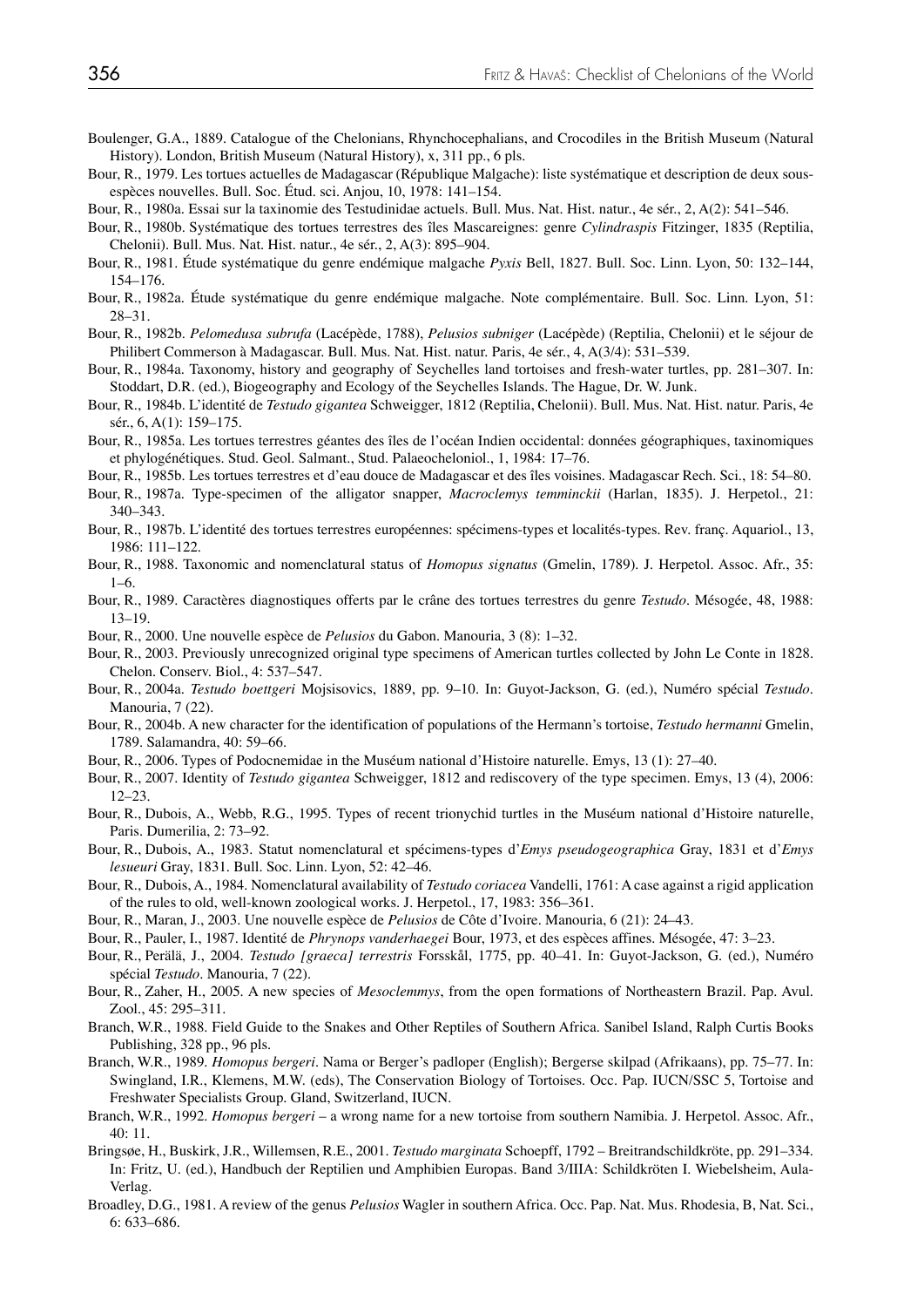Boulenger, G.A., 1889. Catalogue of the Chelonians, Rhynchocephalians, and Crocodiles in the British Museum (Natural History). London, British Museum (Natural History), x, 311 pp., 6 pls.

Bour, R., 1979. Les tortues actuelles de Madagascar (République Malgache): liste systématique et description de deux sous-espèces nouvelles. Bull. Soc. Étud. sci. Anjou, 10, 1978: 141–154.

Bour, R., 1980a. Essai sur la taxinomie des Testudinidae actuels. Bull. Mus. Nat. Hist. natur., 4e sér., 2, A(2): 541–546.

Bour, R., 1980b. Systématique des tortues terrestres des îles Mascareignes: genre *Cylindraspis* Fitzinger, 1835 (Reptilia, Chelonii). Bull. Mus. Nat. Hist. natur., 4e sér., 2, A(3): 895–904.

Bour, R., 1981. Étude systématique du genre endémique malgache *Pyxis* Bell, 1827. Bull. Soc. Linn. Lyon, 50: 132–144, 154–176.

Bour, R., 1982a. Étude systématique du genre endémique malgache. Note complémentaire. Bull. Soc. Linn. Lyon, 51: 28–31.

Bour, R., 1982b. *Pelomedusa subrufa* (Lacépède, 1788), *Pelusios subniger* (Lacépède) (Reptilia, Chelonii) et le séjour de Philibert Commerson à Madagascar. Bull. Mus. Nat. Hist. natur. Paris, 4e sér., 4, A(3/4): 531–539.

Bour, R., 1984a. Taxonomy, history and geography of Seychelles land tortoises and fresh-water turtles, pp. 281–307. In: Stoddart, D.R. (ed.), Biogeography and Ecology of the Seychelles Islands. The Hague, Dr. W. Junk.

Bour, R., 1984b. L'identité de *Testudo gigantea* Schweigger, 1812 (Reptilia, Chelonii). Bull. Mus. Nat. Hist. natur. Paris, 4e sér., 6, A(1): 159–175.

Bour, R., 1985a. Les tortues terrestres géantes des îles de l'océan Indien occidental: données géographiques, taxinomiques et phylogénétiques. Stud. Geol. Salmant., Stud. Palaeocheloniol., 1, 1984: 17–76.

Bour, R., 1985b. Les tortues terrestres et d'eau douce de Madagascar et des îles voisines. Madagascar Rech. Sci., 18: 54–80.

Bour, R., 1987a. Type-specimen of the alligator snapper, *Macroclemys temminckii* (Harlan, 1835). J. Herpetol., 21: 340–343.

Bour, R., 1987b. L'identité des tortues terrestres européennes: spécimens-types et localités-types. Rev. franç. Aquariol., 13, 1986: 111–122.

Bour, R., 1988. Taxonomic and nomenclatural status of *Homopus signatus* (Gmelin, 1789). J. Herpetol. Assoc. Afr., 35: 1–6.

Bour, R., 1989. Caractères diagnostiques offerts par le crâne des tortues terrestres du genre *Testudo*. Mésogée, 48, 1988: 13–19.

Bour, R., 2000. Une nouvelle espèce de *Pelusios* du Gabon. Manouria, 3 (8): 1–32.

Bour, R., 2003. Previously unrecognized original type specimens of American turtles collected by John Le Conte in 1828. Chelon. Conserv. Biol., 4: 537–547.

Bour, R., 2004a. *Testudo boettgeri* Mojsisovics, 1889, pp. 9–10. In: Guyot-Jackson, G. (ed.), Numéro spécial *Testudo*. Manouria, 7 (22).

Bour, R., 2004b. A new character for the identification of populations of the Hermann's tortoise, *Testudo hermanni* Gmelin, 1789. Salamandra, 40: 59–66.

Bour, R., 2006. Types of Podocnemidae in the Muséum national d'Histoire naturelle. Emys, 13 (1): 27–40.

Bour, R., 2007. Identity of *Testudo gigantea* Schweigger, 1812 and rediscovery of the type specimen. Emys, 13 (4), 2006: 12–23.

Bour, R., Dubois, A., Webb, R.G., 1995. Types of recent trionychid turtles in the Muséum national d'Histoire naturelle, Paris. Dumerilia, 2: 73–92.

Bour, R., Dubois, A., 1983. Statut nomenclatural et spécimens-types d'*Emys pseudogeographica* Gray, 1831 et d'*Emys lesueuri* Gray, 1831. Bull. Soc. Linn. Lyon, 52: 42–46.

Bour, R., Dubois, A., 1984. Nomenclatural availability of *Testudo coriacea* Vandelli, 1761: A case against a rigid application of the rules to old, well-known zoological works. J. Herpetol., 17, 1983: 356–361.

Bour, R., Maran, J., 2003. Une nouvelle espèce de *Pelusios* de Côte d'Ivoire. Manouria, 6 (21): 24–43.

Bour, R., Pauler, I., 1987. Identité de *Phrynops vanderhaegei* Bour, 1973, et des espèces affines. Mésogée, 47: 3–23.

Bour, R., Perälä, J., 2004. *Testudo [graeca] terrestris* Forsskål, 1775, pp. 40–41. In: Guyot-Jackson, G. (ed.), Numéro spécial *Testudo*. Manouria, 7 (22).

Bour, R., Zaher, H., 2005. A new species of *Mesoclemmys*, from the open formations of Northeastern Brazil. Pap. Avul. Zool., 45: 295–311.

Branch, W.R., 1988. Field Guide to the Snakes and Other Reptiles of Southern Africa. Sanibel Island, Ralph Curtis Books Publishing, 328 pp., 96 pls.

Branch, W.R., 1989. *Homopus bergeri*. Nama or Berger's padloper (English); Bergerse skilpad (Afrikaans), pp. 75–77. In: Swingland, I.R., Klemens, M.W. (eds), The Conservation Biology of Tortoises. Occ. Pap. IUCN/SSC 5, Tortoise and Freshwater Specialists Group. Gland, Switzerland, IUCN.

Branch, W.R., 1992. *Homopus bergeri* – a wrong name for a new tortoise from southern Namibia. J. Herpetol. Assoc. Afr., 40: 11.

Bringsøe, H., Buskirk, J.R., Willemsen, R.E., 2001. *Testudo marginata* Schoepff, 1792 – Breitrandschildkröte, pp. 291–334. In: Fritz, U. (ed.), Handbuch der Reptilien und Amphibien Europas. Band 3/IIIA: Schildkröten I. Wiebelsheim, Aula-Verlag.

Broadley, D.G., 1981. A review of the genus *Pelusios* Wagler in southern Africa. Occ. Pap. Nat. Mus. Rhodesia, B, Nat. Sci., 6: 633–686.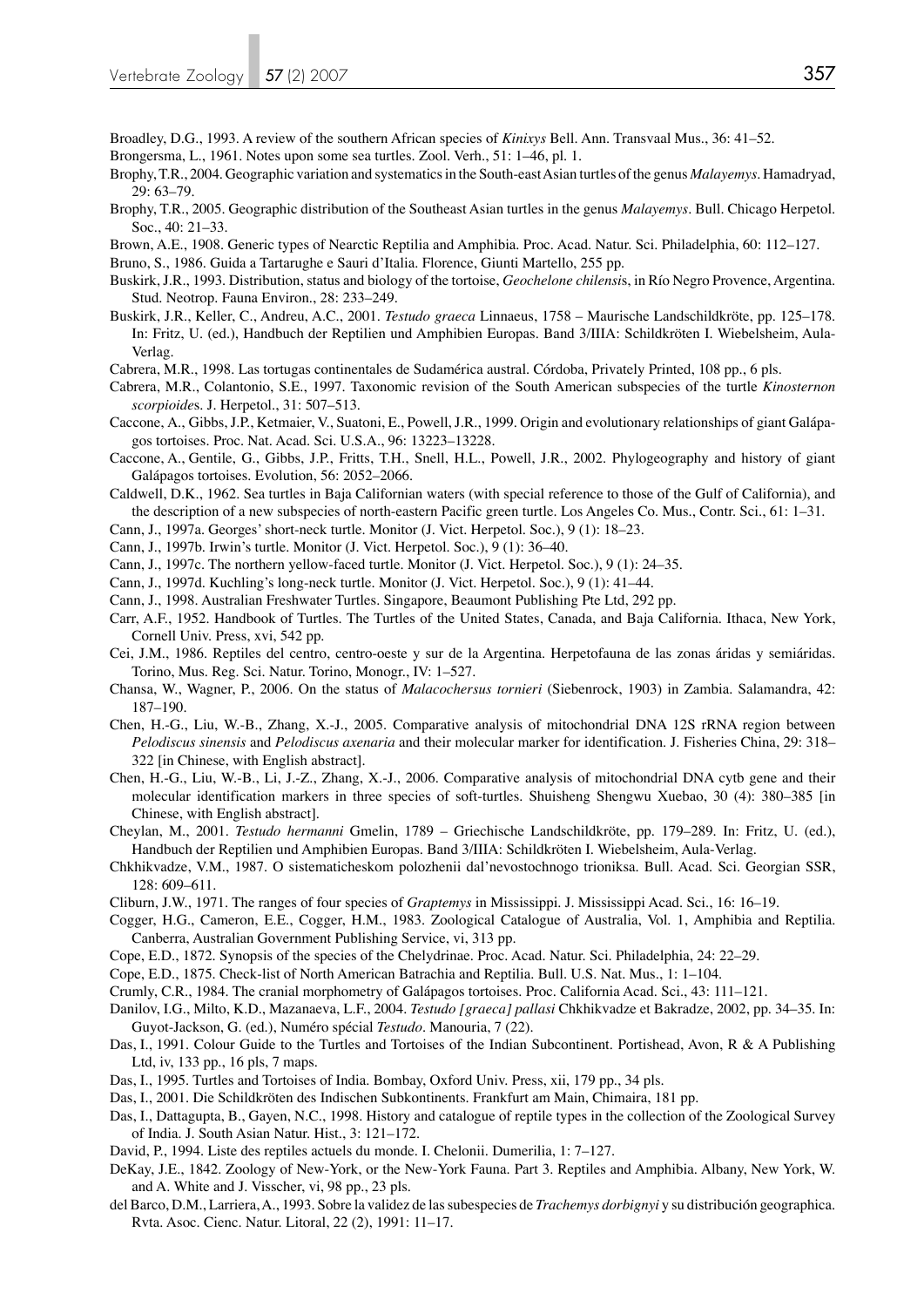Broadley, D.G., 1993. A review of the southern African species of *Kinixys* Bell. Ann. Transvaal Mus., 36: 41–52.

Brongersma, L., 1961. Notes upon some sea turtles. Zool. Verh., 51: 1–46, pl. 1.

Brophy, T.R., 2004. Geographic variation and systematics in the South-east Asian turtles of the genus *Malayemys*. Hamadryad, 29: 63–79.

Brophy, T.R., 2005. Geographic distribution of the Southeast Asian turtles in the genus *Malayemys*. Bull. Chicago Herpetol. Soc., 40: 21–33.

Brown, A.E., 1908. Generic types of Nearctic Reptilia and Amphibia. Proc. Acad. Natur. Sci. Philadelphia, 60: 112–127.

Bruno, S., 1986. Guida a Tartarughe e Sauri d'Italia. Florence, Giunti Martello, 255 pp.

Buskirk, J.R., 1993. Distribution, status and biology of the tortoise, *Geochelone chilensis*, in Río Negro Provence, Argentina. Stud. Neotrop. Fauna Environ., 28: 233–249.

Buskirk, J.R., Keller, C., Andreu, A.C., 2001. *Testudo graeca* Linnaeus, 1758 – Maurische Landschildkröte, pp. 125–178. In: Fritz, U. (ed.), Handbuch der Reptilien und Amphibien Europas. Band 3/IIIA: Schildkröten I. Wiebelsheim, Aula-Verlag.

Cabrera, M.R., 1998. Las tortugas continentales de Sudamérica austral. Córdoba, Privately Printed, 108 pp., 6 pls.

Cabrera, M.R., Colantonio, S.E., 1997. Taxonomic revision of the South American subspecies of the turtle *Kinosternon scorpioides*. J. Herpetol., 31: 507–513.

Caccone, A., Gibbs, J.P., Ketmaier, V., Suatoni, E., Powell, J.R., 1999. Origin and evolutionary relationships of giant Galápagos tortoises. Proc. Nat. Acad. Sci. U.S.A., 96: 13223–13228.

Caccone, A., Gentile, G., Gibbs, J.P., Fritts, T.H., Snell, H.L., Powell, J.R., 2002. Phylogeography and history of giant Galápagos tortoises. Evolution, 56: 2052–2066.

Caldwell, D.K., 1962. Sea turtles in Baja Californian waters (with special reference to those of the Gulf of California), and the description of a new subspecies of north-eastern Pacific green turtle. Los Angeles Co. Mus., Contr. Sci., 61: 1–31.

Cann, J., 1997a. Georges' short-neck turtle. Monitor (J. Vict. Herpetol. Soc.), 9 (1): 18–23.

Cann, J., 1997b. Irwin's turtle. Monitor (J. Vict. Herpetol. Soc.), 9 (1): 36–40.

Cann, J., 1997c. The northern yellow-faced turtle. Monitor (J. Vict. Herpetol. Soc.), 9 (1): 24–35.

Cann, J., 1997d. Kuchling's long-neck turtle. Monitor (J. Vict. Herpetol. Soc.), 9 (1): 41–44.

Cann, J., 1998. Australian Freshwater Turtles. Singapore, Beaumont Publishing Pte Ltd, 292 pp.

Carr, A.F., 1952. Handbook of Turtles. The Turtles of the United States, Canada, and Baja California. Ithaca, New York, Cornell Univ. Press, xvi, 542 pp.

Cei, J.M., 1986. Reptiles del centro, centro-oeste y sur de la Argentina. Herpetofauna de las zonas áridas y semiáridas. Torino, Mus. Reg. Sci. Natur. Torino, Monogr., IV: 1–527.

Chansa, W., Wagner, P., 2006. On the status of *Malacochersus tornieri* (Siebenrock, 1903) in Zambia. Salamandra, 42: 187–190.

Chen, H.-G., Liu, W.-B., Zhang, X.-J., 2005. Comparative analysis of mitochondrial DNA 12S rRNA region between *Pelodiscus sinensis* and *Pelodiscus axenaria* and their molecular marker for identification. J. Fisheries China, 29: 318–322 [in Chinese, with English abstract].

Chen, H.-G., Liu, W.-B., Li, J.-Z., Zhang, X.-J., 2006. Comparative analysis of mitochondrial DNA cytb gene and their molecular identification markers in three species of soft-turtles. Shuisheng Shengwu Xuebao, 30 (4): 380–385 [in Chinese, with English abstract].

Cheylan, M., 2001. *Testudo hermanni* Gmelin, 1789 – Griechische Landschildkröte, pp. 179–289. In: Fritz, U. (ed.), Handbuch der Reptilien und Amphibien Europas. Band 3/IIIA: Schildkröten I. Wiebelsheim, Aula-Verlag.

Chkhikvadze, V.M., 1987. O sistematicheskom polozhenii dal'nevostochnogo trioniksa. Bull. Acad. Sci. Georgian SSR, 128: 609–611.

Cliburn, J.W., 1971. The ranges of four species of *Graptemys* in Mississippi. J. Mississippi Acad. Sci., 16: 16–19.

Cogger, H.G., Cameron, E.E., Cogger, H.M., 1983. Zoological Catalogue of Australia, Vol. 1, Amphibia and Reptilia. Canberra, Australian Government Publishing Service, vi, 313 pp.

Cope, E.D., 1872. Synopsis of the species of the Chelydrinae. Proc. Acad. Natur. Sci. Philadelphia, 24: 22–29.

Cope, E.D., 1875. Check-list of North American Batrachia and Reptilia. Bull. U.S. Nat. Mus., 1: 1–104.

Crumly, C.R., 1984. The cranial morphometry of Galápagos tortoises. Proc. California Acad. Sci., 43: 111–121.

Danilov, I.G., Milto, K.D., Mazanaeva, L.F., 2004. *Testudo [graeca] pallasi* Chkhikvadze et Bakradze, 2002, pp. 34–35. In: Guyot-Jackson, G. (ed.), Numéro spécial *Testudo*. Manouria, 7 (22).

Das, I., 1991. Colour Guide to the Turtles and Tortoises of the Indian Subcontinent. Portishead, Avon, R & A Publishing Ltd, iv, 133 pp., 16 pls, 7 maps.

Das, I., 1995. Turtles and Tortoises of India. Bombay, Oxford Univ. Press, xii, 179 pp., 34 pls.

Das, I., 2001. Die Schildkröten des Indischen Subkontinents. Frankfurt am Main, Chimaira, 181 pp.

Das, I., Dattagupta, B., Gayen, N.C., 1998. History and catalogue of reptile types in the collection of the Zoological Survey of India. J. South Asian Natur. Hist., 3: 121–172.

David, P., 1994. Liste des reptiles actuels du monde. I. Chelonii. Dumerilia, 1: 7–127.

DeKay, J.E., 1842. Zoology of New-York, or the New-York Fauna. Part 3. Reptiles and Amphibia. Albany, New York, W. and A. White and J. Visscher, vi, 98 pp., 23 pls.

del Barco, D.M., Larriera, A., 1993. Sobre la validez de las subespecies de *Trachemys dorbignyi* y su distribución geographica. Rvta. Asoc. Cienc. Natur. Litoral, 22 (2), 1991: 11–17.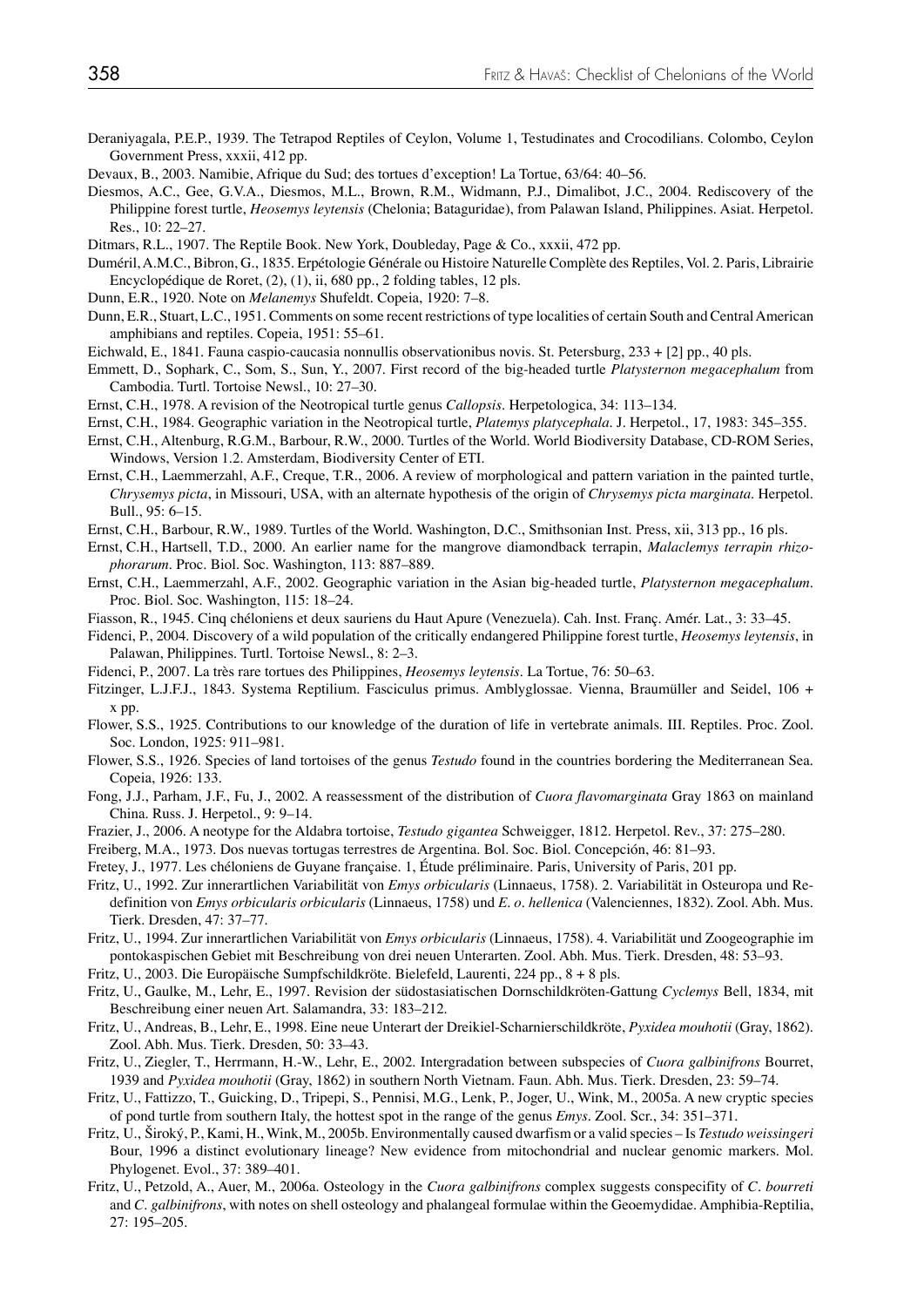Deraniyagala, P.E.P., 1939. The Tetrapod Reptiles of Ceylon, Volume 1, Testudinates and Crocodilians. Colombo, Ceylon Government Press, xxxii, 412 pp.

Devaux, B., 2003. Namibie, Afrique du Sud; des tortues d'exception! La Tortue, 63/64: 40–56.

Diesmos, A.C., Gee, G.V.A., Diesmos, M.L., Brown, R.M., Widmann, P.J., Dimalibot, J.C., 2004. Rediscovery of the Philippine forest turtle, *Heosemys leytensis* (Chelonia; Bataguridae), from Palawan Island, Philippines. Asiat. Herpetol. Res., 10: 22–27.

Ditmars, R.L., 1907. The Reptile Book. New York, Doubleday, Page & Co., xxxii, 472 pp.

Duméril, A.M.C., Bibron, G., 1835. Erpétologie Générale ou Histoire Naturelle Complète des Reptiles, Vol. 2. Paris, Librairie Encyclopédique de Roret, (2), (1), ii, 680 pp., 2 folding tables, 12 pls.

Dunn, E.R., 1920. Note on *Melanemys* Shufeldt. Copeia, 1920: 7–8.

Dunn, E.R., Stuart, L.C., 1951. Comments on some recent restrictions of type localities of certain South and Central American amphibians and reptiles. Copeia, 1951: 55–61.

Eichwald, E., 1841. Fauna caspio-caucasia nonnullis observationibus novis. St. Petersburg, 233 + [2] pp., 40 pls.

Emmett, D., Sophark, C., Som, S., Sun, Y., 2007. First record of the big-headed turtle *Platysternon megacephalum* from Cambodia. Turtl. Tortoise Newsl., 10: 27–30.

Ernst, C.H., 1978. A revision of the Neotropical turtle genus *Callopsis*. Herpetologica, 34: 113–134.

Ernst, C.H., 1984. Geographic variation in the Neotropical turtle, *Platemys platycephala*. J. Herpetol., 17, 1983: 345–355.

Ernst, C.H., Altenburg, R.G.M., Barbour, R.W., 2000. Turtles of the World. World Biodiversity Database, CD-ROM Series, Windows, Version 1.2. Amsterdam, Biodiversity Center of ETI.

Ernst, C.H., Laemmerzahl, A.F., Creque, T.R., 2006. A review of morphological and pattern variation in the painted turtle, *Chrysemys picta*, in Missouri, USA, with an alternate hypothesis of the origin of *Chrysemys picta marginata*. Herpetol. Bull., 95: 6–15.

Ernst, C.H., Barbour, R.W., 1989. Turtles of the World. Washington, D.C., Smithsonian Inst. Press, xii, 313 pp., 16 pls.

Ernst, C.H., Hartsell, T.D., 2000. An earlier name for the mangrove diamondback terrapin, *Malaclemys terrapin rhizophorarum*. Proc. Biol. Soc. Washington, 113: 887–889.

Ernst, C.H., Laemmerzahl, A.F., 2002. Geographic variation in the Asian big-headed turtle, *Platysternon megacephalum*. Proc. Biol. Soc. Washington, 115: 18–24.

Fiasson, R., 1945. Cinq chéloniens et deux sauriens du Haut Apure (Venezuela). Cah. Inst. Franç. Amér. Lat., 3: 33–45.

Fidenci, P., 2004. Discovery of a wild population of the critically endangered Philippine forest turtle, *Heosemys leytensis*, in Palawan, Philippines. Turtl. Tortoise Newsl., 8: 2–3.

Fidenci, P., 2007. La très rare tortues des Philippines, *Heosemys leytensis*. La Tortue, 76: 50–63.

Fitzinger, L.J.F.J., 1843. Systema Reptilium. Fasciculus primus. Amblyglossae. Vienna, Braumüller and Seidel, 106 + x pp.

Flower, S.S., 1925. Contributions to our knowledge of the duration of life in vertebrate animals. III. Reptiles. Proc. Zool. Soc. London, 1925: 911–981.

Flower, S.S., 1926. Species of land tortoises of the genus *Testudo* found in the countries bordering the Mediterranean Sea. Copeia, 1926: 133.

Fong, J.J., Parham, J.F., Fu, J., 2002. A reassessment of the distribution of *Cuora flavomarginata* Gray 1863 on mainland China. Russ. J. Herpetol., 9: 9–14.

Frazier, J., 2006. A neotype for the Aldabra tortoise, *Testudo gigantea* Schweigger, 1812. Herpetol. Rev., 37: 275–280.

Freiberg, M.A., 1973. Dos nuevas tortugas terrestres de Argentina. Bol. Soc. Biol. Concepción, 46: 81–93.

Fretey, J., 1977. Les chéloniens de Guyane française. 1, Étude préliminaire. Paris, University of Paris, 201 pp.

Fritz, U., 1992. Zur innerartlichen Variabilität von *Emys orbicularis* (Linnaeus, 1758). 2. Variabilität in Osteuropa und Redefinition von *Emys orbicularis orbicularis* (Linnaeus, 1758) und *E. o. hellenica* (Valenciennes, 1832). Zool. Abh. Mus. Tierk. Dresden, 47: 37–77.

Fritz, U., 1994. Zur innerartlichen Variabilität von *Emys orbicularis* (Linnaeus, 1758). 4. Variabilität und Zoogeographie im pontokaspischen Gebiet mit Beschreibung von drei neuen Unterarten. Zool. Abh. Mus. Tierk. Dresden, 48: 53–93.

Fritz, U., 2003. Die Europäische Sumpfschildkröte. Bielefeld, Laurenti, 224 pp., 8 + 8 pls.

Fritz, U., Gaulke, M., Lehr, E., 1997. Revision der südostasiatischen Dornschildkröten-Gattung *Cyclemys* Bell, 1834, mit Beschreibung einer neuen Art. Salamandra, 33: 183–212.

Fritz, U., Andreas, B., Lehr, E., 1998. Eine neue Unterart der Dreikiel-Scharnierschildkröte, *Pyxidea mouhotii* (Gray, 1862). Zool. Abh. Mus. Tierk. Dresden, 50: 33–43.

Fritz, U., Ziegler, T., Herrmann, H.-W., Lehr, E., 2002. Intergradation between subspecies of *Cuora galbinifrons* Bourret, 1939 and *Pyxidea mouhotii* (Gray, 1862) in southern North Vietnam. Faun. Abh. Mus. Tierk. Dresden, 23: 59–74.

Fritz, U., Fattizzo, T., Guicking, D., Tripepi, S., Pennisi, M.G., Lenk, P., Joger, U., Wink, M., 2005a. A new cryptic species of pond turtle from southern Italy, the hottest spot in the range of the genus *Emys*. Zool. Scr., 34: 351–371.

Fritz, U., Široký, P., Kami, H., Wink, M., 2005b. Environmentally caused dwarfism or a valid species – Is *Testudo weissingeri* Bour, 1996 a distinct evolutionary lineage? New evidence from mitochondrial and nuclear genomic markers. Mol. Phylogenet. Evol., 37: 389–401.

Fritz, U., Petzold, A., Auer, M., 2006a. Osteology in the *Cuora galbinifrons* complex suggests conspecifity of *C. bourreti* and *C. galbinifrons*, with notes on shell osteology and phalangeal formulae within the Geoemydidae. Amphibia-Reptilia, 27: 195–205.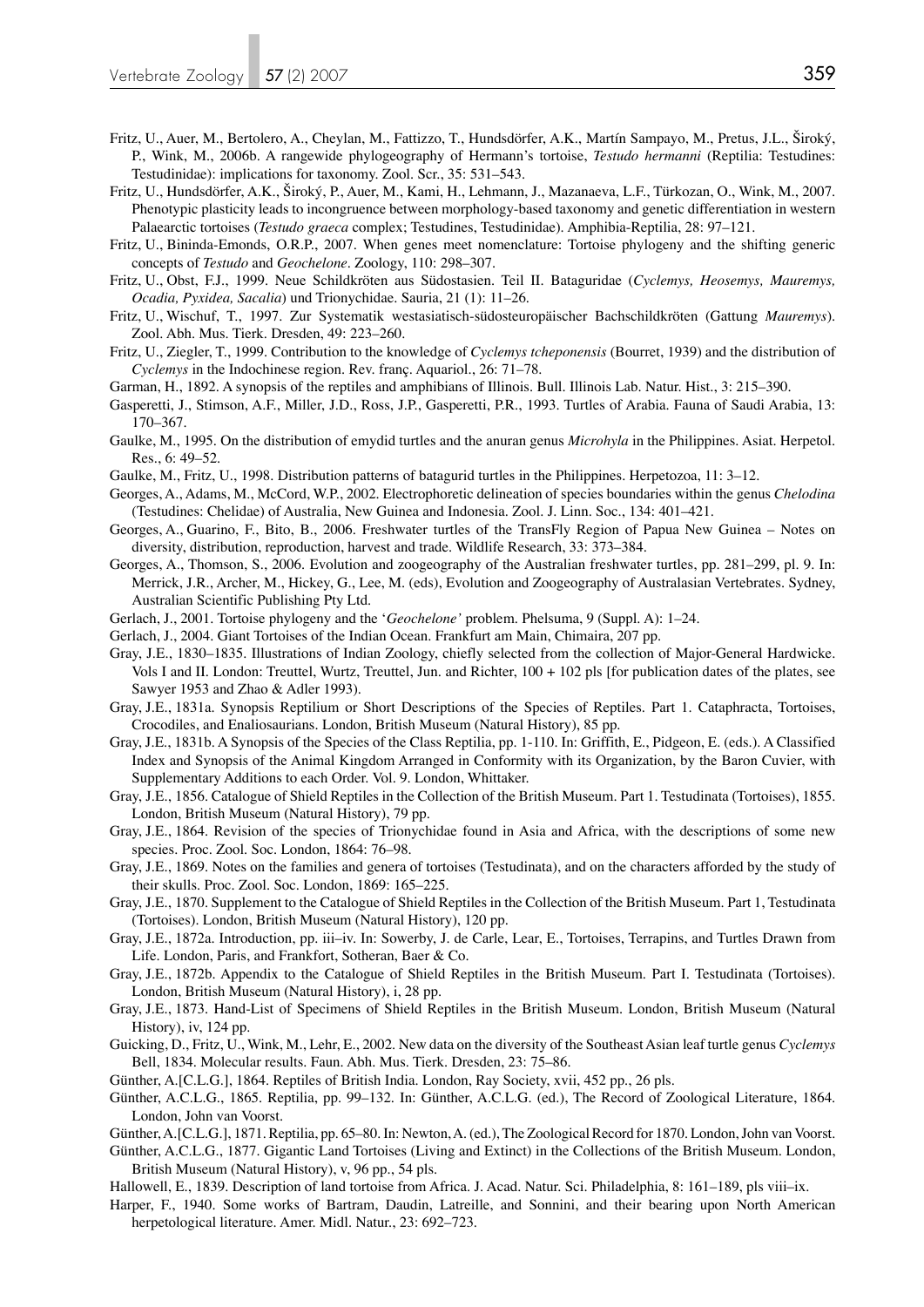Fritz, U., Auer, M., Bertolero, A., Cheylan, M., Fattizzo, T., Hundsdörfer, A.K., Martín Sampayo, M., Pretus, J.L., Široký, P., Wink, M., 2006b. A rangewide phylogeography of Hermann's tortoise, *Testudo hermanni* (Reptilia: Testudines: Testudinidae): implications for taxonomy. Zool. Scr., 35: 531–543.

Fritz, U., Hundsdörfer, A.K., Široký, P., Auer, M., Kami, H., Lehmann, J., Mazanaeva, L.F., Türkozan, O., Wink, M., 2007. Phenotypic plasticity leads to incongruence between morphology-based taxonomy and genetic differentiation in western Palaearctic tortoises (*Testudo graeca* complex; Testudines, Testudinidae). Amphibia-Reptilia, 28: 97–121.

Fritz, U., Bininda-Emonds, O.R.P., 2007. When genes meet nomenclature: Tortoise phylogeny and the shifting generic concepts of *Testudo* and *Geochelone*. Zoology, 110: 298–307.

Fritz, U., Obst, F.J., 1999. Neue Schildkröten aus Südostasien. Teil II. Bataguridae (*Cyclemys, Heosemys, Mauremys, Ocadia, Pyxidea, Sacalia*) und Trionychidae. Sauria, 21 (1): 11–26.

Fritz, U., Wischuf, T., 1997. Zur Systematik westasiatisch-südosteuropäischer Bachschildkröten (Gattung *Mauremys*). Zool. Abh. Mus. Tierk. Dresden, 49: 223–260.

Fritz, U., Ziegler, T., 1999. Contribution to the knowledge of *Cyclemys tcheponensis* (Bourret, 1939) and the distribution of *Cyclemys* in the Indochinese region. Rev. franç. Aquariol., 26: 71–78.

Garman, H., 1892. A synopsis of the reptiles and amphibians of Illinois. Bull. Illinois Lab. Natur. Hist., 3: 215–390.

Gasperetti, J., Stimson, A.F., Miller, J.D., Ross, J.P., Gasperetti, P.R., 1993. Turtles of Arabia. Fauna of Saudi Arabia, 13: 170–367.

Gaulke, M., 1995. On the distribution of emydid turtles and the anuran genus *Microhyla* in the Philippines. Asiat. Herpetol. Res., 6: 49–52.

Gaulke, M., Fritz, U., 1998. Distribution patterns of batagurid turtles in the Philippines. Herpetozoa, 11: 3–12.

Georges, A., Adams, M., McCord, W.P., 2002. Electrophoretic delineation of species boundaries within the genus *Chelodina* (Testudines: Chelidae) of Australia, New Guinea and Indonesia. Zool. J. Linn. Soc., 134: 401–421.

Georges, A., Guarino, F., Bito, B., 2006. Freshwater turtles of the TransFly Region of Papua New Guinea – Notes on diversity, distribution, reproduction, harvest and trade. Wildlife Research, 33: 373–384.

Georges, A., Thomson, S., 2006. Evolution and zoogeography of the Australian freshwater turtles, pp. 281–299, pl. 9. In: Merrick, J.R., Archer, M., Hickey, G., Lee, M. (eds), Evolution and Zoogeography of Australasian Vertebrates. Sydney, Australian Scientific Publishing Pty Ltd.

Gerlach, J., 2001. Tortoise phylogeny and the '*Geochelone'* problem. Phelsuma, 9 (Suppl. A): 1–24.

Gerlach, J., 2004. Giant Tortoises of the Indian Ocean. Frankfurt am Main, Chimaira, 207 pp.

Gray, J.E., 1830–1835. Illustrations of Indian Zoology, chiefly selected from the collection of Major-General Hardwicke. Vols I and II. London: Treuttel, Wurtz, Treuttel, Jun. and Richter, 100 + 102 pls [for publication dates of the plates, see Sawyer 1953 and Zhao & Adler 1993).

Gray, J.E., 1831a. Synopsis Reptilium or Short Descriptions of the Species of Reptiles. Part 1. Cataphracta, Tortoises, Crocodiles, and Enaliosaurians. London, British Museum (Natural History), 85 pp.

Gray, J.E., 1831b. A Synopsis of the Species of the Class Reptilia, pp. 1-110. In: Griffith, E., Pidgeon, E. (eds.). A Classified Index and Synopsis of the Animal Kingdom Arranged in Conformity with its Organization, by the Baron Cuvier, with Supplementary Additions to each Order. Vol. 9. London, Whittaker.

Gray, J.E., 1856. Catalogue of Shield Reptiles in the Collection of the British Museum. Part 1. Testudinata (Tortoises), 1855. London, British Museum (Natural History), 79 pp.

Gray, J.E., 1864. Revision of the species of Trionychidae found in Asia and Africa, with the descriptions of some new species. Proc. Zool. Soc. London, 1864: 76–98.

Gray, J.E., 1869. Notes on the families and genera of tortoises (Testudinata), and on the characters afforded by the study of their skulls. Proc. Zool. Soc. London, 1869: 165–225.

Gray, J.E., 1870. Supplement to the Catalogue of Shield Reptiles in the Collection of the British Museum. Part 1, Testudinata (Tortoises). London, British Museum (Natural History), 120 pp.

Gray, J.E., 1872a. Introduction, pp. iii–iv. In: Sowerby, J. de Carle, Lear, E., Tortoises, Terrapins, and Turtles Drawn from Life. London, Paris, and Frankfort, Sotheran, Baer & Co.

Gray, J.E., 1872b. Appendix to the Catalogue of Shield Reptiles in the British Museum. Part I. Testudinata (Tortoises). London, British Museum (Natural History), i, 28 pp.

Gray, J.E., 1873. Hand-List of Specimens of Shield Reptiles in the British Museum. London, British Museum (Natural History), iv, 124 pp.

Guicking, D., Fritz, U., Wink, M., Lehr, E., 2002. New data on the diversity of the Southeast Asian leaf turtle genus *Cyclemys* Bell, 1834. Molecular results. Faun. Abh. Mus. Tierk. Dresden, 23: 75–86.

Günther, A.[C.L.G.], 1864. Reptiles of British India. London, Ray Society, xvii, 452 pp., 26 pls.

Günther, A.C.L.G., 1865. Reptilia, pp. 99–132. In: Günther, A.C.L.G. (ed.), The Record of Zoological Literature, 1864. London, John van Voorst.

Günther, A.[C.L.G.], 1871. Reptilia, pp. 65–80. In: Newton, A. (ed.), The Zoological Record for 1870. London, John van Voorst.

Günther, A.C.L.G., 1877. Gigantic Land Tortoises (Living and Extinct) in the Collections of the British Museum. London, British Museum (Natural History), v, 96 pp., 54 pls.

Hallowell, E., 1839. Description of land tortoise from Africa. J. Acad. Natur. Sci. Philadelphia, 8: 161–189, pls viii–ix.

Harper, F., 1940. Some works of Bartram, Daudin, Latreille, and Sonnini, and their bearing upon North American herpetological literature. Amer. Midl. Natur., 23: 692–723.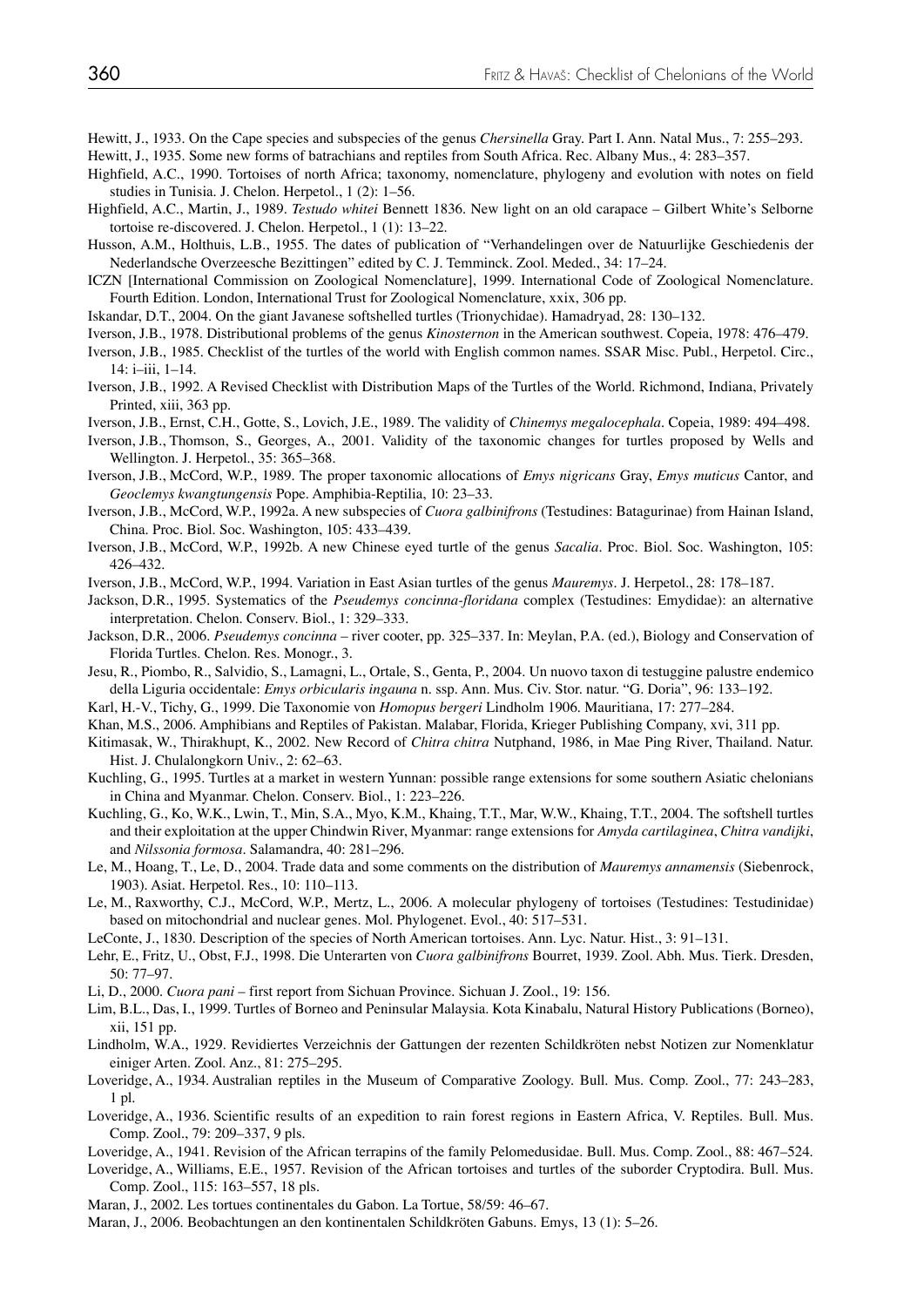Hewitt, J., 1933. On the Cape species and subspecies of the genus *Chersinella* Gray. Part I. Ann. Natal Mus., 7: 255–293.

Hewitt, J., 1935. Some new forms of batrachians and reptiles from South Africa. Rec. Albany Mus., 4: 283–357.

Highfield, A.C., 1990. Tortoises of north Africa; taxonomy, nomenclature, phylogeny and evolution with notes on field studies in Tunisia. J. Chelon. Herpetol., 1 (2): 1–56.

Highfield, A.C., Martin, J., 1989. *Testudo whitei* Bennett 1836. New light on an old carapace – Gilbert White's Selborne tortoise re-discovered. J. Chelon. Herpetol., 1 (1): 13–22.

Husson, A.M., Holthuis, L.B., 1955. The dates of publication of "Verhandelingen over de Natuurlijke Geschiedenis der Nederlandsche Overzeesche Bezittingen" edited by C. J. Temminck. Zool. Meded., 34: 17–24.

ICZN [International Commission on Zoological Nomenclature], 1999. International Code of Zoological Nomenclature. Fourth Edition. London, International Trust for Zoological Nomenclature, xxix, 306 pp.

Iskandar, D.T., 2004. On the giant Javanese softshelled turtles (Trionychidae). Hamadryad, 28: 130–132.

Iverson, J.B., 1978. Distributional problems of the genus *Kinosternon* in the American southwest. Copeia, 1978: 476–479.

Iverson, J.B., 1985. Checklist of the turtles of the world with English common names. SSAR Misc. Publ., Herpetol. Circ., 14: i–iii, 1–14.

Iverson, J.B., 1992. A Revised Checklist with Distribution Maps of the Turtles of the World. Richmond, Indiana, Privately Printed, xiii, 363 pp.

Iverson, J.B., Ernst, C.H., Gotte, S., Lovich, J.E., 1989. The validity of *Chinemys megalocephala*. Copeia, 1989: 494–498.

Iverson, J.B., Thomson, S., Georges, A., 2001. Validity of the taxonomic changes for turtles proposed by Wells and Wellington. J. Herpetol., 35: 365–368.

Iverson, J.B., McCord, W.P., 1989. The proper taxonomic allocations of *Emys nigricans* Gray, *Emys muticus* Cantor, and *Geoclemys kwangtungensis* Pope. Amphibia-Reptilia, 10: 23–33.

Iverson, J.B., McCord, W.P., 1992a. A new subspecies of *Cuora galbinifrons* (Testudines: Batagurinae) from Hainan Island, China. Proc. Biol. Soc. Washington, 105: 433–439.

Iverson, J.B., McCord, W.P., 1992b. A new Chinese eyed turtle of the genus *Sacalia*. Proc. Biol. Soc. Washington, 105: 426–432.

Iverson, J.B., McCord, W.P., 1994. Variation in East Asian turtles of the genus *Mauremys*. J. Herpetol., 28: 178–187.

Jackson, D.R., 1995. Systematics of the *Pseudemys concinna-floridana* complex (Testudines: Emydidae): an alternative interpretation. Chelon. Conserv. Biol., 1: 329–333.

Jackson, D.R., 2006. *Pseudemys concinna* – river cooter, pp. 325–337. In: Meylan, P.A. (ed.), Biology and Conservation of Florida Turtles. Chelon. Res. Monogr., 3.

Jesu, R., Piombo, R., Salvidio, S., Lamagni, L., Ortale, S., Genta, P., 2004. Un nuovo taxon di testuggine palustre endemico della Liguria occidentale: *Emys orbicularis ingauna* n. ssp. Ann. Mus. Civ. Stor. natur. "G. Doria", 96: 133–192.

Karl, H.-V., Tichy, G., 1999. Die Taxonomie von *Homopus bergeri* Lindholm 1906. Mauritiana, 17: 277–284.

Khan, M.S., 2006. Amphibians and Reptiles of Pakistan. Malabar, Florida, Krieger Publishing Company, xvi, 311 pp.

Kitimasak, W., Thirakhupt, K., 2002. New Record of *Chitra chitra* Nutphand, 1986, in Mae Ping River, Thailand. Natur. Hist. J. Chulalongkorn Univ., 2: 62–63.

Kuchling, G., 1995. Turtles at a market in western Yunnan: possible range extensions for some southern Asiatic chelonians in China and Myanmar. Chelon. Conserv. Biol., 1: 223–226.

Kuchling, G., Ko, W.K., Lwin, T., Min, S.A., Myo, K.M., Khaing, T.T., Mar, W.W., Khaing, T.T., 2004. The softshell turtles and their exploitation at the upper Chindwin River, Myanmar: range extensions for *Amyda cartilaginea*, *Chitra vandijki*, and *Nilssonia formosa*. Salamandra, 40: 281–296.

Le, M., Hoang, T., Le, D., 2004. Trade data and some comments on the distribution of *Mauremys annamensis* (Siebenrock, 1903). Asiat. Herpetol. Res., 10: 110–113.

Le, M., Raxworthy, C.J., McCord, W.P., Mertz, L., 2006. A molecular phylogeny of tortoises (Testudines: Testudinidae) based on mitochondrial and nuclear genes. Mol. Phylogenet. Evol., 40: 517–531.

LeConte, J., 1830. Description of the species of North American tortoises. Ann. Lyc. Natur. Hist., 3: 91–131.

Lehr, E., Fritz, U., Obst, F.J., 1998. Die Unterarten von *Cuora galbinifrons* Bourret, 1939. Zool. Abh. Mus. Tierk. Dresden, 50: 77–97.

Li, D., 2000. *Cuora pani* – first report from Sichuan Province. Sichuan J. Zool., 19: 156.

Lim, B.L., Das, I., 1999. Turtles of Borneo and Peninsular Malaysia. Kota Kinabalu, Natural History Publications (Borneo), xii, 151 pp.

Lindholm, W.A., 1929. Revidiertes Verzeichnis der Gattungen der rezenten Schildkröten nebst Notizen zur Nomenklatur einiger Arten. Zool. Anz., 81: 275–295.

Loveridge, A., 1934. Australian reptiles in the Museum of Comparative Zoology. Bull. Mus. Comp. Zool., 77: 243–283, 1 pl.

Loveridge, A., 1936. Scientific results of an expedition to rain forest regions in Eastern Africa, V. Reptiles. Bull. Mus. Comp. Zool., 79: 209–337, 9 pls.

Loveridge, A., 1941. Revision of the African terrapins of the family Pelomedusidae. Bull. Mus. Comp. Zool., 88: 467–524.

Loveridge, A., Williams, E.E., 1957. Revision of the African tortoises and turtles of the suborder Cryptodira. Bull. Mus. Comp. Zool., 115: 163–557, 18 pls.

Maran, J., 2002. Les tortues continentales du Gabon. La Tortue, 58/59: 46–67.

Maran, J., 2006. Beobachtungen an den kontinentalen Schildkröten Gabuns. Emys, 13 (1): 5–26.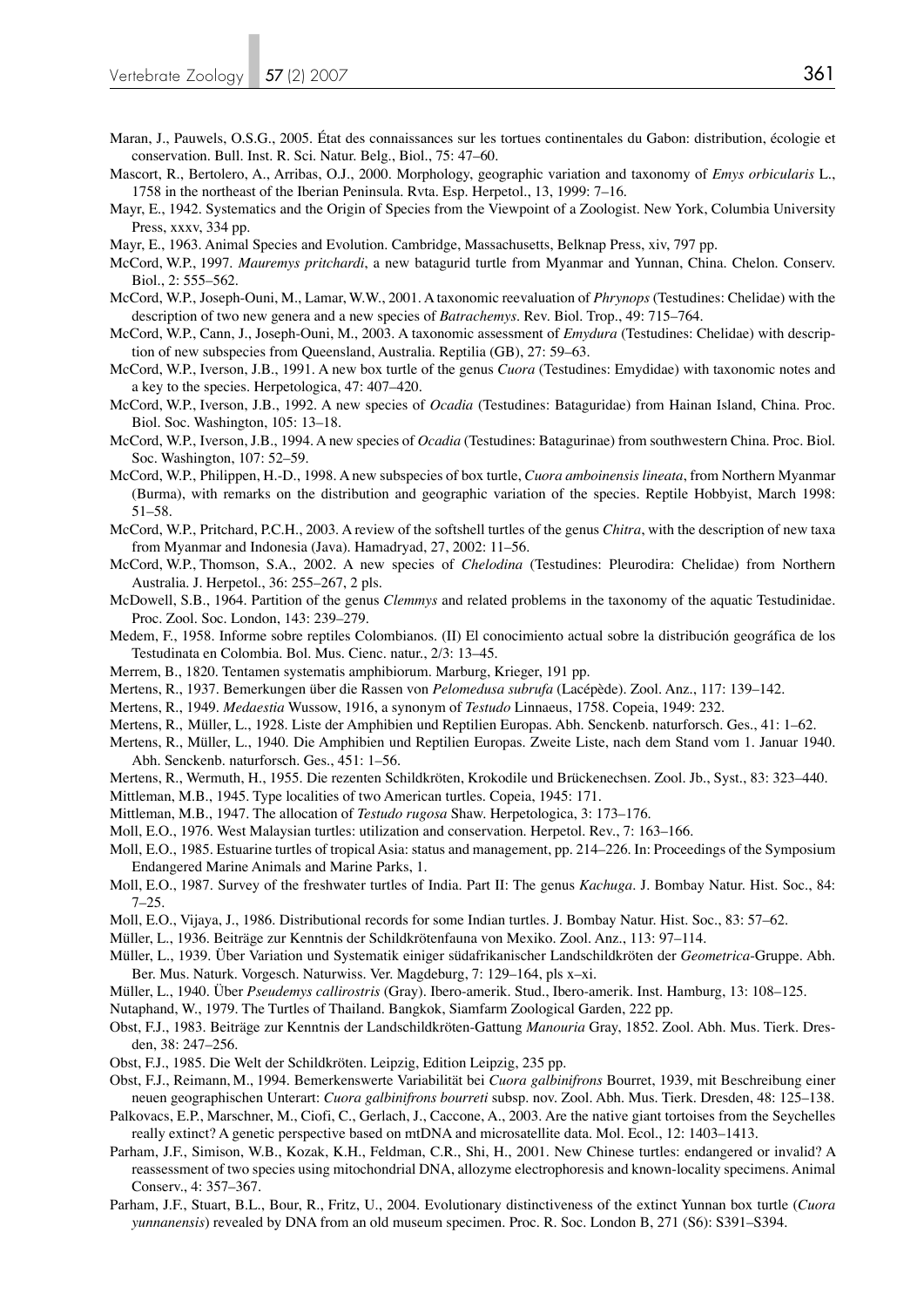Maran, J., Pauwels, O.S.G., 2005. État des connaissances sur les tortues continentales du Gabon: distribution, écologie et conservation. Bull. Inst. R. Sci. Natur. Belg., Biol., 75: 47–60.

Mascort, R., Bertolero, A., Arribas, O.J., 2000. Morphology, geographic variation and taxonomy of *Emys orbicularis* L., 1758 in the northeast of the Iberian Peninsula. Rvta. Esp. Herpetol., 13, 1999: 7–16.

Mayr, E., 1942. Systematics and the Origin of Species from the Viewpoint of a Zoologist. New York, Columbia University Press, xxxv, 334 pp.

Mayr, E., 1963. Animal Species and Evolution. Cambridge, Massachusetts, Belknap Press, xiv, 797 pp.

McCord, W.P., 1997. *Mauremys pritchardi*, a new batagurid turtle from Myanmar and Yunnan, China. Chelon. Conserv. Biol., 2: 555–562.

McCord, W.P., Joseph-Ouni, M., Lamar, W.W., 2001. A taxonomic reevaluation of *Phrynops* (Testudines: Chelidae) with the description of two new genera and a new species of *Batrachemys*. Rev. Biol. Trop., 49: 715–764.

McCord, W.P., Cann, J., Joseph-Ouni, M., 2003. A taxonomic assessment of *Emydura* (Testudines: Chelidae) with description of new subspecies from Queensland, Australia. Reptilia (GB), 27: 59–63.

McCord, W.P., Iverson, J.B., 1991. A new box turtle of the genus *Cuora* (Testudines: Emydidae) with taxonomic notes and a key to the species. Herpetologica, 47: 407–420.

McCord, W.P., Iverson, J.B., 1992. A new species of *Ocadia* (Testudines: Bataguridae) from Hainan Island, China. Proc. Biol. Soc. Washington, 105: 13–18.

McCord, W.P., Iverson, J.B., 1994. A new species of *Ocadia* (Testudines: Batagurinae) from southwestern China. Proc. Biol. Soc. Washington, 107: 52–59.

McCord, W.P., Philippen, H.-D., 1998. A new subspecies of box turtle, *Cuora amboinensis lineata*, from Northern Myanmar (Burma), with remarks on the distribution and geographic variation of the species. Reptile Hobbyist, March 1998: 51–58.

McCord, W.P., Pritchard, P.C.H., 2003. A review of the softshell turtles of the genus *Chitra*, with the description of new taxa from Myanmar and Indonesia (Java). Hamadryad, 27, 2002: 11–56.

McCord, W.P., Thomson, S.A., 2002. A new species of *Chelodina* (Testudines: Pleurodira: Chelidae) from Northern Australia. J. Herpetol., 36: 255–267, 2 pls.

McDowell, S.B., 1964. Partition of the genus *Clemmys* and related problems in the taxonomy of the aquatic Testudinidae. Proc. Zool. Soc. London, 143: 239–279.

Medem, F., 1958. Informe sobre reptiles Colombianos. (II) El conocimiento actual sobre la distribución geográfica de los Testudinata en Colombia. Bol. Mus. Cienc. natur., 2/3: 13–45.

Merrem, B., 1820. Tentamen systematis amphibiorum. Marburg, Krieger, 191 pp.

Mertens, R., 1937. Bemerkungen über die Rassen von *Pelomedusa subrufa* (Lacépède). Zool. Anz., 117: 139–142.

Mertens, R., 1949. *Medaestia* Wussow, 1916, a synonym of *Testudo* Linnaeus, 1758. Copeia, 1949: 232.

Mertens, R., Müller, L., 1928. Liste der Amphibien und Reptilien Europas. Abh. Senckenb. naturforsch. Ges., 41: 1–62.

Mertens, R., Müller, L., 1940. Die Amphibien und Reptilien Europas. Zweite Liste, nach dem Stand vom 1. Januar 1940. Abh. Senckenb. naturforsch. Ges., 451: 1–56.

Mertens, R., Wermuth, H., 1955. Die rezenten Schildkröten, Krokodile und Brückenechsen. Zool. Jb., Syst., 83: 323–440.

Mittleman, M.B., 1945. Type localities of two American turtles. Copeia, 1945: 171.

Mittleman, M.B., 1947. The allocation of *Testudo rugosa* Shaw. Herpetologica, 3: 173–176.

Moll, E.O., 1976. West Malaysian turtles: utilization and conservation. Herpetol. Rev., 7: 163–166.

Moll, E.O., 1985. Estuarine turtles of tropical Asia: status and management, pp. 214–226. In: Proceedings of the Symposium Endangered Marine Animals and Marine Parks, 1.

Moll, E.O., 1987. Survey of the freshwater turtles of India. Part II: The genus *Kachuga*. J. Bombay Natur. Hist. Soc., 84: 7–25.

Moll, E.O., Vijaya, J., 1986. Distributional records for some Indian turtles. J. Bombay Natur. Hist. Soc., 83: 57–62.

Müller, L., 1936. Beiträge zur Kenntnis der Schildkrötenfauna von Mexiko. Zool. Anz., 113: 97–114.

Müller, L., 1939. Über Variation und Systematik einiger südafrikanischer Landschildkröten der *Geometrica*-Gruppe. Abh. Ber. Mus. Naturk. Vorgesch. Naturwiss. Ver. Magdeburg, 7: 129–164, pls x–xi.

Müller, L., 1940. Über *Pseudemys callirostris* (Gray). Ibero-amerik. Stud., Ibero-amerik. Inst. Hamburg, 13: 108–125.

Nutaphand, W., 1979. The Turtles of Thailand. Bangkok, Siamfarm Zoological Garden, 222 pp.

Obst, F.J., 1983. Beiträge zur Kenntnis der Landschildkröten-Gattung *Manouria* Gray, 1852. Zool. Abh. Mus. Tierk. Dresden, 38: 247–256.

Obst, F.J., 1985. Die Welt der Schildkröten. Leipzig, Edition Leipzig, 235 pp.

Obst, F.J., Reimann, M., 1994. Bemerkenswerte Variabilität bei *Cuora galbinifrons* Bourret, 1939, mit Beschreibung einer neuen geographischen Unterart: *Cuora galbinifrons bourreti* subsp. nov. Zool. Abh. Mus. Tierk. Dresden, 48: 125–138.

Palkovacs, E.P., Marschner, M., Ciofi, C., Gerlach, J., Caccone, A., 2003. Are the native giant tortoises from the Seychelles really extinct? A genetic perspective based on mtDNA and microsatellite data. Mol. Ecol., 12: 1403–1413.

Parham, J.F., Simison, W.B., Kozak, K.H., Feldman, C.R., Shi, H., 2001. New Chinese turtles: endangered or invalid? A reassessment of two species using mitochondrial DNA, allozyme electrophoresis and known-locality specimens. Animal Conserv., 4: 357–367.

Parham, J.F., Stuart, B.L., Bour, R., Fritz, U., 2004. Evolutionary distinctiveness of the extinct Yunnan box turtle (*Cuora yunnanensis*) revealed by DNA from an old museum specimen. Proc. R. Soc. London B, 271 (S6): S391–S394.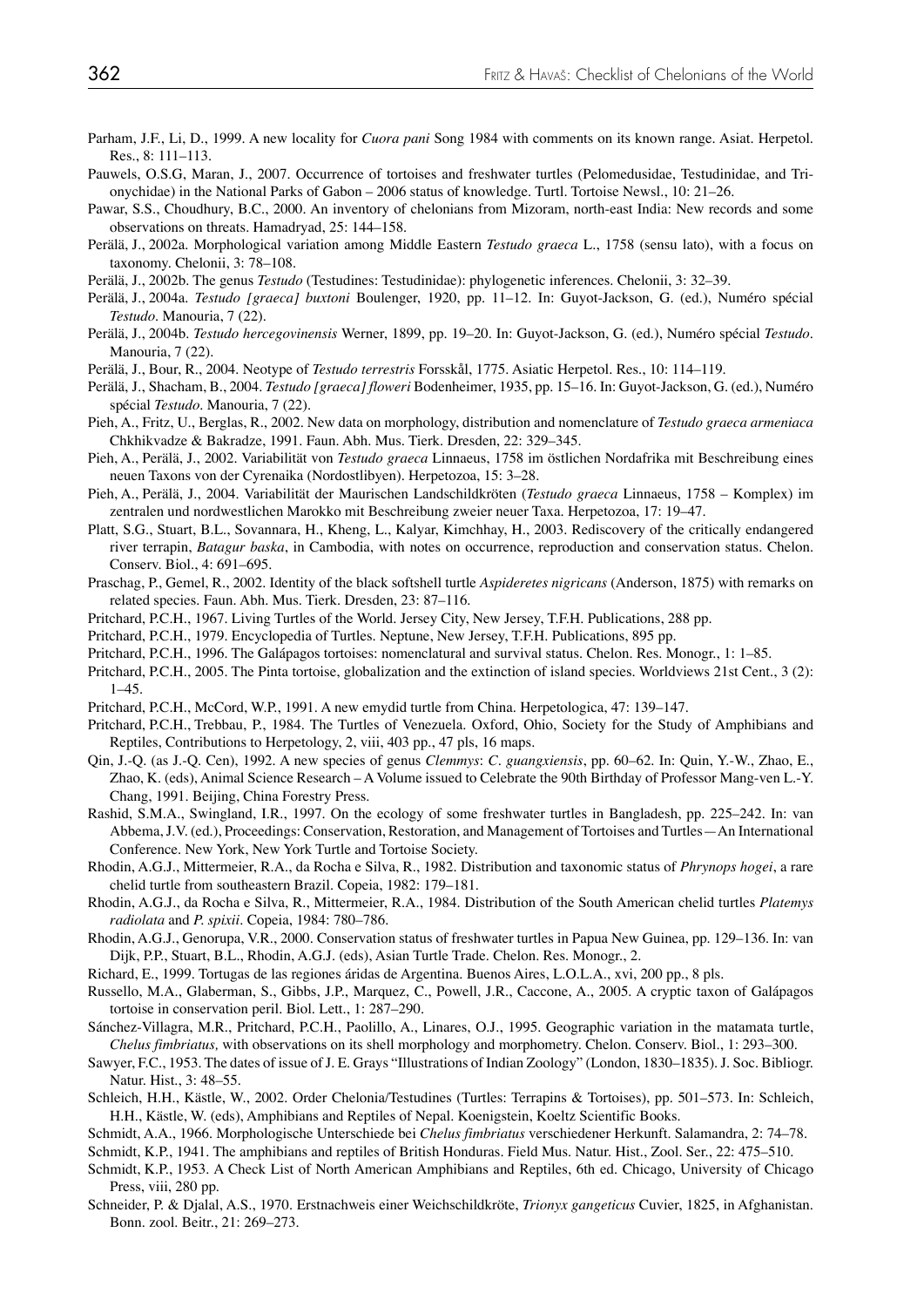Parham, J.F., Li, D., 1999. A new locality for *Cuora pani* Song 1984 with comments on its known range. Asiat. Herpetol. Res., 8: 111–113.

Pauwels, O.S.G, Maran, J., 2007. Occurrence of tortoises and freshwater turtles (Pelomedusidae, Testudinidae, and Trionychidae) in the National Parks of Gabon – 2006 status of knowledge. Turtl. Tortoise Newsl., 10: 21–26.

Pawar, S.S., Choudhury, B.C., 2000. An inventory of chelonians from Mizoram, north-east India: New records and some observations on threats. Hamadryad, 25: 144–158.

Perälä, J., 2002a. Morphological variation among Middle Eastern *Testudo graeca* L., 1758 (sensu lato), with a focus on taxonomy. Chelonii, 3: 78–108.

Perälä, J., 2002b. The genus *Testudo* (Testudines: Testudinidae): phylogenetic inferences. Chelonii, 3: 32–39.

Perälä, J., 2004a. *Testudo [graeca] buxtoni* Boulenger, 1920, pp. 11–12. In: Guyot-Jackson, G. (ed.), Numéro spécial *Testudo*. Manouria, 7 (22).

Perälä, J., 2004b. *Testudo hercegovinensis* Werner, 1899, pp. 19–20. In: Guyot-Jackson, G. (ed.), Numéro spécial *Testudo*. Manouria, 7 (22).

Perälä, J., Bour, R., 2004. Neotype of *Testudo terrestris* Forsskål, 1775. Asiatic Herpetol. Res., 10: 114–119.

Perälä, J., Shacham, B., 2004. *Testudo [graeca] floweri* Bodenheimer, 1935, pp. 15–16. In: Guyot-Jackson, G. (ed.), Numéro spécial *Testudo*. Manouria, 7 (22).

Pieh, A., Fritz, U., Berglas, R., 2002. New data on morphology, distribution and nomenclature of *Testudo graeca armeniaca* Chkhikvadze & Bakradze, 1991. Faun. Abh. Mus. Tierk. Dresden, 22: 329–345.

Pieh, A., Perälä, J., 2002. Variabilität von *Testudo graeca* Linnaeus, 1758 im östlichen Nordafrika mit Beschreibung eines neuen Taxons von der Cyrenaika (Nordostlibyen). Herpetozoa, 15: 3–28.

Pieh, A., Perälä, J., 2004. Variabilität der Maurischen Landschildkröten (*Testudo graeca* Linnaeus, 1758 – Komplex) im zentralen und nordwestlichen Marokko mit Beschreibung zweier neuer Taxa. Herpetozoa, 17: 19–47.

Platt, S.G., Stuart, B.L., Sovannara, H., Kheng, L., Kalyar, Kimchhay, H., 2003. Rediscovery of the critically endangered river terrapin, *Batagur baska*, in Cambodia, with notes on occurrence, reproduction and conservation status. Chelon. Conserv. Biol., 4: 691–695.

Praschag, P., Gemel, R., 2002. Identity of the black softshell turtle *Aspideretes nigricans* (Anderson, 1875) with remarks on related species. Faun. Abh. Mus. Tierk. Dresden, 23: 87–116.

Pritchard, P.C.H., 1967. Living Turtles of the World. Jersey City, New Jersey, T.F.H. Publications, 288 pp.

Pritchard, P.C.H., 1979. Encyclopedia of Turtles. Neptune, New Jersey, T.F.H. Publications, 895 pp.

Pritchard, P.C.H., 1996. The Galápagos tortoises: nomenclatural and survival status. Chelon. Res. Monogr., 1: 1–85.

Pritchard, P.C.H., 2005. The Pinta tortoise, globalization and the extinction of island species. Worldviews 21st Cent., 3 (2): 1–45.

Pritchard, P.C.H., McCord, W.P., 1991. A new emydid turtle from China. Herpetologica, 47: 139–147.

Pritchard, P.C.H., Trebbau, P., 1984. The Turtles of Venezuela. Oxford, Ohio, Society for the Study of Amphibians and Reptiles, Contributions to Herpetology, 2, viii, 403 pp., 47 pls, 16 maps.

Qin, J.-Q. (as J.-Q. Cen), 1992. A new species of genus *Clemmys*: *C. guangxiensis*, pp. 60–62. In: Quin, Y.-W., Zhao, E., Zhao, K. (eds), Animal Science Research – A Volume issued to Celebrate the 90th Birthday of Professor Mang-ven L.-Y. Chang, 1991. Beijing, China Forestry Press.

Rashid, S.M.A., Swingland, I.R., 1997. On the ecology of some freshwater turtles in Bangladesh, pp. 225–242. In: van Abbema, J.V. (ed.), Proceedings: Conservation, Restoration, and Management of Tortoises and Turtles—An International Conference. New York, New York Turtle and Tortoise Society.

Rhodin, A.G.J., Mittermeier, R.A., da Rocha e Silva, R., 1982. Distribution and taxonomic status of *Phrynops hogei*, a rare chelid turtle from southeastern Brazil. Copeia, 1982: 179–181.

Rhodin, A.G.J., da Rocha e Silva, R., Mittermeier, R.A., 1984. Distribution of the South American chelid turtles *Platemys radiolata* and *P. spixii*. Copeia, 1984: 780–786.

Rhodin, A.G.J., Genorupa, V.R., 2000. Conservation status of freshwater turtles in Papua New Guinea, pp. 129–136. In: van Dijk, P.P., Stuart, B.L., Rhodin, A.G.J. (eds), Asian Turtle Trade. Chelon. Res. Monogr., 2.

Richard, E., 1999. Tortugas de las regiones áridas de Argentina. Buenos Aires, L.O.L.A., xvi, 200 pp., 8 pls.

Russello, M.A., Glaberman, S., Gibbs, J.P., Marquez, C., Powell, J.R., Caccone, A., 2005. A cryptic taxon of Galápagos tortoise in conservation peril. Biol. Lett., 1: 287–290.

Sánchez-Villagra, M.R., Pritchard, P.C.H., Paolillo, A., Linares, O.J., 1995. Geographic variation in the matamata turtle, *Chelus fimbriatus,* with observations on its shell morphology and morphometry. Chelon. Conserv. Biol., 1: 293–300.

Sawyer, F.C., 1953. The dates of issue of J. E. Grays "Illustrations of Indian Zoology" (London, 1830–1835). J. Soc. Bibliogr. Natur. Hist., 3: 48–55.

Schleich, H.H., Kästle, W., 2002. Order Chelonia/Testudines (Turtles: Terrapins & Tortoises), pp. 501–573. In: Schleich, H.H., Kästle, W. (eds), Amphibians and Reptiles of Nepal. Koenigstein, Koeltz Scientific Books.

Schmidt, A.A., 1966. Morphologische Unterschiede bei *Chelus fimbriatus* verschiedener Herkunft. Salamandra, 2: 74–78.

Schmidt, K.P., 1941. The amphibians and reptiles of British Honduras. Field Mus. Natur. Hist., Zool. Ser., 22: 475–510.

Schmidt, K.P., 1953. A Check List of North American Amphibians and Reptiles, 6th ed. Chicago, University of Chicago Press, viii, 280 pp.

Schneider, P. & Djalal, A.S., 1970. Erstnachweis einer Weichschildkröte, *Trionyx gangeticus* Cuvier, 1825, in Afghanistan. Bonn. zool. Beitr., 21: 269–273.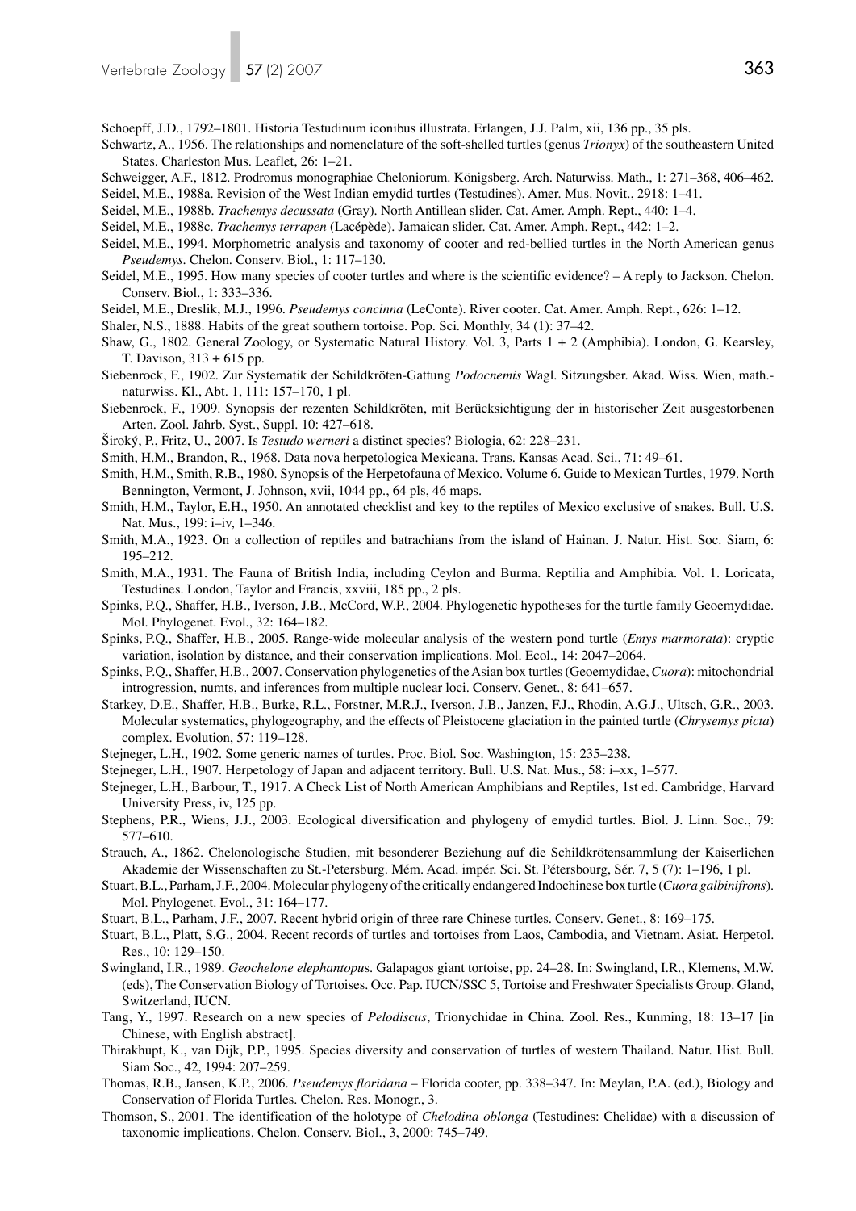Schoepff, J.D., 1792–1801. Historia Testudinum iconibus illustrata. Erlangen, J.J. Palm, xii, 136 pp., 35 pls.

Schwartz, A., 1956. The relationships and nomenclature of the soft-shelled turtles (genus *Trionyx*) of the southeastern United States. Charleston Mus. Leaflet, 26: 1–21.

Schweigger, A.F., 1812. Prodromus monographiae Cheloniorum. Königsberg. Arch. Naturwiss. Math., 1: 271–368, 406–462.

Seidel, M.E., 1988a. Revision of the West Indian emydid turtles (Testudines). Amer. Mus. Novit., 2918: 1–41.

Seidel, M.E., 1988b. *Trachemys decussata* (Gray). North Antillean slider. Cat. Amer. Amph. Rept., 440: 1–4.

Seidel, M.E., 1988c. *Trachemys terrapen* (Lacépède). Jamaican slider. Cat. Amer. Amph. Rept., 442: 1–2.

Seidel, M.E., 1994. Morphometric analysis and taxonomy of cooter and red-bellied turtles in the North American genus *Pseudemys*. Chelon. Conserv. Biol., 1: 117–130.

Seidel, M.E., 1995. How many species of cooter turtles and where is the scientific evidence? – A reply to Jackson. Chelon. Conserv. Biol., 1: 333–336.

Seidel, M.E., Dreslik, M.J., 1996. *Pseudemys concinna* (LeConte). River cooter. Cat. Amer. Amph. Rept., 626: 1–12.

Shaler, N.S., 1888. Habits of the great southern tortoise. Pop. Sci. Monthly, 34 (1): 37–42.

Shaw, G., 1802. General Zoology, or Systematic Natural History. Vol. 3, Parts 1 + 2 (Amphibia). London, G. Kearsley, T. Davison, 313 + 615 pp.

Siebenrock, F., 1902. Zur Systematik der Schildkröten-Gattung *Podocnemis* Wagl. Sitzungsber. Akad. Wiss. Wien, math.-naturwiss. Kl., Abt. 1, 111: 157–170, 1 pl.

Siebenrock, F., 1909. Synopsis der rezenten Schildkröten, mit Berücksichtigung der in historischer Zeit ausgestorbenen Arten. Zool. Jahrb. Syst., Suppl. 10: 427–618.

Široký, P., Fritz, U., 2007. Is *Testudo werneri* a distinct species? Biologia, 62: 228–231.

Smith, H.M., Brandon, R., 1968. Data nova herpetologica Mexicana. Trans. Kansas Acad. Sci., 71: 49–61.

Smith, H.M., Smith, R.B., 1980. Synopsis of the Herpetofauna of Mexico. Volume 6. Guide to Mexican Turtles, 1979. North Bennington, Vermont, J. Johnson, xvii, 1044 pp., 64 pls, 46 maps.

Smith, H.M., Taylor, E.H., 1950. An annotated checklist and key to the reptiles of Mexico exclusive of snakes. Bull. U.S. Nat. Mus., 199: i–iv, 1–346.

Smith, M.A., 1923. On a collection of reptiles and batrachians from the island of Hainan. J. Natur. Hist. Soc. Siam, 6: 195–212.

Smith, M.A., 1931. The Fauna of British India, including Ceylon and Burma. Reptilia and Amphibia. Vol. 1. Loricata, Testudines. London, Taylor and Francis, xxviii, 185 pp., 2 pls.

Spinks, P.Q., Shaffer, H.B., Iverson, J.B., McCord, W.P., 2004. Phylogenetic hypotheses for the turtle family Geoemydidae. Mol. Phylogenet. Evol., 32: 164–182.

Spinks, P.Q., Shaffer, H.B., 2005. Range-wide molecular analysis of the western pond turtle (*Emys marmorata*): cryptic variation, isolation by distance, and their conservation implications. Mol. Ecol., 14: 2047–2064.

Spinks, P.Q., Shaffer, H.B., 2007. Conservation phylogenetics of the Asian box turtles (Geoemydidae, *Cuora*): mitochondrial introgression, numts, and inferences from multiple nuclear loci. Conserv. Genet., 8: 641–657.

Starkey, D.E., Shaffer, H.B., Burke, R.L., Forstner, M.R.J., Iverson, J.B., Janzen, F.J., Rhodin, A.G.J., Ultsch, G.R., 2003. Molecular systematics, phylogeography, and the effects of Pleistocene glaciation in the painted turtle (*Chrysemys picta*) complex. Evolution, 57: 119–128.

Stejneger, L.H., 1902. Some generic names of turtles. Proc. Biol. Soc. Washington, 15: 235–238.

Stejneger, L.H., 1907. Herpetology of Japan and adjacent territory. Bull. U.S. Nat. Mus., 58: i–xx, 1–577.

Stejneger, L.H., Barbour, T., 1917. A Check List of North American Amphibians and Reptiles, 1st ed. Cambridge, Harvard University Press, iv, 125 pp.

Stephens, P.R., Wiens, J.J., 2003. Ecological diversification and phylogeny of emydid turtles. Biol. J. Linn. Soc., 79: 577–610.

Strauch, A., 1862. Chelonologische Studien, mit besonderer Beziehung auf die Schildkrötensammlung der Kaiserlichen Akademie der Wissenschaften zu St.-Petersburg. Mém. Acad. impér. Sci. St. Pétersbourg, Sér. 7, 5 (7): 1–196, 1 pl.

Stuart, B.L., Parham, J.F., 2004. Molecular phylogeny of the critically endangered Indochinese box turtle (*Cuora galbinifrons*). Mol. Phylogenet. Evol., 31: 164–177.

Stuart, B.L., Parham, J.F., 2007. Recent hybrid origin of three rare Chinese turtles. Conserv. Genet., 8: 169–175.

Stuart, B.L., Platt, S.G., 2004. Recent records of turtles and tortoises from Laos, Cambodia, and Vietnam. Asiat. Herpetol. Res., 10: 129–150.

Swingland, I.R., 1989. *Geochelone elephantopus*. Galapagos giant tortoise, pp. 24–28. In: Swingland, I.R., Klemens, M.W. (eds), The Conservation Biology of Tortoises. Occ. Pap. IUCN/SSC 5, Tortoise and Freshwater Specialists Group. Gland, Switzerland, IUCN.

Tang, Y., 1997. Research on a new species of *Pelodiscus*, Trionychidae in China. Zool. Res., Kunming, 18: 13–17 [in Chinese, with English abstract].

Thirakhupt, K., van Dijk, P.P., 1995. Species diversity and conservation of turtles of western Thailand. Natur. Hist. Bull. Siam Soc., 42, 1994: 207–259.

Thomas, R.B., Jansen, K.P., 2006. *Pseudemys floridana* – Florida cooter, pp. 338–347. In: Meylan, P.A. (ed.), Biology and Conservation of Florida Turtles. Chelon. Res. Monogr., 3.

Thomson, S., 2001. The identification of the holotype of *Chelodina oblonga* (Testudines: Chelidae) with a discussion of taxonomic implications. Chelon. Conserv. Biol., 3, 2000: 745–749.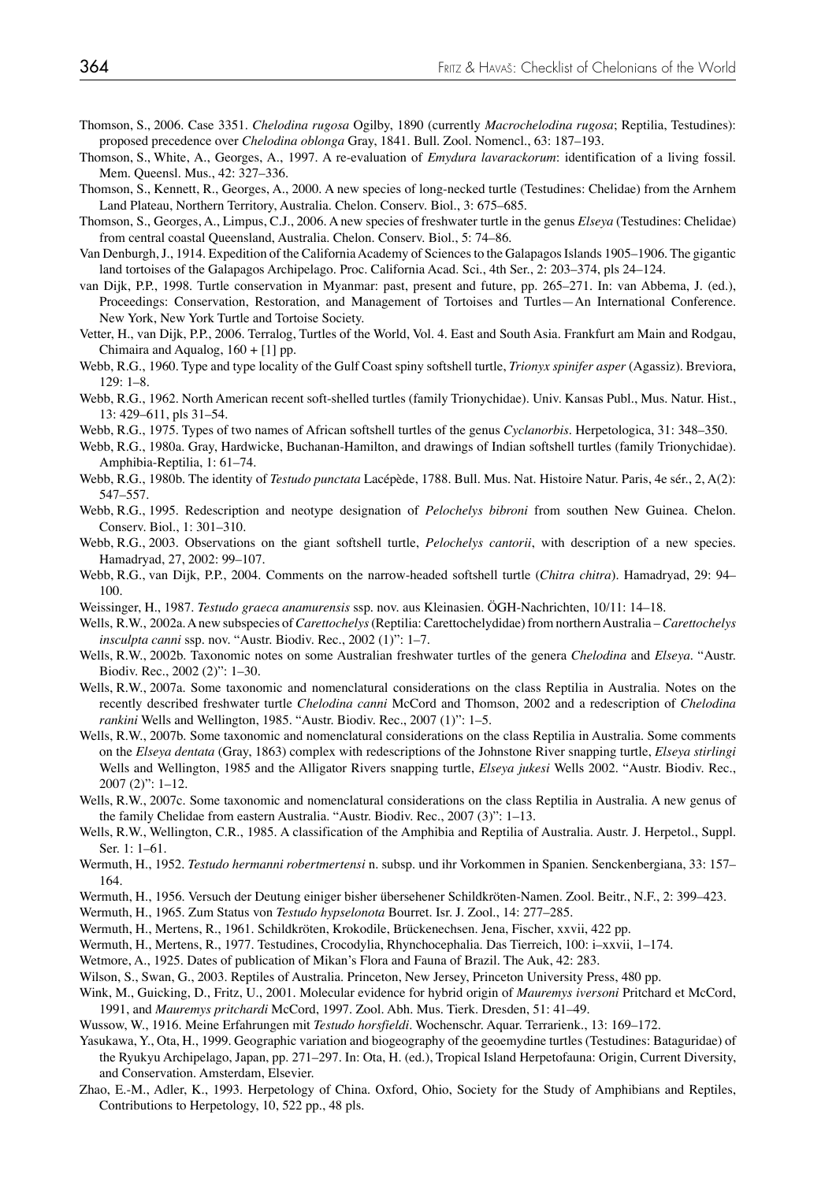Thomson, S., 2006. Case 3351. *Chelodina rugosa* Ogilby, 1890 (currently *Macrochelodina rugosa*; Reptilia, Testudines): proposed precedence over *Chelodina oblonga* Gray, 1841. Bull. Zool. Nomencl., 63: 187–193.

Thomson, S., White, A., Georges, A., 1997. A re-evaluation of *Emydura lavarackorum*: identification of a living fossil. Mem. Queensl. Mus., 42: 327–336.

Thomson, S., Kennett, R., Georges, A., 2000. A new species of long-necked turtle (Testudines: Chelidae) from the Arnhem Land Plateau, Northern Territory, Australia. Chelon. Conserv. Biol., 3: 675–685.

Thomson, S., Georges, A., Limpus, C.J., 2006. A new species of freshwater turtle in the genus *Elseya* (Testudines: Chelidae) from central coastal Queensland, Australia. Chelon. Conserv. Biol., 5: 74–86.

Van Denburgh, J., 1914. Expedition of the California Academy of Sciences to the Galapagos Islands 1905–1906. The gigantic land tortoises of the Galapagos Archipelago. Proc. California Acad. Sci., 4th Ser., 2: 203–374, pls 24–124.

van Dijk, P.P., 1998. Turtle conservation in Myanmar: past, present and future, pp. 265–271. In: van Abbema, J. (ed.), Proceedings: Conservation, Restoration, and Management of Tortoises and Turtles—An International Conference. New York, New York Turtle and Tortoise Society.

Vetter, H., van Dijk, P.P., 2006. Terralog, Turtles of the World, Vol. 4. East and South Asia. Frankfurt am Main and Rodgau, Chimaira and Aqualog, 160 + [1] pp.

Webb, R.G., 1960. Type and type locality of the Gulf Coast spiny softshell turtle, *Trionyx spinifer asper* (Agassiz). Breviora, 129: 1–8.

Webb, R.G., 1962. North American recent soft-shelled turtles (family Trionychidae). Univ. Kansas Publ., Mus. Natur. Hist., 13: 429–611, pls 31–54.

Webb, R.G., 1975. Types of two names of African softshell turtles of the genus *Cyclanorbis*. Herpetologica, 31: 348–350.

Webb, R.G., 1980a. Gray, Hardwicke, Buchanan-Hamilton, and drawings of Indian softshell turtles (family Trionychidae). Amphibia-Reptilia, 1: 61–74.

Webb, R.G., 1980b. The identity of *Testudo punctata* Lacépède, 1788. Bull. Mus. Nat. Histoire Natur. Paris, 4e sér., 2, A(2): 547–557.

Webb, R.G., 1995. Redescription and neotype designation of *Pelochelys bibroni* from southen New Guinea. Chelon. Conserv. Biol., 1: 301–310.

Webb, R.G., 2003. Observations on the giant softshell turtle, *Pelochelys cantorii*, with description of a new species. Hamadryad, 27, 2002: 99–107.

Webb, R.G., van Dijk, P.P., 2004. Comments on the narrow-headed softshell turtle (*Chitra chitra*). Hamadryad, 29: 94–100.

Weissinger, H., 1987. *Testudo graeca anamurensis* ssp. nov. aus Kleinasien. ÖGH-Nachrichten, 10/11: 14–18.

Wells, R.W., 2002a. A new subspecies of *Carettochelys* (Reptilia: Carettochelydidae) from northern Australia – *Carettochelys insculpta canni* ssp. nov. "Austr. Biodiv. Rec., 2002 (1)": 1–7.

Wells, R.W., 2002b. Taxonomic notes on some Australian freshwater turtles of the genera *Chelodina* and *Elseya*. "Austr. Biodiv. Rec., 2002 (2)": 1–30.

Wells, R.W., 2007a. Some taxonomic and nomenclatural considerations on the class Reptilia in Australia. Notes on the recently described freshwater turtle *Chelodina canni* McCord and Thomson, 2002 and a redescription of *Chelodina rankini* Wells and Wellington, 1985. "Austr. Biodiv. Rec., 2007 (1)": 1–5.

Wells, R.W., 2007b. Some taxonomic and nomenclatural considerations on the class Reptilia in Australia. Some comments on the *Elseya dentata* (Gray, 1863) complex with redescriptions of the Johnstone River snapping turtle, *Elseya stirlingi* Wells and Wellington, 1985 and the Alligator Rivers snapping turtle, *Elseya jukesi* Wells 2002. "Austr. Biodiv. Rec., 2007 (2)": 1–12.

Wells, R.W., 2007c. Some taxonomic and nomenclatural considerations on the class Reptilia in Australia. A new genus of the family Chelidae from eastern Australia. "Austr. Biodiv. Rec., 2007 (3)": 1–13.

Wells, R.W., Wellington, C.R., 1985. A classification of the Amphibia and Reptilia of Australia. Austr. J. Herpetol., Suppl. Ser. 1: 1–61.

Wermuth, H., 1952. *Testudo hermanni robertmertensi* n. subsp. und ihr Vorkommen in Spanien. Senckenbergiana, 33: 157–164.

Wermuth, H., 1956. Versuch der Deutung einiger bisher übersehener Schildkröten-Namen. Zool. Beitr., N.F., 2: 399–423.

Wermuth, H., 1965. Zum Status von *Testudo hypselonota* Bourret. Isr. J. Zool., 14: 277–285.

Wermuth, H., Mertens, R., 1961. Schildkröten, Krokodile, Brückenechsen. Jena, Fischer, xxvii, 422 pp.

Wermuth, H., Mertens, R., 1977. Testudines, Crocodylia, Rhynchocephalia. Das Tierreich, 100: i–xxvii, 1–174.

Wetmore, A., 1925. Dates of publication of Mikan's Flora and Fauna of Brazil. The Auk, 42: 283.

Wilson, S., Swan, G., 2003. Reptiles of Australia. Princeton, New Jersey, Princeton University Press, 480 pp.

Wink, M., Guicking, D., Fritz, U., 2001. Molecular evidence for hybrid origin of *Mauremys iversoni* Pritchard et McCord, 1991, and *Mauremys pritchardi* McCord, 1997. Zool. Abh. Mus. Tierk. Dresden, 51: 41–49.

Wussow, W., 1916. Meine Erfahrungen mit *Testudo horsfieldi*. Wochenschr. Aquar. Terrarienk., 13: 169–172.

Yasukawa, Y., Ota, H., 1999. Geographic variation and biogeography of the geoemydine turtles (Testudines: Bataguridae) of the Ryukyu Archipelago, Japan, pp. 271–297. In: Ota, H. (ed.), Tropical Island Herpetofauna: Origin, Current Diversity, and Conservation. Amsterdam, Elsevier.

Zhao, E.-M., Adler, K., 1993. Herpetology of China. Oxford, Ohio, Society for the Study of Amphibians and Reptiles, Contributions to Herpetology, 10, 522 pp., 48 pls.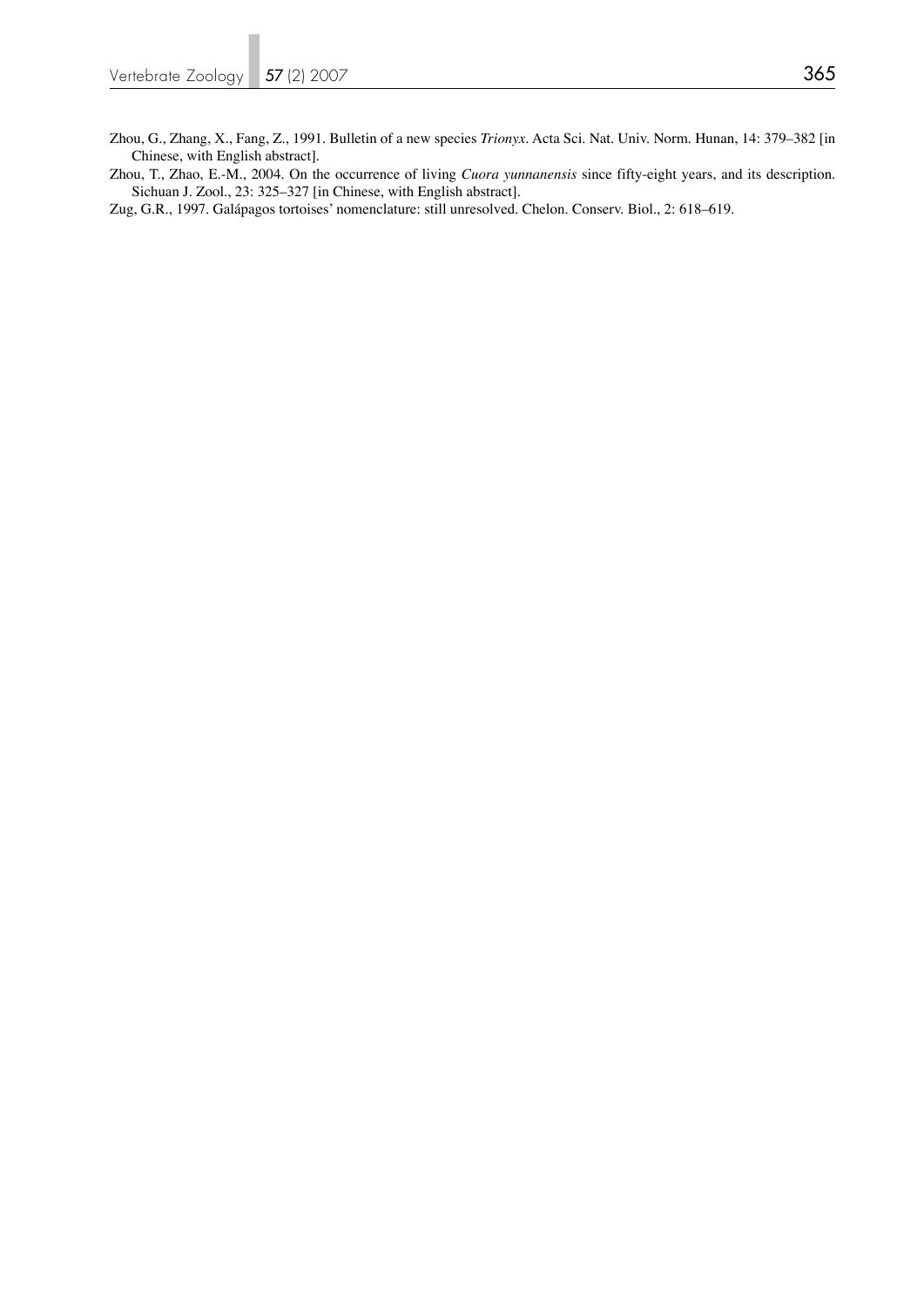Zhou, G., Zhang, X., Fang, Z., 1991. Bulletin of a new species *Trionyx*. Acta Sci. Nat. Univ. Norm. Hunan, 14: 379–382 [in Chinese, with English abstract].

Zhou, T., Zhao, E.-M., 2004. On the occurrence of living *Cuora yunnanensis* since fifty-eight years, and its description. Sichuan J. Zool., 23: 325–327 [in Chinese, with English abstract].

Zug, G.R., 1997. Galápagos tortoises' nomenclature: still unresolved. Chelon. Conserv. Biol., 2: 618–619.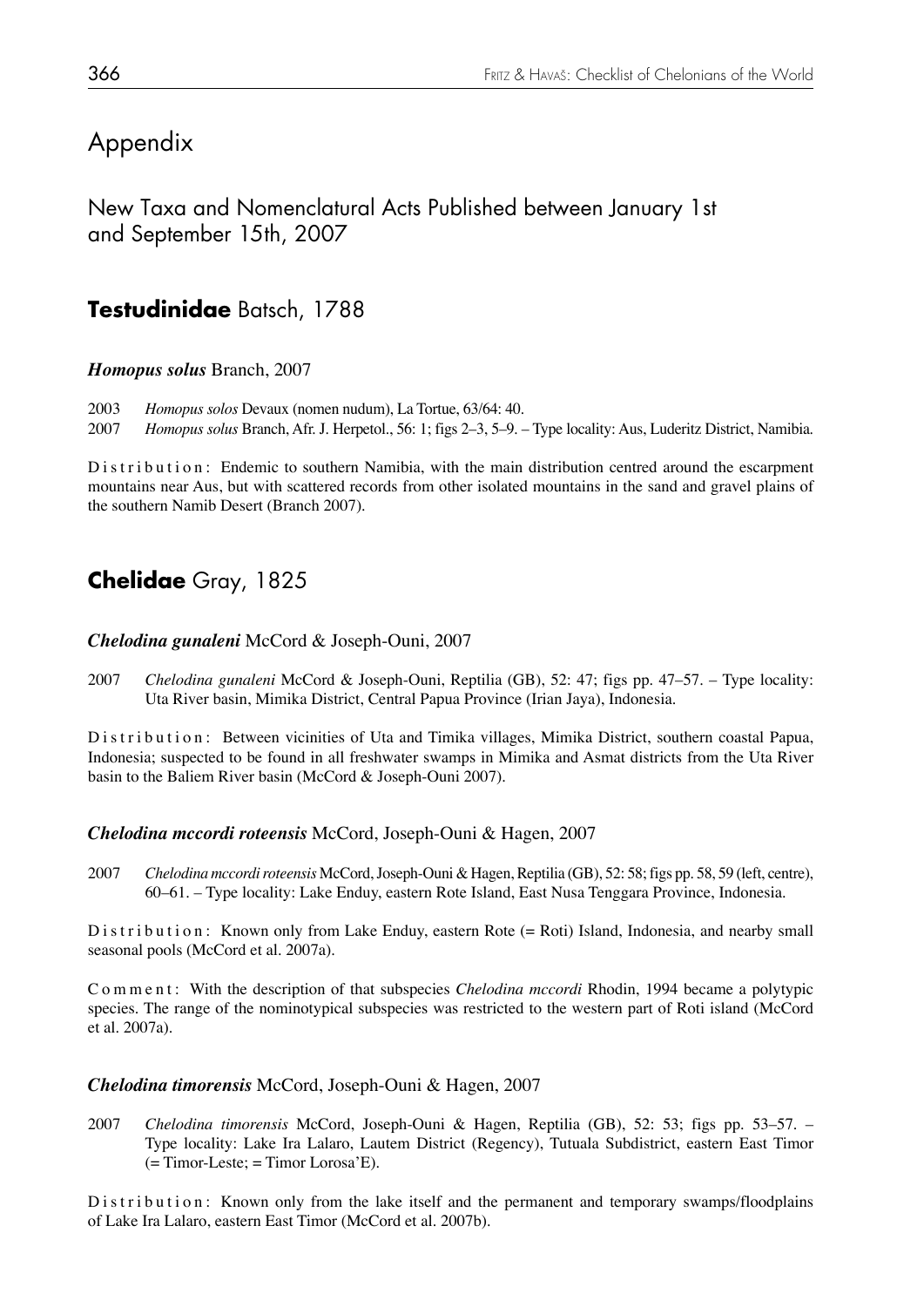# Appendix

## New Taxa and Nomenclatural Acts Published between January 1st and September 15th, 2007

## Testudinidae Batsch, 1788

### *Homopus solus* Branch, 2007

2003 *Homopus solos* Devaux (nomen nudum), La Tortue, 63/64: 40.
2007 *Homopus solus* Branch, Afr. J. Herpetol., 56: 1; figs 2–3, 5–9. – Type locality: Aus, Luderitz District, Namibia.

Distribution: Endemic to southern Namibia, with the main distribution centred around the escarpment mountains near Aus, but with scattered records from other isolated mountains in the sand and gravel plains of the southern Namib Desert (Branch 2007).

## Chelidae Gray, 1825

### *Chelodina gunaleni* McCord & Joseph-Ouni, 2007

2007 *Chelodina gunaleni* McCord & Joseph-Ouni, Reptilia (GB), 52: 47; figs pp. 47–57. – Type locality: Uta River basin, Mimika District, Central Papua Province (Irian Jaya), Indonesia.

Distribution: Between vicinities of Uta and Timika villages, Mimika District, southern coastal Papua, Indonesia; suspected to be found in all freshwater swamps in Mimika and Asmat districts from the Uta River basin to the Baliem River basin (McCord & Joseph-Ouni 2007).

### *Chelodina mccordi roteensis* McCord, Joseph-Ouni & Hagen, 2007

2007 *Chelodina mccordi roteensis* McCord, Joseph-Ouni & Hagen, Reptilia (GB), 52: 58; figs pp. 58, 59 (left, centre), 60–61. – Type locality: Lake Enduy, eastern Rote Island, East Nusa Tenggara Province, Indonesia.

Distribution: Known only from Lake Enduy, eastern Rote (= Roti) Island, Indonesia, and nearby small seasonal pools (McCord et al. 2007a).

Comment: With the description of that subspecies *Chelodina mccordi* Rhodin, 1994 became a polytypic species. The range of the nominotypical subspecies was restricted to the western part of Roti island (McCord et al. 2007a).

### *Chelodina timorensis* McCord, Joseph-Ouni & Hagen, 2007

2007 *Chelodina timorensis* McCord, Joseph-Ouni & Hagen, Reptilia (GB), 52: 53; figs pp. 53–57. – Type locality: Lake Ira Lalaro, Lautem District (Regency), Tutuala Subdistrict, eastern East Timor (= Timor-Leste; = Timor Lorosa'E).

Distribution: Known only from the lake itself and the permanent and temporary swamps/floodplains of Lake Ira Lalaro, eastern East Timor (McCord et al. 2007b).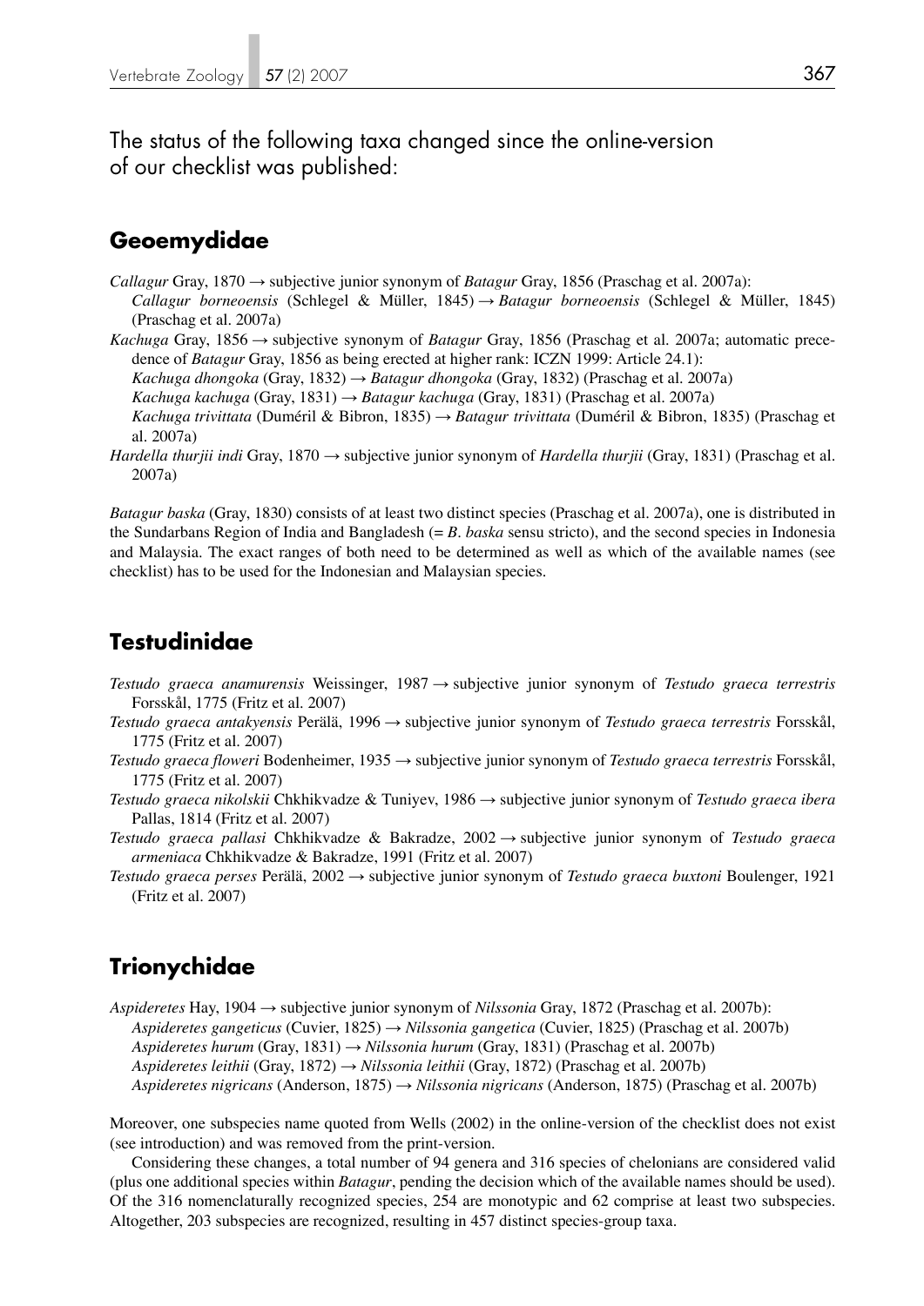The status of the following taxa changed since the online-version of our checklist was published:

## Geoemydidae

*Callagur* Gray, 1870 → subjective junior synonym of *Batagur* Gray, 1856 (Praschag et al. 2007a):
*Callagur borneoensis* (Schlegel & Müller, 1845) → *Batagur borneoensis* (Schlegel & Müller, 1845) (Praschag et al. 2007a)

*Kachuga* Gray, 1856 → subjective synonym of *Batagur* Gray, 1856 (Praschag et al. 2007a; automatic precedence of *Batagur* Gray, 1856 as being erected at higher rank: ICZN 1999: Article 24.1):
*Kachuga dhongoka* (Gray, 1832) → *Batagur dhongoka* (Gray, 1832) (Praschag et al. 2007a)
*Kachuga kachuga* (Gray, 1831) → *Batagur kachuga* (Gray, 1831) (Praschag et al. 2007a)
*Kachuga trivittata* (Duméril & Bibron, 1835) → *Batagur trivittata* (Duméril & Bibron, 1835) (Praschag et al. 2007a)

*Hardella thurjii indi* Gray, 1870 → subjective junior synonym of *Hardella thurjii* (Gray, 1831) (Praschag et al. 2007a)

*Batagur baska* (Gray, 1830) consists of at least two distinct species (Praschag et al. 2007a), one is distributed in the Sundarbans Region of India and Bangladesh (= *B. baska* sensu stricto), and the second species in Indonesia and Malaysia. The exact ranges of both need to be determined as well as which of the available names (see checklist) has to be used for the Indonesian and Malaysian species.

## Testudinidae

*Testudo graeca anamurensis* Weissinger, 1987 → subjective junior synonym of *Testudo graeca terrestris* Forsskål, 1775 (Fritz et al. 2007)

*Testudo graeca antakyensis* Perälä, 1996 → subjective junior synonym of *Testudo graeca terrestris* Forsskål, 1775 (Fritz et al. 2007)

*Testudo graeca floweri* Bodenheimer, 1935 → subjective junior synonym of *Testudo graeca terrestris* Forsskål, 1775 (Fritz et al. 2007)

*Testudo graeca nikolskii* Chkhikvadze & Tuniyev, 1986 → subjective junior synonym of *Testudo graeca ibera* Pallas, 1814 (Fritz et al. 2007)

*Testudo graeca pallasi* Chkhikvadze & Bakradze, 2002 → subjective junior synonym of *Testudo graeca armeniaca* Chkhikvadze & Bakradze, 1991 (Fritz et al. 2007)

*Testudo graeca perses* Perälä, 2002 → subjective junior synonym of *Testudo graeca buxtoni* Boulenger, 1921 (Fritz et al. 2007)

## Trionychidae

*Aspideretes* Hay, 1904 → subjective junior synonym of *Nilssonia* Gray, 1872 (Praschag et al. 2007b):
*Aspideretes gangeticus* (Cuvier, 1825) → *Nilssonia gangetica* (Cuvier, 1825) (Praschag et al. 2007b)
*Aspideretes hurum* (Gray, 1831) → *Nilssonia hurum* (Gray, 1831) (Praschag et al. 2007b)
*Aspideretes leithii* (Gray, 1872) → *Nilssonia leithii* (Gray, 1872) (Praschag et al. 2007b)
*Aspideretes nigricans* (Anderson, 1875) → *Nilssonia nigricans* (Anderson, 1875) (Praschag et al. 2007b)

Moreover, one subspecies name quoted from Wells (2002) in the online-version of the checklist does not exist (see introduction) and was removed from the print-version.

Considering these changes, a total number of 94 genera and 316 species of chelonians are considered valid (plus one additional species within *Batagur*, pending the decision which of the available names should be used). Of the 316 nomenclaturally recognized species, 254 are monotypic and 62 comprise at least two subspecies. Altogether, 203 subspecies are recognized, resulting in 457 distinct species-group taxa.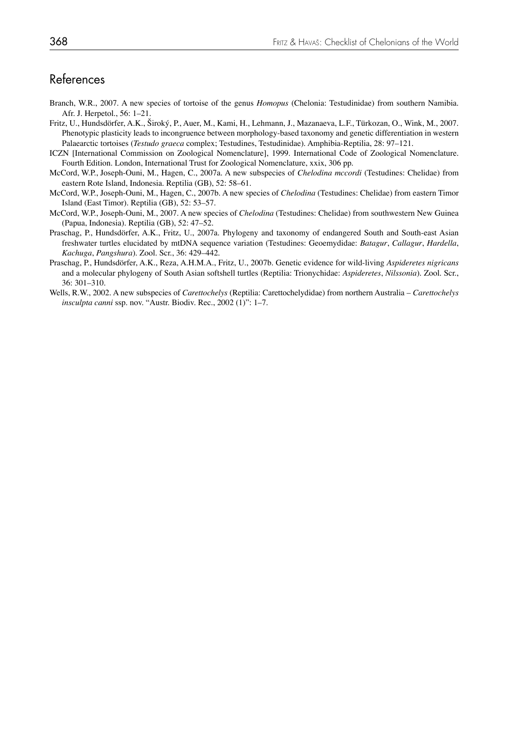## References

Branch, W.R., 2007. A new species of tortoise of the genus *Homopus* (Chelonia: Testudinidae) from southern Namibia. Afr. J. Herpetol., 56: 1–21.

Fritz, U., Hundsdörfer, A.K., Široký, P., Auer, M., Kami, H., Lehmann, J., Mazanaeva, L.F., Türkozan, O., Wink, M., 2007. Phenotypic plasticity leads to incongruence between morphology-based taxonomy and genetic differentiation in western Palaearctic tortoises (*Testudo graeca* complex; Testudines, Testudinidae). Amphibia-Reptilia, 28: 97–121.

ICZN [International Commission on Zoological Nomenclature], 1999. International Code of Zoological Nomenclature. Fourth Edition. London, International Trust for Zoological Nomenclature, xxix, 306 pp.

McCord, W.P., Joseph-Ouni, M., Hagen, C., 2007a. A new subspecies of *Chelodina mccordi* (Testudines: Chelidae) from eastern Rote Island, Indonesia. Reptilia (GB), 52: 58–61.

McCord, W.P., Joseph-Ouni, M., Hagen, C., 2007b. A new species of *Chelodina* (Testudines: Chelidae) from eastern Timor Island (East Timor). Reptilia (GB), 52: 53–57.

McCord, W.P., Joseph-Ouni, M., 2007. A new species of *Chelodina* (Testudines: Chelidae) from southwestern New Guinea (Papua, Indonesia). Reptilia (GB), 52: 47–52.

Praschag, P., Hundsdörfer, A.K., Fritz, U., 2007a. Phylogeny and taxonomy of endangered South and South-east Asian freshwater turtles elucidated by mtDNA sequence variation (Testudines: Geoemydidae: *Batagur*, *Callagur*, *Hardella*, *Kachuga*, *Pangshura*). Zool. Scr., 36: 429–442.

Praschag, P., Hundsdörfer, A.K., Reza, A.H.M.A., Fritz, U., 2007b. Genetic evidence for wild-living *Aspideretes nigricans* and a molecular phylogeny of South Asian softshell turtles (Reptilia: Trionychidae: *Aspideretes*, *Nilssonia*). Zool. Scr., 36: 301–310.

Wells, R.W., 2002. A new subspecies of *Carettochelys* (Reptilia: Carettochelydidae) from northern Australia – *Carettochelys insculpta canni* ssp. nov. "Austr. Biodiv. Rec., 2002 (1)": 1–7.